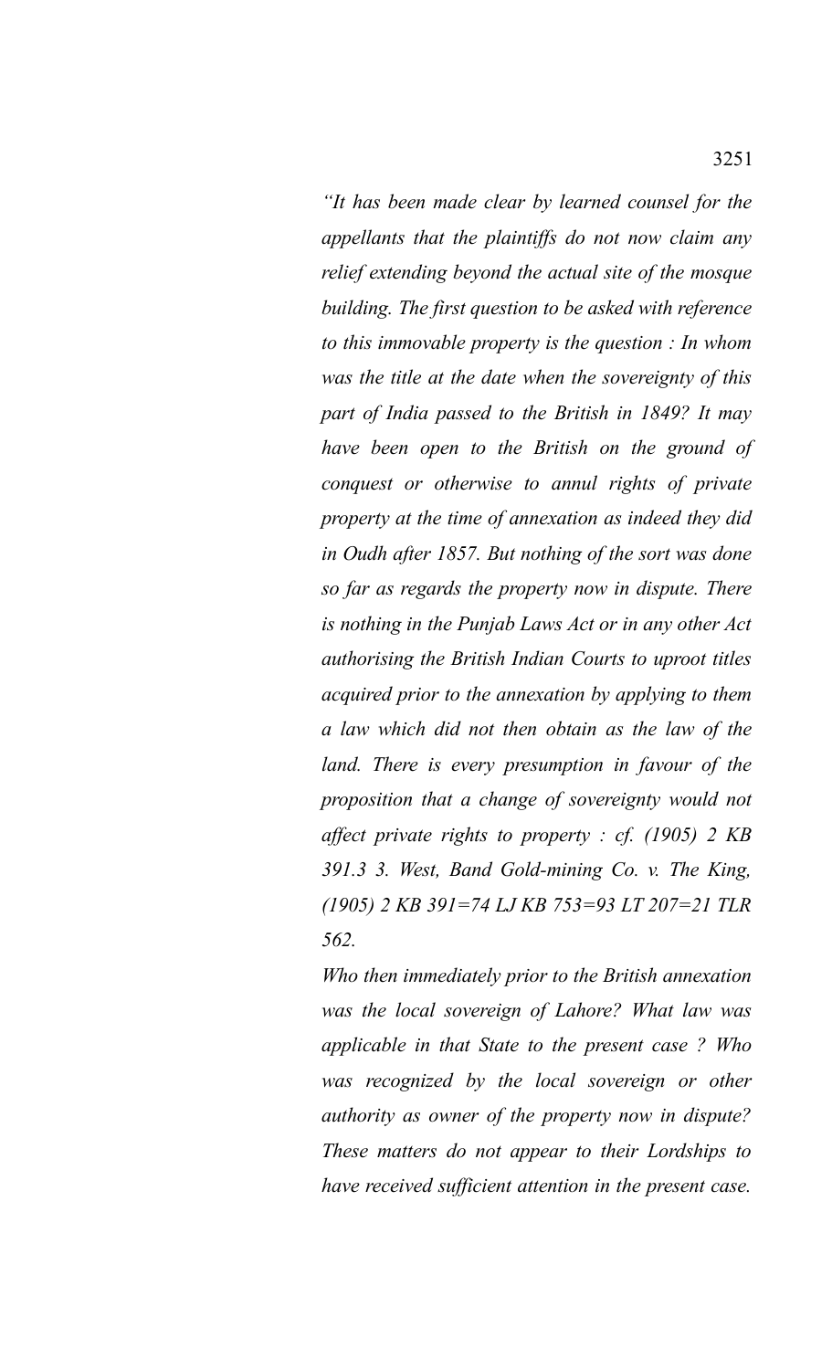*"It has been made clear by learned counsel for the appellants that the plaintiffs do not now claim any relief extending beyond the actual site of the mosque building. The first question to be asked with reference to this immovable property is the question : In whom was the title at the date when the sovereignty of this part of India passed to the British in 1849? It may have been open to the British on the ground of conquest or otherwise to annul rights of private property at the time of annexation as indeed they did in Oudh after 1857. But nothing of the sort was done so far as regards the property now in dispute. There is nothing in the Punjab Laws Act or in any other Act authorising the British Indian Courts to uproot titles acquired prior to the annexation by applying to them a law which did not then obtain as the law of the land. There is every presumption in favour of the proposition that a change of sovereignty would not affect private rights to property : cf. (1905) 2 KB 391.3 3. West, Band Gold-mining Co. v. The King, (1905) 2 KB 391=74 LJ KB 753=93 LT 207=21 TLR 562.*

*Who then immediately prior to the British annexation was the local sovereign of Lahore? What law was applicable in that State to the present case ? Who was recognized by the local sovereign or other authority as owner of the property now in dispute? These matters do not appear to their Lordships to have received sufficient attention in the present case.*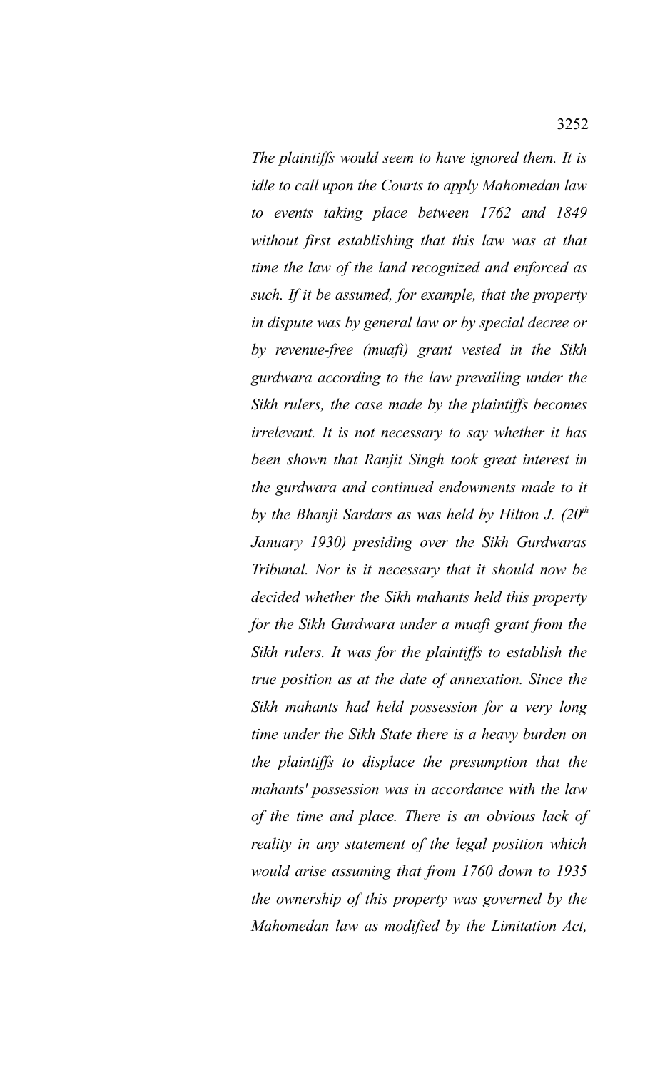*The plaintiffs would seem to have ignored them. It is idle to call upon the Courts to apply Mahomedan law to events taking place between 1762 and 1849 without first establishing that this law was at that time the law of the land recognized and enforced as such. If it be assumed, for example, that the property in dispute was by general law or by special decree or by revenue-free (muafi) grant vested in the Sikh gurdwara according to the law prevailing under the Sikh rulers, the case made by the plaintiffs becomes irrelevant. It is not necessary to say whether it has been shown that Ranjit Singh took great interest in the gurdwara and continued endowments made to it by the Bhanji Sardars as was held by Hilton J. (20th January 1930) presiding over the Sikh Gurdwaras Tribunal. Nor is it necessary that it should now be decided whether the Sikh mahants held this property for the Sikh Gurdwara under a muafi grant from the Sikh rulers. It was for the plaintiffs to establish the true position as at the date of annexation. Since the Sikh mahants had held possession for a very long time under the Sikh State there is a heavy burden on the plaintiffs to displace the presumption that the mahants' possession was in accordance with the law of the time and place. There is an obvious lack of reality in any statement of the legal position which would arise assuming that from 1760 down to 1935 the ownership of this property was governed by the Mahomedan law as modified by the Limitation Act,*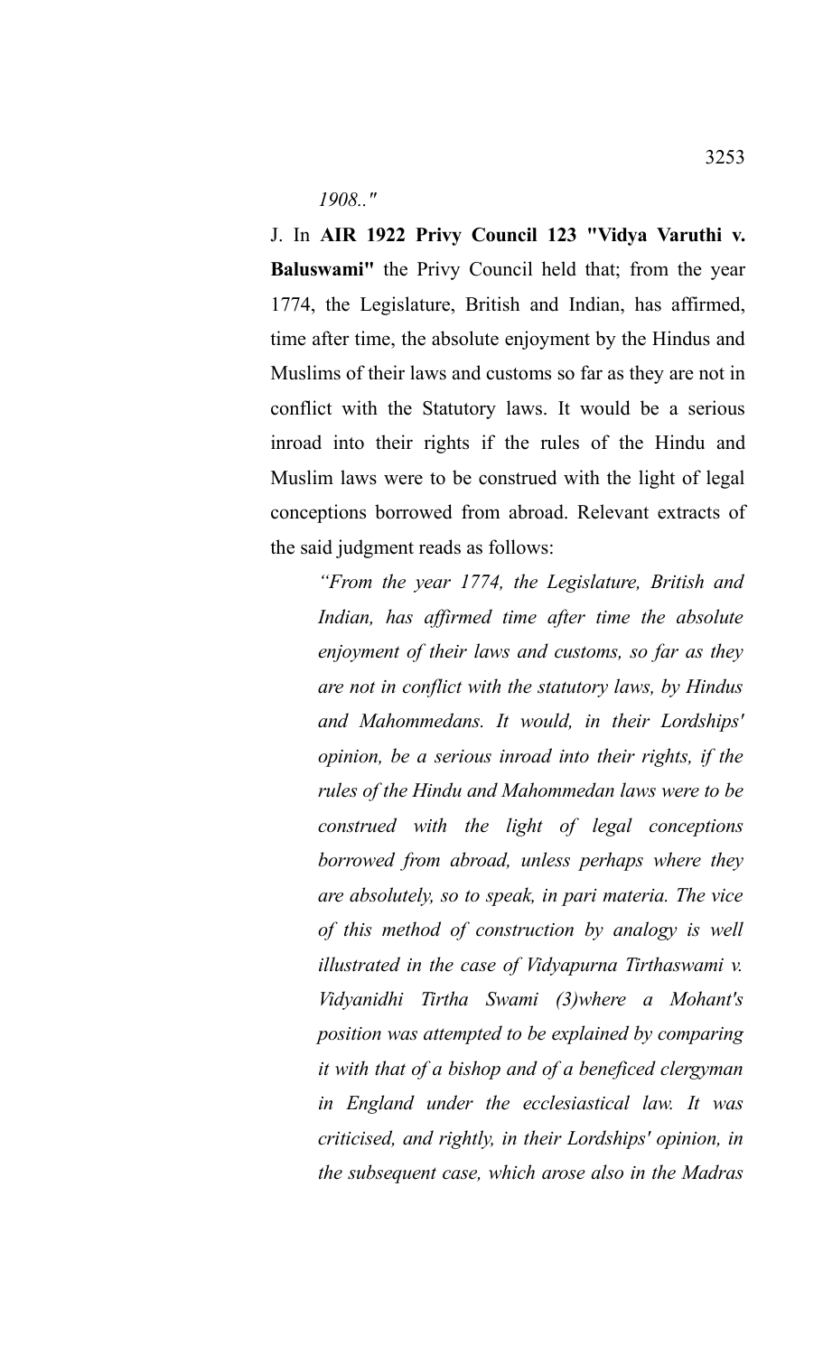*1908.."*

J. In **AIR 1922 Privy Council 123 "Vidya Varuthi v. Baluswami"** the Privy Council held that; from the year 1774, the Legislature, British and Indian, has affirmed, time after time, the absolute enjoyment by the Hindus and Muslims of their laws and customs so far as they are not in conflict with the Statutory laws. It would be a serious inroad into their rights if the rules of the Hindu and Muslim laws were to be construed with the light of legal conceptions borrowed from abroad. Relevant extracts of the said judgment reads as follows:

> *"From the year 1774, the Legislature, British and Indian, has affirmed time after time the absolute enjoyment of their laws and customs, so far as they are not in conflict with the statutory laws, by Hindus and Mahommedans. It would, in their Lordships' opinion, be a serious inroad into their rights, if the rules of the Hindu and Mahommedan laws were to be construed with the light of legal conceptions borrowed from abroad, unless perhaps where they are absolutely, so to speak, in pari materia. The vice of this method of construction by analogy is well illustrated in the case of Vidyapurna Tirthaswami v. Vidyanidhi Tirtha Swami (3)where a Mohant's position was attempted to be explained by comparing it with that of a bishop and of a beneficed clergyman in England under the ecclesiastical law. It was criticised, and rightly, in their Lordships' opinion, in the subsequent case, which arose also in the Madras*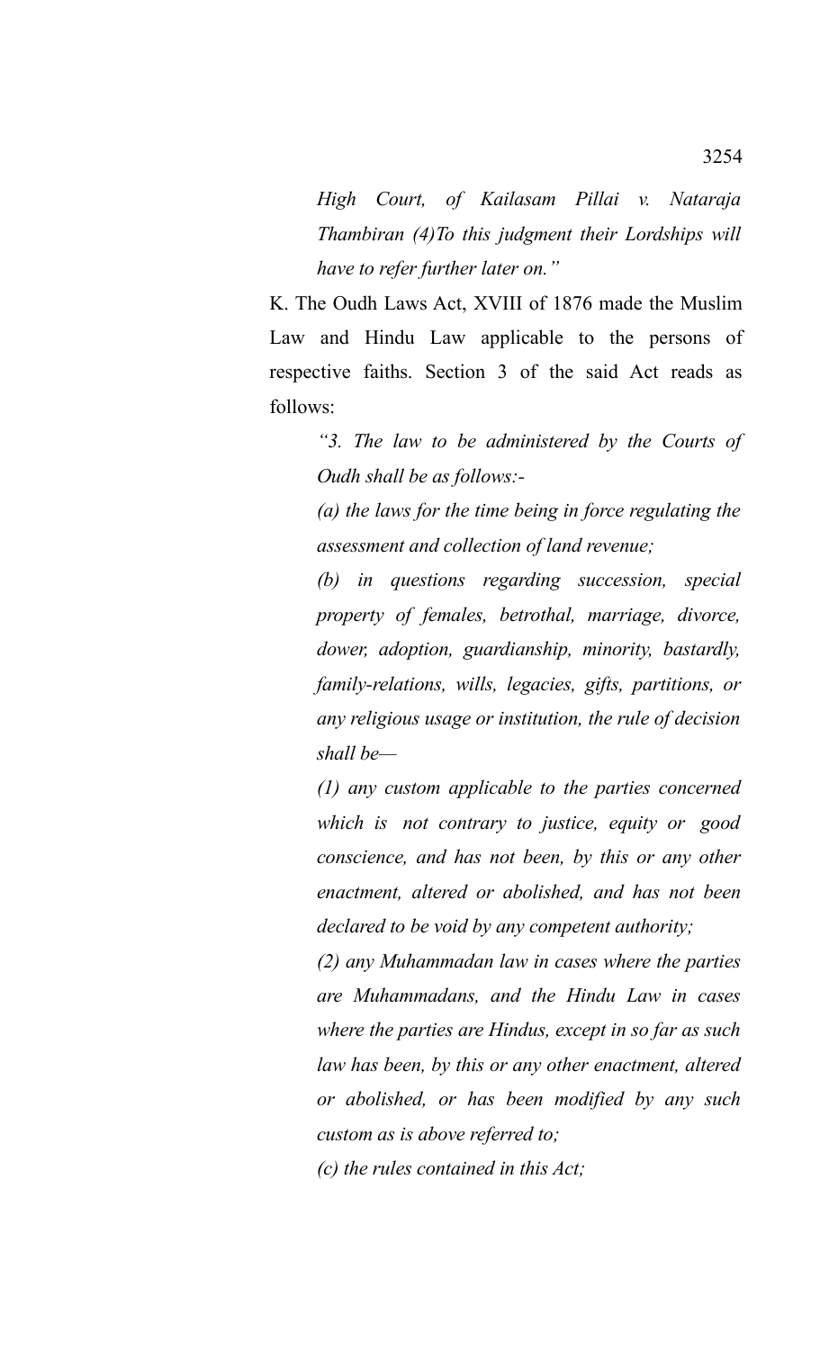> *High Court, of Kailasam Pillai v. Nataraja Thambiran (4)To this judgment their Lordships will have to refer further later on."*

K. The Oudh Laws Act, XVIII of 1876 made the Muslim Law and Hindu Law applicable to the persons of respective faiths. Section 3 of the said Act reads as follows:

> *"3. The law to be administered by the Courts of Oudh shall be as follows:-*
>
> *(a) the laws for the time being in force regulating the assessment and collection of land revenue;*
>
> *(b) in questions regarding succession, special property of females, betrothal, marriage, divorce, dower, adoption, guardianship, minority, bastardly, family-relations, wills, legacies, gifts, partitions, or any religious usage or institution, the rule of decision shall be—*
>
> *(1) any custom applicable to the parties concerned which is not contrary to justice, equity or good conscience, and has not been, by this or any other enactment, altered or abolished, and has not been declared to be void by any competent authority;*
>
> *(2) any Muhammadan law in cases where the parties are Muhammadans, and the Hindu Law in cases where the parties are Hindus, except in so far as such law has been, by this or any other enactment, altered or abolished, or has been modified by any such custom as is above referred to;*
>
> *(c) the rules contained in this Act;*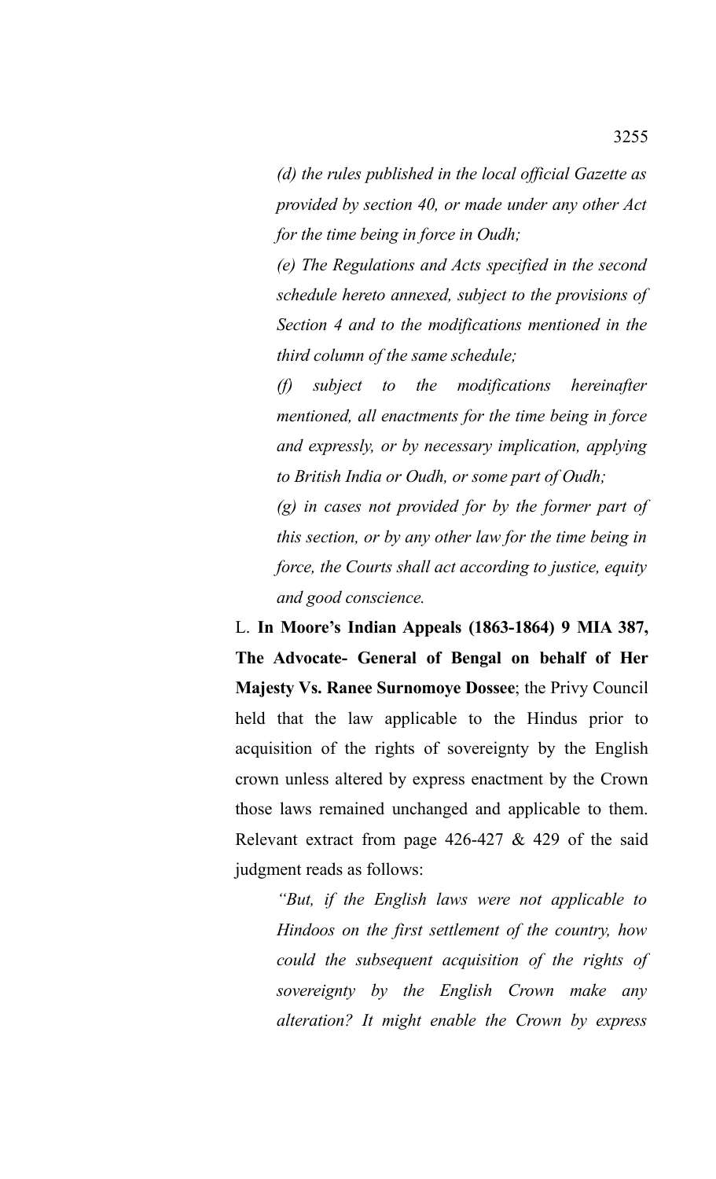*(d) the rules published in the local official Gazette as provided by section 40, or made under any other Act for the time being in force in Oudh;*

*(e) The Regulations and Acts specified in the second schedule hereto annexed, subject to the provisions of Section 4 and to the modifications mentioned in the third column of the same schedule;*

*(f) subject to the modifications hereinafter mentioned, all enactments for the time being in force and expressly, or by necessary implication, applying to British India or Oudh, or some part of Oudh;*

*(g) in cases not provided for by the former part of this section, or by any other law for the time being in force, the Courts shall act according to justice, equity and good conscience.*

L. **In Moore's Indian Appeals (1863-1864) 9 MIA 387, The Advocate- General of Bengal on behalf of Her Majesty Vs. Ranee Surnomoye Dossee**; the Privy Council held that the law applicable to the Hindus prior to acquisition of the rights of sovereignty by the English crown unless altered by express enactment by the Crown those laws remained unchanged and applicable to them. Relevant extract from page 426-427 & 429 of the said judgment reads as follows:

*"But, if the English laws were not applicable to Hindoos on the first settlement of the country, how could the subsequent acquisition of the rights of sovereignty by the English Crown make any alteration? It might enable the Crown by express*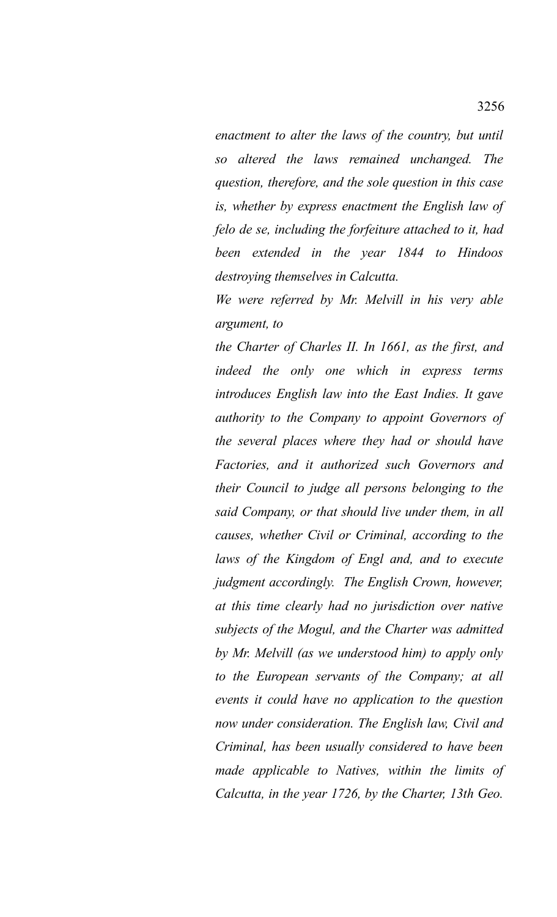*enactment to alter the laws of the country, but until so altered the laws remained unchanged. The question, therefore, and the sole question in this case is, whether by express enactment the English law of felo de se, including the forfeiture attached to it, had been extended in the year 1844 to Hindoos destroying themselves in Calcutta.*

*We were referred by Mr. Melvill in his very able argument, to*

*the Charter of Charles II. In 1661, as the first, and indeed the only one which in express terms introduces English law into the East Indies. It gave authority to the Company to appoint Governors of the several places where they had or should have Factories, and it authorized such Governors and their Council to judge all persons belonging to the said Company, or that should live under them, in all causes, whether Civil or Criminal, according to the laws of the Kingdom of Engl and, and to execute judgment accordingly. The English Crown, however, at this time clearly had no jurisdiction over native subjects of the Mogul, and the Charter was admitted by Mr. Melvill (as we understood him) to apply only to the European servants of the Company; at all events it could have no application to the question now under consideration. The English law, Civil and Criminal, has been usually considered to have been made applicable to Natives, within the limits of Calcutta, in the year 1726, by the Charter, 13th Geo.*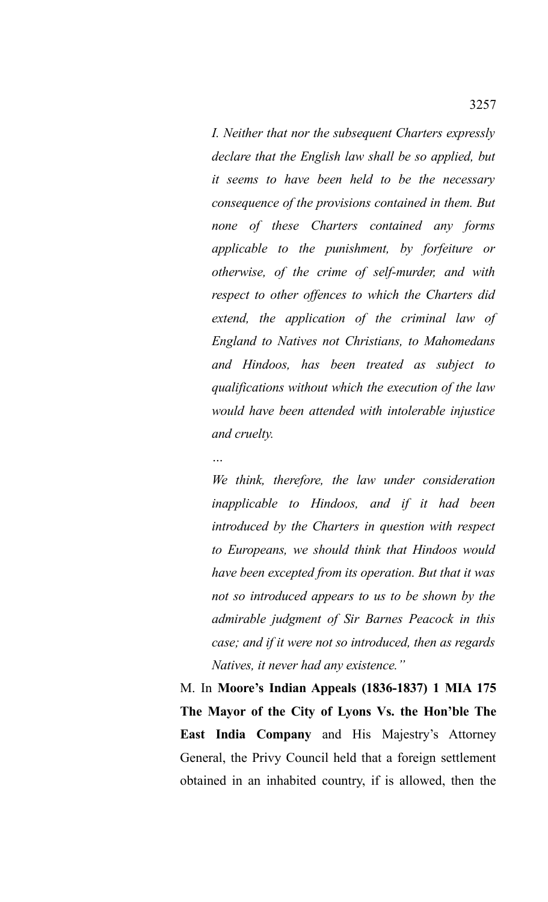*I. Neither that nor the subsequent Charters expressly declare that the English law shall be so applied, but it seems to have been held to be the necessary consequence of the provisions contained in them. But none of these Charters contained any forms applicable to the punishment, by forfeiture or otherwise, of the crime of self-murder, and with respect to other offences to which the Charters did extend, the application of the criminal law of England to Natives not Christians, to Mahomedans and Hindoos, has been treated as subject to qualifications without which the execution of the law would have been attended with intolerable injustice and cruelty.*

*…*

*We think, therefore, the law under consideration inapplicable to Hindoos, and if it had been introduced by the Charters in question with respect to Europeans, we should think that Hindoos would have been excepted from its operation. But that it was not so introduced appears to us to be shown by the admirable judgment of Sir Barnes Peacock in this case; and if it were not so introduced, then as regards Natives, it never had any existence."*

M. In **Moore's Indian Appeals (1836-1837) 1 MIA 175 The Mayor of the City of Lyons Vs. the Hon'ble The East India Company** and His Majestry's Attorney General, the Privy Council held that a foreign settlement obtained in an inhabited country, if is allowed, then the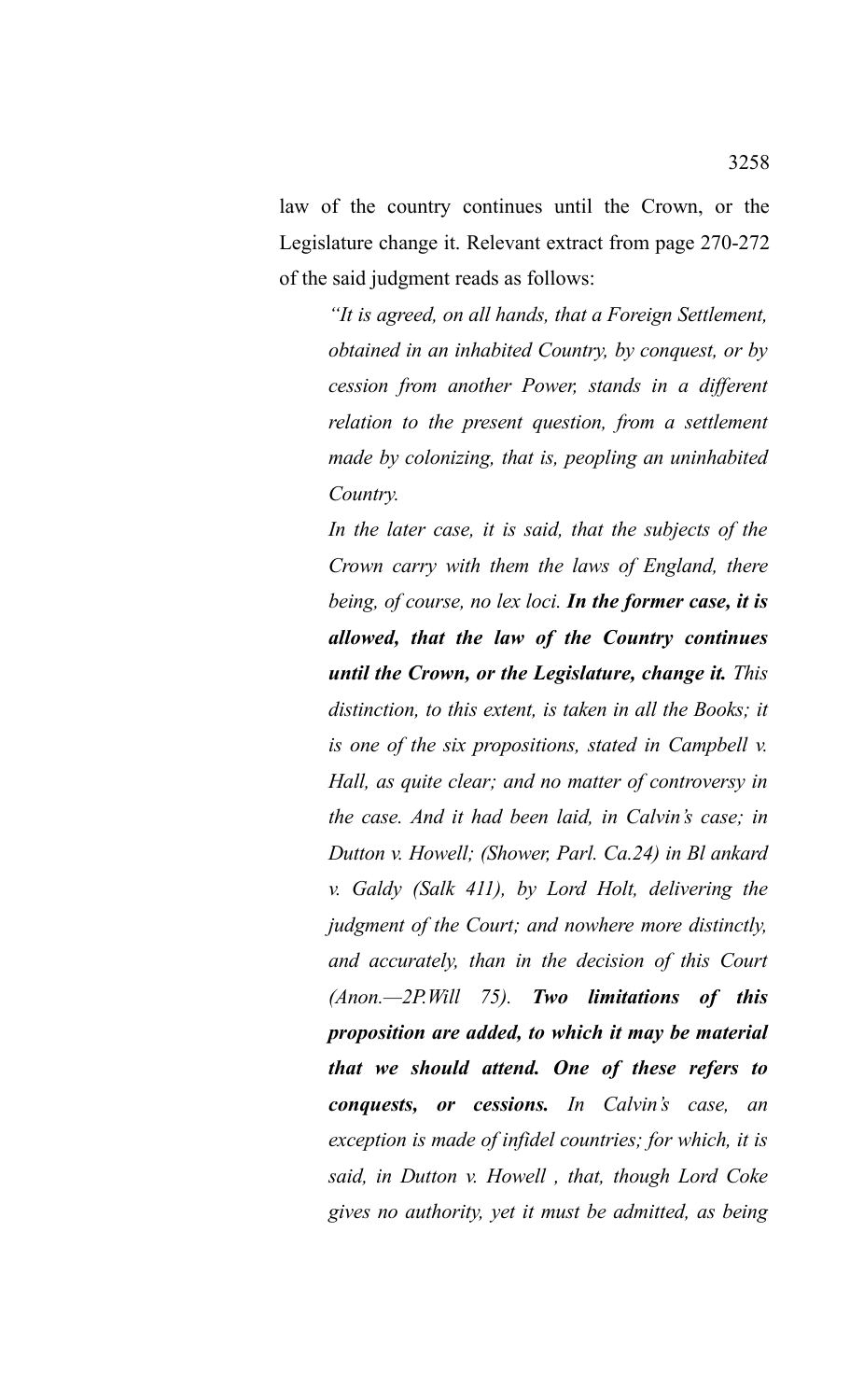law of the country continues until the Crown, or the Legislature change it. Relevant extract from page 270-272 of the said judgment reads as follows:

> *"It is agreed, on all hands, that a Foreign Settlement, obtained in an inhabited Country, by conquest, or by cession from another Power, stands in a different relation to the present question, from a settlement made by colonizing, that is, peopling an uninhabited Country.*
>
> *In the later case, it is said, that the subjects of the Crown carry with them the laws of England, there being, of course, no lex loci. **In the former case, it is allowed, that the law of the Country continues until the Crown, or the Legislature, change it.** This distinction, to this extent, is taken in all the Books; it is one of the six propositions, stated in Campbell v. Hall, as quite clear; and no matter of controversy in the case. And it had been laid, in Calvin's case; in Dutton v. Howell; (Shower, Parl. Ca.24) in Bl ankard v. Galdy (Salk 411), by Lord Holt, delivering the judgment of the Court; and nowhere more distinctly, and accurately, than in the decision of this Court (Anon.—2P.Will 75). **Two limitations of this proposition are added, to which it may be material that we should attend. One of these refers to conquests, or cessions.** In Calvin's case, an exception is made of infidel countries; for which, it is said, in Dutton v. Howell , that, though Lord Coke gives no authority, yet it must be admitted, as being*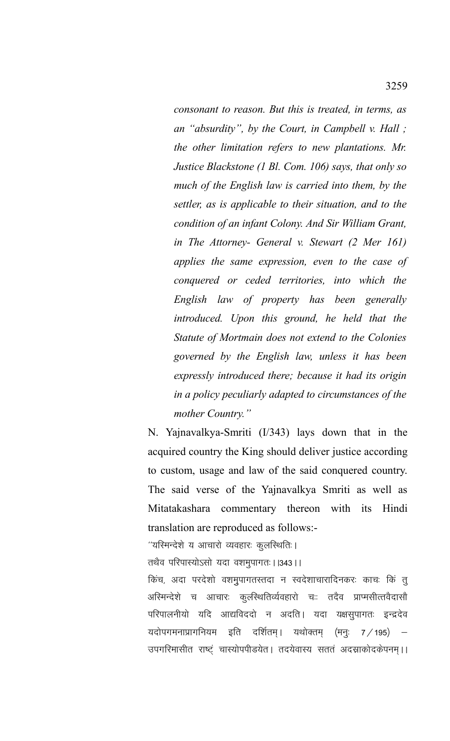*consonant to reason. But this is treated, in terms, as an "absurdity", by the Court, in Campbell v. Hall ; the other limitation refers to new plantations. Mr. Justice Blackstone (1 Bl. Com. 106) says, that only so much of the English law is carried into them, by the settler, as is applicable to their situation, and to the condition of an infant Colony. And Sir William Grant, in The Attorney- General v. Stewart (2 Mer 161) applies the same expression, even to the case of conquered or ceded territories, into which the English law of property has been generally introduced. Upon this ground, he held that the Statute of Mortmain does not extend to the Colonies governed by the English law, unless it has been expressly introduced there; because it had its origin in a policy peculiarly adapted to circumstances of the mother Country."*

N. Yajnavalkya-Smriti (I/343) lays down that in the acquired country the King should deliver justice according to custom, usage and law of the said conquered country. The said verse of the Yajnavalkya Smriti as well as Mitatakashara commentary thereon with its Hindi translation are reproduced as follows:-

''यस्मिन्देशे य आचारो व्यवहारः कुलस्थितिः।

तथैव परिपास्योऽसो यदा वशमुपागतः।।343।।

किंच, अदा परदेशो वशमुपागतस्तदा न स्वदेशाचारादिनकरः काचः किं तु अस्मिन्देशे च आचारः कुलस्थितिर्व्यवहारो चः तदैव प्राप्मसीत्तवैदासौ परिपालनीयो यदि आद्यविददो न अदति। यदा यक्षसुपागतः इन्द्रदेव यदोपगमनाप्रागनियम इति दर्शितम्। यथोक्तम् (मनुः 7/195) – उपगरिमासीत राष्ट्रं चास्योपपीडयेत। तदयेवास्य सततं अदस्राकोदकेपनम्।।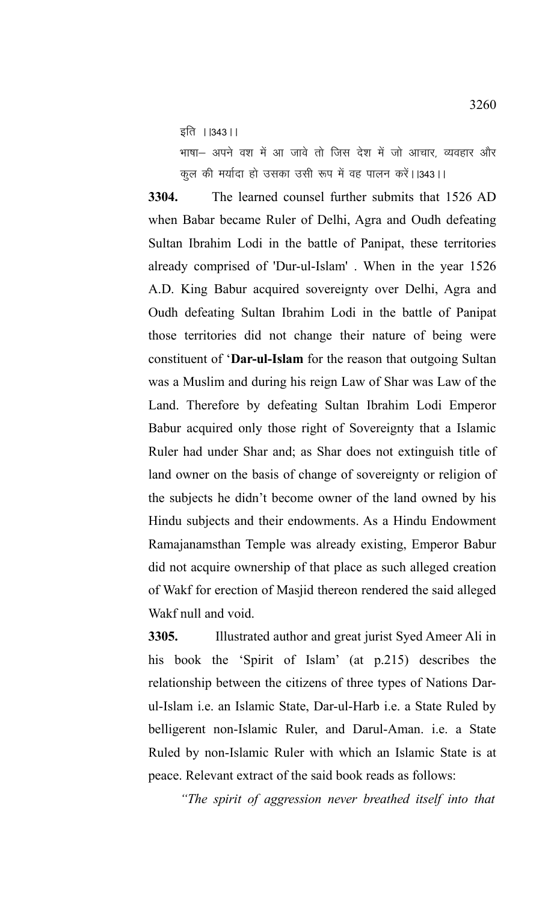इति ।।343।।

भाषा– अपने वश में आ जावे तो जिस देश में जो आचार, व्यवहार और कुल की मर्यादा हो उसका उसी रूप में वह पालन करें।।343।।

**3304.** The learned counsel further submits that 1526 AD when Babar became Ruler of Delhi, Agra and Oudh defeating Sultan Ibrahim Lodi in the battle of Panipat, these territories already comprised of 'Dur-ul-Islam' . When in the year 1526 A.D. King Babur acquired sovereignty over Delhi, Agra and Oudh defeating Sultan Ibrahim Lodi in the battle of Panipat those territories did not change their nature of being were constituent of '**Dar-ul-Islam** for the reason that outgoing Sultan was a Muslim and during his reign Law of Shar was Law of the Land. Therefore by defeating Sultan Ibrahim Lodi Emperor Babur acquired only those right of Sovereignty that a Islamic Ruler had under Shar and; as Shar does not extinguish title of land owner on the basis of change of sovereignty or religion of the subjects he didn't become owner of the land owned by his Hindu subjects and their endowments. As a Hindu Endowment Ramajanamsthan Temple was already existing, Emperor Babur did not acquire ownership of that place as such alleged creation of Wakf for erection of Masjid thereon rendered the said alleged Wakf null and void.

**3305.** Illustrated author and great jurist Syed Ameer Ali in his book the 'Spirit of Islam' (at p.215) describes the relationship between the citizens of three types of Nations Dar-ul-Islam i.e. an Islamic State, Dar-ul-Harb i.e. a State Ruled by belligerent non-Islamic Ruler, and Darul-Aman. i.e. a State Ruled by non-Islamic Ruler with which an Islamic State is at peace. Relevant extract of the said book reads as follows:

*"The spirit of aggression never breathed itself into that*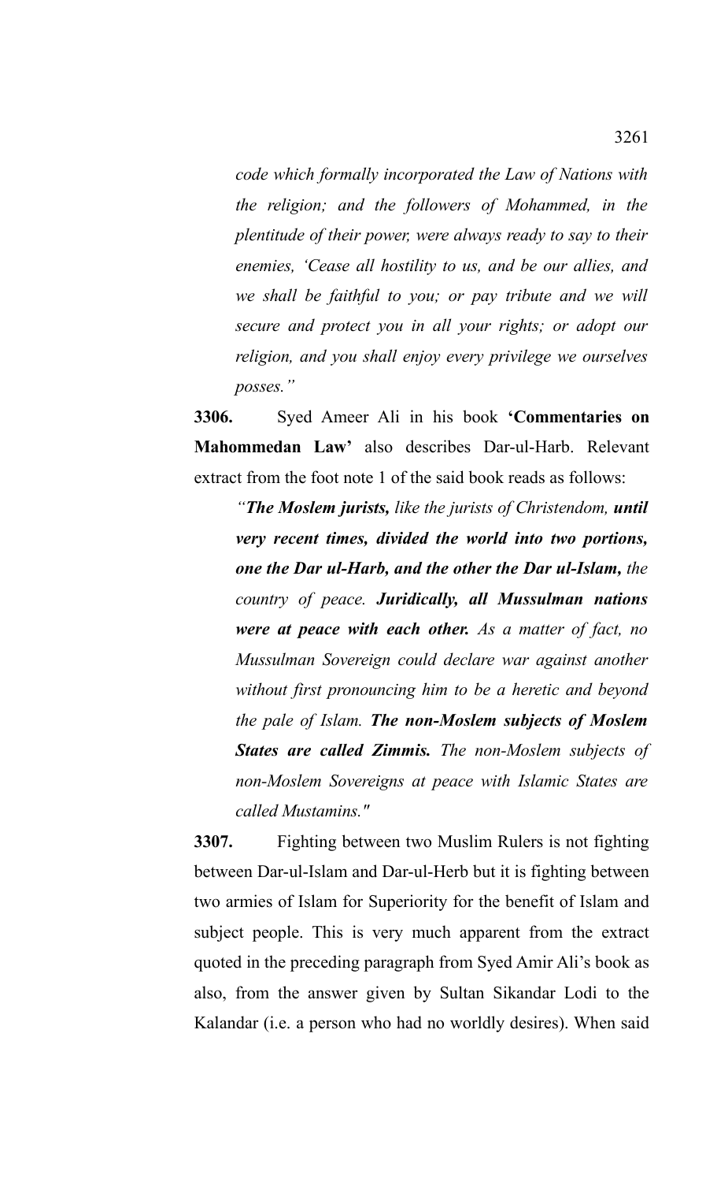*code which formally incorporated the Law of Nations with the religion; and the followers of Mohammed, in the plentitude of their power, were always ready to say to their enemies, 'Cease all hostility to us, and be our allies, and we shall be faithful to you; or pay tribute and we will secure and protect you in all your rights; or adopt our religion, and you shall enjoy every privilege we ourselves posses."*

**3306.** Syed Ameer Ali in his book **'Commentaries on Mahommedan Law'** also describes Dar-ul-Harb. Relevant extract from the foot note 1 of the said book reads as follows:

> *"**The Moslem jurists,** like the jurists of Christendom, **until very recent times, divided the world into two portions, one the Dar ul-Harb, and the other the Dar ul-Islam,** the country of peace. **Juridically, all Mussulman nations were at peace with each other.** As a matter of fact, no Mussulman Sovereign could declare war against another without first pronouncing him to be a heretic and beyond the pale of Islam. **The non-Moslem subjects of Moslem States are called Zimmis.** The non-Moslem subjects of non-Moslem Sovereigns at peace with Islamic States are called Mustamins."*

**3307.** Fighting between two Muslim Rulers is not fighting between Dar-ul-Islam and Dar-ul-Herb but it is fighting between two armies of Islam for Superiority for the benefit of Islam and subject people. This is very much apparent from the extract quoted in the preceding paragraph from Syed Amir Ali's book as also, from the answer given by Sultan Sikandar Lodi to the Kalandar (i.e. a person who had no worldly desires). When said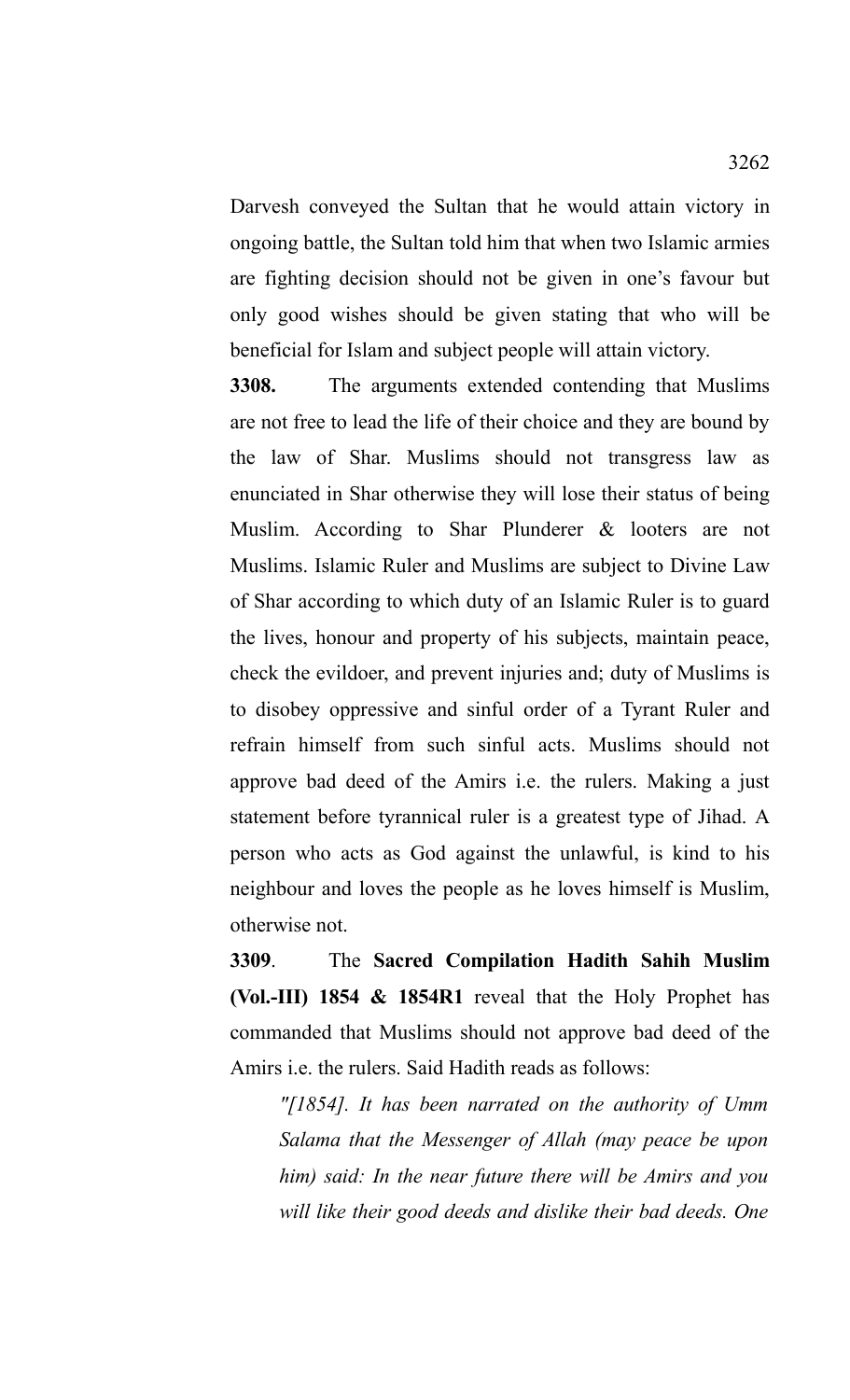Darvesh conveyed the Sultan that he would attain victory in ongoing battle, the Sultan told him that when two Islamic armies are fighting decision should not be given in one's favour but only good wishes should be given stating that who will be beneficial for Islam and subject people will attain victory.

**3308.** The arguments extended contending that Muslims are not free to lead the life of their choice and they are bound by the law of Shar. Muslims should not transgress law as enunciated in Shar otherwise they will lose their status of being Muslim. According to Shar Plunderer & looters are not Muslims. Islamic Ruler and Muslims are subject to Divine Law of Shar according to which duty of an Islamic Ruler is to guard the lives, honour and property of his subjects, maintain peace, check the evildoer, and prevent injuries and; duty of Muslims is to disobey oppressive and sinful order of a Tyrant Ruler and refrain himself from such sinful acts. Muslims should not approve bad deed of the Amirs i.e. the rulers. Making a just statement before tyrannical ruler is a greatest type of Jihad. A person who acts as God against the unlawful, is kind to his neighbour and loves the people as he loves himself is Muslim, otherwise not.

**3309**. The **Sacred Compilation Hadith Sahih Muslim (Vol.-III) 1854 & 1854R1** reveal that the Holy Prophet has commanded that Muslims should not approve bad deed of the Amirs i.e. the rulers. Said Hadith reads as follows:

> *"[1854]. It has been narrated on the authority of Umm Salama that the Messenger of Allah (may peace be upon him) said: In the near future there will be Amirs and you will like their good deeds and dislike their bad deeds. One*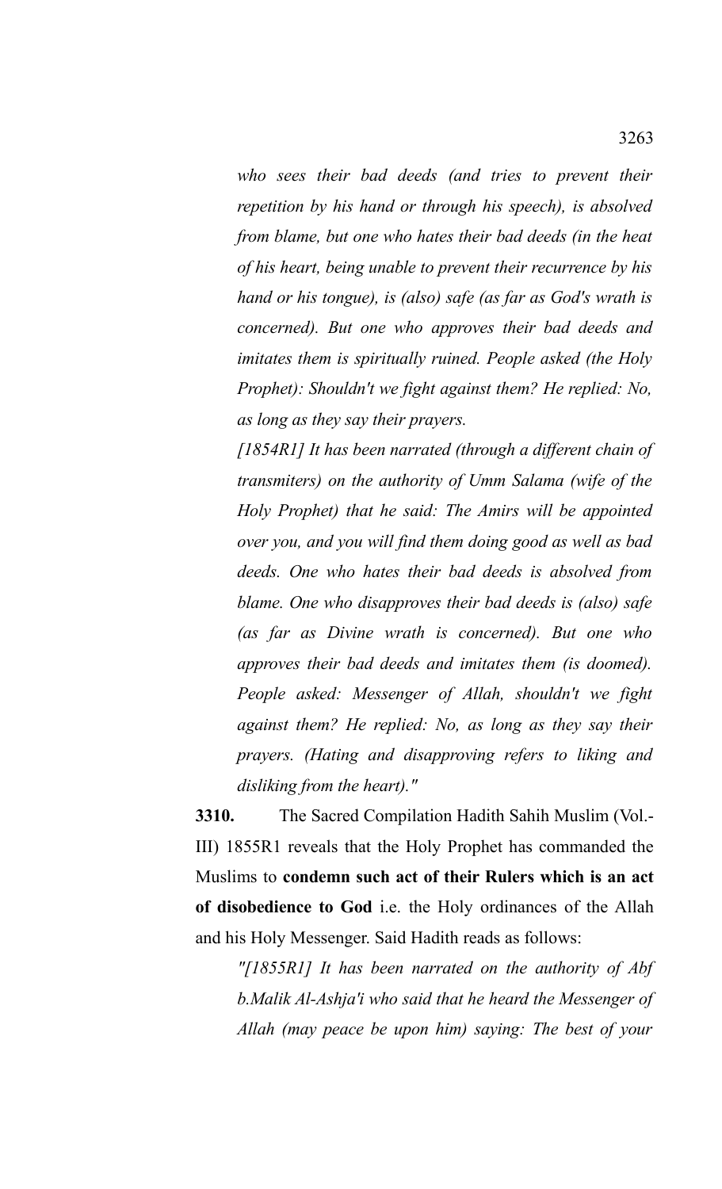*who sees their bad deeds (and tries to prevent their repetition by his hand or through his speech), is absolved from blame, but one who hates their bad deeds (in the heat of his heart, being unable to prevent their recurrence by his hand or his tongue), is (also) safe (as far as God's wrath is concerned). But one who approves their bad deeds and imitates them is spiritually ruined. People asked (the Holy Prophet): Shouldn't we fight against them? He replied: No, as long as they say their prayers.*

*[1854R1] It has been narrated (through a different chain of transmiters) on the authority of Umm Salama (wife of the Holy Prophet) that he said: The Amirs will be appointed over you, and you will find them doing good as well as bad deeds. One who hates their bad deeds is absolved from blame. One who disapproves their bad deeds is (also) safe (as far as Divine wrath is concerned). But one who approves their bad deeds and imitates them (is doomed). People asked: Messenger of Allah, shouldn't we fight against them? He replied: No, as long as they say their prayers. (Hating and disapproving refers to liking and disliking from the heart)."*

**3310.** The Sacred Compilation Hadith Sahih Muslim (Vol.-III) 1855R1 reveals that the Holy Prophet has commanded the Muslims to **condemn such act of their Rulers which is an act of disobedience to God** i.e. the Holy ordinances of the Allah and his Holy Messenger. Said Hadith reads as follows:

*"[1855R1] It has been narrated on the authority of Abf b.Malik Al-Ashja'i who said that he heard the Messenger of Allah (may peace be upon him) saying: The best of your*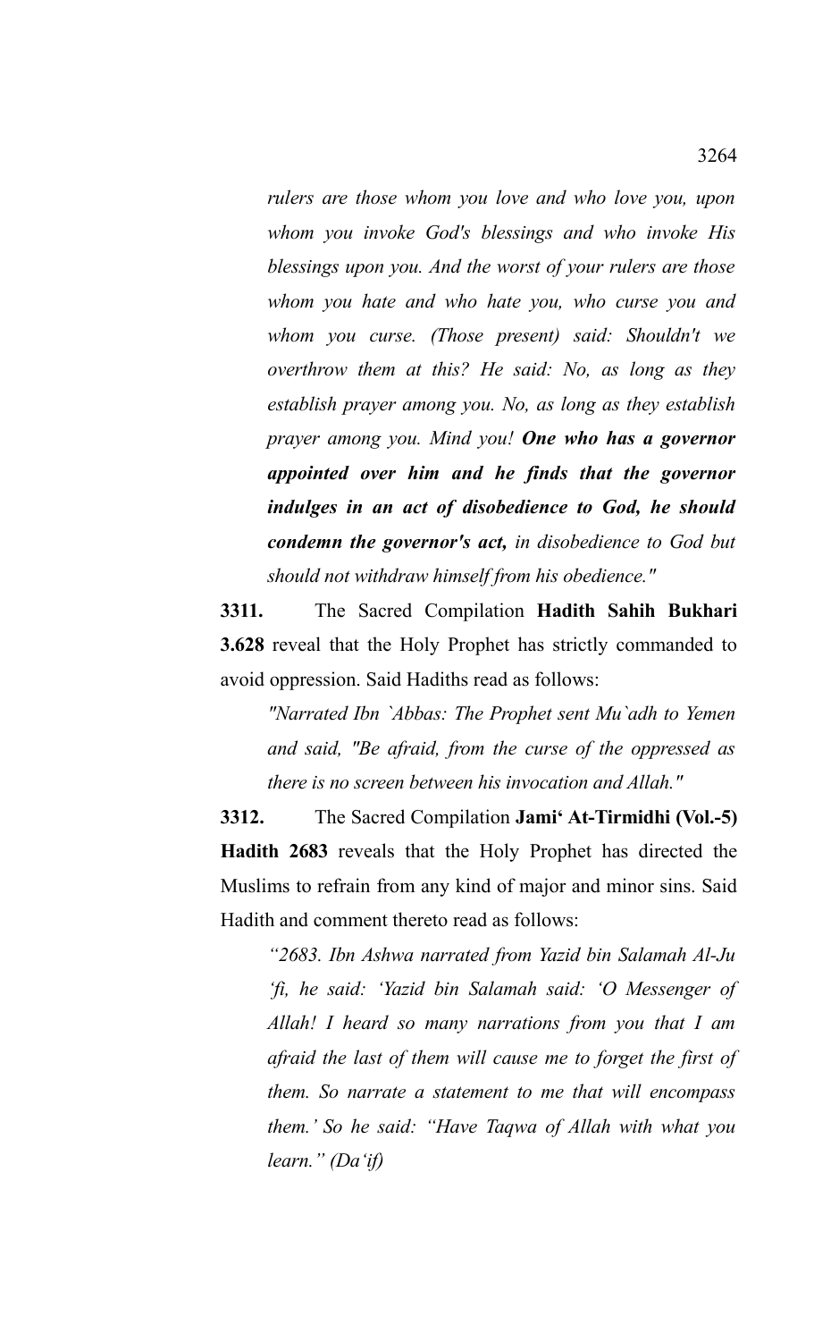*rulers are those whom you love and who love you, upon whom you invoke God's blessings and who invoke His blessings upon you. And the worst of your rulers are those whom you hate and who hate you, who curse you and whom you curse. (Those present) said: Shouldn't we overthrow them at this? He said: No, as long as they establish prayer among you. No, as long as they establish prayer among you. Mind you!* ***One who has a governor appointed over him and he finds that the governor indulges in an act of disobedience to God, he should condemn the governor's act,*** *in disobedience to God but should not withdraw himself from his obedience."*

**3311.** The Sacred Compilation **Hadith Sahih Bukhari 3.628** reveal that the Holy Prophet has strictly commanded to avoid oppression. Said Hadiths read as follows:

*"Narrated Ibn `Abbas: The Prophet sent Mu`adh to Yemen and said, "Be afraid, from the curse of the oppressed as there is no screen between his invocation and Allah."*

**3312.** The Sacred Compilation **Jami' At-Tirmidhi (Vol.-5) Hadith 2683** reveals that the Holy Prophet has directed the Muslims to refrain from any kind of major and minor sins. Said Hadith and comment thereto read as follows:

*"2683. Ibn Ashwa narrated from Yazid bin Salamah Al-Ju 'fi, he said: 'Yazid bin Salamah said: 'O Messenger of Allah! I heard so many narrations from you that I am afraid the last of them will cause me to forget the first of them. So narrate a statement to me that will encompass them.' So he said: "Have Taqwa of Allah with what you learn." (Da'if)*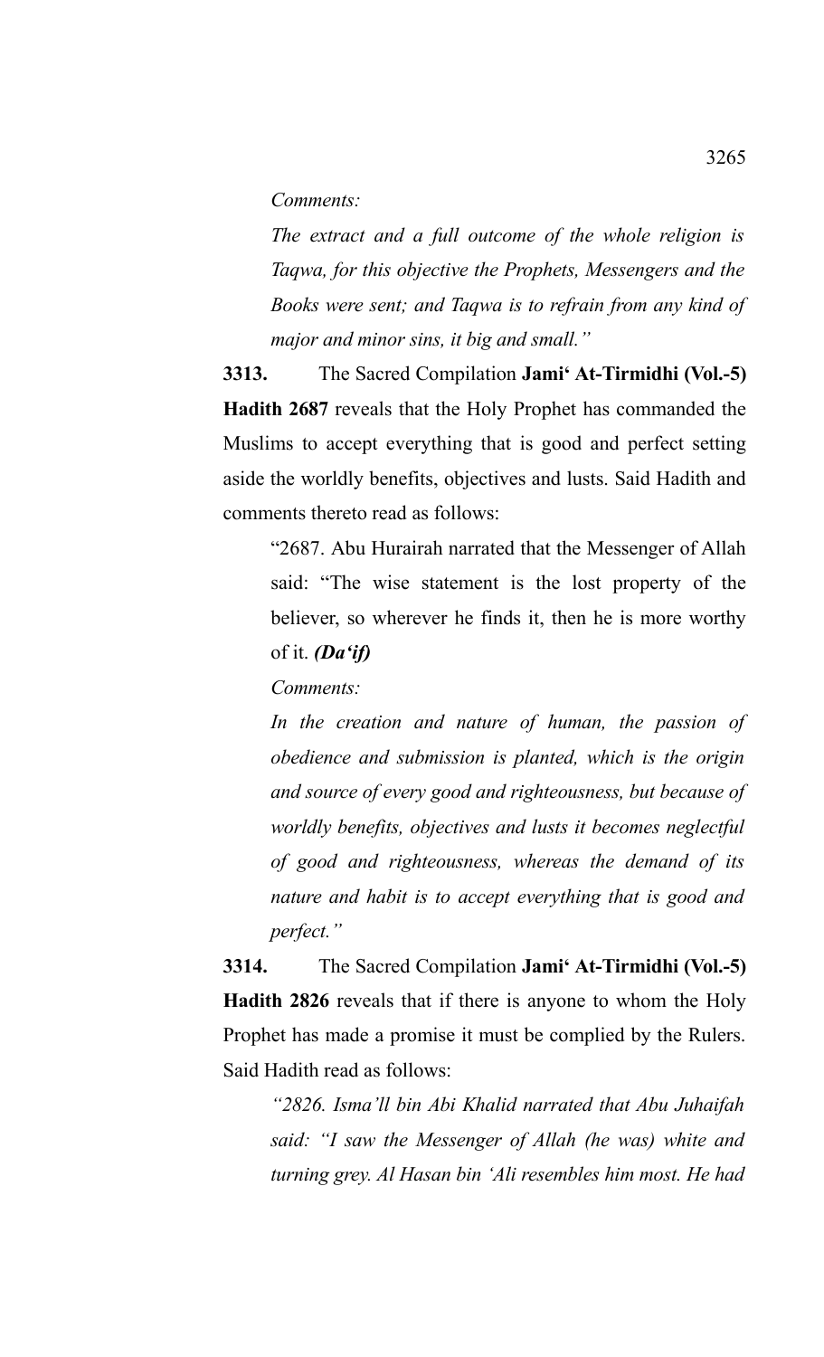*Comments:*

*The extract and a full outcome of the whole religion is Taqwa, for this objective the Prophets, Messengers and the Books were sent; and Taqwa is to refrain from any kind of major and minor sins, it big and small."*

**3313.** The Sacred Compilation **Jami' At-Tirmidhi (Vol.-5) Hadith 2687** reveals that the Holy Prophet has commanded the Muslims to accept everything that is good and perfect setting aside the worldly benefits, objectives and lusts. Said Hadith and comments thereto read as follows:

"2687. Abu Hurairah narrated that the Messenger of Allah said: "The wise statement is the lost property of the believer, so wherever he finds it, then he is more worthy of it. ***(Da'if)***

*Comments:*

*In the creation and nature of human, the passion of obedience and submission is planted, which is the origin and source of every good and righteousness, but because of worldly benefits, objectives and lusts it becomes neglectful of good and righteousness, whereas the demand of its nature and habit is to accept everything that is good and perfect."*

**3314.** The Sacred Compilation **Jami' At-Tirmidhi (Vol.-5) Hadith 2826** reveals that if there is anyone to whom the Holy Prophet has made a promise it must be complied by the Rulers. Said Hadith read as follows:

*"2826. Isma'll bin Abi Khalid narrated that Abu Juhaifah said: "I saw the Messenger of Allah (he was) white and turning grey. Al Hasan bin 'Ali resembles him most. He had*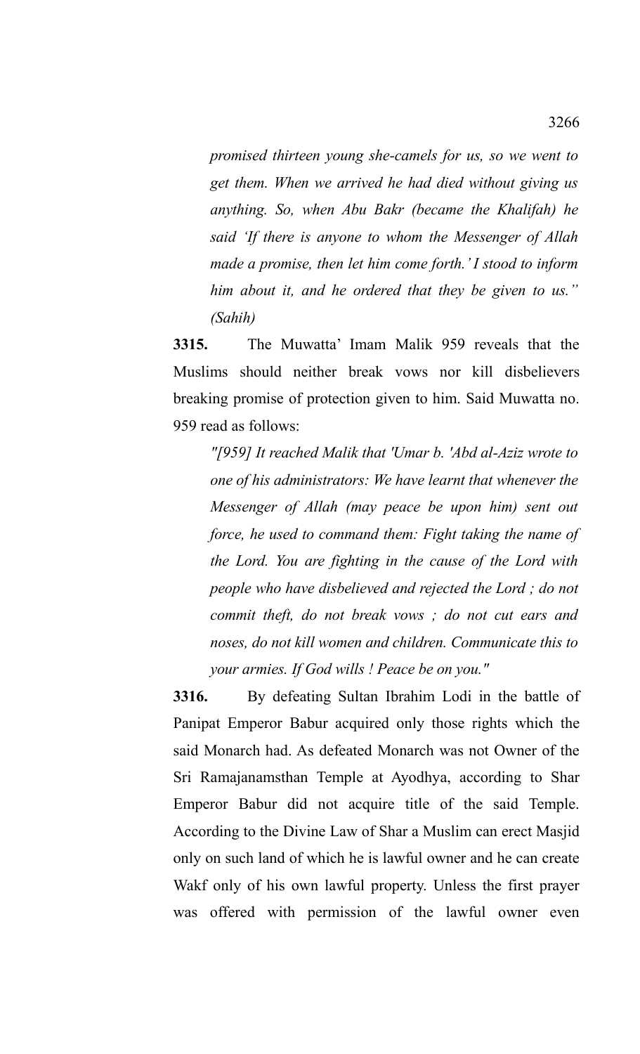*promised thirteen young she-camels for us, so we went to get them. When we arrived he had died without giving us anything. So, when Abu Bakr (became the Khalifah) he said 'If there is anyone to whom the Messenger of Allah made a promise, then let him come forth.' I stood to inform him about it, and he ordered that they be given to us." (Sahih)*

**3315.** The Muwatta' Imam Malik 959 reveals that the Muslims should neither break vows nor kill disbelievers breaking promise of protection given to him. Said Muwatta no. 959 read as follows:

*"[959] It reached Malik that 'Umar b. 'Abd al-Aziz wrote to one of his administrators: We have learnt that whenever the Messenger of Allah (may peace be upon him) sent out force, he used to command them: Fight taking the name of the Lord. You are fighting in the cause of the Lord with people who have disbelieved and rejected the Lord ; do not commit theft, do not break vows ; do not cut ears and noses, do not kill women and children. Communicate this to your armies. If God wills ! Peace be on you."*

**3316.** By defeating Sultan Ibrahim Lodi in the battle of Panipat Emperor Babur acquired only those rights which the said Monarch had. As defeated Monarch was not Owner of the Sri Ramajanamsthan Temple at Ayodhya, according to Shar Emperor Babur did not acquire title of the said Temple. According to the Divine Law of Shar a Muslim can erect Masjid only on such land of which he is lawful owner and he can create Wakf only of his own lawful property. Unless the first prayer was offered with permission of the lawful owner even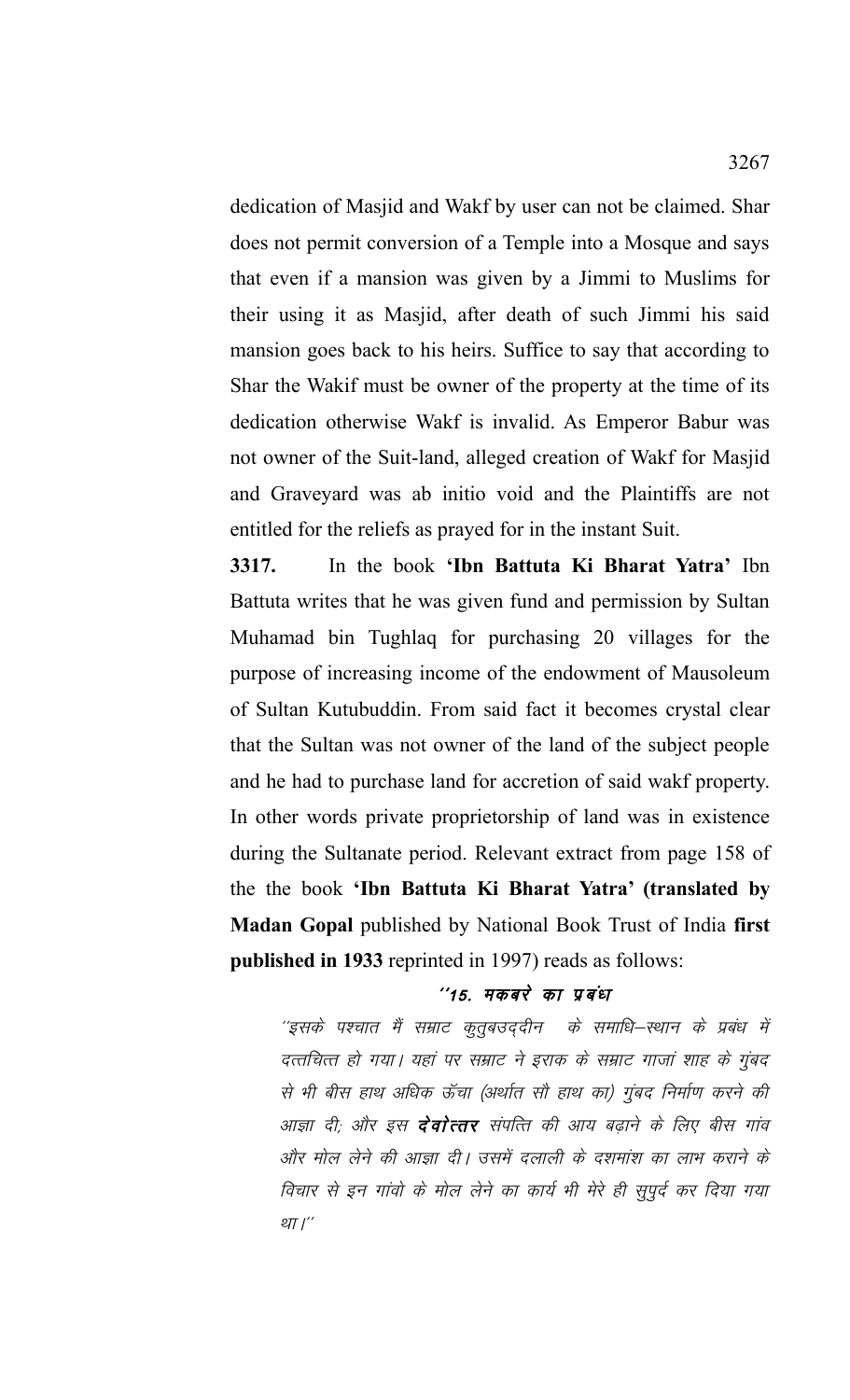dedication of Masjid and Wakf by user can not be claimed. Shar does not permit conversion of a Temple into a Mosque and says that even if a mansion was given by a Jimmi to Muslims for their using it as Masjid, after death of such Jimmi his said mansion goes back to his heirs. Suffice to say that according to Shar the Wakif must be owner of the property at the time of its dedication otherwise Wakf is invalid. As Emperor Babur was not owner of the Suit-land, alleged creation of Wakf for Masjid and Graveyard was ab initio void and the Plaintiffs are not entitled for the reliefs as prayed for in the instant Suit.

**3317.** In the book **'Ibn Battuta Ki Bharat Yatra'** Ibn Battuta writes that he was given fund and permission by Sultan Muhamad bin Tughlaq for purchasing 20 villages for the purpose of increasing income of the endowment of Mausoleum of Sultan Kutubuddin. From said fact it becomes crystal clear that the Sultan was not owner of the land of the subject people and he had to purchase land for accretion of said wakf property. In other words private proprietorship of land was in existence during the Sultanate period. Relevant extract from page 158 of the the book **'Ibn Battuta Ki Bharat Yatra' (translated by Madan Gopal** published by National Book Trust of India **first published in 1933** reprinted in 1997) reads as follows:

> **''15. मकबरे का प्रबंध**
>
> *''इसके पश्चात मैं सम्राट कुतुबउद्दीन के समाधि–स्थान के प्रबंध में दत्तचित्त हो गया। यहां पर सम्राट ने इराक के सम्राट गाजां शाह के गुंबद से भी बीस हाथ अधिक ऊँचा (अर्थात सौ हाथ का) गुंबद निर्माण करने की आज्ञा दी; और इस* ***देवोत्तर*** *संपत्ति की आय बढ़ाने के लिए बीस गांव और मोल लेने की आज्ञा दी। उसमें दलाली के दशमांश का लाभ कराने के विचार से इन गांवो के मोल लेने का कार्य भी मेरे ही सुपुर्द कर दिया गया था।''*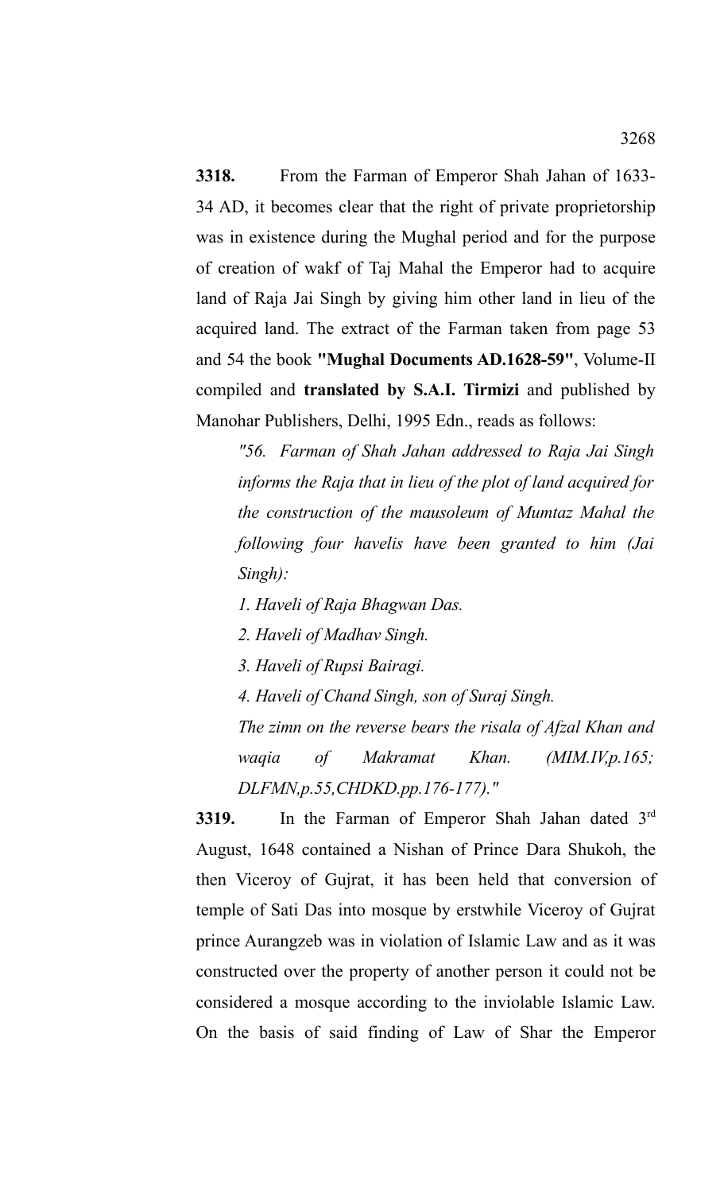**3318.** From the Farman of Emperor Shah Jahan of 1633-34 AD, it becomes clear that the right of private proprietorship was in existence during the Mughal period and for the purpose of creation of wakf of Taj Mahal the Emperor had to acquire land of Raja Jai Singh by giving him other land in lieu of the acquired land. The extract of the Farman taken from page 53 and 54 the book **"Mughal Documents AD.1628-59"**, Volume-II compiled and **translated by S.A.I. Tirmizi** and published by Manohar Publishers, Delhi, 1995 Edn., reads as follows:

> *"56. Farman of Shah Jahan addressed to Raja Jai Singh informs the Raja that in lieu of the plot of land acquired for the construction of the mausoleum of Mumtaz Mahal the following four havelis have been granted to him (Jai Singh):*
>
> *1. Haveli of Raja Bhagwan Das.*
>
> *2. Haveli of Madhav Singh.*
>
> *3. Haveli of Rupsi Bairagi.*
>
> *4. Haveli of Chand Singh, son of Suraj Singh.*
>
> *The zimn on the reverse bears the risala of Afzal Khan and waqia of Makramat Khan. (MIM.IV,p.165; DLFMN,p.55,CHDKD.pp.176-177)."*

**3319.** In the Farman of Emperor Shah Jahan dated 3rd August, 1648 contained a Nishan of Prince Dara Shukoh, the then Viceroy of Gujrat, it has been held that conversion of temple of Sati Das into mosque by erstwhile Viceroy of Gujrat prince Aurangzeb was in violation of Islamic Law and as it was constructed over the property of another person it could not be considered a mosque according to the inviolable Islamic Law. On the basis of said finding of Law of Shar the Emperor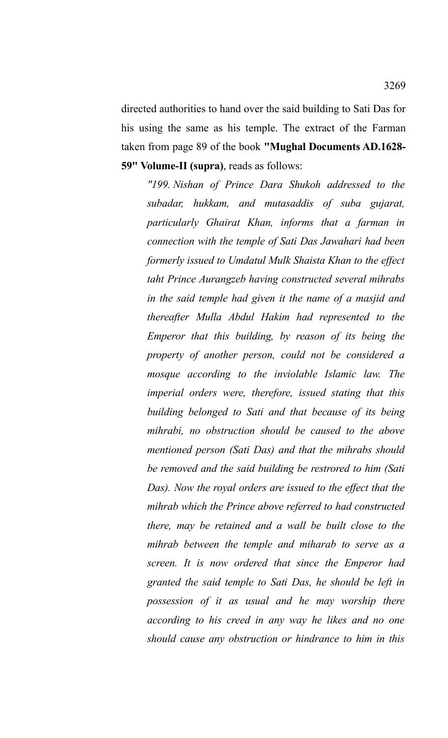directed authorities to hand over the said building to Sati Das for his using the same as his temple. The extract of the Farman taken from page 89 of the book **"Mughal Documents AD.1628-59" Volume-II (supra)**, reads as follows:

> *"199. Nishan of Prince Dara Shukoh addressed to the subadar, hukkam, and mutasaddis of suba gujarat, particularly Ghairat Khan, informs that a farman in connection with the temple of Sati Das Jawahari had been formerly issued to Umdatul Mulk Shaista Khan to the effect taht Prince Aurangzeb having constructed several mihrabs in the said temple had given it the name of a masjid and thereafter Mulla Abdul Hakim had represented to the Emperor that this building, by reason of its being the property of another person, could not be considered a mosque according to the inviolable Islamic law. The imperial orders were, therefore, issued stating that this building belonged to Sati and that because of its being mihrabi, no obstruction should be caused to the above mentioned person (Sati Das) and that the mihrabs should be removed and the said building be restrored to him (Sati Das). Now the royal orders are issued to the effect that the mihrab which the Prince above referred to had constructed there, may be retained and a wall be built close to the mihrab between the temple and miharab to serve as a screen. It is now ordered that since the Emperor had granted the said temple to Sati Das, he should be left in possession of it as usual and he may worship there according to his creed in any way he likes and no one should cause any obstruction or hindrance to him in this*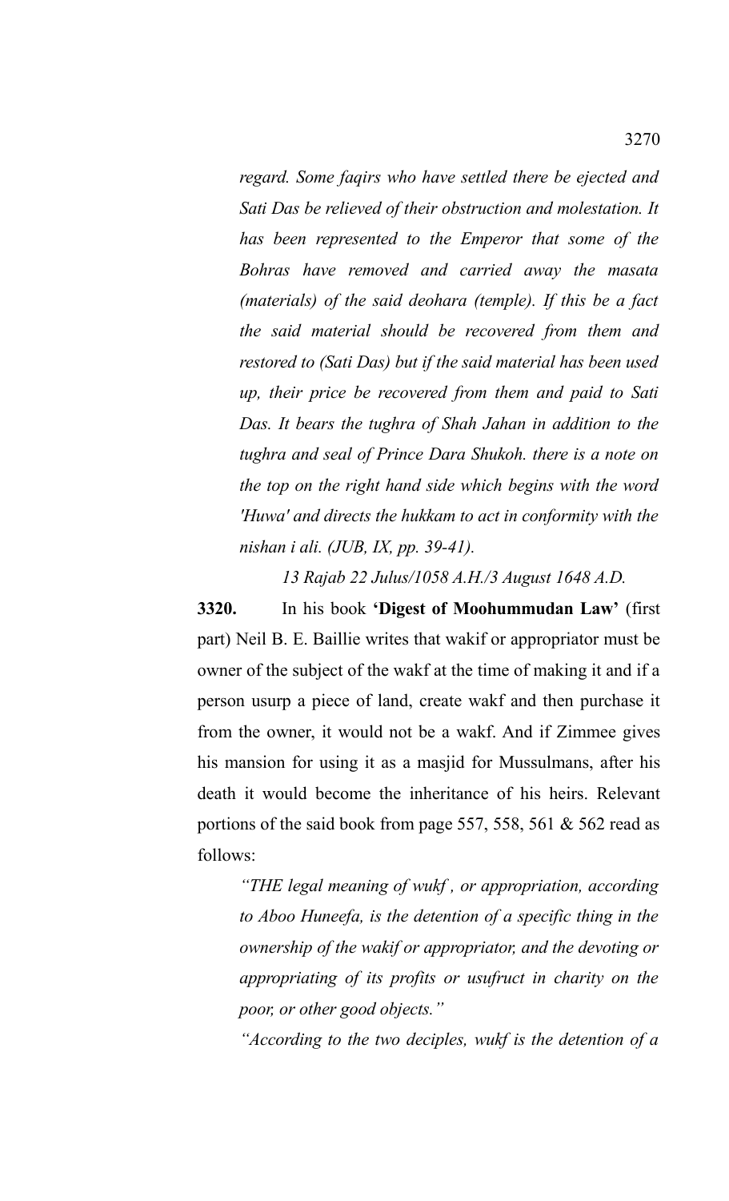*regard. Some faqirs who have settled there be ejected and Sati Das be relieved of their obstruction and molestation. It has been represented to the Emperor that some of the Bohras have removed and carried away the masata (materials) of the said deohara (temple). If this be a fact the said material should be recovered from them and restored to (Sati Das) but if the said material has been used up, their price be recovered from them and paid to Sati Das. It bears the tughra of Shah Jahan in addition to the tughra and seal of Prince Dara Shukoh. there is a note on the top on the right hand side which begins with the word 'Huwa' and directs the hukkam to act in conformity with the nishan i ali. (JUB, IX, pp. 39-41).*

*13 Rajab 22 Julus/1058 A.H./3 August 1648 A.D.*

**3320.** In his book **'Digest of Moohummudan Law'** (first part) Neil B. E. Baillie writes that wakif or appropriator must be owner of the subject of the wakf at the time of making it and if a person usurp a piece of land, create wakf and then purchase it from the owner, it would not be a wakf. And if Zimmee gives his mansion for using it as a masjid for Mussulmans, after his death it would become the inheritance of his heirs. Relevant portions of the said book from page 557, 558, 561 & 562 read as follows:

*"THE legal meaning of wukf , or appropriation, according to Aboo Huneefa, is the detention of a specific thing in the ownership of the wakif or appropriator, and the devoting or appropriating of its profits or usufruct in charity on the poor, or other good objects."*

*"According to the two deciples, wukf is the detention of a*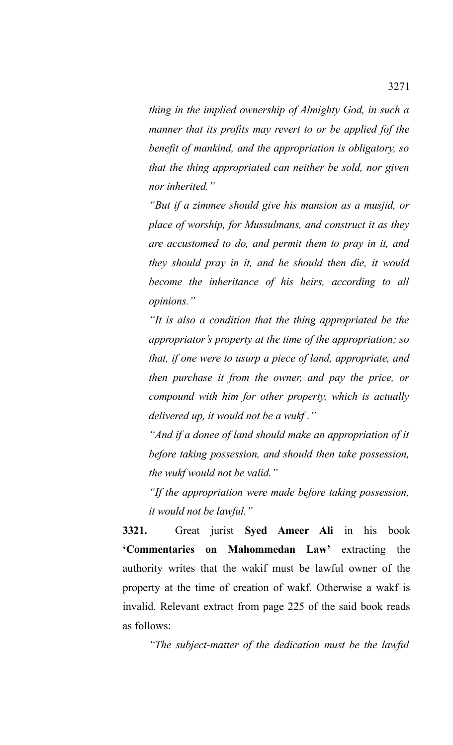*thing in the implied ownership of Almighty God, in such a manner that its profits may revert to or be applied fof the benefit of mankind, and the appropriation is obligatory, so that the thing appropriated can neither be sold, nor given nor inherited."*

*"But if a zimmee should give his mansion as a musjid, or place of worship, for Mussulmans, and construct it as they are accustomed to do, and permit them to pray in it, and they should pray in it, and he should then die, it would become the inheritance of his heirs, according to all opinions."*

*"It is also a condition that the thing appropriated be the appropriator's property at the time of the appropriation; so that, if one were to usurp a piece of land, appropriate, and then purchase it from the owner, and pay the price, or compound with him for other property, which is actually delivered up, it would not be a wukf ."*

*"And if a donee of land should make an appropriation of it before taking possession, and should then take possession, the wukf would not be valid."*

*"If the appropriation were made before taking possession, it would not be lawful."*

**3321.** Great jurist **Syed Ameer Ali** in his book **'Commentaries on Mahommedan Law'** extracting the authority writes that the wakif must be lawful owner of the property at the time of creation of wakf. Otherwise a wakf is invalid. Relevant extract from page 225 of the said book reads as follows:

*"The subject-matter of the dedication must be the lawful*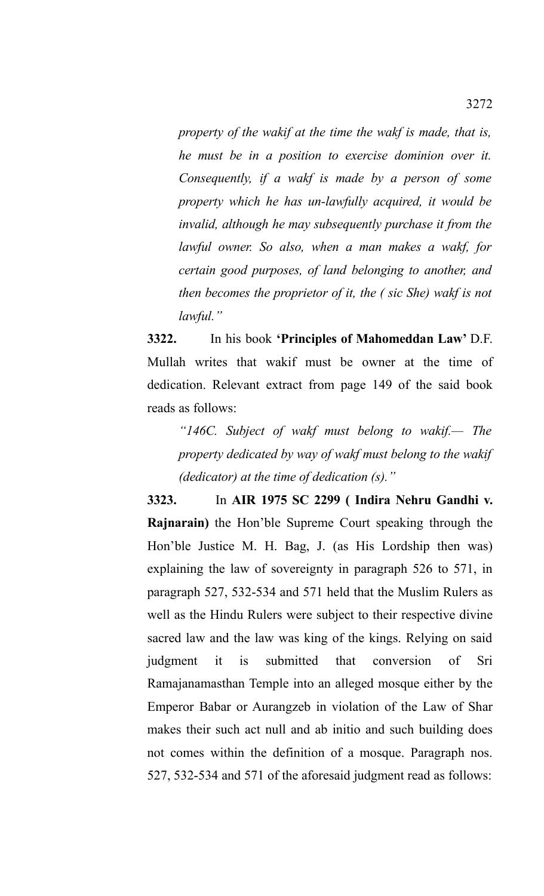*property of the wakif at the time the wakf is made, that is, he must be in a position to exercise dominion over it. Consequently, if a wakf is made by a person of some property which he has un-lawfully acquired, it would be invalid, although he may subsequently purchase it from the lawful owner. So also, when a man makes a wakf, for certain good purposes, of land belonging to another, and then becomes the proprietor of it, the ( sic She) wakf is not lawful."*

**3322.** In his book **'Principles of Mahomeddan Law'** D.F. Mullah writes that wakif must be owner at the time of dedication. Relevant extract from page 149 of the said book reads as follows:

*"146C. Subject of wakf must belong to wakif.— The property dedicated by way of wakf must belong to the wakif (dedicator) at the time of dedication (s)."*

**3323.** In **AIR 1975 SC 2299 ( Indira Nehru Gandhi v. Rajnarain)** the Hon'ble Supreme Court speaking through the Hon'ble Justice M. H. Bag, J. (as His Lordship then was) explaining the law of sovereignty in paragraph 526 to 571, in paragraph 527, 532-534 and 571 held that the Muslim Rulers as well as the Hindu Rulers were subject to their respective divine sacred law and the law was king of the kings. Relying on said judgment it is submitted that conversion of Sri Ramajanamasthan Temple into an alleged mosque either by the Emperor Babar or Aurangzeb in violation of the Law of Shar makes their such act null and ab initio and such building does not comes within the definition of a mosque. Paragraph nos. 527, 532-534 and 571 of the aforesaid judgment read as follows: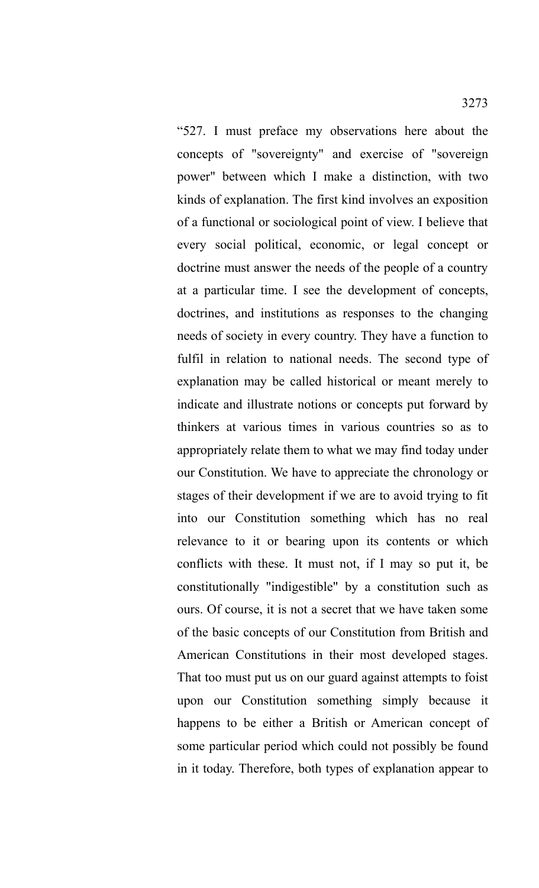"527. I must preface my observations here about the concepts of "sovereignty" and exercise of "sovereign power" between which I make a distinction, with two kinds of explanation. The first kind involves an exposition of a functional or sociological point of view. I believe that every social political, economic, or legal concept or doctrine must answer the needs of the people of a country at a particular time. I see the development of concepts, doctrines, and institutions as responses to the changing needs of society in every country. They have a function to fulfil in relation to national needs. The second type of explanation may be called historical or meant merely to indicate and illustrate notions or concepts put forward by thinkers at various times in various countries so as to appropriately relate them to what we may find today under our Constitution. We have to appreciate the chronology or stages of their development if we are to avoid trying to fit into our Constitution something which has no real relevance to it or bearing upon its contents or which conflicts with these. It must not, if I may so put it, be constitutionally "indigestible" by a constitution such as ours. Of course, it is not a secret that we have taken some of the basic concepts of our Constitution from British and American Constitutions in their most developed stages. That too must put us on our guard against attempts to foist upon our Constitution something simply because it happens to be either a British or American concept of some particular period which could not possibly be found in it today. Therefore, both types of explanation appear to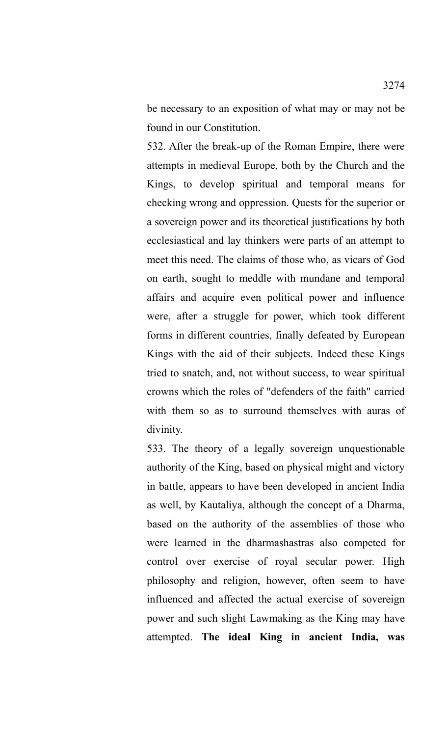be necessary to an exposition of what may or may not be found in our Constitution.

532. After the break-up of the Roman Empire, there were attempts in medieval Europe, both by the Church and the Kings, to develop spiritual and temporal means for checking wrong and oppression. Quests for the superior or a sovereign power and its theoretical justifications by both ecclesiastical and lay thinkers were parts of an attempt to meet this need. The claims of those who, as vicars of God on earth, sought to meddle with mundane and temporal affairs and acquire even political power and influence were, after a struggle for power, which took different forms in different countries, finally defeated by European Kings with the aid of their subjects. Indeed these Kings tried to snatch, and, not without success, to wear spiritual crowns which the roles of "defenders of the faith" carried with them so as to surround themselves with auras of divinity.

533. The theory of a legally sovereign unquestionable authority of the King, based on physical might and victory in battle, appears to have been developed in ancient India as well, by Kautaliya, although the concept of a Dharma, based on the authority of the assemblies of those who were learned in the dharmashastras also competed for control over exercise of royal secular power. High philosophy and religion, however, often seem to have influenced and affected the actual exercise of sovereign power and such slight Lawmaking as the King may have attempted. **The ideal King in ancient India, was**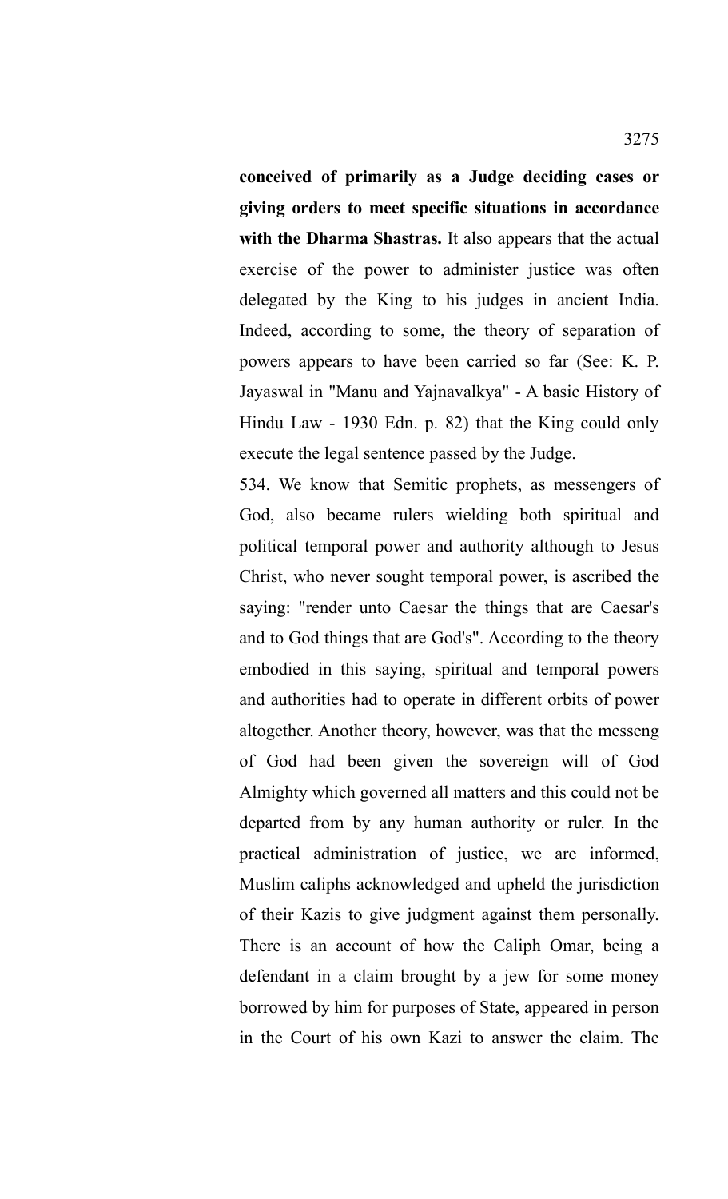**conceived of primarily as a Judge deciding cases or giving orders to meet specific situations in accordance with the Dharma Shastras.** It also appears that the actual exercise of the power to administer justice was often delegated by the King to his judges in ancient India. Indeed, according to some, the theory of separation of powers appears to have been carried so far (See: K. P. Jayaswal in "Manu and Yajnavalkya" - A basic History of Hindu Law - 1930 Edn. p. 82) that the King could only execute the legal sentence passed by the Judge.

534. We know that Semitic prophets, as messengers of God, also became rulers wielding both spiritual and political temporal power and authority although to Jesus Christ, who never sought temporal power, is ascribed the saying: "render unto Caesar the things that are Caesar's and to God things that are God's". According to the theory embodied in this saying, spiritual and temporal powers and authorities had to operate in different orbits of power altogether. Another theory, however, was that the messeng of God had been given the sovereign will of God Almighty which governed all matters and this could not be departed from by any human authority or ruler. In the practical administration of justice, we are informed, Muslim caliphs acknowledged and upheld the jurisdiction of their Kazis to give judgment against them personally. There is an account of how the Caliph Omar, being a defendant in a claim brought by a jew for some money borrowed by him for purposes of State, appeared in person in the Court of his own Kazi to answer the claim. The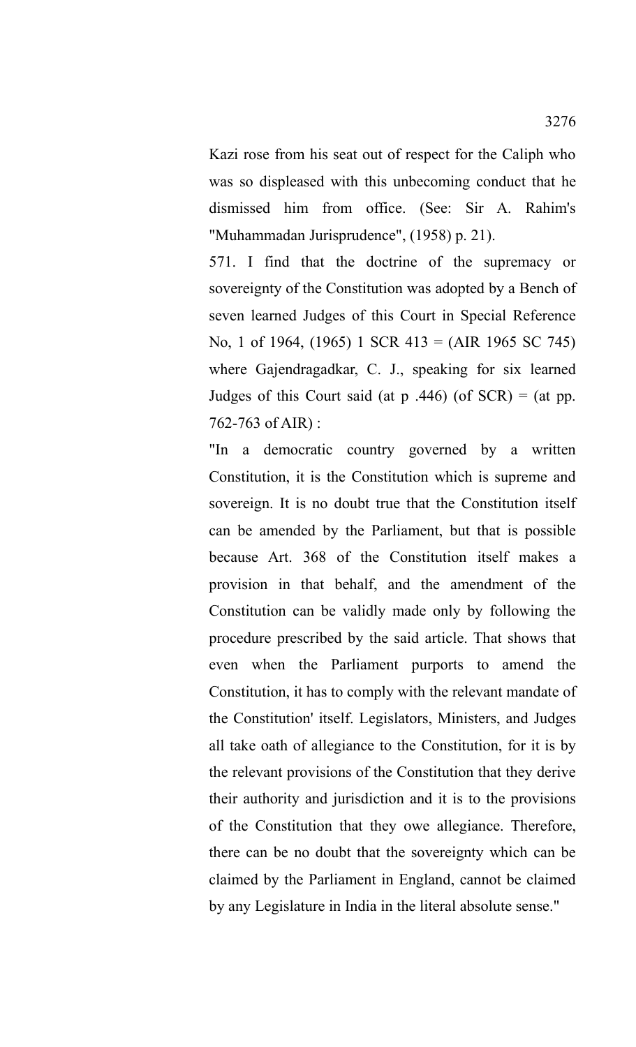Kazi rose from his seat out of respect for the Caliph who was so displeased with this unbecoming conduct that he dismissed him from office. (See: Sir A. Rahim's "Muhammadan Jurisprudence", (1958) p. 21).

571. I find that the doctrine of the supremacy or sovereignty of the Constitution was adopted by a Bench of seven learned Judges of this Court in Special Reference No, 1 of 1964, (1965) 1 SCR 413 = (AIR 1965 SC 745) where Gajendragadkar, C. J., speaking for six learned Judges of this Court said (at p .446) (of SCR) = (at pp. 762-763 of AIR) :

"In a democratic country governed by a written Constitution, it is the Constitution which is supreme and sovereign. It is no doubt true that the Constitution itself can be amended by the Parliament, but that is possible because Art. 368 of the Constitution itself makes a provision in that behalf, and the amendment of the Constitution can be validly made only by following the procedure prescribed by the said article. That shows that even when the Parliament purports to amend the Constitution, it has to comply with the relevant mandate of the Constitution' itself. Legislators, Ministers, and Judges all take oath of allegiance to the Constitution, for it is by the relevant provisions of the Constitution that they derive their authority and jurisdiction and it is to the provisions of the Constitution that they owe allegiance. Therefore, there can be no doubt that the sovereignty which can be claimed by the Parliament in England, cannot be claimed by any Legislature in India in the literal absolute sense."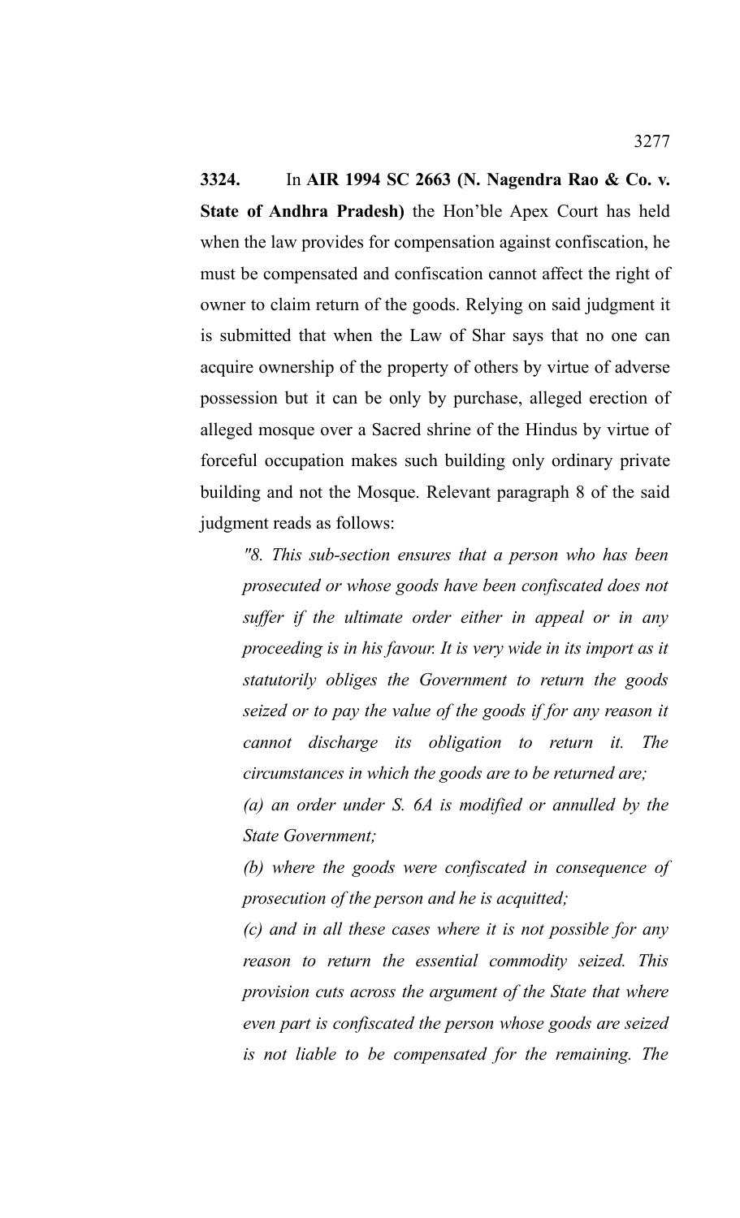**3324.** In **AIR 1994 SC 2663 (N. Nagendra Rao & Co. v. State of Andhra Pradesh)** the Hon'ble Apex Court has held when the law provides for compensation against confiscation, he must be compensated and confiscation cannot affect the right of owner to claim return of the goods. Relying on said judgment it is submitted that when the Law of Shar says that no one can acquire ownership of the property of others by virtue of adverse possession but it can be only by purchase, alleged erection of alleged mosque over a Sacred shrine of the Hindus by virtue of forceful occupation makes such building only ordinary private building and not the Mosque. Relevant paragraph 8 of the said judgment reads as follows:

*"8. This sub-section ensures that a person who has been prosecuted or whose goods have been confiscated does not suffer if the ultimate order either in appeal or in any proceeding is in his favour. It is very wide in its import as it statutorily obliges the Government to return the goods seized or to pay the value of the goods if for any reason it cannot discharge its obligation to return it. The circumstances in which the goods are to be returned are;*

*(a) an order under S. 6A is modified or annulled by the State Government;*

*(b) where the goods were confiscated in consequence of prosecution of the person and he is acquitted;*

*(c) and in all these cases where it is not possible for any reason to return the essential commodity seized. This provision cuts across the argument of the State that where even part is confiscated the person whose goods are seized is not liable to be compensated for the remaining. The*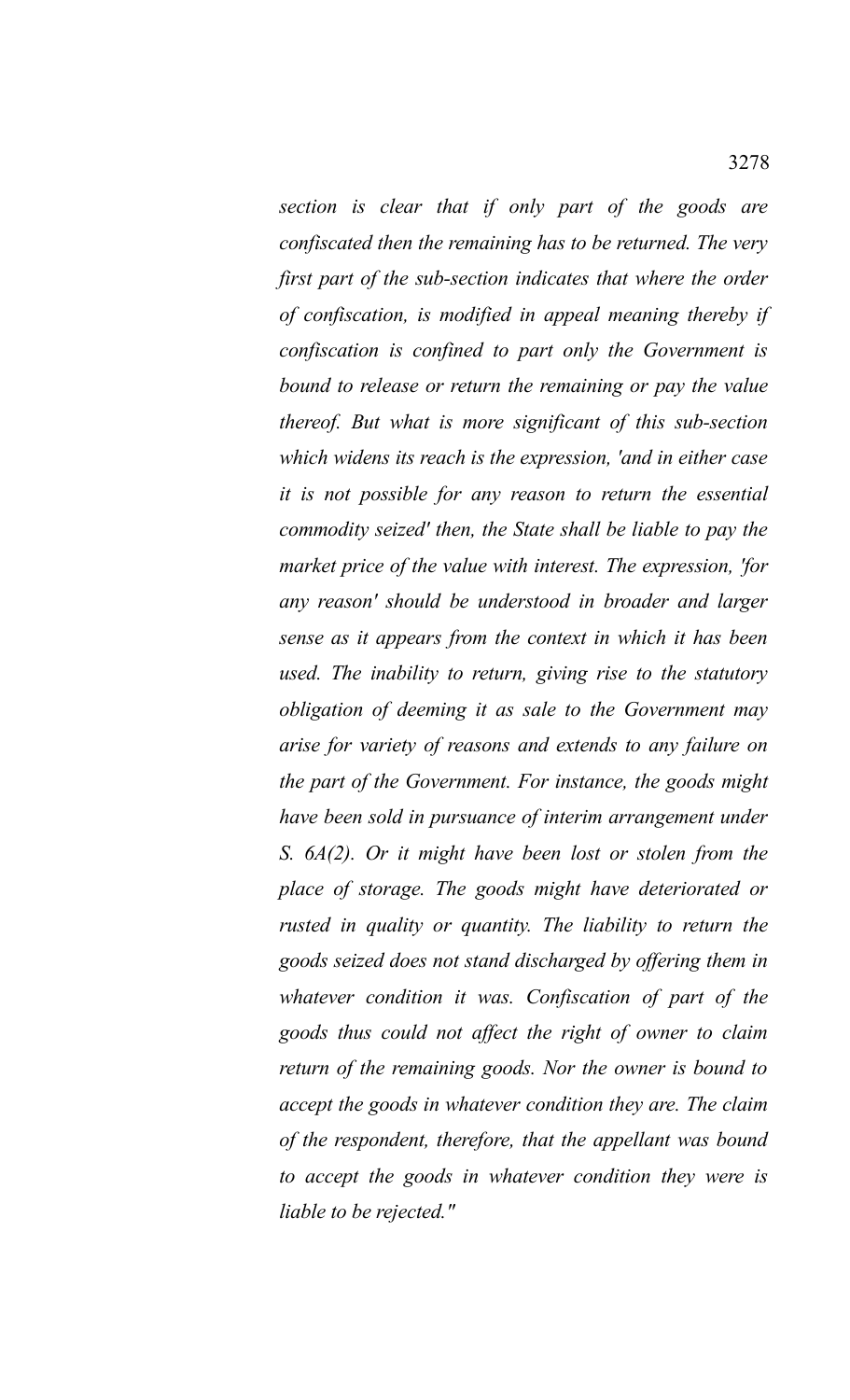*section is clear that if only part of the goods are confiscated then the remaining has to be returned. The very first part of the sub-section indicates that where the order of confiscation, is modified in appeal meaning thereby if confiscation is confined to part only the Government is bound to release or return the remaining or pay the value thereof. But what is more significant of this sub-section which widens its reach is the expression, 'and in either case it is not possible for any reason to return the essential commodity seized' then, the State shall be liable to pay the market price of the value with interest. The expression, 'for any reason' should be understood in broader and larger sense as it appears from the context in which it has been used. The inability to return, giving rise to the statutory obligation of deeming it as sale to the Government may arise for variety of reasons and extends to any failure on the part of the Government. For instance, the goods might have been sold in pursuance of interim arrangement under S. 6A(2). Or it might have been lost or stolen from the place of storage. The goods might have deteriorated or rusted in quality or quantity. The liability to return the goods seized does not stand discharged by offering them in whatever condition it was. Confiscation of part of the goods thus could not affect the right of owner to claim return of the remaining goods. Nor the owner is bound to accept the goods in whatever condition they are. The claim of the respondent, therefore, that the appellant was bound to accept the goods in whatever condition they were is liable to be rejected."*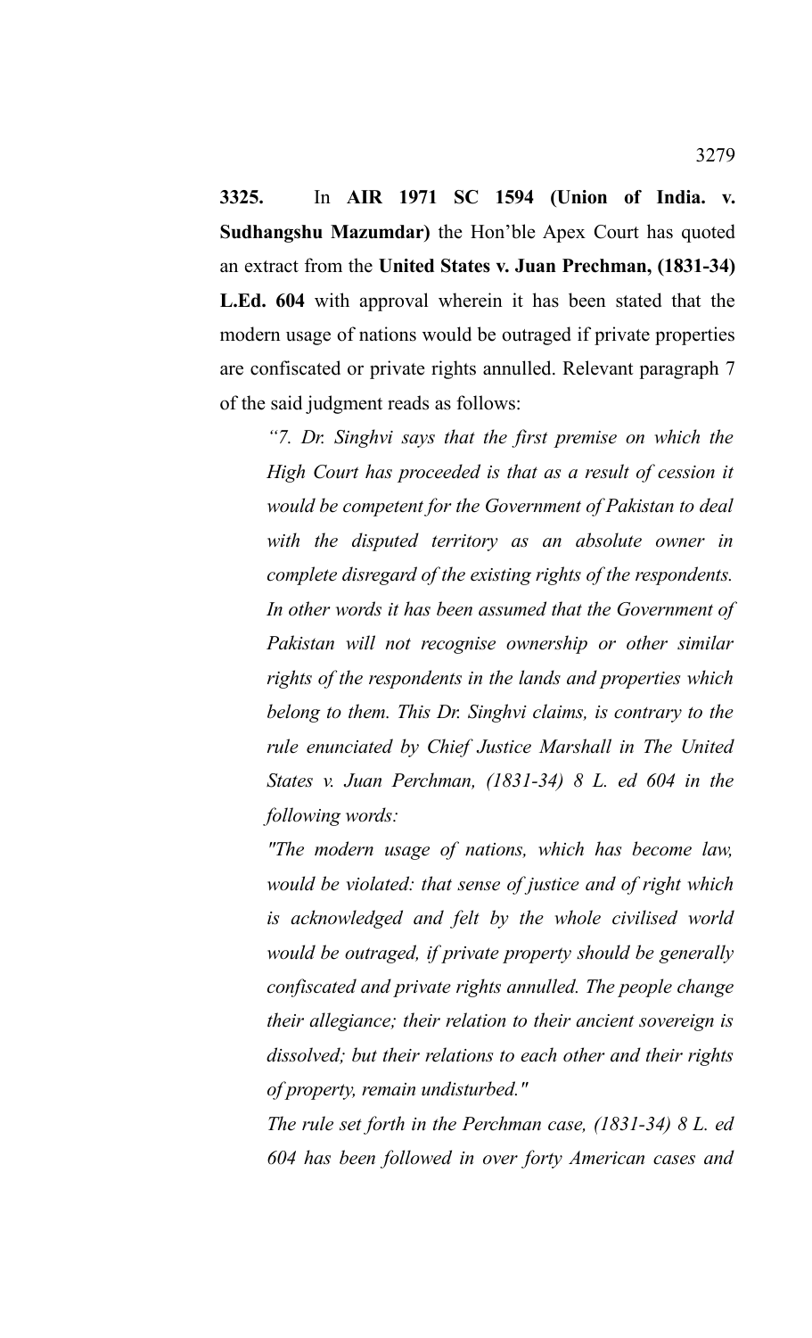**3325.** In **AIR 1971 SC 1594 (Union of India. v. Sudhangshu Mazumdar)** the Hon'ble Apex Court has quoted an extract from the **United States v. Juan Prechman, (1831-34) L.Ed. 604** with approval wherein it has been stated that the modern usage of nations would be outraged if private properties are confiscated or private rights annulled. Relevant paragraph 7 of the said judgment reads as follows:

*"7. Dr. Singhvi says that the first premise on which the High Court has proceeded is that as a result of cession it would be competent for the Government of Pakistan to deal with the disputed territory as an absolute owner in complete disregard of the existing rights of the respondents. In other words it has been assumed that the Government of Pakistan will not recognise ownership or other similar rights of the respondents in the lands and properties which belong to them. This Dr. Singhvi claims, is contrary to the rule enunciated by Chief Justice Marshall in The United States v. Juan Perchman, (1831-34) 8 L. ed 604 in the following words:*

*"The modern usage of nations, which has become law, would be violated: that sense of justice and of right which is acknowledged and felt by the whole civilised world would be outraged, if private property should be generally confiscated and private rights annulled. The people change their allegiance; their relation to their ancient sovereign is dissolved; but their relations to each other and their rights of property, remain undisturbed."*

*The rule set forth in the Perchman case, (1831-34) 8 L. ed 604 has been followed in over forty American cases and*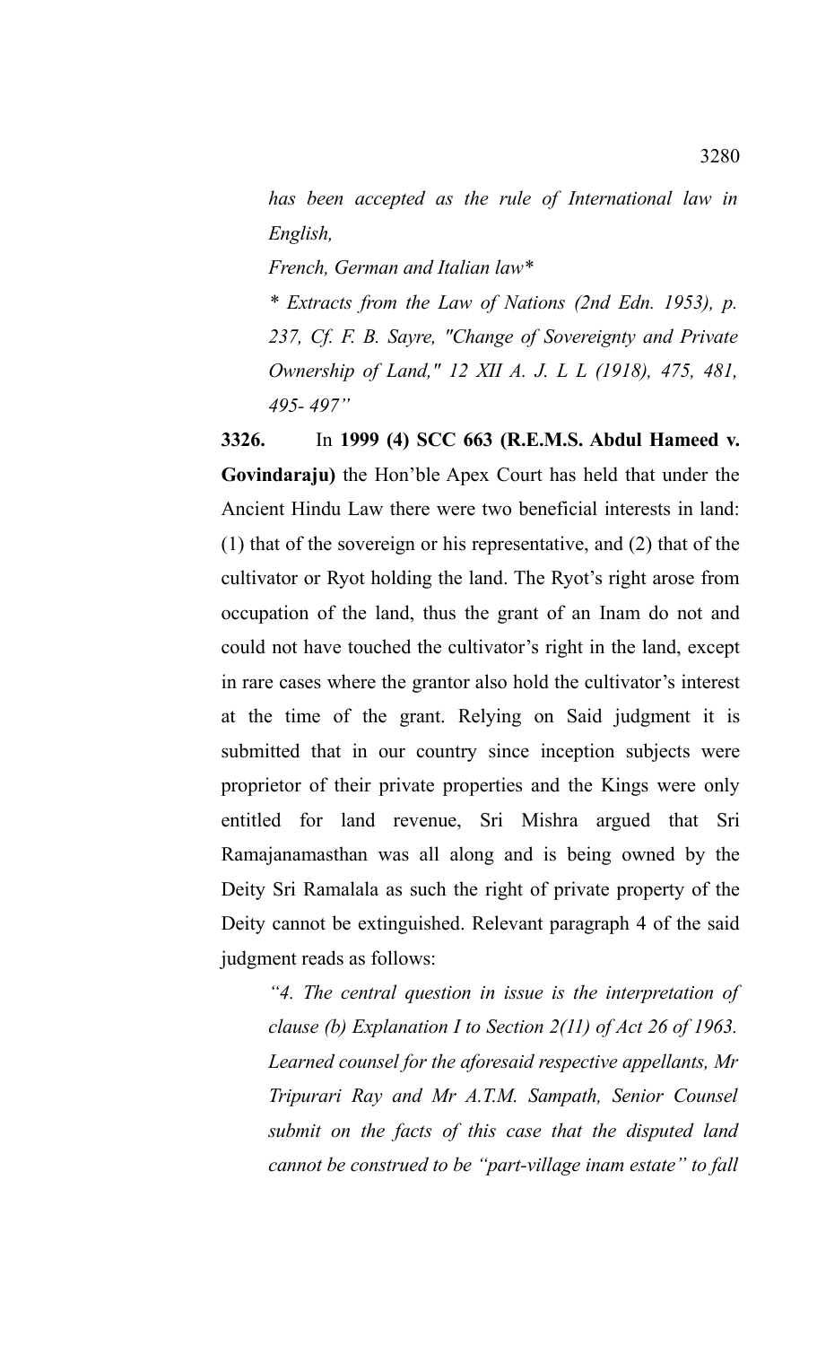*has been accepted as the rule of International law in English,*

*French, German and Italian law**

** Extracts from the Law of Nations (2nd Edn. 1953), p. 237, Cf. F. B. Sayre, "Change of Sovereignty and Private Ownership of Land," 12 XII A. J. L L (1918), 475, 481, 495- 497"*

**3326.** In **1999 (4) SCC 663 (R.E.M.S. Abdul Hameed v. Govindaraju)** the Hon'ble Apex Court has held that under the Ancient Hindu Law there were two beneficial interests in land: (1) that of the sovereign or his representative, and (2) that of the cultivator or Ryot holding the land. The Ryot's right arose from occupation of the land, thus the grant of an Inam do not and could not have touched the cultivator's right in the land, except in rare cases where the grantor also hold the cultivator's interest at the time of the grant. Relying on Said judgment it is submitted that in our country since inception subjects were proprietor of their private properties and the Kings were only entitled for land revenue, Sri Mishra argued that Sri Ramajanamasthan was all along and is being owned by the Deity Sri Ramalala as such the right of private property of the Deity cannot be extinguished. Relevant paragraph 4 of the said judgment reads as follows:

*"4. The central question in issue is the interpretation of clause (b) Explanation I to Section 2(11) of Act 26 of 1963. Learned counsel for the aforesaid respective appellants, Mr Tripurari Ray and Mr A.T.M. Sampath, Senior Counsel submit on the facts of this case that the disputed land cannot be construed to be "part-village inam estate" to fall*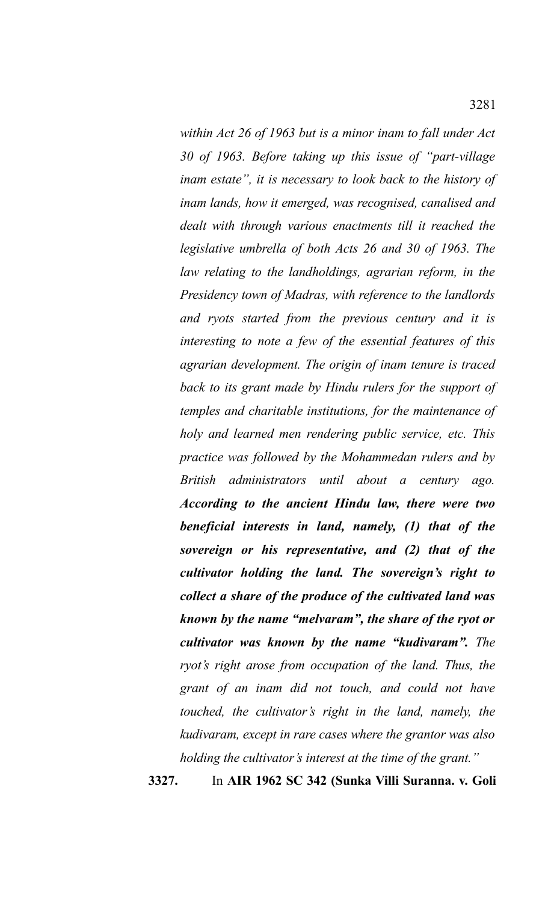*within Act 26 of 1963 but is a minor inam to fall under Act 30 of 1963. Before taking up this issue of "part-village inam estate", it is necessary to look back to the history of inam lands, how it emerged, was recognised, canalised and dealt with through various enactments till it reached the legislative umbrella of both Acts 26 and 30 of 1963. The law relating to the landholdings, agrarian reform, in the Presidency town of Madras, with reference to the landlords and ryots started from the previous century and it is interesting to note a few of the essential features of this agrarian development. The origin of inam tenure is traced back to its grant made by Hindu rulers for the support of temples and charitable institutions, for the maintenance of holy and learned men rendering public service, etc. This practice was followed by the Mohammedan rulers and by British administrators until about a century ago.* ***According to the ancient Hindu law, there were two beneficial interests in land, namely, (1) that of the sovereign or his representative, and (2) that of the cultivator holding the land. The sovereign's right to collect a share of the produce of the cultivated land was known by the name "melvaram", the share of the ryot or cultivator was known by the name "kudivaram".*** *The ryot's right arose from occupation of the land. Thus, the grant of an inam did not touch, and could not have touched, the cultivator's right in the land, namely, the kudivaram, except in rare cases where the grantor was also holding the cultivator's interest at the time of the grant."*

**3327.** In **AIR 1962 SC 342 (Sunka Villi Suranna. v. Goli**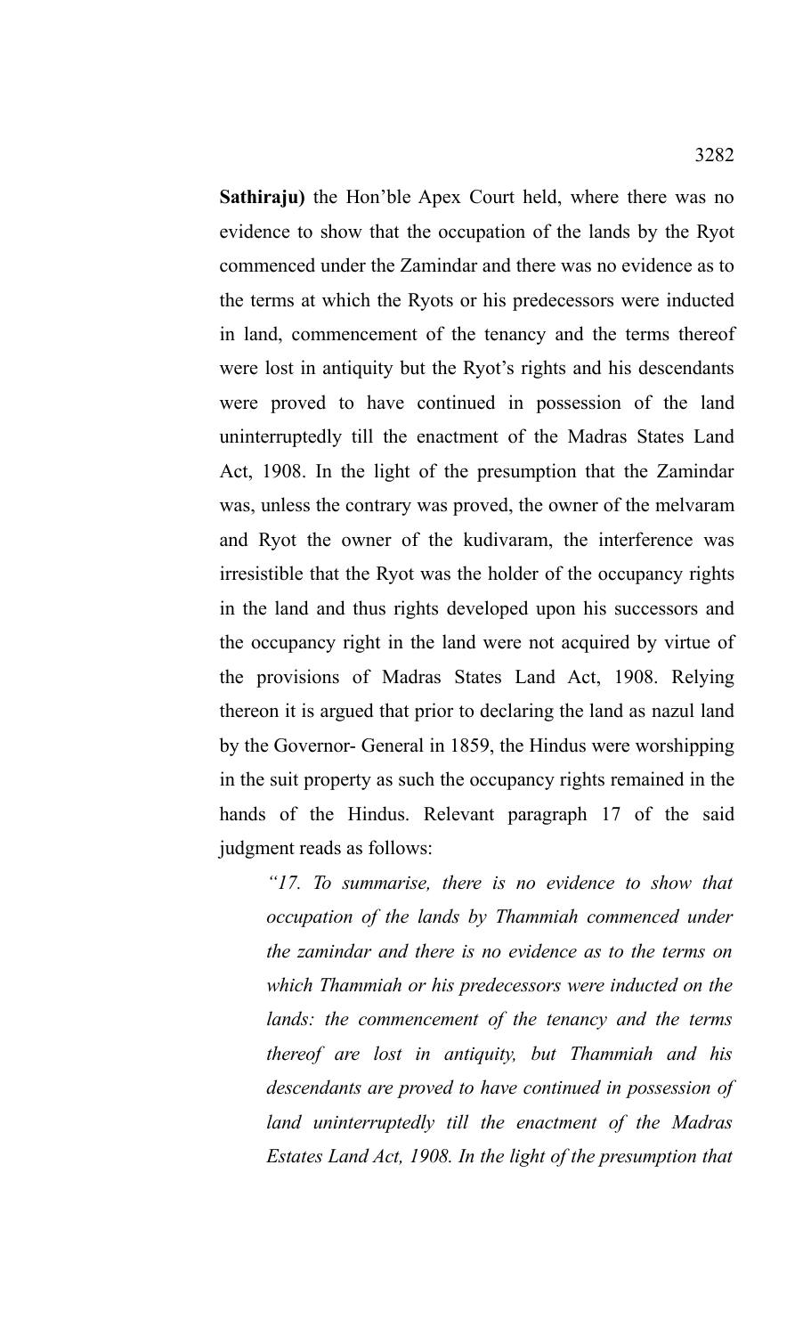**Sathiraju)** the Hon'ble Apex Court held, where there was no evidence to show that the occupation of the lands by the Ryot commenced under the Zamindar and there was no evidence as to the terms at which the Ryots or his predecessors were inducted in land, commencement of the tenancy and the terms thereof were lost in antiquity but the Ryot's rights and his descendants were proved to have continued in possession of the land uninterruptedly till the enactment of the Madras States Land Act, 1908. In the light of the presumption that the Zamindar was, unless the contrary was proved, the owner of the melvaram and Ryot the owner of the kudivaram, the interference was irresistible that the Ryot was the holder of the occupancy rights in the land and thus rights developed upon his successors and the occupancy right in the land were not acquired by virtue of the provisions of Madras States Land Act, 1908. Relying thereon it is argued that prior to declaring the land as nazul land by the Governor- General in 1859, the Hindus were worshipping in the suit property as such the occupancy rights remained in the hands of the Hindus. Relevant paragraph 17 of the said judgment reads as follows:

> *"17. To summarise, there is no evidence to show that occupation of the lands by Thammiah commenced under the zamindar and there is no evidence as to the terms on which Thammiah or his predecessors were inducted on the lands: the commencement of the tenancy and the terms thereof are lost in antiquity, but Thammiah and his descendants are proved to have continued in possession of land uninterruptedly till the enactment of the Madras Estates Land Act, 1908. In the light of the presumption that*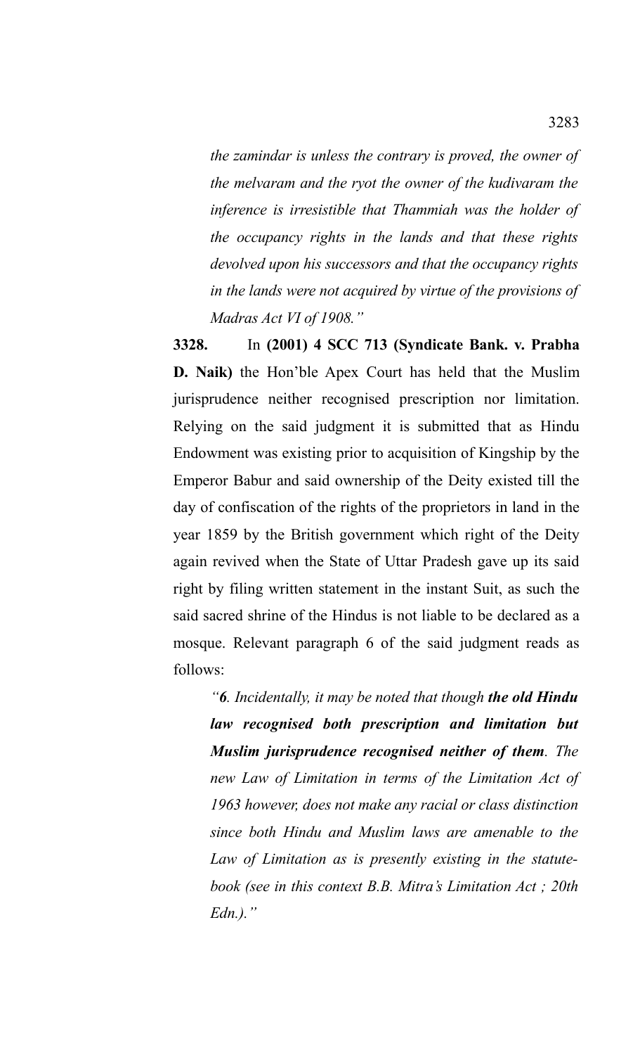*the zamindar is unless the contrary is proved, the owner of the melvaram and the ryot the owner of the kudivaram the inference is irresistible that Thammiah was the holder of the occupancy rights in the lands and that these rights devolved upon his successors and that the occupancy rights in the lands were not acquired by virtue of the provisions of Madras Act VI of 1908."*

**3328.** In **(2001) 4 SCC 713 (Syndicate Bank. v. Prabha D. Naik)** the Hon'ble Apex Court has held that the Muslim jurisprudence neither recognised prescription nor limitation. Relying on the said judgment it is submitted that as Hindu Endowment was existing prior to acquisition of Kingship by the Emperor Babur and said ownership of the Deity existed till the day of confiscation of the rights of the proprietors in land in the year 1859 by the British government which right of the Deity again revived when the State of Uttar Pradesh gave up its said right by filing written statement in the instant Suit, as such the said sacred shrine of the Hindus is not liable to be declared as a mosque. Relevant paragraph 6 of the said judgment reads as follows:

*"**6**. Incidentally, it may be noted that though **the old Hindu law recognised both prescription and limitation but Muslim jurisprudence recognised neither of them**. The new Law of Limitation in terms of the Limitation Act of 1963 however, does not make any racial or class distinction since both Hindu and Muslim laws are amenable to the Law of Limitation as is presently existing in the statute-book (see in this context B.B. Mitra's Limitation Act ; 20th Edn.)."*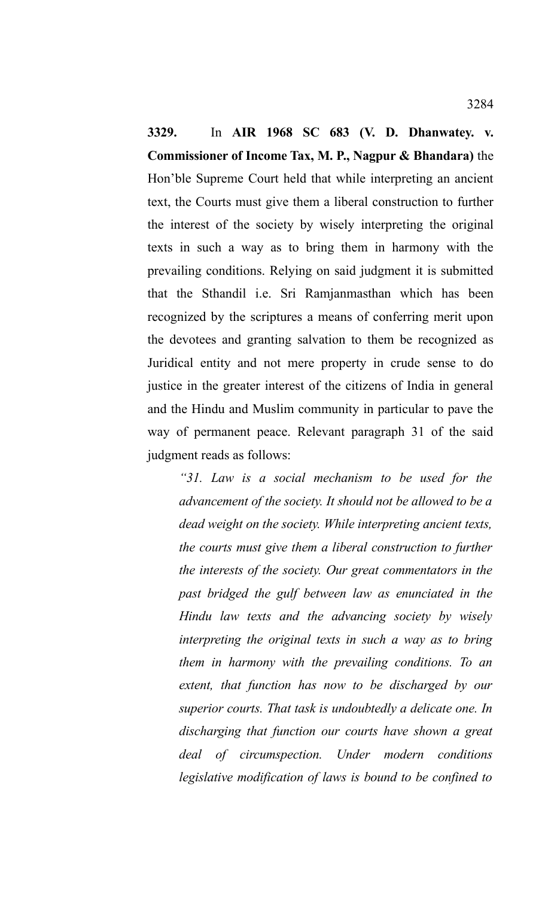**3329.** In **AIR 1968 SC 683 (V. D. Dhanwatey. v. Commissioner of Income Tax, M. P., Nagpur & Bhandara)** the Hon'ble Supreme Court held that while interpreting an ancient text, the Courts must give them a liberal construction to further the interest of the society by wisely interpreting the original texts in such a way as to bring them in harmony with the prevailing conditions. Relying on said judgment it is submitted that the Sthandil i.e. Sri Ramjanmasthan which has been recognized by the scriptures a means of conferring merit upon the devotees and granting salvation to them be recognized as Juridical entity and not mere property in crude sense to do justice in the greater interest of the citizens of India in general and the Hindu and Muslim community in particular to pave the way of permanent peace. Relevant paragraph 31 of the said judgment reads as follows:

*"31. Law is a social mechanism to be used for the advancement of the society. It should not be allowed to be a dead weight on the society. While interpreting ancient texts, the courts must give them a liberal construction to further the interests of the society. Our great commentators in the past bridged the gulf between law as enunciated in the Hindu law texts and the advancing society by wisely interpreting the original texts in such a way as to bring them in harmony with the prevailing conditions. To an extent, that function has now to be discharged by our superior courts. That task is undoubtedly a delicate one. In discharging that function our courts have shown a great deal of circumspection. Under modern conditions legislative modification of laws is bound to be confined to*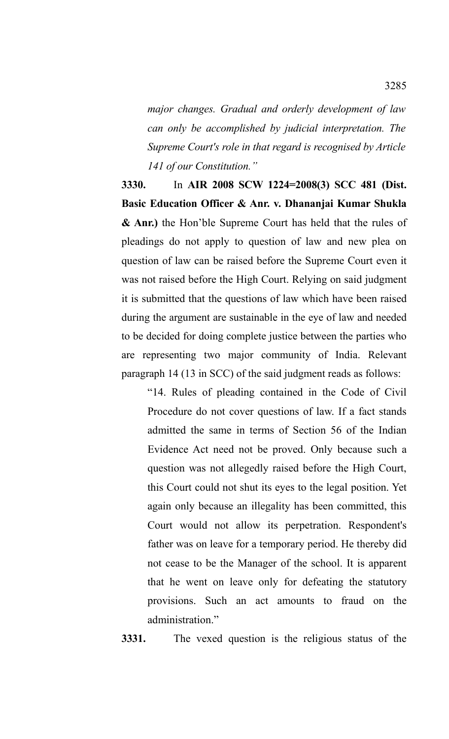*major changes. Gradual and orderly development of law can only be accomplished by judicial interpretation. The Supreme Court's role in that regard is recognised by Article 141 of our Constitution."*

**3330.** In **AIR 2008 SCW 1224=2008(3) SCC 481 (Dist. Basic Education Officer & Anr. v. Dhananjai Kumar Shukla & Anr.)** the Hon'ble Supreme Court has held that the rules of pleadings do not apply to question of law and new plea on question of law can be raised before the Supreme Court even it was not raised before the High Court. Relying on said judgment it is submitted that the questions of law which have been raised during the argument are sustainable in the eye of law and needed to be decided for doing complete justice between the parties who are representing two major community of India. Relevant paragraph 14 (13 in SCC) of the said judgment reads as follows:

> "14. Rules of pleading contained in the Code of Civil Procedure do not cover questions of law. If a fact stands admitted the same in terms of Section 56 of the Indian Evidence Act need not be proved. Only because such a question was not allegedly raised before the High Court, this Court could not shut its eyes to the legal position. Yet again only because an illegality has been committed, this Court would not allow its perpetration. Respondent's father was on leave for a temporary period. He thereby did not cease to be the Manager of the school. It is apparent that he went on leave only for defeating the statutory provisions. Such an act amounts to fraud on the administration."

**3331.** The vexed question is the religious status of the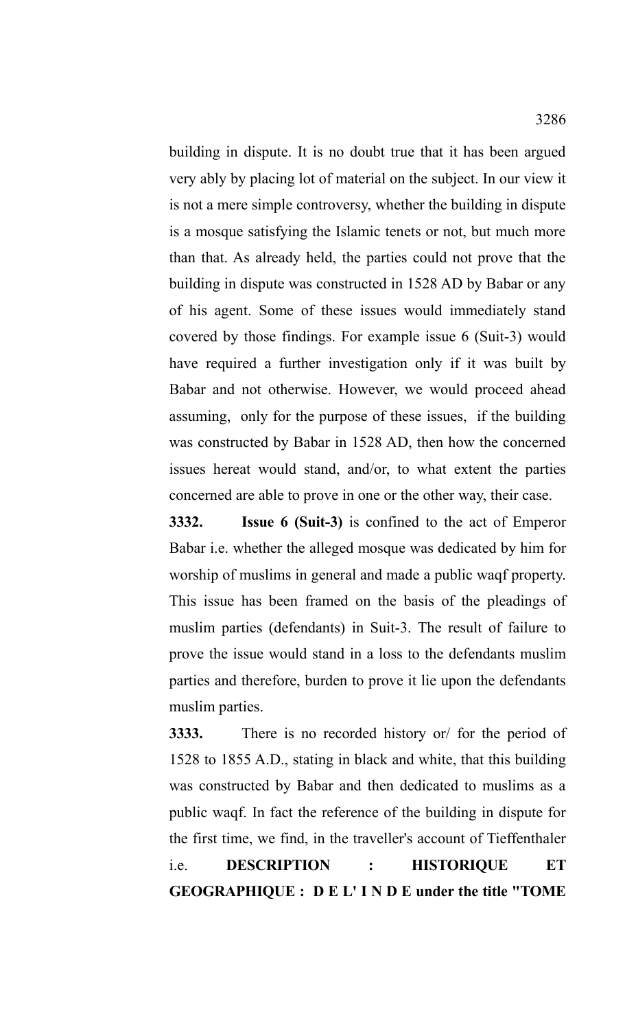building in dispute. It is no doubt true that it has been argued very ably by placing lot of material on the subject. In our view it is not a mere simple controversy, whether the building in dispute is a mosque satisfying the Islamic tenets or not, but much more than that. As already held, the parties could not prove that the building in dispute was constructed in 1528 AD by Babar or any of his agent. Some of these issues would immediately stand covered by those findings. For example issue 6 (Suit-3) would have required a further investigation only if it was built by Babar and not otherwise. However, we would proceed ahead assuming, only for the purpose of these issues, if the building was constructed by Babar in 1528 AD, then how the concerned issues hereat would stand, and/or, to what extent the parties concerned are able to prove in one or the other way, their case.

**3332.** **Issue 6 (Suit-3)** is confined to the act of Emperor Babar i.e. whether the alleged mosque was dedicated by him for worship of muslims in general and made a public waqf property. This issue has been framed on the basis of the pleadings of muslim parties (defendants) in Suit-3. The result of failure to prove the issue would stand in a loss to the defendants muslim parties and therefore, burden to prove it lie upon the defendants muslim parties.

**3333.** There is no recorded history or/ for the period of 1528 to 1855 A.D., stating in black and white, that this building was constructed by Babar and then dedicated to muslims as a public waqf. In fact the reference of the building in dispute for the first time, we find, in the traveller's account of Tieffenthaler i.e. **DESCRIPTION : HISTORIQUE ET GEOGRAPHIQUE : D E L' I N D E under the title "TOME**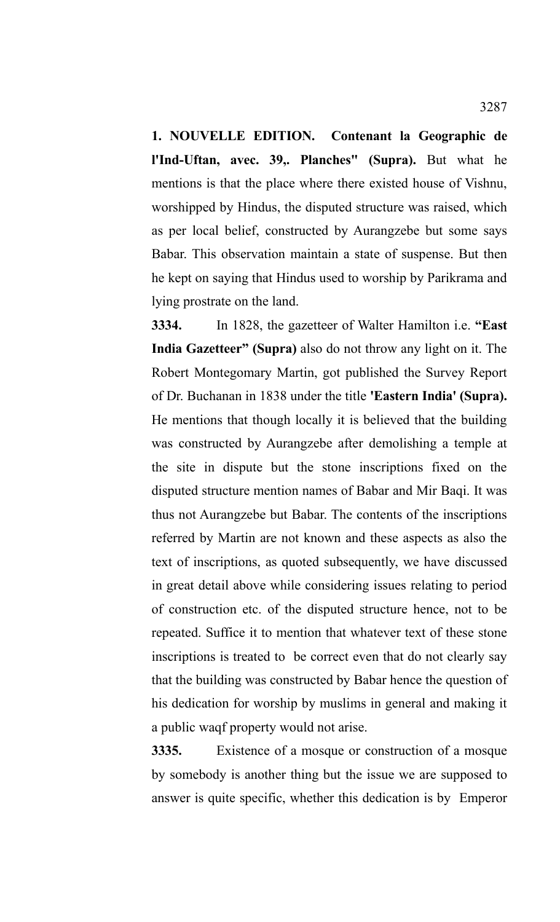**1. NOUVELLE EDITION. Contenant la Geographic de l'Ind-Uftan, avec. 39,. Planches" (Supra).** But what he mentions is that the place where there existed house of Vishnu, worshipped by Hindus, the disputed structure was raised, which as per local belief, constructed by Aurangzebe but some says Babar. This observation maintain a state of suspense. But then he kept on saying that Hindus used to worship by Parikrama and lying prostrate on the land.

**3334.** In 1828, the gazetteer of Walter Hamilton i.e. **"East India Gazetteer" (Supra)** also do not throw any light on it. The Robert Montegomary Martin, got published the Survey Report of Dr. Buchanan in 1838 under the title **'Eastern India' (Supra).** He mentions that though locally it is believed that the building was constructed by Aurangzebe after demolishing a temple at the site in dispute but the stone inscriptions fixed on the disputed structure mention names of Babar and Mir Baqi. It was thus not Aurangzebe but Babar. The contents of the inscriptions referred by Martin are not known and these aspects as also the text of inscriptions, as quoted subsequently, we have discussed in great detail above while considering issues relating to period of construction etc. of the disputed structure hence, not to be repeated. Suffice it to mention that whatever text of these stone inscriptions is treated to be correct even that do not clearly say that the building was constructed by Babar hence the question of his dedication for worship by muslims in general and making it a public waqf property would not arise.

**3335.** Existence of a mosque or construction of a mosque by somebody is another thing but the issue we are supposed to answer is quite specific, whether this dedication is by Emperor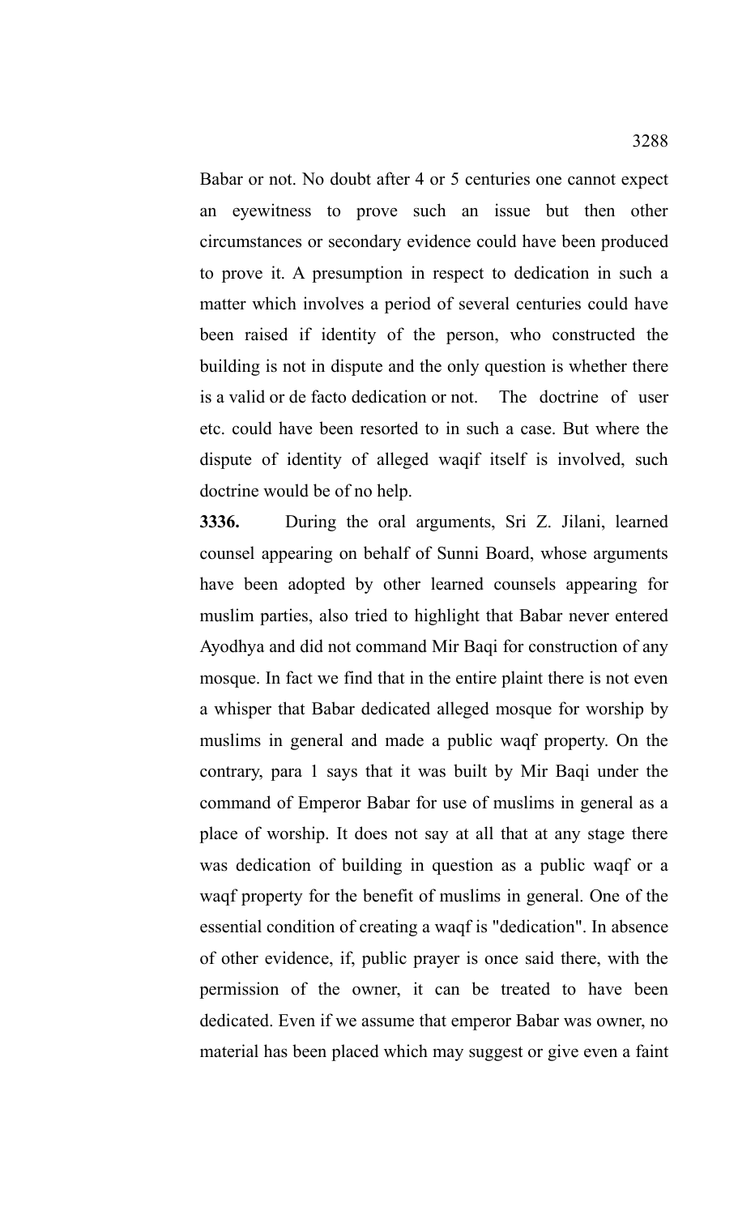Babar or not. No doubt after 4 or 5 centuries one cannot expect an eyewitness to prove such an issue but then other circumstances or secondary evidence could have been produced to prove it. A presumption in respect to dedication in such a matter which involves a period of several centuries could have been raised if identity of the person, who constructed the building is not in dispute and the only question is whether there is a valid or de facto dedication or not. The doctrine of user etc. could have been resorted to in such a case. But where the dispute of identity of alleged waqif itself is involved, such doctrine would be of no help.

**3336.** During the oral arguments, Sri Z. Jilani, learned counsel appearing on behalf of Sunni Board, whose arguments have been adopted by other learned counsels appearing for muslim parties, also tried to highlight that Babar never entered Ayodhya and did not command Mir Baqi for construction of any mosque. In fact we find that in the entire plaint there is not even a whisper that Babar dedicated alleged mosque for worship by muslims in general and made a public waqf property. On the contrary, para 1 says that it was built by Mir Baqi under the command of Emperor Babar for use of muslims in general as a place of worship. It does not say at all that at any stage there was dedication of building in question as a public waqf or a waqf property for the benefit of muslims in general. One of the essential condition of creating a waqf is "dedication". In absence of other evidence, if, public prayer is once said there, with the permission of the owner, it can be treated to have been dedicated. Even if we assume that emperor Babar was owner, no material has been placed which may suggest or give even a faint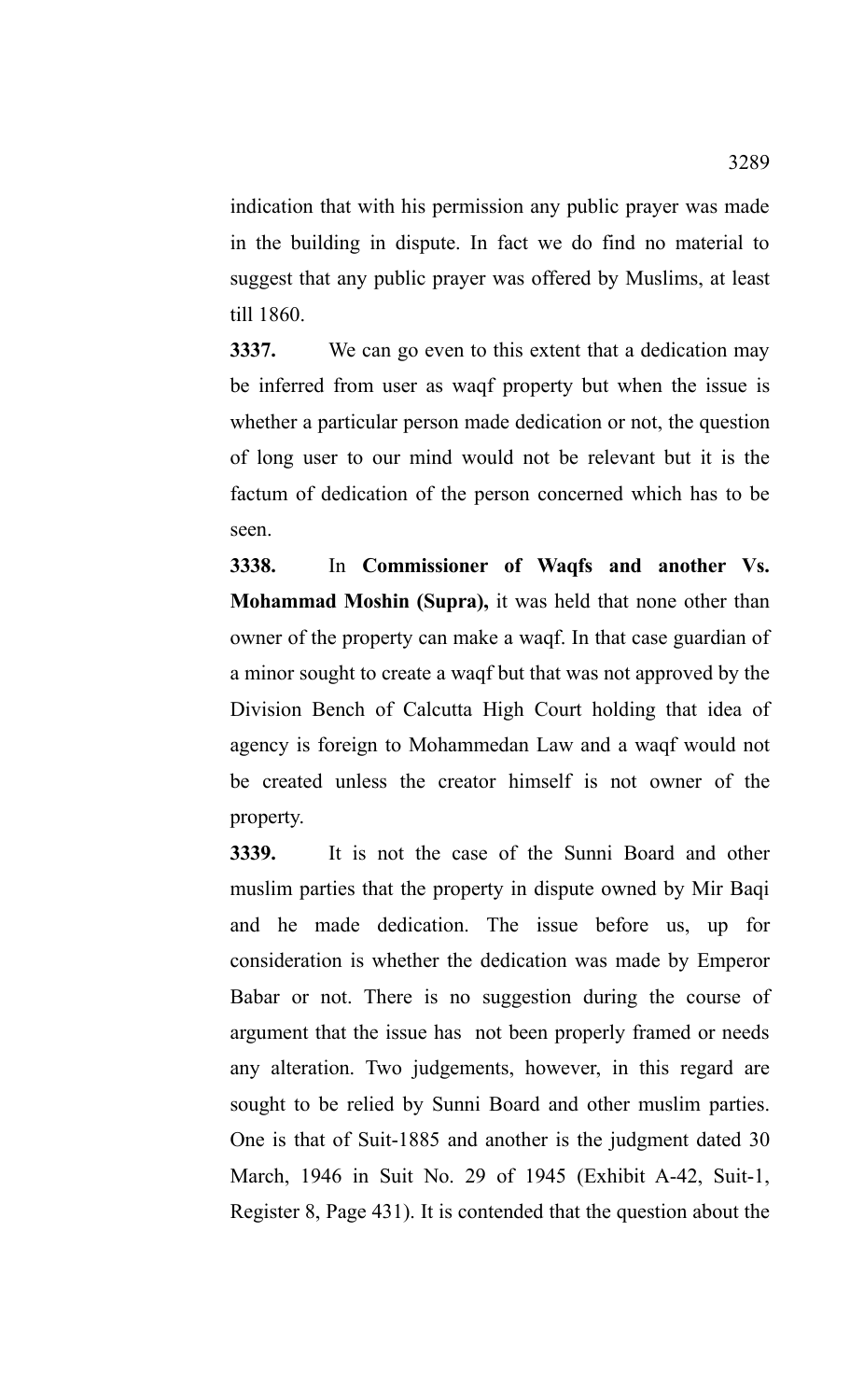indication that with his permission any public prayer was made in the building in dispute. In fact we do find no material to suggest that any public prayer was offered by Muslims, at least till 1860.

**3337.** We can go even to this extent that a dedication may be inferred from user as waqf property but when the issue is whether a particular person made dedication or not, the question of long user to our mind would not be relevant but it is the factum of dedication of the person concerned which has to be seen.

**3338.** In **Commissioner of Waqfs and another Vs. Mohammad Moshin (Supra),** it was held that none other than owner of the property can make a waqf. In that case guardian of a minor sought to create a waqf but that was not approved by the Division Bench of Calcutta High Court holding that idea of agency is foreign to Mohammedan Law and a waqf would not be created unless the creator himself is not owner of the property.

**3339.** It is not the case of the Sunni Board and other muslim parties that the property in dispute owned by Mir Baqi and he made dedication. The issue before us, up for consideration is whether the dedication was made by Emperor Babar or not. There is no suggestion during the course of argument that the issue has not been properly framed or needs any alteration. Two judgements, however, in this regard are sought to be relied by Sunni Board and other muslim parties. One is that of Suit-1885 and another is the judgment dated 30 March, 1946 in Suit No. 29 of 1945 (Exhibit A-42, Suit-1, Register 8, Page 431). It is contended that the question about the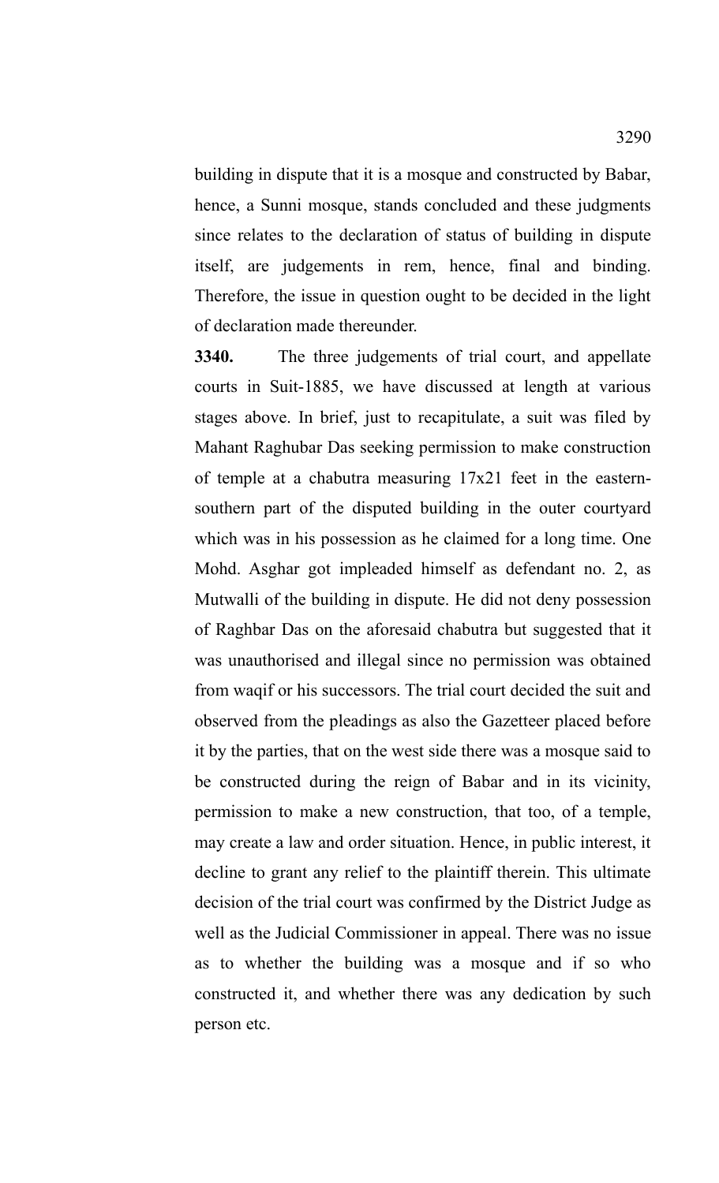building in dispute that it is a mosque and constructed by Babar, hence, a Sunni mosque, stands concluded and these judgments since relates to the declaration of status of building in dispute itself, are judgements in rem, hence, final and binding. Therefore, the issue in question ought to be decided in the light of declaration made thereunder.

**3340.** The three judgements of trial court, and appellate courts in Suit-1885, we have discussed at length at various stages above. In brief, just to recapitulate, a suit was filed by Mahant Raghubar Das seeking permission to make construction of temple at a chabutra measuring 17x21 feet in the eastern-southern part of the disputed building in the outer courtyard which was in his possession as he claimed for a long time. One Mohd. Asghar got impleaded himself as defendant no. 2, as Mutwalli of the building in dispute. He did not deny possession of Raghbar Das on the aforesaid chabutra but suggested that it was unauthorised and illegal since no permission was obtained from waqif or his successors. The trial court decided the suit and observed from the pleadings as also the Gazetteer placed before it by the parties, that on the west side there was a mosque said to be constructed during the reign of Babar and in its vicinity, permission to make a new construction, that too, of a temple, may create a law and order situation. Hence, in public interest, it decline to grant any relief to the plaintiff therein. This ultimate decision of the trial court was confirmed by the District Judge as well as the Judicial Commissioner in appeal. There was no issue as to whether the building was a mosque and if so who constructed it, and whether there was any dedication by such person etc.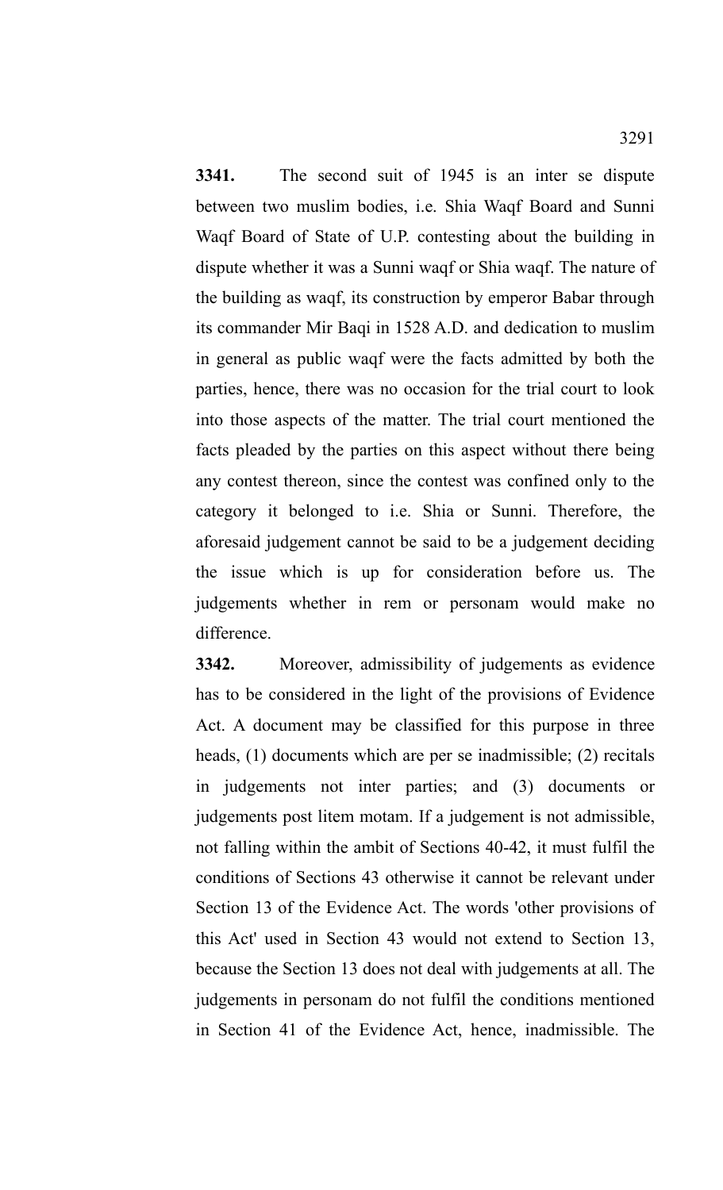**3341.** The second suit of 1945 is an inter se dispute between two muslim bodies, i.e. Shia Waqf Board and Sunni Waqf Board of State of U.P. contesting about the building in dispute whether it was a Sunni waqf or Shia waqf. The nature of the building as waqf, its construction by emperor Babar through its commander Mir Baqi in 1528 A.D. and dedication to muslim in general as public waqf were the facts admitted by both the parties, hence, there was no occasion for the trial court to look into those aspects of the matter. The trial court mentioned the facts pleaded by the parties on this aspect without there being any contest thereon, since the contest was confined only to the category it belonged to i.e. Shia or Sunni. Therefore, the aforesaid judgement cannot be said to be a judgement deciding the issue which is up for consideration before us. The judgements whether in rem or personam would make no difference.

**3342.** Moreover, admissibility of judgements as evidence has to be considered in the light of the provisions of Evidence Act. A document may be classified for this purpose in three heads, (1) documents which are per se inadmissible; (2) recitals in judgements not inter parties; and (3) documents or judgements post litem motam. If a judgement is not admissible, not falling within the ambit of Sections 40-42, it must fulfil the conditions of Sections 43 otherwise it cannot be relevant under Section 13 of the Evidence Act. The words 'other provisions of this Act' used in Section 43 would not extend to Section 13, because the Section 13 does not deal with judgements at all. The judgements in personam do not fulfil the conditions mentioned in Section 41 of the Evidence Act, hence, inadmissible. The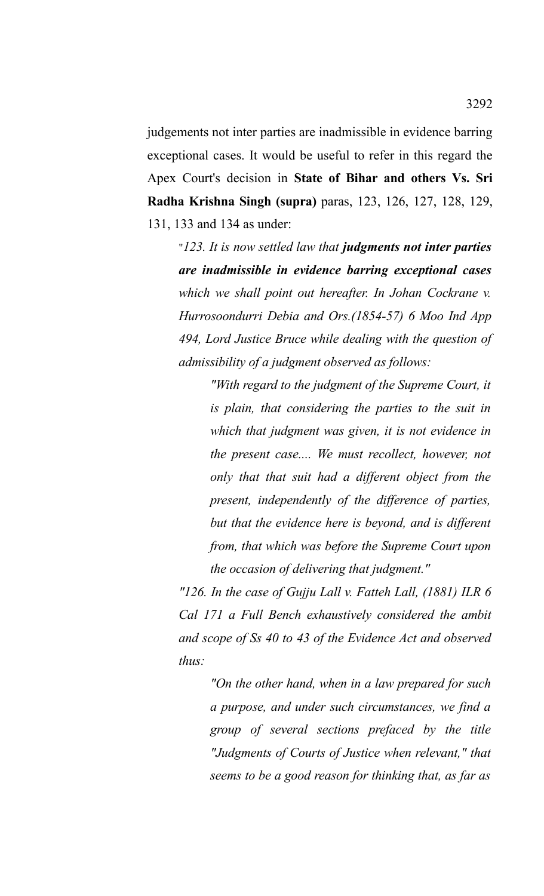judgements not inter parties are inadmissible in evidence barring exceptional cases. It would be useful to refer in this regard the Apex Court's decision in **State of Bihar and others Vs. Sri Radha Krishna Singh (supra)** paras, 123, 126, 127, 128, 129, 131, 133 and 134 as under:

> "*123. It is now settled law that **judgments not inter parties are inadmissible in evidence barring exceptional cases** which we shall point out hereafter. In Johan Cockrane v. Hurrosoondurri Debia and Ors.(1854-57) 6 Moo Ind App 494, Lord Justice Bruce while dealing with the question of admissibility of a judgment observed as follows:*
>
> > *"With regard to the judgment of the Supreme Court, it is plain, that considering the parties to the suit in which that judgment was given, it is not evidence in the present case.... We must recollect, however, not only that that suit had a different object from the present, independently of the difference of parties, but that the evidence here is beyond, and is different from, that which was before the Supreme Court upon the occasion of delivering that judgment."*
>
> *"126. In the case of Gujju Lall v. Fatteh Lall, (1881) ILR 6 Cal 171 a Full Bench exhaustively considered the ambit and scope of Ss 40 to 43 of the Evidence Act and observed thus:*
>
> > *"On the other hand, when in a law prepared for such a purpose, and under such circumstances, we find a group of several sections prefaced by the title "Judgments of Courts of Justice when relevant," that seems to be a good reason for thinking that, as far as*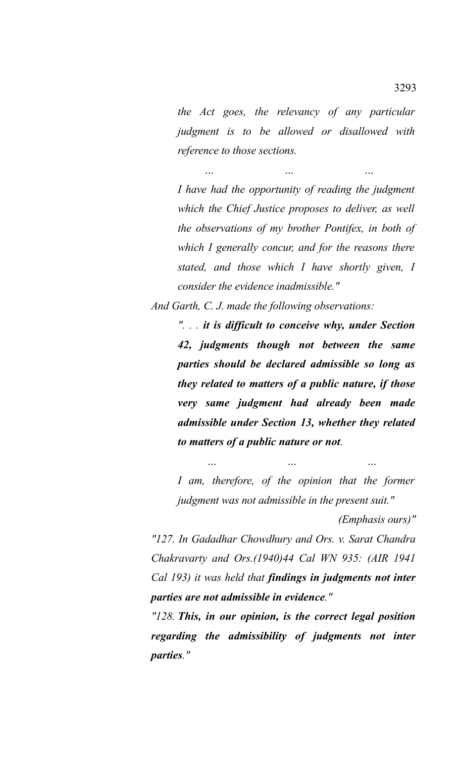*the Act goes, the relevancy of any particular judgment is to be allowed or disallowed with reference to those sections.*

*... ... ...*

*I have had the opportunity of reading the judgment which the Chief Justice proposes to deliver, as well the observations of my brother Pontifex, in both of which I generally concur, and for the reasons there stated, and those which I have shortly given, I consider the evidence inadmissible."*

*And Garth, C. J. made the following observations:*

> *". . . **it is difficult to conceive why, under Section 42, judgments though not between the same parties should be declared admissible so long as they related to matters of a public nature, if those very same judgment had already been made admissible under Section 13, whether they related to matters of a public nature or not**.*
>
> *... ... ...*
>
> *I am, therefore, of the opinion that the former judgment was not admissible in the present suit."*

*(Emphasis ours)"*

*"127. In Gadadhar Chowdhury and Ors. v. Sarat Chandra Chakravarty and Ors.(1940)44 Cal WN 935: (AIR 1941 Cal 193) it was held that **findings in judgments not inter parties are not admissible in evidence**."*

*"128. **This, in our opinion, is the correct legal position regarding the admissibility of judgments not inter parties**."*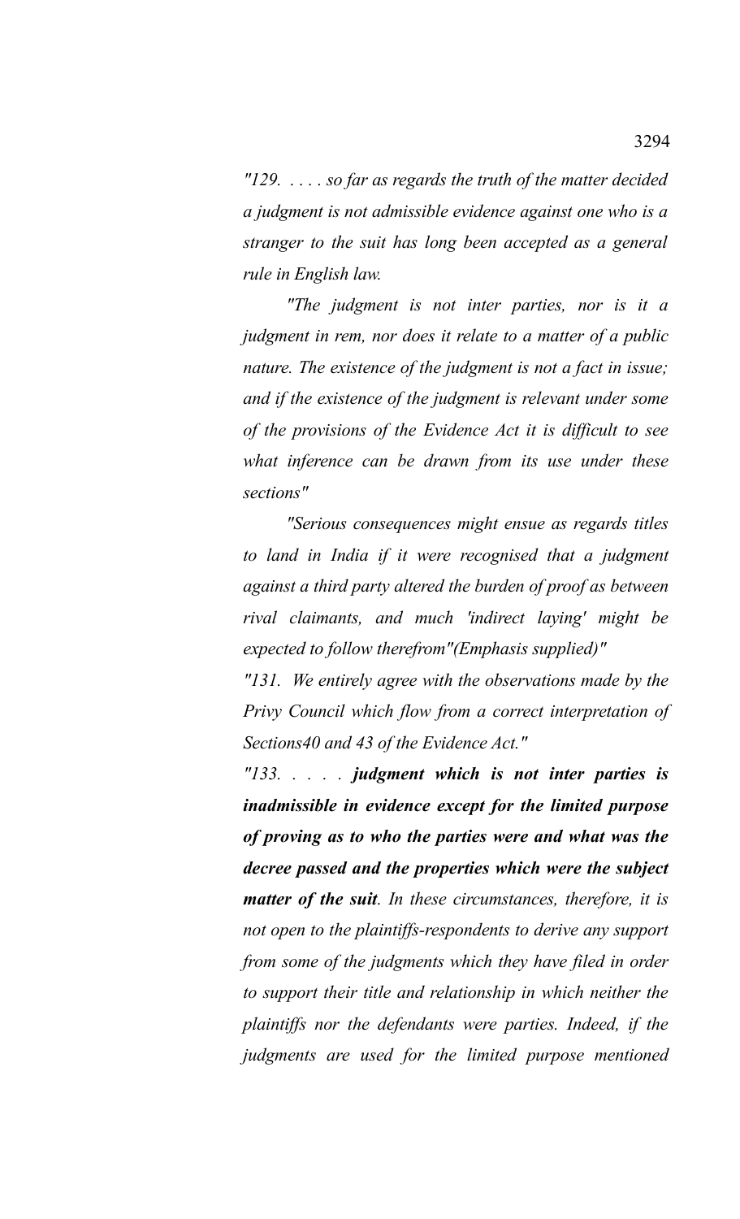*"129. . . . . so far as regards the truth of the matter decided a judgment is not admissible evidence against one who is a stranger to the suit has long been accepted as a general rule in English law.*

*"The judgment is not inter parties, nor is it a judgment in rem, nor does it relate to a matter of a public nature. The existence of the judgment is not a fact in issue; and if the existence of the judgment is relevant under some of the provisions of the Evidence Act it is difficult to see what inference can be drawn from its use under these sections"*

*"Serious consequences might ensue as regards titles to land in India if it were recognised that a judgment against a third party altered the burden of proof as between rival claimants, and much 'indirect laying' might be expected to follow therefrom"(Emphasis supplied)"*

*"131. We entirely agree with the observations made by the Privy Council which flow from a correct interpretation of Sections40 and 43 of the Evidence Act."*

*"133. . . . . **judgment which is not inter parties is inadmissible in evidence except for the limited purpose of proving as to who the parties were and what was the decree passed and the properties which were the subject matter of the suit**. In these circumstances, therefore, it is not open to the plaintiffs-respondents to derive any support from some of the judgments which they have filed in order to support their title and relationship in which neither the plaintiffs nor the defendants were parties. Indeed, if the judgments are used for the limited purpose mentioned*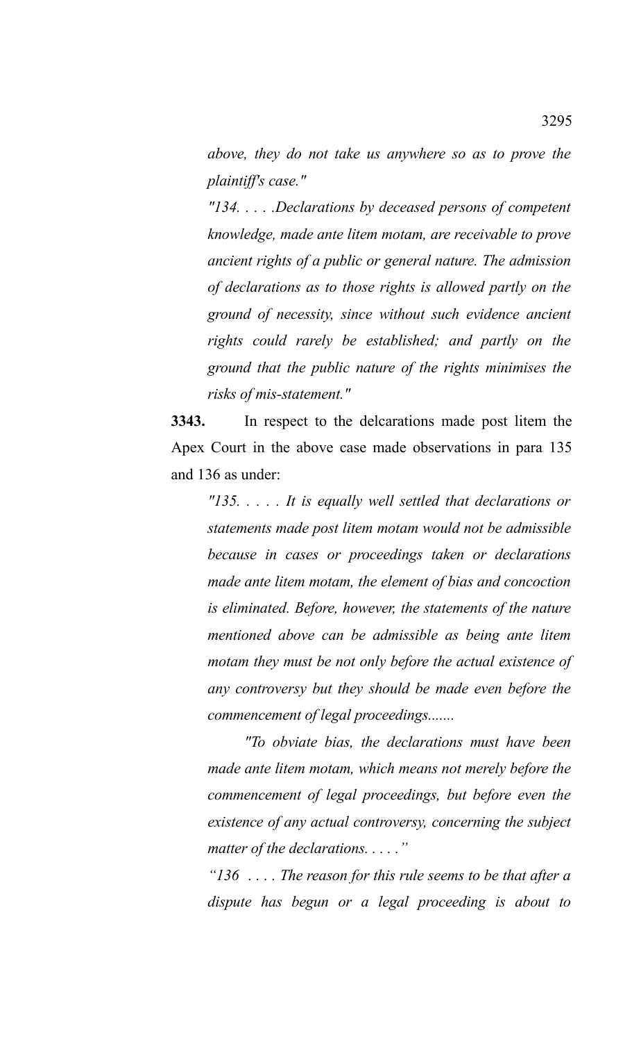*above, they do not take us anywhere so as to prove the plaintiff's case."*

*"134. . . . .Declarations by deceased persons of competent knowledge, made ante litem motam, are receivable to prove ancient rights of a public or general nature. The admission of declarations as to those rights is allowed partly on the ground of necessity, since without such evidence ancient rights could rarely be established; and partly on the ground that the public nature of the rights minimises the risks of mis-statement."*

**3343.** In respect to the delcarations made post litem the Apex Court in the above case made observations in para 135 and 136 as under:

*"135. . . . . It is equally well settled that declarations or statements made post litem motam would not be admissible because in cases or proceedings taken or declarations made ante litem motam, the element of bias and concoction is eliminated. Before, however, the statements of the nature mentioned above can be admissible as being ante litem motam they must be not only before the actual existence of any controversy but they should be made even before the commencement of legal proceedings.......*

*"To obviate bias, the declarations must have been made ante litem motam, which means not merely before the commencement of legal proceedings, but before even the existence of any actual controversy, concerning the subject matter of the declarations. . . . ."*

*"136 . . . . The reason for this rule seems to be that after a dispute has begun or a legal proceeding is about to*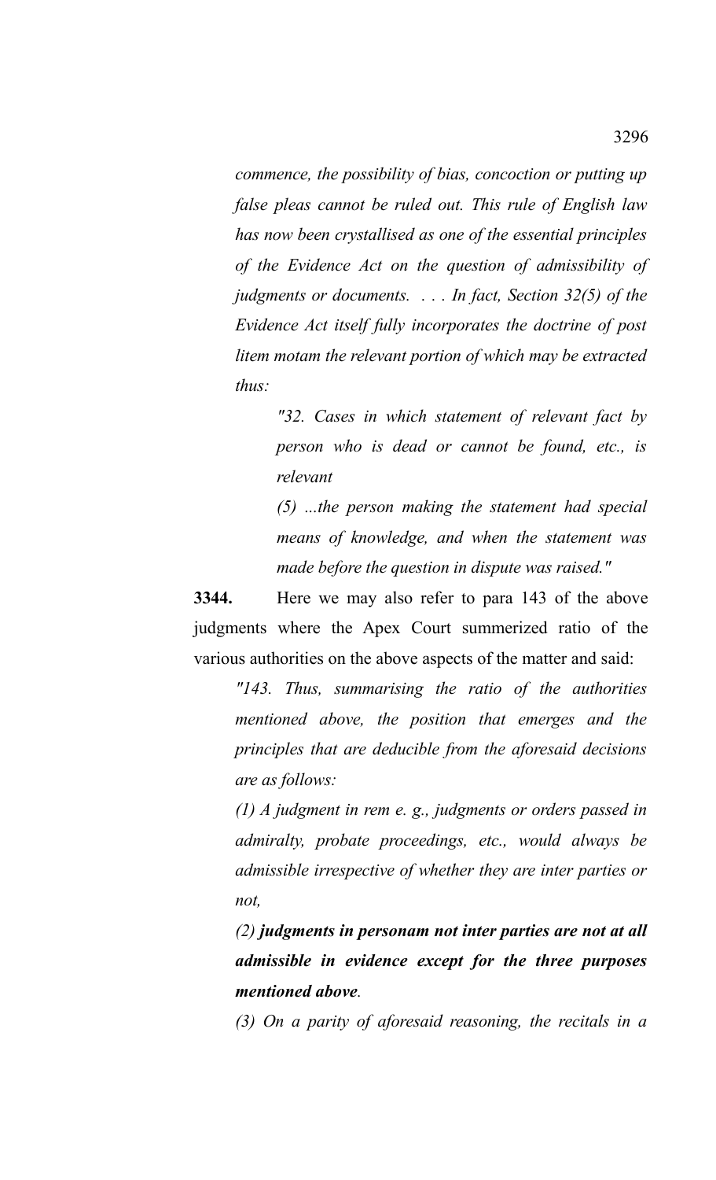*commence, the possibility of bias, concoction or putting up false pleas cannot be ruled out. This rule of English law has now been crystallised as one of the essential principles of the Evidence Act on the question of admissibility of judgments or documents. . . . In fact, Section 32(5) of the Evidence Act itself fully incorporates the doctrine of post litem motam the relevant portion of which may be extracted thus:*

> *"32. Cases in which statement of relevant fact by person who is dead or cannot be found, etc., is relevant*
>
> *(5) ...the person making the statement had special means of knowledge, and when the statement was made before the question in dispute was raised."*

**3344.** Here we may also refer to para 143 of the above judgments where the Apex Court summerized ratio of the various authorities on the above aspects of the matter and said:

*"143. Thus, summarising the ratio of the authorities mentioned above, the position that emerges and the principles that are deducible from the aforesaid decisions are as follows:*

*(1) A judgment in rem e. g., judgments or orders passed in admiralty, probate proceedings, etc., would always be admissible irrespective of whether they are inter parties or not,*

*(2) **judgments in personam not inter parties are not at all admissible in evidence except for the three purposes mentioned above**.*

*(3) On a parity of aforesaid reasoning, the recitals in a*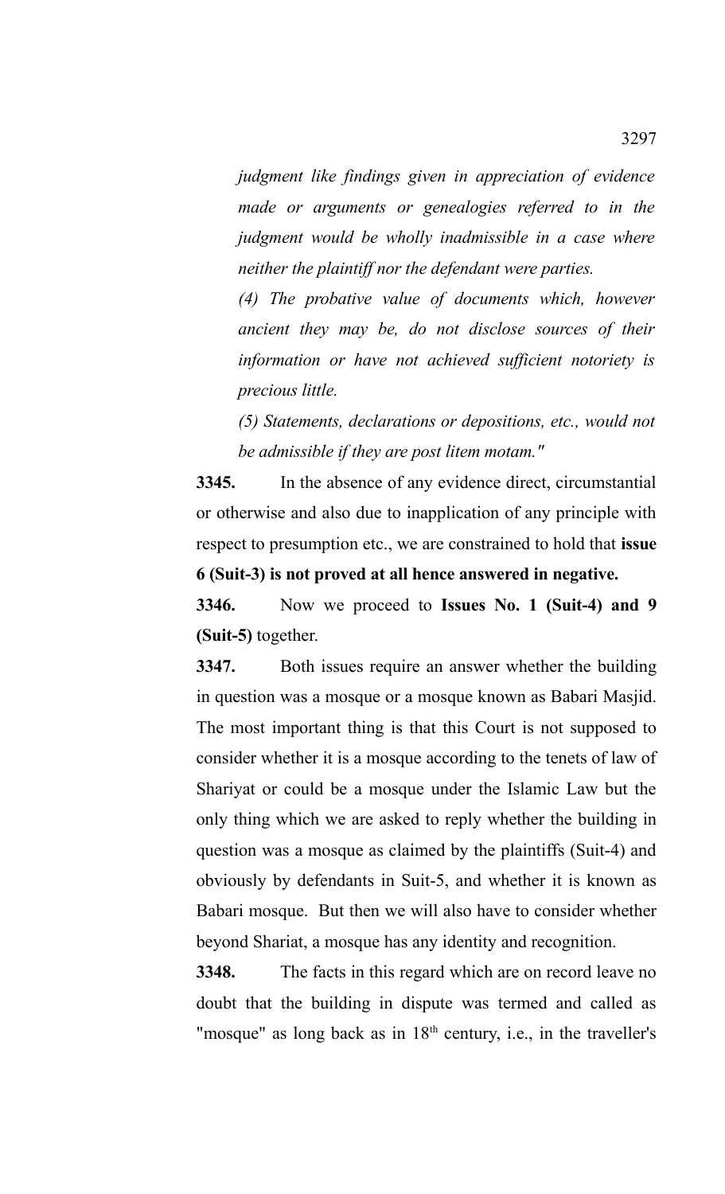*judgment like findings given in appreciation of evidence made or arguments or genealogies referred to in the judgment would be wholly inadmissible in a case where neither the plaintiff nor the defendant were parties.*

*(4) The probative value of documents which, however ancient they may be, do not disclose sources of their information or have not achieved sufficient notoriety is precious little.*

*(5) Statements, declarations or depositions, etc., would not be admissible if they are post litem motam."*

**3345.** In the absence of any evidence direct, circumstantial or otherwise and also due to inapplication of any principle with respect to presumption etc., we are constrained to hold that **issue 6 (Suit-3) is not proved at all hence answered in negative.**

**3346.** Now we proceed to **Issues No. 1 (Suit-4) and 9 (Suit-5)** together.

**3347.** Both issues require an answer whether the building in question was a mosque or a mosque known as Babari Masjid. The most important thing is that this Court is not supposed to consider whether it is a mosque according to the tenets of law of Shariyat or could be a mosque under the Islamic Law but the only thing which we are asked to reply whether the building in question was a mosque as claimed by the plaintiffs (Suit-4) and obviously by defendants in Suit-5, and whether it is known as Babari mosque. But then we will also have to consider whether beyond Shariat, a mosque has any identity and recognition.

**3348.** The facts in this regard which are on record leave no doubt that the building in dispute was termed and called as "mosque" as long back as in 18th century, i.e., in the traveller's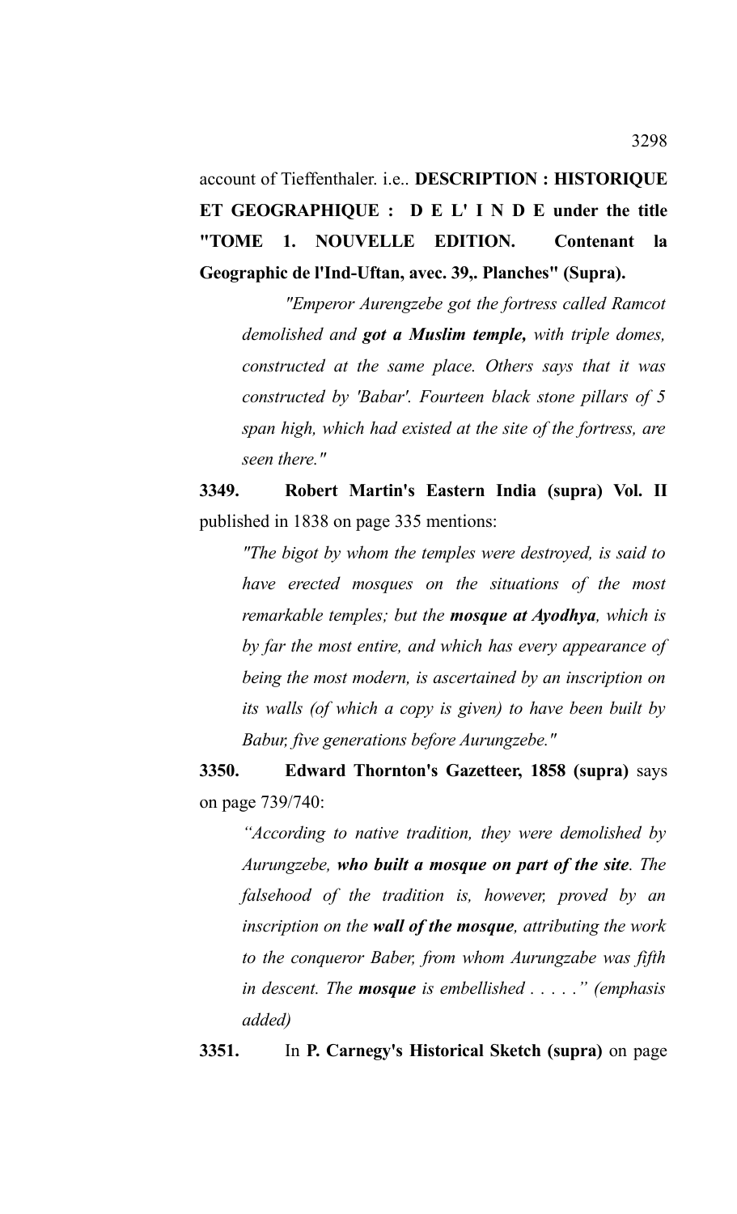account of Tieffenthaler. i.e.. **DESCRIPTION : HISTORIQUE ET GEOGRAPHIQUE : D E L' I N D E under the title "TOME 1. NOUVELLE EDITION. Contenant la Geographic de l'Ind-Uftan, avec. 39,. Planches" (Supra).**

> *"Emperor Aurengzebe got the fortress called Ramcot demolished and **got a Muslim temple,** with triple domes, constructed at the same place. Others says that it was constructed by 'Babar'. Fourteen black stone pillars of 5 span high, which had existed at the site of the fortress, are seen there."*

**3349. Robert Martin's Eastern India (supra) Vol. II** published in 1838 on page 335 mentions:

> *"The bigot by whom the temples were destroyed, is said to have erected mosques on the situations of the most remarkable temples; but the **mosque at Ayodhya**, which is by far the most entire, and which has every appearance of being the most modern, is ascertained by an inscription on its walls (of which a copy is given) to have been built by Babur, five generations before Aurungzebe."*

**3350. Edward Thornton's Gazetteer, 1858 (supra)** says on page 739/740:

> *"According to native tradition, they were demolished by Aurungzebe, **who built a mosque on part of the site**. The falsehood of the tradition is, however, proved by an inscription on the **wall of the mosque**, attributing the work to the conqueror Baber, from whom Aurungzabe was fifth in descent. The **mosque** is embellished . . . . ." (emphasis added)*

**3351.** In **P. Carnegy's Historical Sketch (supra)** on page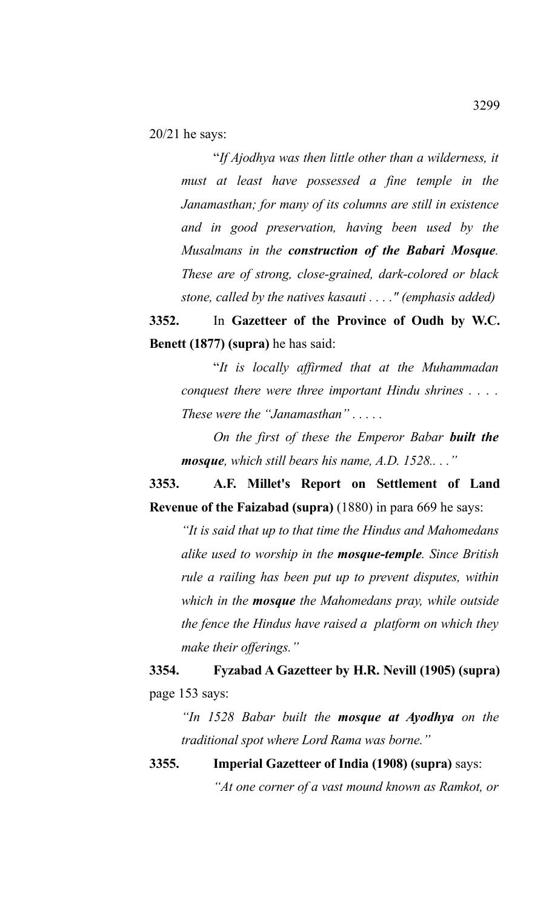20/21 he says:

> "*If Ajodhya was then little other than a wilderness, it must at least have possessed a fine temple in the Janamasthan; for many of its columns are still in existence and in good preservation, having been used by the Musalmans in the **construction of the Babari Mosque**. These are of strong, close-grained, dark-colored or black stone, called by the natives kasauti . . . ." (emphasis added)*

**3352.** In **Gazetteer of the Province of Oudh by W.C. Benett (1877) (supra)** he has said:

> "*It is locally affirmed that at the Muhammadan conquest there were three important Hindu shrines . . . . These were the "Janamasthan" . . . . .*
>
> *On the first of these the Emperor Babar **built the mosque**, which still bears his name, A.D. 1528.. . ."*

**3353. A.F. Millet's Report on Settlement of Land Revenue of the Faizabad (supra)** (1880) in para 669 he says:

> *"It is said that up to that time the Hindus and Mahomedans alike used to worship in the **mosque-temple**. Since British rule a railing has been put up to prevent disputes, within which in the **mosque** the Mahomedans pray, while outside the fence the Hindus have raised a platform on which they make their offerings."*

**3354. Fyzabad A Gazetteer by H.R. Nevill (1905) (supra)** page 153 says:

> *"In 1528 Babar built the **mosque at Ayodhya** on the traditional spot where Lord Rama was borne."*

**3355. Imperial Gazetteer of India (1908) (supra)** says:

> *"At one corner of a vast mound known as Ramkot, or*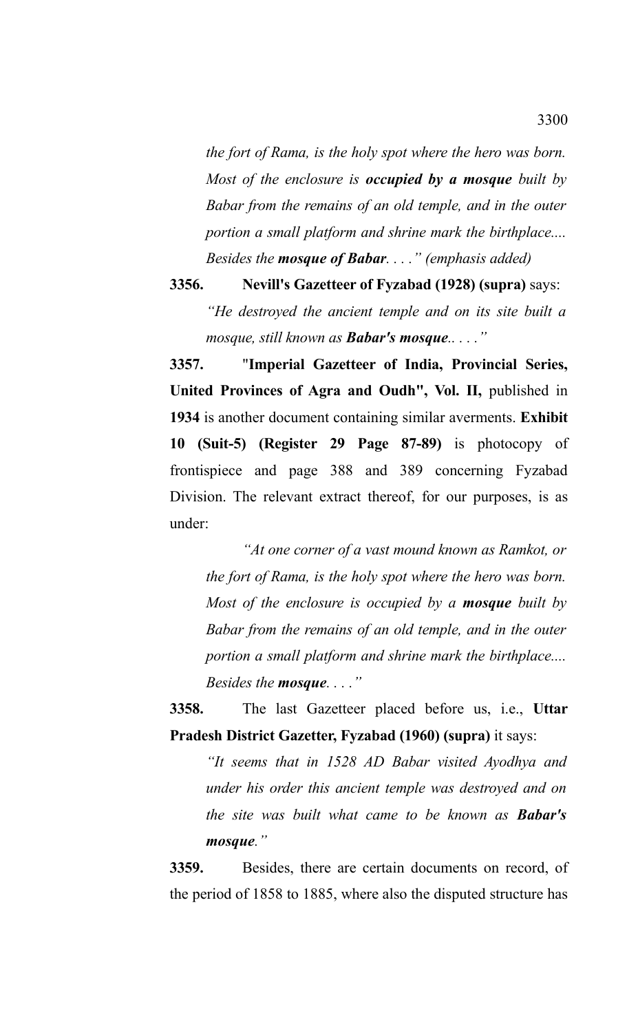*the fort of Rama, is the holy spot where the hero was born. Most of the enclosure is **occupied by a mosque** built by Babar from the remains of an old temple, and in the outer portion a small platform and shrine mark the birthplace.... Besides the **mosque of Babar**. . . ." (emphasis added)*

**3356.** **Nevill's Gazetteer of Fyzabad (1928) (supra)** says:

*"He destroyed the ancient temple and on its site built a mosque, still known as **Babar's mosque**.. . . ."*

**3357.** "**Imperial Gazetteer of India, Provincial Series, United Provinces of Agra and Oudh", Vol. II,** published in **1934** is another document containing similar averments. **Exhibit 10 (Suit-5) (Register 29 Page 87-89)** is photocopy of frontispiece and page 388 and 389 concerning Fyzabad Division. The relevant extract thereof, for our purposes, is as under:

*"At one corner of a vast mound known as Ramkot, or the fort of Rama, is the holy spot where the hero was born. Most of the enclosure is occupied by a **mosque** built by Babar from the remains of an old temple, and in the outer portion a small platform and shrine mark the birthplace.... Besides the **mosque**. . . ."*

**3358.** The last Gazetteer placed before us, i.e., **Uttar Pradesh District Gazetter, Fyzabad (1960) (supra)** it says:

*"It seems that in 1528 AD Babar visited Ayodhya and under his order this ancient temple was destroyed and on the site was built what came to be known as **Babar's mosque**."*

**3359.** Besides, there are certain documents on record, of the period of 1858 to 1885, where also the disputed structure has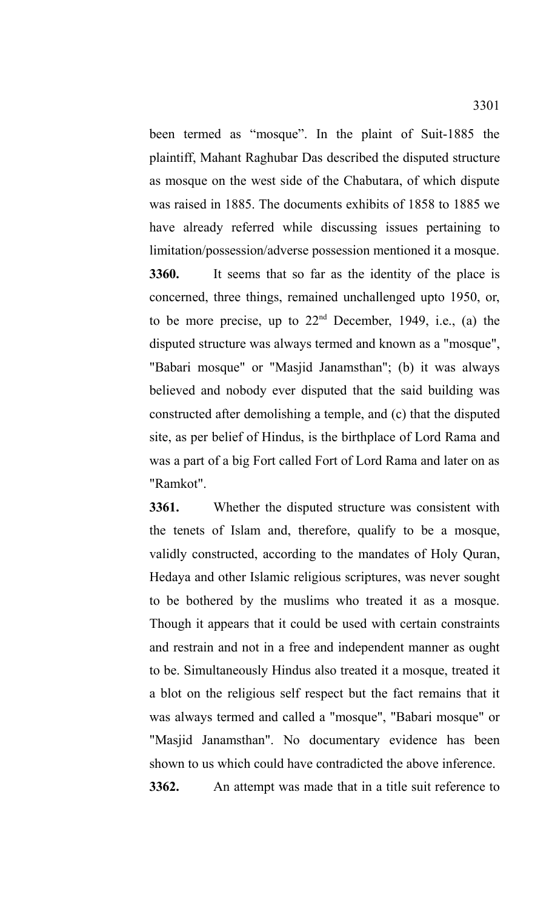been termed as "mosque". In the plaint of Suit-1885 the plaintiff, Mahant Raghubar Das described the disputed structure as mosque on the west side of the Chabutara, of which dispute was raised in 1885. The documents exhibits of 1858 to 1885 we have already referred while discussing issues pertaining to limitation/possession/adverse possession mentioned it a mosque.

**3360.** It seems that so far as the identity of the place is concerned, three things, remained unchallenged upto 1950, or, to be more precise, up to 22nd December, 1949, i.e., (a) the disputed structure was always termed and known as a "mosque", "Babari mosque" or "Masjid Janamsthan"; (b) it was always believed and nobody ever disputed that the said building was constructed after demolishing a temple, and (c) that the disputed site, as per belief of Hindus, is the birthplace of Lord Rama and was a part of a big Fort called Fort of Lord Rama and later on as "Ramkot".

**3361.** Whether the disputed structure was consistent with the tenets of Islam and, therefore, qualify to be a mosque, validly constructed, according to the mandates of Holy Quran, Hedaya and other Islamic religious scriptures, was never sought to be bothered by the muslims who treated it as a mosque. Though it appears that it could be used with certain constraints and restrain and not in a free and independent manner as ought to be. Simultaneously Hindus also treated it a mosque, treated it a blot on the religious self respect but the fact remains that it was always termed and called a "mosque", "Babari mosque" or "Masjid Janamsthan". No documentary evidence has been shown to us which could have contradicted the above inference.

**3362.** An attempt was made that in a title suit reference to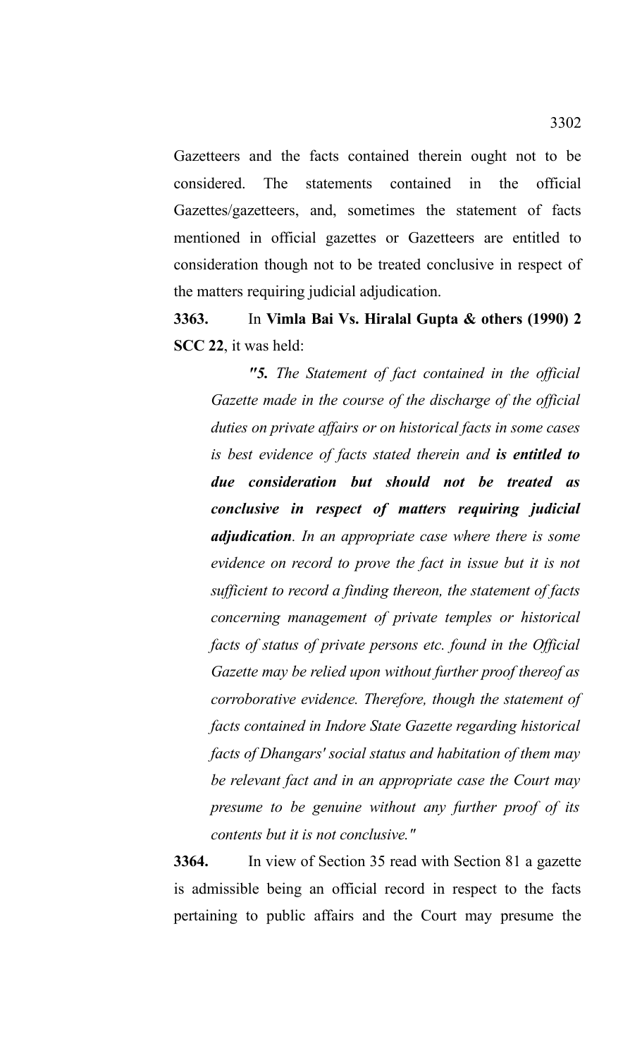Gazetteers and the facts contained therein ought not to be considered. The statements contained in the official Gazettes/gazetteers, and, sometimes the statement of facts mentioned in official gazettes or Gazetteers are entitled to consideration though not to be treated conclusive in respect of the matters requiring judicial adjudication.

**3363.** In **Vimla Bai Vs. Hiralal Gupta & others (1990) 2 SCC 22**, it was held:

> *"**5.** The Statement of fact contained in the official Gazette made in the course of the discharge of the official duties on private affairs or on historical facts in some cases is best evidence of facts stated therein and **is entitled to due consideration but should not be treated as conclusive in respect of matters requiring judicial adjudication**. In an appropriate case where there is some evidence on record to prove the fact in issue but it is not sufficient to record a finding thereon, the statement of facts concerning management of private temples or historical facts of status of private persons etc. found in the Official Gazette may be relied upon without further proof thereof as corroborative evidence. Therefore, though the statement of facts contained in Indore State Gazette regarding historical facts of Dhangars' social status and habitation of them may be relevant fact and in an appropriate case the Court may presume to be genuine without any further proof of its contents but it is not conclusive."*

**3364.** In view of Section 35 read with Section 81 a gazette is admissible being an official record in respect to the facts pertaining to public affairs and the Court may presume the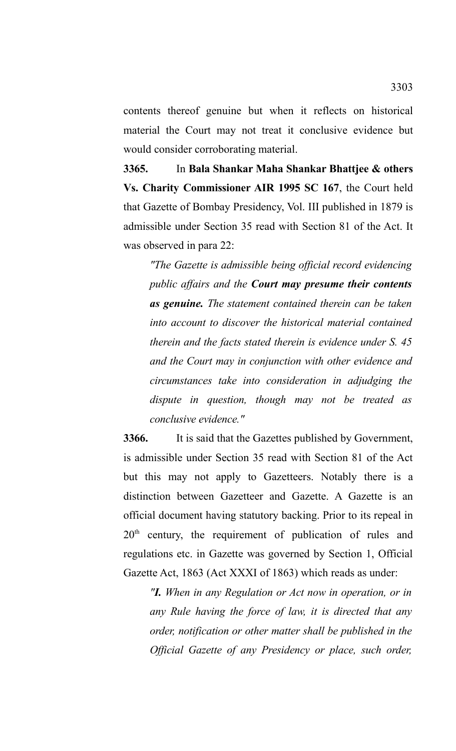contents thereof genuine but when it reflects on historical material the Court may not treat it conclusive evidence but would consider corroborating material.

**3365.** In **Bala Shankar Maha Shankar Bhattjee & others Vs. Charity Commissioner AIR 1995 SC 167**, the Court held that Gazette of Bombay Presidency, Vol. III published in 1879 is admissible under Section 35 read with Section 81 of the Act. It was observed in para 22:

> *"The Gazette is admissible being official record evidencing public affairs and the* ***Court may presume their contents as genuine.*** *The statement contained therein can be taken into account to discover the historical material contained therein and the facts stated therein is evidence under S. 45 and the Court may in conjunction with other evidence and circumstances take into consideration in adjudging the dispute in question, though may not be treated as conclusive evidence."*

**3366.** It is said that the Gazettes published by Government, is admissible under Section 35 read with Section 81 of the Act but this may not apply to Gazetteers. Notably there is a distinction between Gazetteer and Gazette. A Gazette is an official document having statutory backing. Prior to its repeal in 20th century, the requirement of publication of rules and regulations etc. in Gazette was governed by Section 1, Official Gazette Act, 1863 (Act XXXI of 1863) which reads as under:

> *"**I.** When in any Regulation or Act now in operation, or in any Rule having the force of law, it is directed that any order, notification or other matter shall be published in the Official Gazette of any Presidency or place, such order,*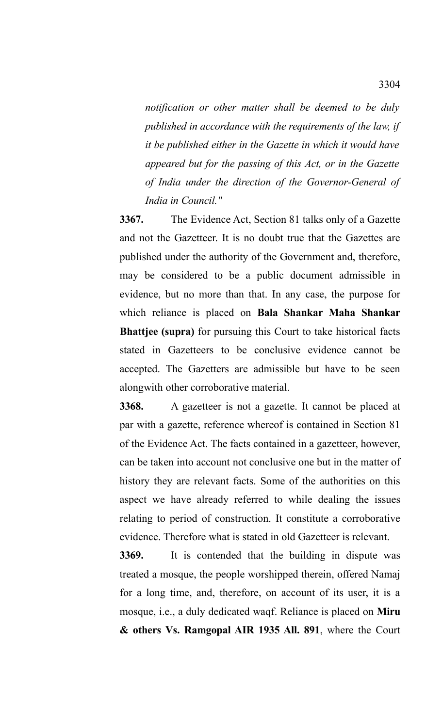*notification or other matter shall be deemed to be duly published in accordance with the requirements of the law, if it be published either in the Gazette in which it would have appeared but for the passing of this Act, or in the Gazette of India under the direction of the Governor-General of India in Council."*

**3367.** The Evidence Act, Section 81 talks only of a Gazette and not the Gazetteer. It is no doubt true that the Gazettes are published under the authority of the Government and, therefore, may be considered to be a public document admissible in evidence, but no more than that. In any case, the purpose for which reliance is placed on **Bala Shankar Maha Shankar Bhattjee (supra)** for pursuing this Court to take historical facts stated in Gazetteers to be conclusive evidence cannot be accepted. The Gazetters are admissible but have to be seen alongwith other corroborative material.

**3368.** A gazetteer is not a gazette. It cannot be placed at par with a gazette, reference whereof is contained in Section 81 of the Evidence Act. The facts contained in a gazetteer, however, can be taken into account not conclusive one but in the matter of history they are relevant facts. Some of the authorities on this aspect we have already referred to while dealing the issues relating to period of construction. It constitute a corroborative evidence. Therefore what is stated in old Gazetteer is relevant.

**3369.** It is contended that the building in dispute was treated a mosque, the people worshipped therein, offered Namaj for a long time, and, therefore, on account of its user, it is a mosque, i.e., a duly dedicated waqf. Reliance is placed on **Miru & others Vs. Ramgopal AIR 1935 All. 891**, where the Court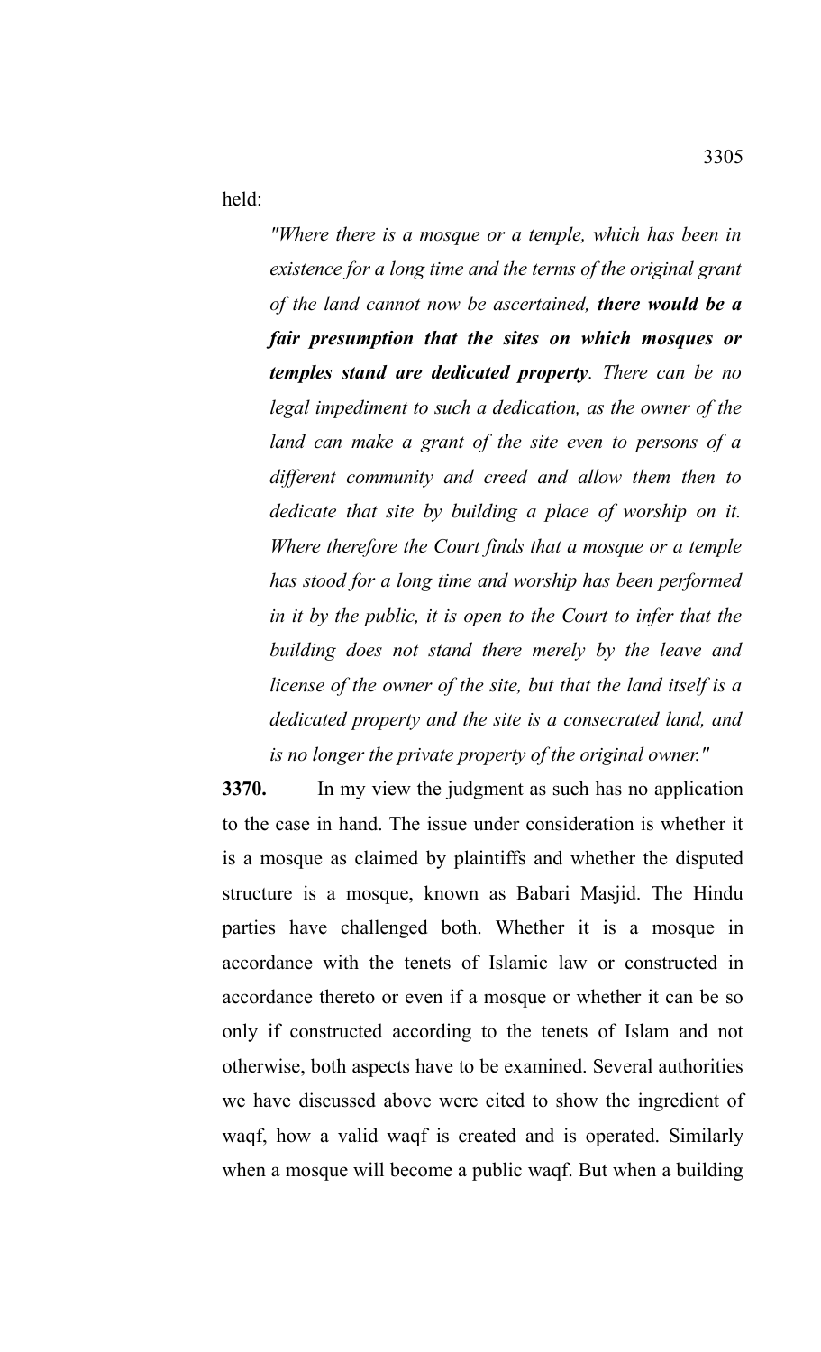held:

> *"Where there is a mosque or a temple, which has been in existence for a long time and the terms of the original grant of the land cannot now be ascertained, **there would be a fair presumption that the sites on which mosques or temples stand are dedicated property**. There can be no legal impediment to such a dedication, as the owner of the land can make a grant of the site even to persons of a different community and creed and allow them then to dedicate that site by building a place of worship on it. Where therefore the Court finds that a mosque or a temple has stood for a long time and worship has been performed in it by the public, it is open to the Court to infer that the building does not stand there merely by the leave and license of the owner of the site, but that the land itself is a dedicated property and the site is a consecrated land, and is no longer the private property of the original owner."*

**3370.** In my view the judgment as such has no application to the case in hand. The issue under consideration is whether it is a mosque as claimed by plaintiffs and whether the disputed structure is a mosque, known as Babari Masjid. The Hindu parties have challenged both. Whether it is a mosque in accordance with the tenets of Islamic law or constructed in accordance thereto or even if a mosque or whether it can be so only if constructed according to the tenets of Islam and not otherwise, both aspects have to be examined. Several authorities we have discussed above were cited to show the ingredient of waqf, how a valid waqf is created and is operated. Similarly when a mosque will become a public waqf. But when a building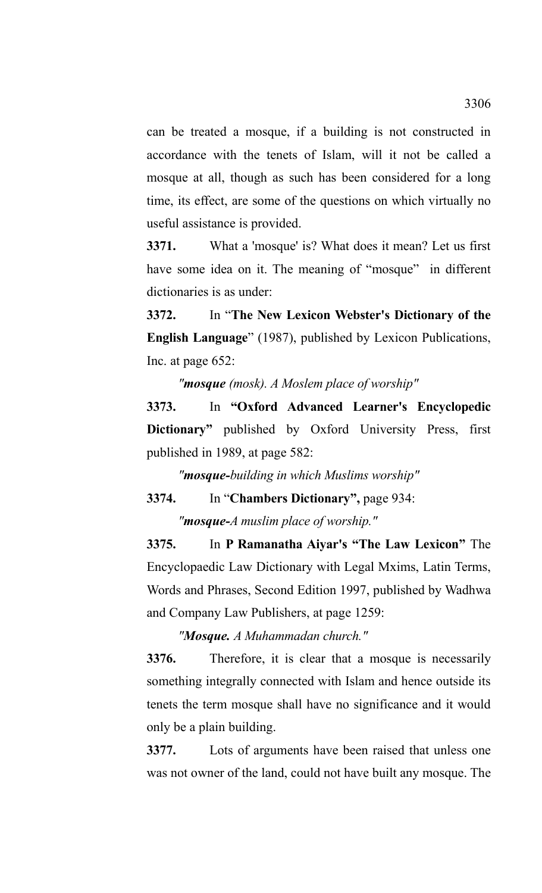can be treated a mosque, if a building is not constructed in accordance with the tenets of Islam, will it not be called a mosque at all, though as such has been considered for a long time, its effect, are some of the questions on which virtually no useful assistance is provided.

**3371.** What a 'mosque' is? What does it mean? Let us first have some idea on it. The meaning of "mosque" in different dictionaries is as under:

**3372.** In "**The New Lexicon Webster's Dictionary of the English Language**" (1987), published by Lexicon Publications, Inc. at page 652:

*"**mosque** (mosk). A Moslem place of worship"*

**3373.** In **"Oxford Advanced Learner's Encyclopedic Dictionary"** published by Oxford University Press, first published in 1989, at page 582:

*"**mosque**-building in which Muslims worship"*

**3374.** In "**Chambers Dictionary",** page 934:

*"**mosque**-A muslim place of worship."*

**3375.** In **P Ramanatha Aiyar's "The Law Lexicon"** The Encyclopaedic Law Dictionary with Legal Mxims, Latin Terms, Words and Phrases, Second Edition 1997, published by Wadhwa and Company Law Publishers, at page 1259:

*"**Mosque.** A Muhammadan church."*

**3376.** Therefore, it is clear that a mosque is necessarily something integrally connected with Islam and hence outside its tenets the term mosque shall have no significance and it would only be a plain building.

**3377.** Lots of arguments have been raised that unless one was not owner of the land, could not have built any mosque. The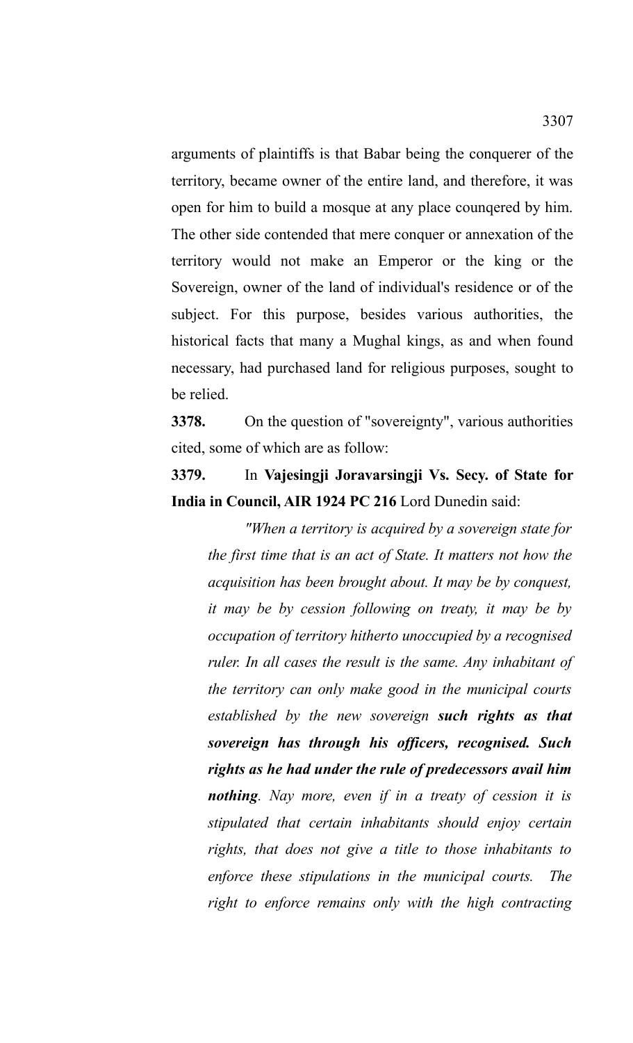arguments of plaintiffs is that Babar being the conquerer of the territory, became owner of the entire land, and therefore, it was open for him to build a mosque at any place counqered by him. The other side contended that mere conquer or annexation of the territory would not make an Emperor or the king or the Sovereign, owner of the land of individual's residence or of the subject. For this purpose, besides various authorities, the historical facts that many a Mughal kings, as and when found necessary, had purchased land for religious purposes, sought to be relied.

**3378.** On the question of "sovereignty", various authorities cited, some of which are as follow:

**3379.** In **Vajesingji Joravarsingji Vs. Secy. of State for India in Council, AIR 1924 PC 216** Lord Dunedin said:

> *"When a territory is acquired by a sovereign state for the first time that is an act of State. It matters not how the acquisition has been brought about. It may be by conquest, it may be by cession following on treaty, it may be by occupation of territory hitherto unoccupied by a recognised ruler. In all cases the result is the same. Any inhabitant of the territory can only make good in the municipal courts established by the new sovereign* ***such rights as that sovereign has through his officers, recognised. Such rights as he had under the rule of predecessors avail him nothing****. Nay more, even if in a treaty of cession it is stipulated that certain inhabitants should enjoy certain rights, that does not give a title to those inhabitants to enforce these stipulations in the municipal courts. The right to enforce remains only with the high contracting*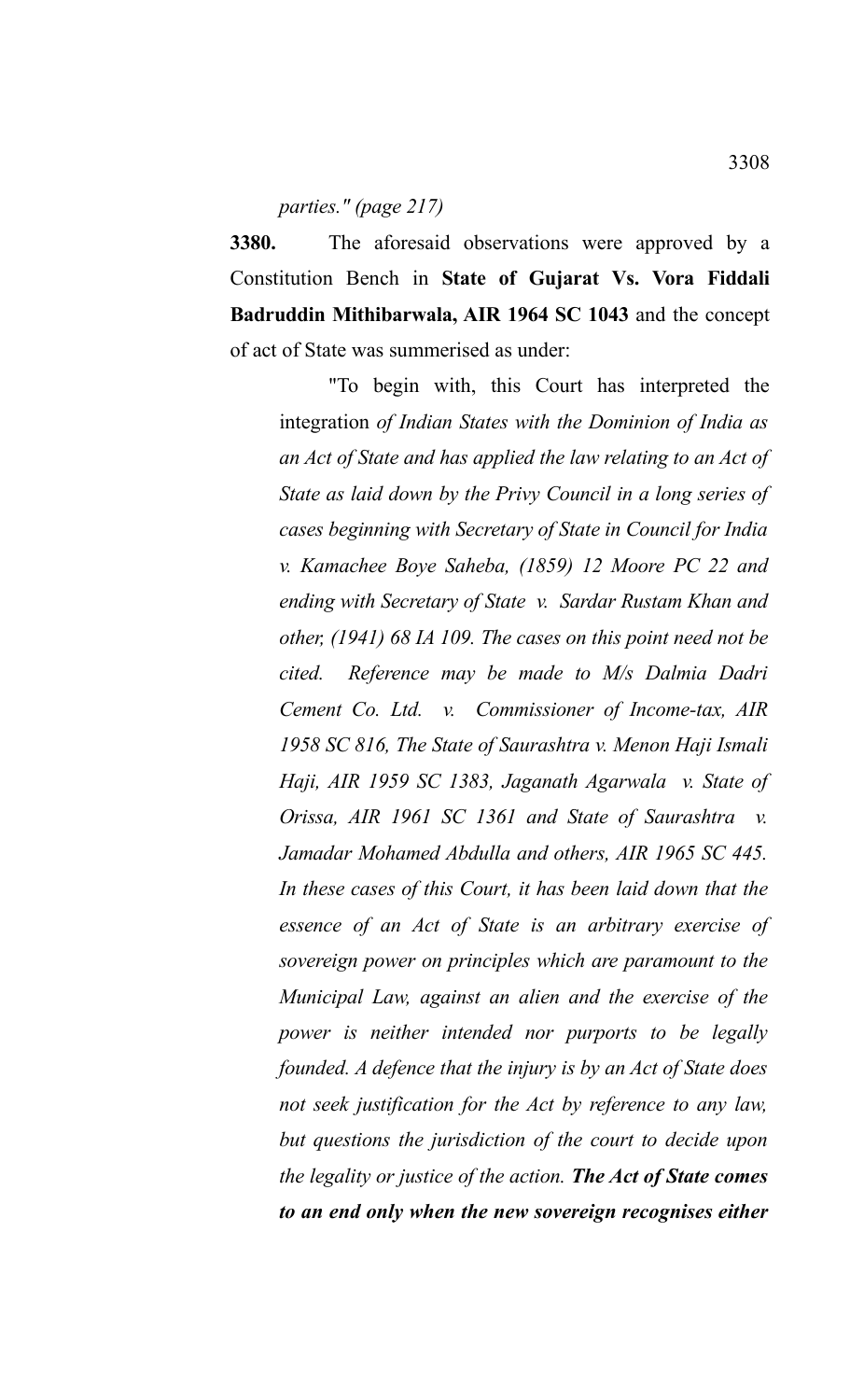*parties." (page 217)*

**3380.** The aforesaid observations were approved by a Constitution Bench in **State of Gujarat Vs. Vora Fiddali Badruddin Mithibarwala, AIR 1964 SC 1043** and the concept of act of State was summerised as under:

> "To begin with, this Court has interpreted the integration *of Indian States with the Dominion of India as an Act of State and has applied the law relating to an Act of State as laid down by the Privy Council in a long series of cases beginning with Secretary of State in Council for India v. Kamachee Boye Saheba, (1859) 12 Moore PC 22 and ending with Secretary of State v. Sardar Rustam Khan and other, (1941) 68 IA 109. The cases on this point need not be cited. Reference may be made to M/s Dalmia Dadri Cement Co. Ltd. v. Commissioner of Income-tax, AIR 1958 SC 816, The State of Saurashtra v. Menon Haji Ismali Haji, AIR 1959 SC 1383, Jaganath Agarwala v. State of Orissa, AIR 1961 SC 1361 and State of Saurashtra v. Jamadar Mohamed Abdulla and others, AIR 1965 SC 445. In these cases of this Court, it has been laid down that the essence of an Act of State is an arbitrary exercise of sovereign power on principles which are paramount to the Municipal Law, against an alien and the exercise of the power is neither intended nor purports to be legally founded. A defence that the injury is by an Act of State does not seek justification for the Act by reference to any law, but questions the jurisdiction of the court to decide upon the legality or justice of the action.* ***The Act of State comes to an end only when the new sovereign recognises either***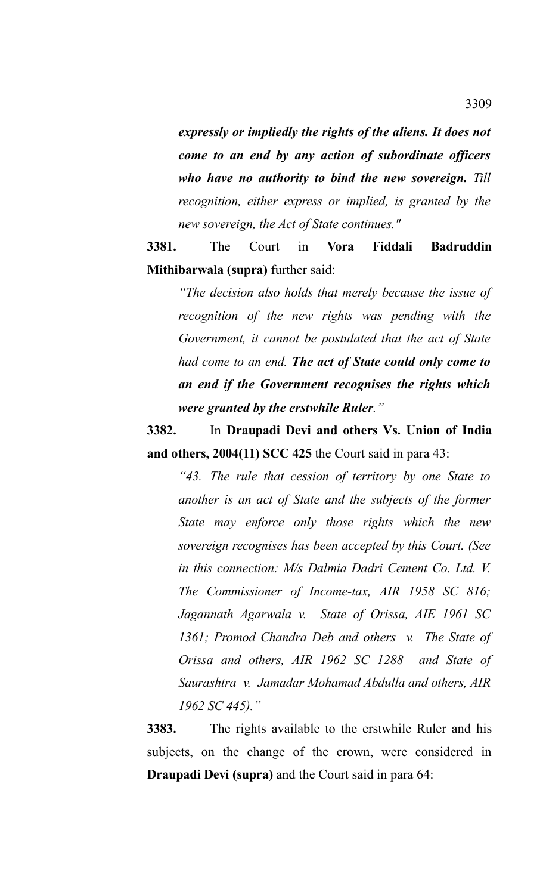*expressly or impliedly the rights of the aliens.* ***It does not come to an end by any action of subordinate officers who have no authority to bind the new sovereign.*** *Till recognition, either express or implied, is granted by the new sovereign, the Act of State continues."*

**3381.** The Court in **Vora Fiddali Badruddin Mithibarwala (supra)** further said:

> *"The decision also holds that merely because the issue of recognition of the new rights was pending with the Government, it cannot be postulated that the act of State had come to an end.* ***The act of State could only come to an end if the Government recognises the rights which were granted by the erstwhile Ruler****."*

**3382.** In **Draupadi Devi and others Vs. Union of India and others, 2004(11) SCC 425** the Court said in para 43:

> *"43. The rule that cession of territory by one State to another is an act of State and the subjects of the former State may enforce only those rights which the new sovereign recognises has been accepted by this Court. (See in this connection: M/s Dalmia Dadri Cement Co. Ltd. V. The Commissioner of Income-tax, AIR 1958 SC 816; Jagannath Agarwala v. State of Orissa, AIE 1961 SC 1361; Promod Chandra Deb and others v. The State of Orissa and others, AIR 1962 SC 1288 and State of Saurashtra v. Jamadar Mohamad Abdulla and others, AIR 1962 SC 445)."*

**3383.** The rights available to the erstwhile Ruler and his subjects, on the change of the crown, were considered in **Draupadi Devi (supra)** and the Court said in para 64: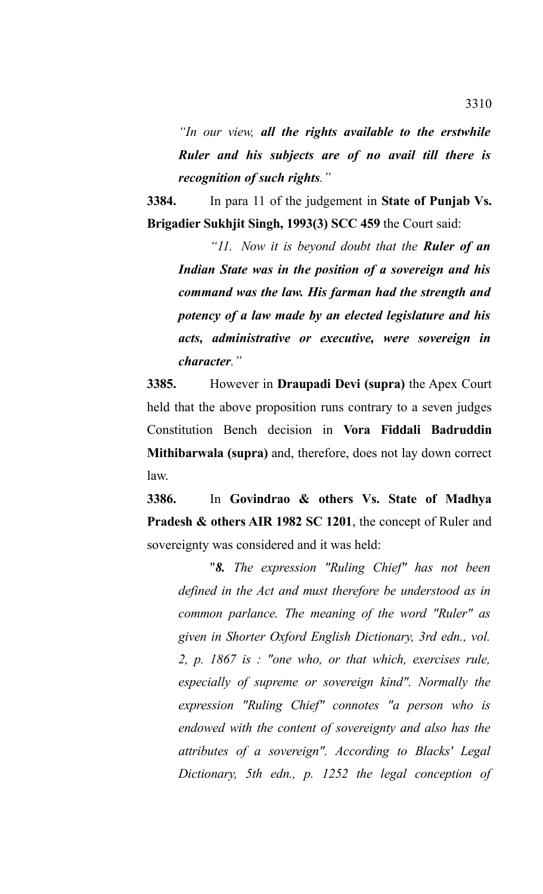*"In our view, **all the rights available to the erstwhile Ruler and his subjects are of no avail till there is recognition of such rights**."*

**3384.** In para 11 of the judgement in **State of Punjab Vs. Brigadier Sukhjit Singh, 1993(3) SCC 459** the Court said:

*"11. Now it is beyond doubt that the **Ruler of an Indian State was in the position of a sovereign and his command was the law. His farman had the strength and potency of a law made by an elected legislature and his acts, administrative or executive, were sovereign in character**."*

**3385.** However in **Draupadi Devi (supra)** the Apex Court held that the above proposition runs contrary to a seven judges Constitution Bench decision in **Vora Fiddali Badruddin Mithibarwala (supra)** and, therefore, does not lay down correct law.

**3386.** In **Govindrao & others Vs. State of Madhya Pradesh & others AIR 1982 SC 1201**, the concept of Ruler and sovereignty was considered and it was held:

"***8.*** *The expression "Ruling Chief" has not been defined in the Act and must therefore be understood as in common parlance. The meaning of the word "Ruler" as given in Shorter Oxford English Dictionary, 3rd edn., vol. 2, p. 1867 is : "one who, or that which, exercises rule, especially of supreme or sovereign kind". Normally the expression "Ruling Chief" connotes "a person who is endowed with the content of sovereignty and also has the attributes of a sovereign". According to Blacks' Legal Dictionary, 5th edn., p. 1252 the legal conception of*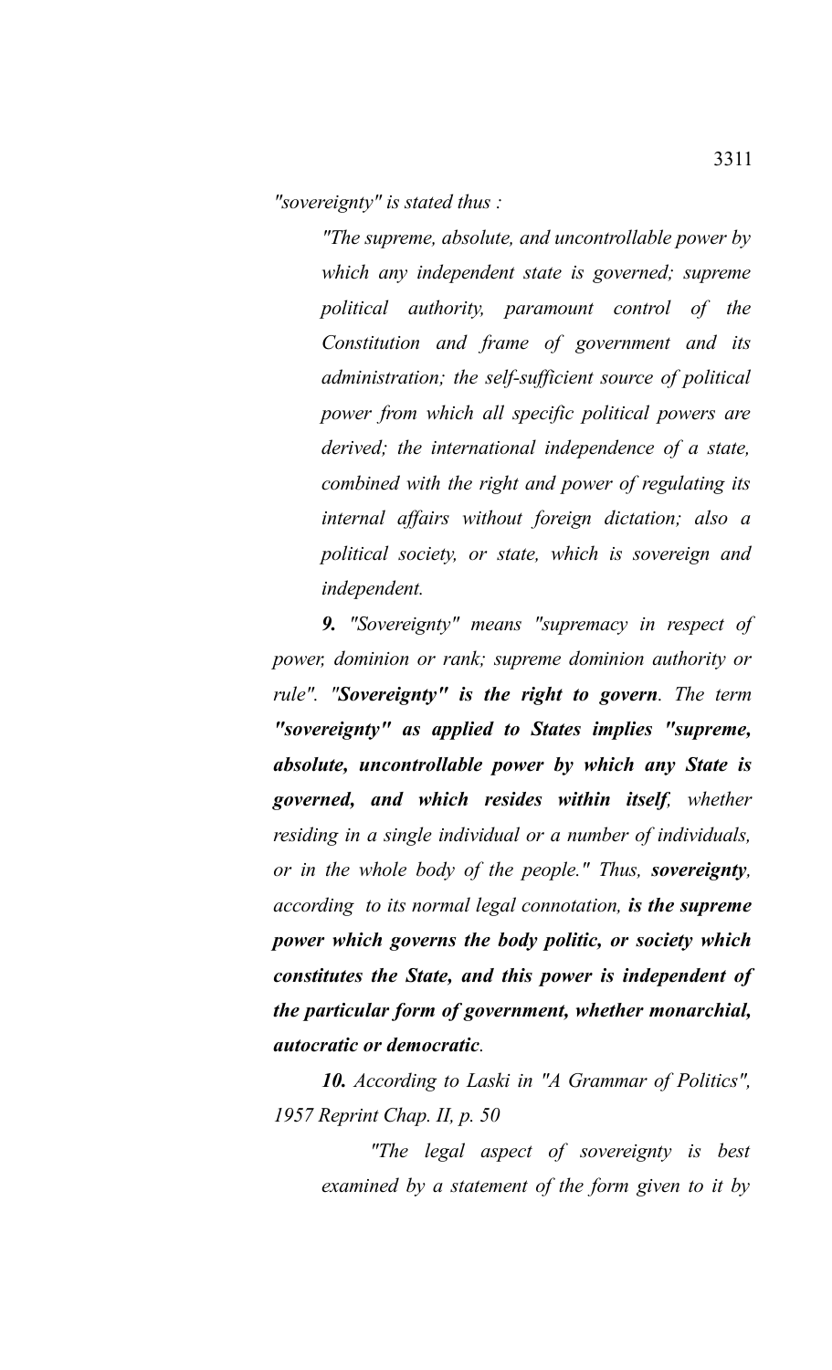*"sovereignty" is stated thus :*

> *"The supreme, absolute, and uncontrollable power by which any independent state is governed; supreme political authority, paramount control of the Constitution and frame of government and its administration; the self-sufficient source of political power from which all specific political powers are derived; the international independence of a state, combined with the right and power of regulating its internal affairs without foreign dictation; also a political society, or state, which is sovereign and independent.*

***9.*** *"Sovereignty" means "supremacy in respect of power, dominion or rank; supreme dominion authority or rule". **"Sovereignty" is the right to govern**. The term **"sovereignty" as applied to States implies "supreme, absolute, uncontrollable power by which any State is governed, and which resides within itself**, whether residing in a single individual or a number of individuals, or in the whole body of the people." Thus, **sovereignty**, according to its normal legal connotation, **is the supreme power which governs the body politic, or society which constitutes the State, and this power is independent of the particular form of government, whether monarchial, autocratic or democratic**.*

***10.*** *According to Laski in "A Grammar of Politics", 1957 Reprint Chap. II, p. 50*

> *"The legal aspect of sovereignty is best examined by a statement of the form given to it by*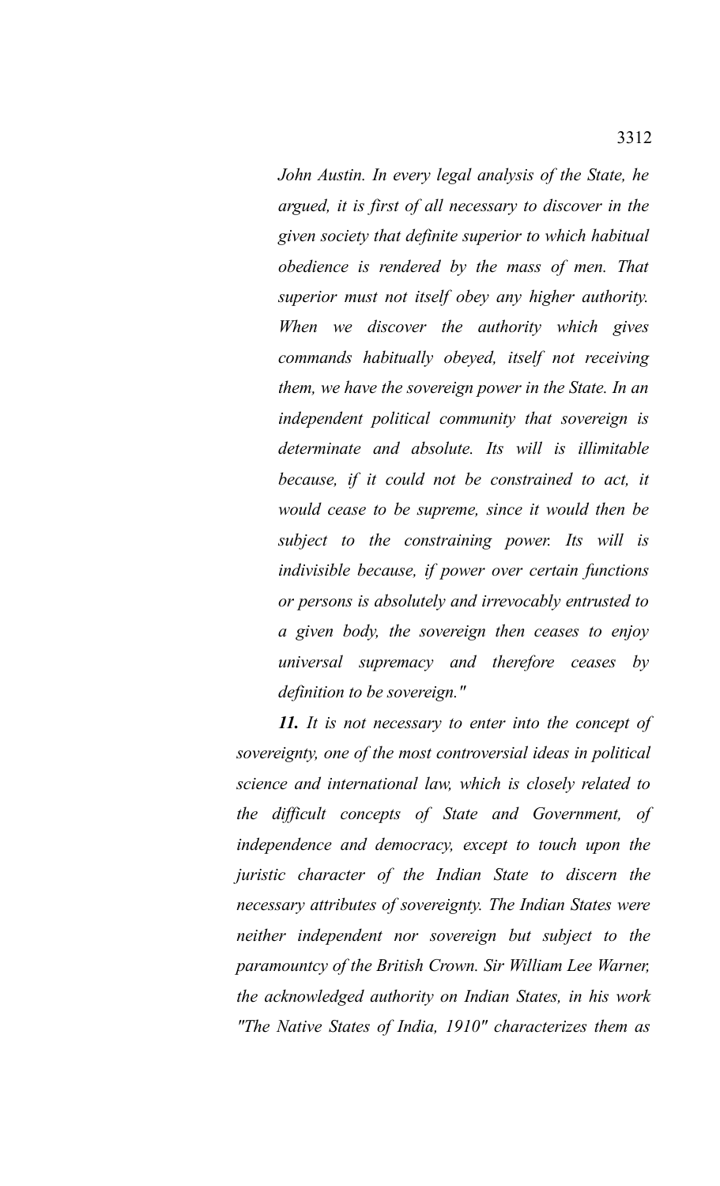*John Austin. In every legal analysis of the State, he argued, it is first of all necessary to discover in the given society that definite superior to which habitual obedience is rendered by the mass of men. That superior must not itself obey any higher authority. When we discover the authority which gives commands habitually obeyed, itself not receiving them, we have the sovereign power in the State. In an independent political community that sovereign is determinate and absolute. Its will is illimitable because, if it could not be constrained to act, it would cease to be supreme, since it would then be subject to the constraining power. Its will is indivisible because, if power over certain functions or persons is absolutely and irrevocably entrusted to a given body, the sovereign then ceases to enjoy universal supremacy and therefore ceases by definition to be sovereign."*

***11.*** *It is not necessary to enter into the concept of sovereignty, one of the most controversial ideas in political science and international law, which is closely related to the difficult concepts of State and Government, of independence and democracy, except to touch upon the juristic character of the Indian State to discern the necessary attributes of sovereignty. The Indian States were neither independent nor sovereign but subject to the paramountcy of the British Crown. Sir William Lee Warner, the acknowledged authority on Indian States, in his work "The Native States of India, 1910" characterizes them as*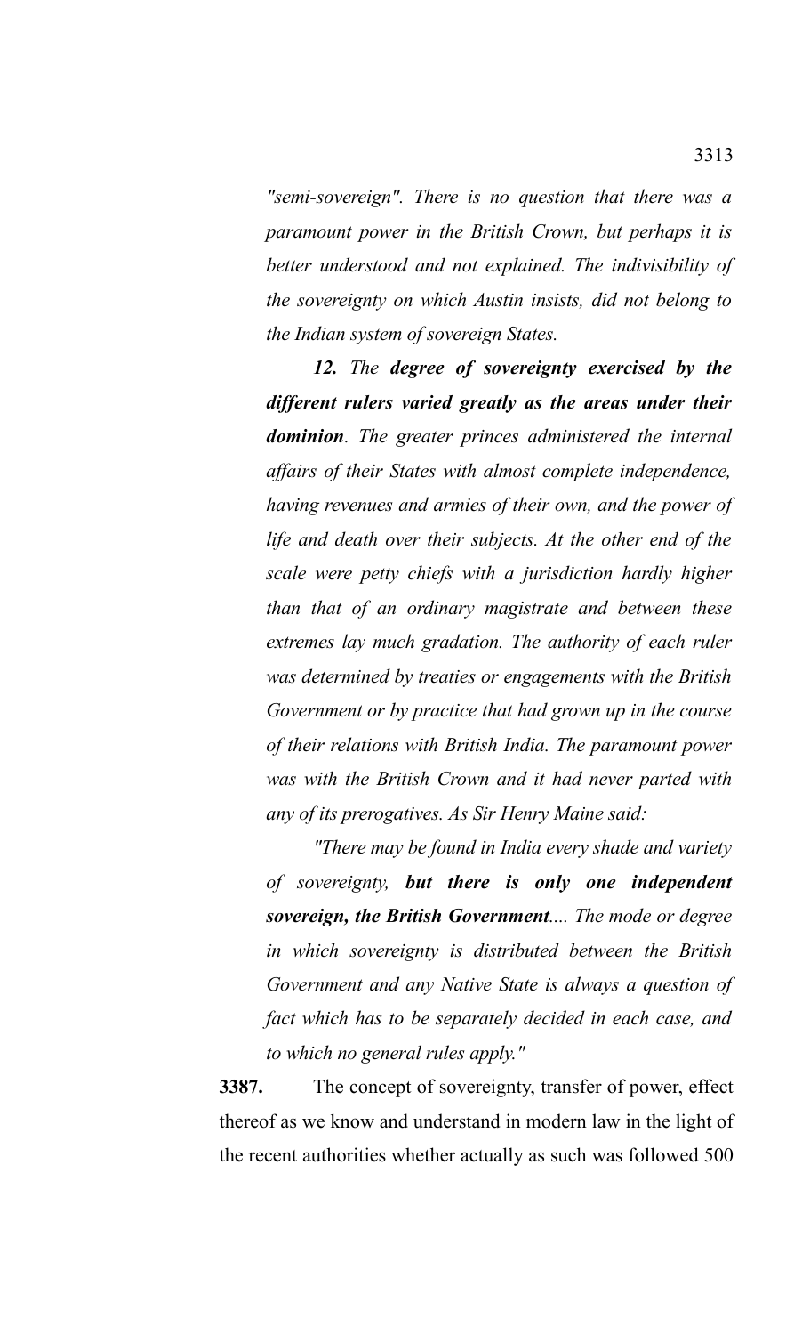*"semi-sovereign". There is no question that there was a paramount power in the British Crown, but perhaps it is better understood and not explained. The indivisibility of the sovereignty on which Austin insists, did not belong to the Indian system of sovereign States.*

***12.** The **degree of sovereignty exercised by the different rulers varied greatly as the areas under their dominion**. The greater princes administered the internal affairs of their States with almost complete independence, having revenues and armies of their own, and the power of life and death over their subjects. At the other end of the scale were petty chiefs with a jurisdiction hardly higher than that of an ordinary magistrate and between these extremes lay much gradation. The authority of each ruler was determined by treaties or engagements with the British Government or by practice that had grown up in the course of their relations with British India. The paramount power was with the British Crown and it had never parted with any of its prerogatives. As Sir Henry Maine said:*

*"There may be found in India every shade and variety of sovereignty, **but there is only one independent sovereign, the British Government**.... The mode or degree in which sovereignty is distributed between the British Government and any Native State is always a question of fact which has to be separately decided in each case, and to which no general rules apply."*

**3387.** The concept of sovereignty, transfer of power, effect thereof as we know and understand in modern law in the light of the recent authorities whether actually as such was followed 500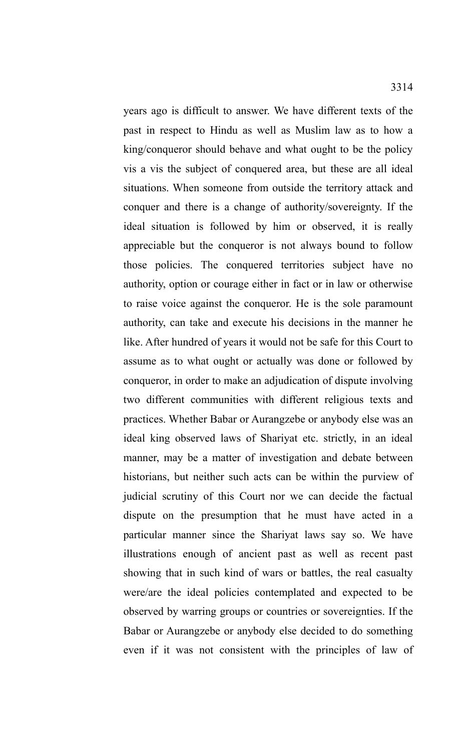years ago is difficult to answer. We have different texts of the past in respect to Hindu as well as Muslim law as to how a king/conqueror should behave and what ought to be the policy vis a vis the subject of conquered area, but these are all ideal situations. When someone from outside the territory attack and conquer and there is a change of authority/sovereignty. If the ideal situation is followed by him or observed, it is really appreciable but the conqueror is not always bound to follow those policies. The conquered territories subject have no authority, option or courage either in fact or in law or otherwise to raise voice against the conqueror. He is the sole paramount authority, can take and execute his decisions in the manner he like. After hundred of years it would not be safe for this Court to assume as to what ought or actually was done or followed by conqueror, in order to make an adjudication of dispute involving two different communities with different religious texts and practices. Whether Babar or Aurangzebe or anybody else was an ideal king observed laws of Shariyat etc. strictly, in an ideal manner, may be a matter of investigation and debate between historians, but neither such acts can be within the purview of judicial scrutiny of this Court nor we can decide the factual dispute on the presumption that he must have acted in a particular manner since the Shariyat laws say so. We have illustrations enough of ancient past as well as recent past showing that in such kind of wars or battles, the real casualty were/are the ideal policies contemplated and expected to be observed by warring groups or countries or sovereignties. If the Babar or Aurangzebe or anybody else decided to do something even if it was not consistent with the principles of law of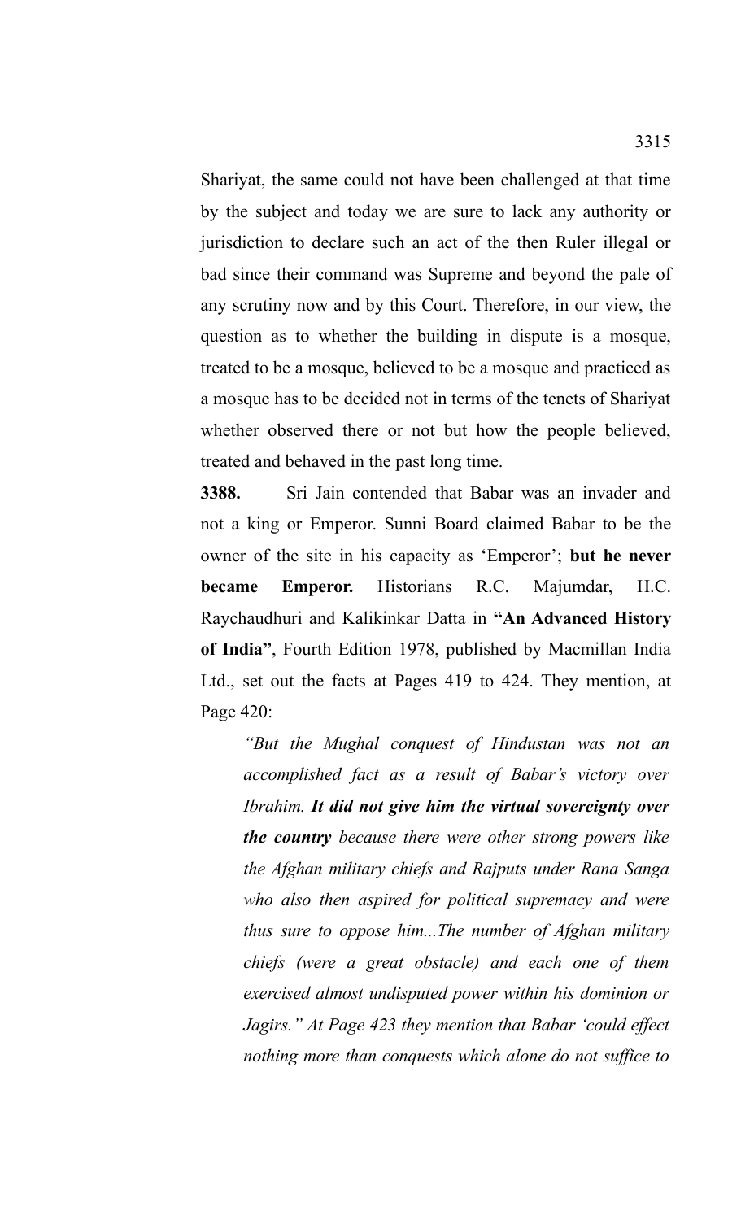Shariyat, the same could not have been challenged at that time by the subject and today we are sure to lack any authority or jurisdiction to declare such an act of the then Ruler illegal or bad since their command was Supreme and beyond the pale of any scrutiny now and by this Court. Therefore, in our view, the question as to whether the building in dispute is a mosque, treated to be a mosque, believed to be a mosque and practiced as a mosque has to be decided not in terms of the tenets of Shariyat whether observed there or not but how the people believed, treated and behaved in the past long time.

**3388.** Sri Jain contended that Babar was an invader and not a king or Emperor. Sunni Board claimed Babar to be the owner of the site in his capacity as 'Emperor'; **but he never became Emperor.** Historians R.C. Majumdar, H.C. Raychaudhuri and Kalikinkar Datta in **"An Advanced History of India"**, Fourth Edition 1978, published by Macmillan India Ltd., set out the facts at Pages 419 to 424. They mention, at Page 420:

> *"But the Mughal conquest of Hindustan was not an accomplished fact as a result of Babar's victory over Ibrahim.* ***It did not give him the virtual sovereignty over the country*** *because there were other strong powers like the Afghan military chiefs and Rajputs under Rana Sanga who also then aspired for political supremacy and were thus sure to oppose him...The number of Afghan military chiefs (were a great obstacle) and each one of them exercised almost undisputed power within his dominion or Jagirs." At Page 423 they mention that Babar 'could effect nothing more than conquests which alone do not suffice to*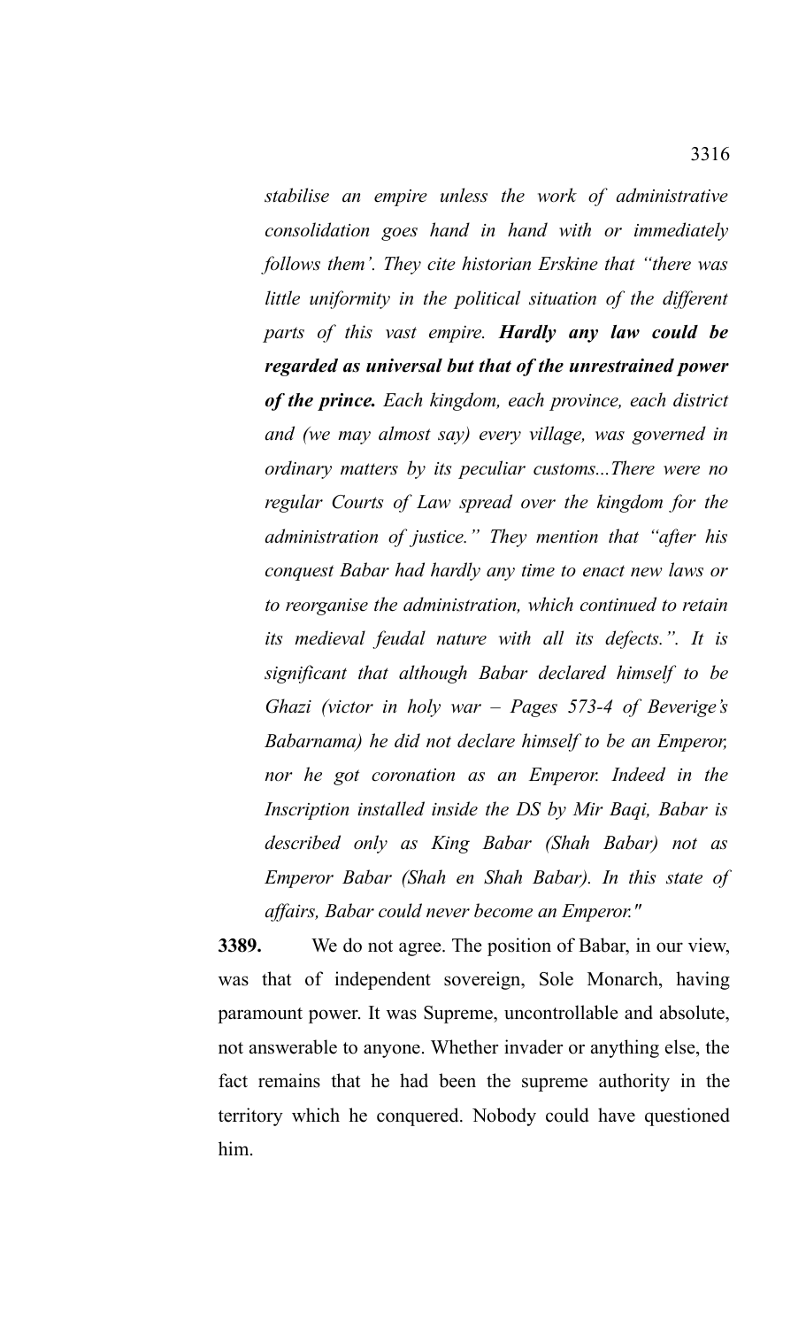*stabilise an empire unless the work of administrative consolidation goes hand in hand with or immediately follows them'. They cite historian Erskine that "there was little uniformity in the political situation of the different parts of this vast empire. **Hardly any law could be regarded as universal but that of the unrestrained power of the prince.** Each kingdom, each province, each district and (we may almost say) every village, was governed in ordinary matters by its peculiar customs...There were no regular Courts of Law spread over the kingdom for the administration of justice." They mention that "after his conquest Babar had hardly any time to enact new laws or to reorganise the administration, which continued to retain its medieval feudal nature with all its defects.". It is significant that although Babar declared himself to be Ghazi (victor in holy war – Pages 573-4 of Beverige's Babarnama) he did not declare himself to be an Emperor, nor he got coronation as an Emperor. Indeed in the Inscription installed inside the DS by Mir Baqi, Babar is described only as King Babar (Shah Babar) not as Emperor Babar (Shah en Shah Babar). In this state of affairs, Babar could never become an Emperor."*

**3389.** We do not agree. The position of Babar, in our view, was that of independent sovereign, Sole Monarch, having paramount power. It was Supreme, uncontrollable and absolute, not answerable to anyone. Whether invader or anything else, the fact remains that he had been the supreme authority in the territory which he conquered. Nobody could have questioned him.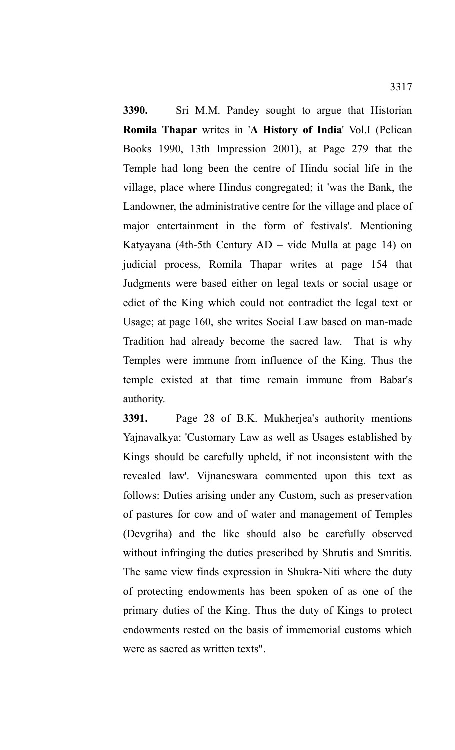**3390.** Sri M.M. Pandey sought to argue that Historian **Romila Thapar** writes in '**A History of India**' Vol.I (Pelican Books 1990, 13th Impression 2001), at Page 279 that the Temple had long been the centre of Hindu social life in the village, place where Hindus congregated; it 'was the Bank, the Landowner, the administrative centre for the village and place of major entertainment in the form of festivals'. Mentioning Katyayana (4th-5th Century AD – vide Mulla at page 14) on judicial process, Romila Thapar writes at page 154 that Judgments were based either on legal texts or social usage or edict of the King which could not contradict the legal text or Usage; at page 160, she writes Social Law based on man-made Tradition had already become the sacred law. That is why Temples were immune from influence of the King. Thus the temple existed at that time remain immune from Babar's authority.

**3391.** Page 28 of B.K. Mukherjea's authority mentions Yajnavalkya: 'Customary Law as well as Usages established by Kings should be carefully upheld, if not inconsistent with the revealed law'. Vijnaneswara commented upon this text as follows: Duties arising under any Custom, such as preservation of pastures for cow and of water and management of Temples (Devgriha) and the like should also be carefully observed without infringing the duties prescribed by Shrutis and Smritis. The same view finds expression in Shukra-Niti where the duty of protecting endowments has been spoken of as one of the primary duties of the King. Thus the duty of Kings to protect endowments rested on the basis of immemorial customs which were as sacred as written texts".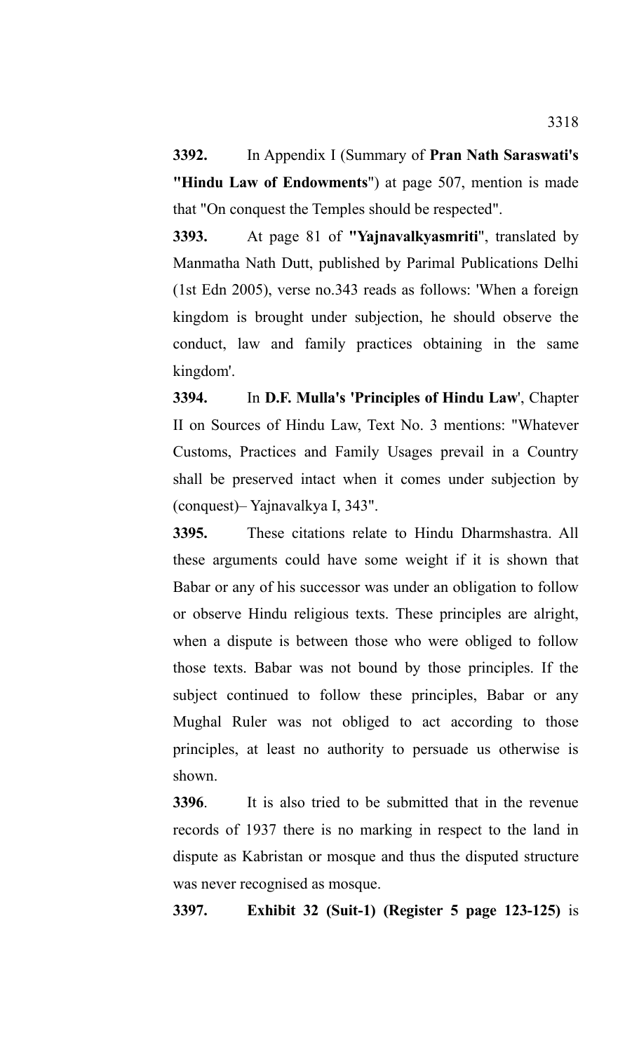**3392.** In Appendix I (Summary of **Pran Nath Saraswati's "Hindu Law of Endowments**") at page 507, mention is made that "On conquest the Temples should be respected".

**3393.** At page 81 of **"Yajnavalkyasmriti**", translated by Manmatha Nath Dutt, published by Parimal Publications Delhi (1st Edn 2005), verse no.343 reads as follows: 'When a foreign kingdom is brought under subjection, he should observe the conduct, law and family practices obtaining in the same kingdom'.

**3394.** In **D.F. Mulla's 'Principles of Hindu Law**', Chapter II on Sources of Hindu Law, Text No. 3 mentions: "Whatever Customs, Practices and Family Usages prevail in a Country shall be preserved intact when it comes under subjection by (conquest)– Yajnavalkya I, 343".

**3395.** These citations relate to Hindu Dharmshastra. All these arguments could have some weight if it is shown that Babar or any of his successor was under an obligation to follow or observe Hindu religious texts. These principles are alright, when a dispute is between those who were obliged to follow those texts. Babar was not bound by those principles. If the subject continued to follow these principles, Babar or any Mughal Ruler was not obliged to act according to those principles, at least no authority to persuade us otherwise is shown.

**3396**. It is also tried to be submitted that in the revenue records of 1937 there is no marking in respect to the land in dispute as Kabristan or mosque and thus the disputed structure was never recognised as mosque.

**3397. Exhibit 32 (Suit-1) (Register 5 page 123-125)** is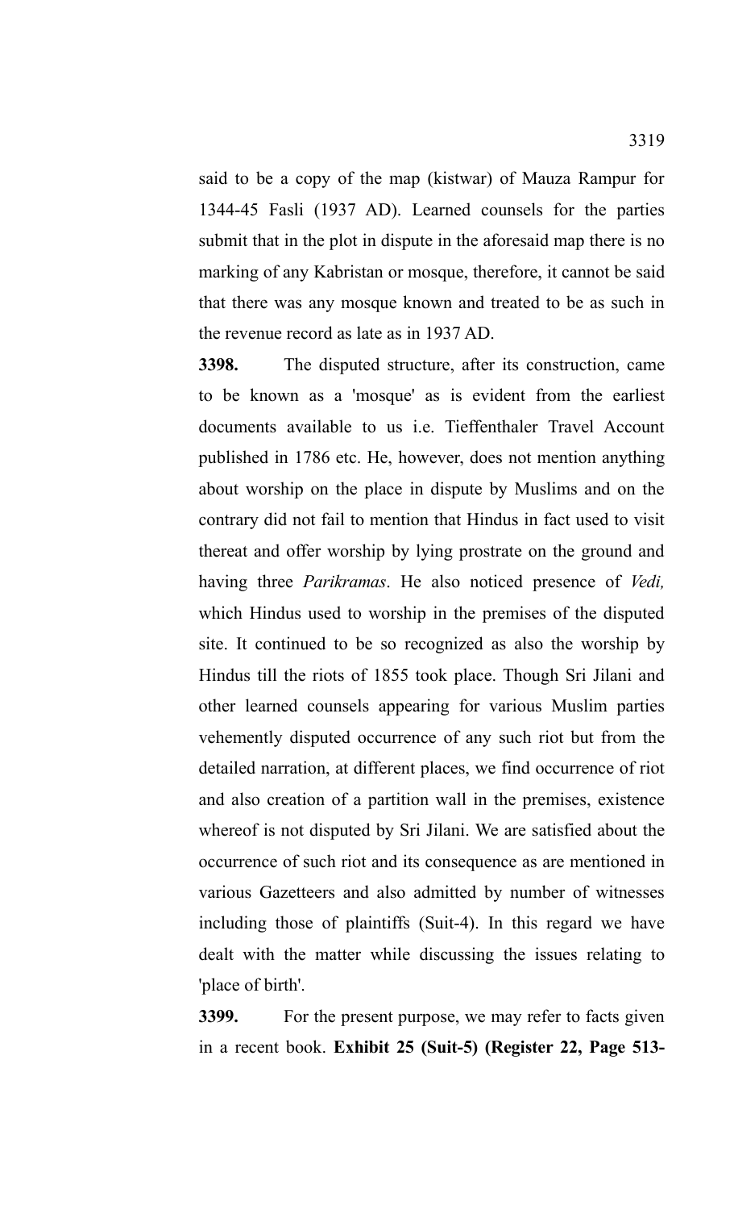said to be a copy of the map (kistwar) of Mauza Rampur for 1344-45 Fasli (1937 AD). Learned counsels for the parties submit that in the plot in dispute in the aforesaid map there is no marking of any Kabristan or mosque, therefore, it cannot be said that there was any mosque known and treated to be as such in the revenue record as late as in 1937 AD.

**3398.** The disputed structure, after its construction, came to be known as a 'mosque' as is evident from the earliest documents available to us i.e. Tieffenthaler Travel Account published in 1786 etc. He, however, does not mention anything about worship on the place in dispute by Muslims and on the contrary did not fail to mention that Hindus in fact used to visit thereat and offer worship by lying prostrate on the ground and having three *Parikramas*. He also noticed presence of *Vedi,* which Hindus used to worship in the premises of the disputed site. It continued to be so recognized as also the worship by Hindus till the riots of 1855 took place. Though Sri Jilani and other learned counsels appearing for various Muslim parties vehemently disputed occurrence of any such riot but from the detailed narration, at different places, we find occurrence of riot and also creation of a partition wall in the premises, existence whereof is not disputed by Sri Jilani. We are satisfied about the occurrence of such riot and its consequence as are mentioned in various Gazetteers and also admitted by number of witnesses including those of plaintiffs (Suit-4). In this regard we have dealt with the matter while discussing the issues relating to 'place of birth'.

**3399.** For the present purpose, we may refer to facts given in a recent book. **Exhibit 25 (Suit-5) (Register 22, Page 513-**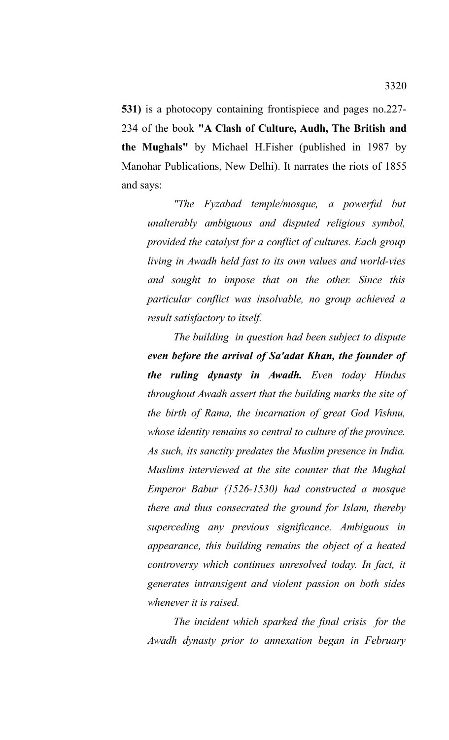**531)** is a photocopy containing frontispiece and pages no.227-234 of the book **"A Clash of Culture, Audh, The British and the Mughals"** by Michael H.Fisher (published in 1987 by Manohar Publications, New Delhi). It narrates the riots of 1855 and says:

> *"The Fyzabad temple/mosque, a powerful but unalterably ambiguous and disputed religious symbol, provided the catalyst for a conflict of cultures. Each group living in Awadh held fast to its own values and world-vies and sought to impose that on the other. Since this particular conflict was insolvable, no group achieved a result satisfactory to itself.*
>
> *The building in question had been subject to dispute* ***even before the arrival of Sa'adat Khan, the founder of the ruling dynasty in Awadh.*** *Even today Hindus throughout Awadh assert that the building marks the site of the birth of Rama, the incarnation of great God Vishnu, whose identity remains so central to culture of the province. As such, its sanctity predates the Muslim presence in India. Muslims interviewed at the site counter that the Mughal Emperor Babur (1526-1530) had constructed a mosque there and thus consecrated the ground for Islam, thereby superceding any previous significance. Ambiguous in appearance, this building remains the object of a heated controversy which continues unresolved today. In fact, it generates intransigent and violent passion on both sides whenever it is raised.*
>
> *The incident which sparked the final crisis for the Awadh dynasty prior to annexation began in February*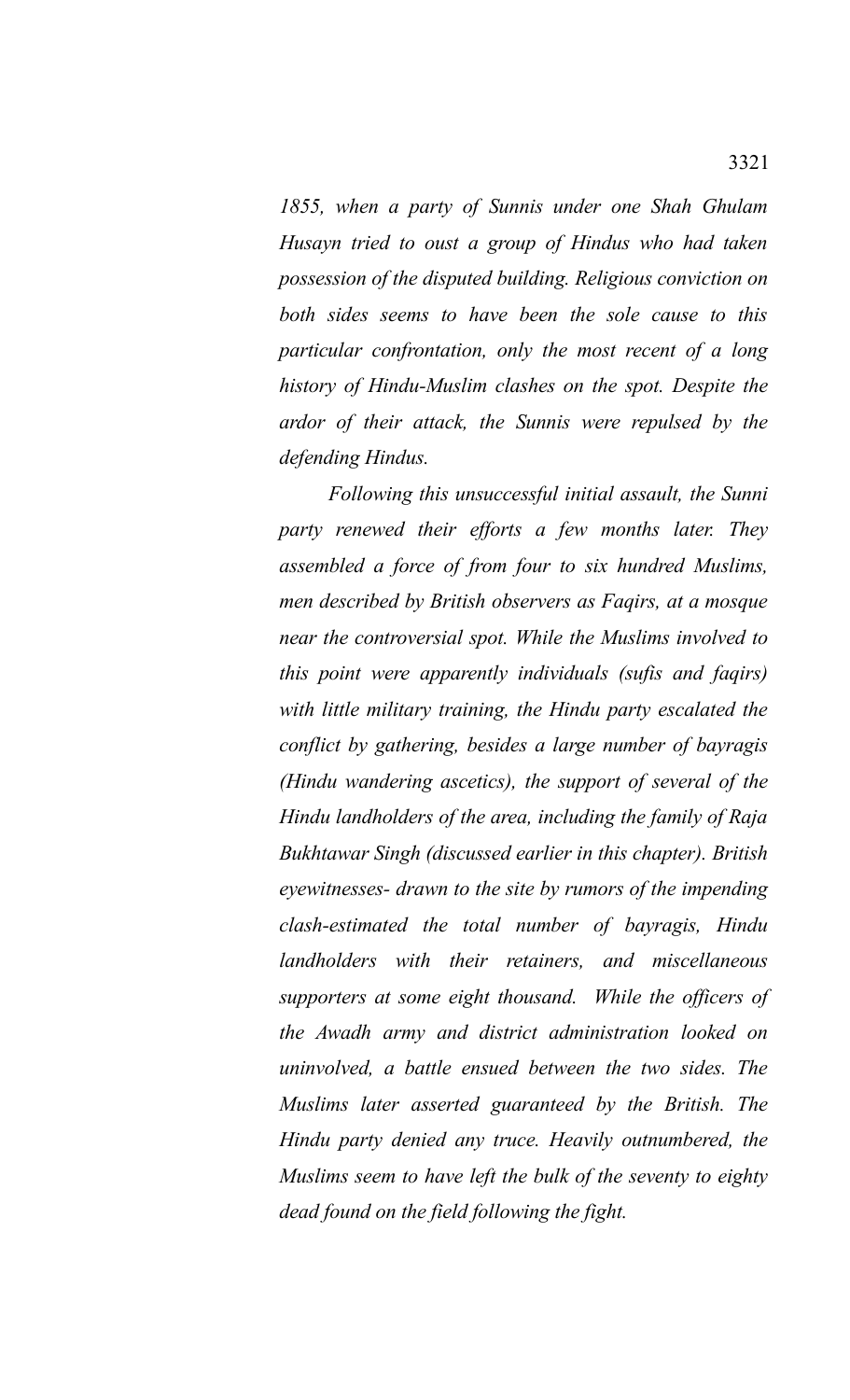*1855, when a party of Sunnis under one Shah Ghulam Husayn tried to oust a group of Hindus who had taken possession of the disputed building. Religious conviction on both sides seems to have been the sole cause to this particular confrontation, only the most recent of a long history of Hindu-Muslim clashes on the spot. Despite the ardor of their attack, the Sunnis were repulsed by the defending Hindus.*

*Following this unsuccessful initial assault, the Sunni party renewed their efforts a few months later. They assembled a force of from four to six hundred Muslims, men described by British observers as Faqirs, at a mosque near the controversial spot. While the Muslims involved to this point were apparently individuals (sufis and faqirs) with little military training, the Hindu party escalated the conflict by gathering, besides a large number of bayragis (Hindu wandering ascetics), the support of several of the Hindu landholders of the area, including the family of Raja Bukhtawar Singh (discussed earlier in this chapter). British eyewitnesses- drawn to the site by rumors of the impending clash-estimated the total number of bayragis, Hindu landholders with their retainers, and miscellaneous supporters at some eight thousand. While the officers of the Awadh army and district administration looked on uninvolved, a battle ensued between the two sides. The Muslims later asserted guaranteed by the British. The Hindu party denied any truce. Heavily outnumbered, the Muslims seem to have left the bulk of the seventy to eighty dead found on the field following the fight.*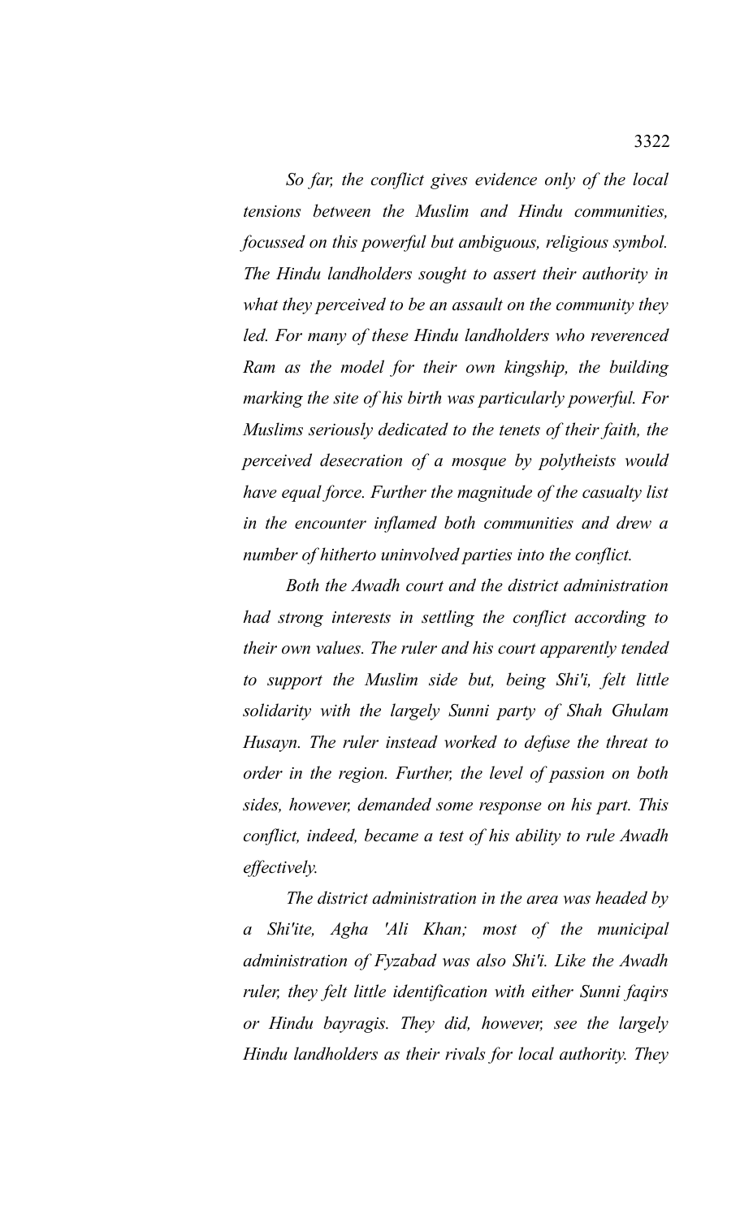*So far, the conflict gives evidence only of the local tensions between the Muslim and Hindu communities, focussed on this powerful but ambiguous, religious symbol. The Hindu landholders sought to assert their authority in what they perceived to be an assault on the community they led. For many of these Hindu landholders who reverenced Ram as the model for their own kingship, the building marking the site of his birth was particularly powerful. For Muslims seriously dedicated to the tenets of their faith, the perceived desecration of a mosque by polytheists would have equal force. Further the magnitude of the casualty list in the encounter inflamed both communities and drew a number of hitherto uninvolved parties into the conflict.*

*Both the Awadh court and the district administration had strong interests in settling the conflict according to their own values. The ruler and his court apparently tended to support the Muslim side but, being Shi'i, felt little solidarity with the largely Sunni party of Shah Ghulam Husayn. The ruler instead worked to defuse the threat to order in the region. Further, the level of passion on both sides, however, demanded some response on his part. This conflict, indeed, became a test of his ability to rule Awadh effectively.*

*The district administration in the area was headed by a Shi'ite, Agha 'Ali Khan; most of the municipal administration of Fyzabad was also Shi'i. Like the Awadh ruler, they felt little identification with either Sunni faqirs or Hindu bayragis. They did, however, see the largely Hindu landholders as their rivals for local authority. They*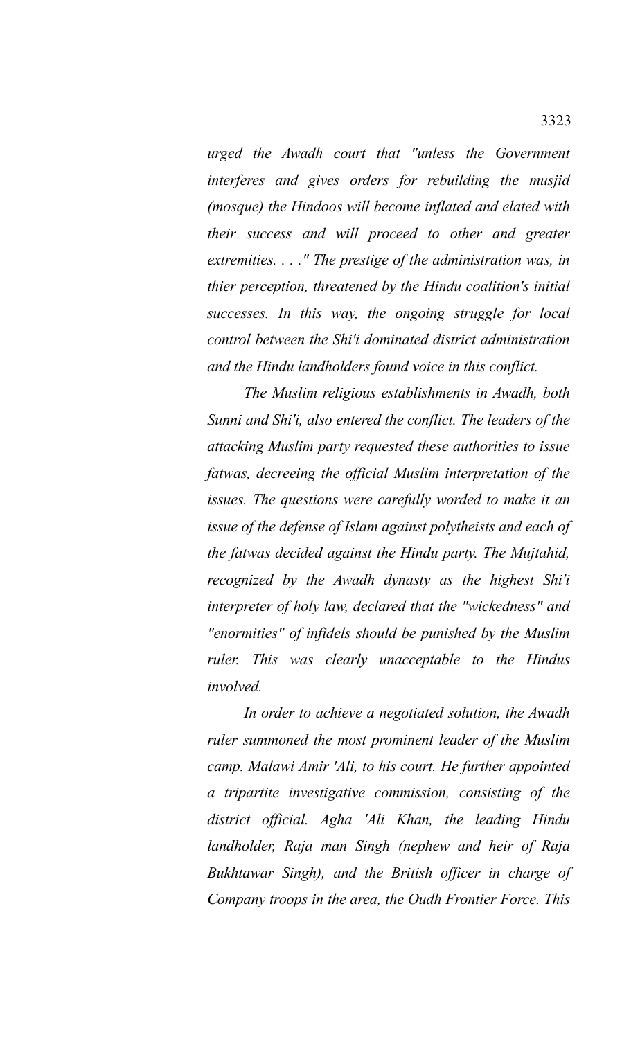*urged the Awadh court that "unless the Government interferes and gives orders for rebuilding the musjid (mosque) the Hindoos will become inflated and elated with their success and will proceed to other and greater extremities. . . ." The prestige of the administration was, in thier perception, threatened by the Hindu coalition's initial successes. In this way, the ongoing struggle for local control between the Shi'i dominated district administration and the Hindu landholders found voice in this conflict.*

*The Muslim religious establishments in Awadh, both Sunni and Shi'i, also entered the conflict. The leaders of the attacking Muslim party requested these authorities to issue fatwas, decreeing the official Muslim interpretation of the issues. The questions were carefully worded to make it an issue of the defense of Islam against polytheists and each of the fatwas decided against the Hindu party. The Mujtahid, recognized by the Awadh dynasty as the highest Shi'i interpreter of holy law, declared that the "wickedness" and "enormities" of infidels should be punished by the Muslim ruler. This was clearly unacceptable to the Hindus involved.*

*In order to achieve a negotiated solution, the Awadh ruler summoned the most prominent leader of the Muslim camp. Malawi Amir 'Ali, to his court. He further appointed a tripartite investigative commission, consisting of the district official. Agha 'Ali Khan, the leading Hindu landholder, Raja man Singh (nephew and heir of Raja Bukhtawar Singh), and the British officer in charge of Company troops in the area, the Oudh Frontier Force. This*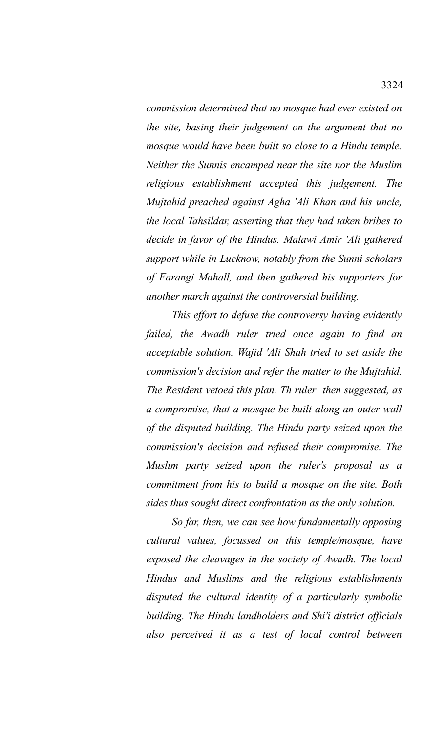*commission determined that no mosque had ever existed on the site, basing their judgement on the argument that no mosque would have been built so close to a Hindu temple. Neither the Sunnis encamped near the site nor the Muslim religious establishment accepted this judgement. The Mujtahid preached against Agha 'Ali Khan and his uncle, the local Tahsildar, asserting that they had taken bribes to decide in favor of the Hindus. Malawi Amir 'Ali gathered support while in Lucknow, notably from the Sunni scholars of Farangi Mahall, and then gathered his supporters for another march against the controversial building.*

*This effort to defuse the controversy having evidently failed, the Awadh ruler tried once again to find an acceptable solution. Wajid 'Ali Shah tried to set aside the commission's decision and refer the matter to the Mujtahid. The Resident vetoed this plan. Th ruler then suggested, as a compromise, that a mosque be built along an outer wall of the disputed building. The Hindu party seized upon the commission's decision and refused their compromise. The Muslim party seized upon the ruler's proposal as a commitment from his to build a mosque on the site. Both sides thus sought direct confrontation as the only solution.*

*So far, then, we can see how fundamentally opposing cultural values, focussed on this temple/mosque, have exposed the cleavages in the society of Awadh. The local Hindus and Muslims and the religious establishments disputed the cultural identity of a particularly symbolic building. The Hindu landholders and Shi'i district officials also perceived it as a test of local control between*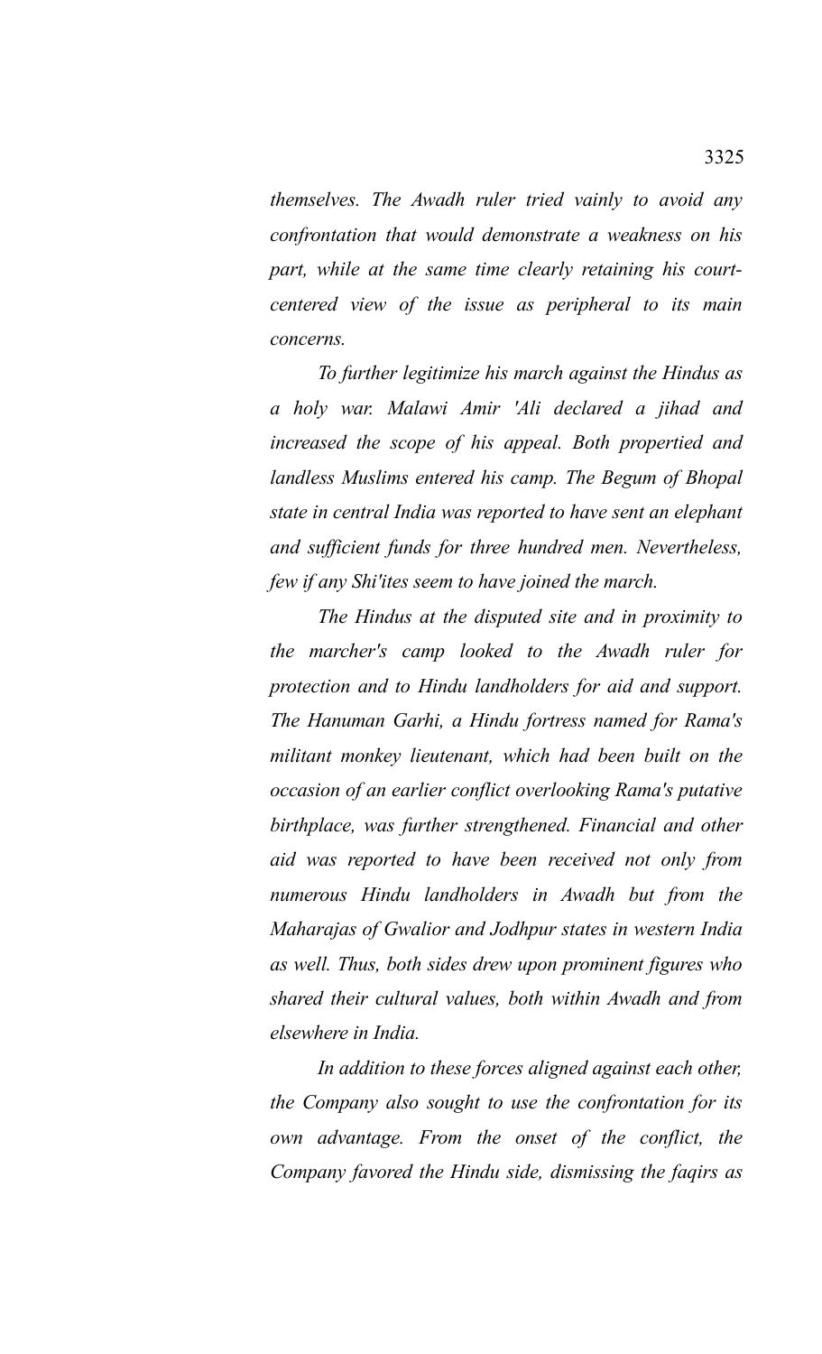*themselves. The Awadh ruler tried vainly to avoid any confrontation that would demonstrate a weakness on his part, while at the same time clearly retaining his court-centered view of the issue as peripheral to its main concerns.*

*To further legitimize his march against the Hindus as a holy war. Malawi Amir 'Ali declared a jihad and increased the scope of his appeal. Both propertied and landless Muslims entered his camp. The Begum of Bhopal state in central India was reported to have sent an elephant and sufficient funds for three hundred men. Nevertheless, few if any Shi'ites seem to have joined the march.*

*The Hindus at the disputed site and in proximity to the marcher's camp looked to the Awadh ruler for protection and to Hindu landholders for aid and support. The Hanuman Garhi, a Hindu fortress named for Rama's militant monkey lieutenant, which had been built on the occasion of an earlier conflict overlooking Rama's putative birthplace, was further strengthened. Financial and other aid was reported to have been received not only from numerous Hindu landholders in Awadh but from the Maharajas of Gwalior and Jodhpur states in western India as well. Thus, both sides drew upon prominent figures who shared their cultural values, both within Awadh and from elsewhere in India.*

*In addition to these forces aligned against each other, the Company also sought to use the confrontation for its own advantage. From the onset of the conflict, the Company favored the Hindu side, dismissing the faqirs as*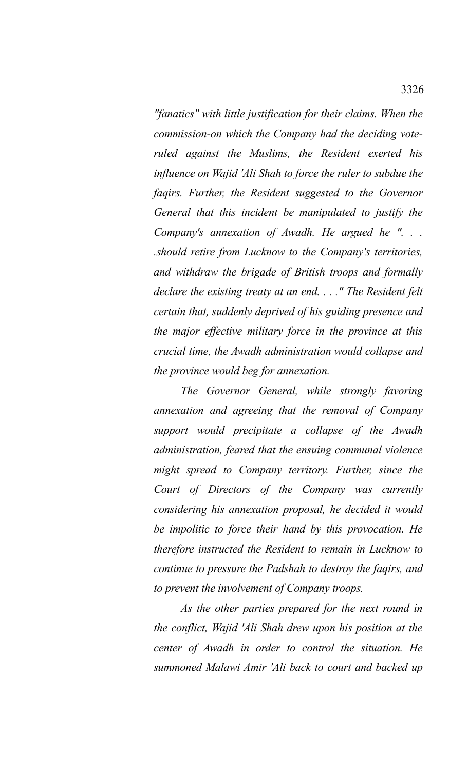*"fanatics" with little justification for their claims. When the commission-on which the Company had the deciding vote-ruled against the Muslims, the Resident exerted his influence on Wajid 'Ali Shah to force the ruler to subdue the faqirs. Further, the Resident suggested to the Governor General that this incident be manipulated to justify the Company's annexation of Awadh. He argued he ". . . .should retire from Lucknow to the Company's territories, and withdraw the brigade of British troops and formally declare the existing treaty at an end. . . ." The Resident felt certain that, suddenly deprived of his guiding presence and the major effective military force in the province at this crucial time, the Awadh administration would collapse and the province would beg for annexation.*

*The Governor General, while strongly favoring annexation and agreeing that the removal of Company support would precipitate a collapse of the Awadh administration, feared that the ensuing communal violence might spread to Company territory. Further, since the Court of Directors of the Company was currently considering his annexation proposal, he decided it would be impolitic to force their hand by this provocation. He therefore instructed the Resident to remain in Lucknow to continue to pressure the Padshah to destroy the faqirs, and to prevent the involvement of Company troops.*

*As the other parties prepared for the next round in the conflict, Wajid 'Ali Shah drew upon his position at the center of Awadh in order to control the situation. He summoned Malawi Amir 'Ali back to court and backed up*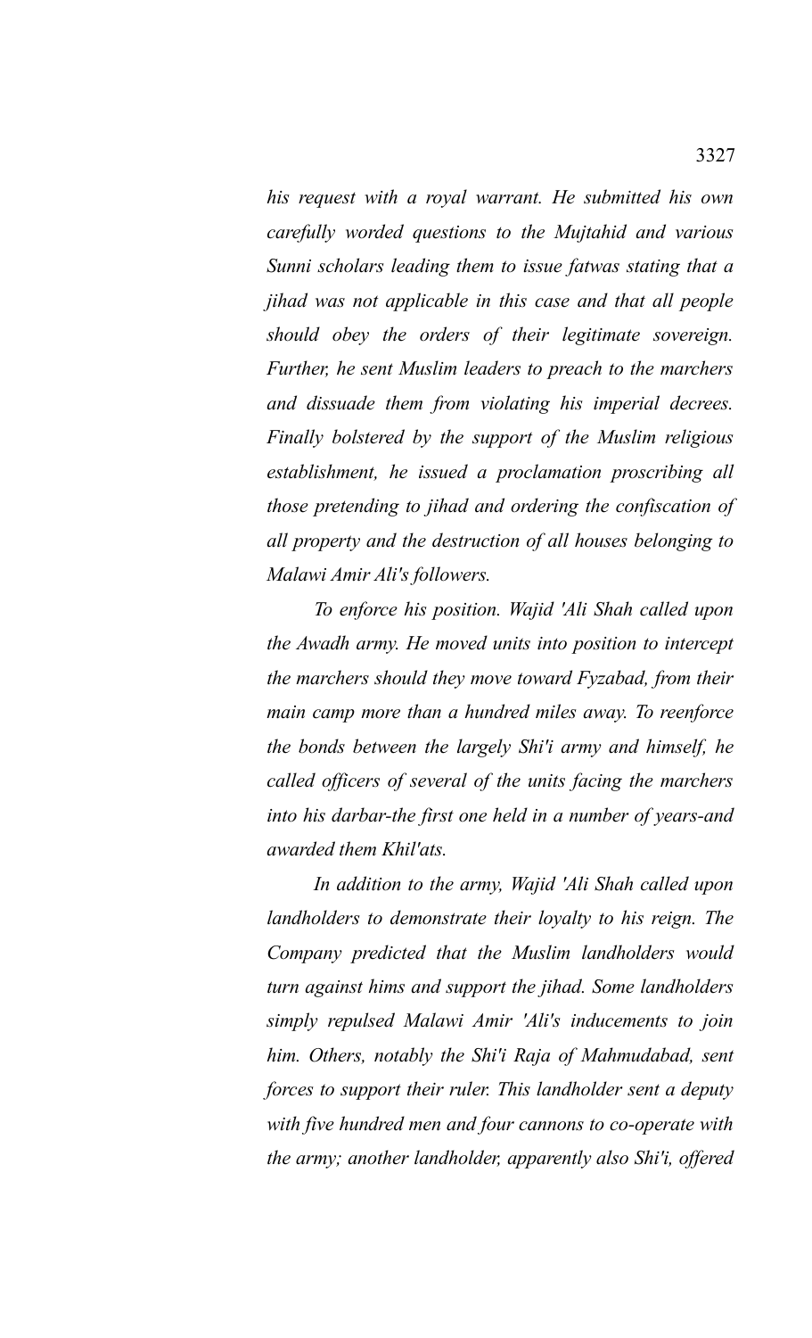*his request with a royal warrant. He submitted his own carefully worded questions to the Mujtahid and various Sunni scholars leading them to issue fatwas stating that a jihad was not applicable in this case and that all people should obey the orders of their legitimate sovereign. Further, he sent Muslim leaders to preach to the marchers and dissuade them from violating his imperial decrees. Finally bolstered by the support of the Muslim religious establishment, he issued a proclamation proscribing all those pretending to jihad and ordering the confiscation of all property and the destruction of all houses belonging to Malawi Amir Ali's followers.*

*To enforce his position. Wajid 'Ali Shah called upon the Awadh army. He moved units into position to intercept the marchers should they move toward Fyzabad, from their main camp more than a hundred miles away. To reenforce the bonds between the largely Shi'i army and himself, he called officers of several of the units facing the marchers into his darbar-the first one held in a number of years-and awarded them Khil'ats.*

*In addition to the army, Wajid 'Ali Shah called upon landholders to demonstrate their loyalty to his reign. The Company predicted that the Muslim landholders would turn against hims and support the jihad. Some landholders simply repulsed Malawi Amir 'Ali's inducements to join him. Others, notably the Shi'i Raja of Mahmudabad, sent forces to support their ruler. This landholder sent a deputy with five hundred men and four cannons to co-operate with the army; another landholder, apparently also Shi'i, offered*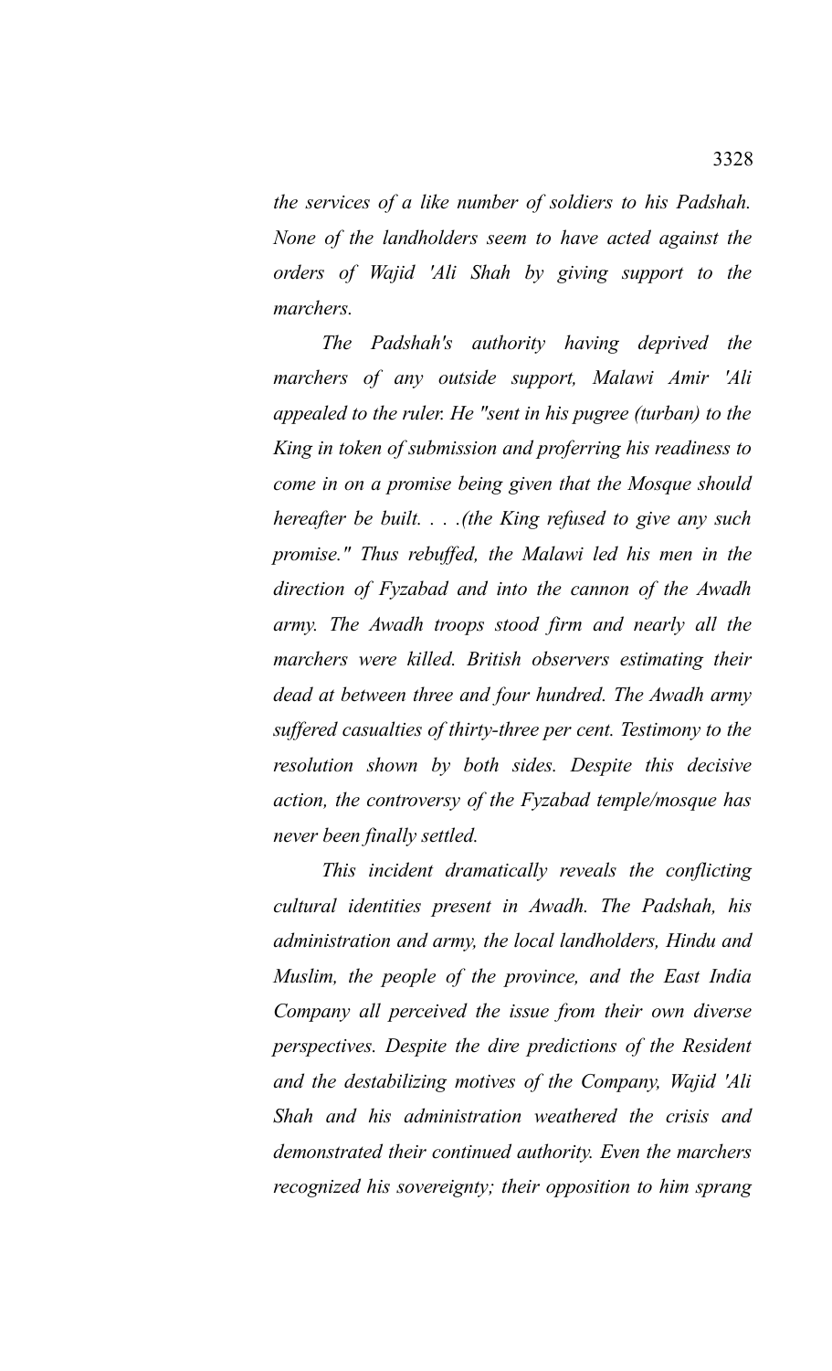*the services of a like number of soldiers to his Padshah. None of the landholders seem to have acted against the orders of Wajid 'Ali Shah by giving support to the marchers.*

*The Padshah's authority having deprived the marchers of any outside support, Malawi Amir 'Ali appealed to the ruler. He "sent in his pugree (turban) to the King in token of submission and proferring his readiness to come in on a promise being given that the Mosque should hereafter be built. . . .(the King refused to give any such promise." Thus rebuffed, the Malawi led his men in the direction of Fyzabad and into the cannon of the Awadh army. The Awadh troops stood firm and nearly all the marchers were killed. British observers estimating their dead at between three and four hundred. The Awadh army suffered casualties of thirty-three per cent. Testimony to the resolution shown by both sides. Despite this decisive action, the controversy of the Fyzabad temple/mosque has never been finally settled.*

*This incident dramatically reveals the conflicting cultural identities present in Awadh. The Padshah, his administration and army, the local landholders, Hindu and Muslim, the people of the province, and the East India Company all perceived the issue from their own diverse perspectives. Despite the dire predictions of the Resident and the destabilizing motives of the Company, Wajid 'Ali Shah and his administration weathered the crisis and demonstrated their continued authority. Even the marchers recognized his sovereignty; their opposition to him sprang*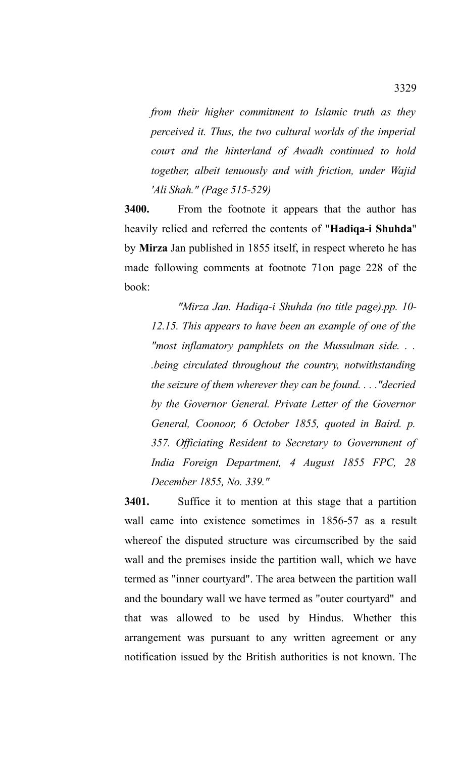*from their higher commitment to Islamic truth as they perceived it. Thus, the two cultural worlds of the imperial court and the hinterland of Awadh continued to hold together, albeit tenuously and with friction, under Wajid 'Ali Shah." (Page 515-529)*

**3400.** From the footnote it appears that the author has heavily relied and referred the contents of "**Hadiqa-i Shuhda**" by **Mirza** Jan published in 1855 itself, in respect whereto he has made following comments at footnote 71on page 228 of the book:

*"Mirza Jan. Hadiqa-i Shuhda (no title page).pp. 10-12.15. This appears to have been an example of one of the "most inflammatory pamphlets on the Mussulman side. . . .being circulated throughout the country, notwithstanding the seizure of them wherever they can be found. . . ."decried by the Governor General. Private Letter of the Governor General, Coonoor, 6 October 1855, quoted in Baird. p. 357. Officiating Resident to Secretary to Government of India Foreign Department, 4 August 1855 FPC, 28 December 1855, No. 339."*

**3401.** Suffice it to mention at this stage that a partition wall came into existence sometimes in 1856-57 as a result whereof the disputed structure was circumscribed by the said wall and the premises inside the partition wall, which we have termed as "inner courtyard". The area between the partition wall and the boundary wall we have termed as "outer courtyard" and that was allowed to be used by Hindus. Whether this arrangement was pursuant to any written agreement or any notification issued by the British authorities is not known. The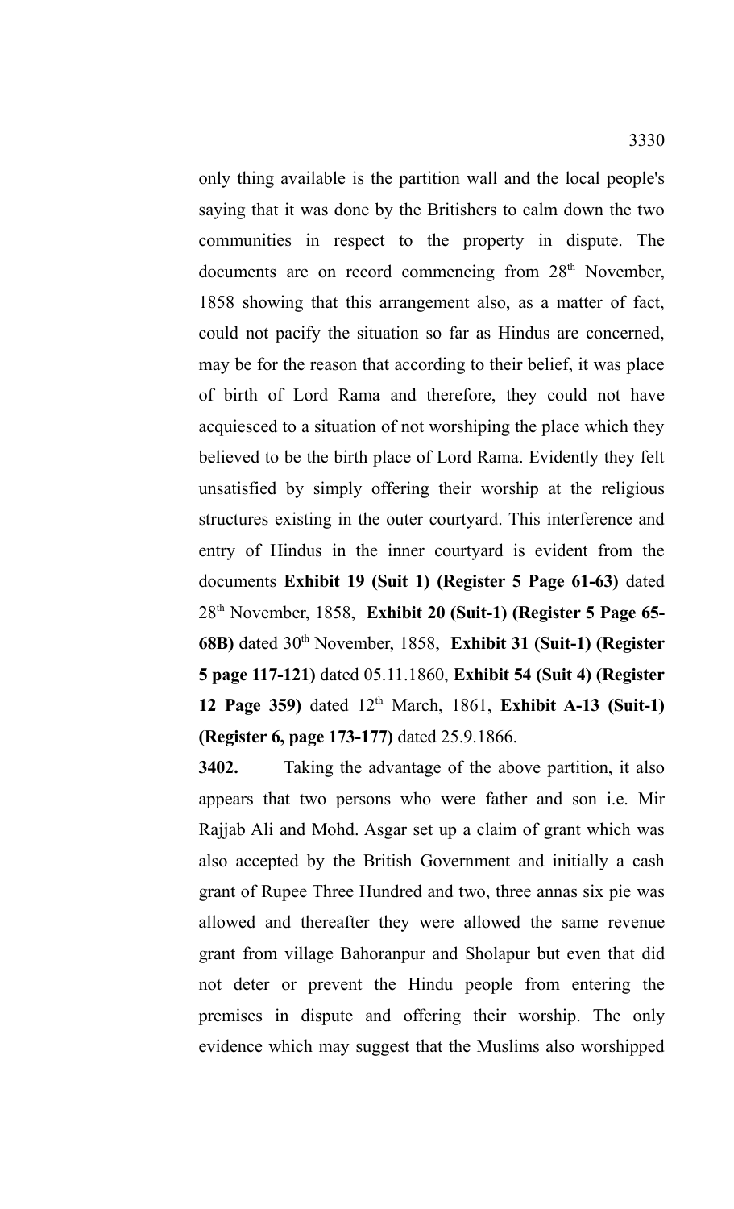only thing available is the partition wall and the local people's saying that it was done by the Britishers to calm down the two communities in respect to the property in dispute. The documents are on record commencing from 28th November, 1858 showing that this arrangement also, as a matter of fact, could not pacify the situation so far as Hindus are concerned, may be for the reason that according to their belief, it was place of birth of Lord Rama and therefore, they could not have acquiesced to a situation of not worshiping the place which they believed to be the birth place of Lord Rama. Evidently they felt unsatisfied by simply offering their worship at the religious structures existing in the outer courtyard. This interference and entry of Hindus in the inner courtyard is evident from the documents **Exhibit 19 (Suit 1) (Register 5 Page 61-63)** dated 28th November, 1858, **Exhibit 20 (Suit-1) (Register 5 Page 65-68B)** dated 30th November, 1858, **Exhibit 31 (Suit-1) (Register 5 page 117-121)** dated 05.11.1860, **Exhibit 54 (Suit 4) (Register 12 Page 359)** dated 12th March, 1861, **Exhibit A-13 (Suit-1) (Register 6, page 173-177)** dated 25.9.1866.

**3402.** Taking the advantage of the above partition, it also appears that two persons who were father and son i.e. Mir Rajjab Ali and Mohd. Asgar set up a claim of grant which was also accepted by the British Government and initially a cash grant of Rupee Three Hundred and two, three annas six pie was allowed and thereafter they were allowed the same revenue grant from village Bahoranpur and Sholapur but even that did not deter or prevent the Hindu people from entering the premises in dispute and offering their worship. The only evidence which may suggest that the Muslims also worshipped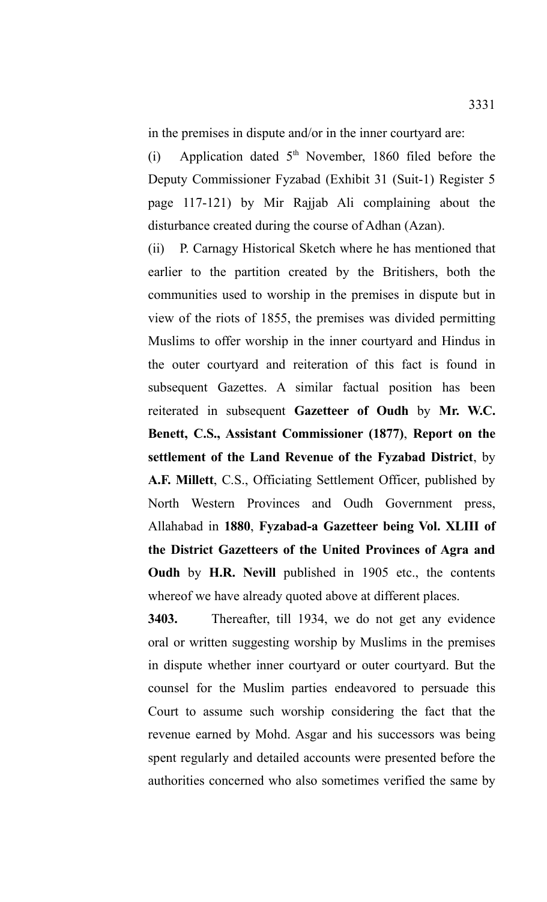in the premises in dispute and/or in the inner courtyard are:

(i) Application dated 5th November, 1860 filed before the Deputy Commissioner Fyzabad (Exhibit 31 (Suit-1) Register 5 page 117-121) by Mir Rajjab Ali complaining about the disturbance created during the course of Adhan (Azan).

(ii) P. Carnagy Historical Sketch where he has mentioned that earlier to the partition created by the Britishers, both the communities used to worship in the premises in dispute but in view of the riots of 1855, the premises was divided permitting Muslims to offer worship in the inner courtyard and Hindus in the outer courtyard and reiteration of this fact is found in subsequent Gazettes. A similar factual position has been reiterated in subsequent **Gazetteer of Oudh** by **Mr. W.C. Benett, C.S., Assistant Commissioner (1877)**, **Report on the settlement of the Land Revenue of the Fyzabad District**, by **A.F. Millett**, C.S., Officiating Settlement Officer, published by North Western Provinces and Oudh Government press, Allahabad in **1880**, **Fyzabad-a Gazetteer being Vol. XLIII of the District Gazetteers of the United Provinces of Agra and Oudh** by **H.R. Nevill** published in 1905 etc., the contents whereof we have already quoted above at different places.

**3403.** Thereafter, till 1934, we do not get any evidence oral or written suggesting worship by Muslims in the premises in dispute whether inner courtyard or outer courtyard. But the counsel for the Muslim parties endeavored to persuade this Court to assume such worship considering the fact that the revenue earned by Mohd. Asgar and his successors was being spent regularly and detailed accounts were presented before the authorities concerned who also sometimes verified the same by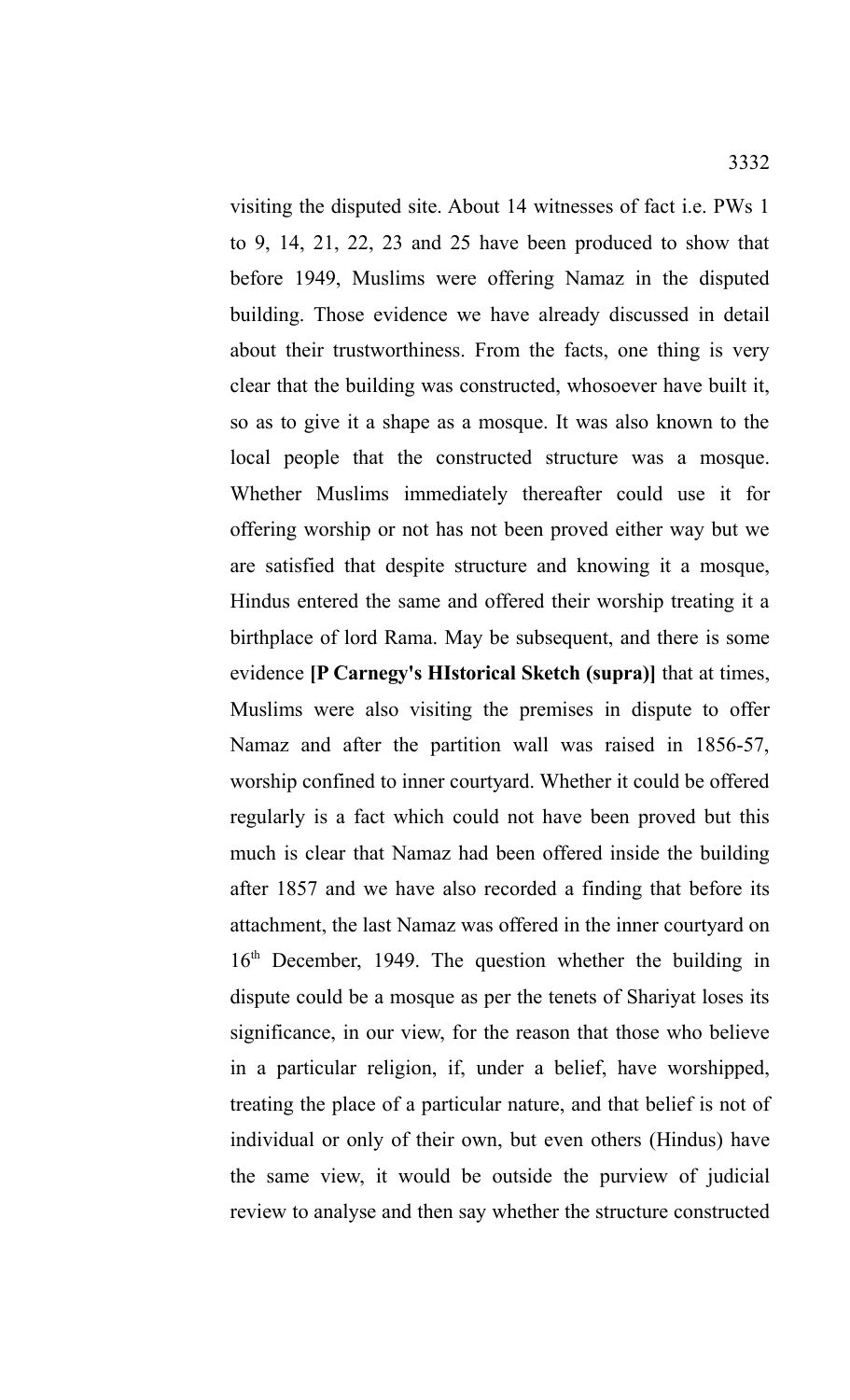visiting the disputed site. About 14 witnesses of fact i.e. PWs 1 to 9, 14, 21, 22, 23 and 25 have been produced to show that before 1949, Muslims were offering Namaz in the disputed building. Those evidence we have already discussed in detail about their trustworthiness. From the facts, one thing is very clear that the building was constructed, whosoever have built it, so as to give it a shape as a mosque. It was also known to the local people that the constructed structure was a mosque. Whether Muslims immediately thereafter could use it for offering worship or not has not been proved either way but we are satisfied that despite structure and knowing it a mosque, Hindus entered the same and offered their worship treating it a birthplace of lord Rama. May be subsequent, and there is some evidence **[P Carnegy's HIstorical Sketch (supra)]** that at times, Muslims were also visiting the premises in dispute to offer Namaz and after the partition wall was raised in 1856-57, worship confined to inner courtyard. Whether it could be offered regularly is a fact which could not have been proved but this much is clear that Namaz had been offered inside the building after 1857 and we have also recorded a finding that before its attachment, the last Namaz was offered in the inner courtyard on 16th December, 1949. The question whether the building in dispute could be a mosque as per the tenets of Shariyat loses its significance, in our view, for the reason that those who believe in a particular religion, if, under a belief, have worshipped, treating the place of a particular nature, and that belief is not of individual or only of their own, but even others (Hindus) have the same view, it would be outside the purview of judicial review to analyse and then say whether the structure constructed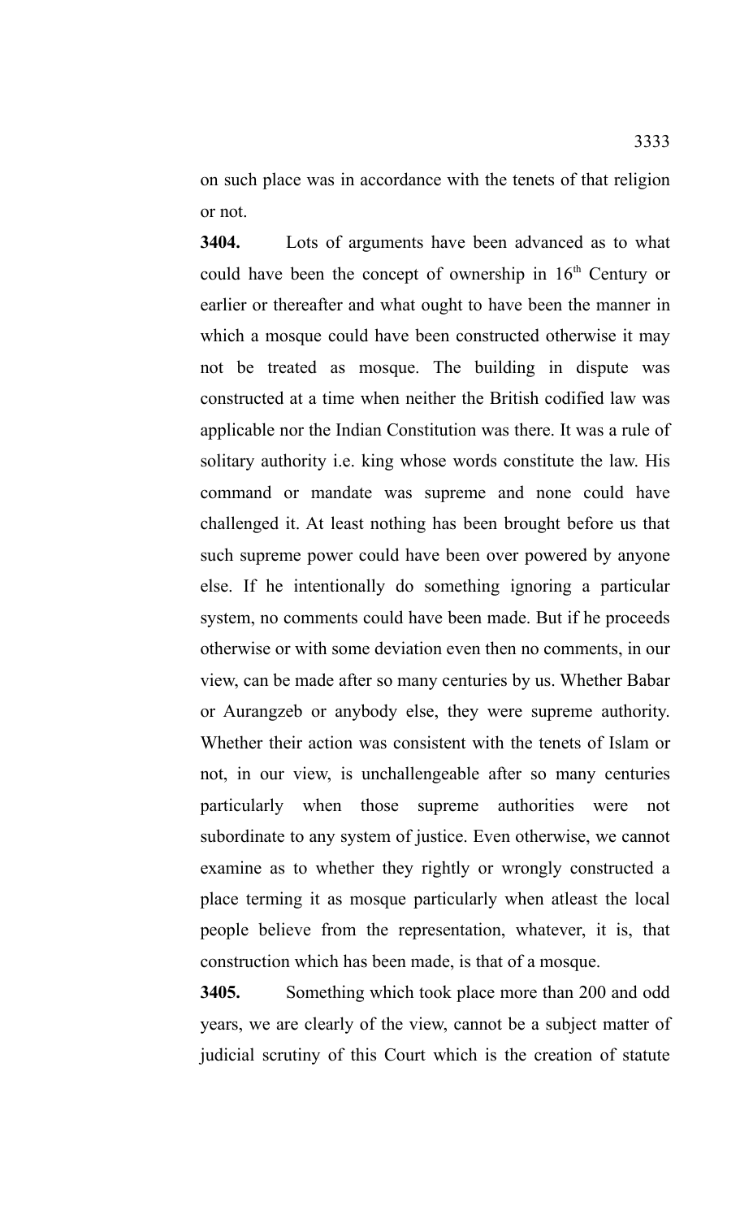on such place was in accordance with the tenets of that religion or not.

**3404.** Lots of arguments have been advanced as to what could have been the concept of ownership in 16th Century or earlier or thereafter and what ought to have been the manner in which a mosque could have been constructed otherwise it may not be treated as mosque. The building in dispute was constructed at a time when neither the British codified law was applicable nor the Indian Constitution was there. It was a rule of solitary authority i.e. king whose words constitute the law. His command or mandate was supreme and none could have challenged it. At least nothing has been brought before us that such supreme power could have been over powered by anyone else. If he intentionally do something ignoring a particular system, no comments could have been made. But if he proceeds otherwise or with some deviation even then no comments, in our view, can be made after so many centuries by us. Whether Babar or Aurangzeb or anybody else, they were supreme authority. Whether their action was consistent with the tenets of Islam or not, in our view, is unchallengeable after so many centuries particularly when those supreme authorities were not subordinate to any system of justice. Even otherwise, we cannot examine as to whether they rightly or wrongly constructed a place terming it as mosque particularly when atleast the local people believe from the representation, whatever, it is, that construction which has been made, is that of a mosque.

**3405.** Something which took place more than 200 and odd years, we are clearly of the view, cannot be a subject matter of judicial scrutiny of this Court which is the creation of statute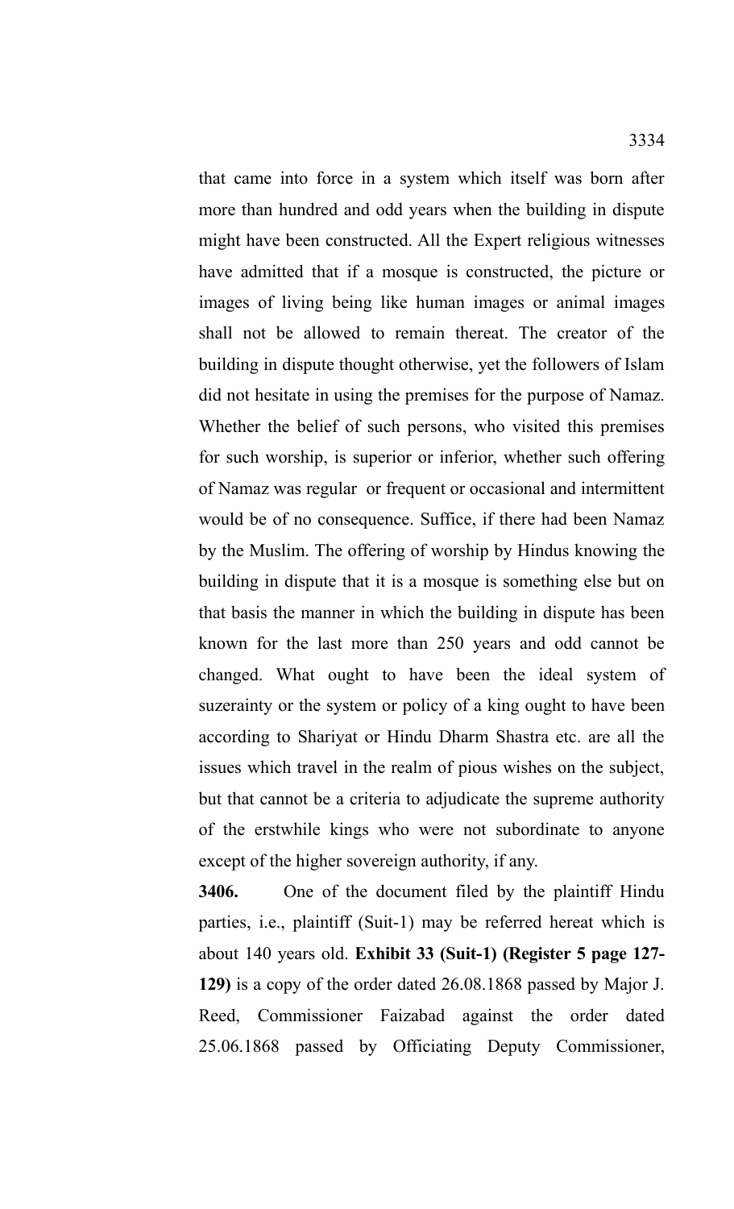that came into force in a system which itself was born after more than hundred and odd years when the building in dispute might have been constructed. All the Expert religious witnesses have admitted that if a mosque is constructed, the picture or images of living being like human images or animal images shall not be allowed to remain thereat. The creator of the building in dispute thought otherwise, yet the followers of Islam did not hesitate in using the premises for the purpose of Namaz. Whether the belief of such persons, who visited this premises for such worship, is superior or inferior, whether such offering of Namaz was regular or frequent or occasional and intermittent would be of no consequence. Suffice, if there had been Namaz by the Muslim. The offering of worship by Hindus knowing the building in dispute that it is a mosque is something else but on that basis the manner in which the building in dispute has been known for the last more than 250 years and odd cannot be changed. What ought to have been the ideal system of suzerainty or the system or policy of a king ought to have been according to Shariyat or Hindu Dharm Shastra etc. are all the issues which travel in the realm of pious wishes on the subject, but that cannot be a criteria to adjudicate the supreme authority of the erstwhile kings who were not subordinate to anyone except of the higher sovereign authority, if any.

**3406.** One of the document filed by the plaintiff Hindu parties, i.e., plaintiff (Suit-1) may be referred hereat which is about 140 years old. **Exhibit 33 (Suit-1) (Register 5 page 127-129)** is a copy of the order dated 26.08.1868 passed by Major J. Reed, Commissioner Faizabad against the order dated 25.06.1868 passed by Officiating Deputy Commissioner,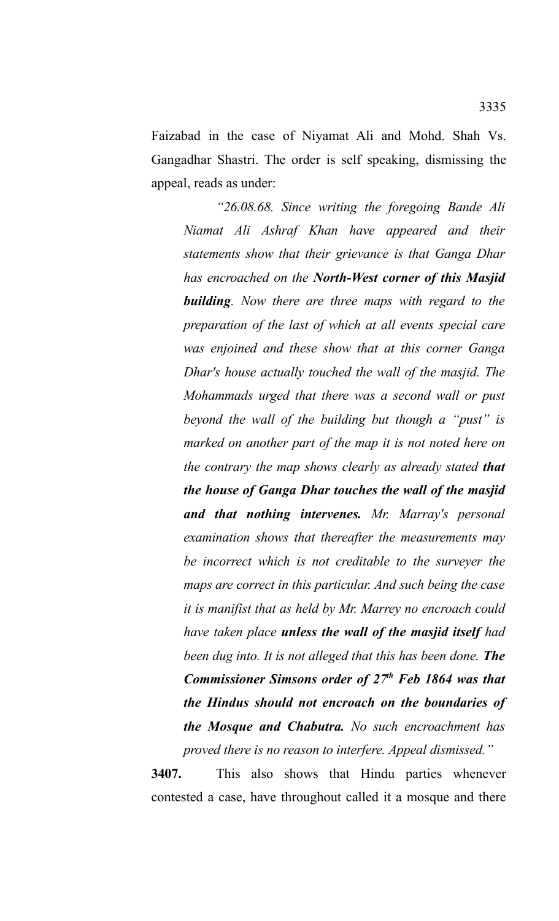Faizabad in the case of Niyamat Ali and Mohd. Shah Vs. Gangadhar Shastri. The order is self speaking, dismissing the appeal, reads as under:

> *"26.08.68. Since writing the foregoing Bande Ali Niamat Ali Ashraf Khan have appeared and their statements show that their grievance is that Ganga Dhar has encroached on the* ***North-West corner of this Masjid building****. Now there are three maps with regard to the preparation of the last of which at all events special care was enjoined and these show that at this corner Ganga Dhar's house actually touched the wall of the masjid. The Mohammads urged that there was a second wall or pust beyond the wall of the building but though a "pust" is marked on another part of the map it is not noted here on the contrary the map shows clearly as already stated* ***that the house of Ganga Dhar touches the wall of the masjid and that nothing intervenes.*** *Mr. Marray's personal examination shows that thereafter the measurements may be incorrect which is not creditable to the surveyer the maps are correct in this particular. And such being the case it is manifist that as held by Mr. Marrey no encroach could have taken place* ***unless the wall of the masjid itself*** *had been dug into. It is not alleged that this has been done.* ***The Commissioner Simsons order of 27th Feb 1864 was that the Hindus should not encroach on the boundaries of the Mosque and Chabutra.*** *No such encroachment has proved there is no reason to interfere. Appeal dismissed."*

**3407.** This also shows that Hindu parties whenever contested a case, have throughout called it a mosque and there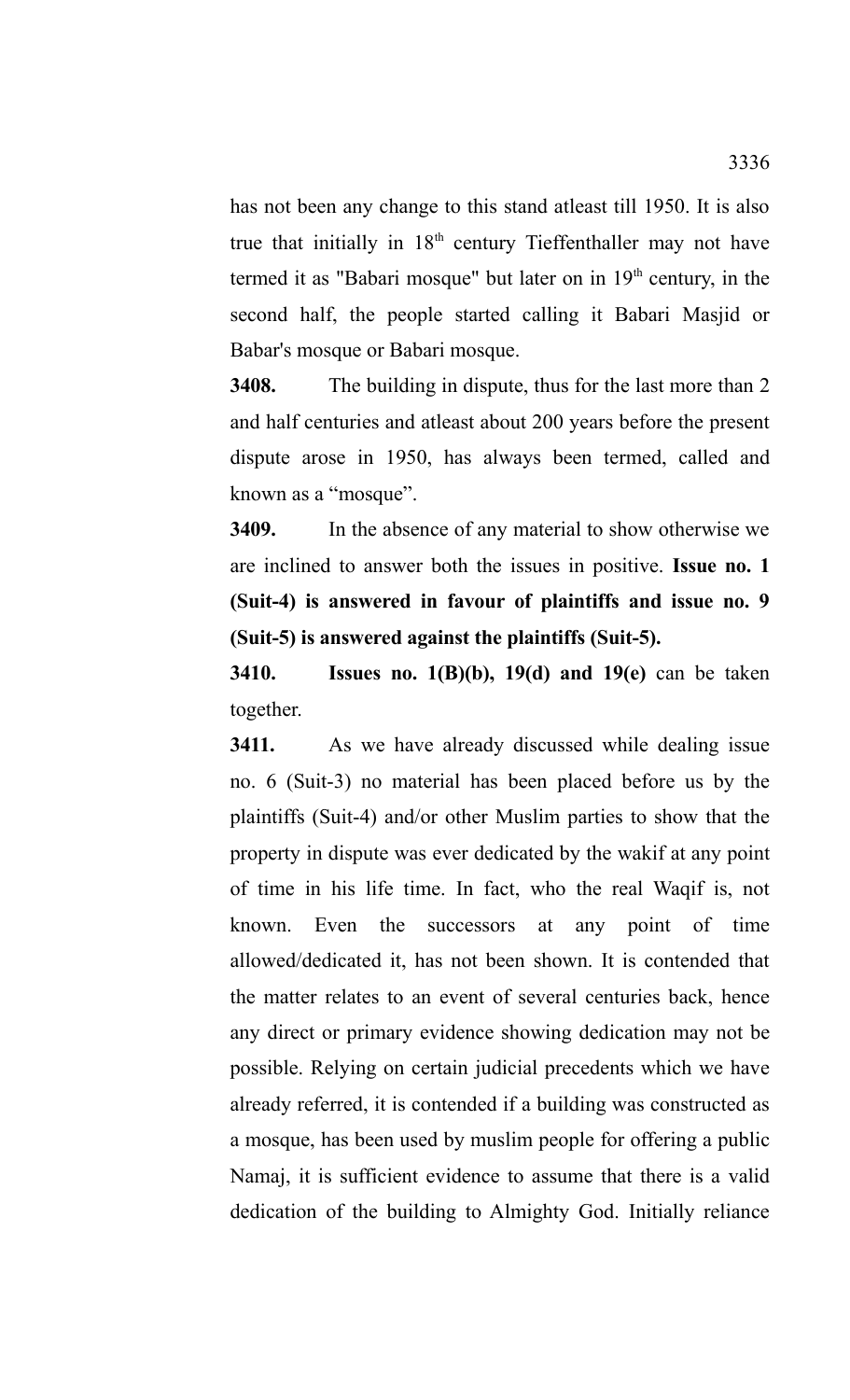has not been any change to this stand atleast till 1950. It is also true that initially in 18th century Tieffenthaller may not have termed it as "Babari mosque" but later on in 19th century, in the second half, the people started calling it Babari Masjid or Babar's mosque or Babari mosque.

**3408.** The building in dispute, thus for the last more than 2 and half centuries and atleast about 200 years before the present dispute arose in 1950, has always been termed, called and known as a "mosque".

**3409.** In the absence of any material to show otherwise we are inclined to answer both the issues in positive. **Issue no. 1 (Suit-4) is answered in favour of plaintiffs and issue no. 9 (Suit-5) is answered against the plaintiffs (Suit-5).**

**3410. Issues no. 1(B)(b), 19(d) and 19(e)** can be taken together.

**3411.** As we have already discussed while dealing issue no. 6 (Suit-3) no material has been placed before us by the plaintiffs (Suit-4) and/or other Muslim parties to show that the property in dispute was ever dedicated by the wakif at any point of time in his life time. In fact, who the real Waqif is, not known. Even the successors at any point of time allowed/dedicated it, has not been shown. It is contended that the matter relates to an event of several centuries back, hence any direct or primary evidence showing dedication may not be possible. Relying on certain judicial precedents which we have already referred, it is contended if a building was constructed as a mosque, has been used by muslim people for offering a public Namaj, it is sufficient evidence to assume that there is a valid dedication of the building to Almighty God. Initially reliance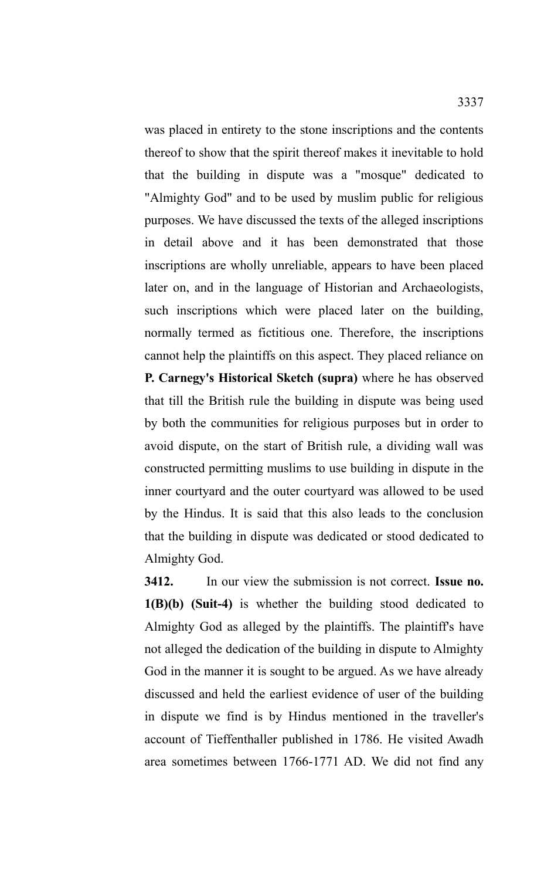was placed in entirety to the stone inscriptions and the contents thereof to show that the spirit thereof makes it inevitable to hold that the building in dispute was a "mosque" dedicated to "Almighty God" and to be used by muslim public for religious purposes. We have discussed the texts of the alleged inscriptions in detail above and it has been demonstrated that those inscriptions are wholly unreliable, appears to have been placed later on, and in the language of Historian and Archaeologists, such inscriptions which were placed later on the building, normally termed as fictitious one. Therefore, the inscriptions cannot help the plaintiffs on this aspect. They placed reliance on **P. Carnegy's Historical Sketch (supra)** where he has observed that till the British rule the building in dispute was being used by both the communities for religious purposes but in order to avoid dispute, on the start of British rule, a dividing wall was constructed permitting muslims to use building in dispute in the inner courtyard and the outer courtyard was allowed to be used by the Hindus. It is said that this also leads to the conclusion that the building in dispute was dedicated or stood dedicated to Almighty God.

**3412.** In our view the submission is not correct. **Issue no. 1(B)(b) (Suit-4)** is whether the building stood dedicated to Almighty God as alleged by the plaintiffs. The plaintiff's have not alleged the dedication of the building in dispute to Almighty God in the manner it is sought to be argued. As we have already discussed and held the earliest evidence of user of the building in dispute we find is by Hindus mentioned in the traveller's account of Tieffenthaller published in 1786. He visited Awadh area sometimes between 1766-1771 AD. We did not find any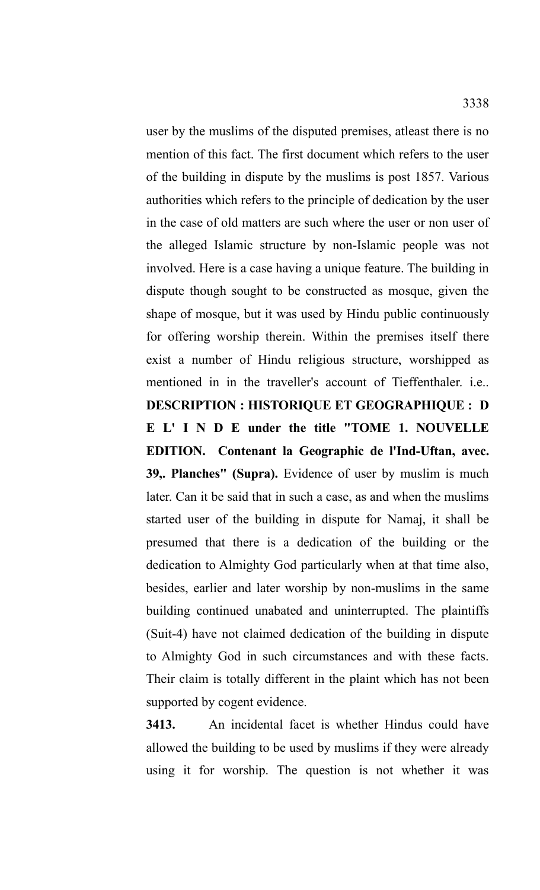user by the muslims of the disputed premises, atleast there is no mention of this fact. The first document which refers to the user of the building in dispute by the muslims is post 1857. Various authorities which refers to the principle of dedication by the user in the case of old matters are such where the user or non user of the alleged Islamic structure by non-Islamic people was not involved. Here is a case having a unique feature. The building in dispute though sought to be constructed as mosque, given the shape of mosque, but it was used by Hindu public continuously for offering worship therein. Within the premises itself there exist a number of Hindu religious structure, worshipped as mentioned in in the traveller's account of Tieffenthaler. i.e.. **DESCRIPTION : HISTORIQUE ET GEOGRAPHIQUE : D E L' I N D E under the title "TOME 1. NOUVELLE EDITION. Contenant la Geographic de l'Ind-Uftan, avec. 39,. Planches" (Supra).** Evidence of user by muslim is much later. Can it be said that in such a case, as and when the muslims started user of the building in dispute for Namaj, it shall be presumed that there is a dedication of the building or the dedication to Almighty God particularly when at that time also, besides, earlier and later worship by non-muslims in the same building continued unabated and uninterrupted. The plaintiffs (Suit-4) have not claimed dedication of the building in dispute to Almighty God in such circumstances and with these facts. Their claim is totally different in the plaint which has not been supported by cogent evidence.

**3413.** An incidental facet is whether Hindus could have allowed the building to be used by muslims if they were already using it for worship. The question is not whether it was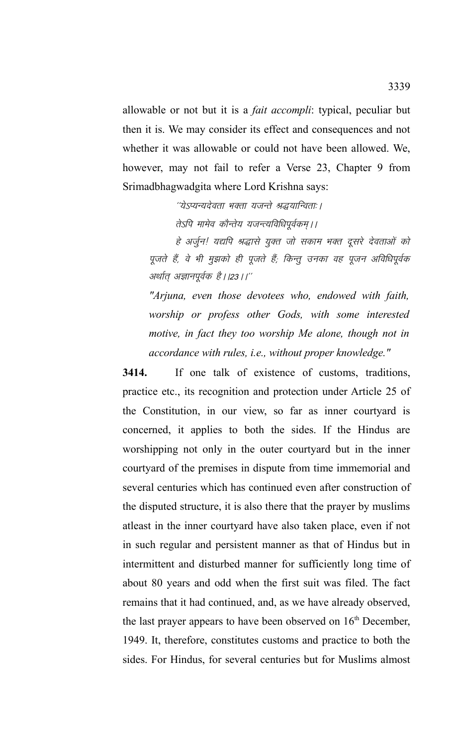allowable or not but it is a *fait accompli*: typical, peculiar but then it is. We may consider its effect and consequences and not whether it was allowable or could not have been allowed. We, however, may not fail to refer a Verse 23, Chapter 9 from Srimadbhagwadgita where Lord Krishna says:

> ''येऽप्यन्यदेवता भक्ता यजन्ते श्रद्धयान्विताः।
>
> तेऽपि मामेव कौन्तेय यजन्त्यविधिपूर्वकम्।।
>
> हे अर्जुन! यद्यपि श्रद्धासे युक्त जो सकाम भक्त दूसरे देवताओं को पूजते हैं, वे भी मुझको ही पूजते हैं; किन्तु उनका वह पूजन अविधिपूर्वक अर्थात् अज्ञानपूर्वक है।।23।।''
>
> *"Arjuna, even those devotees who, endowed with faith, worship or profess other Gods, with some interested motive, in fact they too worship Me alone, though not in accordance with rules, i.e., without proper knowledge."*

**3414.** If one talk of existence of customs, traditions, practice etc., its recognition and protection under Article 25 of the Constitution, in our view, so far as inner courtyard is concerned, it applies to both the sides. If the Hindus are worshipping not only in the outer courtyard but in the inner courtyard of the premises in dispute from time immemorial and several centuries which has continued even after construction of the disputed structure, it is also there that the prayer by muslims atleast in the inner courtyard have also taken place, even if not in such regular and persistent manner as that of Hindus but in intermittent and disturbed manner for sufficiently long time of about 80 years and odd when the first suit was filed. The fact remains that it had continued, and, as we have already observed, the last prayer appears to have been observed on 16th December, 1949. It, therefore, constitutes customs and practice to both the sides. For Hindus, for several centuries but for Muslims almost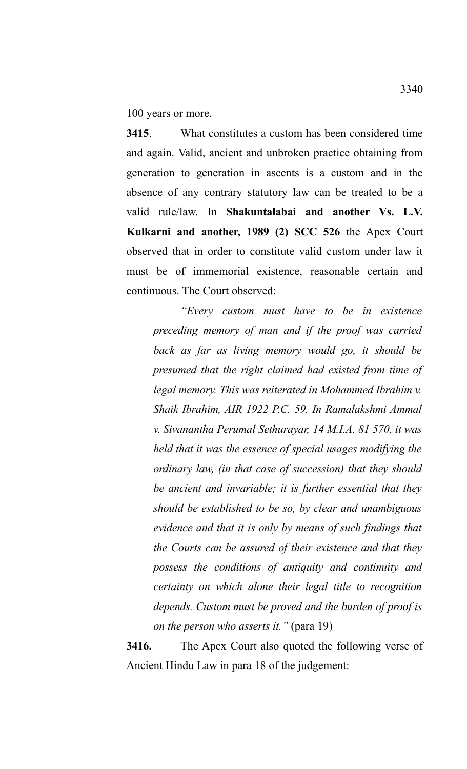100 years or more.

**3415**. What constitutes a custom has been considered time and again. Valid, ancient and unbroken practice obtaining from generation to generation in ascents is a custom and in the absence of any contrary statutory law can be treated to be a valid rule/law. In **Shakuntalabai and another Vs. L.V. Kulkarni and another, 1989 (2) SCC 526** the Apex Court observed that in order to constitute valid custom under law it must be of immemorial existence, reasonable certain and continuous. The Court observed:

> *"Every custom must have to be in existence preceding memory of man and if the proof was carried back as far as living memory would go, it should be presumed that the right claimed had existed from time of legal memory. This was reiterated in Mohammed Ibrahim v. Shaik Ibrahim, AIR 1922 P.C. 59. In Ramalakshmi Ammal v. Sivanantha Perumal Sethurayar, 14 M.I.A. 81 570, it was held that it was the essence of special usages modifying the ordinary law, (in that case of succession) that they should be ancient and invariable; it is further essential that they should be established to be so, by clear and unambiguous evidence and that it is only by means of such findings that the Courts can be assured of their existence and that they possess the conditions of antiquity and continuity and certainty on which alone their legal title to recognition depends. Custom must be proved and the burden of proof is on the person who asserts it."* (para 19)

**3416.** The Apex Court also quoted the following verse of Ancient Hindu Law in para 18 of the judgement: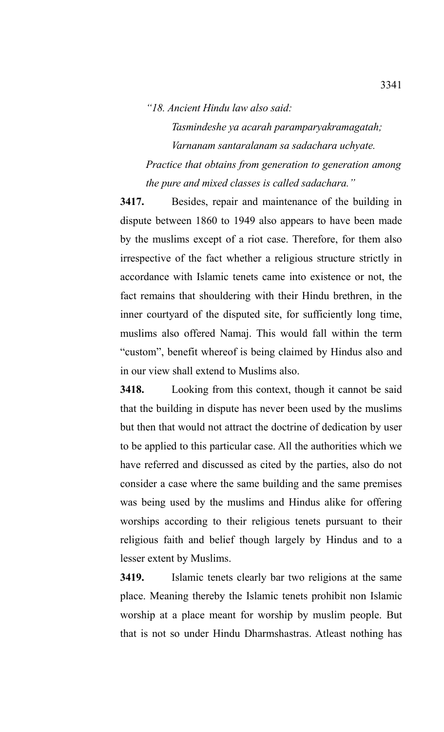*“18. Ancient Hindu law also said:*

*Tasmindeshe ya acarah paramparyakramagatah;*

*Varnanam santaralanam sa sadachara uchyate.*

*Practice that obtains from generation to generation among the pure and mixed classes is called sadachara.”*

**3417.** Besides, repair and maintenance of the building in dispute between 1860 to 1949 also appears to have been made by the muslims except of a riot case. Therefore, for them also irrespective of the fact whether a religious structure strictly in accordance with Islamic tenets came into existence or not, the fact remains that shouldering with their Hindu brethren, in the inner courtyard of the disputed site, for sufficiently long time, muslims also offered Namaj. This would fall within the term “custom”, benefit whereof is being claimed by Hindus also and in our view shall extend to Muslims also.

**3418.** Looking from this context, though it cannot be said that the building in dispute has never been used by the muslims but then that would not attract the doctrine of dedication by user to be applied to this particular case. All the authorities which we have referred and discussed as cited by the parties, also do not consider a case where the same building and the same premises was being used by the muslims and Hindus alike for offering worships according to their religious tenets pursuant to their religious faith and belief though largely by Hindus and to a lesser extent by Muslims.

**3419.** Islamic tenets clearly bar two religions at the same place. Meaning thereby the Islamic tenets prohibit non Islamic worship at a place meant for worship by muslim people. But that is not so under Hindu Dharmshastras. Atleast nothing has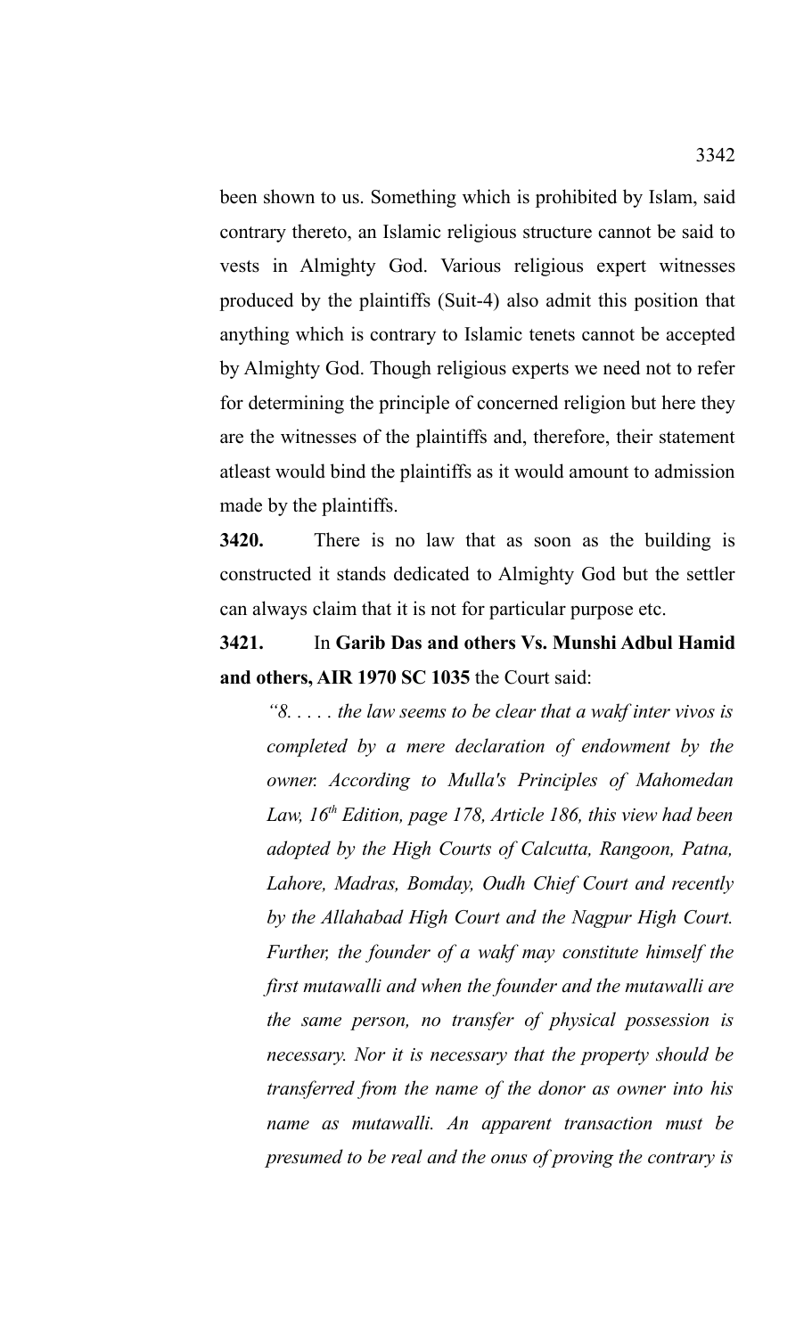been shown to us. Something which is prohibited by Islam, said contrary thereto, an Islamic religious structure cannot be said to vests in Almighty God. Various religious expert witnesses produced by the plaintiffs (Suit-4) also admit this position that anything which is contrary to Islamic tenets cannot be accepted by Almighty God. Though religious experts we need not to refer for determining the principle of concerned religion but here they are the witnesses of the plaintiffs and, therefore, their statement atleast would bind the plaintiffs as it would amount to admission made by the plaintiffs.

**3420.** There is no law that as soon as the building is constructed it stands dedicated to Almighty God but the settler can always claim that it is not for particular purpose etc.

**3421.** In **Garib Das and others Vs. Munshi Adbul Hamid and others, AIR 1970 SC 1035** the Court said:

*"8. . . . . the law seems to be clear that a wakf inter vivos is completed by a mere declaration of endowment by the owner. According to Mulla's Principles of Mahomedan Law, 16th Edition, page 178, Article 186, this view had been adopted by the High Courts of Calcutta, Rangoon, Patna, Lahore, Madras, Bomday, Oudh Chief Court and recently by the Allahabad High Court and the Nagpur High Court. Further, the founder of a wakf may constitute himself the first mutawalli and when the founder and the mutawalli are the same person, no transfer of physical possession is necessary. Nor it is necessary that the property should be transferred from the name of the donor as owner into his name as mutawalli. An apparent transaction must be presumed to be real and the onus of proving the contrary is*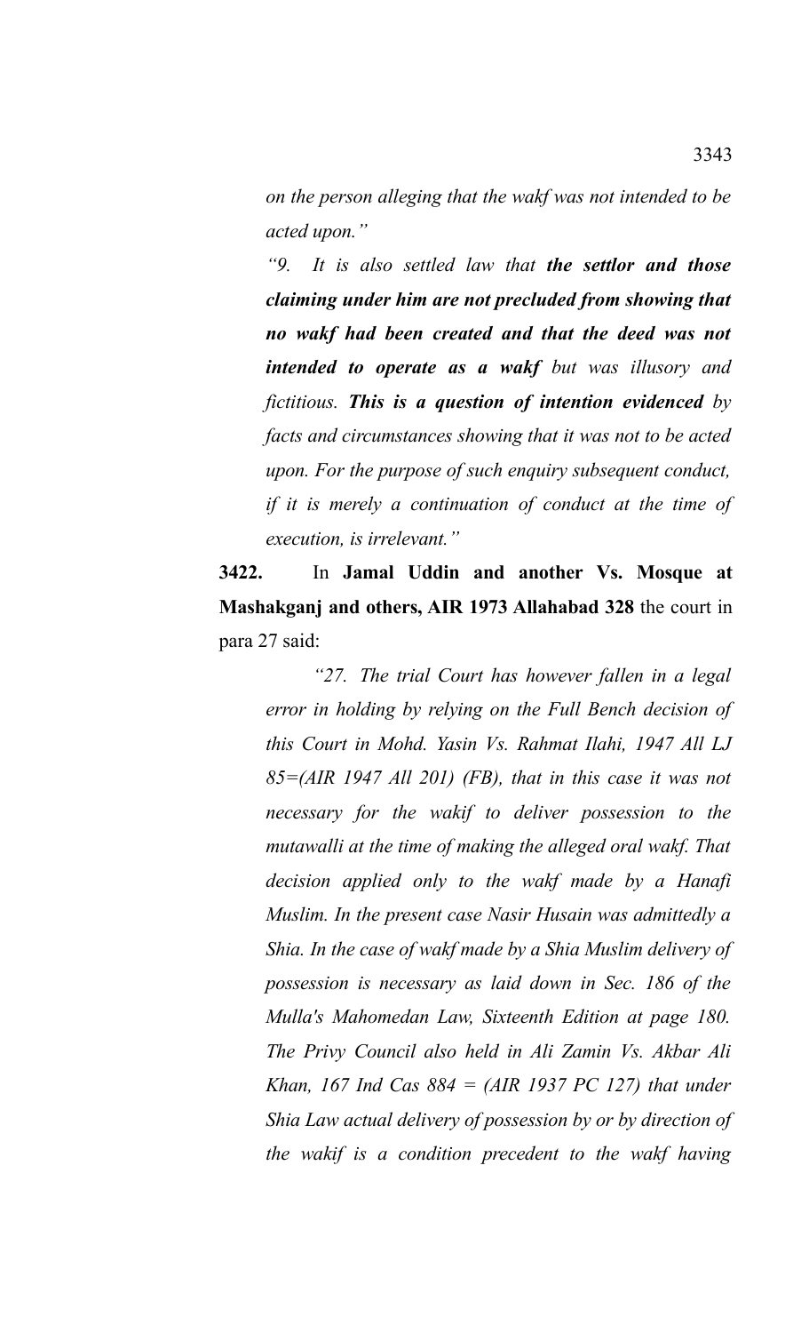*on the person alleging that the wakf was not intended to be acted upon."*

*"9. It is also settled law that **the settlor and those claiming under him are not precluded from showing that no wakf had been created and that the deed was not intended to operate as a wakf** but was illusory and fictitious. **This is a question of intention evidenced** by facts and circumstances showing that it was not to be acted upon. For the purpose of such enquiry subsequent conduct, if it is merely a continuation of conduct at the time of execution, is irrelevant."*

**3422.** In **Jamal Uddin and another Vs. Mosque at Mashakganj and others, AIR 1973 Allahabad 328** the court in para 27 said:

*"27. The trial Court has however fallen in a legal error in holding by relying on the Full Bench decision of this Court in Mohd. Yasin Vs. Rahmat Ilahi, 1947 All LJ 85=(AIR 1947 All 201) (FB), that in this case it was not necessary for the wakif to deliver possession to the mutawalli at the time of making the alleged oral wakf. That decision applied only to the wakf made by a Hanafi Muslim. In the present case Nasir Husain was admittedly a Shia. In the case of wakf made by a Shia Muslim delivery of possession is necessary as laid down in Sec. 186 of the Mulla's Mahomedan Law, Sixteenth Edition at page 180. The Privy Council also held in Ali Zamin Vs. Akbar Ali Khan, 167 Ind Cas 884 = (AIR 1937 PC 127) that under Shia Law actual delivery of possession by or by direction of the wakif is a condition precedent to the wakf having*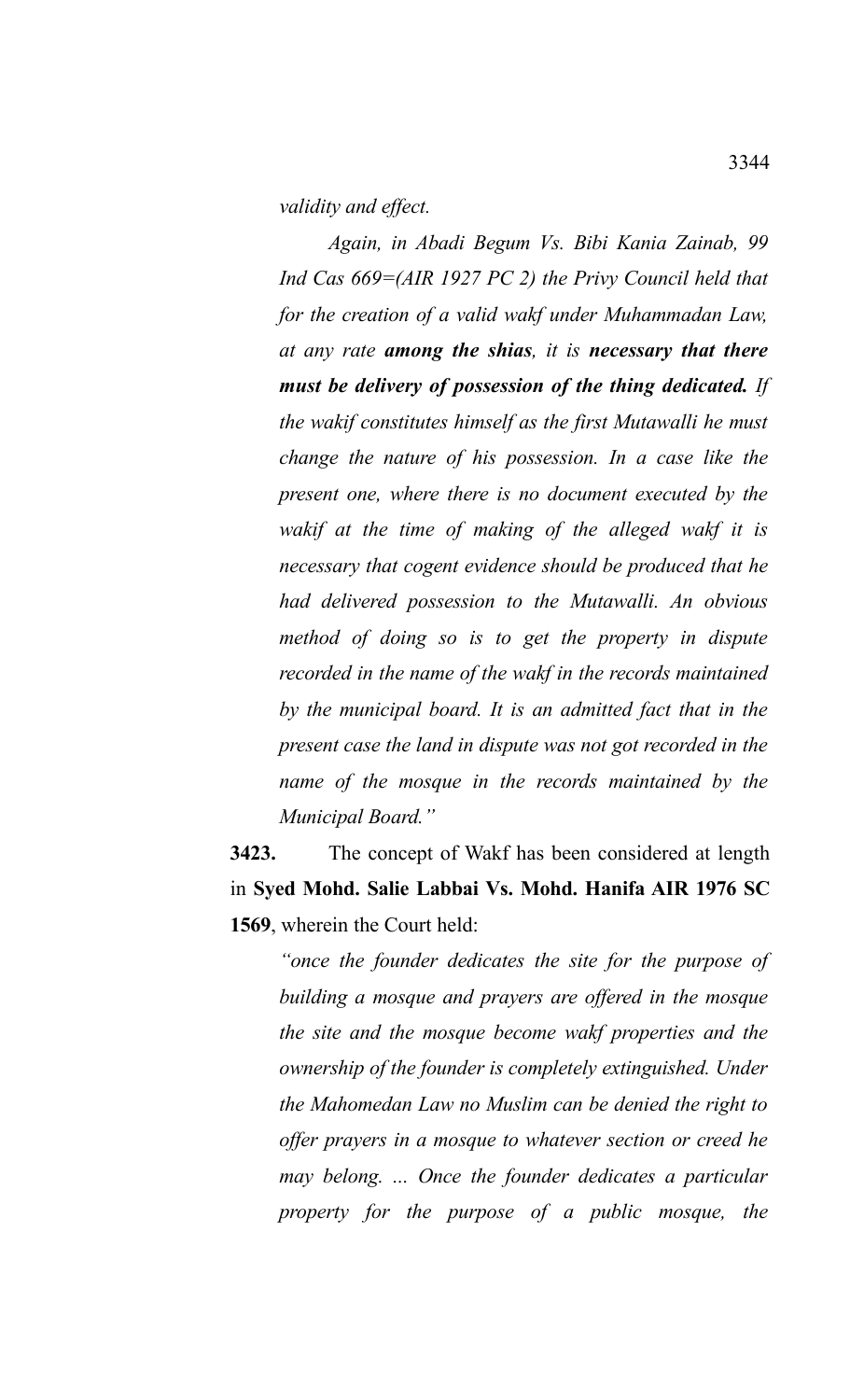*validity and effect.*

*Again, in Abadi Begum Vs. Bibi Kania Zainab, 99 Ind Cas 669=(AIR 1927 PC 2) the Privy Council held that for the creation of a valid wakf under Muhammadan Law, at any rate **among the shias**, it is **necessary that there must be delivery of possession of the thing dedicated.** If the wakif constitutes himself as the first Mutawalli he must change the nature of his possession. In a case like the present one, where there is no document executed by the wakif at the time of making of the alleged wakf it is necessary that cogent evidence should be produced that he had delivered possession to the Mutawalli. An obvious method of doing so is to get the property in dispute recorded in the name of the wakf in the records maintained by the municipal board. It is an admitted fact that in the present case the land in dispute was not got recorded in the name of the mosque in the records maintained by the Municipal Board."*

**3423.** The concept of Wakf has been considered at length in **Syed Mohd. Salie Labbai Vs. Mohd. Hanifa AIR 1976 SC 1569**, wherein the Court held:

*"once the founder dedicates the site for the purpose of building a mosque and prayers are offered in the mosque the site and the mosque become wakf properties and the ownership of the founder is completely extinguished. Under the Mahomedan Law no Muslim can be denied the right to offer prayers in a mosque to whatever section or creed he may belong. ... Once the founder dedicates a particular property for the purpose of a public mosque, the*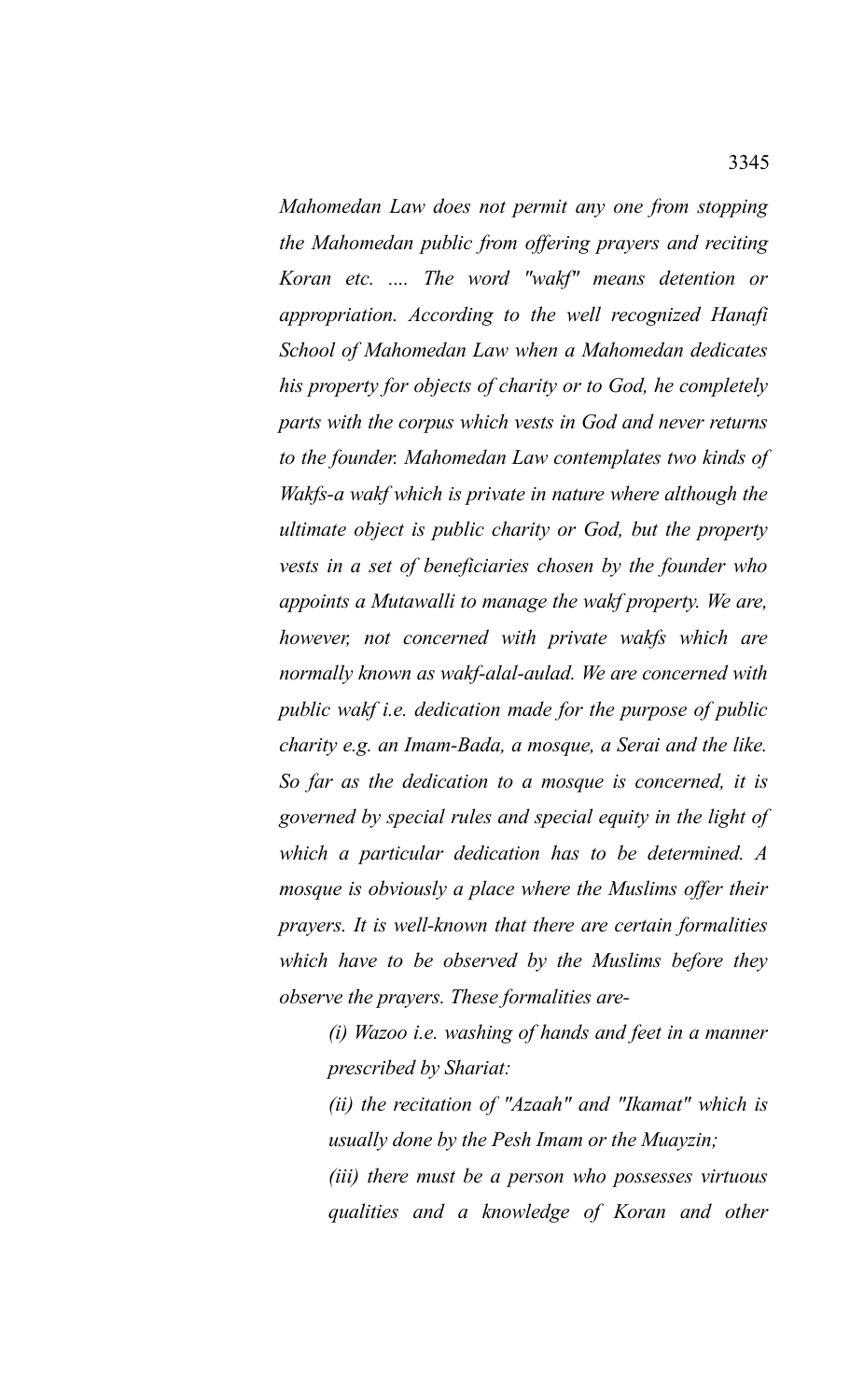*Mahomedan Law does not permit any one from stopping the Mahomedan public from offering prayers and reciting Koran etc. .... The word "wakf" means detention or appropriation. According to the well recognized Hanafi School of Mahomedan Law when a Mahomedan dedicates his property for objects of charity or to God, he completely parts with the corpus which vests in God and never returns to the founder. Mahomedan Law contemplates two kinds of Wakfs-a wakf which is private in nature where although the ultimate object is public charity or God, but the property vests in a set of beneficiaries chosen by the founder who appoints a Mutawalli to manage the wakf property. We are, however, not concerned with private wakfs which are normally known as wakf-alal-aulad. We are concerned with public wakf i.e. dedication made for the purpose of public charity e.g. an Imam-Bada, a mosque, a Serai and the like. So far as the dedication to a mosque is concerned, it is governed by special rules and special equity in the light of which a particular dedication has to be determined. A mosque is obviously a place where the Muslims offer their prayers. It is well-known that there are certain formalities which have to be observed by the Muslims before they observe the prayers. These formalities are-*

> *(i) Wazoo i.e. washing of hands and feet in a manner prescribed by Shariat:*
>
> *(ii) the recitation of "Azaah" and "Ikamat" which is usually done by the Pesh Imam or the Muayzin;*
>
> *(iii) there must be a person who possesses virtuous qualities and a knowledge of Koran and other*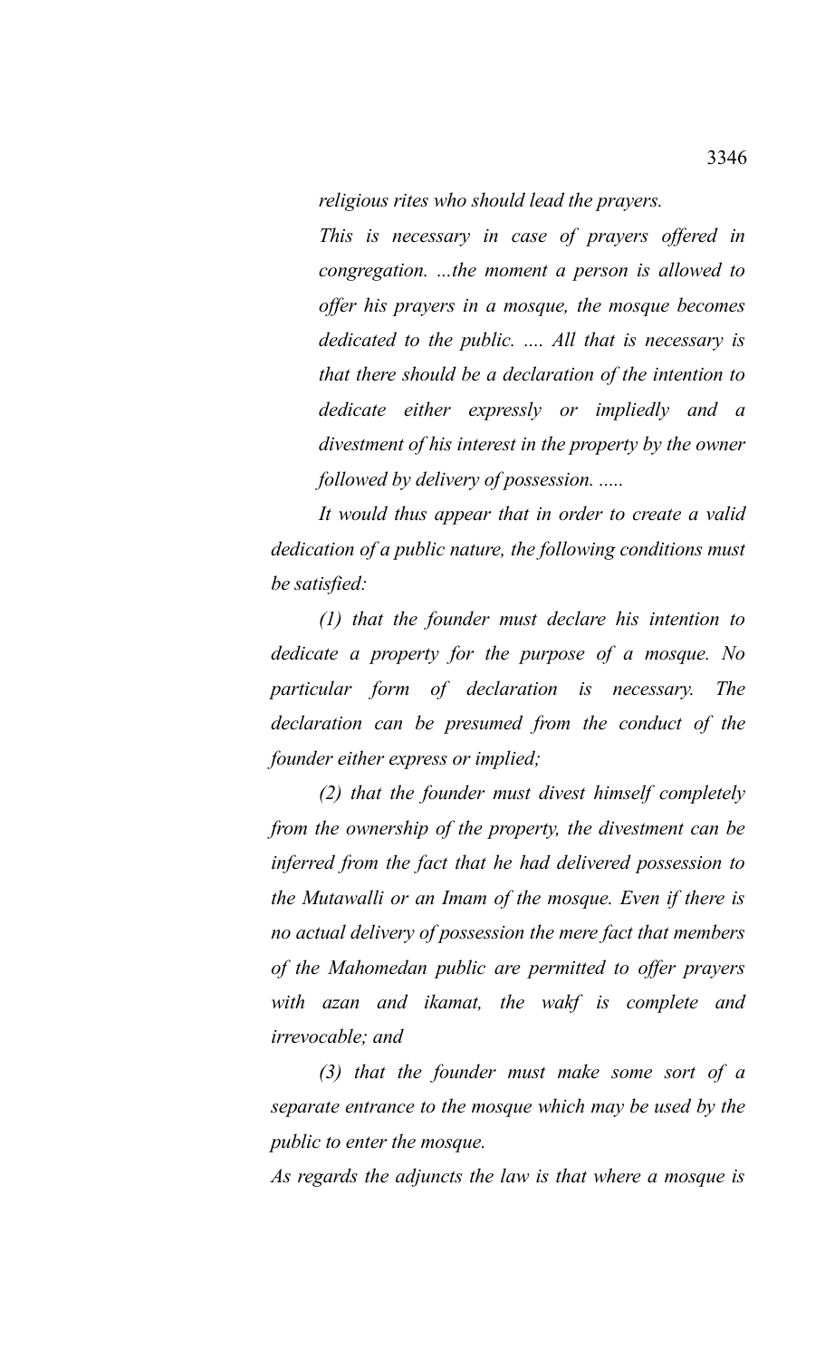*religious rites who should lead the prayers.*

*This is necessary in case of prayers offered in congregation. ...the moment a person is allowed to offer his prayers in a mosque, the mosque becomes dedicated to the public. .... All that is necessary is that there should be a declaration of the intention to dedicate either expressly or impliedly and a divestment of his interest in the property by the owner followed by delivery of possession. .....*

*It would thus appear that in order to create a valid dedication of a public nature, the following conditions must be satisfied:*

*(1) that the founder must declare his intention to dedicate a property for the purpose of a mosque. No particular form of declaration is necessary. The declaration can be presumed from the conduct of the founder either express or implied;*

*(2) that the founder must divest himself completely from the ownership of the property, the divestment can be inferred from the fact that he had delivered possession to the Mutawalli or an Imam of the mosque. Even if there is no actual delivery of possession the mere fact that members of the Mahomedan public are permitted to offer prayers with azan and ikamat, the wakf is complete and irrevocable; and*

*(3) that the founder must make some sort of a separate entrance to the mosque which may be used by the public to enter the mosque.*

*As regards the adjuncts the law is that where a mosque is*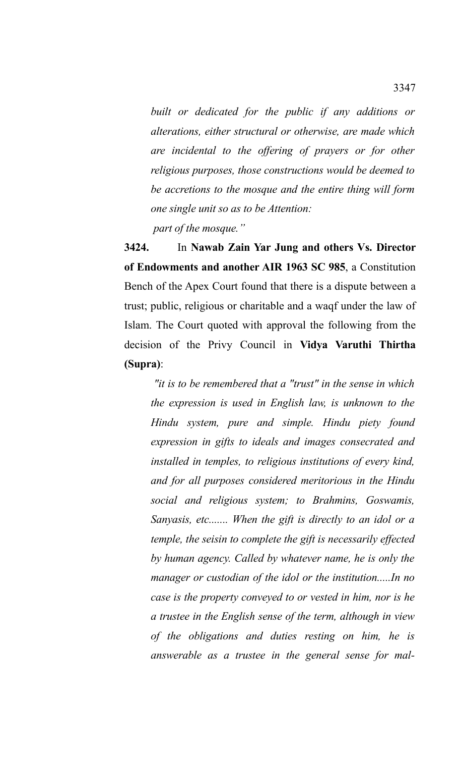*built or dedicated for the public if any additions or alterations, either structural or otherwise, are made which are incidental to the offering of prayers or for other religious purposes, those constructions would be deemed to be accretions to the mosque and the entire thing will form one single unit so as to be Attention:*

*part of the mosque."*

**3424.** In **Nawab Zain Yar Jung and others Vs. Director of Endowments and another AIR 1963 SC 985**, a Constitution Bench of the Apex Court found that there is a dispute between a trust; public, religious or charitable and a waqf under the law of Islam. The Court quoted with approval the following from the decision of the Privy Council in **Vidya Varuthi Thirtha (Supra)**:

*"it is to be remembered that a "trust" in the sense in which the expression is used in English law, is unknown to the Hindu system, pure and simple. Hindu piety found expression in gifts to ideals and images consecrated and installed in temples, to religious institutions of every kind, and for all purposes considered meritorious in the Hindu social and religious system; to Brahmins, Goswamis, Sanyasis, etc....... When the gift is directly to an idol or a temple, the seisin to complete the gift is necessarily effected by human agency. Called by whatever name, he is only the manager or custodian of the idol or the institution.....In no case is the property conveyed to or vested in him, nor is he a trustee in the English sense of the term, although in view of the obligations and duties resting on him, he is answerable as a trustee in the general sense for mal-*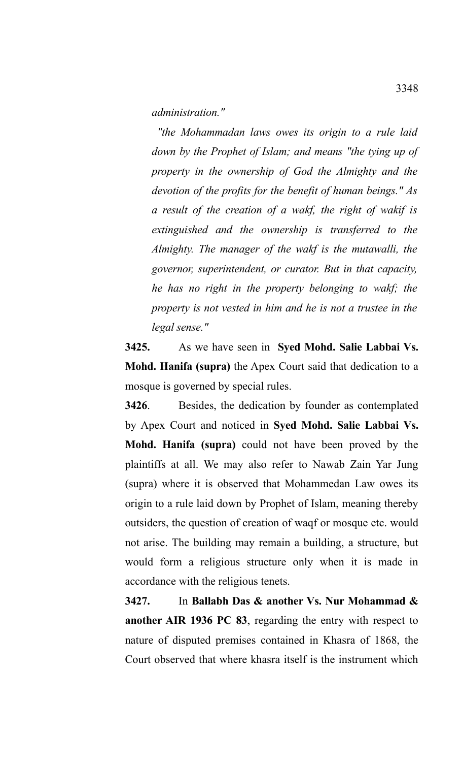*administration."*

*"the Mohammadan laws owes its origin to a rule laid down by the Prophet of Islam; and means "the tying up of property in the ownership of God the Almighty and the devotion of the profits for the benefit of human beings." As a result of the creation of a wakf, the right of wakif is extinguished and the ownership is transferred to the Almighty. The manager of the wakf is the mutawalli, the governor, superintendent, or curator. But in that capacity, he has no right in the property belonging to wakf; the property is not vested in him and he is not a trustee in the legal sense."*

**3425.** As we have seen in **Syed Mohd. Salie Labbai Vs. Mohd. Hanifa (supra)** the Apex Court said that dedication to a mosque is governed by special rules.

**3426**. Besides, the dedication by founder as contemplated by Apex Court and noticed in **Syed Mohd. Salie Labbai Vs. Mohd. Hanifa (supra)** could not have been proved by the plaintiffs at all. We may also refer to Nawab Zain Yar Jung (supra) where it is observed that Mohammedan Law owes its origin to a rule laid down by Prophet of Islam, meaning thereby outsiders, the question of creation of waqf or mosque etc. would not arise. The building may remain a building, a structure, but would form a religious structure only when it is made in accordance with the religious tenets.

**3427.** In **Ballabh Das & another Vs. Nur Mohammad & another AIR 1936 PC 83**, regarding the entry with respect to nature of disputed premises contained in Khasra of 1868, the Court observed that where khasra itself is the instrument which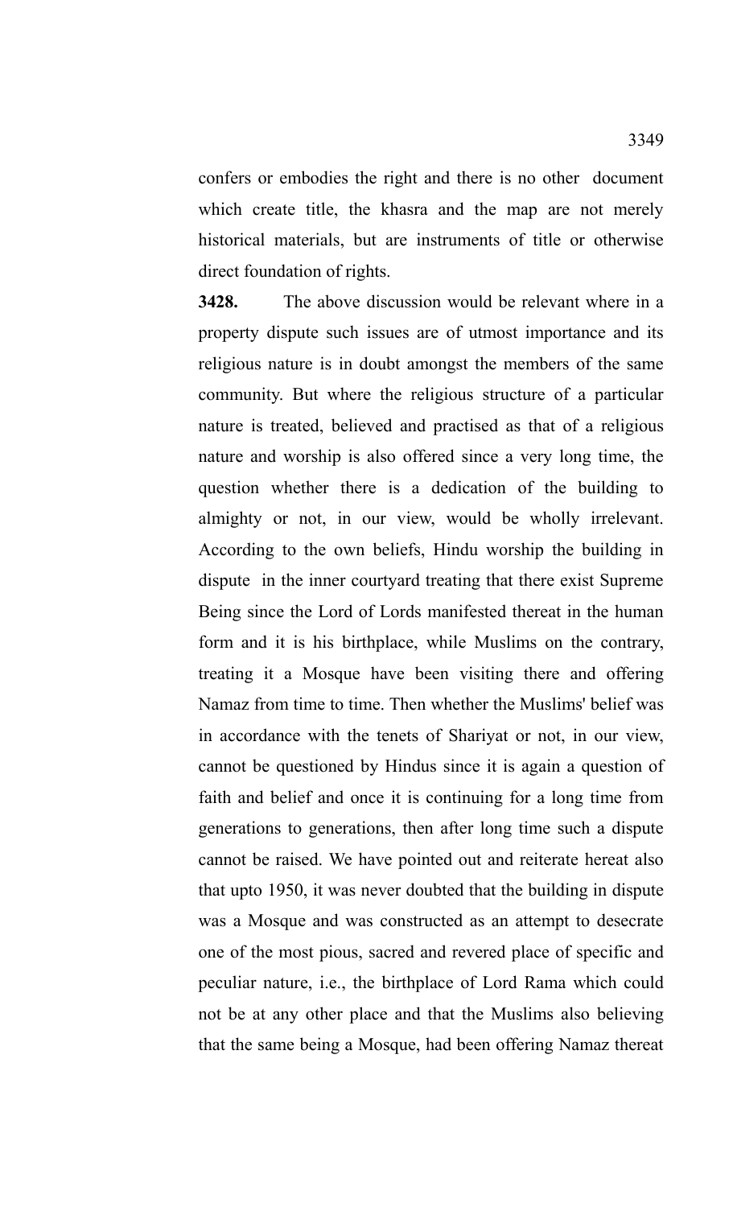confers or embodies the right and there is no other document which create title, the khasra and the map are not merely historical materials, but are instruments of title or otherwise direct foundation of rights.

**3428.** The above discussion would be relevant where in a property dispute such issues are of utmost importance and its religious nature is in doubt amongst the members of the same community. But where the religious structure of a particular nature is treated, believed and practised as that of a religious nature and worship is also offered since a very long time, the question whether there is a dedication of the building to almighty or not, in our view, would be wholly irrelevant. According to the own beliefs, Hindu worship the building in dispute in the inner courtyard treating that there exist Supreme Being since the Lord of Lords manifested thereat in the human form and it is his birthplace, while Muslims on the contrary, treating it a Mosque have been visiting there and offering Namaz from time to time. Then whether the Muslims' belief was in accordance with the tenets of Shariyat or not, in our view, cannot be questioned by Hindus since it is again a question of faith and belief and once it is continuing for a long time from generations to generations, then after long time such a dispute cannot be raised. We have pointed out and reiterate hereat also that upto 1950, it was never doubted that the building in dispute was a Mosque and was constructed as an attempt to desecrate one of the most pious, sacred and revered place of specific and peculiar nature, i.e., the birthplace of Lord Rama which could not be at any other place and that the Muslims also believing that the same being a Mosque, had been offering Namaz thereat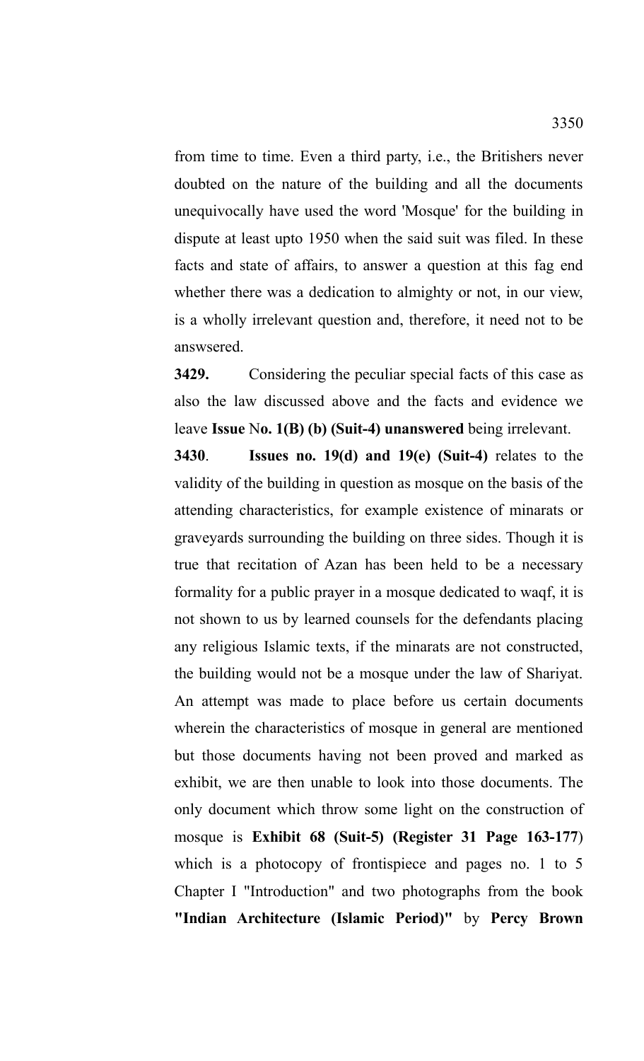from time to time. Even a third party, i.e., the Britishers never doubted on the nature of the building and all the documents unequivocally have used the word 'Mosque' for the building in dispute at least upto 1950 when the said suit was filed. In these facts and state of affairs, to answer a question at this fag end whether there was a dedication to almighty or not, in our view, is a wholly irrelevant question and, therefore, it need not to be answsered.

**3429.** Considering the peculiar special facts of this case as also the law discussed above and the facts and evidence we leave **Issue** N**o. 1(B) (b) (Suit-4) unanswered** being irrelevant.

**3430**. **Issues no. 19(d) and 19(e) (Suit-4)** relates to the validity of the building in question as mosque on the basis of the attending characteristics, for example existence of minarats or graveyards surrounding the building on three sides. Though it is true that recitation of Azan has been held to be a necessary formality for a public prayer in a mosque dedicated to waqf, it is not shown to us by learned counsels for the defendants placing any religious Islamic texts, if the minarats are not constructed, the building would not be a mosque under the law of Shariyat. An attempt was made to place before us certain documents wherein the characteristics of mosque in general are mentioned but those documents having not been proved and marked as exhibit, we are then unable to look into those documents. The only document which throw some light on the construction of mosque is **Exhibit 68 (Suit-5) (Register 31 Page 163-177**) which is a photocopy of frontispiece and pages no. 1 to 5 Chapter I "Introduction" and two photographs from the book **"Indian Architecture (Islamic Period)"** by **Percy Brown**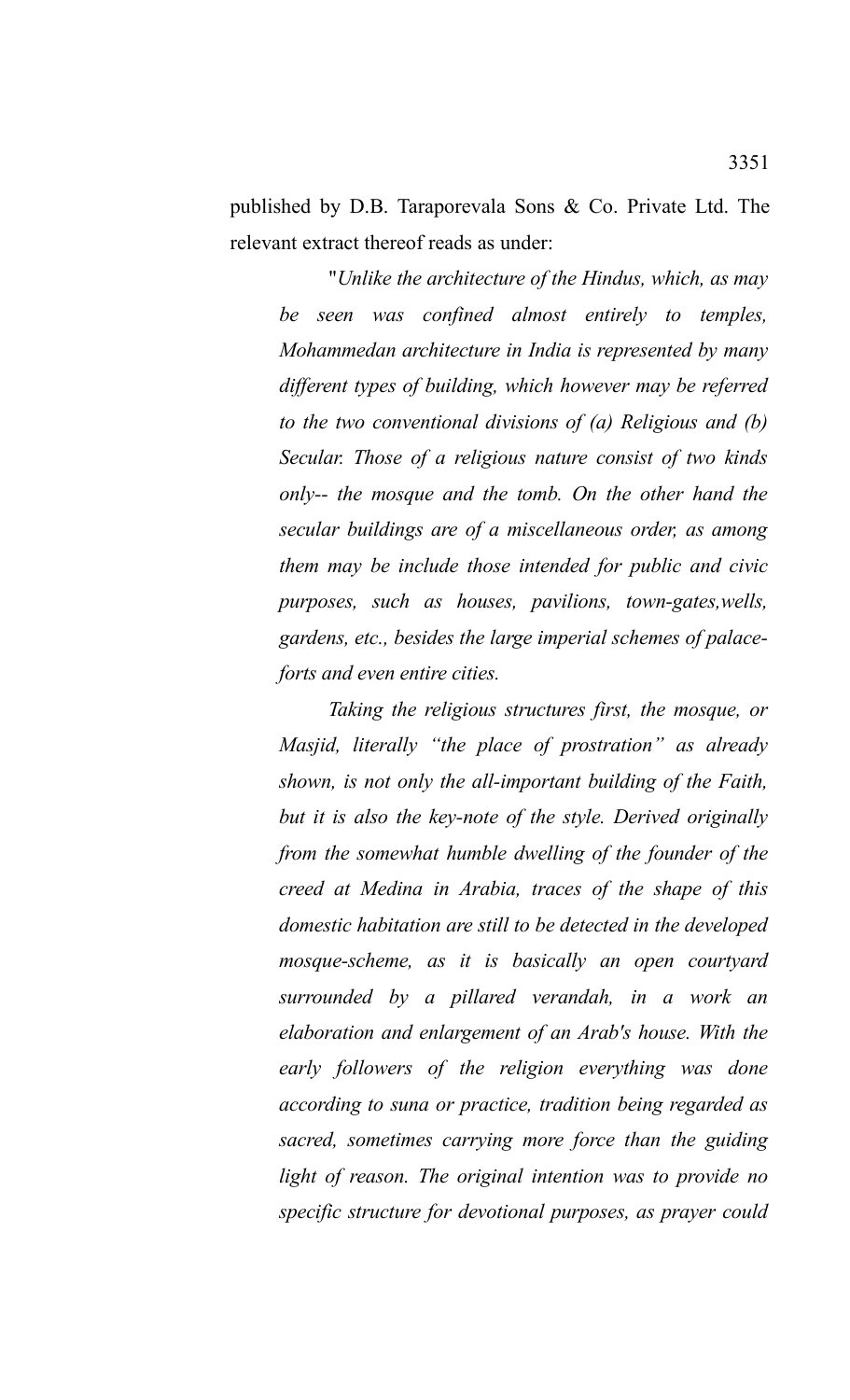published by D.B. Taraporevala Sons & Co. Private Ltd. The relevant extract thereof reads as under:

"*Unlike the architecture of the Hindus, which, as may be seen was confined almost entirely to temples, Mohammedan architecture in India is represented by many different types of building, which however may be referred to the two conventional divisions of (a) Religious and (b) Secular. Those of a religious nature consist of two kinds only-- the mosque and the tomb. On the other hand the secular buildings are of a miscellaneous order, as among them may be include those intended for public and civic purposes, such as houses, pavilions, town-gates,wells, gardens, etc., besides the large imperial schemes of palace-forts and even entire cities.*

*Taking the religious structures first, the mosque, or Masjid, literally "the place of prostration" as already shown, is not only the all-important building of the Faith, but it is also the key-note of the style. Derived originally from the somewhat humble dwelling of the founder of the creed at Medina in Arabia, traces of the shape of this domestic habitation are still to be detected in the developed mosque-scheme, as it is basically an open courtyard surrounded by a pillared verandah, in a work an elaboration and enlargement of an Arab's house. With the early followers of the religion everything was done according to suna or practice, tradition being regarded as sacred, sometimes carrying more force than the guiding light of reason. The original intention was to provide no specific structure for devotional purposes, as prayer could*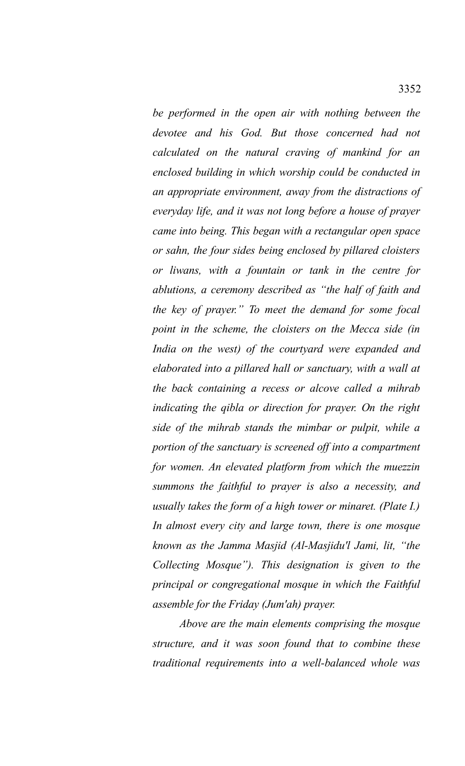*be performed in the open air with nothing between the devotee and his God. But those concerned had not calculated on the natural craving of mankind for an enclosed building in which worship could be conducted in an appropriate environment, away from the distractions of everyday life, and it was not long before a house of prayer came into being. This began with a rectangular open space or sahn, the four sides being enclosed by pillared cloisters or liwans, with a fountain or tank in the centre for ablutions, a ceremony described as "the half of faith and the key of prayer." To meet the demand for some focal point in the scheme, the cloisters on the Mecca side (in India on the west) of the courtyard were expanded and elaborated into a pillared hall or sanctuary, with a wall at the back containing a recess or alcove called a mihrab indicating the qibla or direction for prayer. On the right side of the mihrab stands the mimbar or pulpit, while a portion of the sanctuary is screened off into a compartment for women. An elevated platform from which the muezzin summons the faithful to prayer is also a necessity, and usually takes the form of a high tower or minaret. (Plate I.) In almost every city and large town, there is one mosque known as the Jamma Masjid (Al-Masjidu'l Jami, lit, "the Collecting Mosque"). This designation is given to the principal or congregational mosque in which the Faithful assemble for the Friday (Jum'ah) prayer.*

*Above are the main elements comprising the mosque structure, and it was soon found that to combine these traditional requirements into a well-balanced whole was*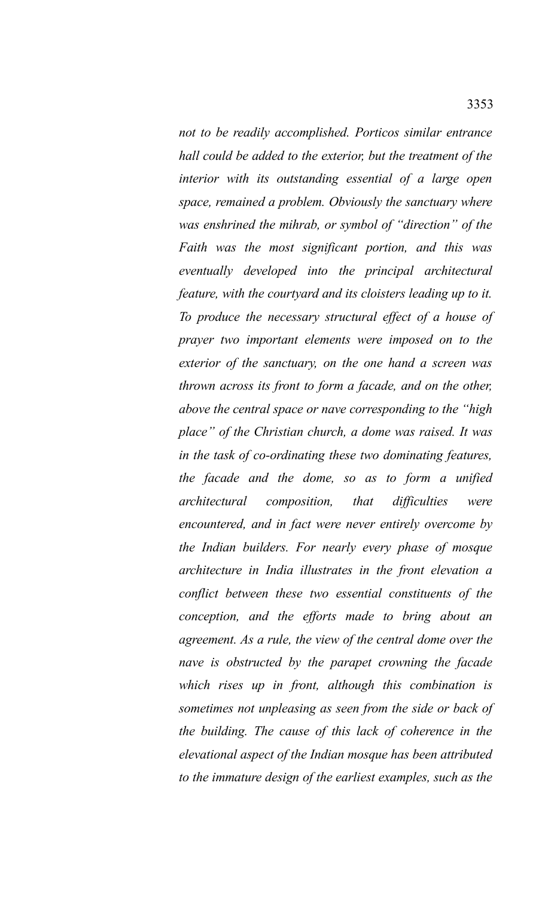*not to be readily accomplished. Porticos similar entrance hall could be added to the exterior, but the treatment of the interior with its outstanding essential of a large open space, remained a problem. Obviously the sanctuary where was enshrined the mihrab, or symbol of "direction" of the Faith was the most significant portion, and this was eventually developed into the principal architectural feature, with the courtyard and its cloisters leading up to it. To produce the necessary structural effect of a house of prayer two important elements were imposed on to the exterior of the sanctuary, on the one hand a screen was thrown across its front to form a facade, and on the other, above the central space or nave corresponding to the "high place" of the Christian church, a dome was raised. It was in the task of co-ordinating these two dominating features, the facade and the dome, so as to form a unified architectural composition, that difficulties were encountered, and in fact were never entirely overcome by the Indian builders. For nearly every phase of mosque architecture in India illustrates in the front elevation a conflict between these two essential constituents of the conception, and the efforts made to bring about an agreement. As a rule, the view of the central dome over the nave is obstructed by the parapet crowning the facade which rises up in front, although this combination is sometimes not unpleasing as seen from the side or back of the building. The cause of this lack of coherence in the elevational aspect of the Indian mosque has been attributed to the immature design of the earliest examples, such as the*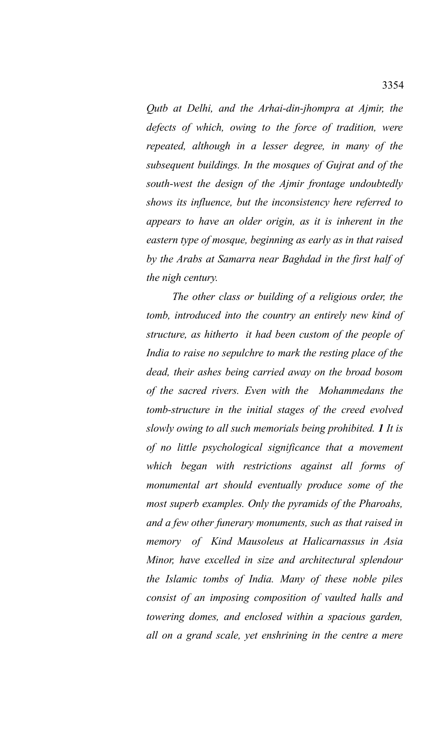*Qutb at Delhi, and the Arhai-din-jhompra at Ajmir, the defects of which, owing to the force of tradition, were repeated, although in a lesser degree, in many of the subsequent buildings. In the mosques of Gujrat and of the south-west the design of the Ajmir frontage undoubtedly shows its influence, but the inconsistency here referred to appears to have an older origin, as it is inherent in the eastern type of mosque, beginning as early as in that raised by the Arabs at Samarra near Baghdad in the first half of the nigh century.*

*The other class or building of a religious order, the tomb, introduced into the country an entirely new kind of structure, as hitherto it had been custom of the people of India to raise no sepulchre to mark the resting place of the dead, their ashes being carried away on the broad bosom of the sacred rivers. Even with the Mohammedans the tomb-structure in the initial stages of the creed evolved slowly owing to all such memorials being prohibited.* ***1*** *It is of no little psychological significance that a movement which began with restrictions against all forms of monumental art should eventually produce some of the most superb examples. Only the pyramids of the Pharoahs, and a few other funerary monuments, such as that raised in memory of Kind Mausoleus at Halicarnassus in Asia Minor, have excelled in size and architectural splendour the Islamic tombs of India. Many of these noble piles consist of an imposing composition of vaulted halls and towering domes, and enclosed within a spacious garden, all on a grand scale, yet enshrining in the centre a mere*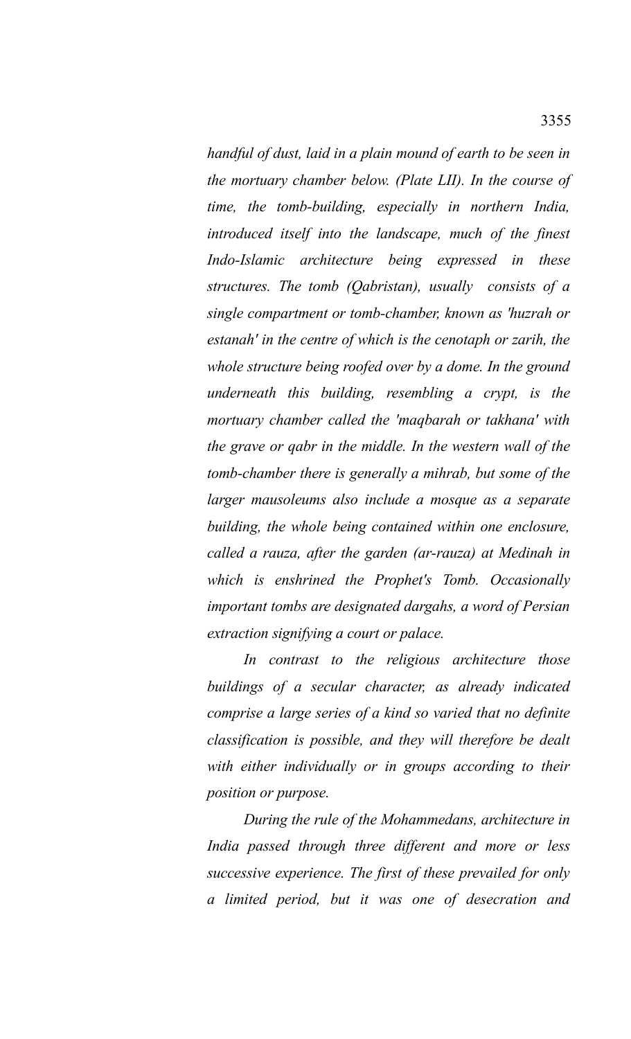*handful of dust, laid in a plain mound of earth to be seen in the mortuary chamber below. (Plate LII). In the course of time, the tomb-building, especially in northern India, introduced itself into the landscape, much of the finest Indo-Islamic architecture being expressed in these structures. The tomb (Qabristan), usually consists of a single compartment or tomb-chamber, known as 'huzrah or estanah' in the centre of which is the cenotaph or zarih, the whole structure being roofed over by a dome. In the ground underneath this building, resembling a crypt, is the mortuary chamber called the 'maqbarah or takhana' with the grave or qabr in the middle. In the western wall of the tomb-chamber there is generally a mihrab, but some of the larger mausoleums also include a mosque as a separate building, the whole being contained within one enclosure, called a rauza, after the garden (ar-rauza) at Medinah in which is enshrined the Prophet's Tomb. Occasionally important tombs are designated dargahs, a word of Persian extraction signifying a court or palace.*

*In contrast to the religious architecture those buildings of a secular character, as already indicated comprise a large series of a kind so varied that no definite classification is possible, and they will therefore be dealt with either individually or in groups according to their position or purpose.*

*During the rule of the Mohammedans, architecture in India passed through three different and more or less successive experience. The first of these prevailed for only a limited period, but it was one of desecration and*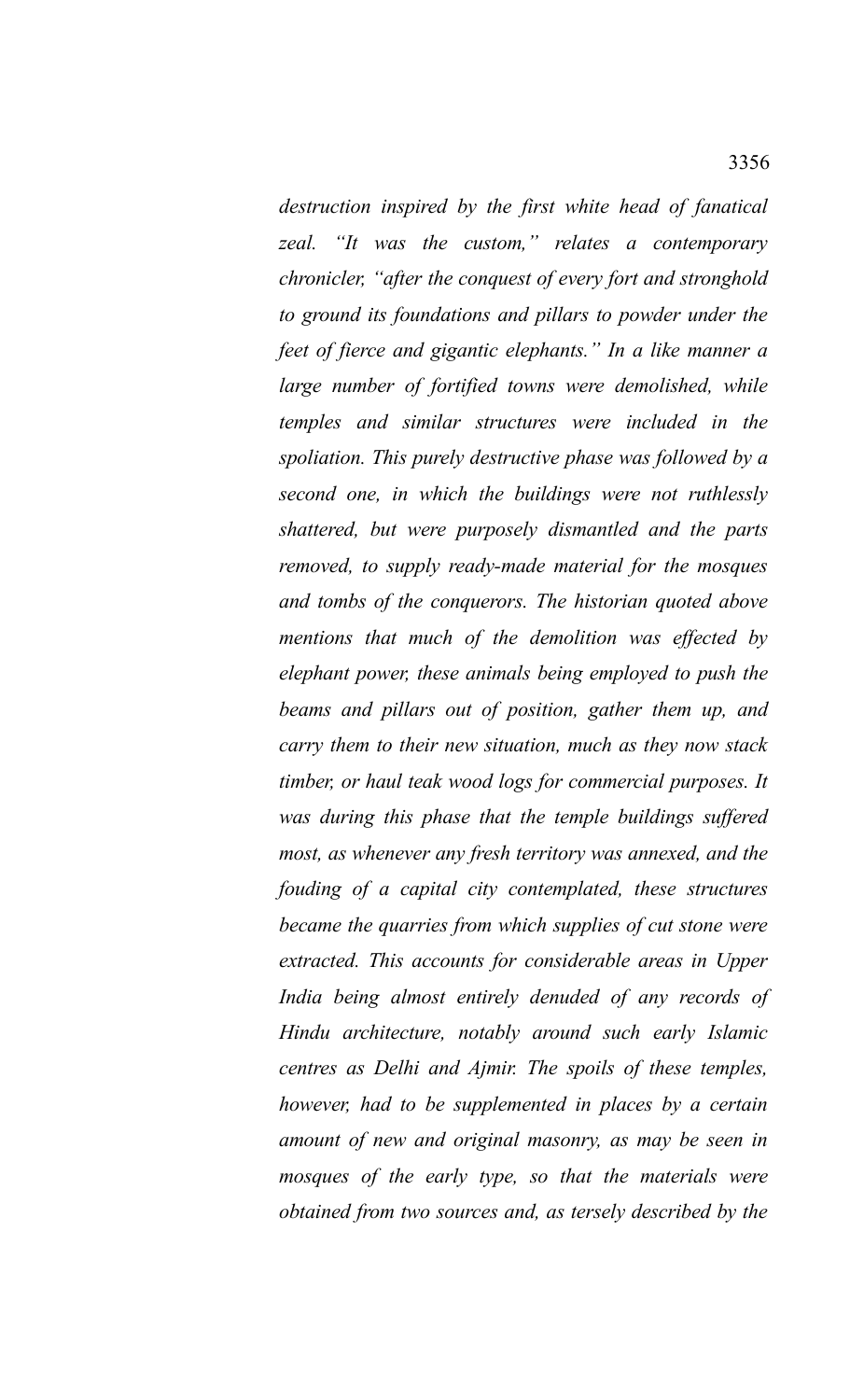*destruction inspired by the first white head of fanatical zeal. "It was the custom," relates a contemporary chronicler, "after the conquest of every fort and stronghold to ground its foundations and pillars to powder under the feet of fierce and gigantic elephants." In a like manner a large number of fortified towns were demolished, while temples and similar structures were included in the spoliation. This purely destructive phase was followed by a second one, in which the buildings were not ruthlessly shattered, but were purposely dismantled and the parts removed, to supply ready-made material for the mosques and tombs of the conquerors. The historian quoted above mentions that much of the demolition was effected by elephant power, these animals being employed to push the beams and pillars out of position, gather them up, and carry them to their new situation, much as they now stack timber, or haul teak wood logs for commercial purposes. It was during this phase that the temple buildings suffered most, as whenever any fresh territory was annexed, and the fouding of a capital city contemplated, these structures became the quarries from which supplies of cut stone were extracted. This accounts for considerable areas in Upper India being almost entirely denuded of any records of Hindu architecture, notably around such early Islamic centres as Delhi and Ajmir. The spoils of these temples, however, had to be supplemented in places by a certain amount of new and original masonry, as may be seen in mosques of the early type, so that the materials were obtained from two sources and, as tersely described by the*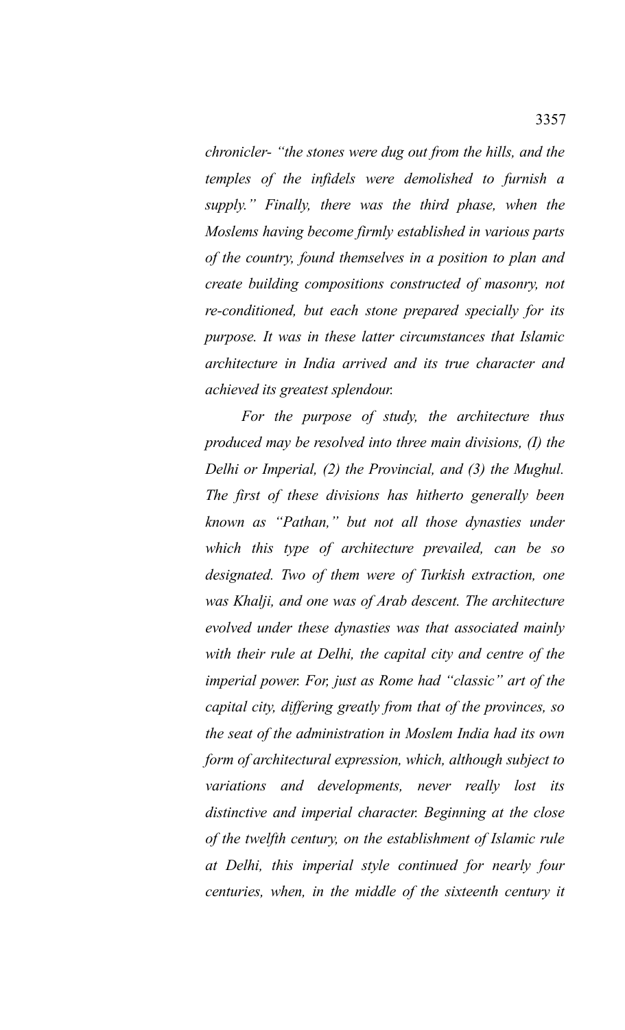*chronicler- "the stones were dug out from the hills, and the temples of the infidels were demolished to furnish a supply." Finally, there was the third phase, when the Moslems having become firmly established in various parts of the country, found themselves in a position to plan and create building compositions constructed of masonry, not re-conditioned, but each stone prepared specially for its purpose. It was in these latter circumstances that Islamic architecture in India arrived and its true character and achieved its greatest splendour.*

*For the purpose of study, the architecture thus produced may be resolved into three main divisions, (I) the Delhi or Imperial, (2) the Provincial, and (3) the Mughul. The first of these divisions has hitherto generally been known as "Pathan," but not all those dynasties under which this type of architecture prevailed, can be so designated. Two of them were of Turkish extraction, one was Khalji, and one was of Arab descent. The architecture evolved under these dynasties was that associated mainly with their rule at Delhi, the capital city and centre of the imperial power. For, just as Rome had "classic" art of the capital city, differing greatly from that of the provinces, so the seat of the administration in Moslem India had its own form of architectural expression, which, although subject to variations and developments, never really lost its distinctive and imperial character. Beginning at the close of the twelfth century, on the establishment of Islamic rule at Delhi, this imperial style continued for nearly four centuries, when, in the middle of the sixteenth century it*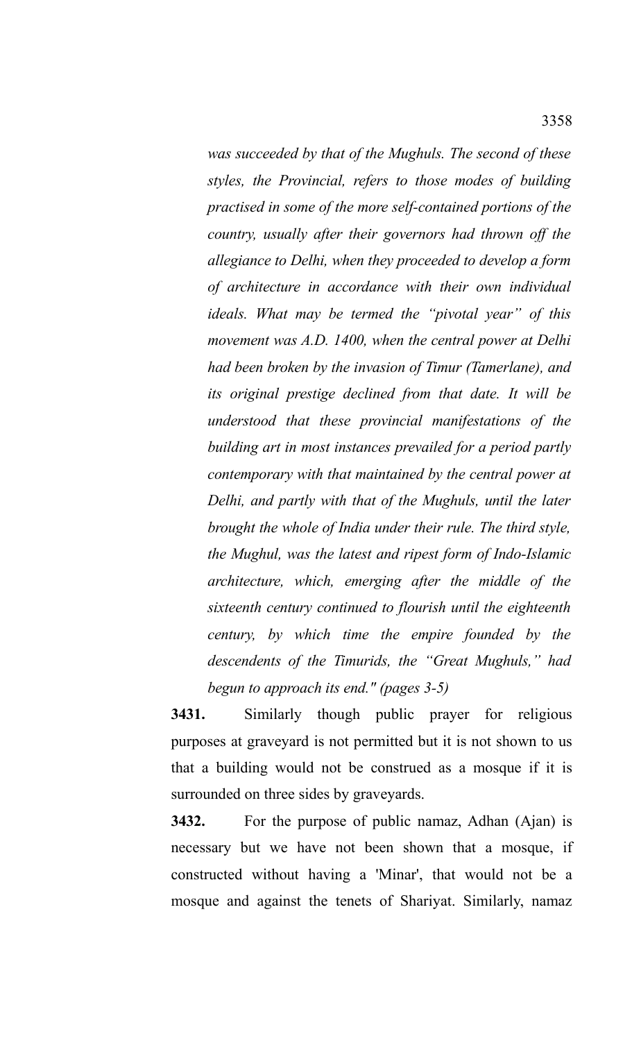*was succeeded by that of the Mughuls. The second of these styles, the Provincial, refers to those modes of building practised in some of the more self-contained portions of the country, usually after their governors had thrown off the allegiance to Delhi, when they proceeded to develop a form of architecture in accordance with their own individual ideals. What may be termed the "pivotal year" of this movement was A.D. 1400, when the central power at Delhi had been broken by the invasion of Timur (Tamerlane), and its original prestige declined from that date. It will be understood that these provincial manifestations of the building art in most instances prevailed for a period partly contemporary with that maintained by the central power at Delhi, and partly with that of the Mughuls, until the later brought the whole of India under their rule. The third style, the Mughul, was the latest and ripest form of Indo-Islamic architecture, which, emerging after the middle of the sixteenth century continued to flourish until the eighteenth century, by which time the empire founded by the descendents of the Timurids, the "Great Mughuls," had begun to approach its end." (pages 3-5)*

**3431.** Similarly though public prayer for religious purposes at graveyard is not permitted but it is not shown to us that a building would not be construed as a mosque if it is surrounded on three sides by graveyards.

**3432.** For the purpose of public namaz, Adhan (Ajan) is necessary but we have not been shown that a mosque, if constructed without having a 'Minar', that would not be a mosque and against the tenets of Shariyat. Similarly, namaz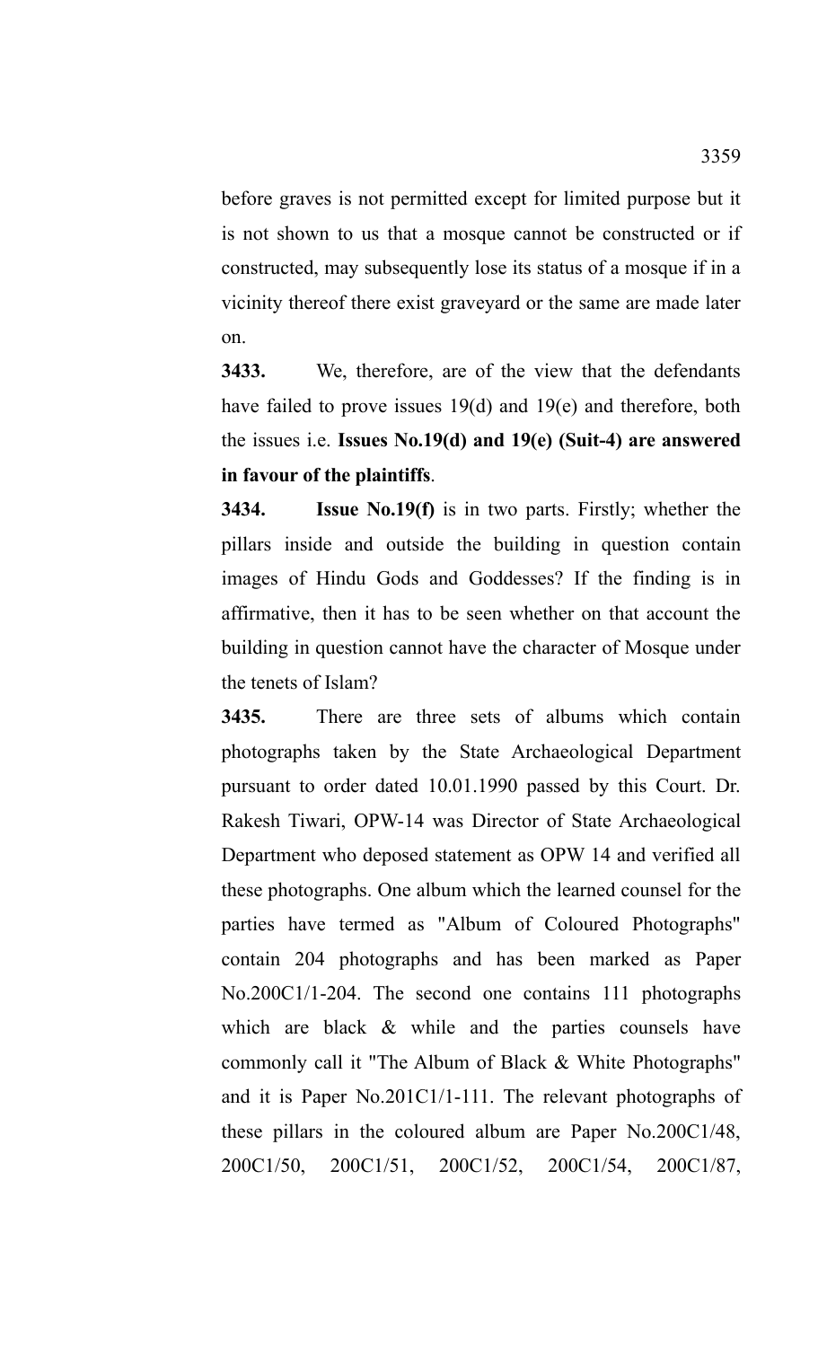before graves is not permitted except for limited purpose but it is not shown to us that a mosque cannot be constructed or if constructed, may subsequently lose its status of a mosque if in a vicinity thereof there exist graveyard or the same are made later on.

**3433.** We, therefore, are of the view that the defendants have failed to prove issues 19(d) and 19(e) and therefore, both the issues i.e. **Issues No.19(d) and 19(e) (Suit-4) are answered in favour of the plaintiffs**.

**3434.** **Issue No.19(f)** is in two parts. Firstly; whether the pillars inside and outside the building in question contain images of Hindu Gods and Goddesses? If the finding is in affirmative, then it has to be seen whether on that account the building in question cannot have the character of Mosque under the tenets of Islam?

**3435.** There are three sets of albums which contain photographs taken by the State Archaeological Department pursuant to order dated 10.01.1990 passed by this Court. Dr. Rakesh Tiwari, OPW-14 was Director of State Archaeological Department who deposed statement as OPW 14 and verified all these photographs. One album which the learned counsel for the parties have termed as "Album of Coloured Photographs" contain 204 photographs and has been marked as Paper No.200C1/1-204. The second one contains 111 photographs which are black & while and the parties counsels have commonly call it "The Album of Black & White Photographs" and it is Paper No.201C1/1-111. The relevant photographs of these pillars in the coloured album are Paper No.200C1/48, 200C1/50, 200C1/51, 200C1/52, 200C1/54, 200C1/87,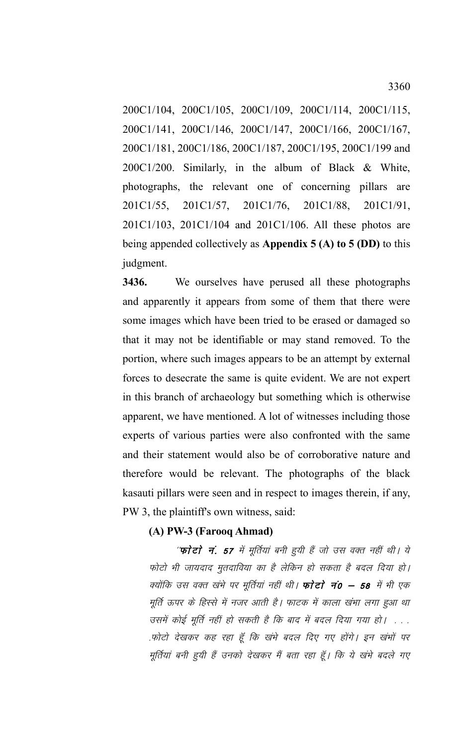200C1/104, 200C1/105, 200C1/109, 200C1/114, 200C1/115, 200C1/141, 200C1/146, 200C1/147, 200C1/166, 200C1/167, 200C1/181, 200C1/186, 200C1/187, 200C1/195, 200C1/199 and 200C1/200. Similarly, in the album of Black & White, photographs, the relevant one of concerning pillars are 201C1/55, 201C1/57, 201C1/76, 201C1/88, 201C1/91, 201C1/103, 201C1/104 and 201C1/106. All these photos are being appended collectively as **Appendix 5 (A) to 5 (DD)** to this judgment.

**3436.** We ourselves have perused all these photographs and apparently it appears from some of them that there were some images which have been tried to be erased or damaged so that it may not be identifiable or may stand removed. To the portion, where such images appears to be an attempt by external forces to desecrate the same is quite evident. We are not expert in this branch of archaeology but something which is otherwise apparent, we have mentioned. A lot of witnesses including those experts of various parties were also confronted with the same and their statement would also be of corroborative nature and therefore would be relevant. The photographs of the black kasauti pillars were seen and in respect to images therein, if any, PW 3, the plaintiff's own witness, said:

**(A) PW-3 (Farooq Ahmad)**

*"**फोटो नं. 57** में मूर्तियां बनी हुयी हैं जो उस वक्त नहीं थी। ये फोटो भी जायदाद मुतदाविया का है लेकिन हो सकता है बदल दिया हो। क्योंकि उस वक्त खंभे पर मूर्तियां नहीं थी। **फोटो नं0 – 58** में भी एक मूर्ति ऊपर के हिस्से में नजर आती है। फाटक में काला खंभा लगा हुआ था उसमें कोई मूर्ति नहीं हो सकती है कि बाद में बदल दिया गया हो। . . . .फोटो देखकर कह रहा हूँ कि खंभे बदल दिए गए होंगे। इन खंभों पर मूर्तियां बनी हुयी हैं उनको देखकर मैं बता रहा हूँ। कि ये खंभे बदले गए*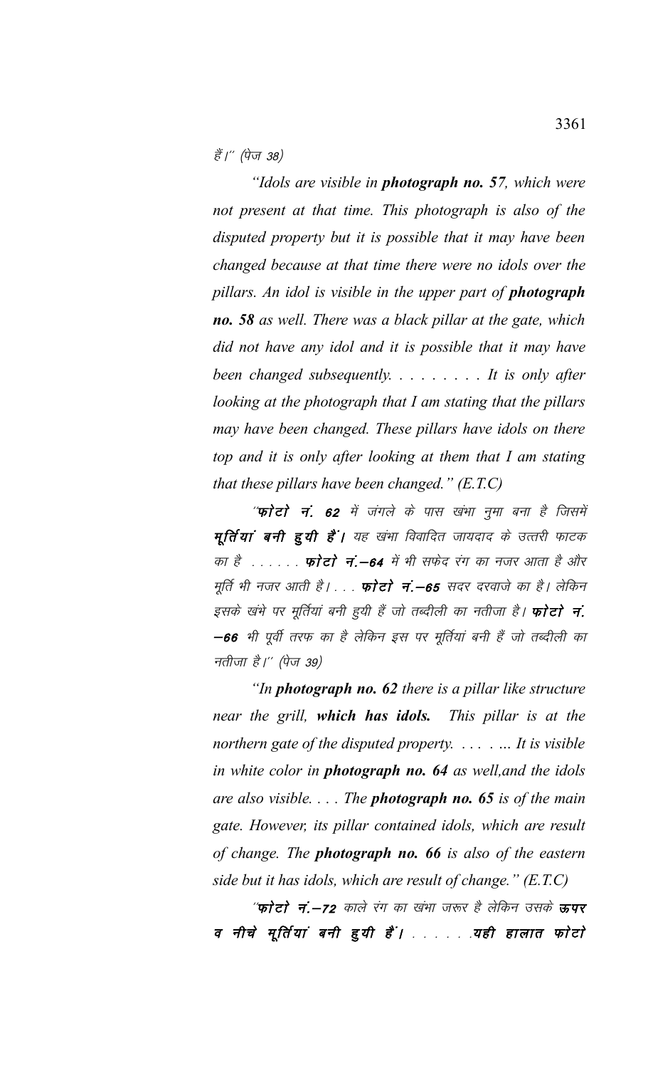हैं।'' (पेज 38)

*"Idols are visible in **photograph no. 57**, which were not present at that time. This photograph is also of the disputed property but it is possible that it may have been changed because at that time there were no idols over the pillars. An idol is visible in the upper part of **photograph no. 58** as well. There was a black pillar at the gate, which did not have any idol and it is possible that it may have been changed subsequently. . . . . . . . . It is only after looking at the photograph that I am stating that the pillars may have been changed. These pillars have idols on there top and it is only after looking at them that I am stating that these pillars have been changed." (E.T.C)*

*''**फोटो नं. 62** में जंगले के पास खंभा नुमा बना है जिसमें **मूर्तियां बनी हुयी हैं।** यह खंभा विवादित जायदाद के उत्तरी फाटक का है . . . . . . **फोटो नं.–64** में भी सफेद रंग का नजर आता है और मूर्ति भी नजर आती है। . . . **फोटो नं.–65** सदर दरवाजे का है। लेकिन इसके खंभे पर मूर्तियां बनी हुयी हैं जो तब्दीली का नतीजा है। **फोटो नं.–66** भी पूर्वी तरफ का है लेकिन इस पर मूर्तियां बनी हैं जो तब्दीली का नतीजा है।'' (पेज 39)*

*"In **photograph no. 62** there is a pillar like structure near the grill, **which has idols.** This pillar is at the northern gate of the disputed property. . . . . ... It is visible in white color in **photograph no. 64** as well,and the idols are also visible. . . . The **photograph no. 65** is of the main gate. However, its pillar contained idols, which are result of change. The **photograph no. 66** is also of the eastern side but it has idols, which are result of change." (E.T.C)*

*''**फोटो नं.–72** काले रंग का खंभा जरूर है लेकिन उसके **ऊपर व नीचे मूर्तियां बनी हुयी हैं।** . . . . . .**यही हालात फोटो***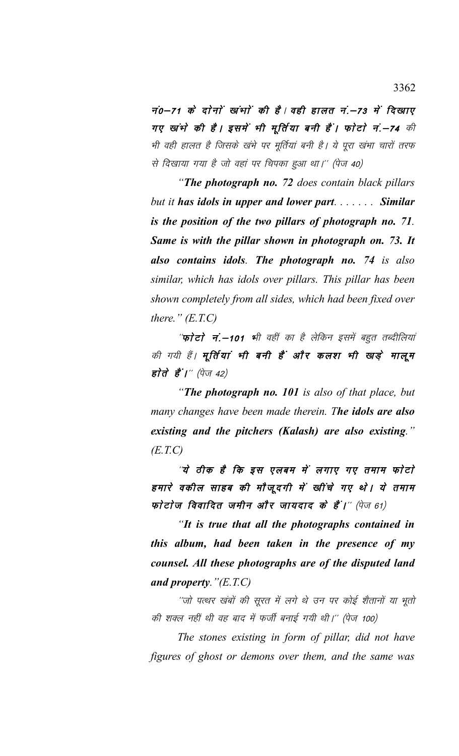***नं0–71 के दोनों खंभों की है। वही हालत नं.–73 में दिखाए गए खंभे की है। इसमें भी मूर्तिया बनी हैं। फोटो नं.–74*** की भी वही हालत है जिसके खंभे पर मूर्तियां बनी है। ये पूरा खंभा चारों तरफ से दिखाया गया है जो वहां पर चिपका हुआ था।'' (पेज 40)

*"**The photograph no. 72** does contain black pillars but it **has idols in upper and lower part**. . . . . . . **Similar is the position of the two pillars of photograph no. 71. Same is with the pillar shown in photograph on. 73. It also contains idols**. **The photograph no. 74** is also similar, which has idols over pillars. This pillar has been shown completely from all sides, which had been fixed over there." (E.T.C)*

*''**फोटो नं.–101** भी वहीं का है लेकिन इसमें बहुत तब्दीलियां की गयी हैं। **मूर्तियां भी बनी हैं और कलश भी खड़े मालूम होते हैं।**'' (पेज 42)*

*"**The photograph no. 101** is also of that place, but many changes have been made therein. T**he idols are also existing and the pitchers (Kalash) are also existing**." (E.T.C)*

*''**ये ठीक है कि इस एलबम में लगाए गए तमाम फोटो हमारे वकील साहब की मौजूदगी में खींचे गए थे। ये तमाम फोटोज विवादित जमीन और जायदाद के हैं।**'' (पेज 61)*

*"**It is true that all the photographs contained in this album, had been taken in the presence of my counsel. All these photographs are of the disputed land and property**."(E.T.C)*

*''जो पत्थर खंबों की सूरत में लगे थे उन पर कोई शैतानों या भूतो की शक्ल नहीं थी वह बाद में फर्जी बनाई गयी थी।'' (पेज 100)*

*The stones existing in form of pillar, did not have figures of ghost or demons over them, and the same was*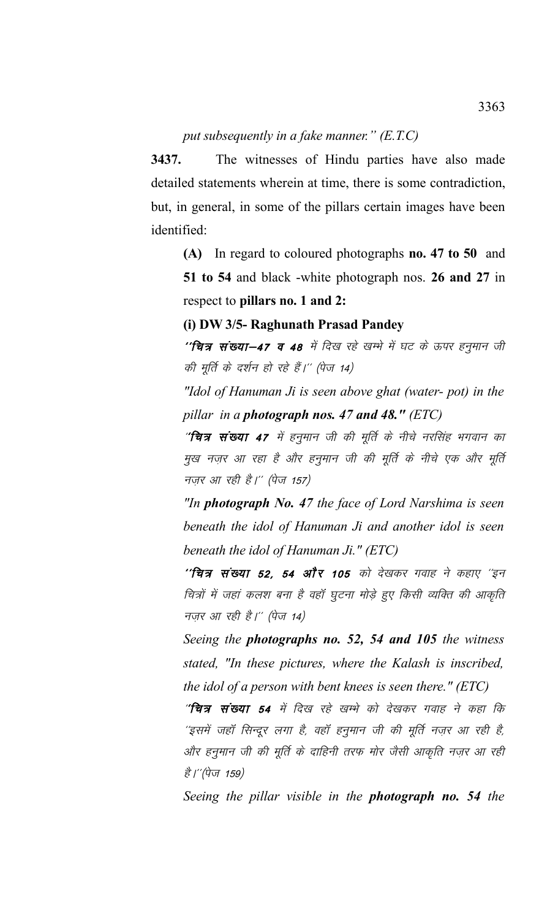*put subsequently in a fake manner." (E.T.C)*

**3437.** The witnesses of Hindu parties have also made detailed statements wherein at time, there is some contradiction, but, in general, in some of the pillars certain images have been identified:

**(A)** In regard to coloured photographs **no. 47 to 50** and **51 to 54** and black -white photograph nos. **26 and 27** in respect to **pillars no. 1 and 2:**

**(i) DW 3/5- Raghunath Prasad Pandey**

*''**चित्र संख्या–47 व 48** में दिख रहे खम्भे में घट के ऊपर हनुमान जी की मूर्ति के दर्शन हो रहे हैं।'' (पेज 14)*

*"Idol of Hanuman Ji is seen above ghat (water- pot) in the pillar in a **photograph nos. 47 and 48.**" (ETC)*

*''**चित्र संख्या 47** में हनुमान जी की मूर्ति के नीचे नरसिंह भगवान का मुख नज़र आ रहा है और हनुमान जी की मूर्ति के नीचे एक और मूर्ति नज़र आ रही है।'' (पेज 157)*

*"In **photograph No. 47** the face of Lord Narshima is seen beneath the idol of Hanuman Ji and another idol is seen beneath the idol of Hanuman Ji." (ETC)*

*''**चित्र संख्या 52, 54 और 105** को देखकर गवाह ने कहाए ''इन चित्रों में जहां कलश बना है वहॉ घुटना मोड़े हुए किसी व्यक्ति की आकृति नज़र आ रही है।'' (पेज 14)*

*Seeing the **photographs no. 52, 54 and 105** the witness stated, "In these pictures, where the Kalash is inscribed, the idol of a person with bent knees is seen there." (ETC)*

*''**चित्र संख्या 54** में दिख रहे खम्भे को देखकर गवाह ने कहा कि ''इसमें जहॉ सिन्दूर लगा है, वहॉ हनुमान जी की मूर्ति नज़र आ रही है, और हनुमान जी की मूर्ति के दाहिनी तरफ मोर जैसी आकृति नज़र आ रही है।''(पेज 159)*

*Seeing the pillar visible in the **photograph no. 54** the*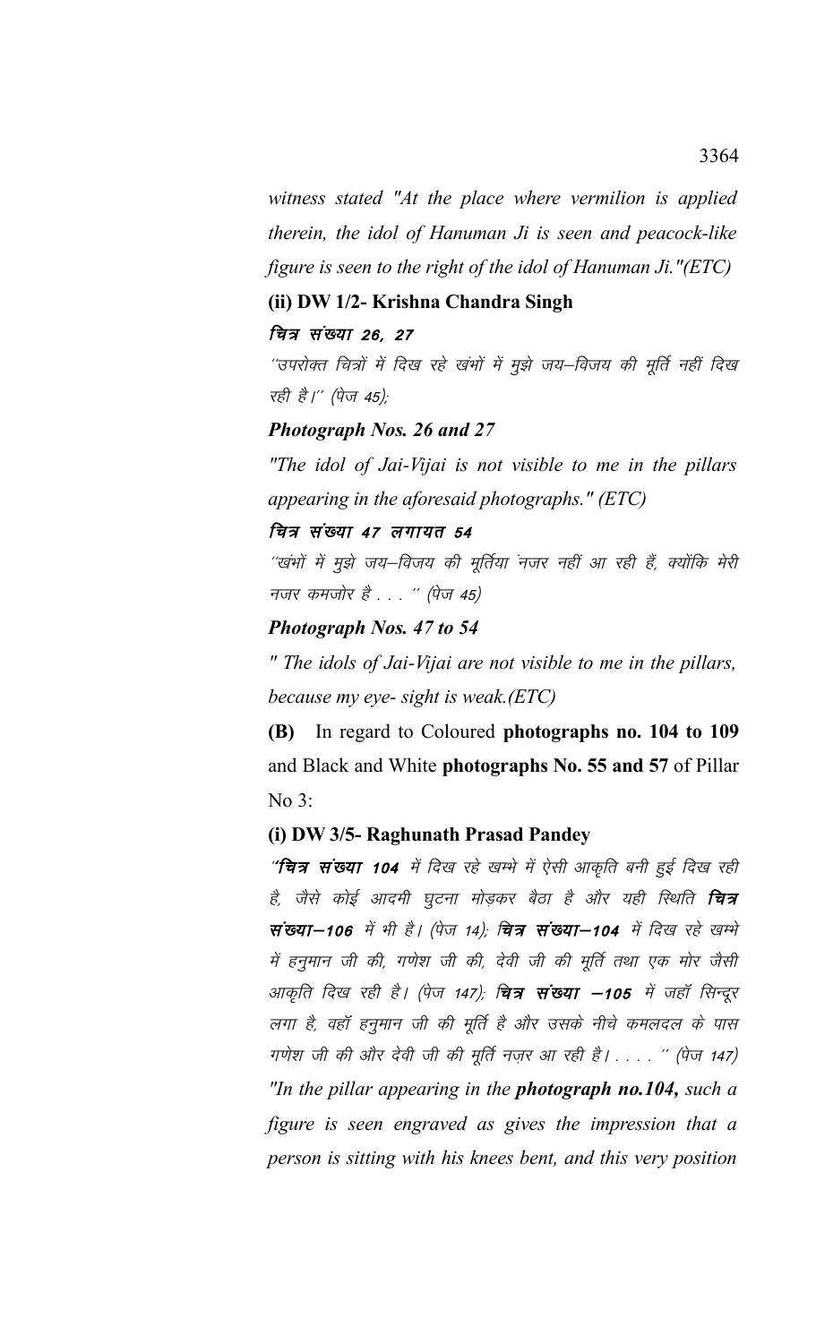*witness stated "At the place where vermilion is applied therein, the idol of Hanuman Ji is seen and peacock-like figure is seen to the right of the idol of Hanuman Ji."(ETC)*

**(ii) DW 1/2- Krishna Chandra Singh**

***चित्र संख्या 26, 27***

*''उपरोक्त चित्रों में दिख रहे खंभों में मुझे जय–विजय की मूर्ति नहीं दिख रही है।'' (पेज 45);*

***Photograph Nos. 26 and 27***

*"The idol of Jai-Vijai is not visible to me in the pillars appearing in the aforesaid photographs." (ETC)*

***चित्र संख्या 47 लगायत 54***

*''खंभों में मुझे जय–विजय की मूर्तिया नजर नहीं आ रही हैं, क्योंकि मेरी नजर कमजोर है . . . '' (पेज 45)*

***Photograph Nos. 47 to 54***

*" The idols of Jai-Vijai are not visible to me in the pillars, because my eye- sight is weak.(ETC)*

**(B)** In regard to Coloured **photographs no. 104 to 109** and Black and White **photographs No. 55 and 57** of Pillar No 3:

**(i) DW 3/5- Raghunath Prasad Pandey**

*''**चित्र संख्या 104** में दिख रहे खम्भे में ऐसी आकृति बनी हुई दिख रही है, जैसे कोई आदमी घुटना मोड़कर बैठा है और यही स्थिति **चित्र संख्या–106** में भी है। (पेज 14); **चित्र संख्या–104** में दिख रहे खम्भे में हनुमान जी की, गणेश जी की, देवी जी की मूर्ति तथा एक मोर जैसी आकृति दिख रही है। (पेज 147); **चित्र संख्या –105** में जहॉ सिन्दूर लगा है, वहॉ हनुमान जी की मूर्ति है और उसके नीचे कमलदल के पास गणेश जी की और देवी जी की मूर्ति नज़र आ रही है। . . . . '' (पेज 147)*

*"In the pillar appearing in the **photograph no.104,** such a figure is seen engraved as gives the impression that a person is sitting with his knees bent, and this very position*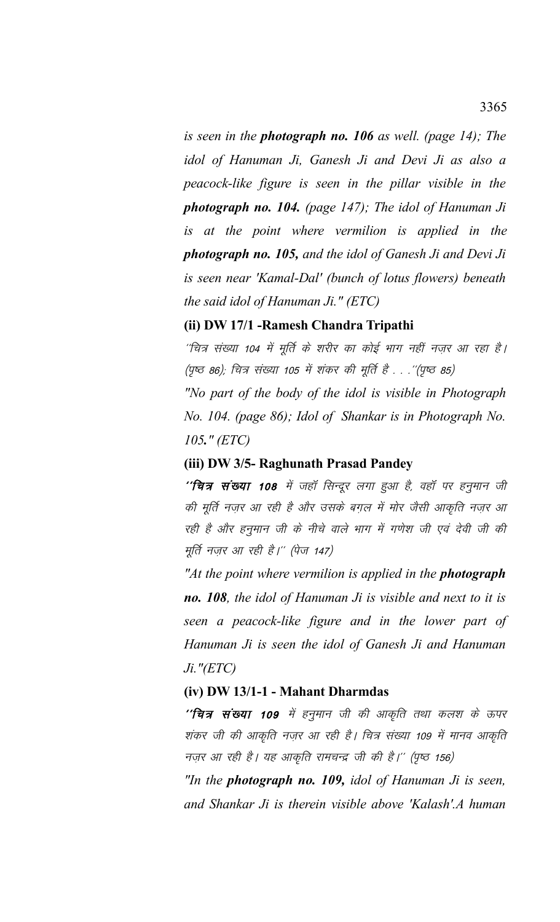*is seen in the **photograph no. 106** as well. (page 14); The idol of Hanuman Ji, Ganesh Ji and Devi Ji as also a peacock-like figure is seen in the pillar visible in the **photograph no. 104.** (page 147); The idol of Hanuman Ji is at the point where vermilion is applied in the **photograph no. 105,** and the idol of Ganesh Ji and Devi Ji is seen near 'Kamal-Dal' (bunch of lotus flowers) beneath the said idol of Hanuman Ji." (ETC)*

**(ii) DW 17/1 -Ramesh Chandra Tripathi**

*''चित्र संख्या 104 में मूर्ति के शरीर का कोई भाग नहीं नज़र आ रहा है। (पृष्ठ 86); चित्र संख्या 105 में शंकर की मूर्ति है . . .''(पृष्ठ 85)*

*"No part of the body of the idol is visible in Photograph No. 104. (page 86); Idol of Shankar is in Photograph No. 105**."** (ETC)*

**(iii) DW 3/5- Raghunath Prasad Pandey**

*''**चित्र संख्या 108** में जहॉ सिन्दूर लगा हुआ है, वहॉ पर हनुमान जी की मूर्ति नज़र आ रही है और उसके बग़ल में मोर जैसी आकृति नज़र आ रही है और हनुमान जी के नीचे वाले भाग में गणेश जी एवं देवी जी की मूर्ति नज़र आ रही है।'' (पेज 147)*

*"At the point where vermilion is applied in the **photograph no. 108**, the idol of Hanuman Ji is visible and next to it is seen a peacock-like figure and in the lower part of Hanuman Ji is seen the idol of Ganesh Ji and Hanuman Ji."(ETC)*

**(iv) DW 13/1-1 - Mahant Dharmdas**

*''**चित्र संख्या 109** में हनुमान जी की आकृति तथा कलश के ऊपर शंकर जी की आकृति नज़र आ रही है। चित्र संख्या 109 में मानव आकृति नज़र आ रही है। यह आकृति रामचन्द्र जी की है।'' (पृष्ठ 156)*

*"In the **photograph no. 109,** idol of Hanuman Ji is seen, and Shankar Ji is therein visible above 'Kalash'.A human*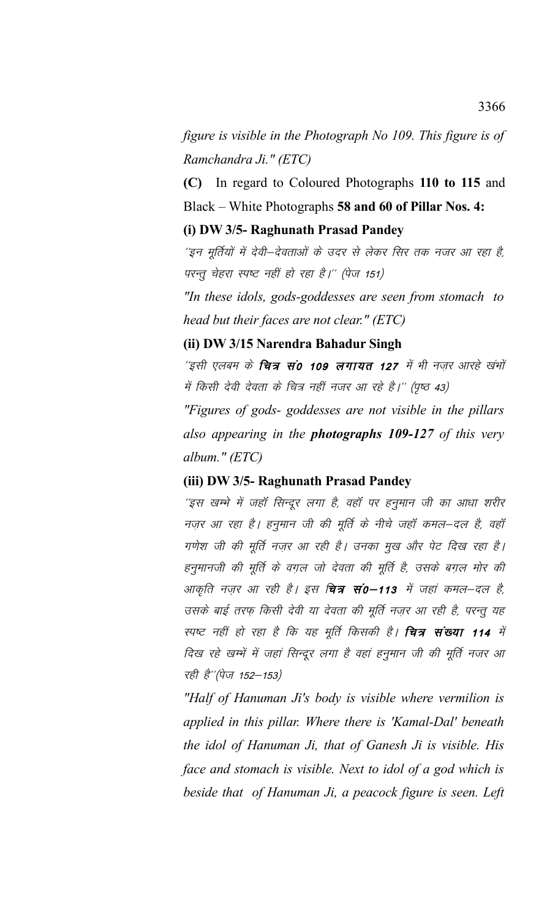*figure is visible in the Photograph No 109. This figure is of Ramchandra Ji." (ETC)*

**(C)** In regard to Coloured Photographs **110 to 115** and Black – White Photographs **58 and 60 of Pillar Nos. 4:**

**(i) DW 3/5- Raghunath Prasad Pandey**

*''इन मूर्तियों में देवी–देवताओं के उदर से लेकर सिर तक नजर आ रहा है, परन्तु चेहरा स्पष्ट नहीं हो रहा है।'' (पेज 151)*

*"In these idols, gods-goddesses are seen from stomach to head but their faces are not clear." (ETC)*

**(ii) DW 3/15 Narendra Bahadur Singh**

*''इसी एलबम के **चित्र सं0 109 लगायत 127** में भी नज़र आरहे खंभों में किसी देवी देवता के चित्र नहीं नजर आ रहे है।'' (पृष्ठ 43)*

*"Figures of gods- goddesses are not visible in the pillars also appearing in the **photographs 109-127** of this very album." (ETC)*

**(iii) DW 3/5- Raghunath Prasad Pandey**

*''इस खम्भे में जहॉ सिन्दूर लगा है, वहॉ पर हनुमान जी का आधा शरीर नज़र आ रहा है। हनुमान जी की मूर्ति के नीचे जहॉ कमल–दल है, वहॉ गणेश जी की मूर्ति नज़र आ रही है। उनका मुख और पेट दिख रहा है। हनुमानजी की मूर्ति के वग़ल जो देवता की मूर्ति है, उसके बग़ल मोर की आकृति नज़र आ रही है। इस **चित्र सं0–113** में जहां कमल–दल है, उसके बाई तरफ़ किसी देवी या देवता की मूर्ति नज़र आ रही है, परन्तु यह स्पष्ट नहीं हो रहा है कि यह मूर्ति किसकी है। **चित्र संख्या 114** में दिख रहे खम्भें में जहां सिन्दूर लगा है वहां हनुमान जी की मूर्ति नजर आ रही है''(पेज 152–153)*

*"Half of Hanuman Ji's body is visible where vermilion is applied in this pillar. Where there is 'Kamal-Dal' beneath the idol of Hanuman Ji, that of Ganesh Ji is visible. His face and stomach is visible. Next to idol of a god which is beside that of Hanuman Ji, a peacock figure is seen. Left*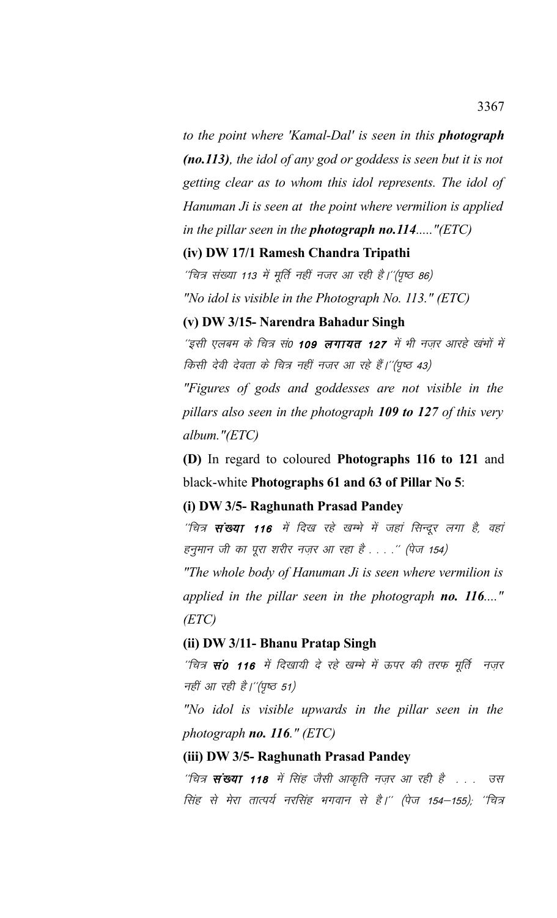*to the point where 'Kamal-Dal' is seen in this **photograph (no.113)**, the idol of any god or goddess is seen but it is not getting clear as to whom this idol represents. The idol of Hanuman Ji is seen at the point where vermilion is applied in the pillar seen in the **photograph no.114**....."(ETC)*

**(iv) DW 17/1 Ramesh Chandra Tripathi**

*''चित्र संख्या 113 में मूर्ति नहीं नजर आ रही है।''(पृष्ठ 86)*

*"No idol is visible in the Photograph No. 113." (ETC)*

**(v) DW 3/15- Narendra Bahadur Singh**

*''इसी एलबम के चित्र सं0 **109 लगायत 127** में भी नज़र आरहे खंभों में किसी देवी देवता के चित्र नहीं नजर आ रहे हैं।''(पृष्ठ 43)*

*"Figures of gods and goddesses are not visible in the pillars also seen in the photograph **109 to 127** of this very album."(ETC)*

**(D)** In regard to coloured **Photographs 116 to 121** and black-white **Photographs 61 and 63 of Pillar No 5**:

**(i) DW 3/5- Raghunath Prasad Pandey**

*''चित्र **संख्या 116** में दिख रहे खम्भे में जहां सिन्दूर लगा है, वहां हनुमान जी का पूरा शरीर नज़र आ रहा है . . . .'' (पेज 154)*

*"The whole body of Hanuman Ji is seen where vermilion is applied in the pillar seen in the photograph **no. 116**...." (ETC)*

**(ii) DW 3/11- Bhanu Pratap Singh**

*''चित्र **सं0 116** में दिखायी दे रहे खम्भे में ऊपर की तरफ मूर्ति नज़र नहीं आ रही है।''(पृष्ठ 51)*

*"No idol is visible upwards in the pillar seen in the photograph **no. 116**." (ETC)*

**(iii) DW 3/5- Raghunath Prasad Pandey**

*''चित्र **संख्या 118** में सिंह जैसी आकृति नज़र आ रही है . . . उस सिंह से मेरा तात्पर्य नरसिंह भगवान से है।'' (पेज 154–155); ''चित्र*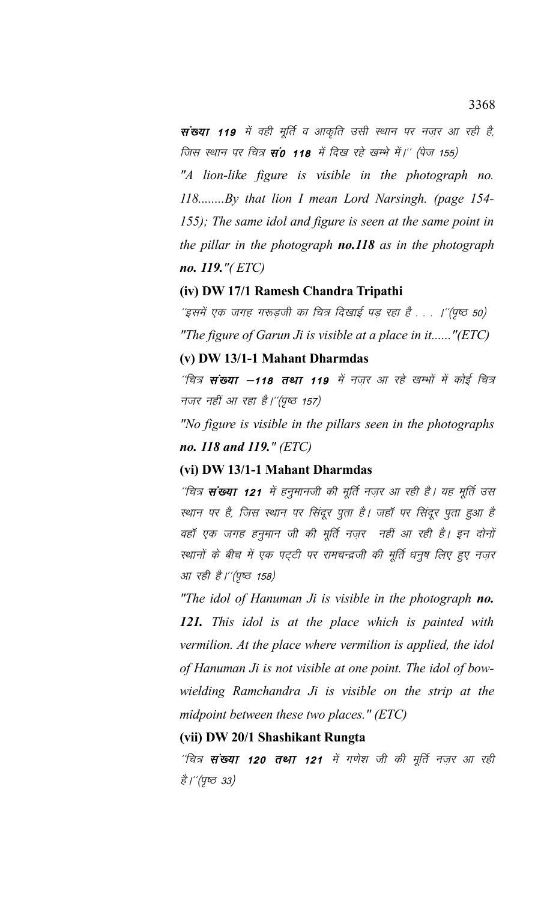**संख्या 119** में वही मूर्ति व आकृति उसी स्थान पर नज़र आ रही है, जिस स्थान पर चित्र **सं0 118** में दिख रहे खम्भे में।'' (पेज 155)

*"A lion-like figure is visible in the photograph no. 118........By that lion I mean Lord Narsingh. (page 154-155); The same idol and figure is seen at the same point in the pillar in the photograph **no.118** as in the photograph **no. 119.**"( ETC)*

**(iv) DW 17/1 Ramesh Chandra Tripathi**

*''इसमें एक जगह गरूड़जी का चित्र दिखाई पड़ रहा है . . . ।''(पृष्ठ 50)*

*"The figure of Garun Ji is visible at a place in it......"(ETC)*

**(v) DW 13/1-1 Mahant Dharmdas**

*''चित्र **संख्या –118 तथा 119** में नज़र आ रहे खम्भों में कोई चित्र नजर नहीं आ रहा है।''(पृष्ठ 157)*

*"No figure is visible in the pillars seen in the photographs **no. 118 and 119.**" (ETC)*

**(vi) DW 13/1-1 Mahant Dharmdas**

*''चित्र **संख्या 121** में हनुमानजी की मूर्ति नज़र आ रही है। यह मूर्ति उस स्थान पर है, जिस स्थान पर सिंदूर पुता है। जहाँ पर सिंदूर पुता हुआ है वहाँ एक जगह हनुमान जी की मूर्ति नज़र नहीं आ रही है। इन दोनों स्थानों के बीच में एक पट्टी पर रामचन्द्रजी की मूर्ति धनुष लिए हुए नज़र आ रही है।''(पृष्ठ 158)*

*"The idol of Hanuman Ji is visible in the photograph **no. 121.** This idol is at the place which is painted with vermilion. At the place where vermilion is applied, the idol of Hanuman Ji is not visible at one point. The idol of bow-wielding Ramchandra Ji is visible on the strip at the midpoint between these two places." (ETC)*

**(vii) DW 20/1 Shashikant Rungta**

*''चित्र **संख्या 120 तथा 121** में गणेश जी की मूर्ति नज़र आ रही है।''(पृष्ठ 33)*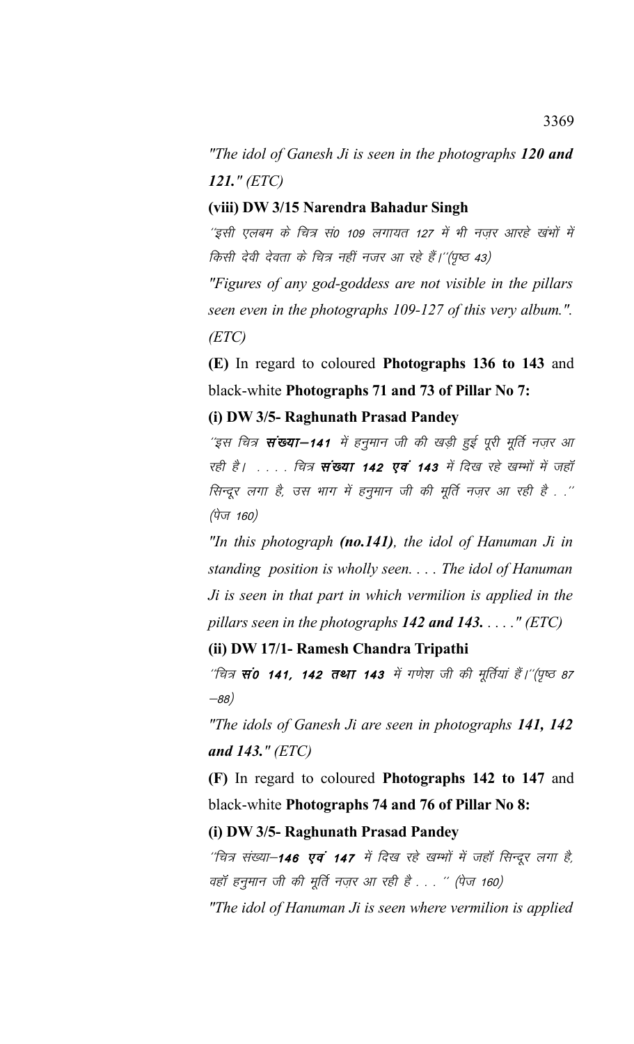*"The idol of Ganesh Ji is seen in the photographs **120 and 121.**" (ETC)*

**(viii) DW 3/15 Narendra Bahadur Singh**

*´´इसी एलबम के चित्र सं0 109 लगायत 127 में भी नज़र आरहे खंभों में किसी देवी देवता के चित्र नहीं नजर आ रहे हैं।´´(पृष्ठ 43)*

*"Figures of any god-goddess are not visible in the pillars seen even in the photographs 109-127 of this very album.". (ETC)*

**(E)** In regard to coloured **Photographs 136 to 143** and black-white **Photographs 71 and 73 of Pillar No 7:**

**(i) DW 3/5- Raghunath Prasad Pandey**

*´´इस चित्र **संख्या–141** में हनुमान जी की खड़ी हुई पूरी मूर्ति नज़र आ रही है। . . . . चित्र **संख्या 142 एवं 143** में दिख रहे खम्भों में जहॉ सिन्दूर लगा है, उस भाग में हनुमान जी की मूर्ति नज़र आ रही है . .´´ (पेज 160)*

*"In this photograph **(no.141)**, the idol of Hanuman Ji in standing position is wholly seen. . . . The idol of Hanuman Ji is seen in that part in which vermilion is applied in the pillars seen in the photographs **142 and 143.** . . . ." (ETC)*

**(ii) DW 17/1- Ramesh Chandra Tripathi**

*´´चित्र **सं0 141, 142 तथा 143** में गणेश जी की मूर्तियां हैं।´´(पृष्ठ 87–88)*

*"The idols of Ganesh Ji are seen in photographs **141, 142 and 143.**" (ETC)*

**(F)** In regard to coloured **Photographs 142 to 147** and black-white **Photographs 74 and 76 of Pillar No 8:**

**(i) DW 3/5- Raghunath Prasad Pandey**

*´´चित्र संख्या–**146 एवं 147** में दिख रहे खम्भों में जहॉ सिन्दूर लगा है, वहॉ हनुमान जी की मूर्ति नज़र आ रही है . . . ´´ (पेज 160)*

*"The idol of Hanuman Ji is seen where vermilion is applied*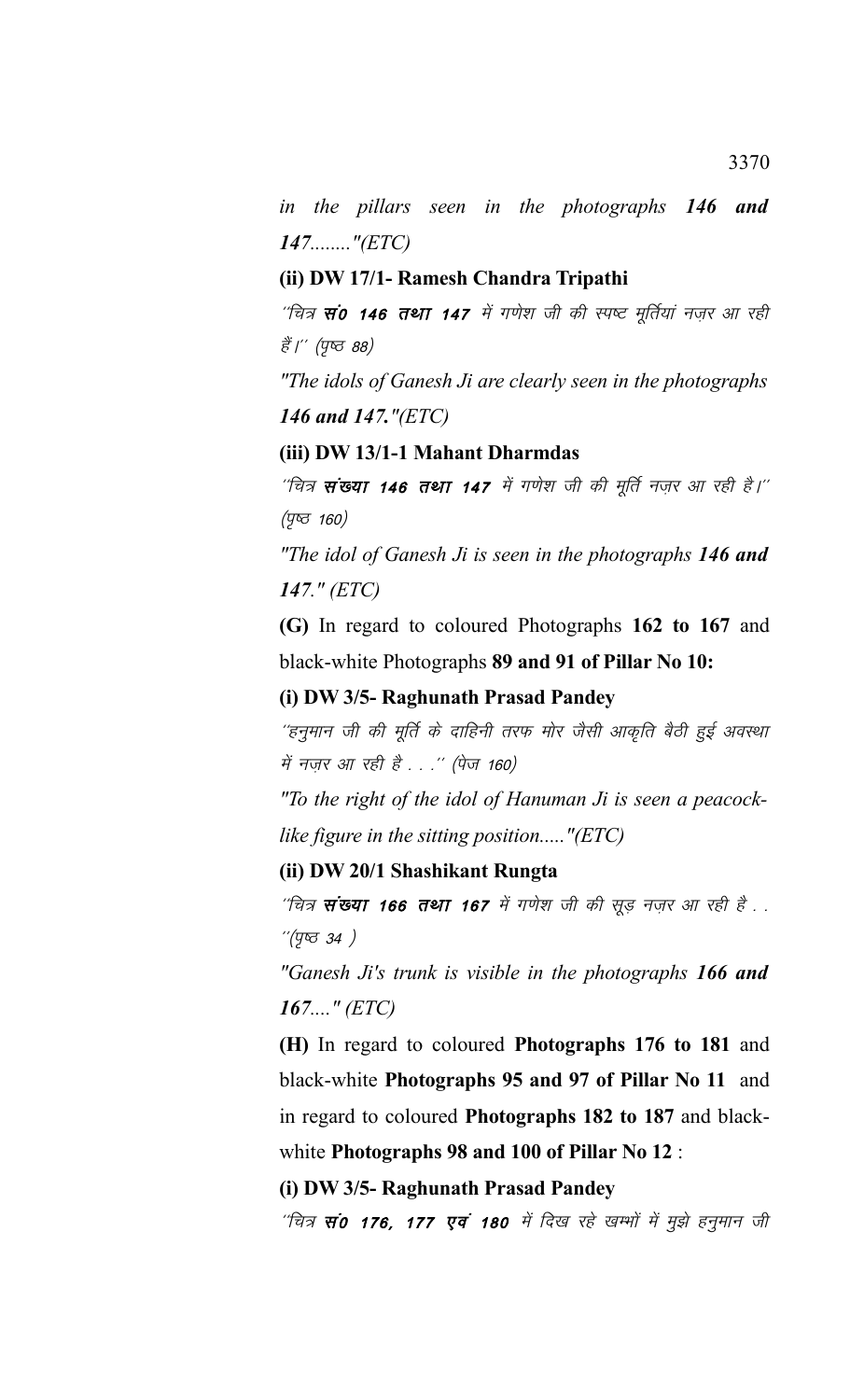*in the pillars seen in the photographs **146 and 147**........"(ETC)*

**(ii) DW 17/1- Ramesh Chandra Tripathi**

*´´चित्र **सं0 146 तथा 147** में गणेश जी की स्पष्ट मूर्तियां नज़र आ रही हैं।´´ (पृष्ठ 88)*

*"The idols of Ganesh Ji are clearly seen in the photographs **146 and 147.**"(ETC)*

**(iii) DW 13/1-1 Mahant Dharmdas**

*´´चित्र **संख्या 146 तथा 147** में गणेश जी की मूर्ति नज़र आ रही है।´´ (पृष्ठ 160)*

*"The idol of Ganesh Ji is seen in the photographs **146 and 147**." (ETC)*

**(G)** In regard to coloured Photographs **162 to 167** and black-white Photographs **89 and 91 of Pillar No 10:**

**(i) DW 3/5- Raghunath Prasad Pandey**

*´´हनुमान जी की मूर्ति के दाहिनी तरफ मोर जैसी आकृति बैठी हुई अवस्था में नज़र आ रही है . . .´´ (पेज 160)*

*"To the right of the idol of Hanuman Ji is seen a peacock-like figure in the sitting position....."(ETC)*

**(ii) DW 20/1 Shashikant Rungta**

*´´चित्र **संख्या 166 तथा 167** में गणेश जी की सूड़ नज़र आ रही है . . ´´(पृष्ठ 34 )*

*"Ganesh Ji's trunk is visible in the photographs **166 and 167**...." (ETC)*

**(H)** In regard to coloured **Photographs 176 to 181** and black-white **Photographs 95 and 97 of Pillar No 11** and in regard to coloured **Photographs 182 to 187** and black-white **Photographs 98 and 100 of Pillar No 12** :

**(i) DW 3/5- Raghunath Prasad Pandey**

*´´चित्र **सं0 176, 177 एवं 180** में दिख रहे खम्भों में मुझे हनुमान जी*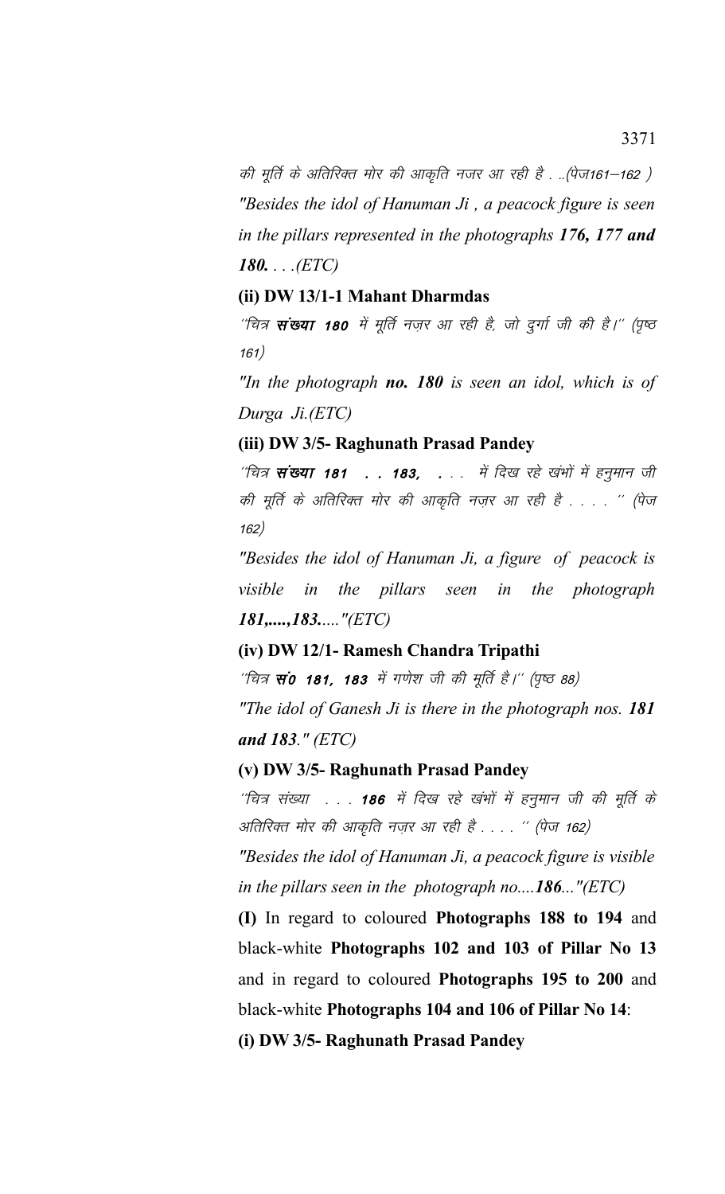की मूर्ति के अतिरिक्त मोर की आकृति नजर आ रही है . ..(पेज161–162 )

*"Besides the idol of Hanuman Ji , a peacock figure is seen in the pillars represented in the photographs **176, 177 and 180.** . . .(ETC)*

**(ii) DW 13/1-1 Mahant Dharmdas**

*''चित्र **संख्या 180** में मूर्ति नज़र आ रही है, जो दुर्गा जी की है।'' (पृष्ठ 161)*

*"In the photograph **no. 180** is seen an idol, which is of Durga Ji.(ETC)*

**(iii) DW 3/5- Raghunath Prasad Pandey**

*''चित्र **संख्या 181 . . 183, .** . . में दिख रहे खंभों में हनुमान जी की मूर्ति के अतिरिक्त मोर की आकृति नज़र आ रही है . . . . '' (पेज 162)*

*"Besides the idol of Hanuman Ji, a figure of peacock is visible in the pillars seen in the photograph **181,....,183.**...."(ETC)*

**(iv) DW 12/1- Ramesh Chandra Tripathi**

*''चित्र **सं0 181, 183** में गणेश जी की मूर्ति है।'' (पृष्ठ 88)*

*"The idol of Ganesh Ji is there in the photograph nos. **181 and 183**." (ETC)*

**(v) DW 3/5- Raghunath Prasad Pandey**

*''चित्र संख्या . . . **186** में दिख रहे खंभों में हनुमान जी की मूर्ति के अतिरिक्त मोर की आकृति नज़र आ रही है . . . . '' (पेज 162)*

*"Besides the idol of Hanuman Ji, a peacock figure is visible in the pillars seen in the photograph no....**186**..."(ETC)*

**(I)** In regard to coloured **Photographs 188 to 194** and black-white **Photographs 102 and 103 of Pillar No 13** and in regard to coloured **Photographs 195 to 200** and black-white **Photographs 104 and 106 of Pillar No 14**:

**(i) DW 3/5- Raghunath Prasad Pandey**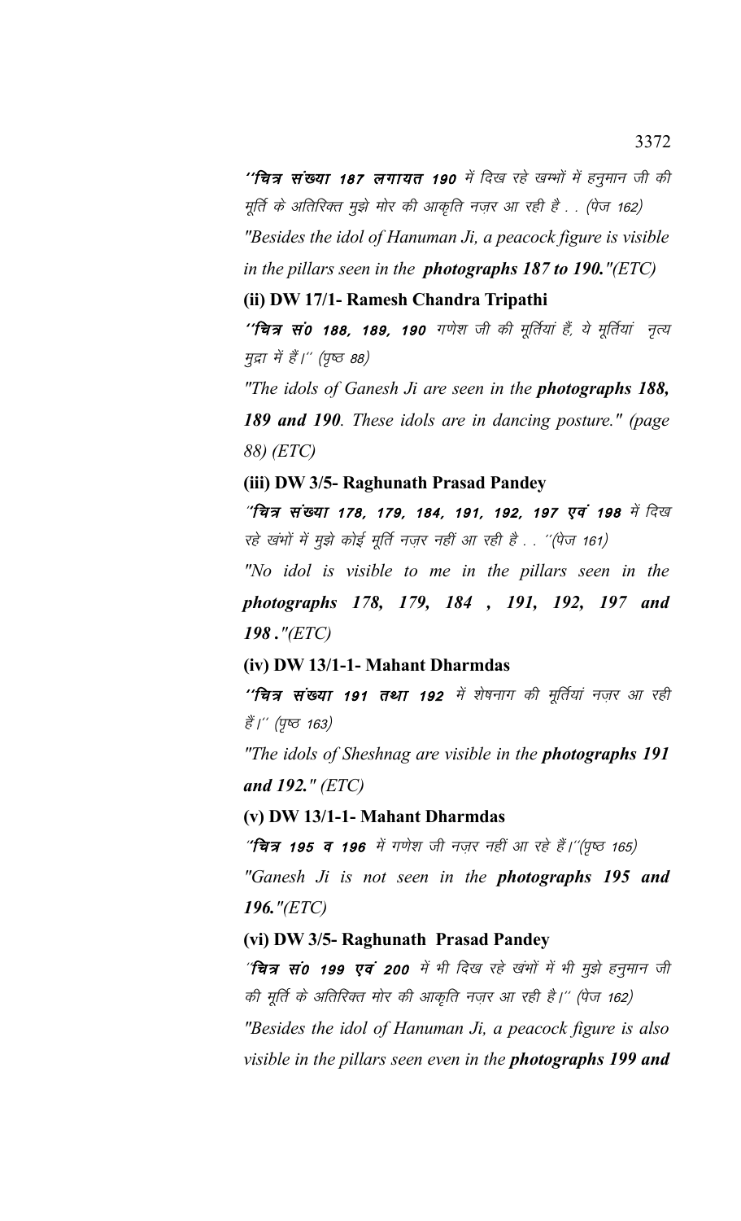**''चित्र संख्या 187 लगायत 190** में दिख रहे खम्भों में हनुमान जी की मूर्ति के अतिरिक्त मुझे मोर की आकृति नज़र आ रही है . . (पेज 162)

*"Besides the idol of Hanuman Ji, a peacock figure is visible in the pillars seen in the* ***photographs 187 to 190.****"(ETC)*

**(ii) DW 17/1- Ramesh Chandra Tripathi**

**''चित्र सं0 188, 189, 190** गणेश जी की मूर्तियां हैं, ये मूर्तियां नृत्य मुद्रा में हैं।'' (पृष्ठ 88)

*"The idols of Ganesh Ji are seen in the* ***photographs 188, 189 and 190****. These idols are in dancing posture." (page 88) (ETC)*

**(iii) DW 3/5- Raghunath Prasad Pandey**

**''चित्र संख्या 178, 179, 184, 191, 192, 197 एवं 198** में दिख रहे खंभों में मुझे कोई मूर्ति नज़र नहीं आ रही है . . ''(पेज 161)

*"No idol is visible to me in the pillars seen in the* ***photographs 178, 179, 184 , 191, 192, 197 and 198 .****"(ETC)*

**(iv) DW 13/1-1- Mahant Dharmdas**

**''चित्र संख्या 191 तथा 192** में शेषनाग की मूर्तियां नज़र आ रही हैं।'' (पृष्ठ 163)

*"The idols of Sheshnag are visible in the* ***photographs 191 and 192.****" (ETC)*

**(v) DW 13/1-1- Mahant Dharmdas**

**''चित्र 195 व 196** में गणेश जी नज़र नहीं आ रहे हैं।''(पृष्ठ 165)

*"Ganesh Ji is not seen in the* ***photographs 195 and 196.****"(ETC)*

**(vi) DW 3/5- Raghunath Prasad Pandey**

**''चित्र सं0 199 एवं 200** में भी दिख रहे खंभों में भी मुझे हनुमान जी की मूर्ति के अतिरिक्त मोर की आकृति नज़र आ रही है।'' (पेज 162)

*"Besides the idol of Hanuman Ji, a peacock figure is also visible in the pillars seen even in the* ***photographs 199 and***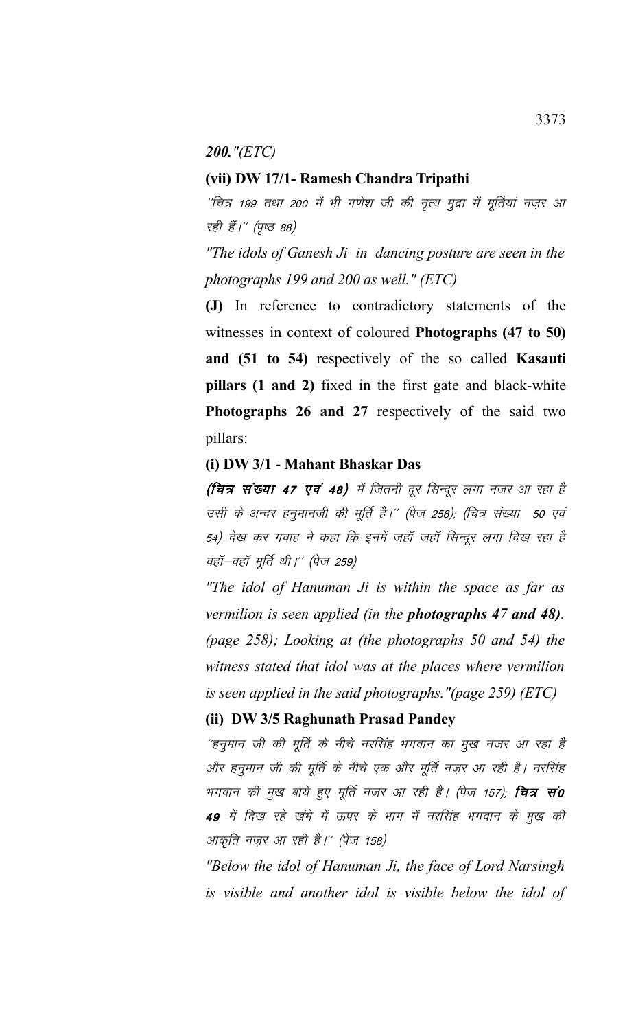***200."(ETC)***

**(vii) DW 17/1- Ramesh Chandra Tripathi**

*´´चित्र 199 तथा 200 में भी गणेश जी की नृत्य मुद्रा में मूर्तियां नज़र आ रही हैं।´´ (पृष्ठ 88)*

*"The idols of Ganesh Ji in dancing posture are seen in the photographs 199 and 200 as well." (ETC)*

**(J)** In reference to contradictory statements of the witnesses in context of coloured **Photographs (47 to 50) and (51 to 54)** respectively of the so called **Kasauti pillars (1 and 2)** fixed in the first gate and black-white **Photographs 26 and 27** respectively of the said two pillars:

**(i) DW 3/1 - Mahant Bhaskar Das**

***(चित्र संख्या 47 एवं 48)*** *में जितनी दूर सिन्दूर लगा नजर आ रहा है उसी के अन्दर हनुमानजी की मूर्ति है।´´ (पेज 258); (चित्र संख्या 50 एवं 54) देख कर गवाह ने कहा कि इनमें जहॉ जहॉ सिन्दूर लगा दिख रहा है वहॉ–वहॉ मूर्ति थी।´´ (पेज 259)*

*"The idol of Hanuman Ji is within the space as far as vermilion is seen applied (in the **photographs 47 and 48)**. (page 258); Looking at (the photographs 50 and 54) the witness stated that idol was at the places where vermilion is seen applied in the said photographs."(page 259) (ETC)*

**(ii) DW 3/5 Raghunath Prasad Pandey**

*´´हनुमान जी की मूर्ति के नीचे नरसिंह भगवान का मुख नजर आ रहा है और हनुमान जी की मूर्ति के नीचे एक और मूर्ति नज़र आ रही है। नरसिंह भगवान की मुख बाये हुए मूर्ति नजर आ रही है। (पेज 157);* ***चित्र सं0 49*** *में दिख रहे खंभे में ऊपर के भाग में नरसिंह भगवान के मुख की आकृति नज़र आ रही है।´´ (पेज 158)*

*"Below the idol of Hanuman Ji, the face of Lord Narsingh is visible and another idol is visible below the idol of*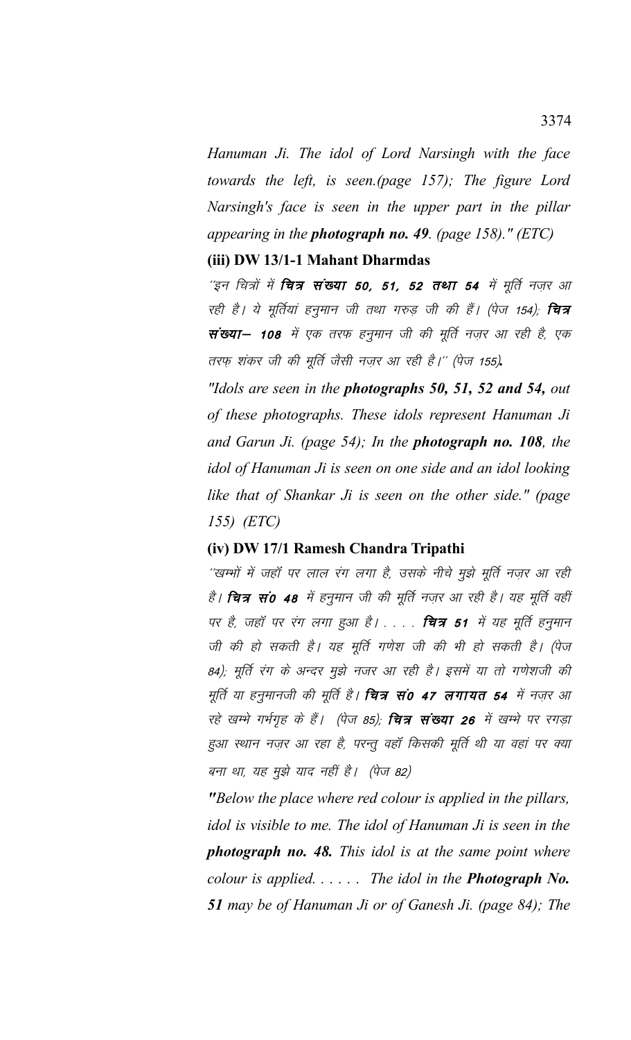*Hanuman Ji. The idol of Lord Narsingh with the face towards the left, is seen.(page 157); The figure Lord Narsingh's face is seen in the upper part in the pillar appearing in the **photograph no. 49**. (page 158)." (ETC)*

**(iii) DW 13/1-1 Mahant Dharmdas**

*''इन चित्रों में **चित्र संख्या 50, 51, 52 तथा 54** में मूर्ति नज़र आ रही है। ये मूर्तियां हनुमान जी तथा गरुड़ जी की हैं। (पेज 154); **चित्र संख्या– 108** में एक तरफ हनुमान जी की मूर्ति नज़र आ रही है, एक तरफ़ शंकर जी की मूर्ति जैसी नज़र आ रही है।'' (पेज 155).*

*"Idols are seen in the **photographs 50, 51, 52 and 54,** out of these photographs. These idols represent Hanuman Ji and Garun Ji. (page 54); In the **photograph no. 108**, the idol of Hanuman Ji is seen on one side and an idol looking like that of Shankar Ji is seen on the other side." (page 155) (ETC)*

**(iv) DW 17/1 Ramesh Chandra Tripathi**

*''खम्भों में जहॉ पर लाल रंग लगा है, उसके नीचे मुझे मूर्ति नज़र आ रही है। **चित्र सं0 48** में हनुमान जी की मूर्ति नज़र आ रही है। यह मूर्ति वहीं पर है, जहॉ पर रंग लगा हुआ है। . . . . **चित्र 51** में यह मूर्ति हनुमान जी की हो सकती है। यह मूर्ति गणेश जी की भी हो सकती है। (पेज 84); मूर्ति रंग के अन्दर मुझे नजर आ रही है। इसमें या तो गणेशजी की मूर्ति या हनुमानजी की मूर्ति है। **चित्र सं0 47 लगायत 54** में नज़र आ रहे खम्भे गर्भगृह के हैं। (पेज 85); **चित्र संख्या 26** में खम्भे पर रगड़ा हुआ स्थान नज़र आ रहा है, परन्तु वहॉ किसकी मूर्ति थी या वहां पर क्या बना था, यह मुझे याद नहीं है। (पेज 82)*

*"Below the place where red colour is applied in the pillars, idol is visible to me. The idol of Hanuman Ji is seen in the **photograph no. 48.** This idol is at the same point where colour is applied. . . . . . The idol in the **Photograph No. 51** may be of Hanuman Ji or of Ganesh Ji. (page 84); The*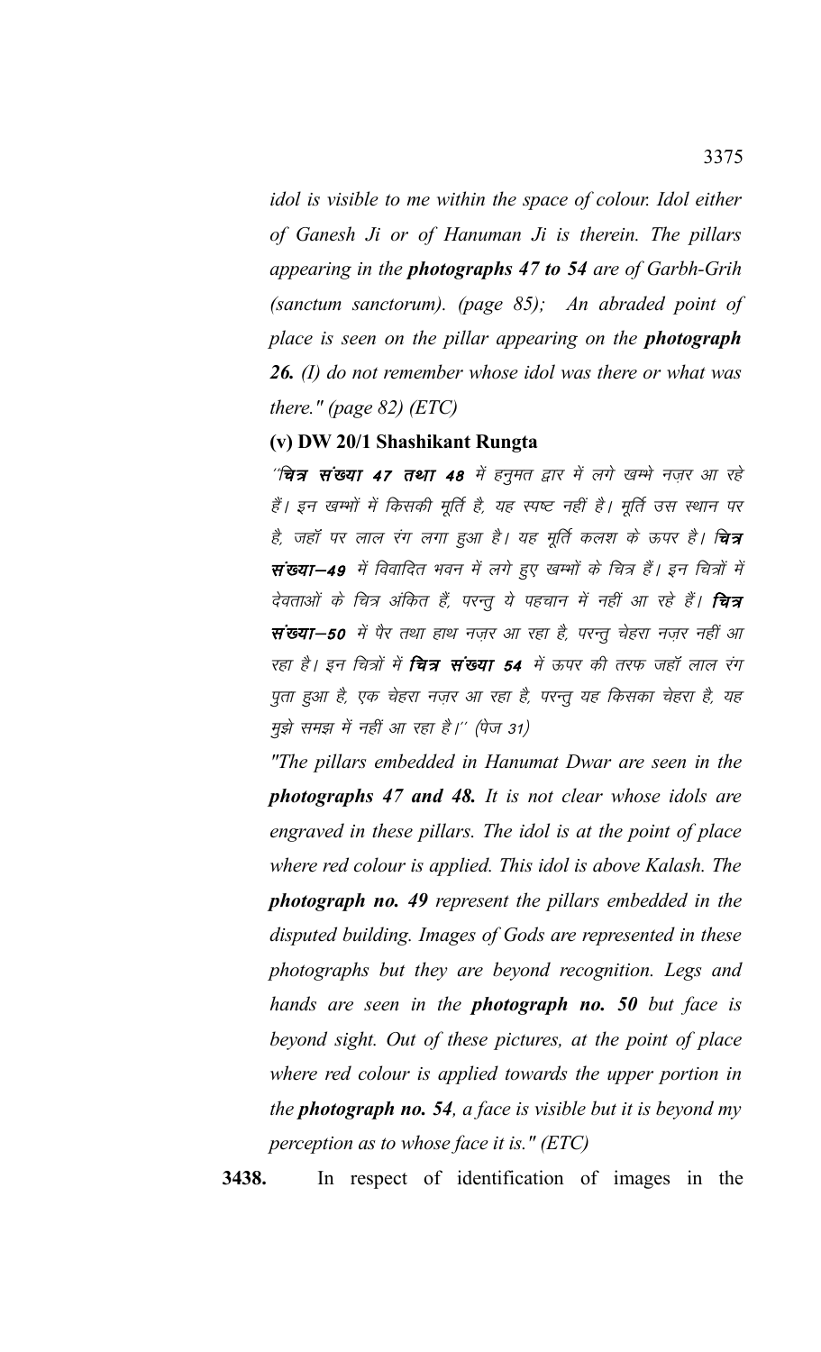*idol is visible to me within the space of colour. Idol either of Ganesh Ji or of Hanuman Ji is therein. The pillars appearing in the **photographs 47 to 54** are of Garbh-Grih (sanctum sanctorum). (page 85); An abraded point of place is seen on the pillar appearing on the **photograph 26.** (I) do not remember whose idol was there or what was there." (page 82) (ETC)*

**(v) DW 20/1 Shashikant Rungta**

*''**चित्र संख्या 47 तथा 48** में हनुमत द्वार में लगे खम्भे नज़र आ रहे हैं। इन खम्भों में किसकी मूर्ति है, यह स्पष्ट नहीं है। मूर्ति उस स्थान पर है, जहाँ पर लाल रंग लगा हुआ है। यह मूर्ति कलश के ऊपर है। **चित्र संख्या–49** में विवादित भवन में लगे हुए खम्भों के चित्र हैं। इन चित्रों में देवताओं के चित्र अंकित हैं, परन्तु ये पहचान में नहीं आ रहे हैं। **चित्र संख्या–50** में पैर तथा हाथ नज़र आ रहा है, परन्तु चेहरा नज़र नहीं आ रहा है। इन चित्रों में **चित्र संख्या 54** में ऊपर की तरफ जहाँ लाल रंग पुता हुआ है, एक चेहरा नज़र आ रहा है, परन्तु यह किसका चेहरा है, यह मुझे समझ में नहीं आ रहा है।'' (पेज 31)*

*"The pillars embedded in Hanumat Dwar are seen in the **photographs 47 and 48.** It is not clear whose idols are engraved in these pillars. The idol is at the point of place where red colour is applied. This idol is above Kalash. The **photograph no. 49** represent the pillars embedded in the disputed building. Images of Gods are represented in these photographs but they are beyond recognition. Legs and hands are seen in the **photograph no. 50** but face is beyond sight. Out of these pictures, at the point of place where red colour is applied towards the upper portion in the **photograph no. 54**, a face is visible but it is beyond my perception as to whose face it is." (ETC)*

**3438.** In respect of identification of images in the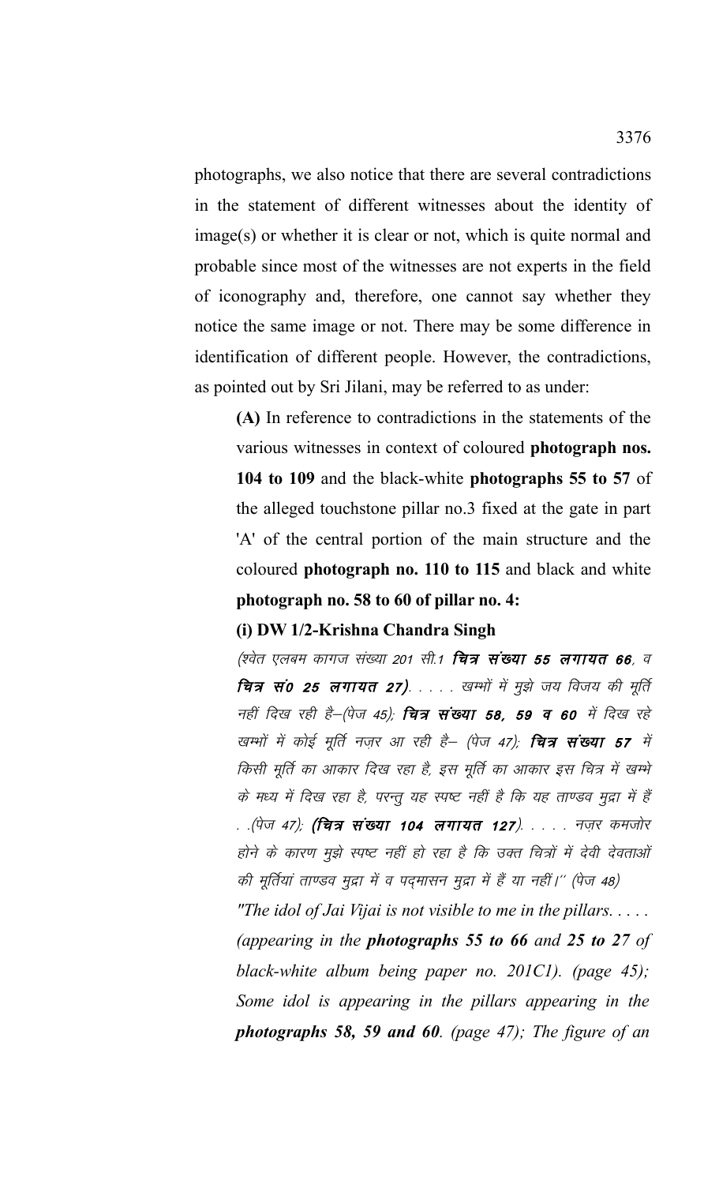photographs, we also notice that there are several contradictions in the statement of different witnesses about the identity of image(s) or whether it is clear or not, which is quite normal and probable since most of the witnesses are not experts in the field of iconography and, therefore, one cannot say whether they notice the same image or not. There may be some difference in identification of different people. However, the contradictions, as pointed out by Sri Jilani, may be referred to as under:

**(A)** In reference to contradictions in the statements of the various witnesses in context of coloured **photograph nos. 104 to 109** and the black-white **photographs 55 to 57** of the alleged touchstone pillar no.3 fixed at the gate in part 'A' of the central portion of the main structure and the coloured **photograph no. 110 to 115** and black and white **photograph no. 58 to 60 of pillar no. 4:**

**(i) DW 1/2-Krishna Chandra Singh**

*(श्वेत एलबम कागज संख्या 201 सी.1* ***चित्र संख्या 55 लगायत 66****, व* ***चित्र सं0 25 लगायत 27****)*. . . . . खम्भों में मुझे जय विजय की मूर्ति नहीं दिख रही है–(पेज 45); ***चित्र संख्या 58, 59 व 60*** में दिख रहे खम्भों में कोई मूर्ति नज़र आ रही है– (पेज 47); ***चित्र संख्या 57*** में किसी मूर्ति का आकार दिख रहा है, इस मूर्ति का आकार इस चित्र में खम्भे के मध्य में दिख रहा है, परन्तु यह स्पष्ट नहीं है कि यह ताण्डव मुद्रा में हैं . .(पेज 47); ***(चित्र संख्या 104 लगायत 127)***. . . . . नज़र कमजोर होने के कारण मुझे स्पष्ट नहीं हो रहा है कि उक्त चित्रों में देवी देवताओं की मूर्तियां ताण्डव मुद्रा में व पद्मासन मुद्रा में हैं या नहीं।'' (पेज 48)

*"The idol of Jai Vijai is not visible to me in the pillars. . . . . (appearing in the* ***photographs 55 to 66*** *and* ***25 to 27*** *of black-white album being paper no. 201C1). (page 45); Some idol is appearing in the pillars appearing in the* ***photographs 58, 59 and 60****. (page 47); The figure of an*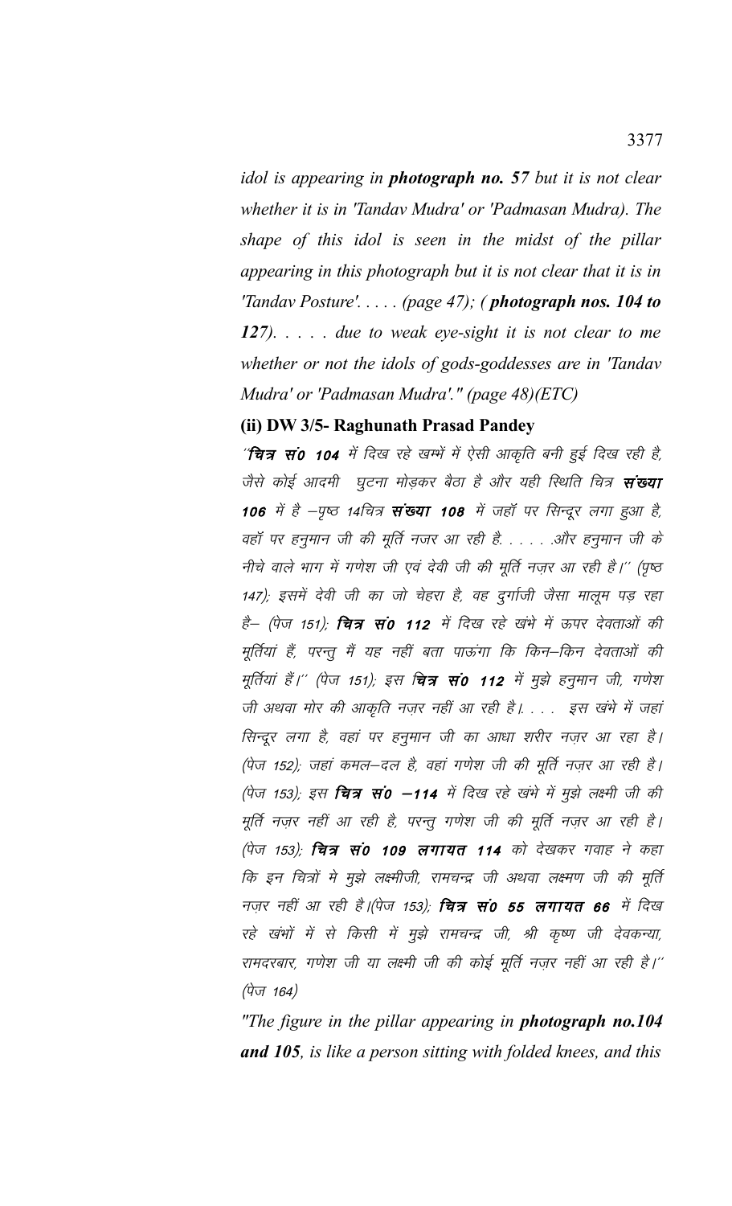*idol is appearing in **photograph no. 57** but it is not clear whether it is in 'Tandav Mudra' or 'Padmasan Mudra). The shape of this idol is seen in the midst of the pillar appearing in this photograph but it is not clear that it is in 'Tandav Posture'. . . . . (page 47); ( **photograph nos. 104 to 127**). . . . . due to weak eye-sight it is not clear to me whether or not the idols of gods-goddesses are in 'Tandav Mudra' or 'Padmasan Mudra'." (page 48)(ETC)*

**(ii) DW 3/5- Raghunath Prasad Pandey**

*''**चित्र सं0 104** में दिख रहे खम्भें में ऐसी आकृति बनी हुई दिख रही है, जैसे कोई आदमी घुटना मोड़कर बैठा है और यही स्थिति चित्र **संख्या 106** में है –पृष्ठ 14चित्र **संख्या 108** में जहॉ पर सिन्दूर लगा हुआ है, वहॉ पर हनुमान जी की मूर्ति नजर आ रही है. . . . . .और हनुमान जी के नीचे वाले भाग में गणेश जी एवं देवी जी की मूर्ति नज़र आ रही है।'' (पृष्ठ 147); इसमें देवी जी का जो चेहरा है, वह दुर्गाजी जैसा मालूम पड़ रहा है– (पेज 151); **चित्र सं0 112** में दिख रहे खंभे में ऊपर देवताओं की मूर्तियां हैं, परन्तु मैं यह नहीं बता पाऊंगा कि किन–किन देवताओं की मूर्तियां हैं।'' (पेज 151); इस **चित्र सं0 112** में मुझे हनुमान जी, गणेश जी अथवा मोर की आकृति नज़र नहीं आ रही है।. . . . इस खंभे में जहां सिन्दूर लगा है, वहां पर हनुमान जी का आधा शरीर नज़र आ रहा है। (पेज 152); जहां कमल–दल है, वहां गणेश जी की मूर्ति नज़र आ रही है। (पेज 153); इस **चित्र सं0 –114** में दिख रहे खंभे में मुझे लक्ष्मी जी की मूर्ति नज़र नहीं आ रही है, परन्तु गणेश जी की मूर्ति नज़र आ रही है। (पेज 153); **चित्र सं0 109 लगायत 114** को देखकर गवाह ने कहा कि इन चित्रों मे मुझे लक्ष्मीजी, रामचन्द्र जी अथवा लक्ष्मण जी की मूर्ति नज़र नहीं आ रही है।(पेज 153); **चित्र सं0 55 लगायत 66** में दिख रहे खंभों में से किसी में मुझे रामचन्द्र जी, श्री कृष्ण जी देवकन्या, रामदरबार, गणेश जी या लक्ष्मी जी की कोई मूर्ति नज़र नहीं आ रही है।'' (पेज 164)*

*"The figure in the pillar appearing in **photograph no.104 and 105**, is like a person sitting with folded knees, and this*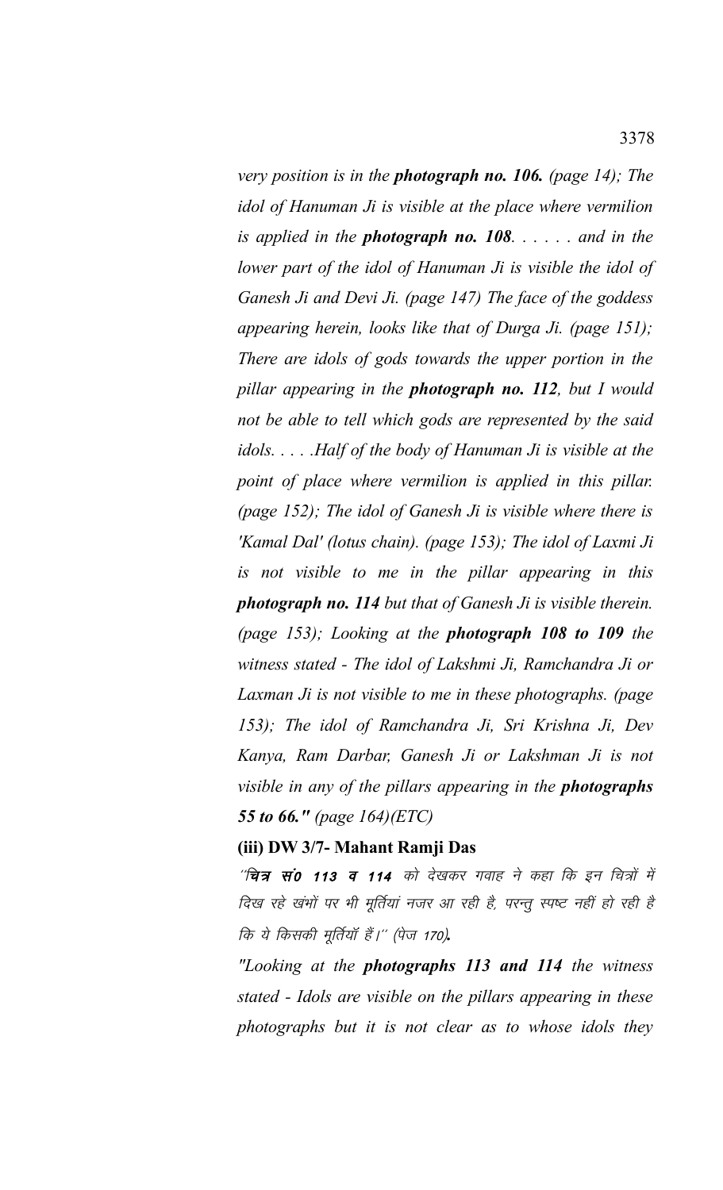*very position is in the **photograph no. 106.** (page 14); The idol of Hanuman Ji is visible at the place where vermilion is applied in the **photograph no. 108**. . . . . . and in the lower part of the idol of Hanuman Ji is visible the idol of Ganesh Ji and Devi Ji. (page 147) The face of the goddess appearing herein, looks like that of Durga Ji. (page 151); There are idols of gods towards the upper portion in the pillar appearing in the **photograph no. 112**, but I would not be able to tell which gods are represented by the said idols. . . . .Half of the body of Hanuman Ji is visible at the point of place where vermilion is applied in this pillar. (page 152); The idol of Ganesh Ji is visible where there is 'Kamal Dal' (lotus chain). (page 153); The idol of Laxmi Ji is not visible to me in the pillar appearing in this **photograph no. 114** but that of Ganesh Ji is visible therein. (page 153); Looking at the **photograph 108 to 109** the witness stated - The idol of Lakshmi Ji, Ramchandra Ji or Laxman Ji is not visible to me in these photographs. (page 153); The idol of Ramchandra Ji, Sri Krishna Ji, Dev Kanya, Ram Darbar, Ganesh Ji or Lakshman Ji is not visible in any of the pillars appearing in the **photographs 55 to 66."** (page 164)(ETC)*

**(iii) DW 3/7- Mahant Ramji Das**

*''**चित्र सं0 113 व 114** को देखकर गवाह ने कहा कि इन चित्रों में दिख रहे खंभों पर भी मूर्तियां नजर आ रही है, परन्तु स्पष्ट नहीं हो रही है कि ये किसकी मूर्तियॉ हैं।'' (पेज 170)***.**

*"Looking at the **photographs 113 and 114** the witness stated - Idols are visible on the pillars appearing in these photographs but it is not clear as to whose idols they*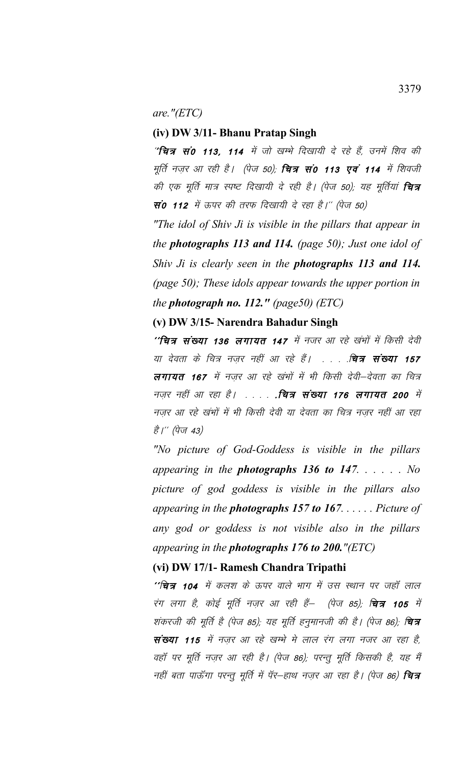are."(ETC)

**(iv) DW 3/11- Bhanu Pratap Singh**

*"**चित्र सं0 113, 114** में जो खम्भे दिखायी दे रहे हैं, उनमें शिव की मूर्ति नज़र आ रही है। (पेज 50); **चित्र सं0 113 एवं 114** में शिवजी की एक मूर्ति मात्र स्पष्ट दिखायी दे रही है। (पेज 50); यह मूर्तियां **चित्र सं0 112** में ऊपर की तरफ दिखायी दे रहा है।" (पेज 50)*

*"The idol of Shiv Ji is visible in the pillars that appear in the **photographs 113 and 114.** (page 50); Just one idol of Shiv Ji is clearly seen in the **photographs 113 and 114.** (page 50); These idols appear towards the upper portion in the **photograph no. 112."** (page50) (ETC)*

**(v) DW 3/15- Narendra Bahadur Singh**

*"**चित्र संख्या 136 लगायत 147** में नजर आ रहे खंभों में किसी देवी या देवता के चित्र नज़र नहीं आ रहे हैं। . . . .**चित्र संख्या 157 लगायत 167** में नज़र आ रहे खंभों में भी किसी देवी–देवता का चित्र नज़र नहीं आ रहा है। . . . . .**चित्र संख्या 176 लगायत 200** में नज़र आ रहे खंभों में भी किसी देवी या देवता का चित्र नज़र नहीं आ रहा है।" (पेज 43)*

*"No picture of God-Goddess is visible in the pillars appearing in the **photographs 136 to 147**. . . . . . No picture of god goddess is visible in the pillars also appearing in the **photographs 157 to 167**. . . . . . Picture of any god or goddess is not visible also in the pillars appearing in the **photographs 176 to 200."**(ETC)*

**(vi) DW 17/1- Ramesh Chandra Tripathi**

*"**चित्र 104** में कलश के ऊपर वाले भाग में उस स्थान पर जहॉ लाल रंग लगा है, कोई मूर्ति नज़र आ रही हैं– (पेज 85); **चित्र 105** में शंकरजी की मूर्ति है (पेज 85); यह मूर्ति हनुमानजी की है। (पेज 86); **चित्र संख्या 115** में नज़र आ रहे खम्भे मे लाल रंग लगा नजर आ रहा है, वहॉ पर मूर्ति नज़र आ रही है। (पेज 86); परन्तु मूर्ति किसकी है, यह मैं नहीं बता पाऊॅगा परन्तु मूर्ति में पॅर–हाथ नज़र आ रहा है। (पेज 86) **चित्र***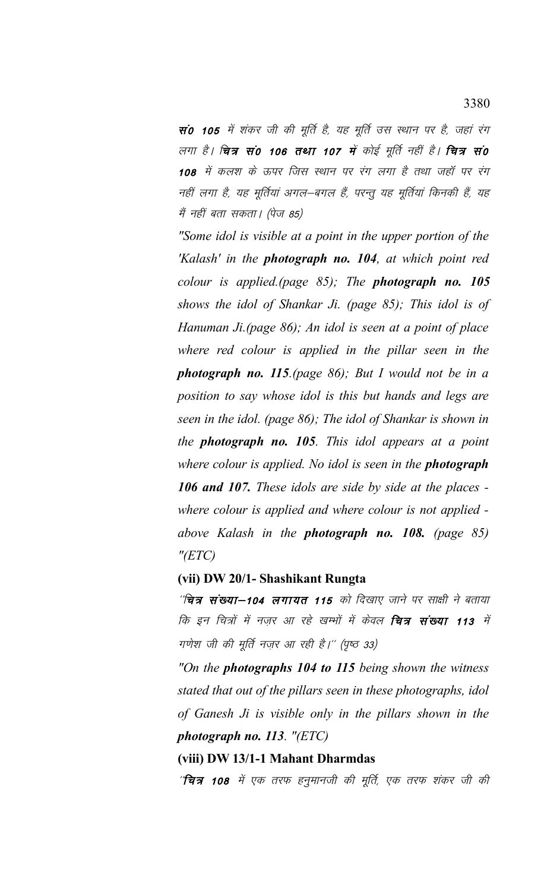**सं0 105** में शंकर जी की मूर्ति है, यह मूर्ति उस स्थान पर है, जहां रंग लगा है। **चित्र सं0 106 तथा 107 में** कोई मूर्ति नहीं है। **चित्र सं0 108** में कलश के ऊपर जिस स्थान पर रंग लगा है तथा जहॉ पर रंग नहीं लगा है, यह मूर्तियां अगल–बगल हैं, परन्तु यह मूर्तियां किनकी हैं, यह मैं नहीं बता सकता। (पेज 85)

*"Some idol is visible at a point in the upper portion of the 'Kalash' in the **photograph no. 104**, at which point red colour is applied.(page 85); The **photograph no. 105** shows the idol of Shankar Ji. (page 85); This idol is of Hanuman Ji.(page 86); An idol is seen at a point of place where red colour is applied in the pillar seen in the **photograph no. 115**.(page 86); But I would not be in a position to say whose idol is this but hands and legs are seen in the idol. (page 86); The idol of Shankar is shown in the **photograph no. 105**. This idol appears at a point where colour is applied. No idol is seen in the **photograph 106 and 107.** These idols are side by side at the places - where colour is applied and where colour is not applied - above Kalash in the **photograph no. 108.** (page 85) "(ETC)*

**(vii) DW 20/1- Shashikant Rungta**

*''**चित्र संख्या–104 लगायत 115** को दिखाए जाने पर साक्षी ने बताया कि इन चित्रों में नज़र आ रहे खम्भों में केवल **चित्र संख्या 113** में गणेश जी की मूर्ति नज़र आ रही है।'' (पृष्ठ 33)*

*"On the **photographs 104 to 115** being shown the witness stated that out of the pillars seen in these photographs, idol of Ganesh Ji is visible only in the pillars shown in the **photograph no. 113**. "(ETC)*

**(viii) DW 13/1-1 Mahant Dharmdas**

*''**चित्र 108** में एक तरफ हनुमानजी की मूर्ति, एक तरफ शंकर जी की*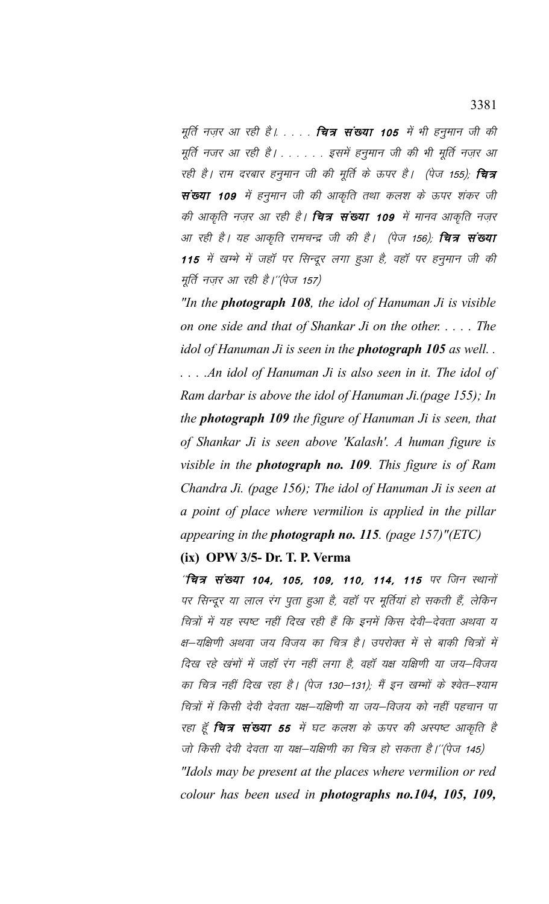मूर्ति नज़र आ रही है। . . . . **चित्र संख्या 105** में भी हनुमान जी की मूर्ति नजर आ रही है। . . . . . . इसमें हनुमान जी की भी मूर्ति नज़र आ रही है। राम दरबार हनुमान जी की मूर्ति के ऊपर है। (पेज 155); **चित्र संख्या 109** में हनुमान जी की आकृति तथा कलश के ऊपर शंकर जी की आकृति नज़र आ रही है। **चित्र संख्या 109** में मानव आकृति नज़र आ रही है। यह आकृति रामचन्द्र जी की है। (पेज 156); **चित्र संख्या 115** में खम्भे में जहाँ पर सिन्दूर लगा हुआ है, वहाँ पर हनुमान जी की मूर्ति नज़र आ रही है।''(पेज 157)

*"In the **photograph 108**, the idol of Hanuman Ji is visible on one side and that of Shankar Ji on the other. . . . . The idol of Hanuman Ji is seen in the **photograph 105** as well. . . . . .An idol of Hanuman Ji is also seen in it. The idol of Ram darbar is above the idol of Hanuman Ji.(page 155); In the **photograph 109** the figure of Hanuman Ji is seen, that of Shankar Ji is seen above 'Kalash'. A human figure is visible in the **photograph no. 109**. This figure is of Ram Chandra Ji. (page 156); The idol of Hanuman Ji is seen at a point of place where vermilion is applied in the pillar appearing in the **photograph no. 115**. (page 157)"(ETC)*

**(ix) OPW 3/5- Dr. T. P. Verma**

''**चित्र संख्या 104, 105, 109, 110, 114, 115** पर जिन स्थानों पर सिन्दूर या लाल रंग पुता हुआ है, वहाँ पर मूर्तियां हो सकती हैं, लेकिन चित्रों में यह स्पष्ट नहीं दिख रही हैं कि इनमें किस देवी–देवता अथवा यक्ष–यक्षिणी अथवा जय विजय का चित्र है। उपरोक्त में से बाकी चित्रों में दिख रहे खंभों में जहाँ रंग नहीं लगा है, वहाँ यक्ष यक्षिणी या जय–विजय का चित्र नहीं दिख रहा है। (पेज 130–131); मैं इन खम्भों के श्वेत–श्याम चित्रों में किसी देवी देवता यक्ष–यक्षिणी या जय–विजय को नहीं पहचान पा रहा हूँ **चित्र संख्या 55** में घट कलश के ऊपर की अस्पष्ट आकृति है जो किसी देवी देवता या यक्ष–यक्षिणी का चित्र हो सकता है।''(पेज 145)

*"Idols may be present at the places where vermilion or red colour has been used in **photographs no.104, 105, 109,***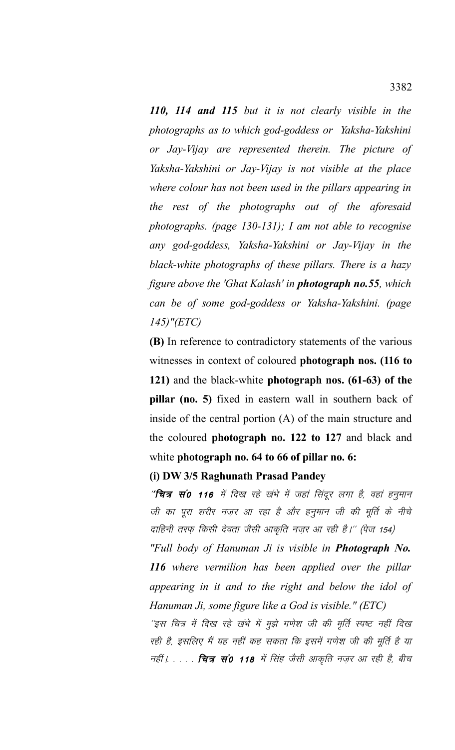***110, 114 and 115** but it is not clearly visible in the photographs as to which god-goddess or Yaksha-Yakshini or Jay-Vijay are represented therein. The picture of Yaksha-Yakshini or Jay-Vijay is not visible at the place where colour has not been used in the pillars appearing in the rest of the photographs out of the aforesaid photographs. (page 130-131); I am not able to recognise any god-goddess, Yaksha-Yakshini or Jay-Vijay in the black-white photographs of these pillars. There is a hazy figure above the 'Ghat Kalash' in **photograph no.55**, which can be of some god-goddess or Yaksha-Yakshini. (page 145)"(ETC)*

**(B)** In reference to contradictory statements of the various witnesses in context of coloured **photograph nos. (116 to 121)** and the black-white **photograph nos. (61-63) of the pillar (no. 5)** fixed in eastern wall in southern back of inside of the central portion (A) of the main structure and the coloured **photograph no. 122 to 127** and black and white **photograph no. 64 to 66 of pillar no. 6:**

**(i) DW 3/5 Raghunath Prasad Pandey**

*"**चित्र सं0 116** में दिख रहे खंभे में जहां सिंदूर लगा है, वहां हनुमान जी का पूरा शरीर नज़र आ रहा है और हनुमान जी की मूर्ति के नीचे दाहिनी तरफ़ किसी देवता जैसी आकृति नज़र आ रही है।" (पेज 154)*

*"Full body of Hanuman Ji is visible in **Photograph No. 116** where vermilion has been applied over the pillar appearing in it and to the right and below the idol of Hanuman Ji, some figure like a God is visible." (ETC)*

*"इस चित्र में दिख रहे खंभे में मुझे गणेश जी की मूर्ति स्पष्ट नहीं दिख रही है, इसलिए मैं यह नहीं कह सकता कि इसमें गणेश जी की मूर्ति है या नहीं। . . . . **चित्र सं0 118** में सिंह जैसी आकृति नज़र आ रही है, बीच*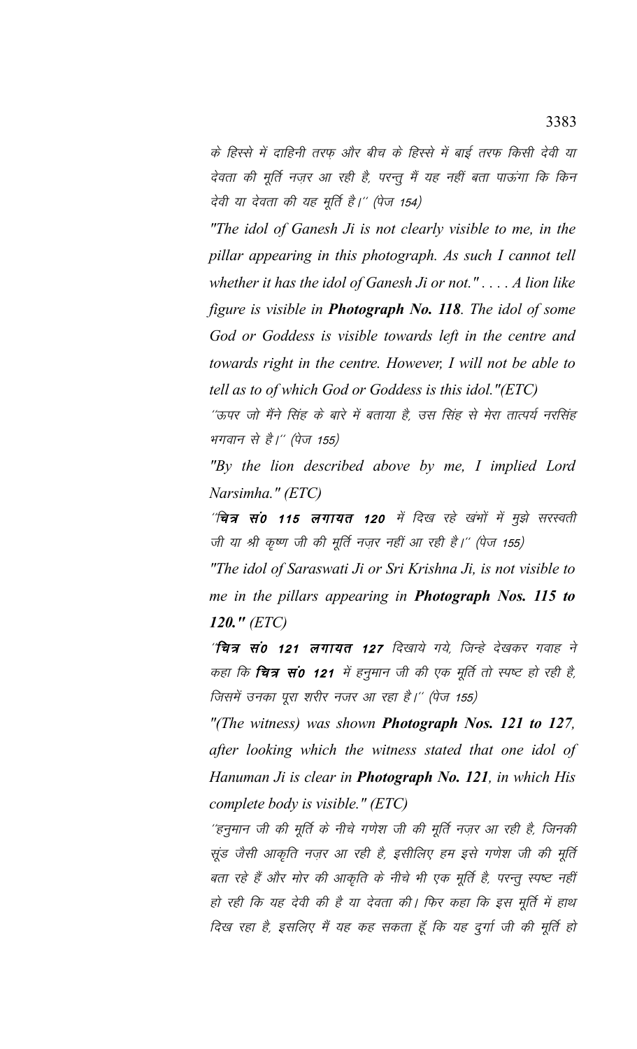के हिस्से में दाहिनी तरफ़ और बीच के हिस्से में बाईं तरफ किसी देवी या देवता की मूर्ति नज़र आ रही है, परन्तु मैं यह नहीं बता पाऊंगा कि किन देवी या देवता की यह मूर्ति है।'' (पेज 154)

*"The idol of Ganesh Ji is not clearly visible to me, in the pillar appearing in this photograph. As such I cannot tell whether it has the idol of Ganesh Ji or not." . . . . A lion like figure is visible in **Photograph No. 118**. The idol of some God or Goddess is visible towards left in the centre and towards right in the centre. However, I will not be able to tell as to of which God or Goddess is this idol."(ETC)*

*''ऊपर जो मैंने सिंह के बारे में बताया है, उस सिंह से मेरा तात्पर्य नरसिंह भगवान से है।'' (पेज 155)*

*"By the lion described above by me, I implied Lord Narsimha." (ETC)*

*''**चित्र सं0 115 लगायत 120** में दिख रहे खंभों में मुझे सरस्वती जी या श्री कृष्ण जी की मूर्ति नज़र नहीं आ रही है।'' (पेज 155)*

*"The idol of Saraswati Ji or Sri Krishna Ji, is not visible to me in the pillars appearing in **Photograph Nos. 115 to 120.**" (ETC)*

*''**चित्र सं0 121 लगायत 127** दिखाये गये, जिन्हे देखकर गवाह ने कहा कि **चित्र सं0 121** में हनुमान जी की एक मूर्ति तो स्पष्ट हो रही है, जिसमें उनका पूरा शरीर नजर आ रहा है।'' (पेज 155)*

*"(The witness) was shown **Photograph Nos. 121 to 127**, after looking which the witness stated that one idol of Hanuman Ji is clear in **Photograph No. 121**, in which His complete body is visible." (ETC)*

*''हनुमान जी की मूर्ति के नीचे गणेश जी की मूर्ति नज़र आ रही है, जिनकी सूंड जैसी आकृति नज़र आ रही है, इसीलिए हम इसे गणेश जी की मूर्ति बता रहे हैं और मोर की आकृति के नीचे भी एक मूर्ति है, परन्तु स्पष्ट नहीं हो रही कि यह देवी की है या देवता की। फिर कहा कि इस मूर्ति में हाथ दिख रहा है, इसलिए मैं यह कह सकता हूँ कि यह दुर्गा जी की मूर्ति हो*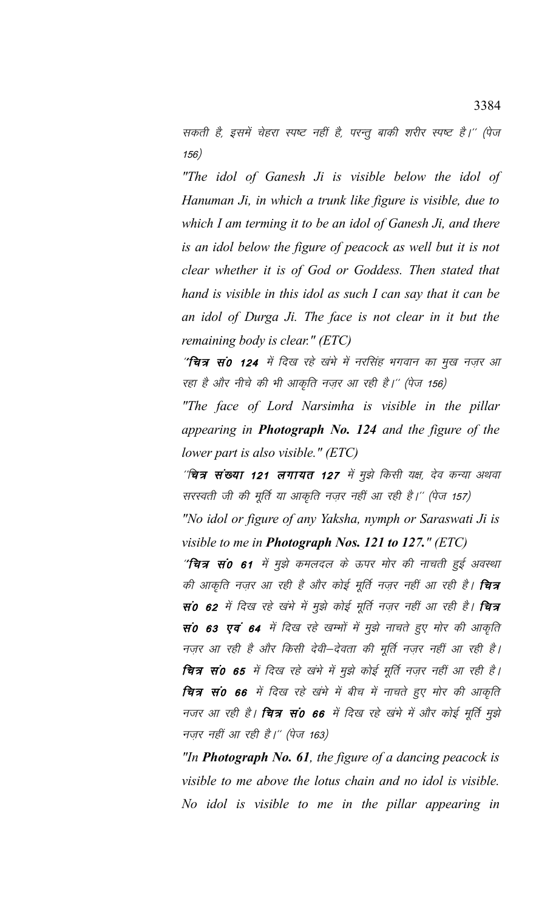सकती है, इसमें चेहरा स्पष्ट नहीं है, परन्तु बाकी शरीर स्पष्ट है।'' (पेज 156)

*"The idol of Ganesh Ji is visible below the idol of Hanuman Ji, in which a trunk like figure is visible, due to which I am terming it to be an idol of Ganesh Ji, and there is an idol below the figure of peacock as well but it is not clear whether it is of God or Goddess. Then stated that hand is visible in this idol as such I can say that it can be an idol of Durga Ji. The face is not clear in it but the remaining body is clear." (ETC)*

*''**चित्र सं0 124** में दिख रहे खंभे में नरसिंह भगवान का मुख नज़र आ रहा है और नीचे की भी आकृति नज़र आ रही है।'' (पेज 156)*

*"The face of Lord Narsimha is visible in the pillar appearing in **Photograph No. 124** and the figure of the lower part is also visible." (ETC)*

*''**चित्र संख्या 121 लगायत 127** में मुझे किसी यक्ष, देव कन्या अथवा सरस्वती जी की मूर्ति या आकृति नज़र नहीं आ रही है।'' (पेज 157)*

*"No idol or figure of any Yaksha, nymph or Saraswati Ji is visible to me in **Photograph Nos. 121 to 127.**" (ETC)*

*''**चित्र सं0 61** में मुझे कमलदल के ऊपर मोर की नाचती हुई अवस्था की आकृति नज़र आ रही है और कोई मूर्ति नज़र नहीं आ रही है। **चित्र सं0 62** में दिख रहे खंभे में मुझे कोई मूर्ति नज़र नहीं आ रही है। **चित्र सं0 63 एवं 64** में दिख रहे खम्भों में मुझे नाचते हुए मोर की आकृति नज़र आ रही है और किसी देवी–देवता की मूर्ति नज़र नहीं आ रही है। **चित्र सं0 65** में दिख रहे खंभे में मुझे कोई मूर्ति नज़र नहीं आ रही है। **चित्र सं0 66** में दिख रहे खंभे में बीच में नाचते हुए मोर की आकृति नजर आ रही है। **चित्र सं0 66** में दिख रहे खंभे में और कोई मूर्ति मुझे नज़र नहीं आ रही है।'' (पेज 163)*

*"In **Photograph No. 61**, the figure of a dancing peacock is visible to me above the lotus chain and no idol is visible. No idol is visible to me in the pillar appearing in*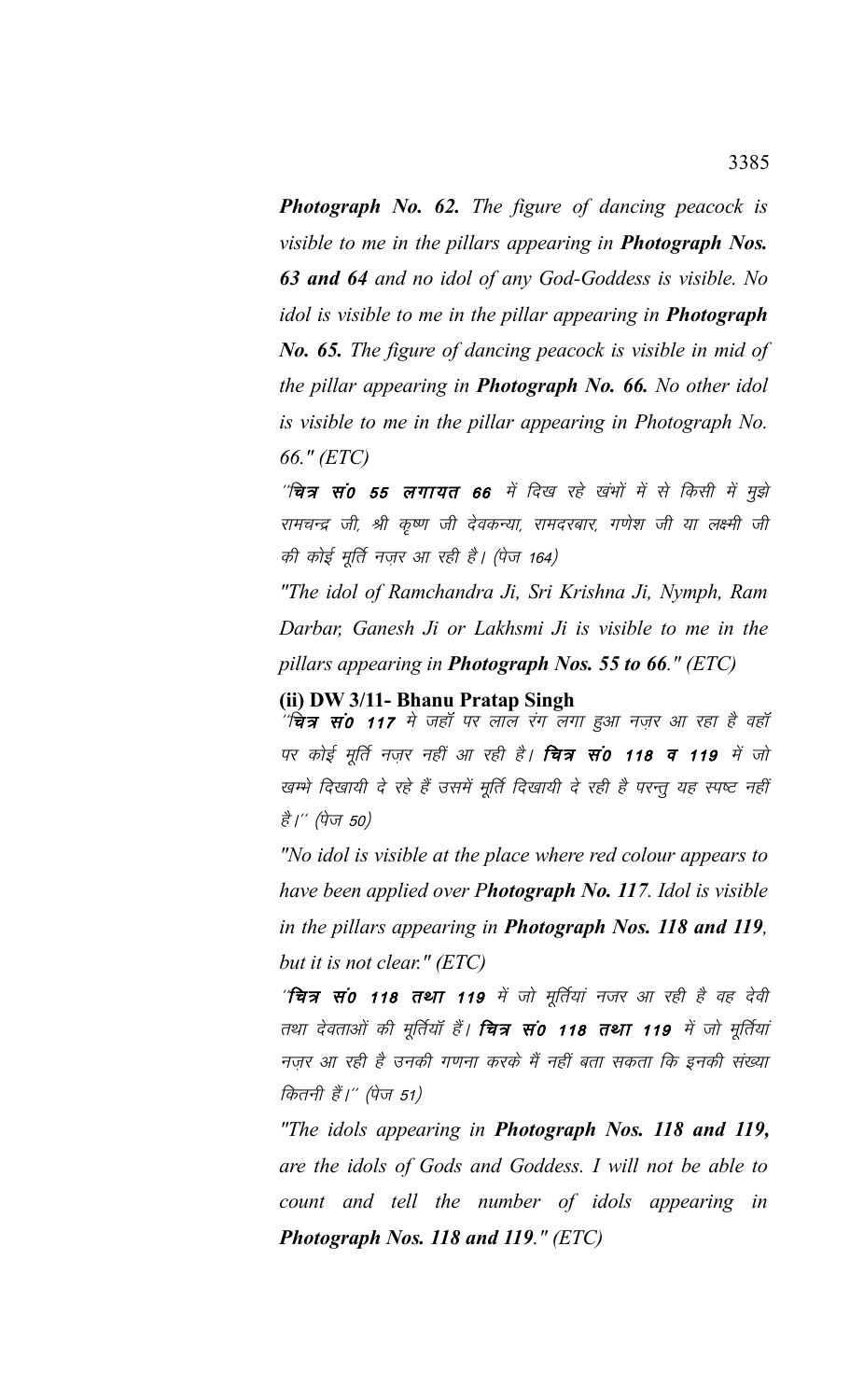*__Photograph No. 62.__ The figure of dancing peacock is visible to me in the pillars appearing in __Photograph Nos. 63 and 64__ and no idol of any God-Goddess is visible. No idol is visible to me in the pillar appearing in __Photograph No. 65.__ The figure of dancing peacock is visible in mid of the pillar appearing in __Photograph No. 66.__ No other idol is visible to me in the pillar appearing in Photograph No. 66." (ETC)*

*"__चित्र सं0 55 लगायत 66__ में दिख रहे खंभों में से किसी में मुझे रामचन्द्र जी, श्री कृष्ण जी देवकन्या, रामदरबार, गणेश जी या लक्ष्मी जी की कोई मूर्ति नज़र आ रही है। (पेज 164)*

*"The idol of Ramchandra Ji, Sri Krishna Ji, Nymph, Ram Darbar, Ganesh Ji or Lakhsmi Ji is visible to me in the pillars appearing in __Photograph Nos. 55 to 66__." (ETC)*

**(ii) DW 3/11- Bhanu Pratap Singh**

*"__चित्र सं0 117__ मे जहाँ पर लाल रंग लगा हुआ नज़र आ रहा है वहाँ पर कोई मूर्ति नज़र नहीं आ रही है। __चित्र सं0 118 व 119__ में जो खम्भे दिखायी दे रहे हैं उसमें मूर्ति दिखायी दे रही है परन्तु यह स्पष्ट नहीं है।" (पेज 50)*

*"No idol is visible at the place where red colour appears to have been applied over P__hotograph No. 117__. Idol is visible in the pillars appearing in __Photograph Nos. 118 and 119__, but it is not clear." (ETC)*

*"__चित्र सं0 118 तथा 119__ में जो मूर्तियां नजर आ रही है वह देवी तथा देवताओं की मूर्तियाँ हैं। __चित्र सं0 118 तथा 119__ में जो मूर्तियां नज़र आ रही है उनकी गणना करके मैं नहीं बता सकता कि इनकी संख्या कितनी हैं।" (पेज 51)*

*"The idols appearing in __Photograph Nos. 118 and 119,__ are the idols of Gods and Goddess. I will not be able to count and tell the number of idols appearing in __Photograph Nos. 118 and 119__." (ETC)*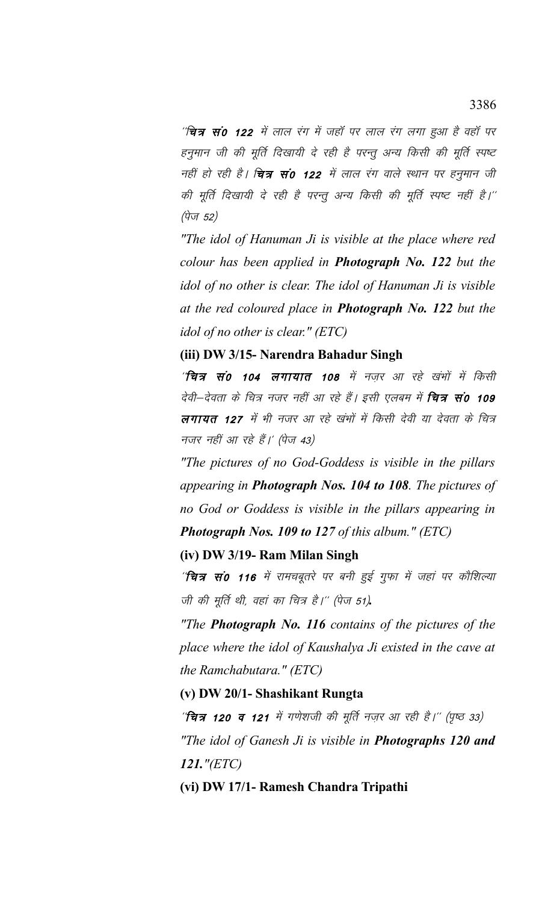''**चित्र सं0 122** में लाल रंग में जहॉ पर लाल रंग लगा हुआ है वहॉ पर हनुमान जी की मूर्ति दिखायी दे रही है परन्तु अन्य किसी की मूर्ति स्पष्ट नहीं हो रही है। **चित्र सं0 122** में लाल रंग वाले स्थान पर हनुमान जी की मूर्ति दिखायी दे रही है परन्तु अन्य किसी की मूर्ति स्पष्ट नहीं है।'' (पेज 52)

*"The idol of Hanuman Ji is visible at the place where red colour has been applied in **Photograph No. 122** but the idol of no other is clear. The idol of Hanuman Ji is visible at the red coloured place in **Photograph No. 122** but the idol of no other is clear." (ETC)*

**(iii) DW 3/15- Narendra Bahadur Singh**

*'**चित्र सं0 104 लगायात 108** में नज़र आ रहे खंभों में किसी देवी–देवता के चित्र नजर नहीं आ रहे हैं। इसी एलबम में **चित्र सं0 109 लगायत 127** में भी नजर आ रहे खंभों में किसी देवी या देवता के चित्र नजर नहीं आ रहे हैं।' (पेज 43)*

*"The pictures of no God-Goddess is visible in the pillars appearing in **Photograph Nos. 104 to 108**. The pictures of no God or Goddess is visible in the pillars appearing in **Photograph Nos. 109 to 127** of this album." (ETC)*

**(iv) DW 3/19- Ram Milan Singh**

*''**चित्र सं0 116** में रामचबूतरे पर बनी हुई गुफा में जहां पर कौशिल्या जी की मूर्ति थी, वहां का चित्र है।'' (पेज 51).*

*"The **Photograph No. 116** contains of the pictures of the place where the idol of Kaushalya Ji existed in the cave at the Ramchabutara." (ETC)*

**(v) DW 20/1- Shashikant Rungta**

*''**चित्र 120 व 121** में गणेशजी की मूर्ति नज़र आ रही है।'' (पृष्ठ 33)*

*"The idol of Ganesh Ji is visible in **Photographs 120 and 121.**"(ETC)*

**(vi) DW 17/1- Ramesh Chandra Tripathi**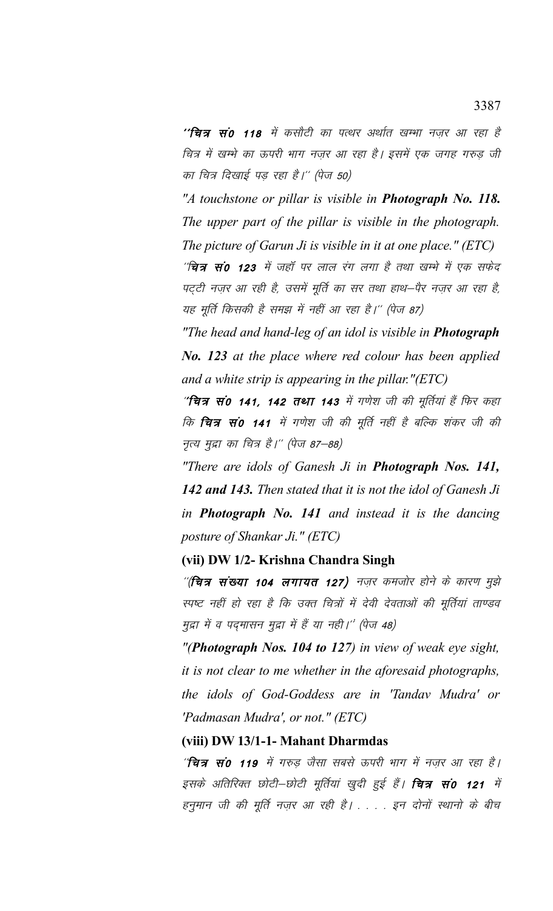''**चित्र सं0 118** में कसौटी का पत्थर अर्थात खम्भा नज़र आ रहा है चित्र में खम्भे का ऊपरी भाग नज़र आ रहा है। इसमें एक जगह गरुड़ जी का चित्र दिखाई पड़ रहा है।'' (पेज 50)

*"A touchstone or pillar is visible in **Photograph No. 118.** The upper part of the pillar is visible in the photograph. The picture of Garun Ji is visible in it at one place." (ETC)*

''**चित्र सं0 123** में जहाँ पर लाल रंग लगा है तथा खम्भे में एक सफेद पट्टी नज़र आ रही है, उसमें मूर्ति का सर तथा हाथ–पैर नज़र आ रहा है, यह मूर्ति किसकी है समझ में नहीं आ रहा है।'' (पेज 87)

*"The head and hand-leg of an idol is visible in **Photograph No. 123** at the place where red colour has been applied and a white strip is appearing in the pillar."(ETC)*

''**चित्र सं0 141, 142 तथा 143** में गणेश जी की मूर्तियां हैं फिर कहा कि **चित्र सं0 141** में गणेश जी की मूर्ति नहीं है बल्कि शंकर जी की नृत्य मुद्रा का चित्र है।'' (पेज 87–88)

*"There are idols of Ganesh Ji in **Photograph Nos. 141, 142 and 143.** Then stated that it is not the idol of Ganesh Ji in **Photograph No. 141** and instead it is the dancing posture of Shankar Ji." (ETC)*

**(vii) DW 1/2- Krishna Chandra Singh**

''**(चित्र संख्या 104 लगायत 127)** नज़र कमजोर होने के कारण मुझे स्पष्ट नहीं हो रहा है कि उक्त चित्रों में देवी देवताओं की मूर्तियां ताण्डव मुद्रा में व पद्मासन मुद्रा में हैं या नही।'' (पेज 48)

*"(**Photograph Nos. 104 to 127**) in view of weak eye sight, it is not clear to me whether in the aforesaid photographs, the idols of God-Goddess are in 'Tandav Mudra' or 'Padmasan Mudra', or not." (ETC)*

**(viii) DW 13/1-1- Mahant Dharmdas**

''**चित्र सं0 119** में गरुड़ जैसा सबसे ऊपरी भाग में नज़र आ रहा है। इसके अतिरिक्त छोटी–छोटी मूर्तियां खुदी हुई हैं। **चित्र सं0 121** में हनुमान जी की मूर्ति नज़र आ रही है। . . . . इन दोनों स्थानो के बीच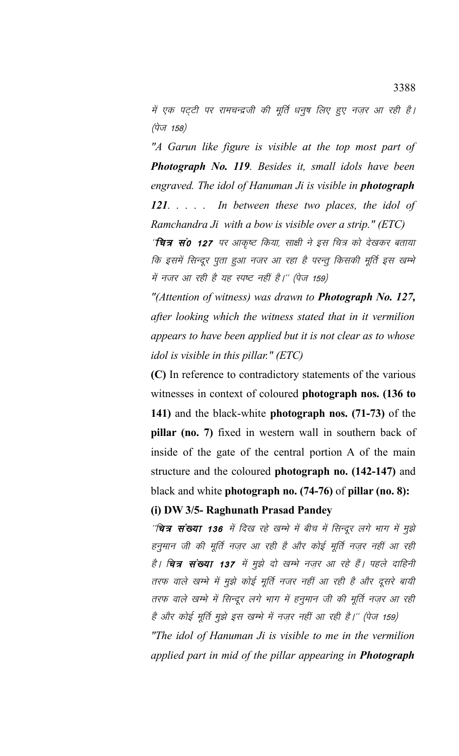में एक पट्टी पर रामचन्द्रजी की मूर्ति धनुष लिए हुए नज़र आ रही है। (पेज 158)

*"A Garun like figure is visible at the top most part of **Photograph No. 119**. Besides it, small idols have been engraved. The idol of Hanuman Ji is visible in **photograph 121**. . . . . In between these two places, the idol of Ramchandra Ji with a bow is visible over a strip." (ETC)*

*"**चित्र सं0 127** पर आकृष्ट किया, साक्षी ने इस चित्र को देखकर बताया कि इसमें सिन्दूर पुता हुआ नजर आ रहा है परन्तु किसकी मूर्ति इस खम्भे में नजर आ रही है यह स्पष्ट नहीं है।" (पेज 159)*

*"(Attention of witness) was drawn to **Photograph No. 127,** after looking which the witness stated that in it vermilion appears to have been applied but it is not clear as to whose idol is visible in this pillar." (ETC)*

**(C)** In reference to contradictory statements of the various witnesses in context of coloured **photograph nos. (136 to 141)** and the black-white **photograph nos. (71-73)** of the **pillar (no. 7)** fixed in western wall in southern back of inside of the gate of the central portion A of the main structure and the coloured **photograph no. (142-147)** and black and white **photograph no. (74-76)** of **pillar (no. 8):**

**(i) DW 3/5- Raghunath Prasad Pandey**

*"**चित्र संख्या 136** में दिख रहे खम्भे में बीच में सिन्दूर लगे भाग में मुझे हनुमान जी की मूर्ति नज़र आ रही है और कोई मूर्ति नज़र नहीं आ रही है। **चित्र संख्या 137** में मुझे दो खम्भे नज़र आ रहे हैं। पहले दाहिनी तरफ वाले खम्भे में मुझे कोई मूर्ति नजर नहीं आ रही है और दूसरे बायी तरफ वाले खम्भे में सिन्दूर लगे भाग में हनुमान जी की मूर्ति नज़र आ रही है और कोई मूर्ति मुझे इस खम्भे में नज़र नहीं आ रही है।" (पेज 159)*

*"The idol of Hanuman Ji is visible to me in the vermilion applied part in mid of the pillar appearing in **Photograph***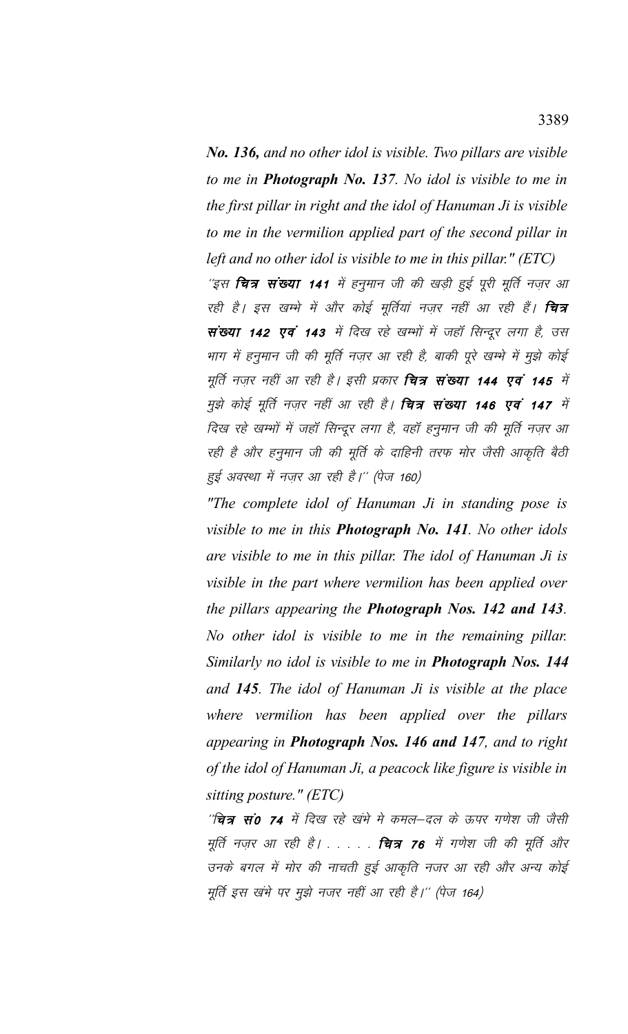***No. 136,** and no other idol is visible. Two pillars are visible to me in **Photograph No. 137**. No idol is visible to me in the first pillar in right and the idol of Hanuman Ji is visible to me in the vermilion applied part of the second pillar in left and no other idol is visible to me in this pillar." (ETC)*

*"इस **चित्र संख्या 141** में हनुमान जी की खड़ी हुई पूरी मूर्ति नज़र आ रही है। इस खम्भे में और कोई मूर्तियां नज़र नहीं आ रही हैं। **चित्र संख्या 142 एवं 143** में दिख रहे खम्भों में जहाँ सिन्दूर लगा है, उस भाग में हनुमान जी की मूर्ति नज़र आ रही है, बाकी पूरे खम्भे में मुझे कोई मूर्ति नज़र नहीं आ रही है। इसी प्रकार **चित्र संख्या 144 एवं 145** में मुझे कोई मूर्ति नज़र नहीं आ रही है। **चित्र संख्या 146 एवं 147** में दिख रहे खम्भों में जहाँ सिन्दूर लगा है, वहाँ हनुमान जी की मूर्ति नज़र आ रही है और हनुमान जी की मूर्ति के दाहिनी तरफ मोर जैसी आकृति बैठी हुई अवस्था में नज़र आ रही है।" (पेज 160)*

*"The complete idol of Hanuman Ji in standing pose is visible to me in this **Photograph No. 141**. No other idols are visible to me in this pillar. The idol of Hanuman Ji is visible in the part where vermilion has been applied over the pillars appearing the **Photograph Nos. 142 and 143**. No other idol is visible to me in the remaining pillar. Similarly no idol is visible to me in **Photograph Nos. 144 and 145**. The idol of Hanuman Ji is visible at the place where vermilion has been applied over the pillars appearing in **Photograph Nos. 146 and 147**, and to right of the idol of Hanuman Ji, a peacock like figure is visible in sitting posture." (ETC)*

*"**चित्र सं० 74** में दिख रहे खंभे मे कमल–दल के ऊपर गणेश जी जैसी मूर्ति नज़र आ रही है। . . . . . **चित्र 76** में गणेश जी की मूर्ति और उनके बगल में मोर की नाचती हुई आकृति नजर आ रही और अन्य कोई मूर्ति इस खंभे पर मुझे नजर नहीं आ रही है।" (पेज 164)*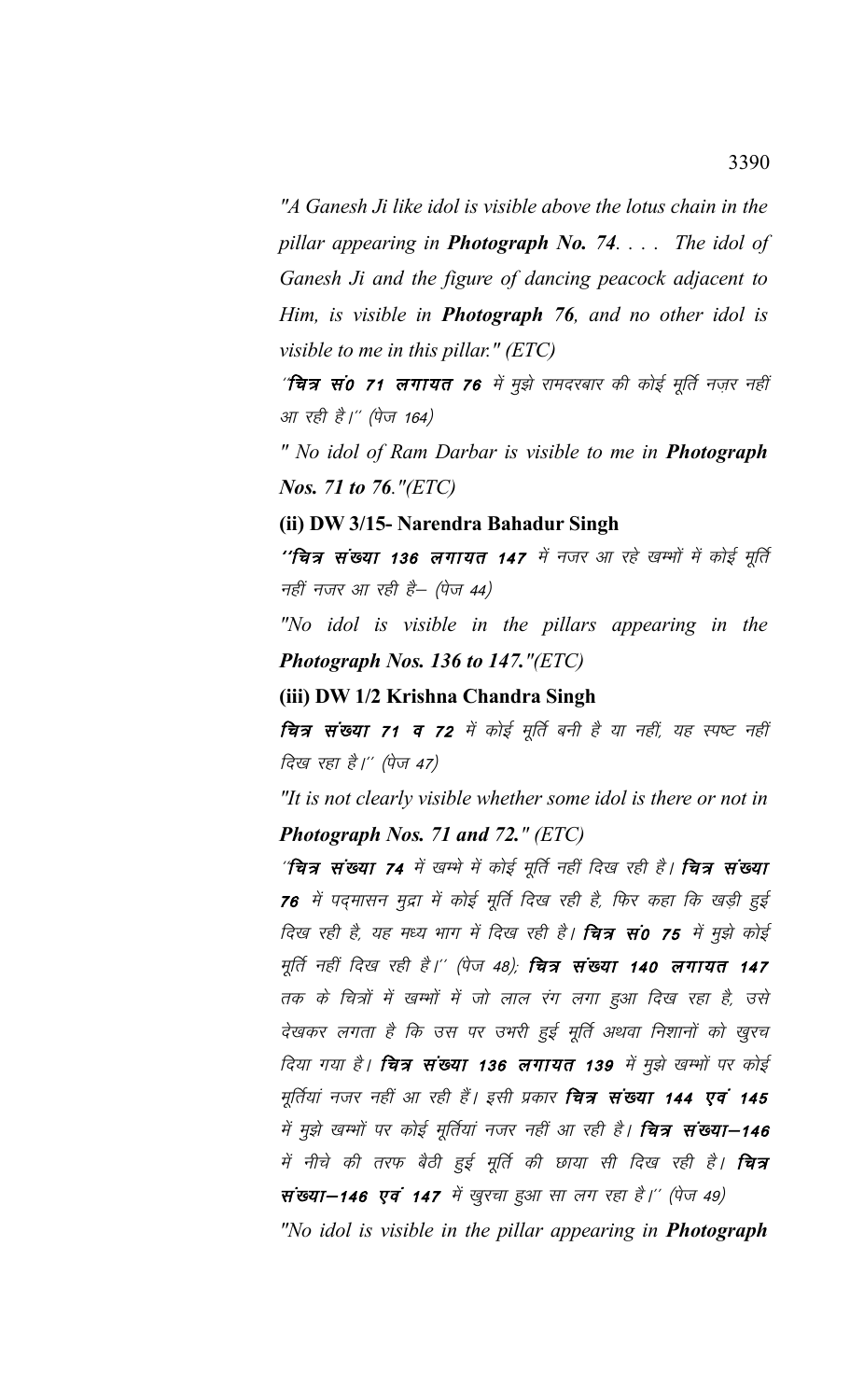*"A Ganesh Ji like idol is visible above the lotus chain in the pillar appearing in **Photograph No. 74**. . . . The idol of Ganesh Ji and the figure of dancing peacock adjacent to Him, is visible in **Photograph 76**, and no other idol is visible to me in this pillar." (ETC)*

*''**चित्र सं0 71 लगायत 76** में मुझे रामदरबार की कोई मूर्ति नज़र नहीं आ रही है।'' (पेज 164)*

*" No idol of Ram Darbar is visible to me in **Photograph Nos. 71 to 76**."(ETC)*

**(ii) DW 3/15- Narendra Bahadur Singh**

*''**चित्र संख्या 136 लगायत 147** में नजर आ रहे खम्भों में कोई मूर्ति नहीं नजर आ रही है– (पेज 44)*

*"No idol is visible in the pillars appearing in the **Photograph Nos. 136 to 147**."(ETC)*

**(iii) DW 1/2 Krishna Chandra Singh**

***चित्र संख्या 71 व 72** में कोई मूर्ति बनी है या नहीं, यह स्पष्ट नहीं दिख रहा है।'' (पेज 47)*

*"It is not clearly visible whether some idol is there or not in **Photograph Nos. 71 and 72**." (ETC)*

*''**चित्र संख्या 74** में खम्भे में कोई मूर्ति नहीं दिख रही है। **चित्र संख्या 76** में पद्मासन मुद्रा में कोई मूर्ति दिख रही है, फिर कहा कि खड़ी हुई दिख रही है, यह मध्य भाग में दिख रही है। **चित्र सं0 75** में मुझे कोई मूर्ति नहीं दिख रही है।'' (पेज 48); **चित्र संख्या 140 लगायत 147** तक के चित्रों में खम्भों में जो लाल रंग लगा हुआ दिख रहा है, उसे देखकर लगता है कि उस पर उभरी हुई मूर्ति अथवा निशानों को खुरच दिया गया है। **चित्र संख्या 136 लगायत 139** में मुझे खम्भों पर कोई मूर्तियां नजर नहीं आ रही हैं। इसी प्रकार **चित्र संख्या 144 एवं 145** में मुझे खम्भों पर कोई मूर्तियां नजर नहीं आ रही है। **चित्र संख्या–146** में नीचे की तरफ बैठी हुई मूर्ति की छाया सी दिख रही है। **चित्र संख्या–146 एवं 147** में खुरचा हुआ सा लग रहा है।'' (पेज 49)*

*"No idol is visible in the pillar appearing in **Photograph***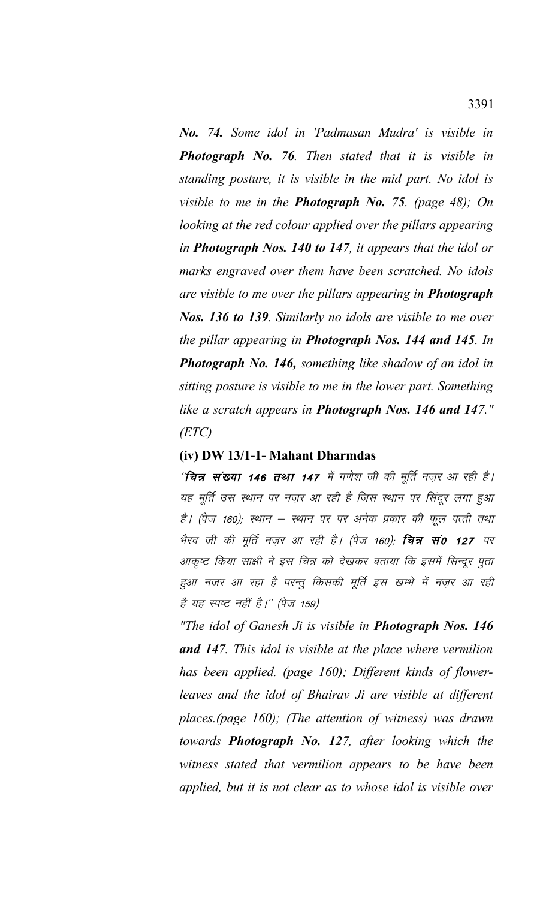*No. 74. Some idol in 'Padmasan Mudra' is visible in **Photograph No. 76**. Then stated that it is visible in standing posture, it is visible in the mid part. No idol is visible to me in the **Photograph No. 75**. (page 48); On looking at the red colour applied over the pillars appearing in **Photograph Nos. 140 to 147**, it appears that the idol or marks engraved over them have been scratched. No idols are visible to me over the pillars appearing in **Photograph Nos. 136 to 139**. Similarly no idols are visible to me over the pillar appearing in **Photograph Nos. 144 and 145**. In **Photograph No. 146,** something like shadow of an idol in sitting posture is visible to me in the lower part. Something like a scratch appears in **Photograph Nos. 146 and 147**." (ETC)*

**(iv) DW 13/1-1- Mahant Dharmdas**

*"**चित्र संख्या 146 तथा 147** में गणेश जी की मूर्ति नज़र आ रही है। यह मूर्ति उस स्थान पर नज़र आ रही है जिस स्थान पर सिंदूर लगा हुआ है। (पेज 160); स्थान – स्थान पर पर अनेक प्रकार की फूल पत्ती तथा भैरव जी की मूर्ति नज़र आ रही है। (पेज 160); **चित्र सं0 127** पर आकृष्ट किया साक्षी ने इस चित्र को देखकर बताया कि इसमें सिन्दूर पुता हुआ नजर आ रहा है परन्तु किसकी मूर्ति इस खम्भे में नज़र आ रही है यह स्पष्ट नहीं है।" (पेज 159)*

*"The idol of Ganesh Ji is visible in **Photograph Nos. 146 and 147**. This idol is visible at the place where vermilion has been applied. (page 160); Different kinds of flower-leaves and the idol of Bhairav Ji are visible at different places.(page 160); (The attention of witness) was drawn towards **Photograph No. 127**, after looking which the witness stated that vermilion appears to be have been applied, but it is not clear as to whose idol is visible over*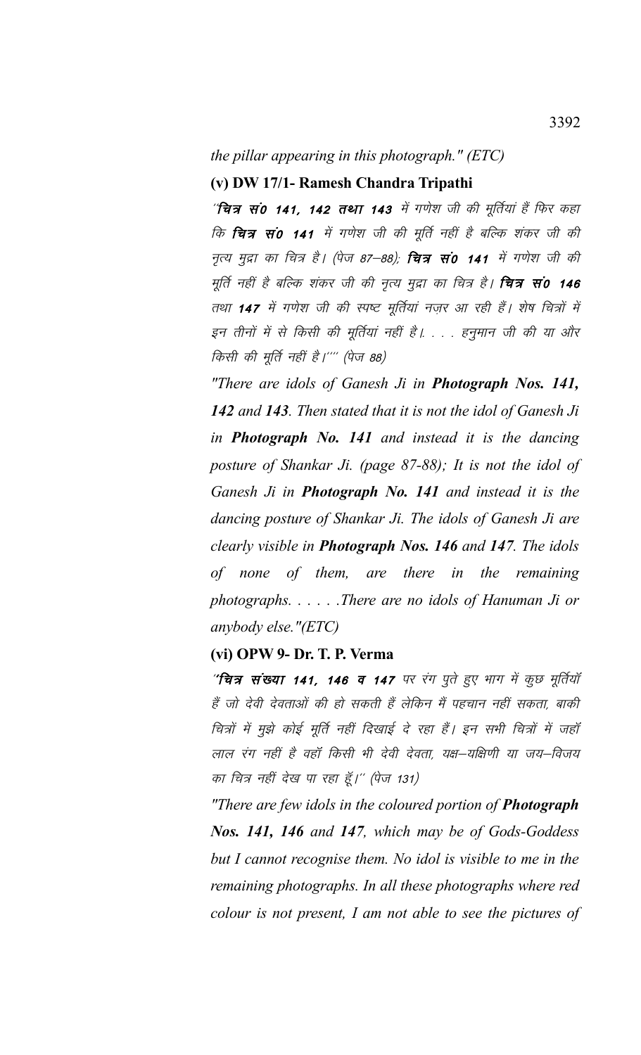*the pillar appearing in this photograph." (ETC)*

**(v) DW 17/1- Ramesh Chandra Tripathi**

*"**चित्र सं0 141, 142 तथा 143** में गणेश जी की मूर्तियां हैं फिर कहा कि **चित्र सं0 141** में गणेश जी की मूर्ति नहीं है बल्कि शंकर जी की नृत्य मुद्रा का चित्र है। (पेज 87–88); **चित्र सं0 141** में गणेश जी की मूर्ति नहीं है बल्कि शंकर जी की नृत्य मुद्रा का चित्र है। **चित्र सं0 146** तथा **147** में गणेश जी की स्पष्ट मूर्तियां नज़र आ रही हैं। शेष चित्रों में इन तीनों में से किसी की मूर्तियां नहीं है। . . . . हनुमान जी की या और किसी की मूर्ति नहीं है।"" (पेज 88)*

*"There are idols of Ganesh Ji in **Photograph Nos. 141, 142** and **143**. Then stated that it is not the idol of Ganesh Ji in **Photograph No. 141** and instead it is the dancing posture of Shankar Ji. (page 87-88); It is not the idol of Ganesh Ji in **Photograph No. 141** and instead it is the dancing posture of Shankar Ji. The idols of Ganesh Ji are clearly visible in **Photograph Nos. 146** and **147**. The idols of none of them, are there in the remaining photographs. . . . . .There are no idols of Hanuman Ji or anybody else."(ETC)*

**(vi) OPW 9- Dr. T. P. Verma**

*"**चित्र संख्या 141, 146 व 147** पर रंग पुते हुए भाग में कुछ मूर्तियाँ हैं जो देवी देवताओं की हो सकती हैं लेकिन मैं पहचान नहीं सकता, बाकी चित्रों में मुझे कोई मूर्ति नहीं दिखाई दे रहा हैं। इन सभी चित्रों में जहाँ लाल रंग नहीं है वहाँ किसी भी देवी देवता, यक्ष–यक्षिणी या जय–विजय का चित्र नहीं देख पा रहा हूँ।" (पेज 131)*

*"There are few idols in the coloured portion of **Photograph Nos. 141, 146** and **147**, which may be of Gods-Goddess but I cannot recognise them. No idol is visible to me in the remaining photographs. In all these photographs where red colour is not present, I am not able to see the pictures of*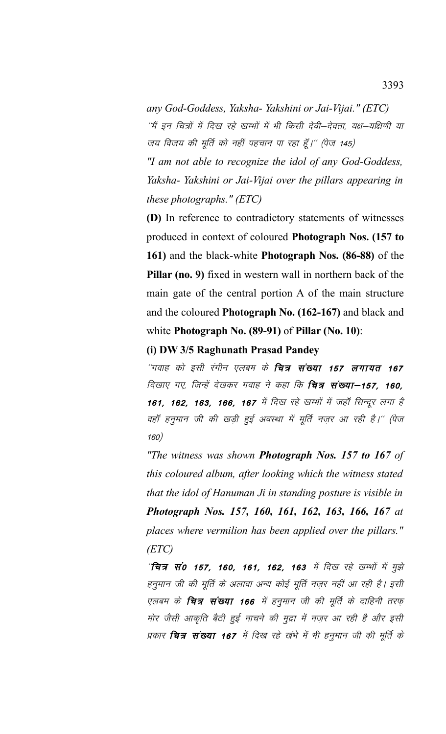*any God-Goddess, Yaksha- Yakshini or Jai-Vijai." (ETC)*

*''मैं इन चित्रों में दिख रहे खम्भों में भी किसी देवी–देवता, यक्ष–यक्षिणी या जय विजय की मूर्ति को नहीं पहचान पा रहा हूँ।'' (पेज 145)*

*"I am not able to recognize the idol of any God-Goddess, Yaksha- Yakshini or Jai-Vijai over the pillars appearing in these photographs." (ETC)*

**(D)** In reference to contradictory statements of witnesses produced in context of coloured **Photograph Nos. (157 to 161)** and the black-white **Photograph Nos. (86-88)** of the **Pillar (no. 9)** fixed in western wall in northern back of the main gate of the central portion A of the main structure and the coloured **Photograph No. (162-167)** and black and white **Photograph No. (89-91)** of **Pillar (No. 10)**:

**(i) DW 3/5 Raghunath Prasad Pandey**

*''गवाह को इसी रंगीन एलबम के **चित्र संख्या 157 लगायत 167** दिखाए गए, जिन्हें देखकर गवाह ने कहा कि **चित्र संख्या–157, 160, 161, 162, 163, 166, 167** में दिख रहे खम्भों में जहाँ सिन्दूर लगा है वहाँ हनुमान जी की खड़ी हुई अवस्था में मूर्ति नज़र आ रही है।'' (पेज 160)*

*"The witness was shown **Photograph Nos. 157 to 167** of this coloured album, after looking which the witness stated that the idol of Hanuman Ji in standing posture is visible in **Photograph Nos. 157, 160, 161, 162, 163, 166, 167** at places where vermilion has been applied over the pillars." (ETC)*

*''**चित्र सं0 157, 160, 161, 162, 163** में दिख रहे खम्भों में मुझे हनुमान जी की मूर्ति के अलावा अन्य कोई मूर्ति नज़र नहीं आ रही है। इसी एलबम के **चित्र संख्या 166** में हनुमान जी की मूर्ति के दाहिनी तरफ़ मोर जैसी आकृति बैठी हुई नाचने की मुद्रा में नज़र आ रही है और इसी प्रकार **चित्र संख्या 167** में दिख रहे खंभे में भी हनुमान जी की मूर्ति के*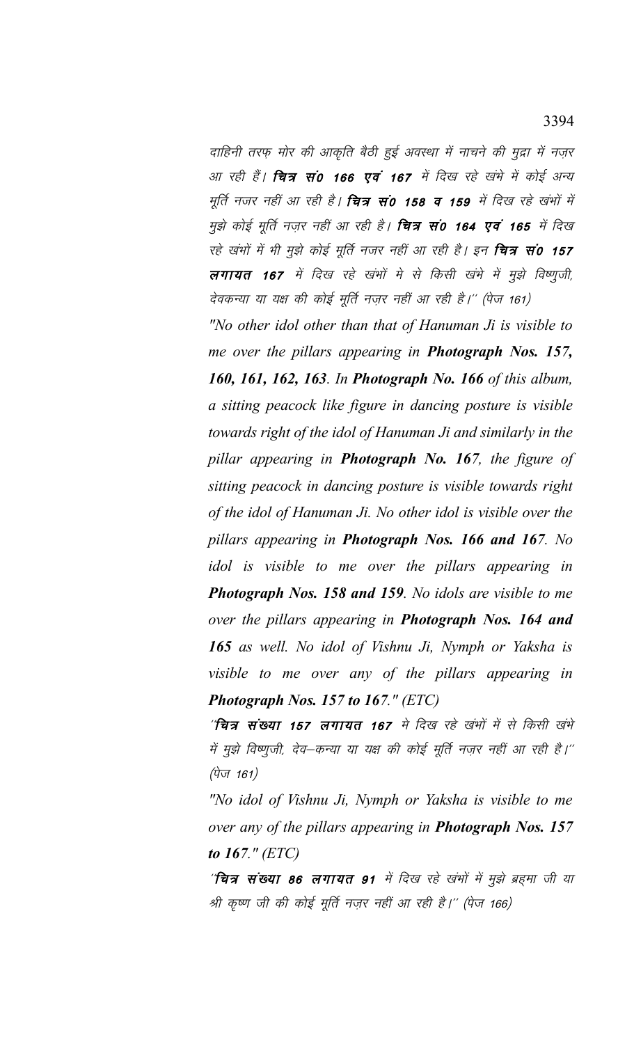दाहिनी तरफ़ मोर की आकृति बैठी हुई अवस्था में नाचने की मुद्रा में नज़र आ रही हैं। **चित्र सं0 166 एवं 167** में दिख रहे खंभे में कोई अन्य मूर्ति नजर नहीं आ रही है। **चित्र सं0 158 व 159** में दिख रहे खंभों में मुझे कोई मूर्ति नज़र नहीं आ रही है। **चित्र सं0 164 एवं 165** में दिख रहे खंभों में भी मुझे कोई मूर्ति नजर नहीं आ रही है। इन **चित्र सं0 157 लगायत 167** में दिख रहे खंभों मे से किसी खंभे में मुझे विष्णुजी, देवकन्या या यक्ष की कोई मूर्ति नज़र नहीं आ रही है।'' (पेज 161)

*"No other idol other than that of Hanuman Ji is visible to me over the pillars appearing in **Photograph Nos. 157, 160, 161, 162, 163**. In **Photograph No. 166** of this album, a sitting peacock like figure in dancing posture is visible towards right of the idol of Hanuman Ji and similarly in the pillar appearing in **Photograph No. 167**, the figure of sitting peacock in dancing posture is visible towards right of the idol of Hanuman Ji. No other idol is visible over the pillars appearing in **Photograph Nos. 166 and 167**. No idol is visible to me over the pillars appearing in **Photograph Nos. 158 and 159**. No idols are visible to me over the pillars appearing in **Photograph Nos. 164 and 165** as well. No idol of Vishnu Ji, Nymph or Yaksha is visible to me over any of the pillars appearing in **Photograph Nos. 157 to 167**." (ETC)*

''**चित्र संख्या 157 लगायत 167** मे दिख रहे खंभों में से किसी खंभे में मुझे विष्णुजी, देव-कन्या या यक्ष की कोई मूर्ति नज़र नहीं आ रही है।'' (पेज 161)

*"No idol of Vishnu Ji, Nymph or Yaksha is visible to me over any of the pillars appearing in **Photograph Nos. 157 to 167**." (ETC)*

''**चित्र संख्या 86 लगायत 91** में दिख रहे खंभों में मुझे ब्रह्मा जी या श्री कृष्ण जी की कोई मूर्ति नज़र नहीं आ रही है।'' (पेज 166)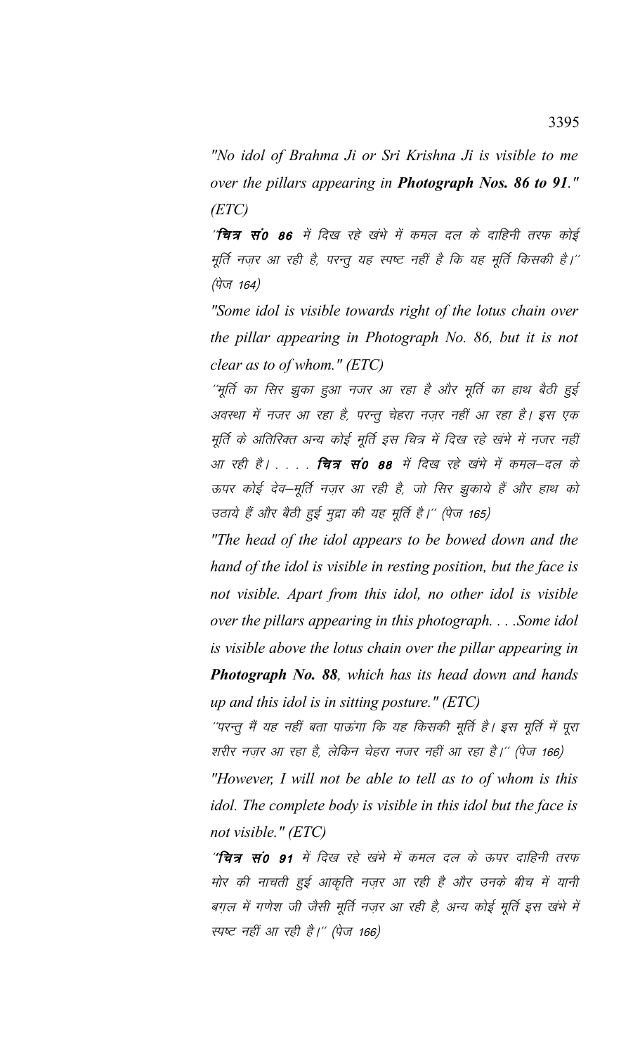*"No idol of Brahma Ji or Sri Krishna Ji is visible to me over the pillars appearing in **Photograph Nos. 86 to 91**." (ETC)*

*''**चित्र सं0 86** में दिख रहे खंभे में कमल दल के दाहिनी तरफ कोई मूर्ति नज़र आ रही है, परन्तु यह स्पष्ट नहीं है कि यह मूर्ति किसकी है।'' (पेज 164)*

*"Some idol is visible towards right of the lotus chain over the pillar appearing in Photograph No. 86, but it is not clear as to of whom." (ETC)*

*''मूर्ति का सिर झुका हुआ नजर आ रहा है और मूर्ति का हाथ बैठी हुई अवस्था में नजर आ रहा है, परन्तु चेहरा नज़र नहीं आ रहा है। इस एक मूर्ति के अतिरिक्त अन्य कोई मूर्ति इस चित्र में दिख रहे खंभे में नजर नहीं आ रही है। . . . . **चित्र सं0 88** में दिख रहे खंभे में कमल–दल के ऊपर कोई देव–मूर्ति नज़र आ रही है, जो सिर झुकाये हैं और हाथ को उठाये हैं और बैठी हुई मुद्रा की यह मूर्ति है।'' (पेज 165)*

*"The head of the idol appears to be bowed down and the hand of the idol is visible in resting position, but the face is not visible. Apart from this idol, no other idol is visible over the pillars appearing in this photograph. . . .Some idol is visible above the lotus chain over the pillar appearing in **Photograph No. 88**, which has its head down and hands up and this idol is in sitting posture." (ETC)*

*''परन्तु मैं यह नहीं बता पाऊंगा कि यह किसकी मूर्ति है। इस मूर्ति में पूरा शरीर नज़र आ रहा है, लेकिन चेहरा नजर नहीं आ रहा है।'' (पेज 166)*

*"However, I will not be able to tell as to of whom is this idol. The complete body is visible in this idol but the face is not visible." (ETC)*

*''**चित्र सं0 91** में दिख रहे खंभे में कमल दल के ऊपर दाहिनी तरफ मोर की नाचती हुई आकृति नज़र आ रही है और उनके बीच में यानी बग़ल में गणेश जी जैसी मूर्ति नज़र आ रही है, अन्य कोई मूर्ति इस खंभे में स्पष्ट नहीं आ रही है।'' (पेज 166)*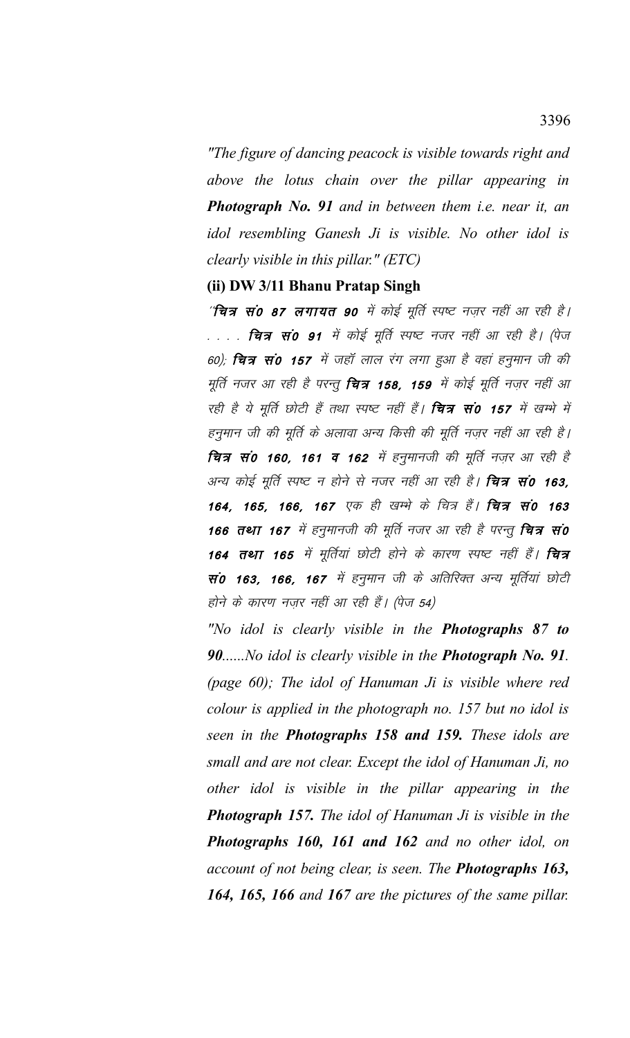*"The figure of dancing peacock is visible towards right and above the lotus chain over the pillar appearing in **Photograph No. 91** and in between them i.e. near it, an idol resembling Ganesh Ji is visible. No other idol is clearly visible in this pillar." (ETC)*

**(ii) DW 3/11 Bhanu Pratap Singh**

*"**चित्र सं0 87 लगायत 90** में कोई मूर्ति स्पष्ट नज़र नहीं आ रही है। . . . . **चित्र सं0 91** में कोई मूर्ति स्पष्ट नजर नहीं आ रही है। (पेज 60); **चित्र सं0 157** में जहॉ लाल रंग लगा हुआ है वहां हनुमान जी की मूर्ति नजर आ रही है परन्तु **चित्र 158, 159** में कोई मूर्ति नज़र नहीं आ रही है ये मूर्ति छोटी हैं तथा स्पष्ट नहीं हैं। **चित्र सं0 157** में खम्भे में हनुमान जी की मूर्ति के अलावा अन्य किसी की मूर्ति नज़र नहीं आ रही है। **चित्र सं0 160, 161 व 162** में हनुमानजी की मूर्ति नज़र आ रही है अन्य कोई मूर्ति स्पष्ट न होने से नजर नहीं आ रही है। **चित्र सं0 163, 164, 165, 166, 167** एक ही खम्भे के चित्र हैं। **चित्र सं0 163 166 तथा 167** में हनुमानजी की मूर्ति नजर आ रही है परन्तु **चित्र सं0 164 तथा 165** में मूर्तियां छोटी होने के कारण स्पष्ट नहीं हैं। **चित्र सं0 163, 166, 167** में हनुमान जी के अतिरिक्त अन्य मूर्तियां छोटी होने के कारण नज़र नहीं आ रही हैं। (पेज 54)*

*"No idol is clearly visible in the **Photographs 87 to 90**......No idol is clearly visible in the **Photograph No. 91**. (page 60); The idol of Hanuman Ji is visible where red colour is applied in the photograph no. 157 but no idol is seen in the **Photographs 158 and 159.** These idols are small and are not clear. Except the idol of Hanuman Ji, no other idol is visible in the pillar appearing in the **Photograph 157.** The idol of Hanuman Ji is visible in the **Photographs 160, 161 and 162** and no other idol, on account of not being clear, is seen. The **Photographs 163, 164, 165, 166** and **167** are the pictures of the same pillar.*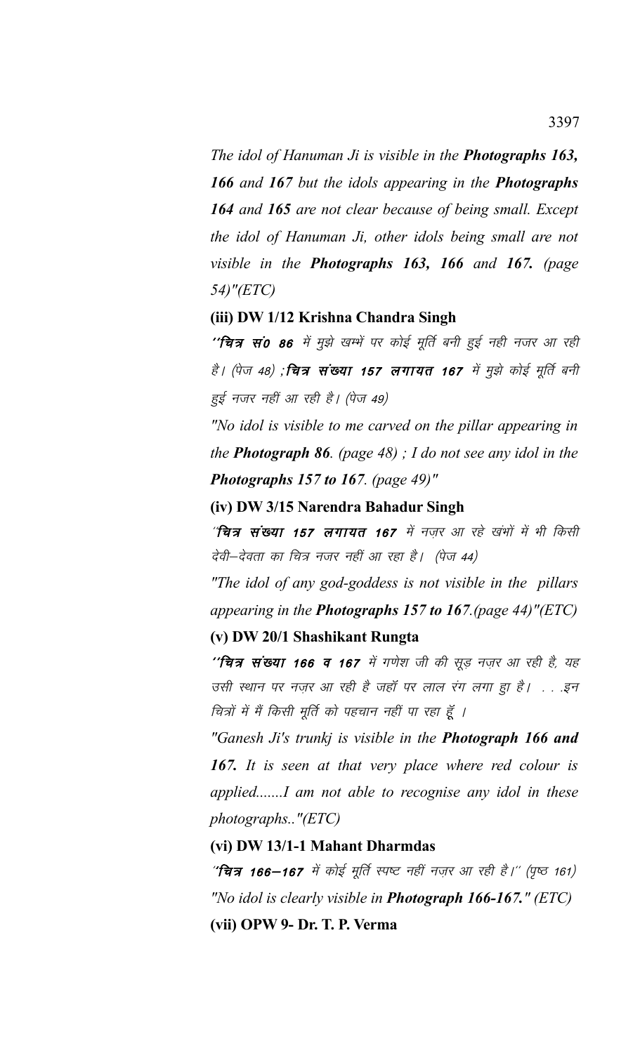*The idol of Hanuman Ji is visible in the **Photographs 163, 166** and **167** but the idols appearing in the **Photographs 164** and **165** are not clear because of being small. Except the idol of Hanuman Ji, other idols being small are not visible in the **Photographs 163, 166** and **167.** (page 54)"(ETC)*

**(iii) DW 1/12 Krishna Chandra Singh**

*''**चित्र सं0 86** में मुझे खम्भें पर कोई मूर्ति बनी हुई नही नजर आ रही है। (पेज 48) ;**चित्र संख्या 157 लगायत 167** में मुझे कोई मूर्ति बनी हुई नजर नहीं आ रही है। (पेज 49)*

*"No idol is visible to me carved on the pillar appearing in the **Photograph 86**. (page 48) ; I do not see any idol in the **Photographs 157 to 167**. (page 49)"*

**(iv) DW 3/15 Narendra Bahadur Singh**

*´´**चित्र संख्या 157 लगायत 167** में नज़र आ रहे खंभों में भी किसी देवी–देवता का चित्र नजर नहीं आ रहा है। (पेज 44)*

*"The idol of any god-goddess is not visible in the pillars appearing in the **Photographs 157 to 167**.(page 44)"(ETC)*

**(v) DW 20/1 Shashikant Rungta**

*''**चित्र संख्या 166 व 167** में गणेश जी की सूड़ नज़र आ रही है, यह उसी स्थान पर नज़र आ रही है जहाँ पर लाल रंग लगा हुा है। . . .इन चित्रों में मैं किसी मूर्ति को पहचान नहीं पा रहा हूँ ।*

*"Ganesh Ji's trunkj is visible in the **Photograph 166 and 167.** It is seen at that very place where red colour is applied.......I am not able to recognise any idol in these photographs.."(ETC)*

**(vi) DW 13/1-1 Mahant Dharmdas**

*´´**चित्र 166–167** में कोई मूर्ति स्पष्ट नहीं नज़र आ रही है।'' (पृष्ठ 161)*

*"No idol is clearly visible in **Photograph 166-167.**" (ETC)*

**(vii) OPW 9- Dr. T. P. Verma**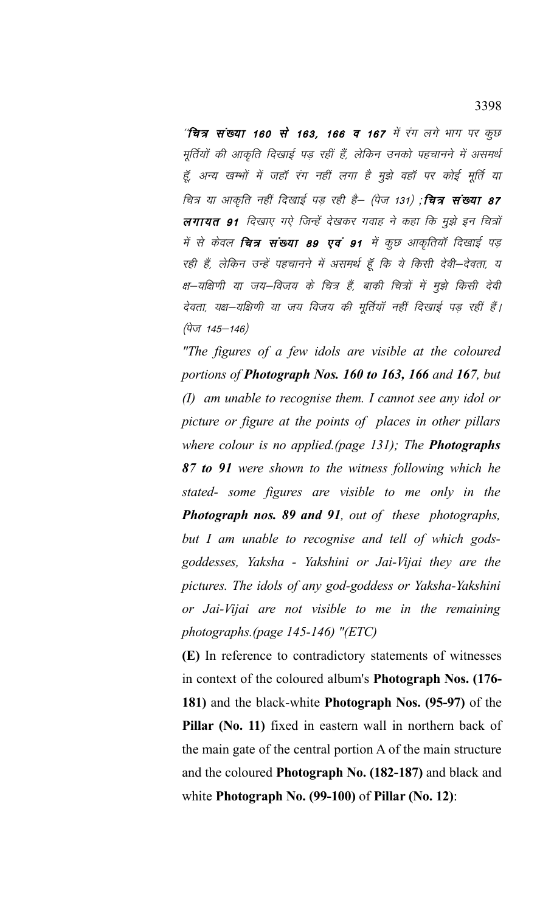*'**चित्र संख्या 160 से 163, 166 व 167** में रंग लगे भाग पर कुछ मूर्तियों की आकृति दिखाई पड़ रहीं हैं, लेकिन उनको पहचानने में असमर्थ हूँ, अन्य खम्भों में जहाँ रंग नहीं लगा है मुझे वहाँ पर कोई मूर्ति या चित्र या आकृति नहीं दिखाई पड़ रही है– (पेज 131) ;**चित्र संख्या 87 लगायत 91** दिखाए गऐ जिन्हें देखकर गवाह ने कहा कि मुझे इन चित्रों में से केवल **चित्र संख्या 89 एवं 91** में कुछ आकृतियाँ दिखाई पड़ रही हैं, लेकिन उन्हें पहचानने में असमर्थ हूँ कि ये किसी देवी–देवता, य क्ष–यक्षिणी या जय–विजय के चित्र हैं, बाकी चित्रों में मुझे किसी देवी देवता, यक्ष–यक्षिणी या जय विजय की मूर्तियाँ नहीं दिखाई पड़ रहीं हैं। (पेज 145–146)*

*"The figures of a few idols are visible at the coloured portions of **Photograph Nos. 160 to 163, 166** and **167**, but (I) am unable to recognise them. I cannot see any idol or picture or figure at the points of places in other pillars where colour is no applied.(page 131); The **Photographs 87 to 91** were shown to the witness following which he stated- some figures are visible to me only in the **Photograph nos. 89 and 91**, out of these photographs, but I am unable to recognise and tell of which gods-goddesses, Yaksha - Yakshini or Jai-Vijai they are the pictures. The idols of any god-goddess or Yaksha-Yakshini or Jai-Vijai are not visible to me in the remaining photographs.(page 145-146) "(ETC)*

**(E)** In reference to contradictory statements of witnesses in context of the coloured album's **Photograph Nos. (176-181)** and the black-white **Photograph Nos. (95-97)** of the **Pillar (No. 11)** fixed in eastern wall in northern back of the main gate of the central portion A of the main structure and the coloured **Photograph No. (182-187)** and black and white **Photograph No. (99-100)** of **Pillar (No. 12)**: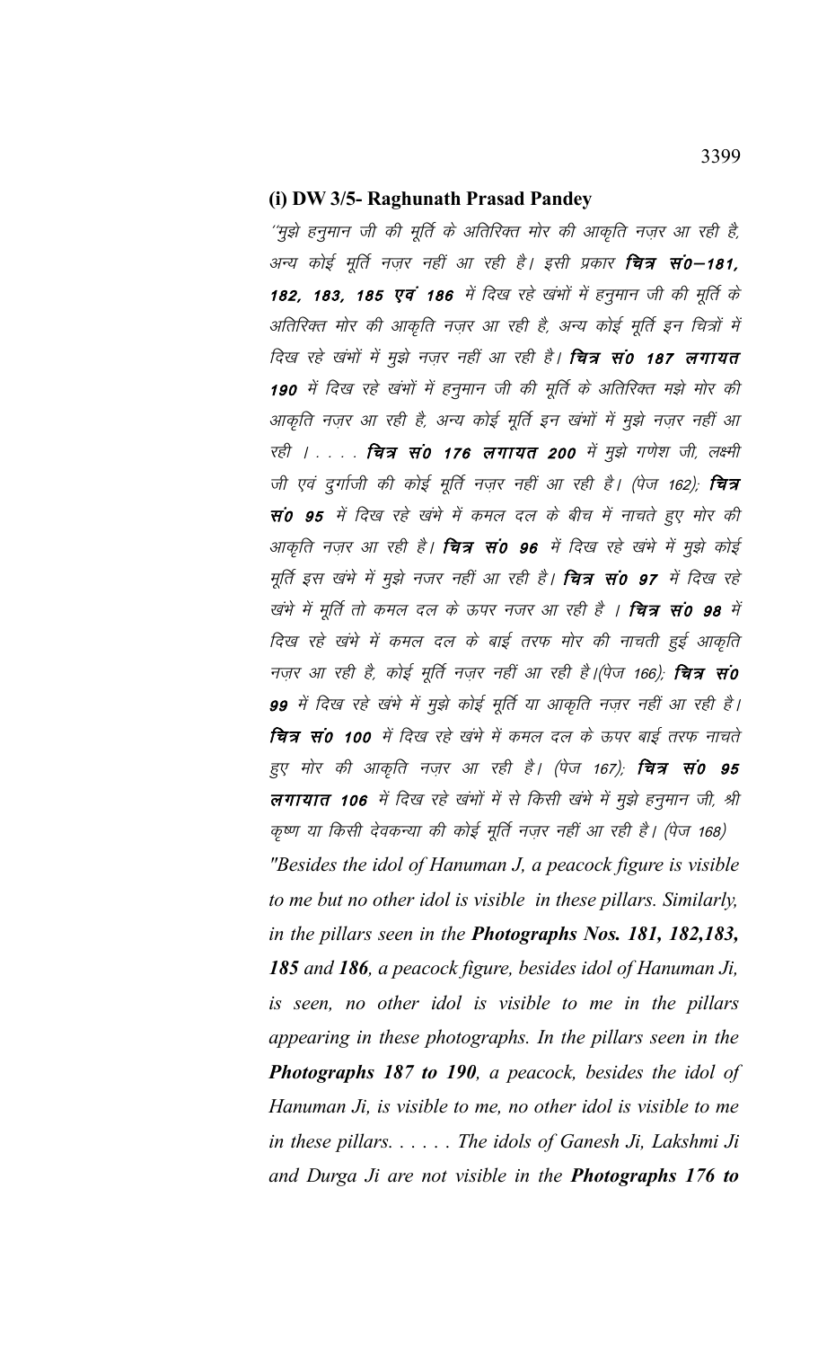**(i) DW 3/5- Raghunath Prasad Pandey**

''मुझे हनुमान जी की मूर्ति के अतिरिक्त मोर की आकृति नज़र आ रही है, अन्य कोई मूर्ति नज़र नहीं आ रही है। इसी प्रकार ***चित्र सं0–181, 182, 183, 185 एवं 186*** में दिख रहे खंभों में हनुमान जी की मूर्ति के अतिरिक्त मोर की आकृति नज़र आ रही है, अन्य कोई मूर्ति इन चित्रों में दिख रहे खंभों में मुझे नज़र नहीं आ रही है। ***चित्र सं0 187 लगायत 190*** में दिख रहे खंभों में हनुमान जी की मूर्ति के अतिरिक्त मझे मोर की आकृति नज़र आ रही है, अन्य कोई मूर्ति इन खंभों में मुझे नज़र नहीं आ रही । . . . . ***चित्र सं0 176 लगायत 200*** में मुझे गणेश जी, लक्ष्मी जी एवं दुर्गाजी की कोई मूर्ति नज़र नहीं आ रही है। (पेज 162); ***चित्र सं0 95*** में दिख रहे खंभे में कमल दल के बीच में नाचते हुए मोर की आकृति नज़र आ रही है। ***चित्र सं0 96*** में दिख रहे खंभे में मुझे कोई मूर्ति इस खंभे में मुझे नजर नहीं आ रही है। ***चित्र सं0 97*** में दिख रहे खंभे में मूर्ति तो कमल दल के ऊपर नजर आ रही है । ***चित्र सं0 98*** में दिख रहे खंभे में कमल दल के बाईं तरफ मोर की नाचती हुई आकृति नज़र आ रही है, कोई मूर्ति नज़र नहीं आ रही है।(पेज 166); ***चित्र सं0 99*** में दिख रहे खंभे में मुझे कोई मूर्ति या आकृति नज़र नहीं आ रही है। ***चित्र सं0 100*** में दिख रहे खंभे में कमल दल के ऊपर बाईं तरफ नाचते हुए मोर की आकृति नज़र आ रही है। (पेज 167); ***चित्र सं0 95 लगायात 106*** में दिख रहे खंभों में से किसी खंभे में मुझे हनुमान जी, श्री कृष्ण या किसी देवकन्या की कोई मूर्ति नज़र नहीं आ रही है। (पेज 168)

*"Besides the idol of Hanuman J, a peacock figure is visible to me but no other idol is visible in these pillars. Similarly, in the pillars seen in the* ***Photographs Nos. 181, 182,183, 185*** *and* ***186****, a peacock figure, besides idol of Hanuman Ji, is seen, no other idol is visible to me in the pillars appearing in these photographs. In the pillars seen in the* ***Photographs 187 to 190****, a peacock, besides the idol of Hanuman Ji, is visible to me, no other idol is visible to me in these pillars. . . . . . The idols of Ganesh Ji, Lakshmi Ji and Durga Ji are not visible in the* ***Photographs 176 to***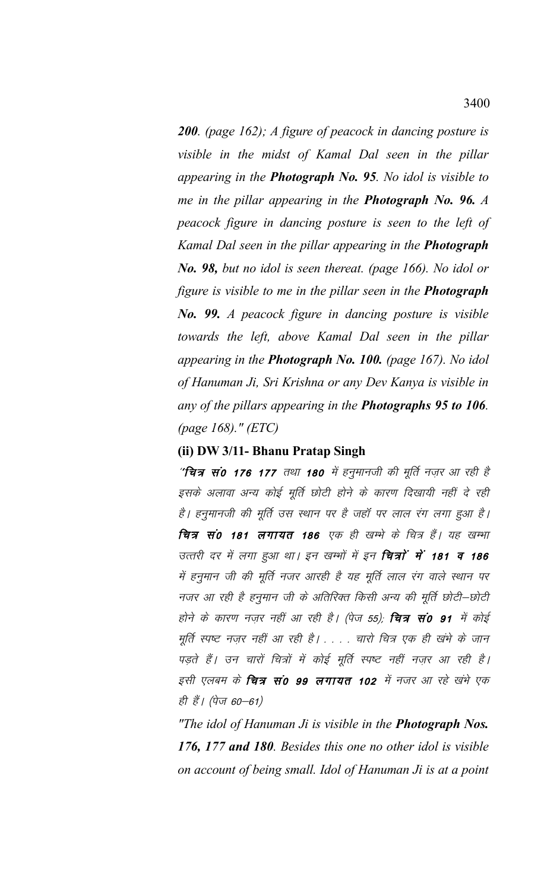*200. (page 162); A figure of peacock in dancing posture is visible in the midst of Kamal Dal seen in the pillar appearing in the **Photograph No. 95**. No idol is visible to me in the pillar appearing in the **Photograph No. 96.** A peacock figure in dancing posture is seen to the left of Kamal Dal seen in the pillar appearing in the **Photograph No. 98,** but no idol is seen thereat. (page 166). No idol or figure is visible to me in the pillar seen in the **Photograph No. 99.** A peacock figure in dancing posture is visible towards the left, above Kamal Dal seen in the pillar appearing in the **Photograph No. 100.** (page 167). No idol of Hanuman Ji, Sri Krishna or any Dev Kanya is visible in any of the pillars appearing in the **Photographs 95 to 106**. (page 168)." (ETC)*

**(ii) DW 3/11- Bhanu Pratap Singh**

*"**चित्र सं0 176 177** तथा **180** में हनुमानजी की मूर्ति नज़र आ रही है इसके अलावा अन्य कोई मूर्ति छोटी होने के कारण दिखायी नहीं दे रही है। हनुमानजी की मूर्ति उस स्थान पर है जहॉ पर लाल रंग लगा हुआ है। **चित्र सं0 181 लगायत 186** एक ही खम्भे के चित्र हैं। यह खम्भा उत्तरी दर में लगा हुआ था। इन खम्भों में इन **चित्रों में 181 व 186** में हनुमान जी की मूर्ति नजर आरही है यह मूर्ति लाल रंग वाले स्थान पर नजर आ रही है हनुमान जी के अतिरिक्त किसी अन्य की मूर्ति छोटी-छोटी होने के कारण नज़र नहीं आ रही है। (पेज 55); **चित्र सं0 91** में कोई मूर्ति स्पष्ट नज़र नहीं आ रही है। . . . . चारो चित्र एक ही खंभे के जान पड़ते हैं। उन चारों चित्रों में कोई मूर्ति स्पष्ट नहीं नज़र आ रही है। इसी एलबम के **चित्र सं0 99 लगायत 102** में नजर आ रहे खंभे एक ही हैं। (पेज 60-61)*

*"The idol of Hanuman Ji is visible in the **Photograph Nos. 176, 177 and 180**. Besides this one no other idol is visible on account of being small. Idol of Hanuman Ji is at a point*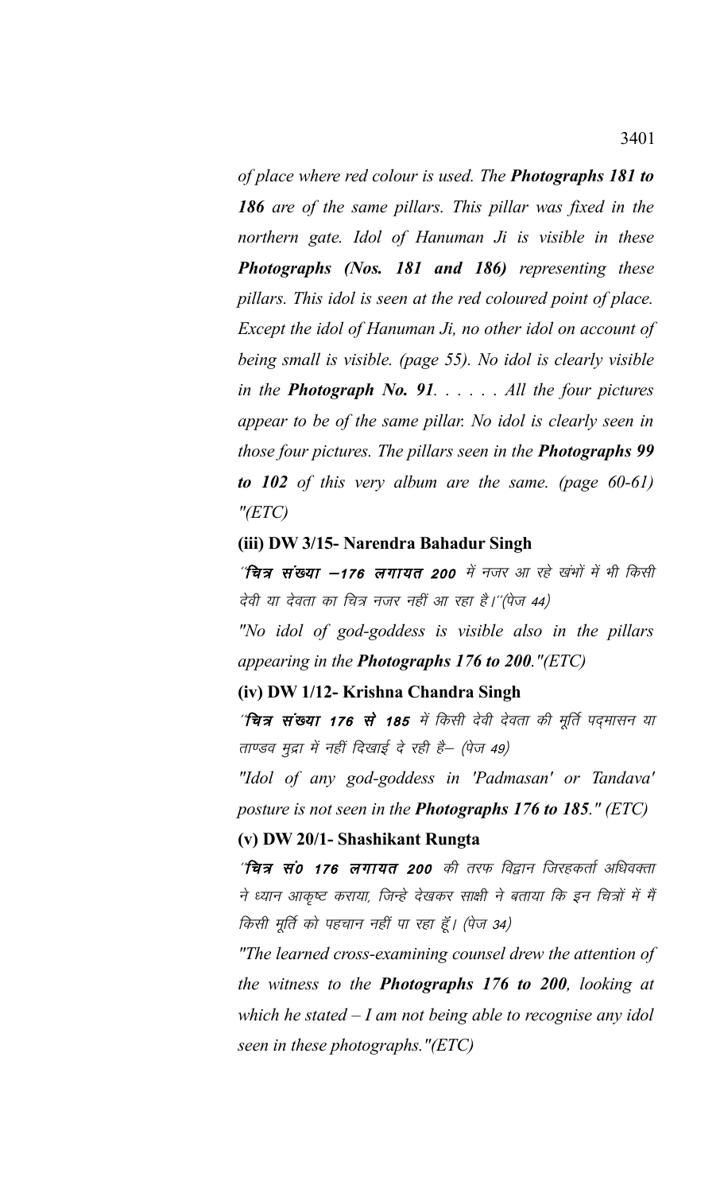*of place where red colour is used. The **Photographs 181 to 186** are of the same pillars. This pillar was fixed in the northern gate. Idol of Hanuman Ji is visible in these **Photographs (Nos. 181 and 186)** representing these pillars. This idol is seen at the red coloured point of place. Except the idol of Hanuman Ji, no other idol on account of being small is visible. (page 55). No idol is clearly visible in the **Photograph No. 91**. . . . . . All the four pictures appear to be of the same pillar. No idol is clearly seen in those four pictures. The pillars seen in the **Photographs 99 to 102** of this very album are the same. (page 60-61) "(ETC)*

**(iii) DW 3/15- Narendra Bahadur Singh**

*´´**चित्र संख्या –176 लगायत 200** में नजर आ रहे खंभों में भी किसी देवी या देवता का चित्र नजर नहीं आ रहा है।´´(पेज 44)*

*"No idol of god-goddess is visible also in the pillars appearing in the **Photographs 176 to 200**."(ETC)*

**(iv) DW 1/12- Krishna Chandra Singh**

*´´**चित्र संख्या 176 से 185** में किसी देवी देवता की मूर्ति पद्मासन या ताण्डव मुद्रा में नहीं दिखाई दे रही है– (पेज 49)*

*"Idol of any god-goddess in 'Padmasan' or Tandava' posture is not seen in the **Photographs 176 to 185**." (ETC)*

**(v) DW 20/1- Shashikant Rungta**

*´´**चित्र सं0 176 लगायत 200** की तरफ विद्वान जिरहकर्ता अधिवक्ता ने ध्यान आकृष्ट कराया, जिन्हे देखकर साक्षी ने बताया कि इन चित्रों में मैं किसी मूर्ति को पहचान नहीं पा रहा हूँ। (पेज 34)*

*"The learned cross-examining counsel drew the attention of the witness to the **Photographs 176 to 200**, looking at which he stated – I am not being able to recognise any idol seen in these photographs."(ETC)*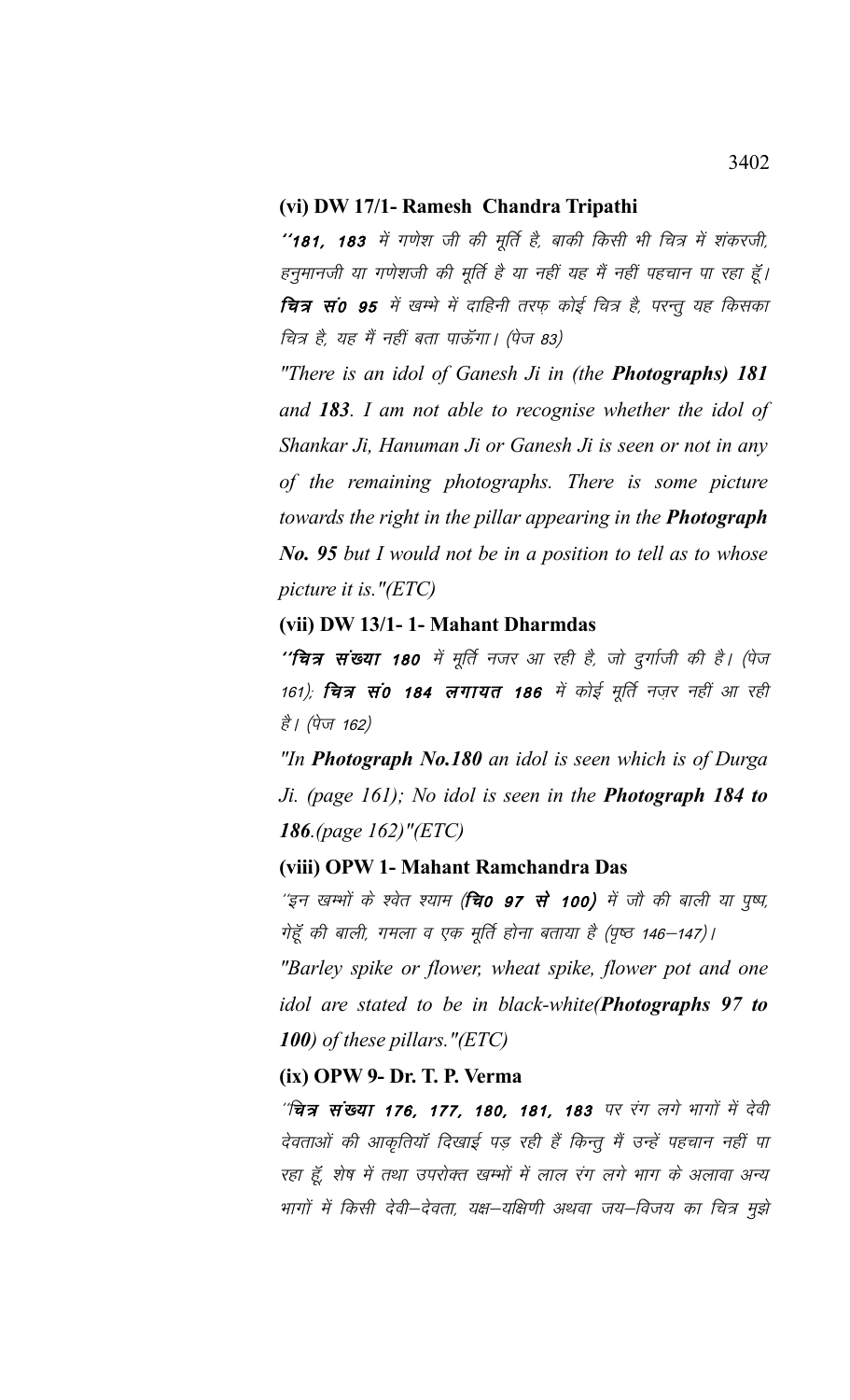**(vi) DW 17/1- Ramesh Chandra Tripathi**

*''**181, 183** में गणेश जी की मूर्ति है, बाकी किसी भी चित्र में शंकरजी, हनुमानजी या गणेशजी की मूर्ति है या नहीं यह मैं नहीं पहचान पा रहा हूँ। **चित्र सं0 95** में खम्भे में दाहिनी तरफ़ कोई चित्र है, परन्तु यह किसका चित्र है, यह मैं नहीं बता पाऊँगा। (पेज 83)*

*"There is an idol of Ganesh Ji in (the **Photographs) 181** and **183**. I am not able to recognise whether the idol of Shankar Ji, Hanuman Ji or Ganesh Ji is seen or not in any of the remaining photographs. There is some picture towards the right in the pillar appearing in the **Photograph No. 95** but I would not be in a position to tell as to whose picture it is."(ETC)*

**(vii) DW 13/1- 1- Mahant Dharmdas**

*''**चित्र संख्या 180** में मूर्ति नजर आ रही है, जो दुर्गाजी की है। (पेज 161); **चित्र सं0 184 लगायत 186** में कोई मूर्ति नज़र नहीं आ रही है। (पेज 162)*

*"In **Photograph No.180** an idol is seen which is of Durga Ji. (page 161); No idol is seen in the **Photograph 184 to 186**.(page 162)"(ETC)*

**(viii) OPW 1- Mahant Ramchandra Das**

*''इन खम्भों के श्वेत श्याम (**चि0 97 से 100**) में जौ की बाली या पुष्प, गेहूँ की बाली, गमला व एक मूर्ति होना बताया है (पृष्ठ 146–147)।*

*"Barley spike or flower, wheat spike, flower pot and one idol are stated to be in black-white(**Photographs 97 to 100**) of these pillars."(ETC)*

**(ix) OPW 9- Dr. T. P. Verma**

*''**चित्र संख्या 176, 177, 180, 181, 183** पर रंग लगे भागों में देवी देवताओं की आकृतियाँ दिखाई पड़ रही हैं किन्तु मैं उन्हें पहचान नहीं पा रहा हूँ, शेष में तथा उपरोक्त खम्भों में लाल रंग लगे भाग के अलावा अन्य भागों में किसी देवी–देवता, यक्ष–यक्षिणी अथवा जय–विजय का चित्र मुझे*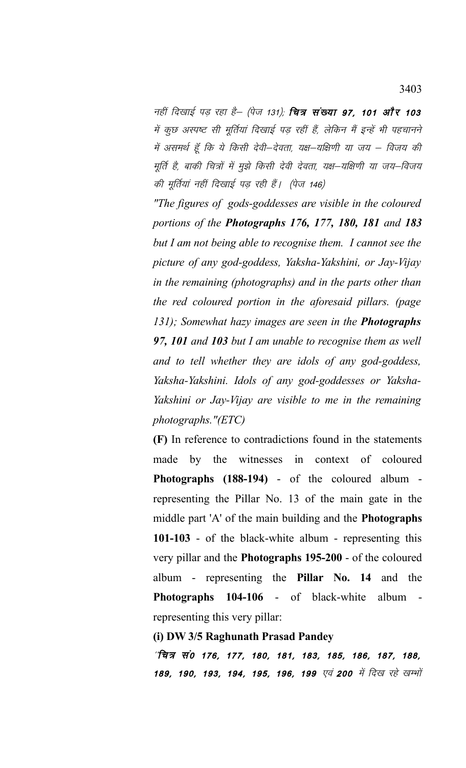नहीं दिखाई पड़ रहा है– (पेज 131); **चित्र संख्या 97, 101 और 103** में कुछ अस्पष्ट सी मूर्तियां दिखाई पड़ रहीं हैं, लेकिन मैं इन्हें भी पहचानने में असमर्थ हूँ कि ये किसी देवी–देवता, यक्ष–यक्षिणी या जय – विजय की मूर्ति है, बाकी चित्रों में मुझे किसी देवी देवता, यक्ष–यक्षिणी या जय–विजय की मूर्तियां नहीं दिखाई पड़ रही हैं। (पेज 146)

*"The figures of gods-goddesses are visible in the coloured portions of the **Photographs 176, 177, 180, 181** and **183** but I am not being able to recognise them. I cannot see the picture of any god-goddess, Yaksha-Yakshini, or Jay-Vijay in the remaining (photographs) and in the parts other than the red coloured portion in the aforesaid pillars. (page 131); Somewhat hazy images are seen in the **Photographs 97, 101** and **103** but I am unable to recognise them as well and to tell whether they are idols of any god-goddess, Yaksha-Yakshini. Idols of any god-goddesses or Yaksha-Yakshini or Jay-Vijay are visible to me in the remaining photographs."(ETC)*

**(F)** In reference to contradictions found in the statements made by the witnesses in context of coloured **Photographs (188-194)** - of the coloured album - representing the Pillar No. 13 of the main gate in the middle part 'A' of the main building and the **Photographs 101-103** - of the black-white album - representing this very pillar and the **Photographs 195-200** - of the coloured album - representing the **Pillar No. 14** and the **Photographs 104-106** - of black-white album - representing this very pillar:

**(i) DW 3/5 Raghunath Prasad Pandey**

'**चित्र सं0 176, 177, 180, 181, 183, 185, 186, 187, 188, 189, 190, 193, 194, 195, 196, 199** एवं **200** में दिख रहे खम्भों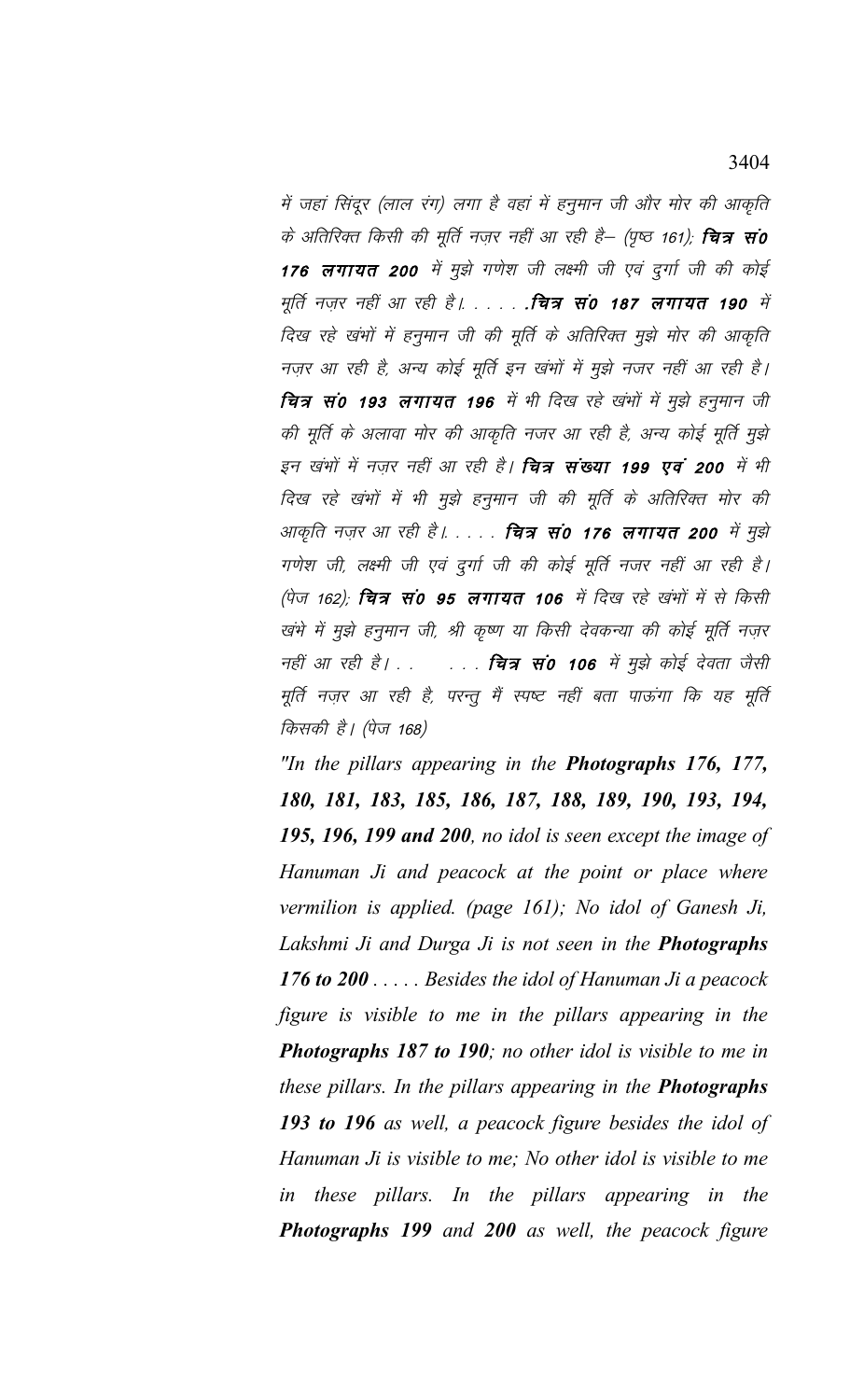में जहां सिंदूर (लाल रंग) लगा है वहां में हनुमान जी और मोर की आकृति के अतिरिक्त किसी की मूर्ति नज़र नहीं आ रही है– (पृष्ठ 161); **चित्र सं0 176 लगायत 200** में मुझे गणेश जी लक्ष्मी जी एवं दुर्गा जी की कोई मूर्ति नज़र नहीं आ रही है। . . . . .**चित्र सं0 187 लगायत 190** में दिख रहे खंभों में हनुमान जी की मूर्ति के अतिरिक्त मुझे मोर की आकृति नज़र आ रही है, अन्य कोई मूर्ति इन खंभों में मुझे नजर नहीं आ रही है। **चित्र सं0 193 लगायत 196** में भी दिख रहे खंभों में मुझे हनुमान जी की मूर्ति के अलावा मोर की आकृति नजर आ रही है, अन्य कोई मूर्ति मुझे इन खंभों में नज़र नहीं आ रही है। **चित्र संख्या 199 एवं 200** में भी दिख रहे खंभों में भी मुझे हनुमान जी की मूर्ति के अतिरिक्त मोर की आकृति नज़र आ रही है। . . . . **चित्र सं0 176 लगायत 200** में मुझे गणेश जी, लक्ष्मी जी एवं दुर्गा जी की कोई मूर्ति नजर नहीं आ रही है। (पेज 162); **चित्र सं0 95 लगायत 106** में दिख रहे खंभों में से किसी खंभे में मुझे हनुमान जी, श्री कृष्ण या किसी देवकन्या की कोई मूर्ति नज़र नहीं आ रही है। . . . . . **चित्र सं0 106** में मुझे कोई देवता जैसी मूर्ति नज़र आ रही है, परन्तु मैं स्पष्ट नहीं बता पाऊंगा कि यह मूर्ति किसकी है। (पेज 168)

*"In the pillars appearing in the **Photographs 176, 177, 180, 181, 183, 185, 186, 187, 188, 189, 190, 193, 194, 195, 196, 199 and 200**, no idol is seen except the image of Hanuman Ji and peacock at the point or place where vermilion is applied. (page 161); No idol of Ganesh Ji, Lakshmi Ji and Durga Ji is not seen in the **Photographs 176 to 200** . . . . . Besides the idol of Hanuman Ji a peacock figure is visible to me in the pillars appearing in the **Photographs 187 to 190**; no other idol is visible to me in these pillars. In the pillars appearing in the **Photographs 193 to 196** as well, a peacock figure besides the idol of Hanuman Ji is visible to me; No other idol is visible to me in these pillars. In the pillars appearing in the **Photographs 199** and **200** as well, the peacock figure*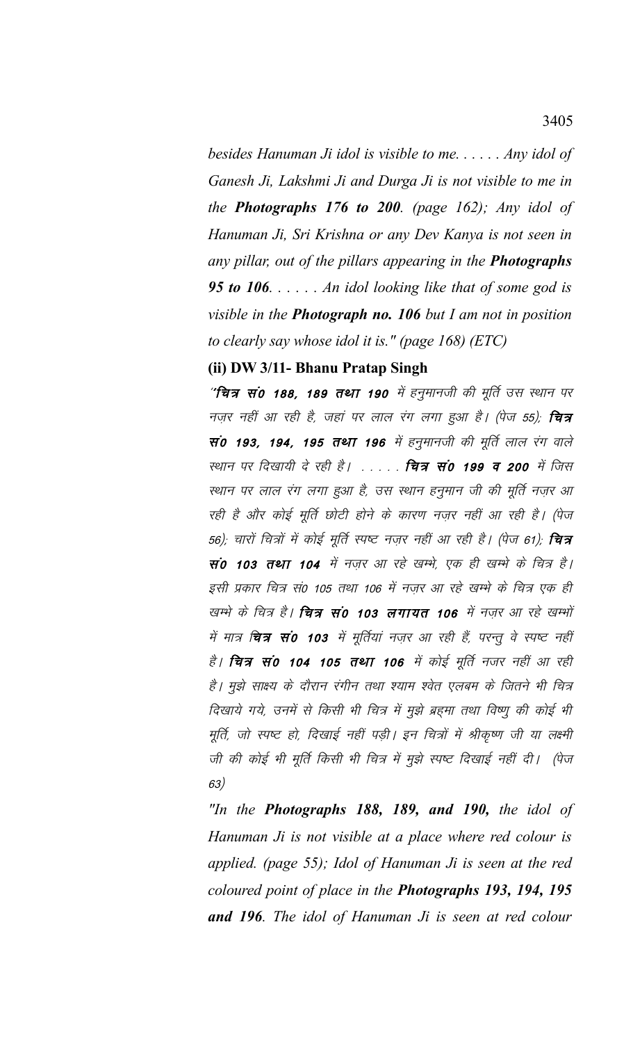*besides Hanuman Ji idol is visible to me. . . . . . Any idol of Ganesh Ji, Lakshmi Ji and Durga Ji is not visible to me in the **Photographs 176 to 200**. (page 162); Any idol of Hanuman Ji, Sri Krishna or any Dev Kanya is not seen in any pillar, out of the pillars appearing in the **Photographs 95 to 106**. . . . . . An idol looking like that of some god is visible in the **Photograph no. 106** but I am not in position to clearly say whose idol it is." (page 168) (ETC)*

**(ii) DW 3/11- Bhanu Pratap Singh**

*"**चित्र सं0 188, 189 तथा 190** में हनुमानजी की मूर्ति उस स्थान पर नज़र नहीं आ रही है, जहां पर लाल रंग लगा हुआ है। (पेज 55); **चित्र सं0 193, 194, 195 तथा 196** में हनुमानजी की मूर्ति लाल रंग वाले स्थान पर दिखायी दे रही है। . . . . . **चित्र सं0 199 व 200** में जिस स्थान पर लाल रंग लगा हुआ है, उस स्थान हनुमान जी की मूर्ति नज़र आ रही है और कोई मूर्ति छोटी होने के कारण नज़र नहीं आ रही है। (पेज 56); चारों चित्रों में कोई मूर्ति स्पष्ट नज़र नहीं आ रही है। (पेज 61); **चित्र सं0 103 तथा 104** में नज़र आ रहे खम्भे, एक ही खम्भे के चित्र है। इसी प्रकार चित्र सं0 105 तथा 106 में नज़र आ रहे खम्भे के चित्र एक ही खम्भे के चित्र है। **चित्र सं0 103 लगायत 106** में नज़र आ रहे खम्भों में मात्र **चित्र सं0 103** में मूर्तियां नज़र आ रही हैं, परन्तु वे स्पष्ट नहीं है। **चित्र सं0 104 105 तथा 106** में कोई मूर्ति नजर नहीं आ रही है। मुझे साक्ष्य के दौरान रंगीन तथा श्याम श्वेत एलबम के जितने भी चित्र दिखाये गये, उनमें से किसी भी चित्र में मुझे ब्रहमा तथा विष्णु की कोई भी मूर्ति, जो स्पष्ट हो, दिखाई नहीं पड़ी। इन चित्रों में श्रीकृष्ण जी या लक्ष्मी जी की कोई भी मूर्ति किसी भी चित्र में मुझे स्पष्ट दिखाई नहीं दी। (पेज 63)*

*"In the **Photographs 188, 189, and 190,** the idol of Hanuman Ji is not visible at a place where red colour is applied. (page 55); Idol of Hanuman Ji is seen at the red coloured point of place in the **Photographs 193, 194, 195 and 196**. The idol of Hanuman Ji is seen at red colour*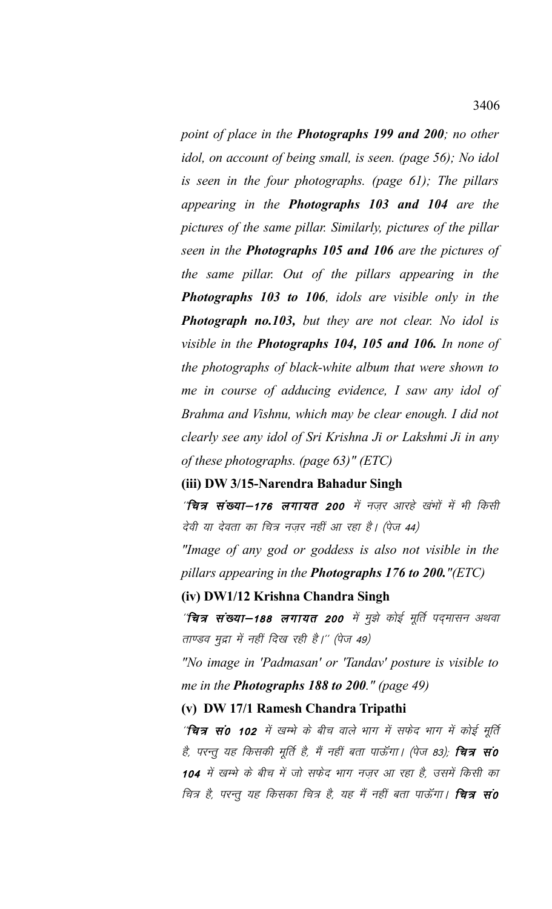*point of place in the **Photographs 199 and 200**; no other idol, on account of being small, is seen. (page 56); No idol is seen in the four photographs. (page 61); The pillars appearing in the **Photographs 103 and 104** are the pictures of the same pillar. Similarly, pictures of the pillar seen in the **Photographs 105 and 106** are the pictures of the same pillar. Out of the pillars appearing in the **Photographs 103 to 106**, idols are visible only in the **Photograph no.103,** but they are not clear. No idol is visible in the **Photographs 104, 105 and 106.** In none of the photographs of black-white album that were shown to me in course of adducing evidence, I saw any idol of Brahma and Vishnu, which may be clear enough. I did not clearly see any idol of Sri Krishna Ji or Lakshmi Ji in any of these photographs. (page 63)" (ETC)*

**(iii) DW 3/15-Narendra Bahadur Singh**

*"**चित्र संख्या–176 लगायत 200** में नज़र आरहे खंभों में भी किसी देवी या देवता का चित्र नज़र नहीं आ रहा है। (पेज 44)*

*"Image of any god or goddess is also not visible in the pillars appearing in the **Photographs 176 to 200.**"(ETC)*

**(iv) DW1/12 Krishna Chandra Singh**

*"**चित्र संख्या–188 लगायत 200** में मुझे कोई मूर्ति पद्मासन अथवा ताण्डव मुद्रा में नहीं दिख रही है।" (पेज 49)*

*"No image in 'Padmasan' or 'Tandav' posture is visible to me in the **Photographs 188 to 200.**" (page 49)*

**(v) DW 17/1 Ramesh Chandra Tripathi**

*"**चित्र सं0 102** में खम्भे के बीच वाले भाग में सफेद भाग में कोई मूर्ति है, परन्तु यह किसकी मूर्ति है, मैं नहीं बता पाऊँगा। (पेज 83); **चित्र सं0 104** में खम्भे के बीच में जो सफेद भाग नज़र आ रहा है, उसमें किसी का चित्र है, परन्तु यह किसका चित्र है, यह मैं नहीं बता पाऊँगा। **चित्र सं0***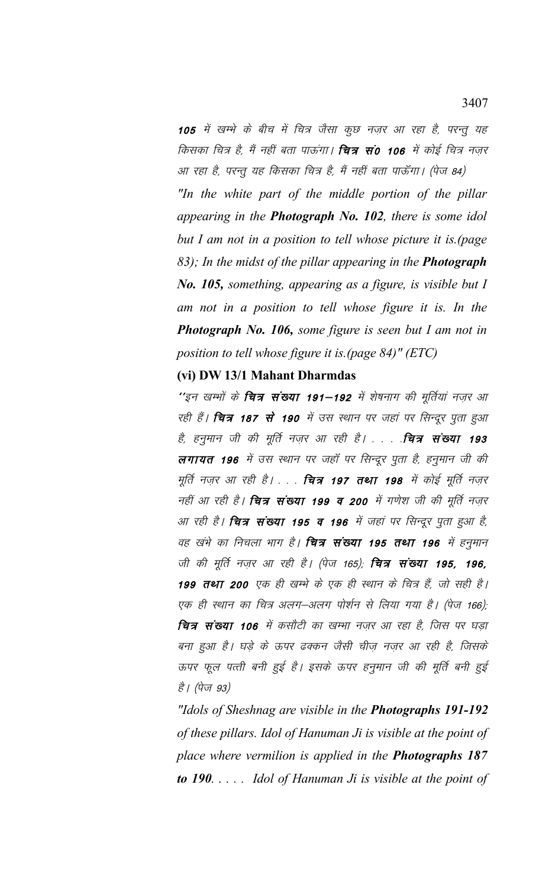**105** में खम्भे के बीच में चित्र जैसा कुछ नज़र आ रहा है, परन्तु यह किसका चित्र है, मैं नहीं बता पाऊंगा। **चित्र सं0 106** में कोई चित्र नज़र आ रहा है, परन्तु यह किसका चित्र है, मैं नहीं बता पाऊँगा। (पेज 84)

*"In the white part of the middle portion of the pillar appearing in the **Photograph No. 102**, there is some idol but I am not in a position to tell whose picture it is.(page 83); In the midst of the pillar appearing in the **Photograph No. 105,** something, appearing as a figure, is visible but I am not in a position to tell whose figure it is. In the **Photograph No. 106**, some figure is seen but I am not in position to tell whose figure it is.(page 84)" (ETC)*

**(vi) DW 13/1 Mahant Dharmdas**

"इन खम्भों के **चित्र संख्या 191—192** में शेषनाग की मूर्तियां नज़र आ रही हैं। **चित्र 187 से 190** में उस स्थान पर जहां पर सिन्दूर पुता हुआ है, हनुमान जी की मूर्ति नज़र आ रही है। . . . .**चित्र संख्या 193 लगायत 196** में उस स्थान पर जहॉ पर सिन्दूर पुता है, हनुमान जी की मूर्ति नज़र आ रही है। . . . **चित्र 197 तथा 198** में कोई मूर्ति नज़र नहीं आ रही है। **चित्र संख्या 199 व 200** में गणेश जी की मूर्ति नज़र आ रही है। **चित्र संख्या 195 व 196** में जहां पर सिन्दूर पुता हुआ है, वह खंभे का निचला भाग है। **चित्र संख्या 195 तथा 196** में हनुमान जी की मूर्ति नज़र आ रही है। (पेज 165); **चित्र संख्या 195, 196, 199 तथा 200** एक ही खम्भे के एक ही स्थान के चित्र हैं, जो सही है। एक ही स्थान का चित्र अलग—अलग पोर्शन से लिया गया है। (पेज 166); **चित्र संख्या 106** में कसौटी का खम्भा नज़र आ रहा है, जिस पर घड़ा बना हुआ है। घड़े के ऊपर ढक्कन जैसी चीज़ नज़र आ रही है, जिसके ऊपर फूल पत्ती बनी हुई है। इसके ऊपर हनुमान जी की मूर्ति बनी हुई है। (पेज 93)

*"Idols of Sheshnag are visible in the **Photographs 191-192** of these pillars. Idol of Hanuman Ji is visible at the point of place where vermilion is applied in the **Photographs 187 to 190**. . . . . Idol of Hanuman Ji is visible at the point of*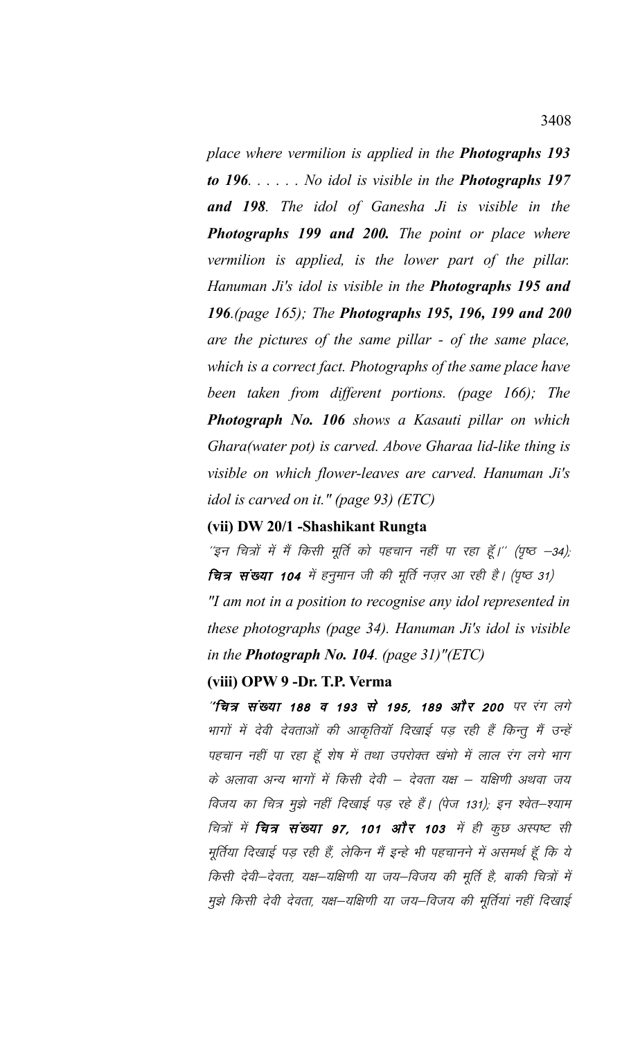*place where vermilion is applied in the **Photographs 193 to 196**. . . . . . No idol is visible in the **Photographs 197 and 198**. The idol of Ganesha Ji is visible in the **Photographs 199 and 200.** The point or place where vermilion is applied, is the lower part of the pillar. Hanuman Ji's idol is visible in the **Photographs 195 and 196**.(page 165); The **Photographs 195, 196, 199 and 200** are the pictures of the same pillar - of the same place, which is a correct fact. Photographs of the same place have been taken from different portions. (page 166); The **Photograph No. 106** shows a Kasauti pillar on which Ghara(water pot) is carved. Above Gharaa lid-like thing is visible on which flower-leaves are carved. Hanuman Ji's idol is carved on it." (page 93) (ETC)*

**(vii) DW 20/1 -Shashikant Rungta**

*''इन चित्रों में मैं किसी मूर्ति को पहचान नहीं पा रहा हूँ।'' (पृष्ठ –34); **चित्र संख्या 104** में हनुमान जी की मूर्ति नज़र आ रही है। (पृष्ठ 31)*

*"I am not in a position to recognise any idol represented in these photographs (page 34). Hanuman Ji's idol is visible in the **Photograph No. 104**. (page 31)"(ETC)*

**(viii) OPW 9 -Dr. T.P. Verma**

*''**चित्र संख्या 188 व 193 से 195, 189 और 200** पर रंग लगे भागों में देवी देवताओं की आकृतियाँ दिखाई पड़ रही हैं किन्तु मैं उन्हें पहचान नहीं पा रहा हूँ शेष में तथा उपरोक्त खंभो में लाल रंग लगे भाग के अलावा अन्य भागों में किसी देवी – देवता यक्ष – यक्षिणी अथवा जय विजय का चित्र मुझे नहीं दिखाई पड़ रहे हैं। (पेज 131); इन श्वेत–श्याम चित्रों में **चित्र संख्या 97, 101 और 103** में ही कुछ अस्पष्ट सी मूर्तिया दिखाई पड़ रही हैं, लेकिन मैं इन्हे भी पहचानने में असमर्थ हूँ कि ये किसी देवी–देवता, यक्ष–यक्षिणी या जय–विजय की मूर्ति है, बाकी चित्रों में मुझे किसी देवी देवता, यक्ष–यक्षिणी या जय–विजय की मूर्तियां नहीं दिखाई*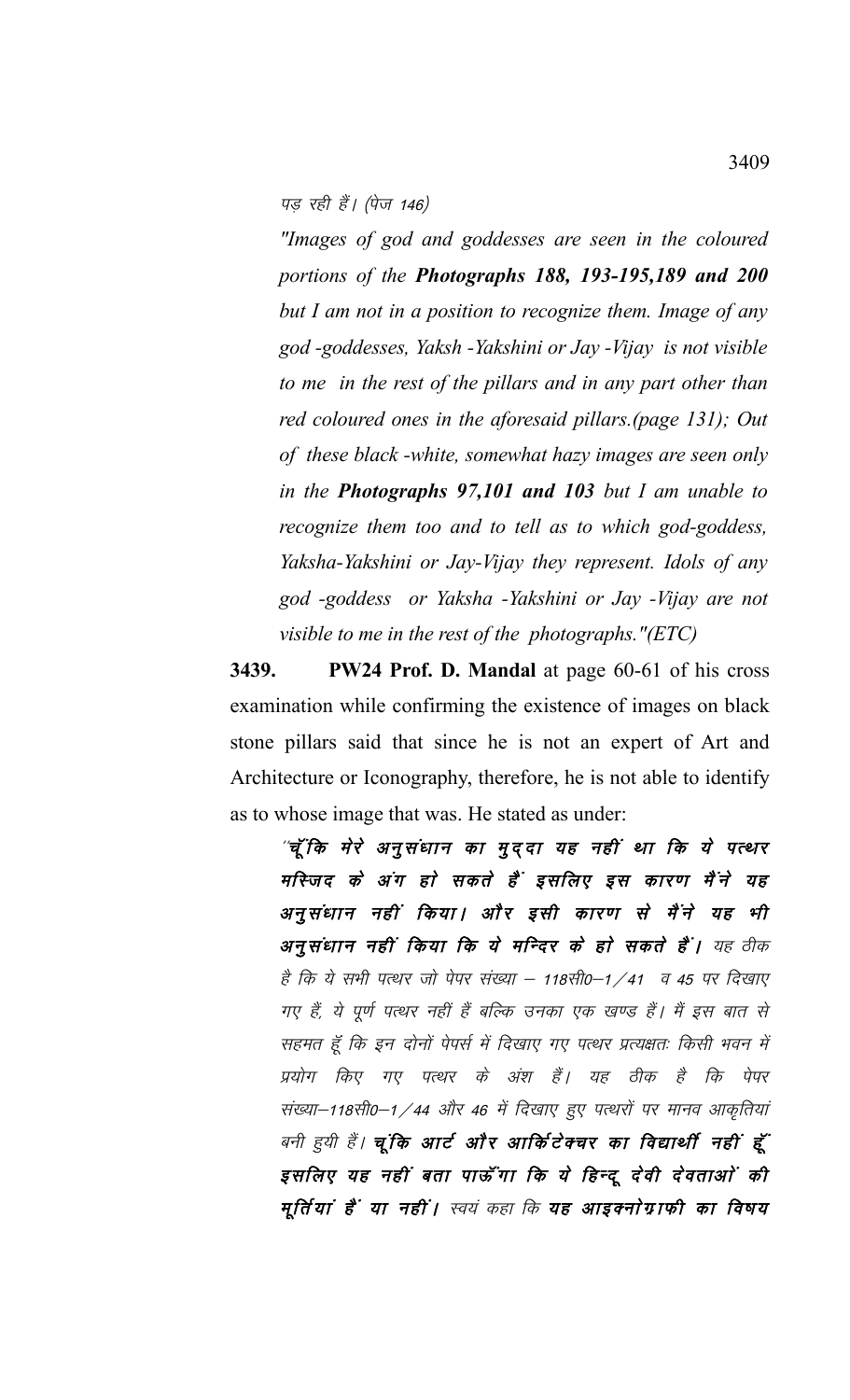पड़ रही हैं। (पेज 146)

*"Images of god and goddesses are seen in the coloured portions of the **Photographs 188, 193-195,189 and 200** but I am not in a position to recognize them. Image of any god -goddesses, Yaksh -Yakshini or Jay -Vijay is not visible to me in the rest of the pillars and in any part other than red coloured ones in the aforesaid pillars.(page 131); Out of these black -white, somewhat hazy images are seen only in the **Photographs 97,101 and 103** but I am unable to recognize them too and to tell as to which god-goddess, Yaksha-Yakshini or Jay-Vijay they represent. Idols of any god -goddess or Yaksha -Yakshini or Jay -Vijay are not visible to me in the rest of the photographs."(ETC)*

**3439.** **PW24 Prof. D. Mandal** at page 60-61 of his cross examination while confirming the existence of images on black stone pillars said that since he is not an expert of Art and Architecture or Iconography, therefore, he is not able to identify as to whose image that was. He stated as under:

''***चूँकि मेरे अनुसंधान का मुद्दा यह नहीं था कि ये पत्थर मस्जिद के अंग हो सकते हैं इसलिए इस कारण मैंने यह अनुसंधान नहीं किया। और इसी कारण से मैंने यह भी अनुसंधान नहीं किया कि ये मन्दिर के हो सकते हैं।*** *यह ठीक है कि ये सभी पत्थर जो पेपर संख्या – 118सी0–1/41 व 45 पर दिखाए गए हैं, ये पूर्ण पत्थर नहीं हैं बल्कि उनका एक खण्ड हैं। मैं इस बात से सहमत हूँ कि इन दोनों पेपर्स में दिखाए गए पत्थर प्रत्यक्षतः किसी भवन में प्रयोग किए गए पत्थर के अंश हैं। यह ठीक है कि पेपर संख्या–118सी0–1/44 और 46 में दिखाए हुए पत्थरों पर मानव आकृतियां बनी हुयी हैं।* ***चूंकि आर्ट और आर्किटेक्चर का विद्यार्थी नहीं हूँ इसलिए यह नहीं बता पाऊँगा कि ये हिन्दू देवी देवताओं की मूर्तियां हैं या नहीं।*** *स्वयं कहा कि* ***यह आइक्नोग्राफी का विषय***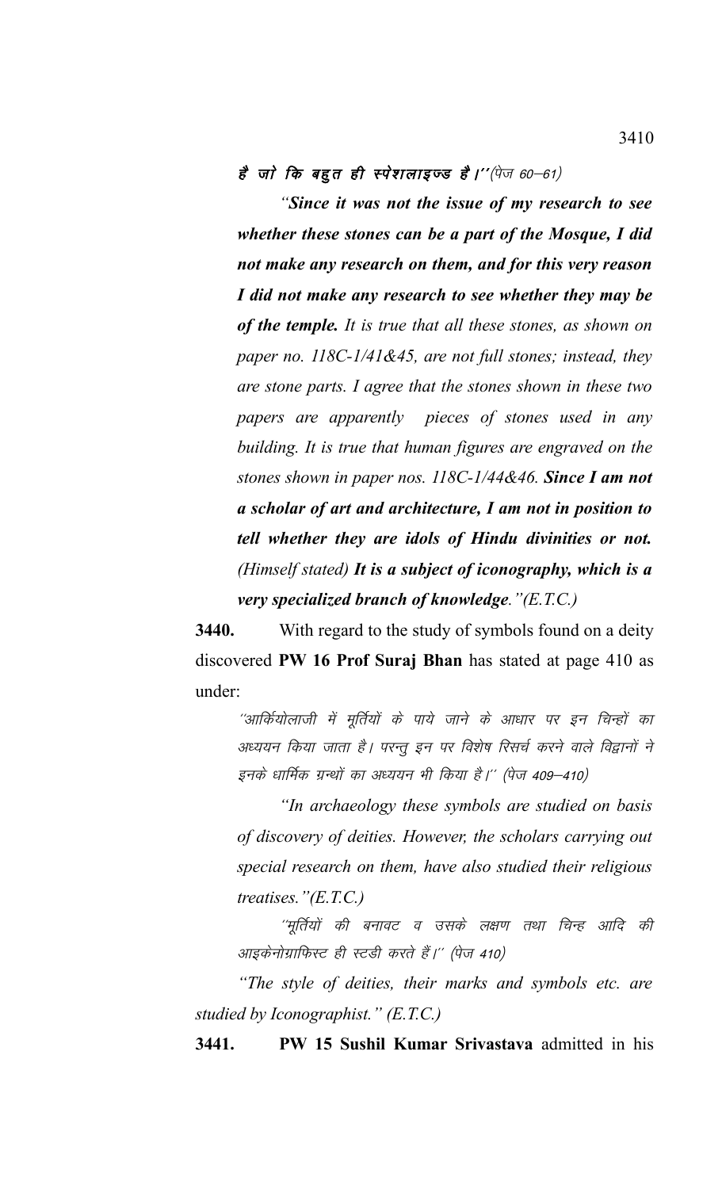**है जो कि बहुत ही स्पेशलाइज्ड है।''**(पेज 60–61)

*"**Since it was not the issue of my research to see whether these stones can be a part of the Mosque, I did not make any research on them, and for this very reason I did not make any research to see whether they may be of the temple.** It is true that all these stones, as shown on paper no. 118C-1/41&45, are not full stones; instead, they are stone parts. I agree that the stones shown in these two papers are apparently pieces of stones used in any building. It is true that human figures are engraved on the stones shown in paper nos. 118C-1/44&46. **Since I am not a scholar of art and architecture, I am not in position to tell whether they are idols of Hindu divinities or not.** (Himself stated) **It is a subject of iconography, which is a very specialized branch of knowledge**."(E.T.C.)*

**3440.** With regard to the study of symbols found on a deity discovered **PW 16 Prof Suraj Bhan** has stated at page 410 as under:

*''आर्कियोलाजी में मूर्तियों के पाये जाने के आधार पर इन चिन्हों का अध्ययन किया जाता है। परन्तु इन पर विशेष रिसर्च करने वाले विद्वानों ने इनके धार्मिक ग्रन्थों का अध्ययन भी किया है।'' (पेज 409–410)*

*"In archaeology these symbols are studied on basis of discovery of deities. However, the scholars carrying out special research on them, have also studied their religious treatises."(E.T.C.)*

*''मूर्तियों की बनावट व उसके लक्षण तथा चिन्ह आदि की आइकेनोग्राफिस्ट ही स्टडी करते हैं।'' (पेज 410)*

*"The style of deities, their marks and symbols etc. are studied by Iconographist." (E.T.C.)*

**3441.** **PW 15 Sushil Kumar Srivastava** admitted in his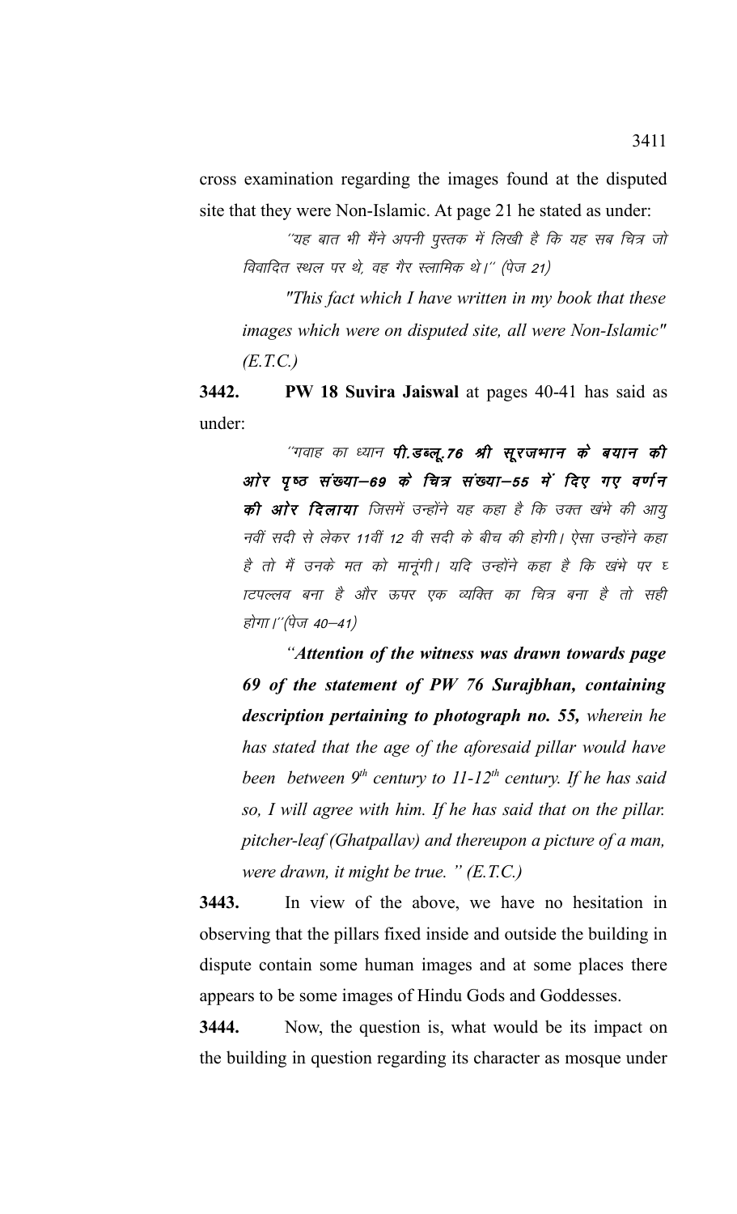cross examination regarding the images found at the disputed site that they were Non-Islamic. At page 21 he stated as under:

> ''यह बात भी मैंने अपनी पुस्तक में लिखी है कि यह सब चित्र जो विवादित स्थल पर थे, वह गैर स्लामिक थे।'' (पेज 21)
>
> *"This fact which I have written in my book that these images which were on disputed site, all were Non-Islamic" (E.T.C.)*

**3442.** **PW 18 Suvira Jaiswal** at pages 40-41 has said as under:

> ''गवाह का ध्यान ***पी.डब्लू.76 श्री सूरजभान के बयान की ओर पृष्ठ संख्या–69 के चित्र संख्या–55 में दिए गए वर्णन की ओर दिलाया*** जिसमें उन्होंने यह कहा है कि उक्त खंभे की आयु नवीं सदी से लेकर 11वीं 12 वी सदी के बीच की होगी। ऐसा उन्होंने कहा है तो मैं उनके मत को मानूंगी। यदि उन्होंने कहा है कि खंभे पर घटपल्लव बना है और ऊपर एक व्यक्ति का चित्र बना है तो सही होगा।''(पेज 40–41)
>
> *"**Attention of the witness was drawn towards page 69 of the statement of PW 76 Surajbhan, containing description pertaining to photograph no. 55,** wherein he has stated that the age of the aforesaid pillar would have been between 9th century to 11-12th century. If he has said so, I will agree with him. If he has said that on the pillar. pitcher-leaf (Ghatpallav) and thereupon a picture of a man, were drawn, it might be true. " (E.T.C.)*

**3443.** In view of the above, we have no hesitation in observing that the pillars fixed inside and outside the building in dispute contain some human images and at some places there appears to be some images of Hindu Gods and Goddesses.

**3444.** Now, the question is, what would be its impact on the building in question regarding its character as mosque under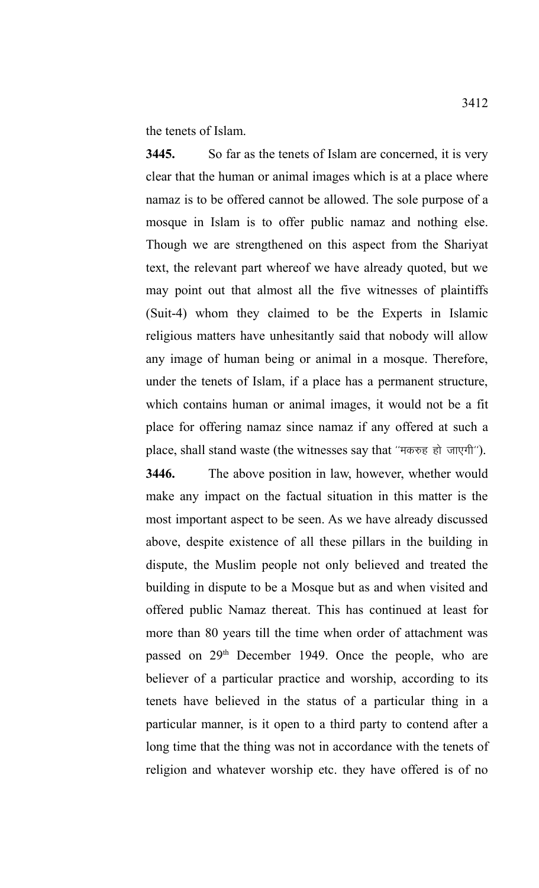the tenets of Islam.

**3445.** So far as the tenets of Islam are concerned, it is very clear that the human or animal images which is at a place where namaz is to be offered cannot be allowed. The sole purpose of a mosque in Islam is to offer public namaz and nothing else. Though we are strengthened on this aspect from the Shariyat text, the relevant part whereof we have already quoted, but we may point out that almost all the five witnesses of plaintiffs (Suit-4) whom they claimed to be the Experts in Islamic religious matters have unhesitantly said that nobody will allow any image of human being or animal in a mosque. Therefore, under the tenets of Islam, if a place has a permanent structure, which contains human or animal images, it would not be a fit place for offering namaz since namaz if any offered at such a place, shall stand waste (the witnesses say that "मकरुह हो जाएगी").

**3446.** The above position in law, however, whether would make any impact on the factual situation in this matter is the most important aspect to be seen. As we have already discussed above, despite existence of all these pillars in the building in dispute, the Muslim people not only believed and treated the building in dispute to be a Mosque but as and when visited and offered public Namaz thereat. This has continued at least for more than 80 years till the time when order of attachment was passed on 29th December 1949. Once the people, who are believer of a particular practice and worship, according to its tenets have believed in the status of a particular thing in a particular manner, is it open to a third party to contend after a long time that the thing was not in accordance with the tenets of religion and whatever worship etc. they have offered is of no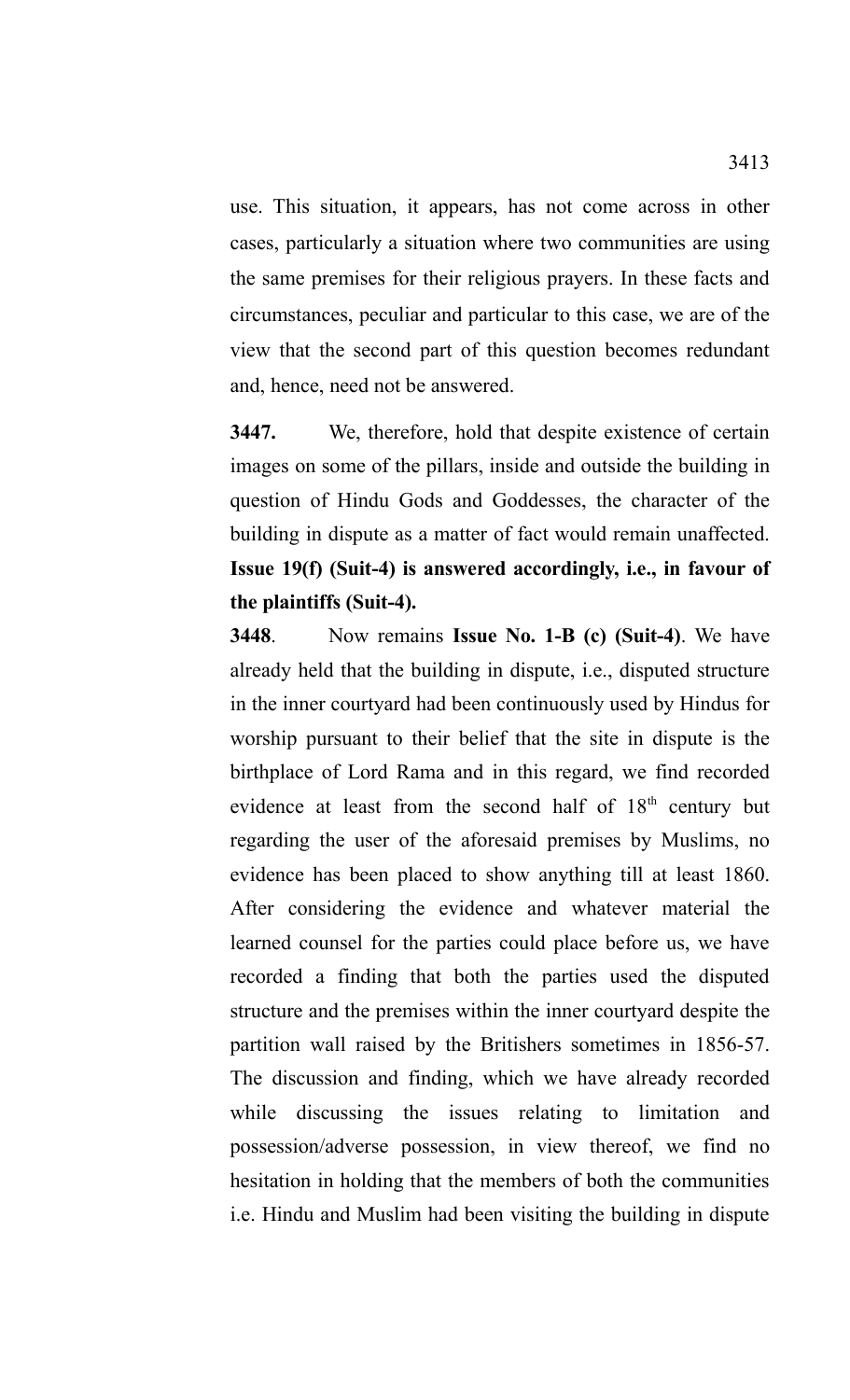use. This situation, it appears, has not come across in other cases, particularly a situation where two communities are using the same premises for their religious prayers. In these facts and circumstances, peculiar and particular to this case, we are of the view that the second part of this question becomes redundant and, hence, need not be answered.

**3447.** We, therefore, hold that despite existence of certain images on some of the pillars, inside and outside the building in question of Hindu Gods and Goddesses, the character of the building in dispute as a matter of fact would remain unaffected. **Issue 19(f) (Suit-4) is answered accordingly, i.e., in favour of the plaintiffs (Suit-4).**

**3448**. Now remains **Issue No. 1-B (c) (Suit-4)**. We have already held that the building in dispute, i.e., disputed structure in the inner courtyard had been continuously used by Hindus for worship pursuant to their belief that the site in dispute is the birthplace of Lord Rama and in this regard, we find recorded evidence at least from the second half of 18th century but regarding the user of the aforesaid premises by Muslims, no evidence has been placed to show anything till at least 1860. After considering the evidence and whatever material the learned counsel for the parties could place before us, we have recorded a finding that both the parties used the disputed structure and the premises within the inner courtyard despite the partition wall raised by the Britishers sometimes in 1856-57. The discussion and finding, which we have already recorded while discussing the issues relating to limitation and possession/adverse possession, in view thereof, we find no hesitation in holding that the members of both the communities i.e. Hindu and Muslim had been visiting the building in dispute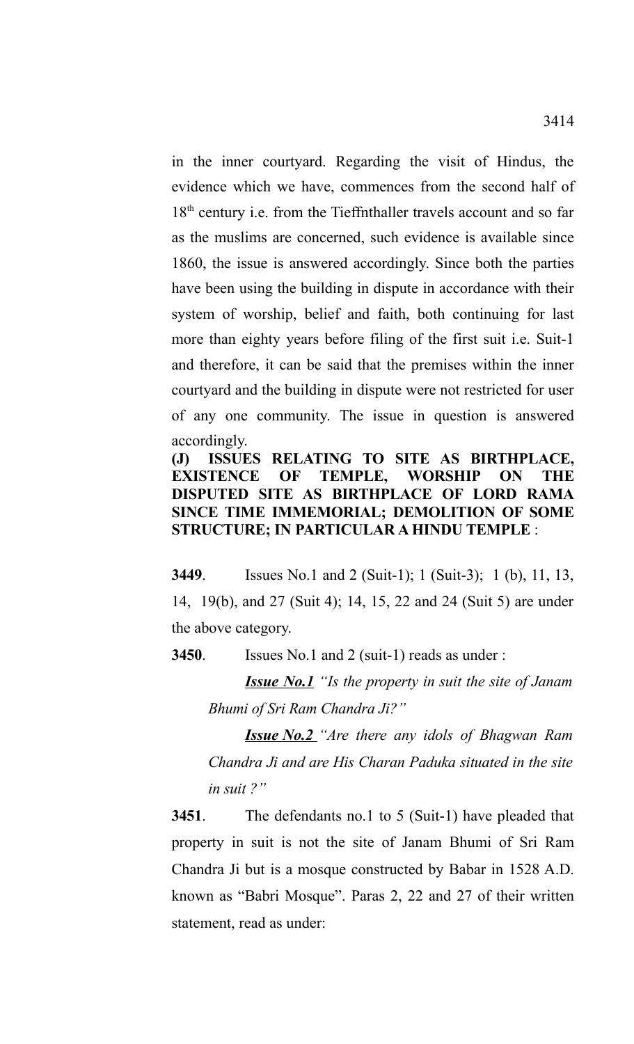in the inner courtyard. Regarding the visit of Hindus, the evidence which we have, commences from the second half of 18th century i.e. from the Tieffnthaller travels account and so far as the muslims are concerned, such evidence is available since 1860, the issue is answered accordingly. Since both the parties have been using the building in dispute in accordance with their system of worship, belief and faith, both continuing for last more than eighty years before filing of the first suit i.e. Suit-1 and therefore, it can be said that the premises within the inner courtyard and the building in dispute were not restricted for user of any one community. The issue in question is answered accordingly.

**(J) ISSUES RELATING TO SITE AS BIRTHPLACE, EXISTENCE OF TEMPLE, WORSHIP ON THE DISPUTED SITE AS BIRTHPLACE OF LORD RAMA SINCE TIME IMMEMORIAL; DEMOLITION OF SOME STRUCTURE; IN PARTICULAR A HINDU TEMPLE** :

**3449**. Issues No.1 and 2 (Suit-1); 1 (Suit-3); 1 (b), 11, 13, 14, 19(b), and 27 (Suit 4); 14, 15, 22 and 24 (Suit 5) are under the above category.

**3450**. Issues No.1 and 2 (suit-1) reads as under :

> ***Issue No.1*** *"Is the property in suit the site of Janam Bhumi of Sri Ram Chandra Ji?"*
>
> ***Issue No.2*** *"Are there any idols of Bhagwan Ram Chandra Ji and are His Charan Paduka situated in the site in suit ?"*

**3451**. The defendants no.1 to 5 (Suit-1) have pleaded that property in suit is not the site of Janam Bhumi of Sri Ram Chandra Ji but is a mosque constructed by Babar in 1528 A.D. known as "Babri Mosque". Paras 2, 22 and 27 of their written statement, read as under: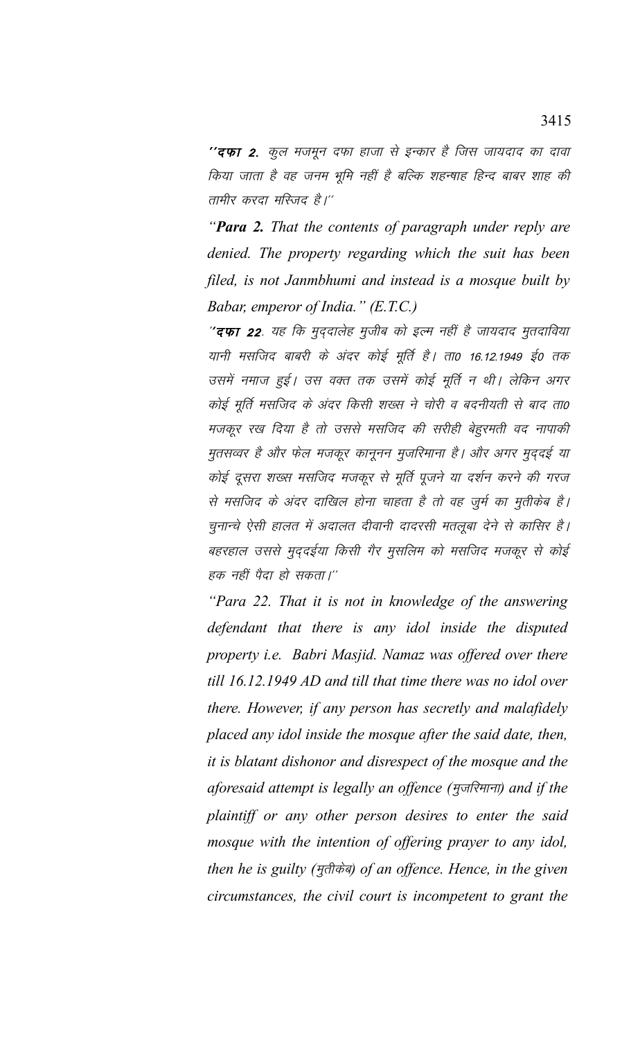**''दफा 2.** *कुल मजमून दफा हाजा से इन्कार है जिस जायदाद का दावा किया जाता है वह जनम भूमि नहीं है बल्कि शहन्षाह हिन्द बाबर शाह की तामीर करदा मस्जिद है।''*

*"**Para 2.** That the contents of paragraph under reply are denied. The property regarding which the suit has been filed, is not Janmbhumi and instead is a mosque built by Babar, emperor of India." (E.T.C.)*

*''**दफा 22**. यह कि मुद्दालेह मुजीब को इल्म नहीं है जायदाद मुतदाविया यानी मसजिद बाबरी के अंदर कोई मूर्ति है। ता0 16.12.1949 ई0 तक उसमें नमाज हुई। उस वक्त तक उसमें कोई मूर्ति न थी। लेकिन अगर कोई मूर्ति मसजिद के अंदर किसी शख्स ने चोरी व बदनीयती से बाद ता0 मजकूर रख दिया है तो उससे मसजिद की सरीही बेहुरमती वद नापाकी मुतसव्वर है और फेल मजकूर कानूनन मुजरिमाना है। और अगर मुद्दई या कोई दूसरा शख्स मसजिद मजकूर से मूर्ति पूजने या दर्शन करने की गरज से मसजिद के अंदर दाखिल होना चाहता है तो वह जुर्म का मुतीकेब है। चुनान्चे ऐसी हालत में अदालत दीवानी दादरसी मतलूबा देने से कासिर है। बहरहाल उससे मुद्दईया किसी गैर मुसलिम को मसजिद मजकूर से कोई हक नहीं पैदा हो सकता।''*

*"Para 22. That it is not in knowledge of the answering defendant that there is any idol inside the disputed property i.e. Babri Masjid. Namaz was offered over there till 16.12.1949 AD and till that time there was no idol over there. However, if any person has secretly and malafidely placed any idol inside the mosque after the said date, then, it is blatant dishonor and disrespect of the mosque and the aforesaid attempt is legally an offence (मुजरिमाना) and if the plaintiff or any other person desires to enter the said mosque with the intention of offering prayer to any idol, then he is guilty (मुतीकेब) of an offence. Hence, in the given circumstances, the civil court is incompetent to grant the*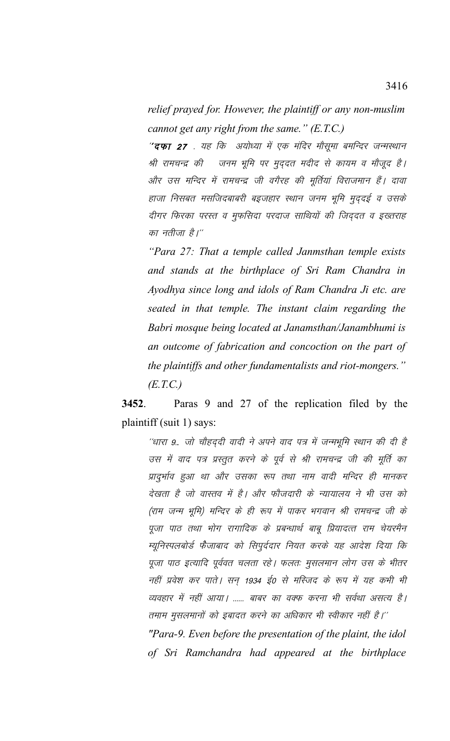*relief prayed for. However, the plaintiff or any non-muslim cannot get any right from the same." (E.T.C.)*

*''**दफा 27** . यह कि अयोध्या में एक मंदिर मौसूमा बमन्दिर जन्मस्थान श्री रामचन्द्र की जनम भूमि पर मुद्दत मदीद से कायम व मौजूद है। और उस मन्दिर में रामचन्द्र जी वगैरह की मूर्तियां विराजमान हैं। दावा हाजा निसबत मसजिदबाबरी बइजहार स्थान जनम भूमि मुद्दई व उसके दीगर फिरका परस्त व मुफसिदा परदाज साथियों की जिद्दत व इख्तराह का नतीजा है।''*

*"Para 27: That a temple called Janmsthan temple exists and stands at the birthplace of Sri Ram Chandra in Ayodhya since long and idols of Ram Chandra Ji etc. are seated in that temple. The instant claim regarding the Babri mosque being located at Janamsthan/Janambhumi is an outcome of fabrication and concoction on the part of the plaintiffs and other fundamentalists and riot-mongers." (E.T.C.)*

**3452**. Paras 9 and 27 of the replication filed by the plaintiff (suit 1) says:

*''धारा 9.. जो चौहद्दी वादी ने अपने वाद पत्र में जन्मभूमि स्थान की दी है उस में वाद पत्र प्रस्तुत करने के पूर्व से श्री रामचन्द्र जी की मूर्ति का प्रादुर्भाव हुआ था और उसका रूप तथा नाम वादी मन्दिर ही मानकर देखता है जो वास्तव में है। और फौजदारी के न्यायालय ने भी उस को (राम जन्म भूमि) मन्दिर के ही रूप में पाकर भगवान श्री रामचन्द्र जी के पूजा पाठ तथा भोग रागादिक के प्रबन्धार्थ बाबू प्रियादत्त राम चेयरमैन म्यूनिस्पलबोर्ड फैजाबाद को सिपुर्ददार नियत करके यह आदेश दिया कि पूजा पाठ इत्यादि पूर्ववत चलता रहे। फलतः मुसलमान लोग उस के भीतर नहीं प्रवेश कर पाते। सन् 1934 ई0 से मस्जिद के रूप में यह कभी भी व्यवहार में नहीं आया। ...... बाबर का वक्फ करना भी सर्वथा असत्य है। तमाम मुसलमानों को इबादत करने का अधिकार भी स्वीकार नहीं है।''*

*"Para-9. Even before the presentation of the plaint, the idol of Sri Ramchandra had appeared at the birthplace*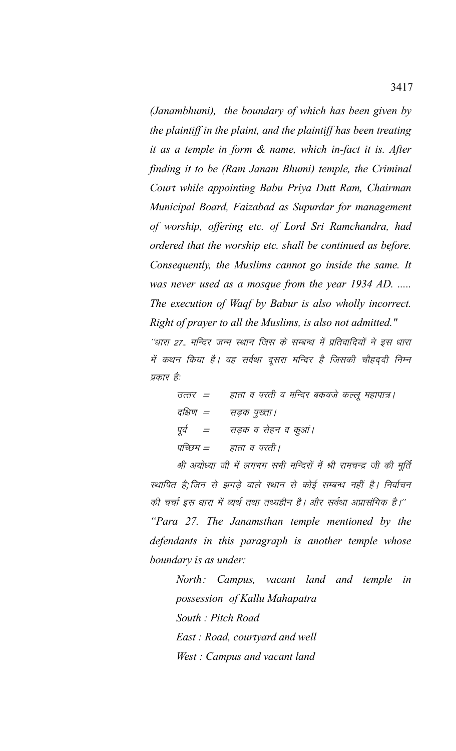*(Janambhumi), the boundary of which has been given by the plaintiff in the plaint, and the plaintiff has been treating it as a temple in form & name, which in-fact it is. After finding it to be (Ram Janam Bhumi) temple, the Criminal Court while appointing Babu Priya Dutt Ram, Chairman Municipal Board, Faizabad as Supurdar for management of worship, offering etc. of Lord Sri Ramchandra, had ordered that the worship etc. shall be continued as before. Consequently, the Muslims cannot go inside the same. It was never used as a mosque from the year 1934 AD. ..... The execution of Waqf by Babur is also wholly incorrect. Right of prayer to all the Muslims, is also not admitted."*

*''धारा 27.. मन्दिर जन्म स्थान जिस के सम्बन्ध में प्रतिवादियों ने इस धारा में कथन किया है। वह सर्वथा दूसरा मन्दिर है जिसकी चौहद्दी निम्न प्रकार है:*

*उत्तर = हाता व परती व मन्दिर बकवजे कल्लू महापात्र।*

*दक्षिण = सड़क पुख्ता।*

*पूर्व = सड़क व सेहन व कुआं।*

*पच्छिम = हाता व परती।*

*श्री अयोध्या जी में लगभग सभी मन्दिरों में श्री रामचन्द्र जी की मूर्ति स्थापित है; जिन से झगड़े वाले स्थान से कोई सम्बन्ध नहीं है। निर्वाचन की चर्चा इस धारा में व्यर्थ तथा तथ्यहीन है। और सर्वथा अप्रासंगिक है।''*

*"Para 27. The Janamsthan temple mentioned by the defendants in this paragraph is another temple whose boundary is as under:*

*North: Campus, vacant land and temple in possession of Kallu Mahapatra*

*South : Pitch Road*

*East : Road, courtyard and well*

*West : Campus and vacant land*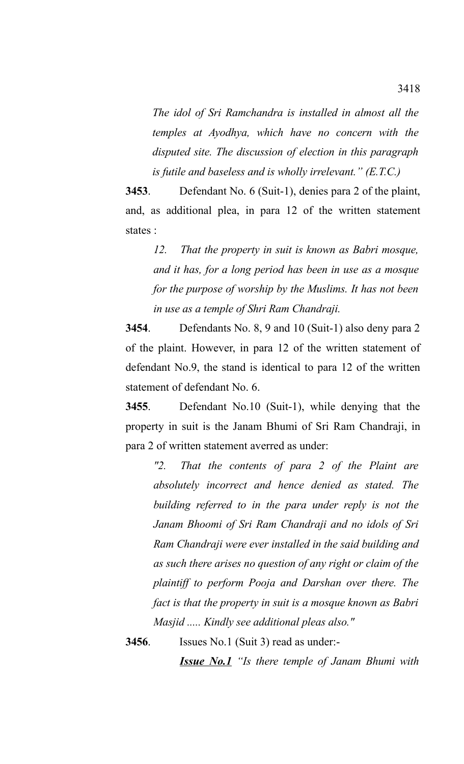*The idol of Sri Ramchandra is installed in almost all the temples at Ayodhya, which have no concern with the disputed site. The discussion of election in this paragraph is futile and baseless and is wholly irrelevant." (E.T.C.)*

**3453**. Defendant No. 6 (Suit-1), denies para 2 of the plaint, and, as additional plea, in para 12 of the written statement states :

*12. That the property in suit is known as Babri mosque, and it has, for a long period has been in use as a mosque for the purpose of worship by the Muslims. It has not been in use as a temple of Shri Ram Chandraji.*

**3454**. Defendants No. 8, 9 and 10 (Suit-1) also deny para 2 of the plaint. However, in para 12 of the written statement of defendant No.9, the stand is identical to para 12 of the written statement of defendant No. 6.

**3455**. Defendant No.10 (Suit-1), while denying that the property in suit is the Janam Bhumi of Sri Ram Chandraji, in para 2 of written statement averred as under:

*"2. That the contents of para 2 of the Plaint are absolutely incorrect and hence denied as stated. The building referred to in the para under reply is not the Janam Bhoomi of Sri Ram Chandraji and no idols of Sri Ram Chandraji were ever installed in the said building and as such there arises no question of any right or claim of the plaintiff to perform Pooja and Darshan over there. The fact is that the property in suit is a mosque known as Babri Masjid ..... Kindly see additional pleas also."*

**3456**. Issues No.1 (Suit 3) read as under:-

***Issue No.1*** *"Is there temple of Janam Bhumi with*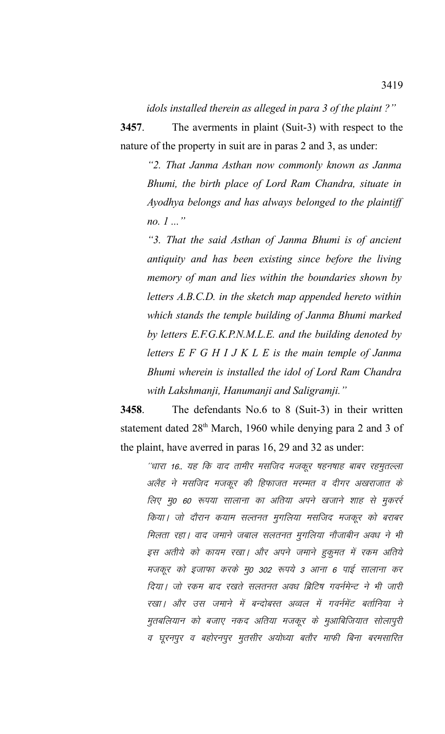*idols installed therein as alleged in para 3 of the plaint ?"*

**3457**. The averments in plaint (Suit-3) with respect to the nature of the property in suit are in paras 2 and 3, as under:

> *"2. That Janma Asthan now commonly known as Janma Bhumi, the birth place of Lord Ram Chandra, situate in Ayodhya belongs and has always belonged to the plaintiff no. 1 ..."*
>
> *"3. That the said Asthan of Janma Bhumi is of ancient antiquity and has been existing since before the living memory of man and lies within the boundaries shown by letters A.B.C.D. in the sketch map appended hereto within which stands the temple building of Janma Bhumi marked by letters E.F.G.K.P.N.M.L.E. and the building denoted by letters E F G H I J K L E is the main temple of Janma Bhumi wherein is installed the idol of Lord Ram Chandra with Lakshmanji, Hanumanji and Saligramji."*

**3458**. The defendants No.6 to 8 (Suit-3) in their written statement dated 28th March, 1960 while denying para 2 and 3 of the plaint, have averred in paras 16, 29 and 32 as under:

> *''धारा 16.. यह कि वाद तामीर मसजिद मजकूर षहनषाह बाबर रहमुतल्ला अलैह ने मसजिद मजकूर की हिफाजत मरम्मत व दीगर अखराजात के लिए मु0 60 रूपया सालाना का अतिया अपने खजाने शाह से मुकर्रर किया। जो दौरान कयाम सल्तनत मुगलिया मसजिद मजकूर को बराबर मिलता रहा। वाद जमाने जबाल सलतनत मुगलिया नौजाबीन अवध ने भी इस अतीये को कायम रखा। और अपने जमाने हुकुमत में रकम अतिये मजकूर को इजाफा करके मु0 302 रूपये 3 आना 6 पाई सालाना कर दिया। जो रकम बाद रखते सलतनत अवध ब्रिटिष गवर्नमेन्ट ने भी जारी रखा। और उस जमाने में बन्दोबस्त अव्वल में गवर्नमेंट बर्तानिया ने मुतबलियान को बजाए नकद अतिया मजकूर के मुआबिजियात सोलापुरी व घूरनपुर व बहोरनपुर मुतसीर अयोध्या बतौर माफी बिना बरमसारित*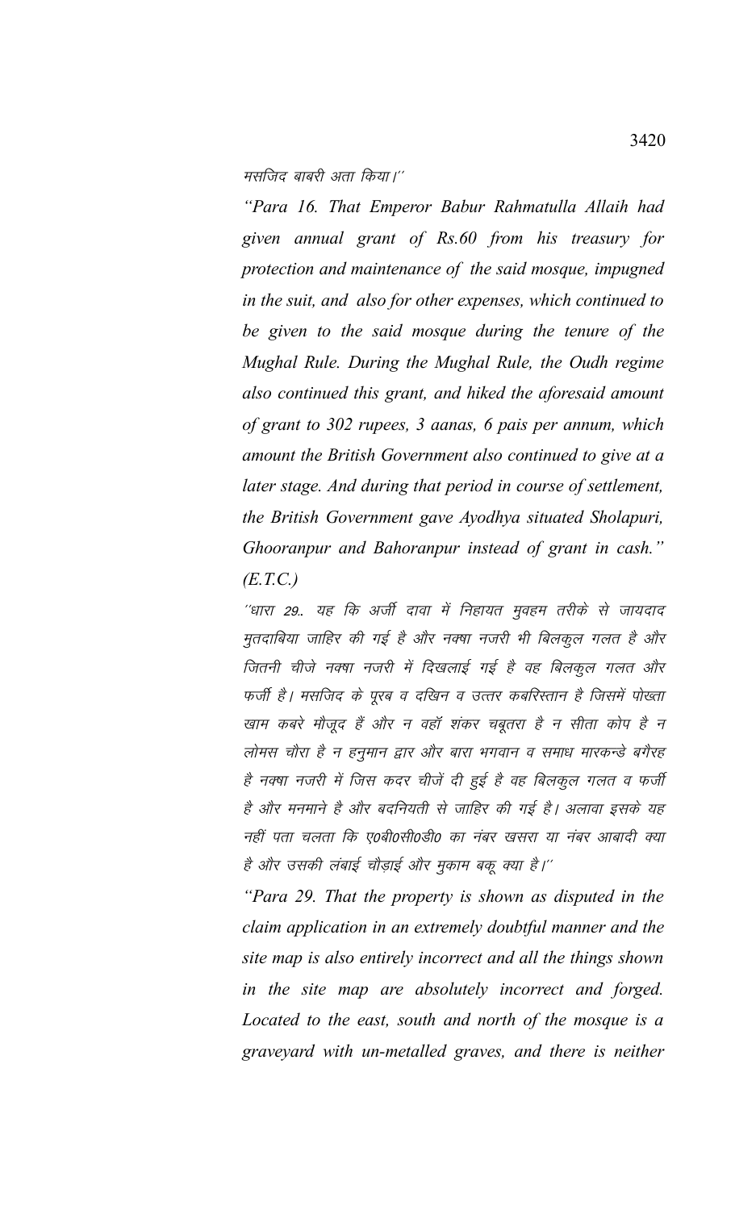मसजिद बाबरी अता किया।''

*"Para 16. That Emperor Babur Rahmatulla Allaih had given annual grant of Rs.60 from his treasury for protection and maintenance of the said mosque, impugned in the suit, and also for other expenses, which continued to be given to the said mosque during the tenure of the Mughal Rule. During the Mughal Rule, the Oudh regime also continued this grant, and hiked the aforesaid amount of grant to 302 rupees, 3 aanas, 6 pais per annum, which amount the British Government also continued to give at a later stage. And during that period in course of settlement, the British Government gave Ayodhya situated Sholapuri, Ghooranpur and Bahoranpur instead of grant in cash." (E.T.C.)*

*''धारा 29.. यह कि अर्जी दावा में निहायत मुवहम तरीके से जायदाद मुतदाबिया जाहिर की गई है और नक्षा नजरी भी बिलकुल गलत है और जितनी चीजे नक्षा नजरी में दिखलाई गई है वह बिलकुल गलत और फर्जी है। मसजिद के पूरब व दखिन व उत्तर कबरिस्तान है जिसमें पोख्ता खाम कबरे मौजूद हैं और न वहॉ शंकर चबूतरा है न सीता कोप है न लोमस चौरा है न हनुमान द्वार और बारा भगवान व समाध मारकन्डे बगैरह है नक्षा नजरी में जिस कदर चीजें दी हुई है वह बिलकुल गलत व फर्जी है और मनमाने है और बदनियती से जाहिर की गई है। अलावा इसके यह नहीं पता चलता कि ए0बी0सी0डी0 का नंबर खसरा या नंबर आबादी क्या है और उसकी लंबाई चौड़ाई और मुकाम बकू क्या है।''*

*"Para 29. That the property is shown as disputed in the claim application in an extremely doubtful manner and the site map is also entirely incorrect and all the things shown in the site map are absolutely incorrect and forged. Located to the east, south and north of the mosque is a graveyard with un-metalled graves, and there is neither*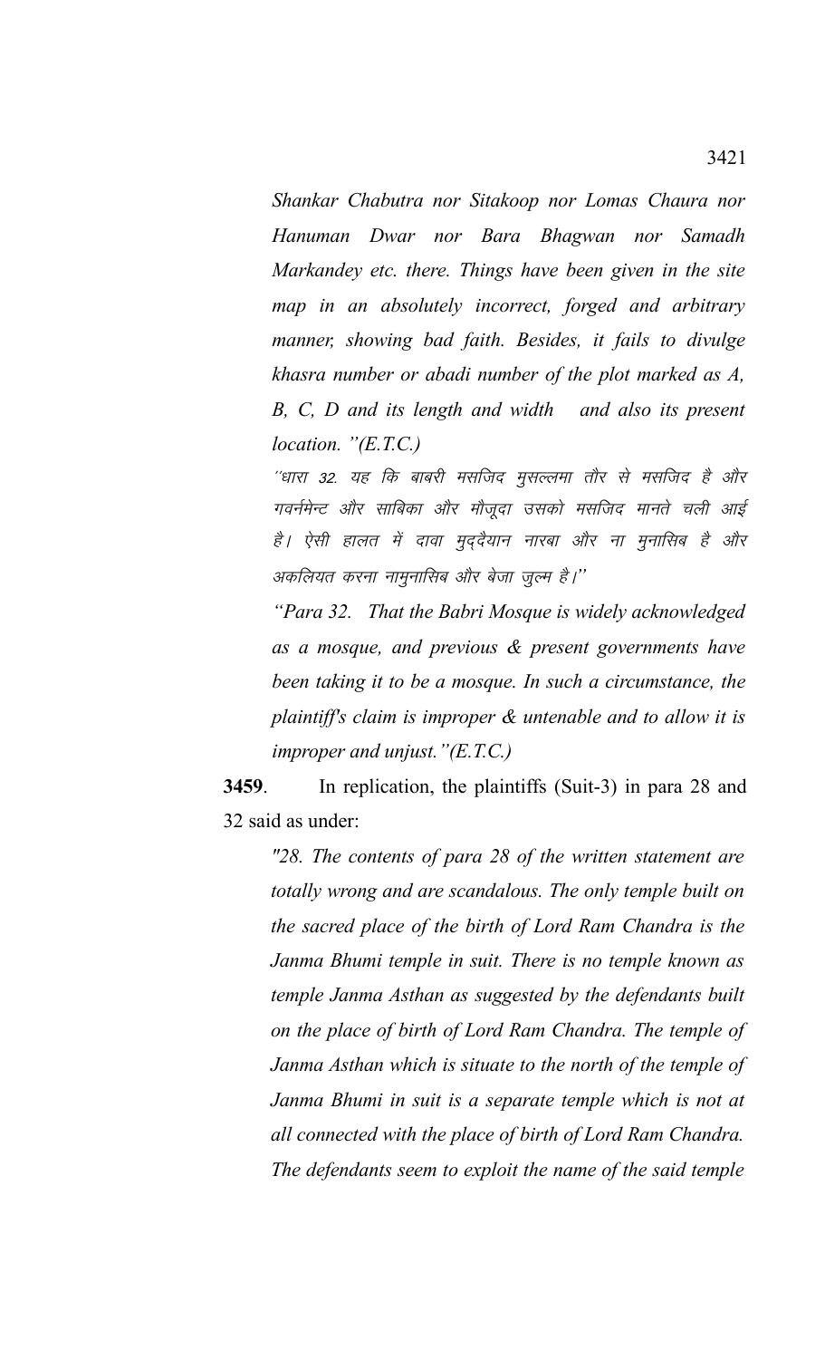*Shankar Chabutra nor Sitakoop nor Lomas Chaura nor Hanuman Dwar nor Bara Bhagwan nor Samadh Markandey etc. there. Things have been given in the site map in an absolutely incorrect, forged and arbitrary manner, showing bad faith. Besides, it fails to divulge khasra number or abadi number of the plot marked as A, B, C, D and its length and width and also its present location. "(E.T.C.)*

*''धारा 32. यह कि बाबरी मसजिद मुसल्लमा तौर से मसजिद है और गवर्नमेन्ट और साबिका और मौजूदा उसको मसजिद मानते चली आई है। ऐसी हालत में दावा मुद्दैयान नारवा और ना मुनासिब है और अकलियत करना नामुनासिब और बेजा जुल्म है।''*

*"Para 32. That the Babri Mosque is widely acknowledged as a mosque, and previous & present governments have been taking it to be a mosque. In such a circumstance, the plaintiff's claim is improper & untenable and to allow it is improper and unjust."(E.T.C.)*

**3459**. In replication, the plaintiffs (Suit-3) in para 28 and 32 said as under:

*"28. The contents of para 28 of the written statement are totally wrong and are scandalous. The only temple built on the sacred place of the birth of Lord Ram Chandra is the Janma Bhumi temple in suit. There is no temple known as temple Janma Asthan as suggested by the defendants built on the place of birth of Lord Ram Chandra. The temple of Janma Asthan which is situate to the north of the temple of Janma Bhumi in suit is a separate temple which is not at all connected with the place of birth of Lord Ram Chandra. The defendants seem to exploit the name of the said temple*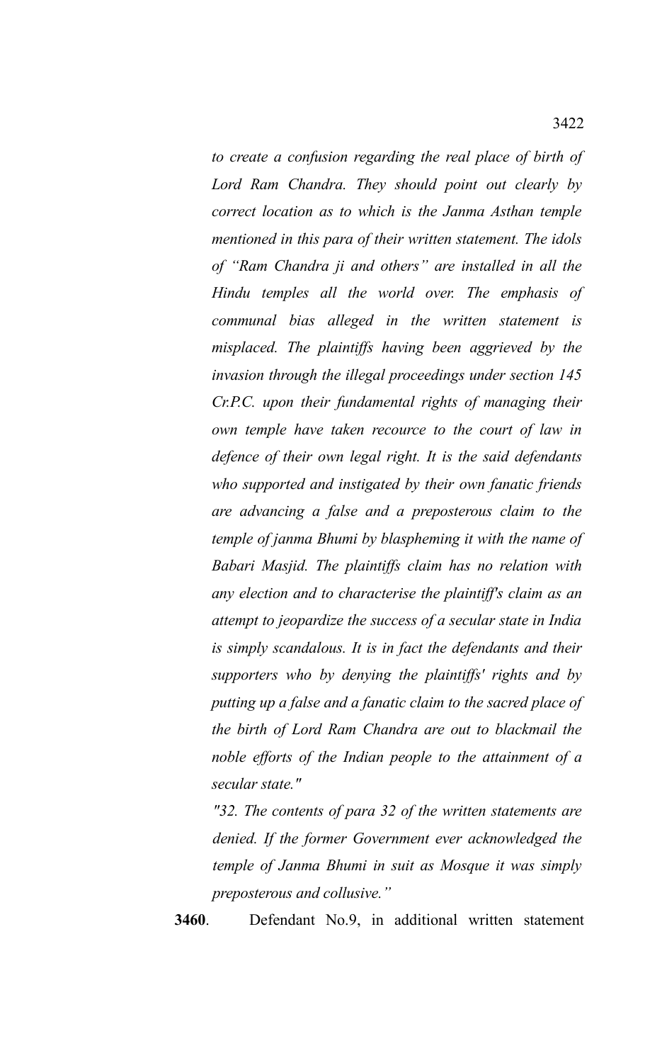*to create a confusion regarding the real place of birth of Lord Ram Chandra. They should point out clearly by correct location as to which is the Janma Asthan temple mentioned in this para of their written statement. The idols of "Ram Chandra ji and others" are installed in all the Hindu temples all the world over. The emphasis of communal bias alleged in the written statement is misplaced. The plaintiffs having been aggrieved by the invasion through the illegal proceedings under section 145 Cr.P.C. upon their fundamental rights of managing their own temple have taken recource to the court of law in defence of their own legal right. It is the said defendants who supported and instigated by their own fanatic friends are advancing a false and a preposterous claim to the temple of janma Bhumi by blaspheming it with the name of Babari Masjid. The plaintiffs claim has no relation with any election and to characterise the plaintiff's claim as an attempt to jeopardize the success of a secular state in India is simply scandalous. It is in fact the defendants and their supporters who by denying the plaintiffs' rights and by putting up a false and a fanatic claim to the sacred place of the birth of Lord Ram Chandra are out to blackmail the noble efforts of the Indian people to the attainment of a secular state."*

*"32. The contents of para 32 of the written statements are denied. If the former Government ever acknowledged the temple of Janma Bhumi in suit as Mosque it was simply preposterous and collusive."*

**3460**. Defendant No.9, in additional written statement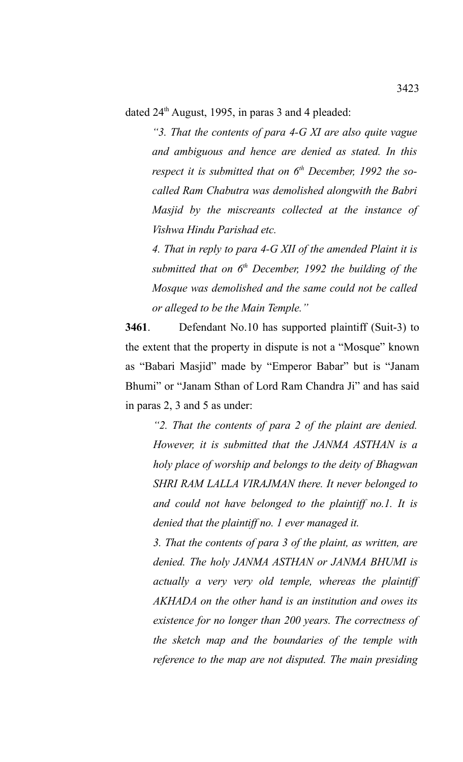dated 24th August, 1995, in paras 3 and 4 pleaded:

> *"3. That the contents of para 4-G XI are also quite vague and ambiguous and hence are denied as stated. In this respect it is submitted that on 6th December, 1992 the so-called Ram Chabutra was demolished alongwith the Babri Masjid by the miscreants collected at the instance of Vishwa Hindu Parishad etc.*
>
> *4. That in reply to para 4-G XII of the amended Plaint it is submitted that on 6th December, 1992 the building of the Mosque was demolished and the same could not be called or alleged to be the Main Temple."*

**3461**. Defendant No.10 has supported plaintiff (Suit-3) to the extent that the property in dispute is not a "Mosque" known as "Babari Masjid" made by "Emperor Babar" but is "Janam Bhumi" or "Janam Sthan of Lord Ram Chandra Ji" and has said in paras 2, 3 and 5 as under:

> *"2. That the contents of para 2 of the plaint are denied. However, it is submitted that the JANMA ASTHAN is a holy place of worship and belongs to the deity of Bhagwan SHRI RAM LALLA VIRAJMAN there. It never belonged to and could not have belonged to the plaintiff no.1. It is denied that the plaintiff no. 1 ever managed it.*
>
> *3. That the contents of para 3 of the plaint, as written, are denied. The holy JANMA ASTHAN or JANMA BHUMI is actually a very very old temple, whereas the plaintiff AKHADA on the other hand is an institution and owes its existence for no longer than 200 years. The correctness of the sketch map and the boundaries of the temple with reference to the map are not disputed. The main presiding*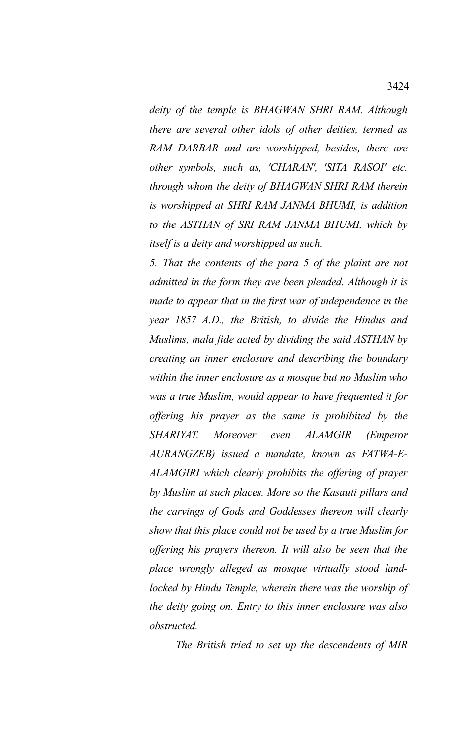*deity of the temple is BHAGWAN SHRI RAM. Although there are several other idols of other deities, termed as RAM DARBAR and are worshipped, besides, there are other symbols, such as, 'CHARAN', 'SITA RASOI' etc. through whom the deity of BHAGWAN SHRI RAM therein is worshipped at SHRI RAM JANMA BHUMI, is addition to the ASTHAN of SRI RAM JANMA BHUMI, which by itself is a deity and worshipped as such.*

*5. That the contents of the para 5 of the plaint are not admitted in the form they ave been pleaded. Although it is made to appear that in the first war of independence in the year 1857 A.D., the British, to divide the Hindus and Muslims, mala fide acted by dividing the said ASTHAN by creating an inner enclosure and describing the boundary within the inner enclosure as a mosque but no Muslim who was a true Muslim, would appear to have frequented it for offering his prayer as the same is prohibited by the SHARIYAT. Moreover even ALAMGIR (Emperor AURANGZEB) issued a mandate, known as FATWA-E-ALAMGIRI which clearly prohibits the offering of prayer by Muslim at such places. More so the Kasauti pillars and the carvings of Gods and Goddesses thereon will clearly show that this place could not be used by a true Muslim for offering his prayers thereon. It will also be seen that the place wrongly alleged as mosque virtually stood land-locked by Hindu Temple, wherein there was the worship of the deity going on. Entry to this inner enclosure was also obstructed.*

*The British tried to set up the descendents of MIR*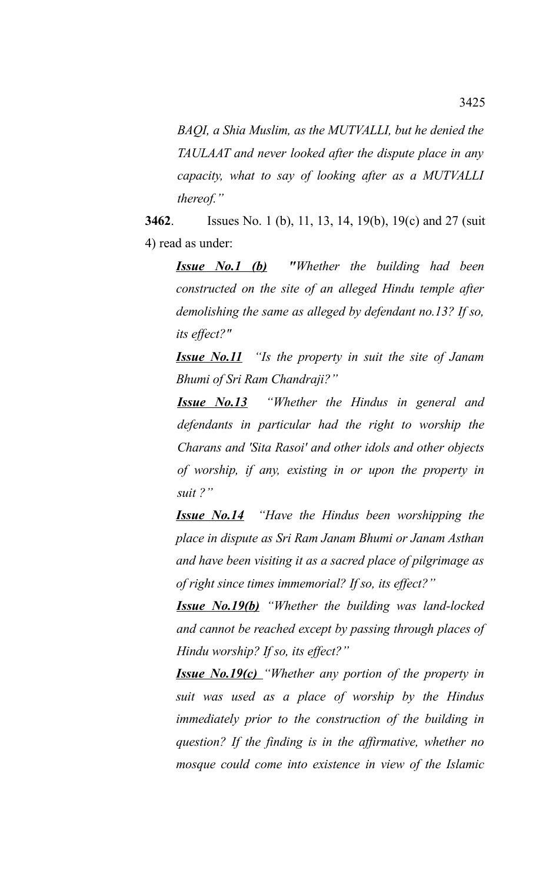*BAQI, a Shia Muslim, as the MUTVALLI, but he denied the TAULAAT and never looked after the dispute place in any capacity, what to say of looking after as a MUTVALLI thereof."*

**3462**. Issues No. 1 (b), 11, 13, 14, 19(b), 19(c) and 27 (suit 4) read as under:

***Issue No.1 (b)*** *"Whether the building had been constructed on the site of an alleged Hindu temple after demolishing the same as alleged by defendant no.13? If so, its effect?"*

***Issue No.11*** *"Is the property in suit the site of Janam Bhumi of Sri Ram Chandraji?"*

***Issue No.13*** *"Whether the Hindus in general and defendants in particular had the right to worship the Charans and 'Sita Rasoi' and other idols and other objects of worship, if any, existing in or upon the property in suit ?"*

***Issue No.14*** *"Have the Hindus been worshipping the place in dispute as Sri Ram Janam Bhumi or Janam Asthan and have been visiting it as a sacred place of pilgrimage as of right since times immemorial? If so, its effect?"*

***Issue No.19(b)*** *"Whether the building was land-locked and cannot be reached except by passing through places of Hindu worship? If so, its effect?"*

***Issue No.19(c)*** *"Whether any portion of the property in suit was used as a place of worship by the Hindus immediately prior to the construction of the building in question? If the finding is in the affirmative, whether no mosque could come into existence in view of the Islamic*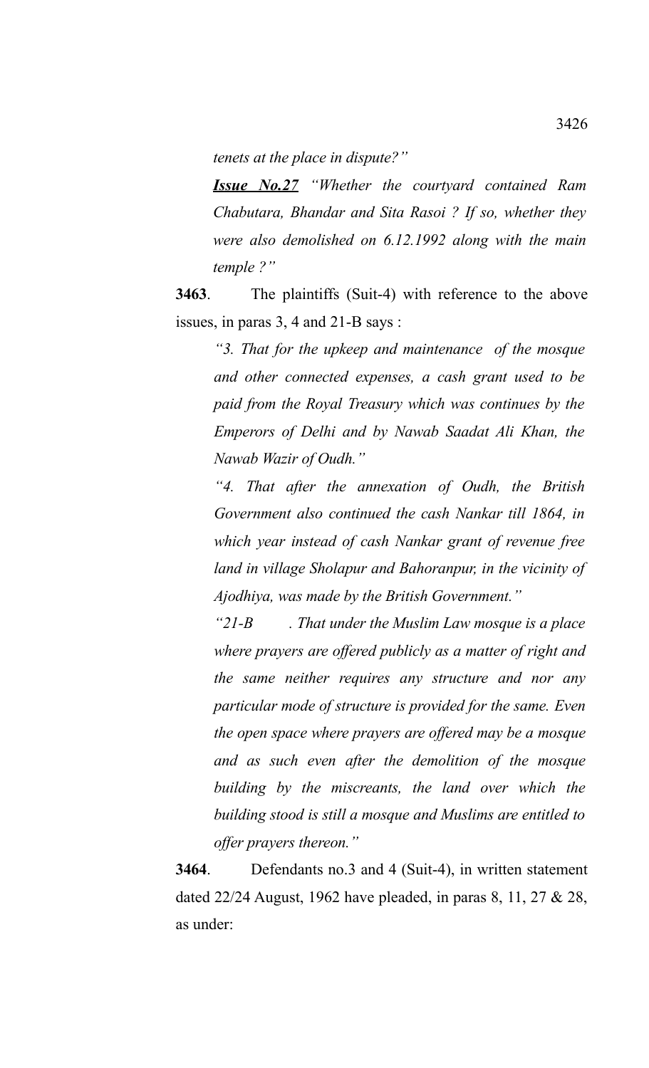*tenets at the place in dispute?"*

***Issue No.27*** *"Whether the courtyard contained Ram Chabutara, Bhandar and Sita Rasoi ? If so, whether they were also demolished on 6.12.1992 along with the main temple ?"*

**3463**. The plaintiffs (Suit-4) with reference to the above issues, in paras 3, 4 and 21-B says :

*"3. That for the upkeep and maintenance of the mosque and other connected expenses, a cash grant used to be paid from the Royal Treasury which was continues by the Emperors of Delhi and by Nawab Saadat Ali Khan, the Nawab Wazir of Oudh."*

*"4. That after the annexation of Oudh, the British Government also continued the cash Nankar till 1864, in which year instead of cash Nankar grant of revenue free land in village Sholapur and Bahoranpur, in the vicinity of Ajodhiya, was made by the British Government."*

*"21-B . That under the Muslim Law mosque is a place where prayers are offered publicly as a matter of right and the same neither requires any structure and nor any particular mode of structure is provided for the same. Even the open space where prayers are offered may be a mosque and as such even after the demolition of the mosque building by the miscreants, the land over which the building stood is still a mosque and Muslims are entitled to offer prayers thereon."*

**3464**. Defendants no.3 and 4 (Suit-4), in written statement dated 22/24 August, 1962 have pleaded, in paras 8, 11, 27 & 28, as under: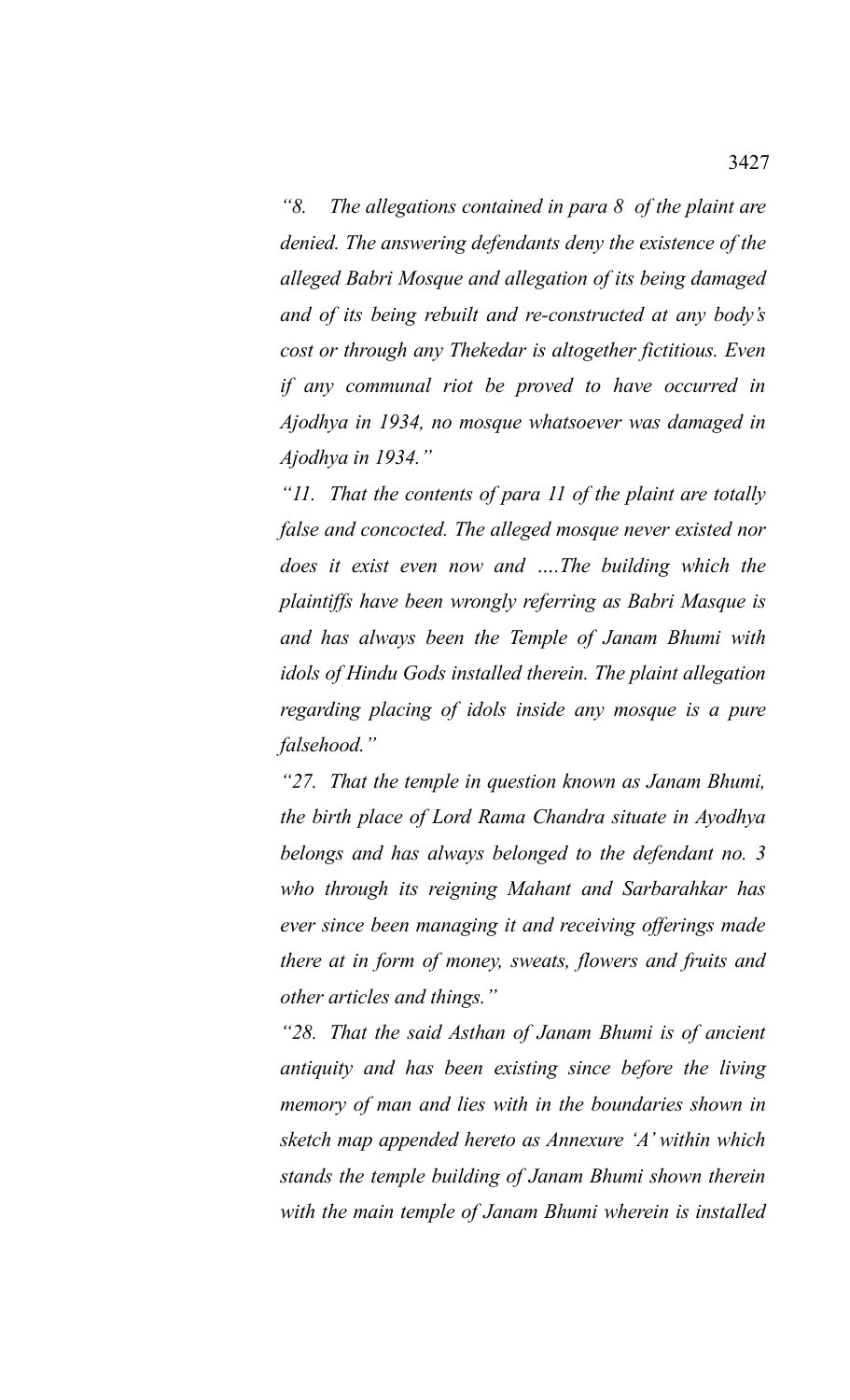*"8. The allegations contained in para 8 of the plaint are denied. The answering defendants deny the existence of the alleged Babri Mosque and allegation of its being damaged and of its being rebuilt and re-constructed at any body's cost or through any Thekedar is altogether fictitious. Even if any communal riot be proved to have occurred in Ajodhya in 1934, no mosque whatsoever was damaged in Ajodhya in 1934."*

*"11. That the contents of para 11 of the plaint are totally false and concocted. The alleged mosque never existed nor does it exist even now and ….The building which the plaintiffs have been wrongly referring as Babri Masque is and has always been the Temple of Janam Bhumi with idols of Hindu Gods installed therein. The plaint allegation regarding placing of idols inside any mosque is a pure falsehood."*

*"27. That the temple in question known as Janam Bhumi, the birth place of Lord Rama Chandra situate in Ayodhya belongs and has always belonged to the defendant no. 3 who through its reigning Mahant and Sarbarahkar has ever since been managing it and receiving offerings made there at in form of money, sweats, flowers and fruits and other articles and things."*

*"28. That the said Asthan of Janam Bhumi is of ancient antiquity and has been existing since before the living memory of man and lies with in the boundaries shown in sketch map appended hereto as Annexure 'A' within which stands the temple building of Janam Bhumi shown therein with the main temple of Janam Bhumi wherein is installed*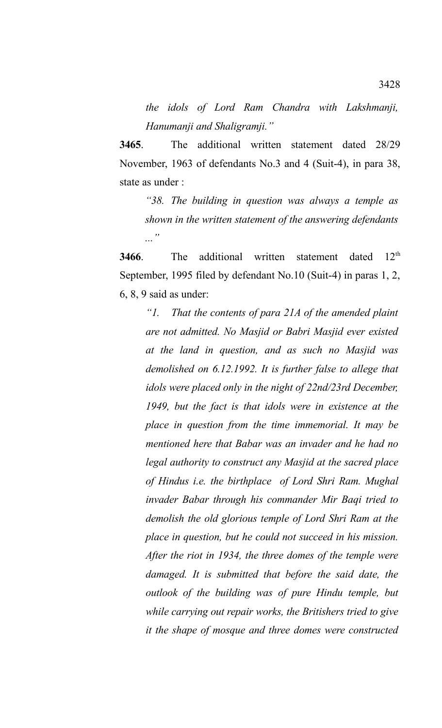*the idols of Lord Ram Chandra with Lakshmanji, Hanumanji and Shaligramji."*

**3465**. The additional written statement dated 28/29 November, 1963 of defendants No.3 and 4 (Suit-4), in para 38, state as under :

*"38. The building in question was always a temple as shown in the written statement of the answering defendants ..."*

**3466**. The additional written statement dated 12th September, 1995 filed by defendant No.10 (Suit-4) in paras 1, 2, 6, 8, 9 said as under:

*"1. That the contents of para 21A of the amended plaint are not admitted. No Masjid or Babri Masjid ever existed at the land in question, and as such no Masjid was demolished on 6.12.1992. It is further false to allege that idols were placed only in the night of 22nd/23rd December, 1949, but the fact is that idols were in existence at the place in question from the time immemorial. It may be mentioned here that Babar was an invader and he had no legal authority to construct any Masjid at the sacred place of Hindus i.e. the birthplace of Lord Shri Ram. Mughal invader Babar through his commander Mir Baqi tried to demolish the old glorious temple of Lord Shri Ram at the place in question, but he could not succeed in his mission. After the riot in 1934, the three domes of the temple were damaged. It is submitted that before the said date, the outlook of the building was of pure Hindu temple, but while carrying out repair works, the Britishers tried to give it the shape of mosque and three domes were constructed*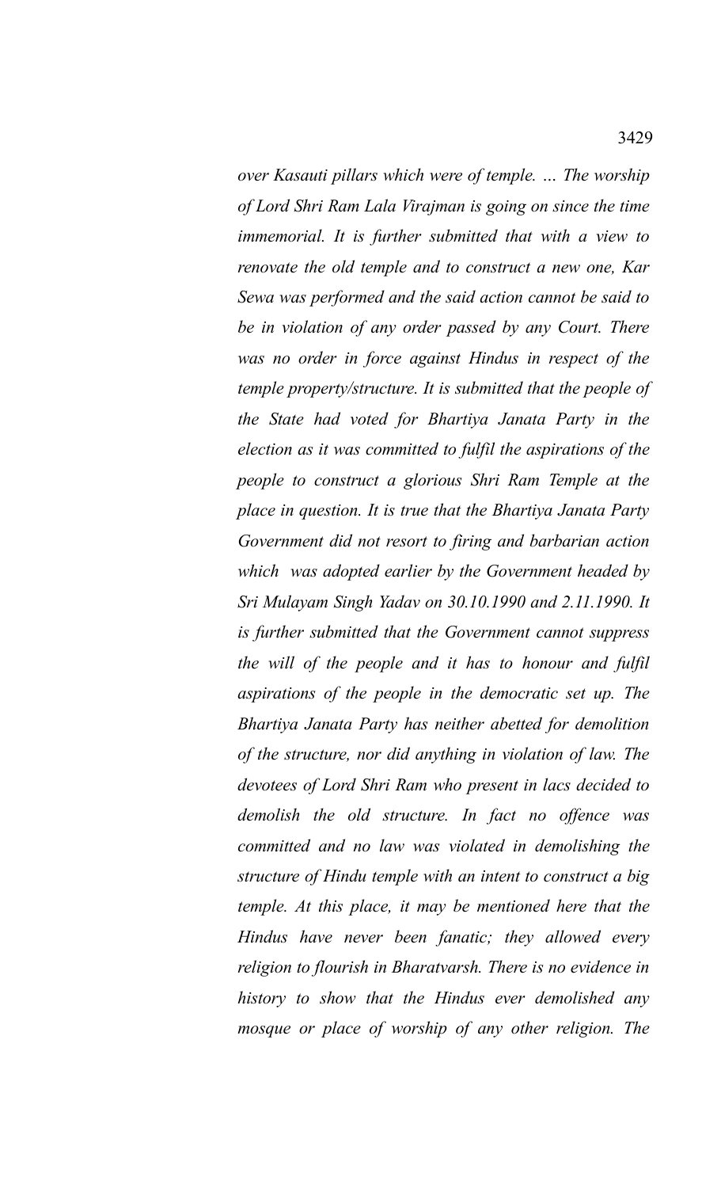*over Kasauti pillars which were of temple. … The worship of Lord Shri Ram Lala Virajman is going on since the time immemorial. It is further submitted that with a view to renovate the old temple and to construct a new one, Kar Sewa was performed and the said action cannot be said to be in violation of any order passed by any Court. There was no order in force against Hindus in respect of the temple property/structure. It is submitted that the people of the State had voted for Bhartiya Janata Party in the election as it was committed to fulfil the aspirations of the people to construct a glorious Shri Ram Temple at the place in question. It is true that the Bhartiya Janata Party Government did not resort to firing and barbarian action which was adopted earlier by the Government headed by Sri Mulayam Singh Yadav on 30.10.1990 and 2.11.1990. It is further submitted that the Government cannot suppress the will of the people and it has to honour and fulfil aspirations of the people in the democratic set up. The Bhartiya Janata Party has neither abetted for demolition of the structure, nor did anything in violation of law. The devotees of Lord Shri Ram who present in lacs decided to demolish the old structure. In fact no offence was committed and no law was violated in demolishing the structure of Hindu temple with an intent to construct a big temple. At this place, it may be mentioned here that the Hindus have never been fanatic; they allowed every religion to flourish in Bharatvarsh. There is no evidence in history to show that the Hindus ever demolished any mosque or place of worship of any other religion. The*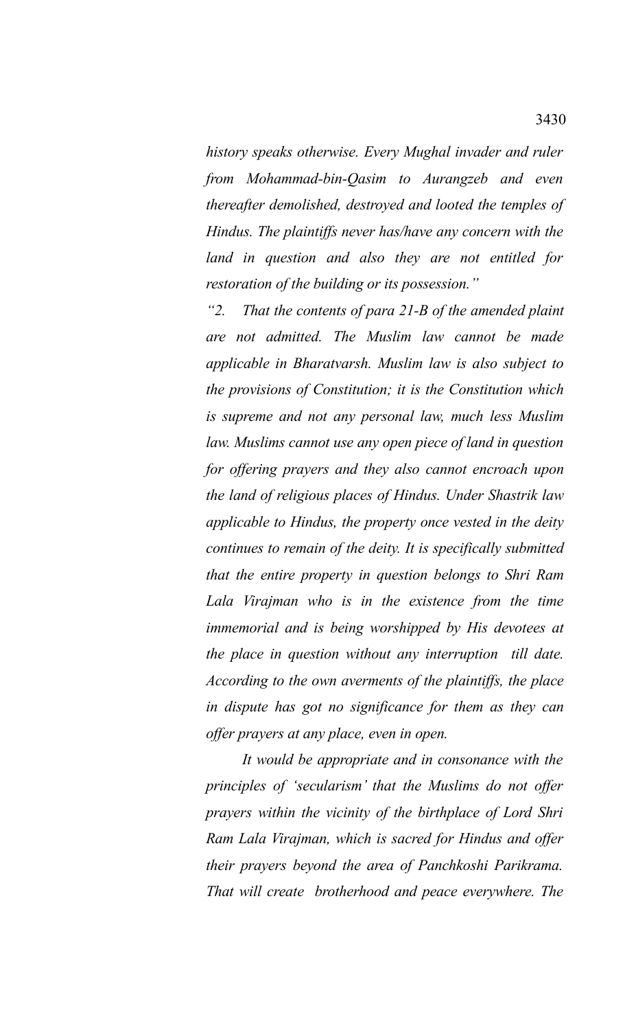*history speaks otherwise. Every Mughal invader and ruler from Mohammad-bin-Qasim to Aurangzeb and even thereafter demolished, destroyed and looted the temples of Hindus. The plaintiffs never has/have any concern with the land in question and also they are not entitled for restoration of the building or its possession."*

*"2. That the contents of para 21-B of the amended plaint are not admitted. The Muslim law cannot be made applicable in Bharatvarsh. Muslim law is also subject to the provisions of Constitution; it is the Constitution which is supreme and not any personal law, much less Muslim law. Muslims cannot use any open piece of land in question for offering prayers and they also cannot encroach upon the land of religious places of Hindus. Under Shastrik law applicable to Hindus, the property once vested in the deity continues to remain of the deity. It is specifically submitted that the entire property in question belongs to Shri Ram Lala Virajman who is in the existence from the time immemorial and is being worshipped by His devotees at the place in question without any interruption till date. According to the own averments of the plaintiffs, the place in dispute has got no significance for them as they can offer prayers at any place, even in open.*

*It would be appropriate and in consonance with the principles of 'secularism' that the Muslims do not offer prayers within the vicinity of the birthplace of Lord Shri Ram Lala Virajman, which is sacred for Hindus and offer their prayers beyond the area of Panchkoshi Parikrama. That will create brotherhood and peace everywhere. The*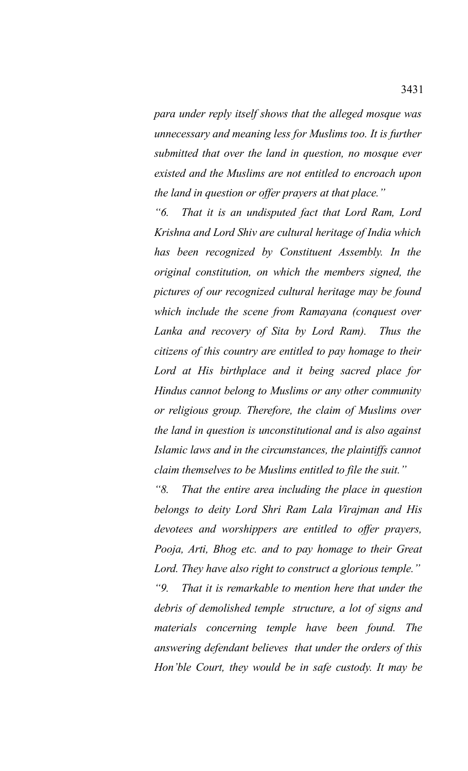*para under reply itself shows that the alleged mosque was unnecessary and meaning less for Muslims too. It is further submitted that over the land in question, no mosque ever existed and the Muslims are not entitled to encroach upon the land in question or offer prayers at that place."*

*"6. That it is an undisputed fact that Lord Ram, Lord Krishna and Lord Shiv are cultural heritage of India which has been recognized by Constituent Assembly. In the original constitution, on which the members signed, the pictures of our recognized cultural heritage may be found which include the scene from Ramayana (conquest over Lanka and recovery of Sita by Lord Ram). Thus the citizens of this country are entitled to pay homage to their Lord at His birthplace and it being sacred place for Hindus cannot belong to Muslims or any other community or religious group. Therefore, the claim of Muslims over the land in question is unconstitutional and is also against Islamic laws and in the circumstances, the plaintiffs cannot claim themselves to be Muslims entitled to file the suit."*

*"8. That the entire area including the place in question belongs to deity Lord Shri Ram Lala Virajman and His devotees and worshippers are entitled to offer prayers, Pooja, Arti, Bhog etc. and to pay homage to their Great Lord. They have also right to construct a glorious temple."*

*"9. That it is remarkable to mention here that under the debris of demolished temple structure, a lot of signs and materials concerning temple have been found. The answering defendant believes that under the orders of this Hon'ble Court, they would be in safe custody. It may be*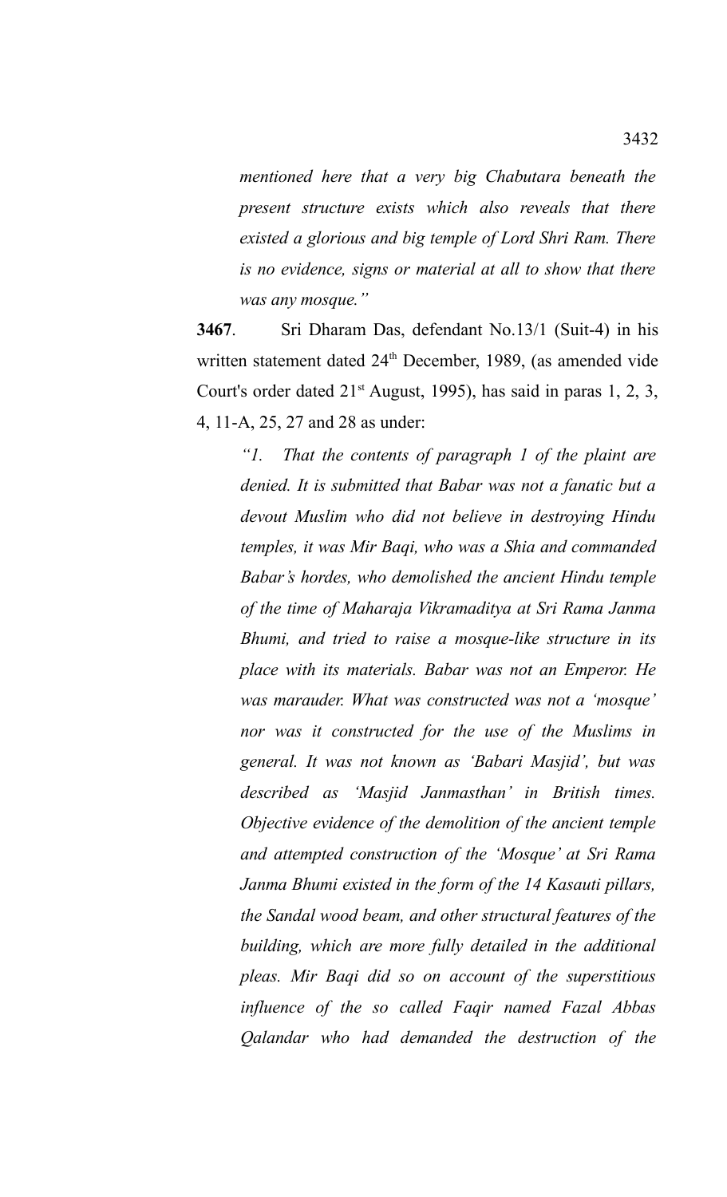*mentioned here that a very big Chabutara beneath the present structure exists which also reveals that there existed a glorious and big temple of Lord Shri Ram. There is no evidence, signs or material at all to show that there was any mosque."*

**3467**. Sri Dharam Das, defendant No.13/1 (Suit-4) in his written statement dated 24th December, 1989, (as amended vide Court's order dated 21st August, 1995), has said in paras 1, 2, 3, 4, 11-A, 25, 27 and 28 as under:

*"1. That the contents of paragraph 1 of the plaint are denied. It is submitted that Babar was not a fanatic but a devout Muslim who did not believe in destroying Hindu temples, it was Mir Baqi, who was a Shia and commanded Babar's hordes, who demolished the ancient Hindu temple of the time of Maharaja Vikramaditya at Sri Rama Janma Bhumi, and tried to raise a mosque-like structure in its place with its materials. Babar was not an Emperor. He was marauder. What was constructed was not a 'mosque' nor was it constructed for the use of the Muslims in general. It was not known as 'Babari Masjid', but was described as 'Masjid Janmasthan' in British times. Objective evidence of the demolition of the ancient temple and attempted construction of the 'Mosque' at Sri Rama Janma Bhumi existed in the form of the 14 Kasauti pillars, the Sandal wood beam, and other structural features of the building, which are more fully detailed in the additional pleas. Mir Baqi did so on account of the superstitious influence of the so called Faqir named Fazal Abbas Qalandar who had demanded the destruction of the*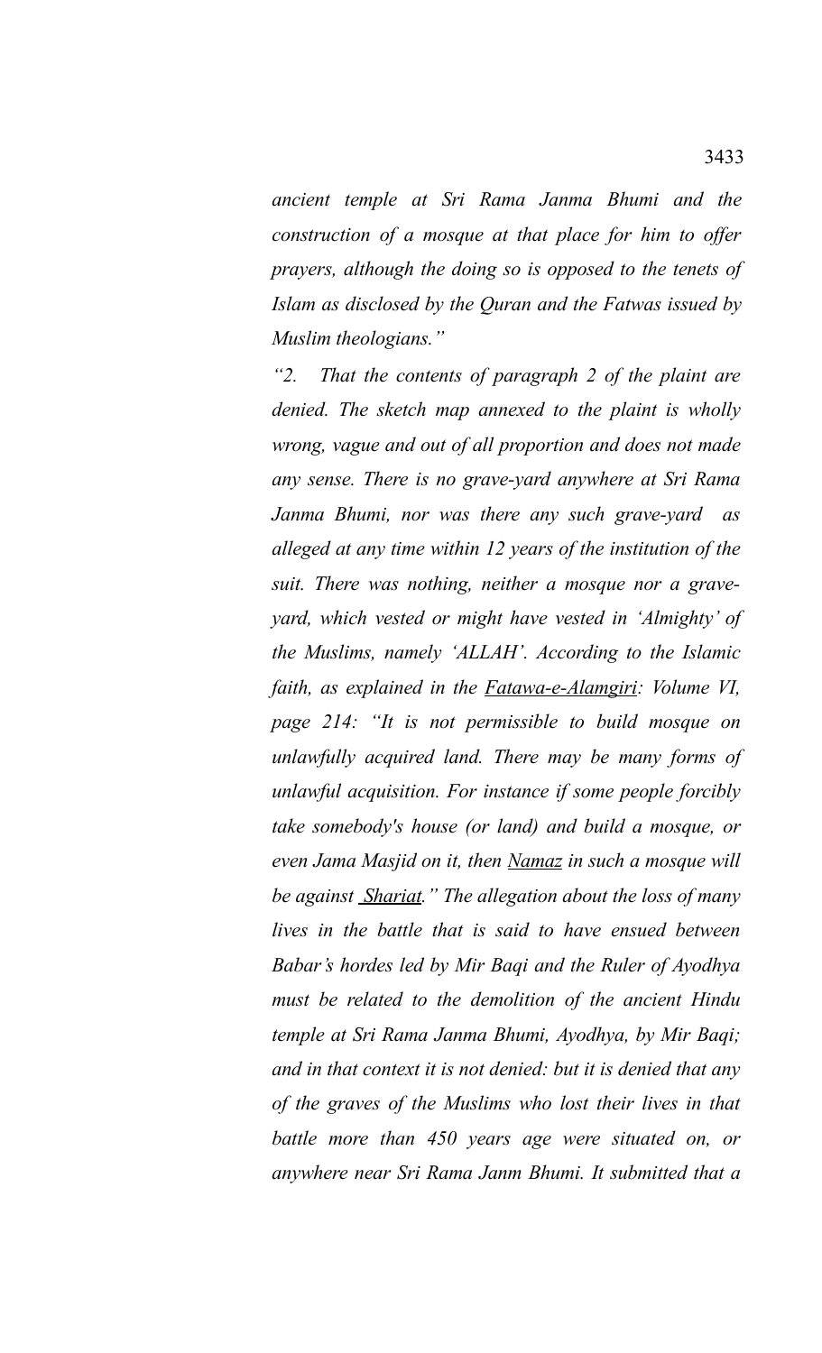*ancient temple at Sri Rama Janma Bhumi and the construction of a mosque at that place for him to offer prayers, although the doing so is opposed to the tenets of Islam as disclosed by the Quran and the Fatwas issued by Muslim theologians."*

*"2. That the contents of paragraph 2 of the plaint are denied. The sketch map annexed to the plaint is wholly wrong, vague and out of all proportion and does not made any sense. There is no grave-yard anywhere at Sri Rama Janma Bhumi, nor was there any such grave-yard as alleged at any time within 12 years of the institution of the suit. There was nothing, neither a mosque nor a grave-yard, which vested or might have vested in 'Almighty' of the Muslims, namely 'ALLAH'. According to the Islamic faith, as explained in the Fatawa-e-Alamgiri: Volume VI, page 214: "It is not permissible to build mosque on unlawfully acquired land. There may be many forms of unlawful acquisition. For instance if some people forcibly take somebody's house (or land) and build a mosque, or even Jama Masjid on it, then Namaz in such a mosque will be against Shariat." The allegation about the loss of many lives in the battle that is said to have ensued between Babar's hordes led by Mir Baqi and the Ruler of Ayodhya must be related to the demolition of the ancient Hindu temple at Sri Rama Janma Bhumi, Ayodhya, by Mir Baqi; and in that context it is not denied: but it is denied that any of the graves of the Muslims who lost their lives in that battle more than 450 years age were situated on, or anywhere near Sri Rama Janm Bhumi. It submitted that a*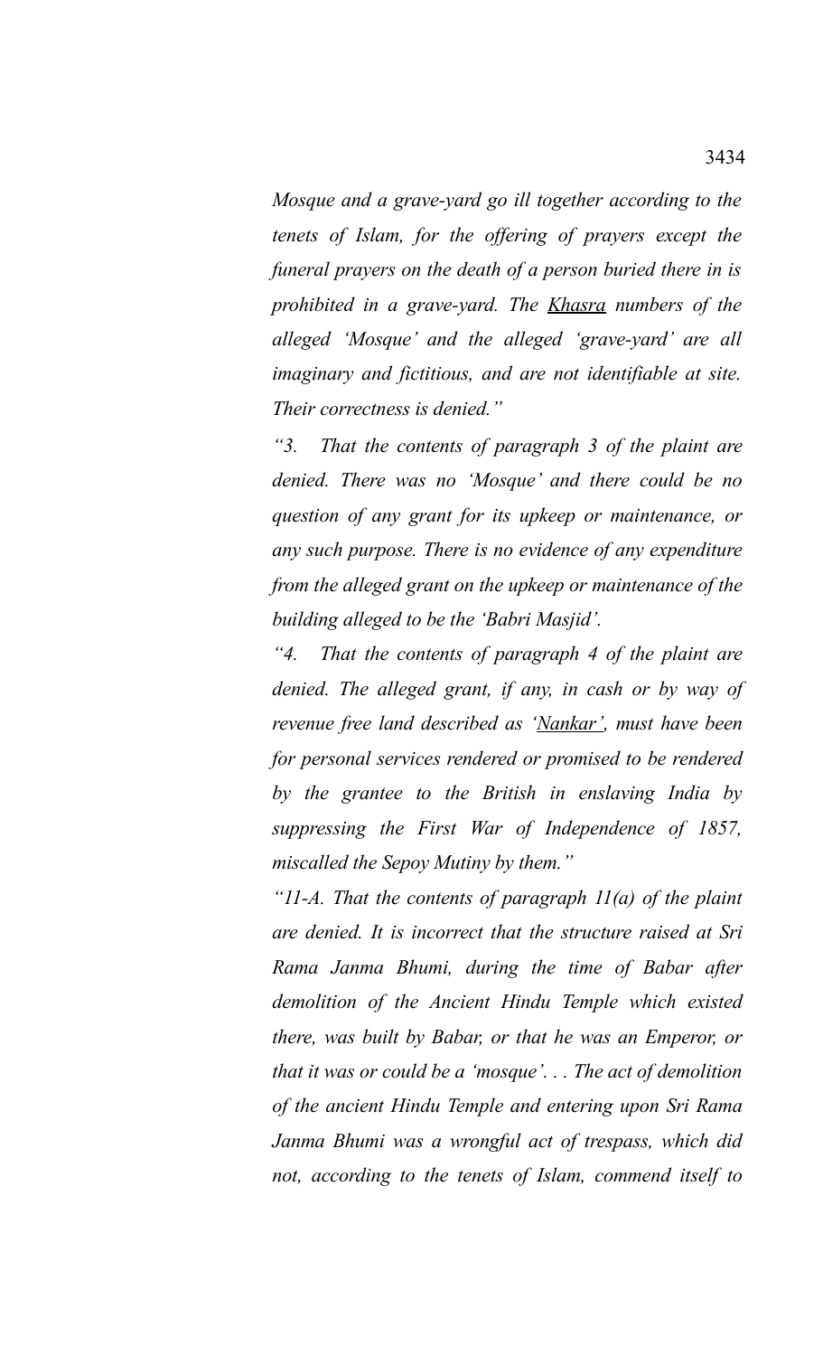*Mosque and a grave-yard go ill together according to the tenets of Islam, for the offering of prayers except the funeral prayers on the death of a person buried there in is prohibited in a grave-yard. The Khasra numbers of the alleged 'Mosque' and the alleged 'grave-yard' are all imaginary and fictitious, and are not identifiable at site. Their correctness is denied."*

*"3. That the contents of paragraph 3 of the plaint are denied. There was no 'Mosque' and there could be no question of any grant for its upkeep or maintenance, or any such purpose. There is no evidence of any expenditure from the alleged grant on the upkeep or maintenance of the building alleged to be the 'Babri Masjid'.*

*"4. That the contents of paragraph 4 of the plaint are denied. The alleged grant, if any, in cash or by way of revenue free land described as 'Nankar', must have been for personal services rendered or promised to be rendered by the grantee to the British in enslaving India by suppressing the First War of Independence of 1857, miscalled the Sepoy Mutiny by them."*

*"11-A. That the contents of paragraph 11(a) of the plaint are denied. It is incorrect that the structure raised at Sri Rama Janma Bhumi, during the time of Babar after demolition of the Ancient Hindu Temple which existed there, was built by Babar, or that he was an Emperor, or that it was or could be a 'mosque'. . . The act of demolition of the ancient Hindu Temple and entering upon Sri Rama Janma Bhumi was a wrongful act of trespass, which did not, according to the tenets of Islam, commend itself to*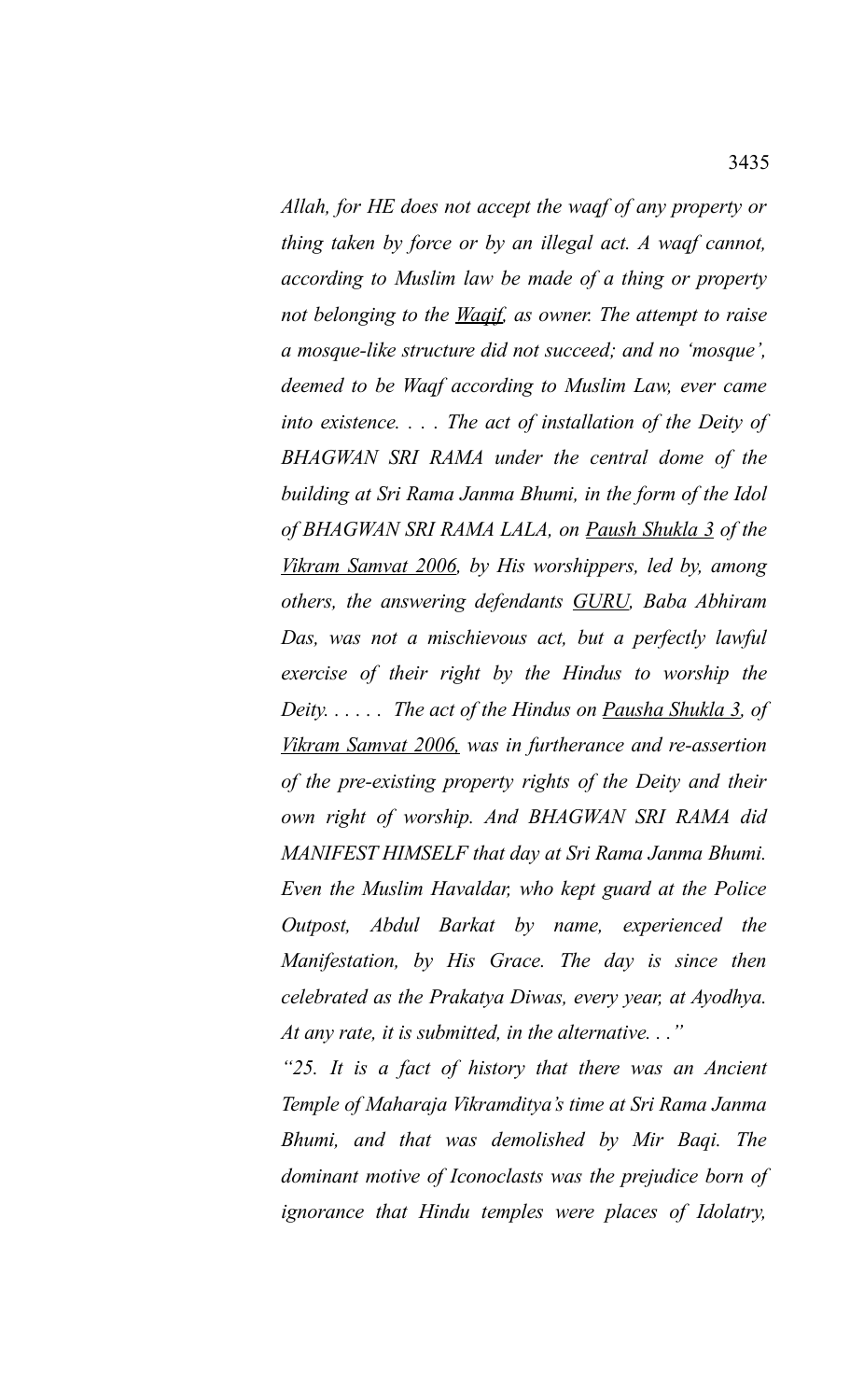*Allah, for HE does not accept the waqf of any property or thing taken by force or by an illegal act. A waqf cannot, according to Muslim law be made of a thing or property not belonging to the Waqif, as owner. The attempt to raise a mosque-like structure did not succeed; and no 'mosque', deemed to be Waqf according to Muslim Law, ever came into existence. . . . The act of installation of the Deity of BHAGWAN SRI RAMA under the central dome of the building at Sri Rama Janma Bhumi, in the form of the Idol of BHAGWAN SRI RAMA LALA, on Paush Shukla 3 of the Vikram Samvat 2006, by His worshippers, led by, among others, the answering defendants GURU, Baba Abhiram Das, was not a mischievous act, but a perfectly lawful exercise of their right by the Hindus to worship the Deity. . . . . . The act of the Hindus on Pausha Shukla 3, of Vikram Samvat 2006, was in furtherance and re-assertion of the pre-existing property rights of the Deity and their own right of worship. And BHAGWAN SRI RAMA did MANIFEST HIMSELF that day at Sri Rama Janma Bhumi. Even the Muslim Havaldar, who kept guard at the Police Outpost, Abdul Barkat by name, experienced the Manifestation, by His Grace. The day is since then celebrated as the Prakatya Diwas, every year, at Ayodhya. At any rate, it is submitted, in the alternative. . ."*

*"25. It is a fact of history that there was an Ancient Temple of Maharaja Vikramditya's time at Sri Rama Janma Bhumi, and that was demolished by Mir Baqi. The dominant motive of Iconoclasts was the prejudice born of ignorance that Hindu temples were places of Idolatry,*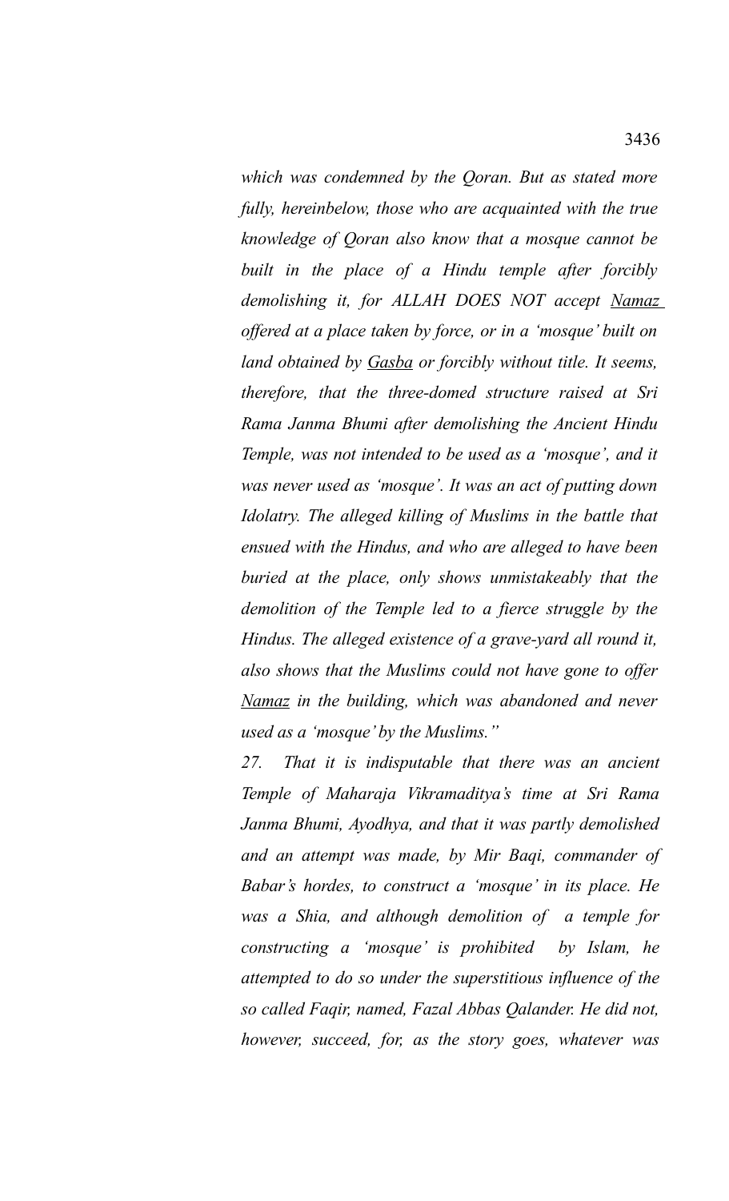*which was condemned by the Qoran. But as stated more fully, hereinbelow, those who are acquainted with the true knowledge of Qoran also know that a mosque cannot be built in the place of a Hindu temple after forcibly demolishing it, for ALLAH DOES NOT accept Namaz offered at a place taken by force, or in a 'mosque' built on land obtained by Gasba or forcibly without title. It seems, therefore, that the three-domed structure raised at Sri Rama Janma Bhumi after demolishing the Ancient Hindu Temple, was not intended to be used as a 'mosque', and it was never used as 'mosque'. It was an act of putting down Idolatry. The alleged killing of Muslims in the battle that ensued with the Hindus, and who are alleged to have been buried at the place, only shows unmistakeably that the demolition of the Temple led to a fierce struggle by the Hindus. The alleged existence of a grave-yard all round it, also shows that the Muslims could not have gone to offer Namaz in the building, which was abandoned and never used as a 'mosque' by the Muslims."*

*27. That it is indisputable that there was an ancient Temple of Maharaja Vikramaditya's time at Sri Rama Janma Bhumi, Ayodhya, and that it was partly demolished and an attempt was made, by Mir Baqi, commander of Babar's hordes, to construct a 'mosque' in its place. He was a Shia, and although demolition of a temple for constructing a 'mosque' is prohibited by Islam, he attempted to do so under the superstitious influence of the so called Faqir, named, Fazal Abbas Qalander. He did not, however, succeed, for, as the story goes, whatever was*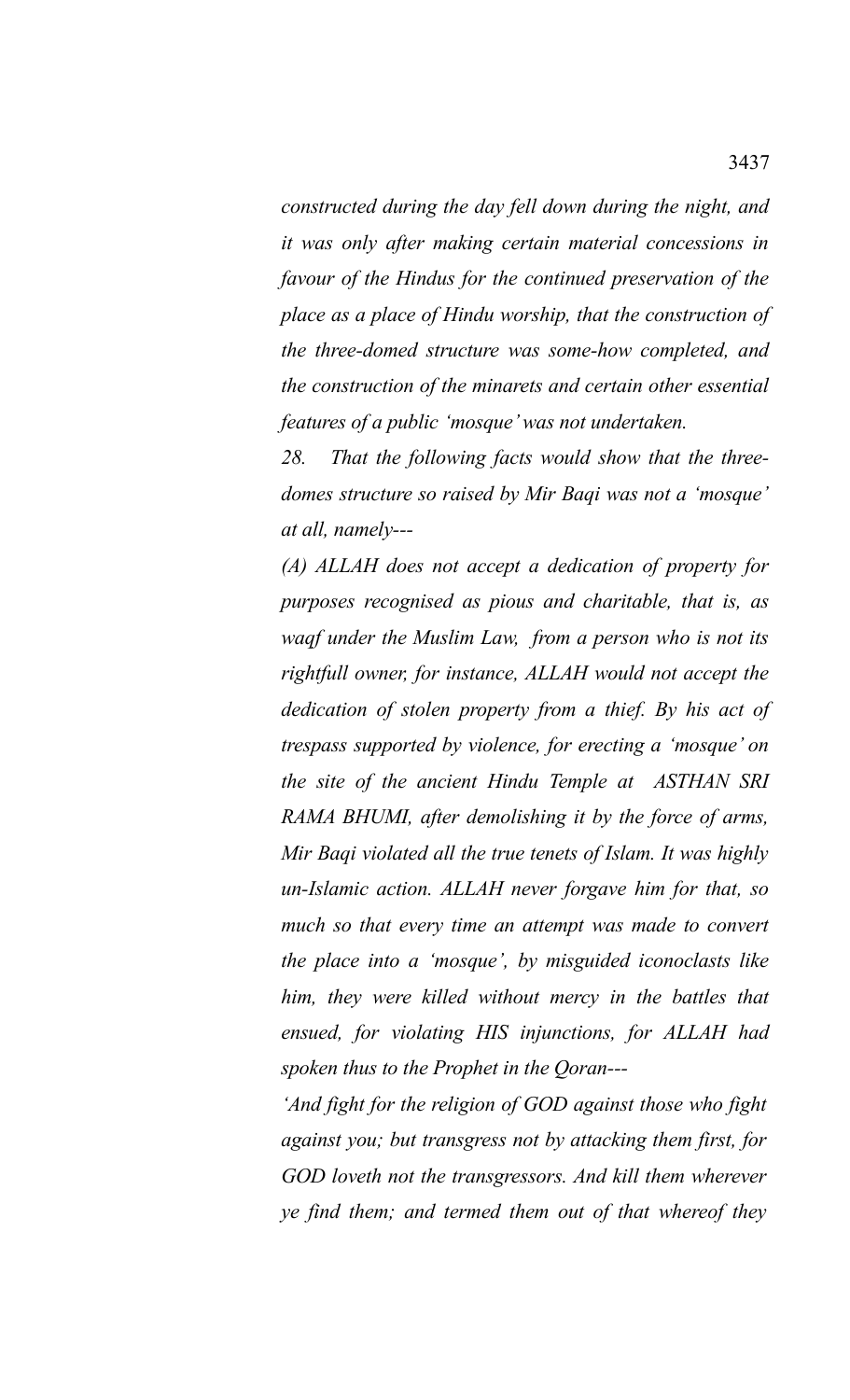*constructed during the day fell down during the night, and it was only after making certain material concessions in favour of the Hindus for the continued preservation of the place as a place of Hindu worship, that the construction of the three-domed structure was some-how completed, and the construction of the minarets and certain other essential features of a public 'mosque' was not undertaken.*

*28. That the following facts would show that the three-domes structure so raised by Mir Baqi was not a 'mosque' at all, namely---*

*(A) ALLAH does not accept a dedication of property for purposes recognised as pious and charitable, that is, as waqf under the Muslim Law, from a person who is not its rightfull owner, for instance, ALLAH would not accept the dedication of stolen property from a thief. By his act of trespass supported by violence, for erecting a 'mosque' on the site of the ancient Hindu Temple at ASTHAN SRI RAMA BHUMI, after demolishing it by the force of arms, Mir Baqi violated all the true tenets of Islam. It was highly un-Islamic action. ALLAH never forgave him for that, so much so that every time an attempt was made to convert the place into a 'mosque', by misguided iconoclasts like him, they were killed without mercy in the battles that ensued, for violating HIS injunctions, for ALLAH had spoken thus to the Prophet in the Qoran---*

*'And fight for the religion of GOD against those who fight against you; but transgress not by attacking them first, for GOD loveth not the transgressors. And kill them wherever ye find them; and termed them out of that whereof they*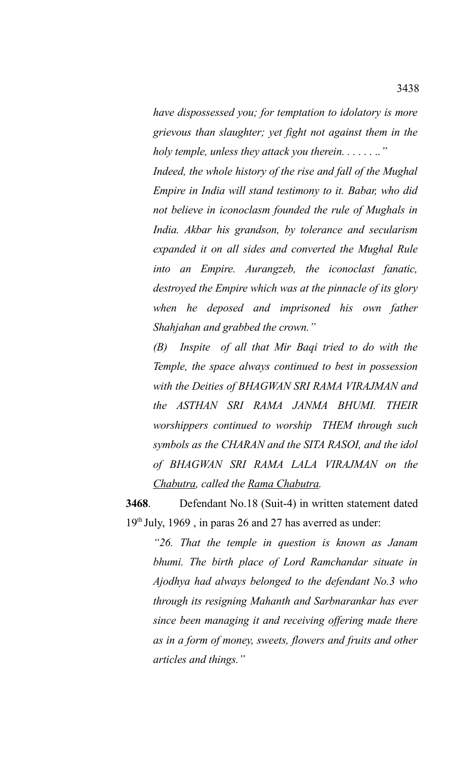*have dispossessed you; for temptation to idolatory is more grievous than slaughter; yet fight not against them in the holy temple, unless they attack you therein. . . . . . .."*

*Indeed, the whole history of the rise and fall of the Mughal Empire in India will stand testimony to it. Babar, who did not believe in iconoclasm founded the rule of Mughals in India. Akbar his grandson, by tolerance and secularism expanded it on all sides and converted the Mughal Rule into an Empire. Aurangzeb, the iconoclast fanatic, destroyed the Empire which was at the pinnacle of its glory when he deposed and imprisoned his own father Shahjahan and grabbed the crown."*

*(B) Inspite of all that Mir Baqi tried to do with the Temple, the space always continued to best in possession with the Deities of BHAGWAN SRI RAMA VIRAJMAN and the ASTHAN SRI RAMA JANMA BHUMI. THEIR worshippers continued to worship THEM through such symbols as the CHARAN and the SITA RASOI, and the idol of BHAGWAN SRI RAMA LALA VIRAJMAN on the Chabutra, called the Rama Chabutra.*

**3468**. Defendant No.18 (Suit-4) in written statement dated 19th July, 1969 , in paras 26 and 27 has averred as under:

*"26. That the temple in question is known as Janam bhumi. The birth place of Lord Ramchandar situate in Ajodhya had always belonged to the defendant No.3 who through its resigning Mahanth and Sarbnarankar has ever since been managing it and receiving offering made there as in a form of money, sweets, flowers and fruits and other articles and things."*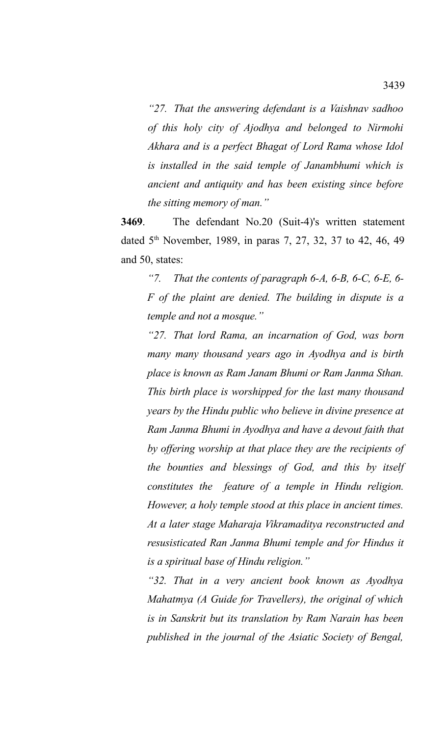*"27. That the answering defendant is a Vaishnav sadhoo of this holy city of Ajodhya and belonged to Nirmohi Akhara and is a perfect Bhagat of Lord Rama whose Idol is installed in the said temple of Janambhumi which is ancient and antiquity and has been existing since before the sitting memory of man."*

**3469**. The defendant No.20 (Suit-4)'s written statement dated 5th November, 1989, in paras 7, 27, 32, 37 to 42, 46, 49 and 50, states:

*"7. That the contents of paragraph 6-A, 6-B, 6-C, 6-E, 6-F of the plaint are denied. The building in dispute is a temple and not a mosque."*

*"27. That lord Rama, an incarnation of God, was born many many thousand years ago in Ayodhya and is birth place is known as Ram Janam Bhumi or Ram Janma Sthan. This birth place is worshipped for the last many thousand years by the Hindu public who believe in divine presence at Ram Janma Bhumi in Ayodhya and have a devout faith that by offering worship at that place they are the recipients of the bounties and blessings of God, and this by itself constitutes the feature of a temple in Hindu religion. However, a holy temple stood at this place in ancient times. At a later stage Maharaja Vikramaditya reconstructed and resusisticated Ran Janma Bhumi temple and for Hindus it is a spiritual base of Hindu religion."*

*"32. That in a very ancient book known as Ayodhya Mahatmya (A Guide for Travellers), the original of which is in Sanskrit but its translation by Ram Narain has been published in the journal of the Asiatic Society of Bengal,*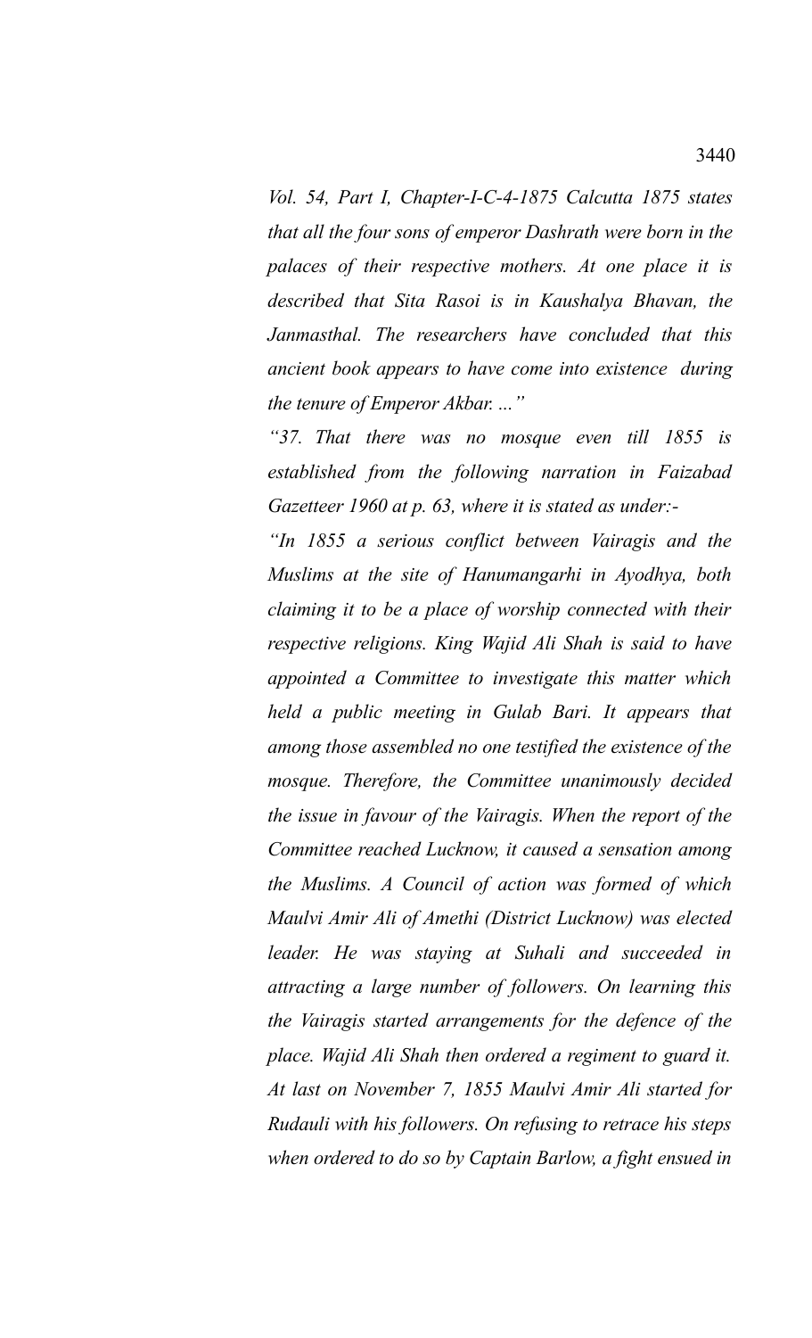*Vol. 54, Part I, Chapter-I-C-4-1875 Calcutta 1875 states that all the four sons of emperor Dashrath were born in the palaces of their respective mothers. At one place it is described that Sita Rasoi is in Kaushalya Bhavan, the Janmasthal. The researchers have concluded that this ancient book appears to have come into existence during the tenure of Emperor Akbar. ..."*

*"37. That there was no mosque even till 1855 is established from the following narration in Faizabad Gazetteer 1960 at p. 63, where it is stated as under:-*

*"In 1855 a serious conflict between Vairagis and the Muslims at the site of Hanumangarhi in Ayodhya, both claiming it to be a place of worship connected with their respective religions. King Wajid Ali Shah is said to have appointed a Committee to investigate this matter which held a public meeting in Gulab Bari. It appears that among those assembled no one testified the existence of the mosque. Therefore, the Committee unanimously decided the issue in favour of the Vairagis. When the report of the Committee reached Lucknow, it caused a sensation among the Muslims. A Council of action was formed of which Maulvi Amir Ali of Amethi (District Lucknow) was elected leader. He was staying at Suhali and succeeded in attracting a large number of followers. On learning this the Vairagis started arrangements for the defence of the place. Wajid Ali Shah then ordered a regiment to guard it. At last on November 7, 1855 Maulvi Amir Ali started for Rudauli with his followers. On refusing to retrace his steps when ordered to do so by Captain Barlow, a fight ensued in*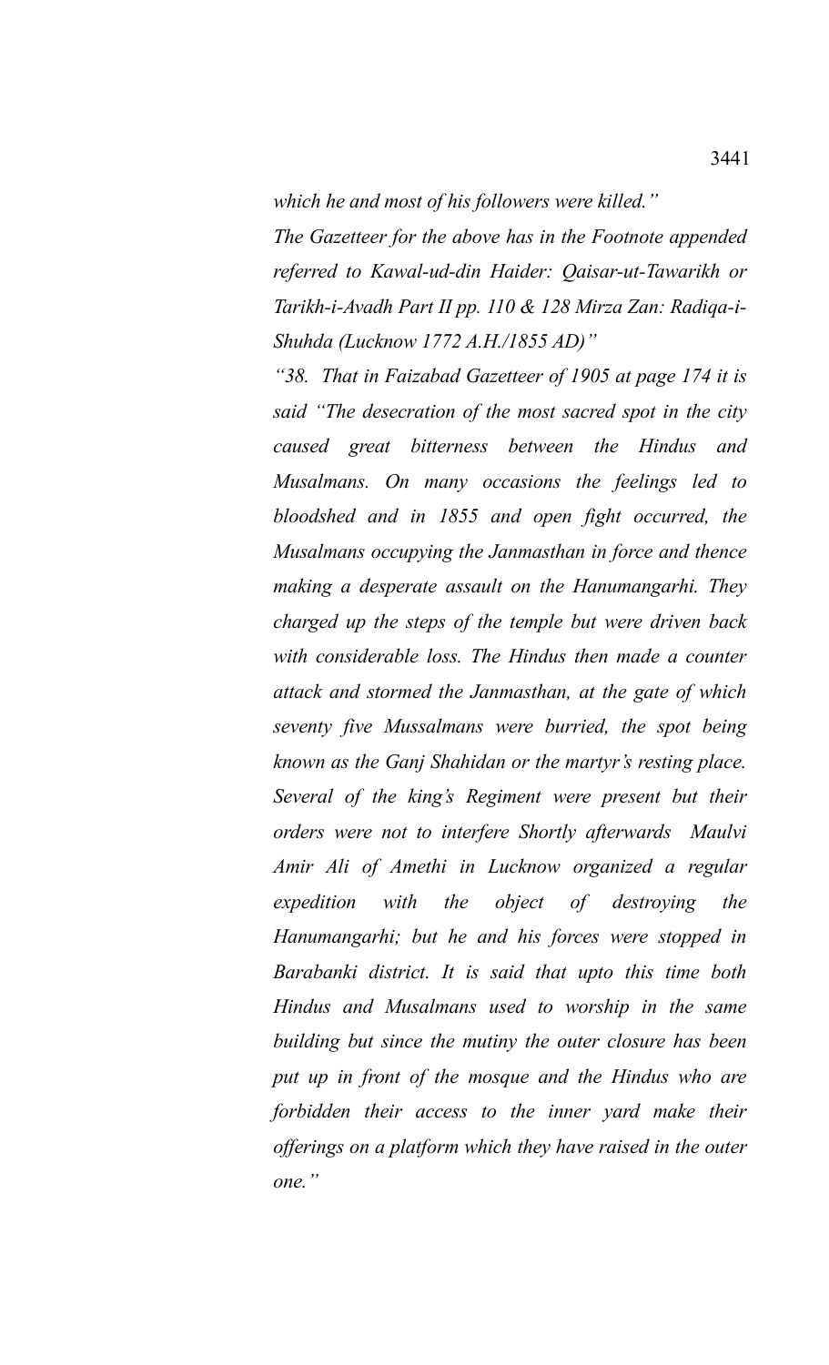*which he and most of his followers were killed."*

*The Gazetteer for the above has in the Footnote appended referred to Kawal-ud-din Haider: Qaisar-ut-Tawarikh or Tarikh-i-Avadh Part II pp. 110 & 128 Mirza Zan: Radiqa-i-Shuhda (Lucknow 1772 A.H./1855 AD)"*

*"38. That in Faizabad Gazetteer of 1905 at page 174 it is said "The desecration of the most sacred spot in the city caused great bitterness between the Hindus and Musalmans. On many occasions the feelings led to bloodshed and in 1855 and open fight occurred, the Musalmans occupying the Janmasthan in force and thence making a desperate assault on the Hanumangarhi. They charged up the steps of the temple but were driven back with considerable loss. The Hindus then made a counter attack and stormed the Janmasthan, at the gate of which seventy five Mussalmans were burried, the spot being known as the Ganj Shahidan or the martyr's resting place. Several of the king's Regiment were present but their orders were not to interfere Shortly afterwards Maulvi Amir Ali of Amethi in Lucknow organized a regular expedition with the object of destroying the Hanumangarhi; but he and his forces were stopped in Barabanki district. It is said that upto this time both Hindus and Musalmans used to worship in the same building but since the mutiny the outer closure has been put up in front of the mosque and the Hindus who are forbidden their access to the inner yard make their offerings on a platform which they have raised in the outer one."*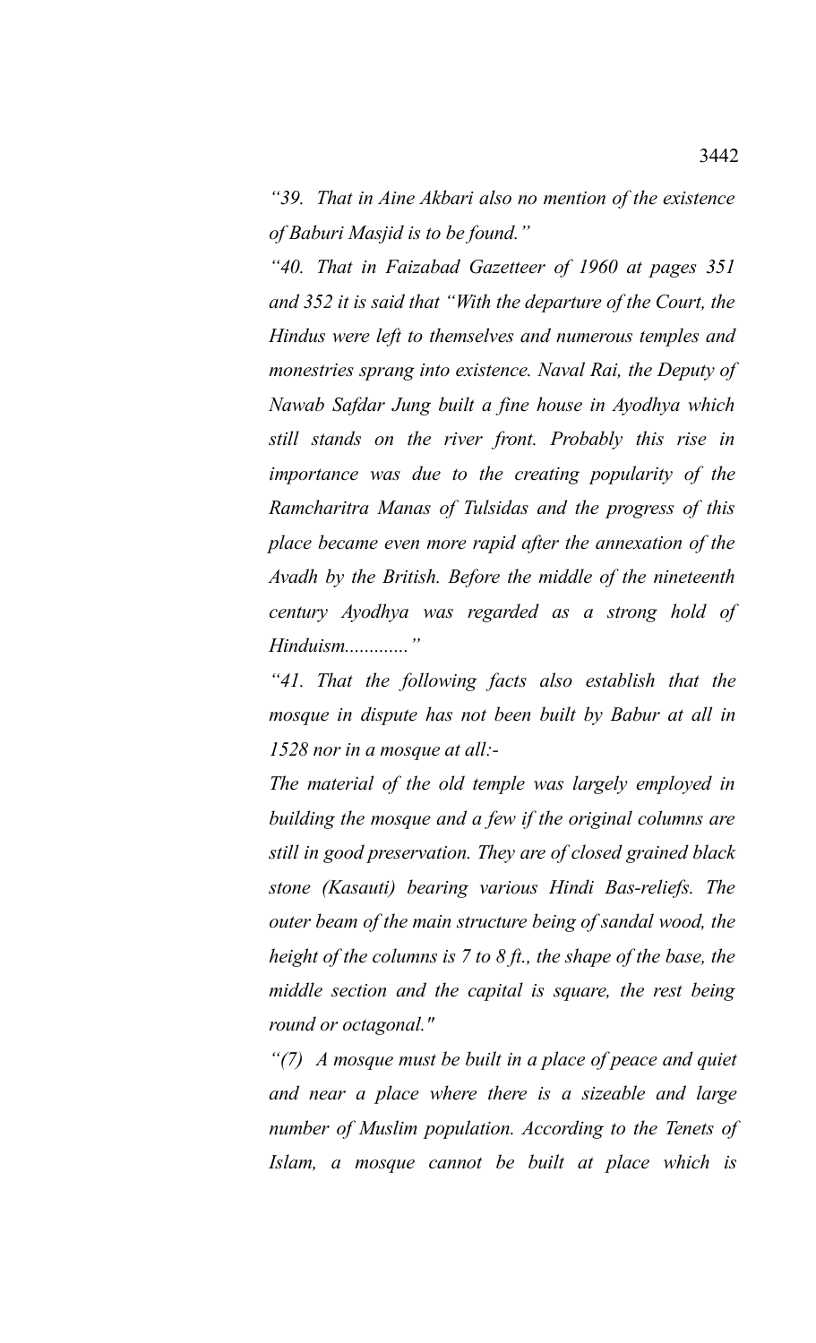*"39. That in Aine Akbari also no mention of the existence of Baburi Masjid is to be found."*

*"40. That in Faizabad Gazetteer of 1960 at pages 351 and 352 it is said that "With the departure of the Court, the Hindus were left to themselves and numerous temples and monestries sprang into existence. Naval Rai, the Deputy of Nawab Safdar Jung built a fine house in Ayodhya which still stands on the river front. Probably this rise in importance was due to the creating popularity of the Ramcharitra Manas of Tulsidas and the progress of this place became even more rapid after the annexation of the Avadh by the British. Before the middle of the nineteenth century Ayodhya was regarded as a strong hold of Hinduism............"*

*"41. That the following facts also establish that the mosque in dispute has not been built by Babur at all in 1528 nor in a mosque at all:-*

*The material of the old temple was largely employed in building the mosque and a few if the original columns are still in good preservation. They are of closed grained black stone (Kasauti) bearing various Hindi Bas-reliefs. The outer beam of the main structure being of sandal wood, the height of the columns is 7 to 8 ft., the shape of the base, the middle section and the capital is square, the rest being round or octagonal."*

*"(7) A mosque must be built in a place of peace and quiet and near a place where there is a sizeable and large number of Muslim population. According to the Tenets of Islam, a mosque cannot be built at place which is*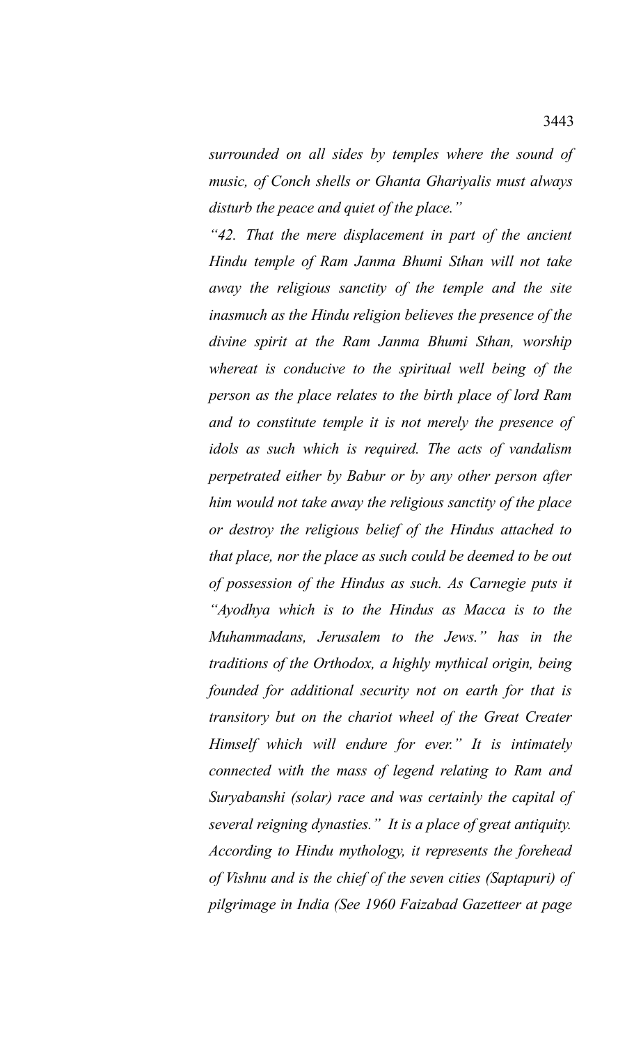*surrounded on all sides by temples where the sound of music, of Conch shells or Ghanta Ghariyalis must always disturb the peace and quiet of the place."*

*"42. That the mere displacement in part of the ancient Hindu temple of Ram Janma Bhumi Sthan will not take away the religious sanctity of the temple and the site inasmuch as the Hindu religion believes the presence of the divine spirit at the Ram Janma Bhumi Sthan, worship whereat is conducive to the spiritual well being of the person as the place relates to the birth place of lord Ram and to constitute temple it is not merely the presence of idols as such which is required. The acts of vandalism perpetrated either by Babur or by any other person after him would not take away the religious sanctity of the place or destroy the religious belief of the Hindus attached to that place, nor the place as such could be deemed to be out of possession of the Hindus as such. As Carnegie puts it "Ayodhya which is to the Hindus as Macca is to the Muhammadans, Jerusalem to the Jews." has in the traditions of the Orthodox, a highly mythical origin, being founded for additional security not on earth for that is transitory but on the chariot wheel of the Great Creater Himself which will endure for ever." It is intimately connected with the mass of legend relating to Ram and Suryabanshi (solar) race and was certainly the capital of several reigning dynasties." It is a place of great antiquity. According to Hindu mythology, it represents the forehead of Vishnu and is the chief of the seven cities (Saptapuri) of pilgrimage in India (See 1960 Faizabad Gazetteer at page*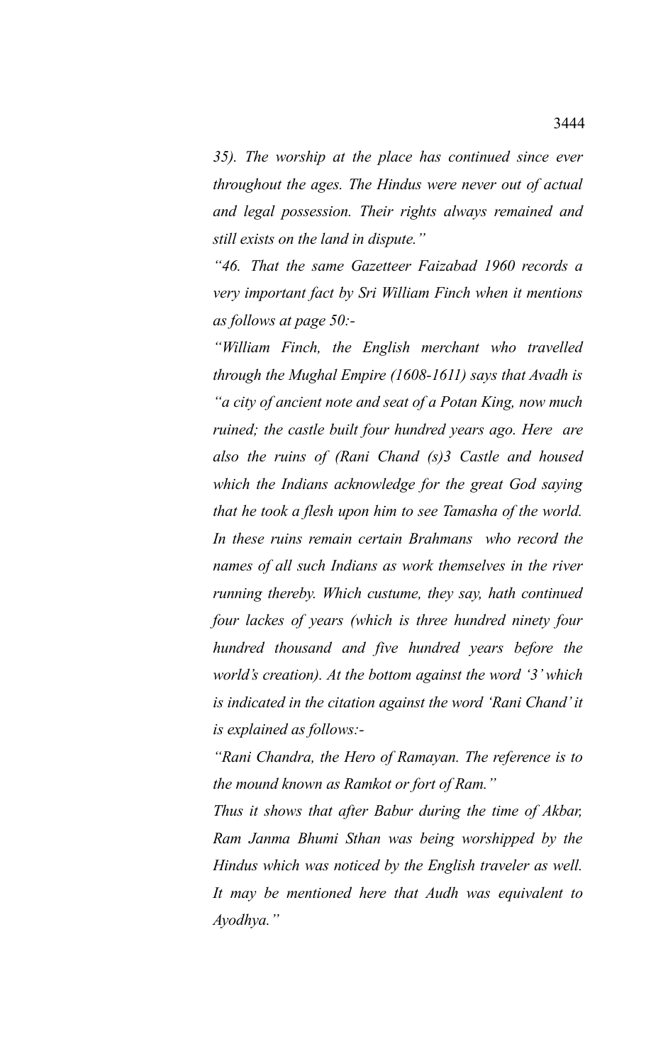*35). The worship at the place has continued since ever throughout the ages. The Hindus were never out of actual and legal possession. Their rights always remained and still exists on the land in dispute."*

*"46. That the same Gazetteer Faizabad 1960 records a very important fact by Sri William Finch when it mentions as follows at page 50:-*

*"William Finch, the English merchant who travelled through the Mughal Empire (1608-1611) says that Avadh is "a city of ancient note and seat of a Potan King, now much ruined; the castle built four hundred years ago. Here are also the ruins of (Rani Chand (s)3 Castle and housed which the Indians acknowledge for the great God saying that he took a flesh upon him to see Tamasha of the world. In these ruins remain certain Brahmans who record the names of all such Indians as work themselves in the river running thereby. Which custume, they say, hath continued four lackes of years (which is three hundred ninety four hundred thousand and five hundred years before the world's creation). At the bottom against the word '3' which is indicated in the citation against the word 'Rani Chand' it is explained as follows:-*

*"Rani Chandra, the Hero of Ramayan. The reference is to the mound known as Ramkot or fort of Ram."*

*Thus it shows that after Babur during the time of Akbar, Ram Janma Bhumi Sthan was being worshipped by the Hindus which was noticed by the English traveler as well. It may be mentioned here that Audh was equivalent to Ayodhya."*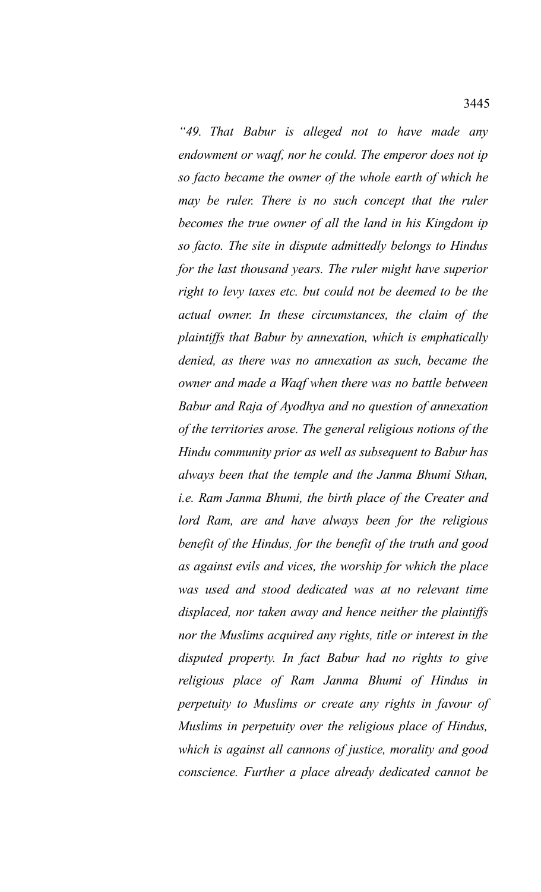*"49. That Babur is alleged not to have made any endowment or waqf, nor he could. The emperor does not ip so facto became the owner of the whole earth of which he may be ruler. There is no such concept that the ruler becomes the true owner of all the land in his Kingdom ip so facto. The site in dispute admittedly belongs to Hindus for the last thousand years. The ruler might have superior right to levy taxes etc. but could not be deemed to be the actual owner. In these circumstances, the claim of the plaintiffs that Babur by annexation, which is emphatically denied, as there was no annexation as such, became the owner and made a Waqf when there was no battle between Babur and Raja of Ayodhya and no question of annexation of the territories arose. The general religious notions of the Hindu community prior as well as subsequent to Babur has always been that the temple and the Janma Bhumi Sthan, i.e. Ram Janma Bhumi, the birth place of the Creater and lord Ram, are and have always been for the religious benefit of the Hindus, for the benefit of the truth and good as against evils and vices, the worship for which the place was used and stood dedicated was at no relevant time displaced, nor taken away and hence neither the plaintiffs nor the Muslims acquired any rights, title or interest in the disputed property. In fact Babur had no rights to give religious place of Ram Janma Bhumi of Hindus in perpetuity to Muslims or create any rights in favour of Muslims in perpetuity over the religious place of Hindus, which is against all cannons of justice, morality and good conscience. Further a place already dedicated cannot be*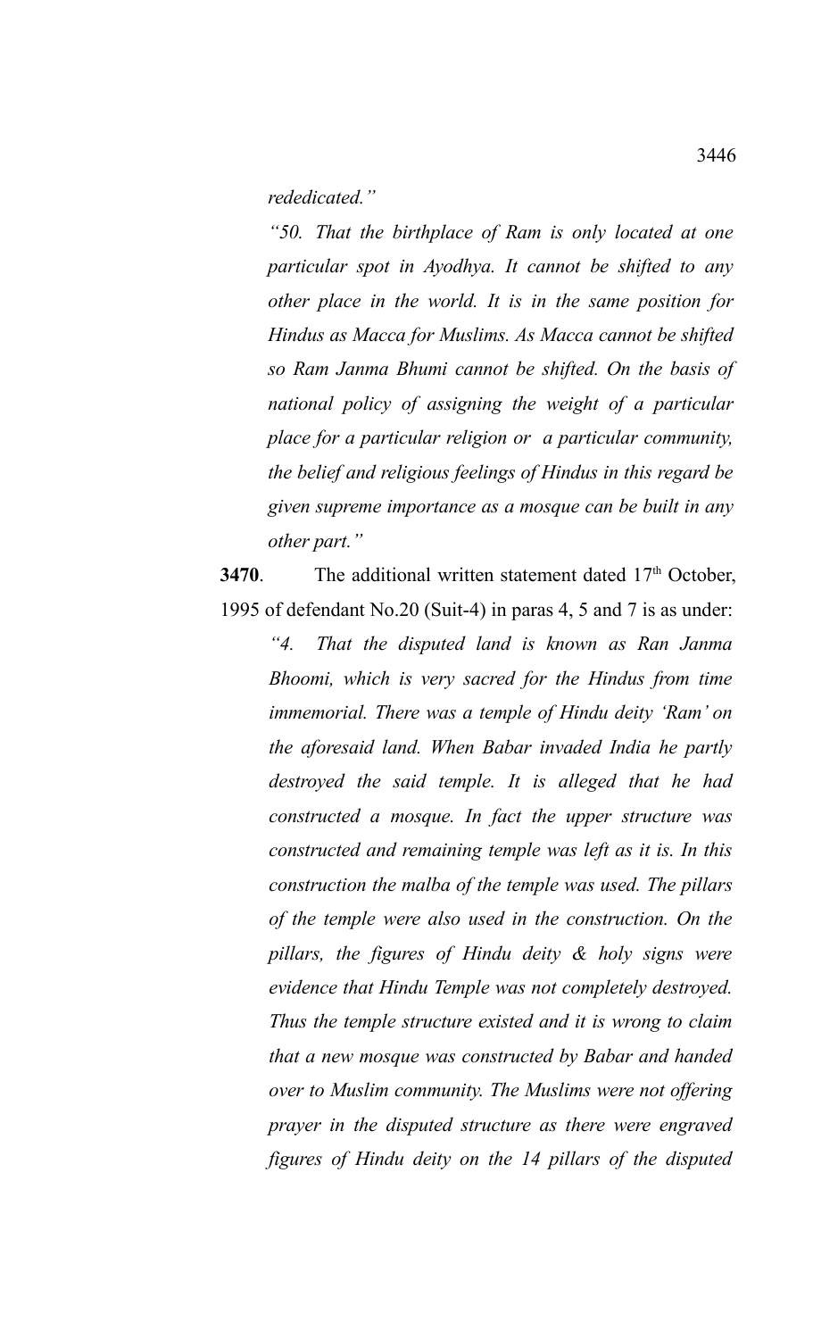*rededicated.”*

*“50. That the birthplace of Ram is only located at one particular spot in Ayodhya. It cannot be shifted to any other place in the world. It is in the same position for Hindus as Macca for Muslims. As Macca cannot be shifted so Ram Janma Bhumi cannot be shifted. On the basis of national policy of assigning the weight of a particular place for a particular religion or a particular community, the belief and religious feelings of Hindus in this regard be given supreme importance as a mosque can be built in any other part.”*

**3470**. The additional written statement dated 17th October, 1995 of defendant No.20 (Suit-4) in paras 4, 5 and 7 is as under:

*“4. That the disputed land is known as Ran Janma Bhoomi, which is very sacred for the Hindus from time immemorial. There was a temple of Hindu deity ‘Ram’ on the aforesaid land. When Babar invaded India he partly destroyed the said temple. It is alleged that he had constructed a mosque. In fact the upper structure was constructed and remaining temple was left as it is. In this construction the malba of the temple was used. The pillars of the temple were also used in the construction. On the pillars, the figures of Hindu deity & holy signs were evidence that Hindu Temple was not completely destroyed. Thus the temple structure existed and it is wrong to claim that a new mosque was constructed by Babar and handed over to Muslim community. The Muslims were not offering prayer in the disputed structure as there were engraved figures of Hindu deity on the 14 pillars of the disputed*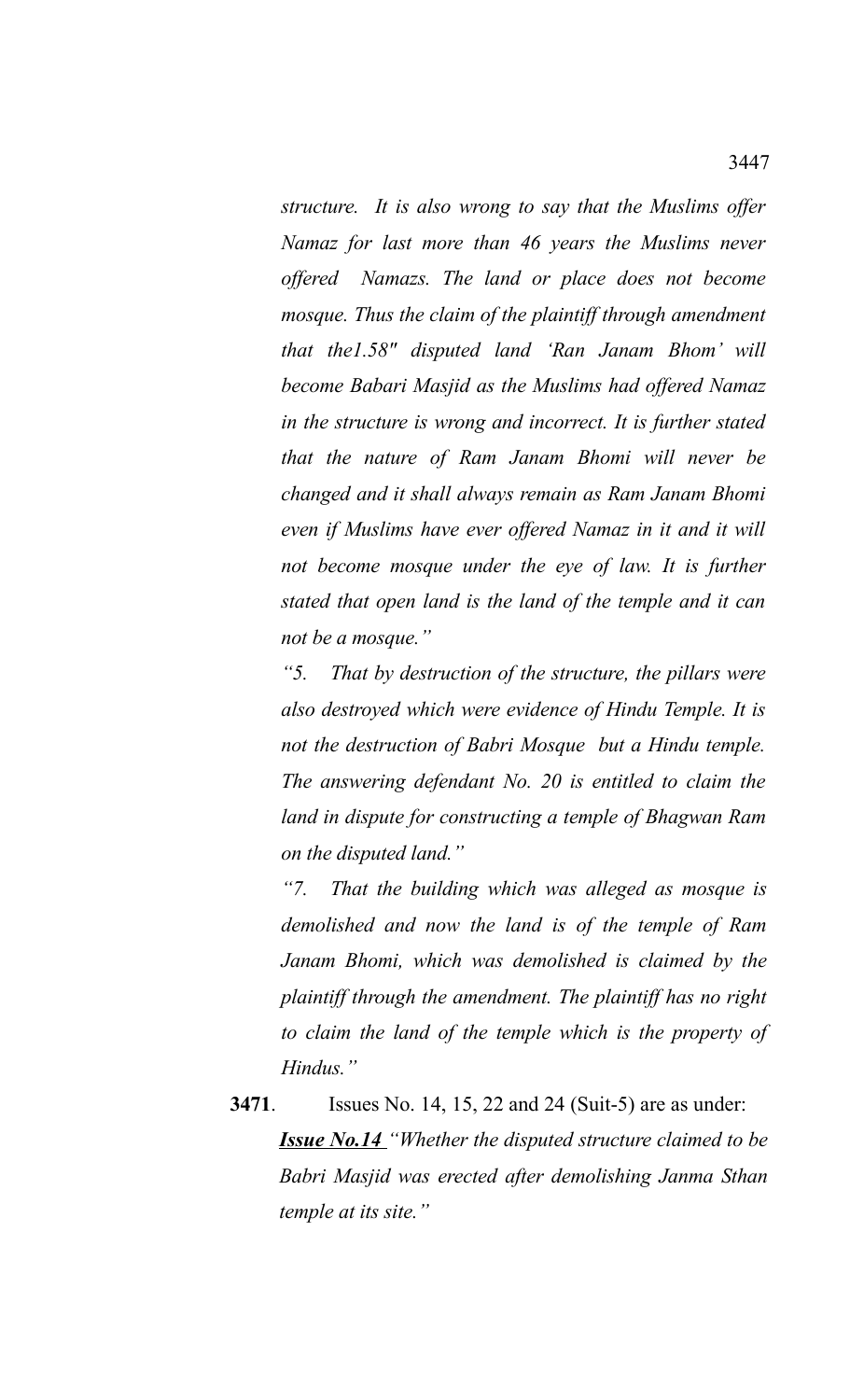*structure. It is also wrong to say that the Muslims offer Namaz for last more than 46 years the Muslims never offered Namazs. The land or place does not become mosque. Thus the claim of the plaintiff through amendment that the1.58" disputed land 'Ran Janam Bhom' will become Babari Masjid as the Muslims had offered Namaz in the structure is wrong and incorrect. It is further stated that the nature of Ram Janam Bhomi will never be changed and it shall always remain as Ram Janam Bhomi even if Muslims have ever offered Namaz in it and it will not become mosque under the eye of law. It is further stated that open land is the land of the temple and it can not be a mosque."*

*"5. That by destruction of the structure, the pillars were also destroyed which were evidence of Hindu Temple. It is not the destruction of Babri Mosque but a Hindu temple. The answering defendant No. 20 is entitled to claim the land in dispute for constructing a temple of Bhagwan Ram on the disputed land."*

*"7. That the building which was alleged as mosque is demolished and now the land is of the temple of Ram Janam Bhomi, which was demolished is claimed by the plaintiff through the amendment. The plaintiff has no right to claim the land of the temple which is the property of Hindus."*

**3471**. Issues No. 14, 15, 22 and 24 (Suit-5) are as under:

***Issue No.14*** *"Whether the disputed structure claimed to be Babri Masjid was erected after demolishing Janma Sthan temple at its site."*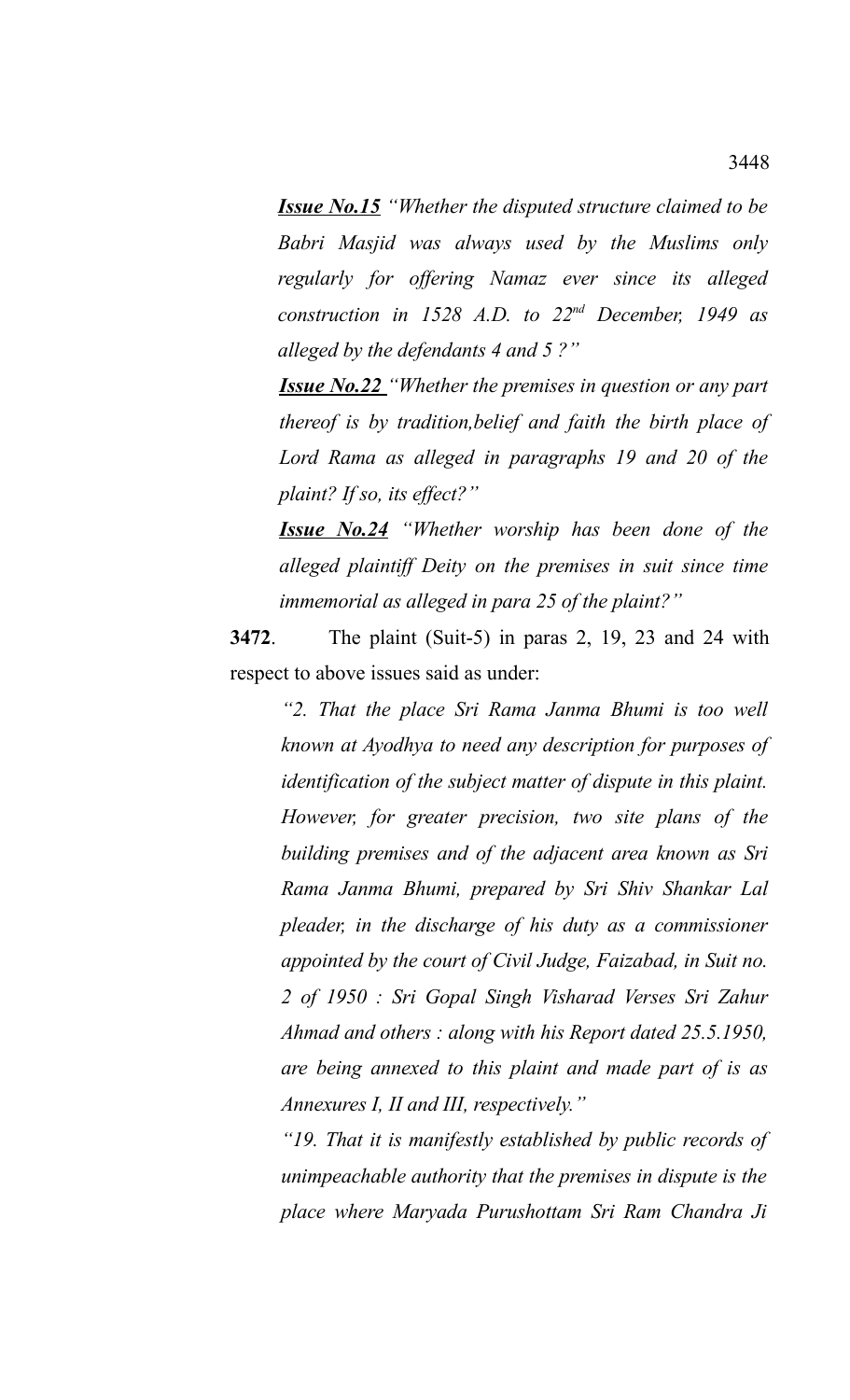***Issue No.15*** *"Whether the disputed structure claimed to be Babri Masjid was always used by the Muslims only regularly for offering Namaz ever since its alleged construction in 1528 A.D. to 22nd December, 1949 as alleged by the defendants 4 and 5 ?"*

***Issue No.22*** *"Whether the premises in question or any part thereof is by tradition,belief and faith the birth place of Lord Rama as alleged in paragraphs 19 and 20 of the plaint? If so, its effect?"*

***Issue No.24*** *"Whether worship has been done of the alleged plaintiff Deity on the premises in suit since time immemorial as alleged in para 25 of the plaint?"*

**3472**. The plaint (Suit-5) in paras 2, 19, 23 and 24 with respect to above issues said as under:

*"2. That the place Sri Rama Janma Bhumi is too well known at Ayodhya to need any description for purposes of identification of the subject matter of dispute in this plaint. However, for greater precision, two site plans of the building premises and of the adjacent area known as Sri Rama Janma Bhumi, prepared by Sri Shiv Shankar Lal pleader, in the discharge of his duty as a commissioner appointed by the court of Civil Judge, Faizabad, in Suit no. 2 of 1950 : Sri Gopal Singh Visharad Verses Sri Zahur Ahmad and others : along with his Report dated 25.5.1950, are being annexed to this plaint and made part of is as Annexures I, II and III, respectively."*

*"19. That it is manifestly established by public records of unimpeachable authority that the premises in dispute is the place where Maryada Purushottam Sri Ram Chandra Ji*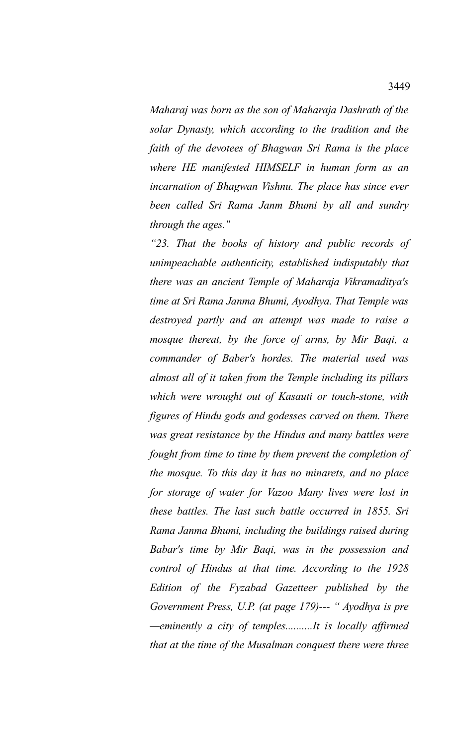*Maharaj was born as the son of Maharaja Dashrath of the solar Dynasty, which according to the tradition and the faith of the devotees of Bhagwan Sri Rama is the place where HE manifested HIMSELF in human form as an incarnation of Bhagwan Vishnu. The place has since ever been called Sri Rama Janm Bhumi by all and sundry through the ages."*

*"23. That the books of history and public records of unimpeachable authenticity, established indisputably that there was an ancient Temple of Maharaja Vikramaditya's time at Sri Rama Janma Bhumi, Ayodhya. That Temple was destroyed partly and an attempt was made to raise a mosque thereat, by the force of arms, by Mir Baqi, a commander of Baber's hordes. The material used was almost all of it taken from the Temple including its pillars which were wrought out of Kasauti or touch-stone, with figures of Hindu gods and godesses carved on them. There was great resistance by the Hindus and many battles were fought from time to time by them prevent the completion of the mosque. To this day it has no minarets, and no place for storage of water for Vazoo Many lives were lost in these battles. The last such battle occurred in 1855. Sri Rama Janma Bhumi, including the buildings raised during Babar's time by Mir Baqi, was in the possession and control of Hindus at that time. According to the 1928 Edition of the Fyzabad Gazetteer published by the Government Press, U.P. (at page 179)--- " Ayodhya is pre —eminently a city of temples..........It is locally affirmed that at the time of the Musalman conquest there were three*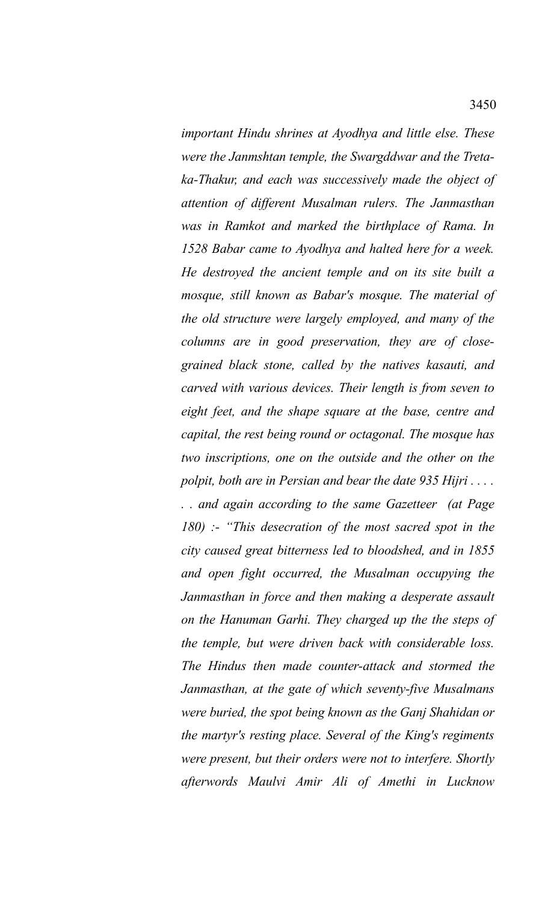*important Hindu shrines at Ayodhya and little else. These were the Janmshtan temple, the Swargddwar and the Treta-ka-Thakur, and each was successively made the object of attention of different Musalman rulers. The Janmasthan was in Ramkot and marked the birthplace of Rama. In 1528 Babar came to Ayodhya and halted here for a week. He destroyed the ancient temple and on its site built a mosque, still known as Babar's mosque. The material of the old structure were largely employed, and many of the columns are in good preservation, they are of close-grained black stone, called by the natives kasauti, and carved with various devices. Their length is from seven to eight feet, and the shape square at the base, centre and capital, the rest being round or octagonal. The mosque has two inscriptions, one on the outside and the other on the polpit, both are in Persian and bear the date 935 Hijri . . . . . . and again according to the same Gazetteer (at Page 180) :- "This desecration of the most sacred spot in the city caused great bitterness led to bloodshed, and in 1855 and open fight occurred, the Musalman occupying the Janmasthan in force and then making a desperate assault on the Hanuman Garhi. They charged up the the steps of the temple, but were driven back with considerable loss. The Hindus then made counter-attack and stormed the Janmasthan, at the gate of which seventy-five Musalmans were buried, the spot being known as the Ganj Shahidan or the martyr's resting place. Several of the King's regiments were present, but their orders were not to interfere. Shortly afterwords Maulvi Amir Ali of Amethi in Lucknow*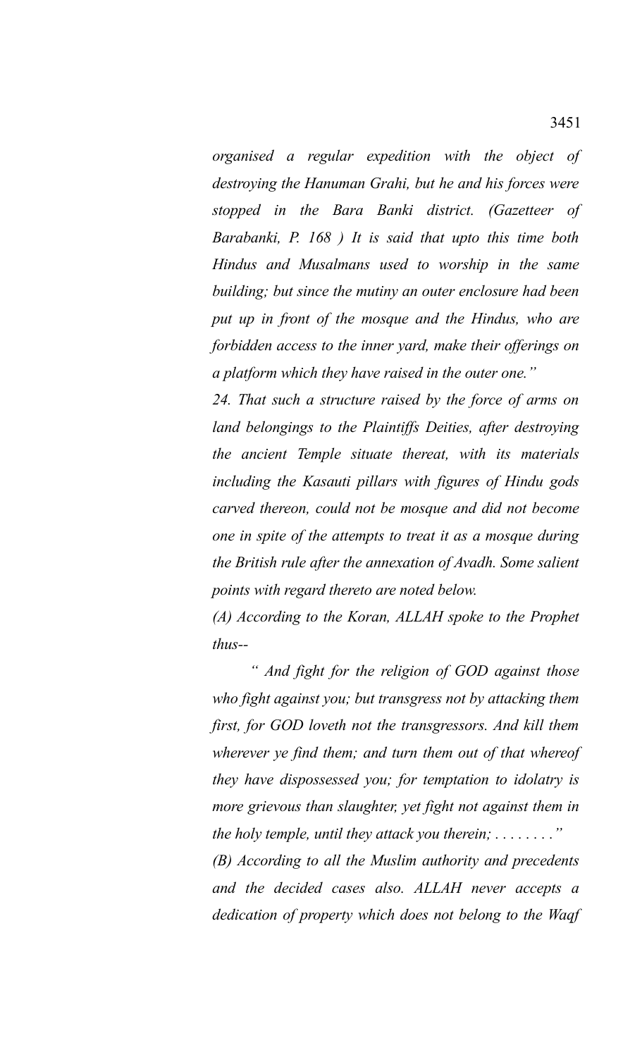*organised a regular expedition with the object of destroying the Hanuman Grahi, but he and his forces were stopped in the Bara Banki district. (Gazetteer of Barabanki, P. 168 ) It is said that upto this time both Hindus and Musalmans used to worship in the same building; but since the mutiny an outer enclosure had been put up in front of the mosque and the Hindus, who are forbidden access to the inner yard, make their offerings on a platform which they have raised in the outer one."*

*24. That such a structure raised by the force of arms on land belongings to the Plaintiffs Deities, after destroying the ancient Temple situate thereat, with its materials including the Kasauti pillars with figures of Hindu gods carved thereon, could not be mosque and did not become one in spite of the attempts to treat it as a mosque during the British rule after the annexation of Avadh. Some salient points with regard thereto are noted below.*

*(A) According to the Koran, ALLAH spoke to the Prophet thus--*

*" And fight for the religion of GOD against those who fight against you; but transgress not by attacking them first, for GOD loveth not the transgressors. And kill them wherever ye find them; and turn them out of that whereof they have dispossessed you; for temptation to idolatry is more grievous than slaughter, yet fight not against them in the holy temple, until they attack you therein; . . . . . . . ."*

*(B) According to all the Muslim authority and precedents and the decided cases also. ALLAH never accepts a dedication of property which does not belong to the Waqf*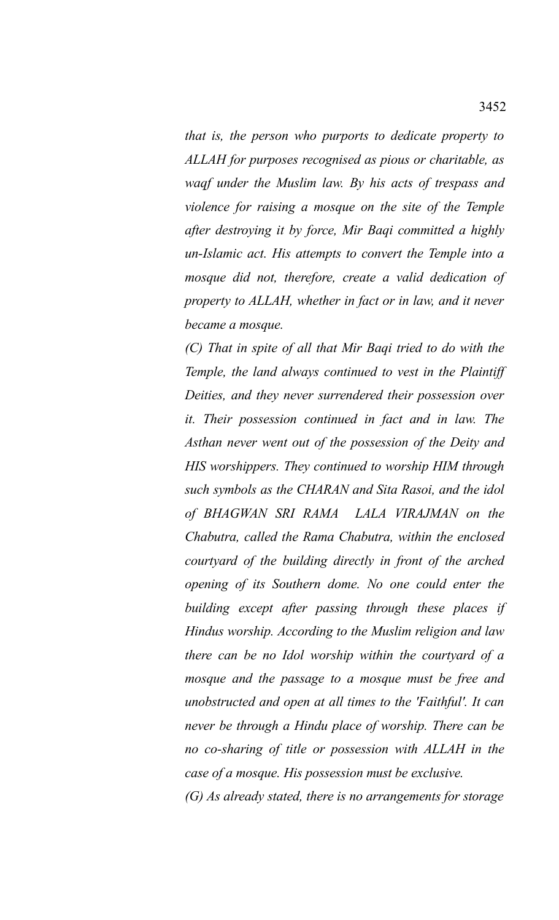*that is, the person who purports to dedicate property to ALLAH for purposes recognised as pious or charitable, as waqf under the Muslim law. By his acts of trespass and violence for raising a mosque on the site of the Temple after destroying it by force, Mir Baqi committed a highly un-Islamic act. His attempts to convert the Temple into a mosque did not, therefore, create a valid dedication of property to ALLAH, whether in fact or in law, and it never became a mosque.*

*(C) That in spite of all that Mir Baqi tried to do with the Temple, the land always continued to vest in the Plaintiff Deities, and they never surrendered their possession over it. Their possession continued in fact and in law. The Asthan never went out of the possession of the Deity and HIS worshippers. They continued to worship HIM through such symbols as the CHARAN and Sita Rasoi, and the idol of BHAGWAN SRI RAMA LALA VIRAJMAN on the Chabutra, called the Rama Chabutra, within the enclosed courtyard of the building directly in front of the arched opening of its Southern dome. No one could enter the building except after passing through these places if Hindus worship. According to the Muslim religion and law there can be no Idol worship within the courtyard of a mosque and the passage to a mosque must be free and unobstructed and open at all times to the 'Faithful'. It can never be through a Hindu place of worship. There can be no co-sharing of title or possession with ALLAH in the case of a mosque. His possession must be exclusive.*

*(G) As already stated, there is no arrangements for storage*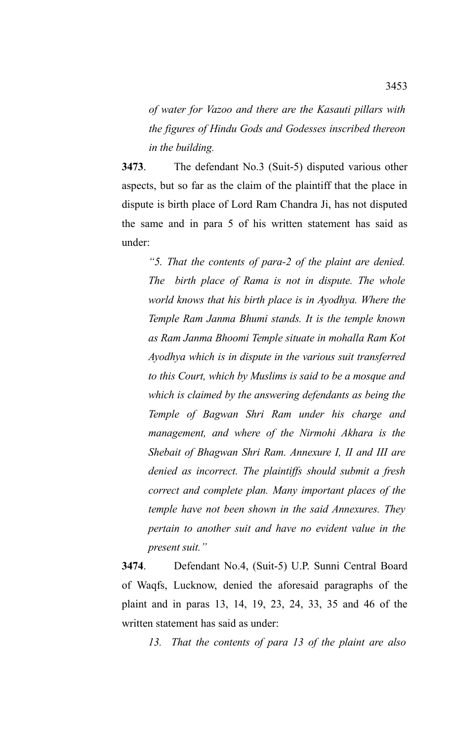*of water for Vazoo and there are the Kasauti pillars with the figures of Hindu Gods and Godesses inscribed thereon in the building.*

**3473**. The defendant No.3 (Suit-5) disputed various other aspects, but so far as the claim of the plaintiff that the place in dispute is birth place of Lord Ram Chandra Ji, has not disputed the same and in para 5 of his written statement has said as under:

*"5. That the contents of para-2 of the plaint are denied. The birth place of Rama is not in dispute. The whole world knows that his birth place is in Ayodhya. Where the Temple Ram Janma Bhumi stands. It is the temple known as Ram Janma Bhoomi Temple situate in mohalla Ram Kot Ayodhya which is in dispute in the various suit transferred to this Court, which by Muslims is said to be a mosque and which is claimed by the answering defendants as being the Temple of Bagwan Shri Ram under his charge and management, and where of the Nirmohi Akhara is the Shebait of Bhagwan Shri Ram. Annexure I, II and III are denied as incorrect. The plaintiffs should submit a fresh correct and complete plan. Many important places of the temple have not been shown in the said Annexures. They pertain to another suit and have no evident value in the present suit."*

**3474**. Defendant No.4, (Suit-5) U.P. Sunni Central Board of Waqfs, Lucknow, denied the aforesaid paragraphs of the plaint and in paras 13, 14, 19, 23, 24, 33, 35 and 46 of the written statement has said as under:

*13. That the contents of para 13 of the plaint are also*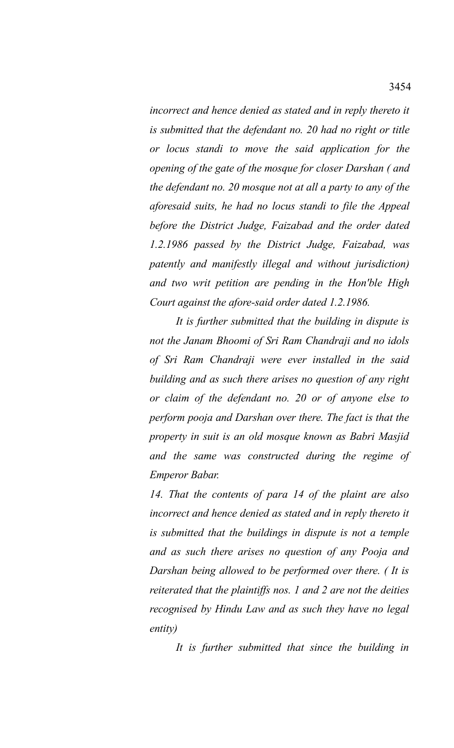*incorrect and hence denied as stated and in reply thereto it is submitted that the defendant no. 20 had no right or title or locus standi to move the said application for the opening of the gate of the mosque for closer Darshan ( and the defendant no. 20 mosque not at all a party to any of the aforesaid suits, he had no locus standi to file the Appeal before the District Judge, Faizabad and the order dated 1.2.1986 passed by the District Judge, Faizabad, was patently and manifestly illegal and without jurisdiction) and two writ petition are pending in the Hon'ble High Court against the afore-said order dated 1.2.1986.*

*It is further submitted that the building in dispute is not the Janam Bhoomi of Sri Ram Chandraji and no idols of Sri Ram Chandraji were ever installed in the said building and as such there arises no question of any right or claim of the defendant no. 20 or of anyone else to perform pooja and Darshan over there. The fact is that the property in suit is an old mosque known as Babri Masjid and the same was constructed during the regime of Emperor Babar.*

*14. That the contents of para 14 of the plaint are also incorrect and hence denied as stated and in reply thereto it is submitted that the buildings in dispute is not a temple and as such there arises no question of any Pooja and Darshan being allowed to be performed over there. ( It is reiterated that the plaintiffs nos. 1 and 2 are not the deities recognised by Hindu Law and as such they have no legal entity)*

*It is further submitted that since the building in*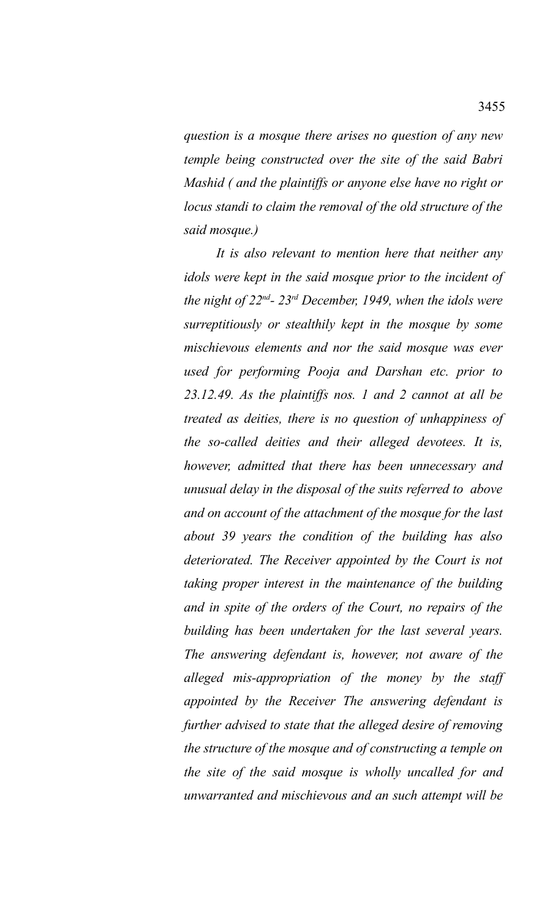*question is a mosque there arises no question of any new temple being constructed over the site of the said Babri Mashid ( and the plaintiffs or anyone else have no right or locus standi to claim the removal of the old structure of the said mosque.)*

*It is also relevant to mention here that neither any idols were kept in the said mosque prior to the incident of the night of 22nd- 23rd December, 1949, when the idols were surreptitiously or stealthily kept in the mosque by some mischievous elements and nor the said mosque was ever used for performing Pooja and Darshan etc. prior to 23.12.49. As the plaintiffs nos. 1 and 2 cannot at all be treated as deities, there is no question of unhappiness of the so-called deities and their alleged devotees. It is, however, admitted that there has been unnecessary and unusual delay in the disposal of the suits referred to above and on account of the attachment of the mosque for the last about 39 years the condition of the building has also deteriorated. The Receiver appointed by the Court is not taking proper interest in the maintenance of the building and in spite of the orders of the Court, no repairs of the building has been undertaken for the last several years. The answering defendant is, however, not aware of the alleged mis-appropriation of the money by the staff appointed by the Receiver The answering defendant is further advised to state that the alleged desire of removing the structure of the mosque and of constructing a temple on the site of the said mosque is wholly uncalled for and unwarranted and mischievous and an such attempt will be*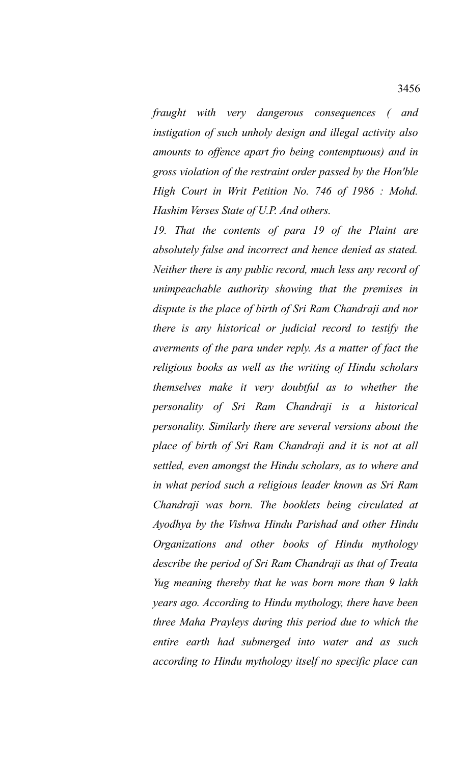*fraught with very dangerous consequences ( and instigation of such unholy design and illegal activity also amounts to offence apart fro being contemptuous) and in gross violation of the restraint order passed by the Hon'ble High Court in Writ Petition No. 746 of 1986 : Mohd. Hashim Verses State of U.P. And others.*

*19. That the contents of para 19 of the Plaint are absolutely false and incorrect and hence denied as stated. Neither there is any public record, much less any record of unimpeachable authority showing that the premises in dispute is the place of birth of Sri Ram Chandraji and nor there is any historical or judicial record to testify the averments of the para under reply. As a matter of fact the religious books as well as the writing of Hindu scholars themselves make it very doubtful as to whether the personality of Sri Ram Chandraji is a historical personality. Similarly there are several versions about the place of birth of Sri Ram Chandraji and it is not at all settled, even amongst the Hindu scholars, as to where and in what period such a religious leader known as Sri Ram Chandraji was born. The booklets being circulated at Ayodhya by the Vishwa Hindu Parishad and other Hindu Organizations and other books of Hindu mythology describe the period of Sri Ram Chandraji as that of Treata Yug meaning thereby that he was born more than 9 lakh years ago. According to Hindu mythology, there have been three Maha Prayleys during this period due to which the entire earth had submerged into water and as such according to Hindu mythology itself no specific place can*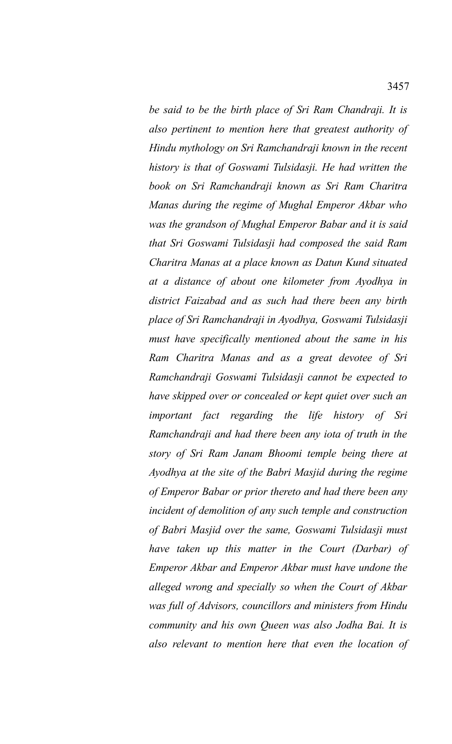*be said to be the birth place of Sri Ram Chandraji. It is also pertinent to mention here that greatest authority of Hindu mythology on Sri Ramchandraji known in the recent history is that of Goswami Tulsidasji. He had written the book on Sri Ramchandraji known as Sri Ram Charitra Manas during the regime of Mughal Emperor Akbar who was the grandson of Mughal Emperor Babar and it is said that Sri Goswami Tulsidasji had composed the said Ram Charitra Manas at a place known as Datun Kund situated at a distance of about one kilometer from Ayodhya in district Faizabad and as such had there been any birth place of Sri Ramchandraji in Ayodhya, Goswami Tulsidasji must have specifically mentioned about the same in his Ram Charitra Manas and as a great devotee of Sri Ramchandraji Goswami Tulsidasji cannot be expected to have skipped over or concealed or kept quiet over such an important fact regarding the life history of Sri Ramchandraji and had there been any iota of truth in the story of Sri Ram Janam Bhoomi temple being there at Ayodhya at the site of the Babri Masjid during the regime of Emperor Babar or prior thereto and had there been any incident of demolition of any such temple and construction of Babri Masjid over the same, Goswami Tulsidasji must have taken up this matter in the Court (Darbar) of Emperor Akbar and Emperor Akbar must have undone the alleged wrong and specially so when the Court of Akbar was full of Advisors, councillors and ministers from Hindu community and his own Queen was also Jodha Bai. It is also relevant to mention here that even the location of*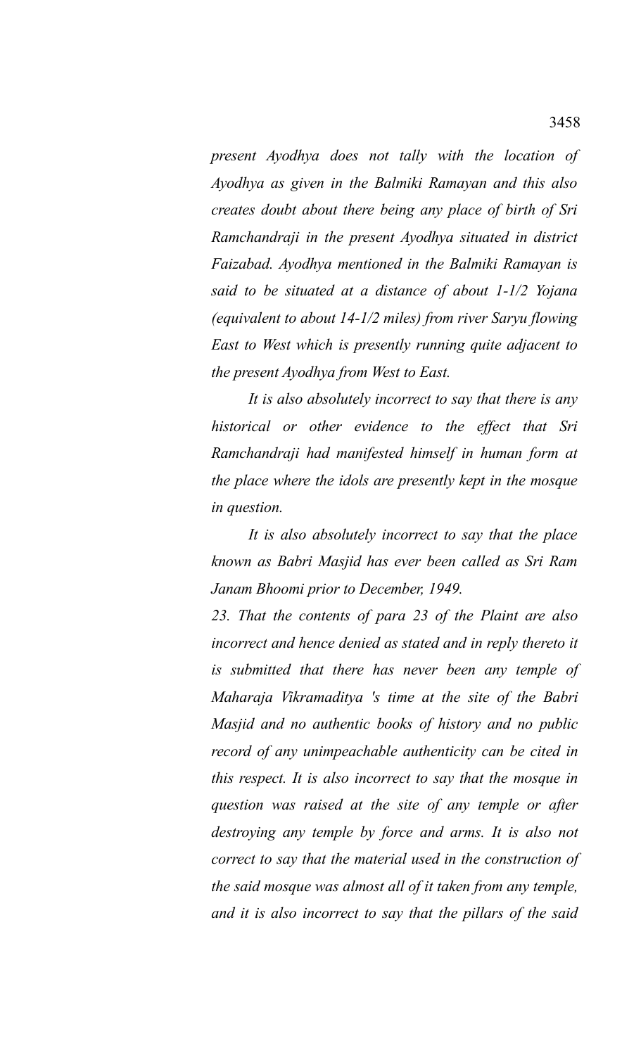*present Ayodhya does not tally with the location of Ayodhya as given in the Balmiki Ramayan and this also creates doubt about there being any place of birth of Sri Ramchandraji in the present Ayodhya situated in district Faizabad. Ayodhya mentioned in the Balmiki Ramayan is said to be situated at a distance of about 1-1/2 Yojana (equivalent to about 14-1/2 miles) from river Saryu flowing East to West which is presently running quite adjacent to the present Ayodhya from West to East.*

*It is also absolutely incorrect to say that there is any historical or other evidence to the effect that Sri Ramchandraji had manifested himself in human form at the place where the idols are presently kept in the mosque in question.*

*It is also absolutely incorrect to say that the place known as Babri Masjid has ever been called as Sri Ram Janam Bhoomi prior to December, 1949.*

*23. That the contents of para 23 of the Plaint are also incorrect and hence denied as stated and in reply thereto it is submitted that there has never been any temple of Maharaja Vikramaditya 's time at the site of the Babri Masjid and no authentic books of history and no public record of any unimpeachable authenticity can be cited in this respect. It is also incorrect to say that the mosque in question was raised at the site of any temple or after destroying any temple by force and arms. It is also not correct to say that the material used in the construction of the said mosque was almost all of it taken from any temple, and it is also incorrect to say that the pillars of the said*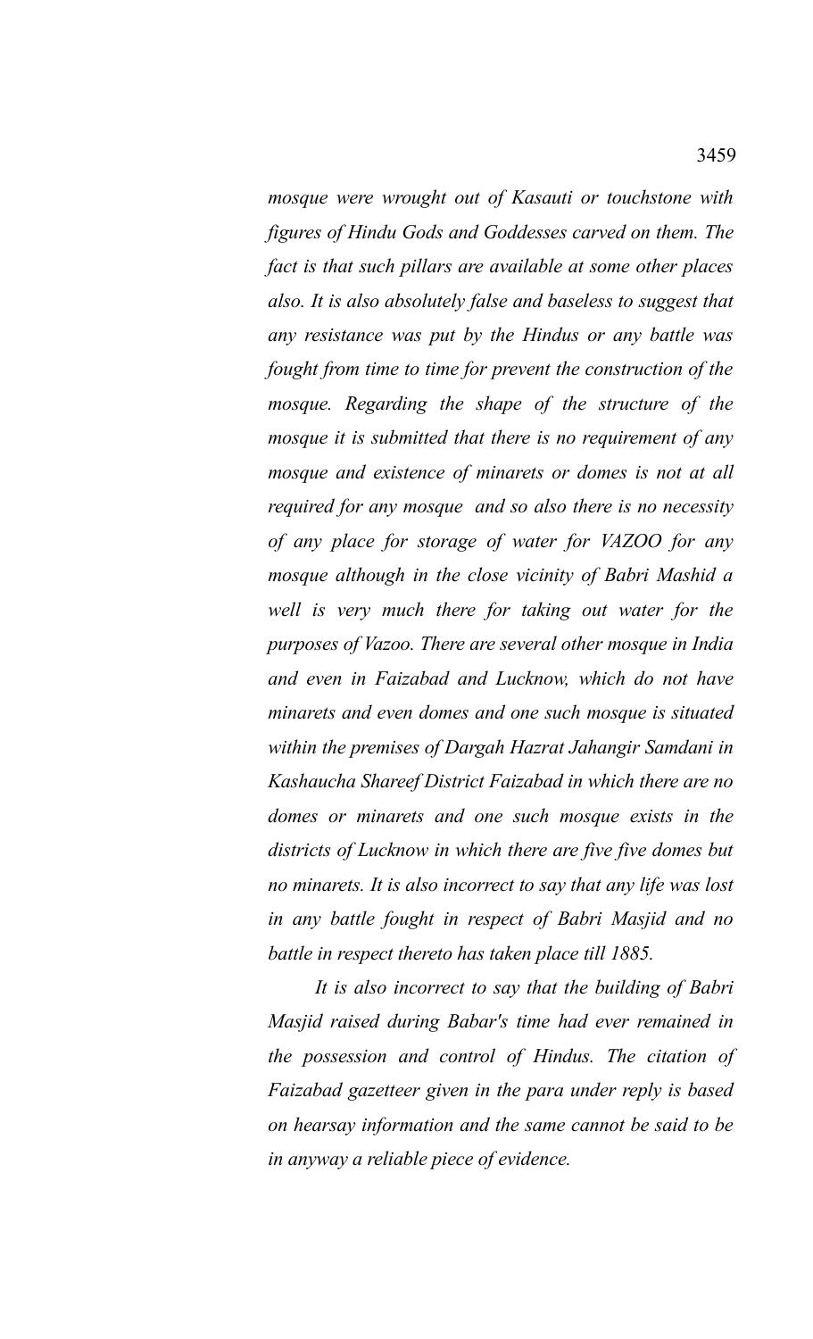*mosque were wrought out of Kasauti or touchstone with figures of Hindu Gods and Goddesses carved on them. The fact is that such pillars are available at some other places also. It is also absolutely false and baseless to suggest that any resistance was put by the Hindus or any battle was fought from time to time for prevent the construction of the mosque. Regarding the shape of the structure of the mosque it is submitted that there is no requirement of any mosque and existence of minarets or domes is not at all required for any mosque and so also there is no necessity of any place for storage of water for VAZOO for any mosque although in the close vicinity of Babri Mashid a well is very much there for taking out water for the purposes of Vazoo. There are several other mosque in India and even in Faizabad and Lucknow, which do not have minarets and even domes and one such mosque is situated within the premises of Dargah Hazrat Jahangir Samdani in Kashaucha Shareef District Faizabad in which there are no domes or minarets and one such mosque exists in the districts of Lucknow in which there are five five domes but no minarets. It is also incorrect to say that any life was lost in any battle fought in respect of Babri Masjid and no battle in respect thereto has taken place till 1885.*

*It is also incorrect to say that the building of Babri Masjid raised during Babar's time had ever remained in the possession and control of Hindus. The citation of Faizabad gazetteer given in the para under reply is based on hearsay information and the same cannot said to be in anyway a reliable piece of evidence.*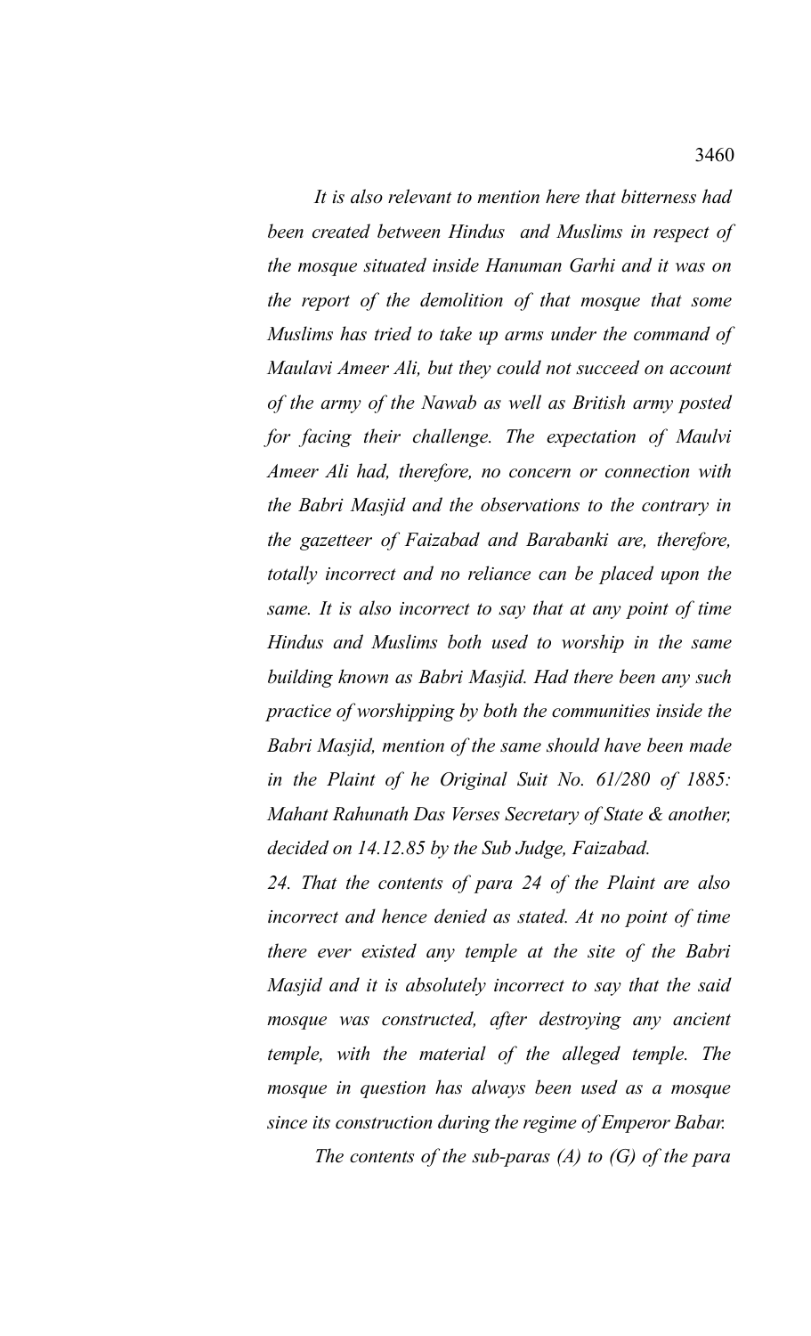*It is also relevant to mention here that bitterness had been created between Hindus and Muslims in respect of the mosque situated inside Hanuman Garhi and it was on the report of the demolition of that mosque that some Muslims has tried to take up arms under the command of Maulavi Ameer Ali, but they could not succeed on account of the army of the Nawab as well as British army posted for facing their challenge. The expectation of Maulvi Ameer Ali had, therefore, no concern or connection with the Babri Masjid and the observations to the contrary in the gazetteer of Faizabad and Barabanki are, therefore, totally incorrect and no reliance can be placed upon the same. It is also incorrect to say that at any point of time Hindus and Muslims both used to worship in the same building known as Babri Masjid. Had there been any such practice of worshipping by both the communities inside the Babri Masjid, mention of the same should have been made in the Plaint of he Original Suit No. 61/280 of 1885: Mahant Rahunath Das Verses Secretary of State & another, decided on 14.12.85 by the Sub Judge, Faizabad.*

*24. That the contents of para 24 of the Plaint are also incorrect and hence denied as stated. At no point of time there ever existed any temple at the site of the Babri Masjid and it is absolutely incorrect to say that the said mosque was constructed, after destroying any ancient temple, with the material of the alleged temple. The mosque in question has always been used as a mosque since its construction during the regime of Emperor Babar.*

*The contents of the sub-paras (A) to (G) of the para*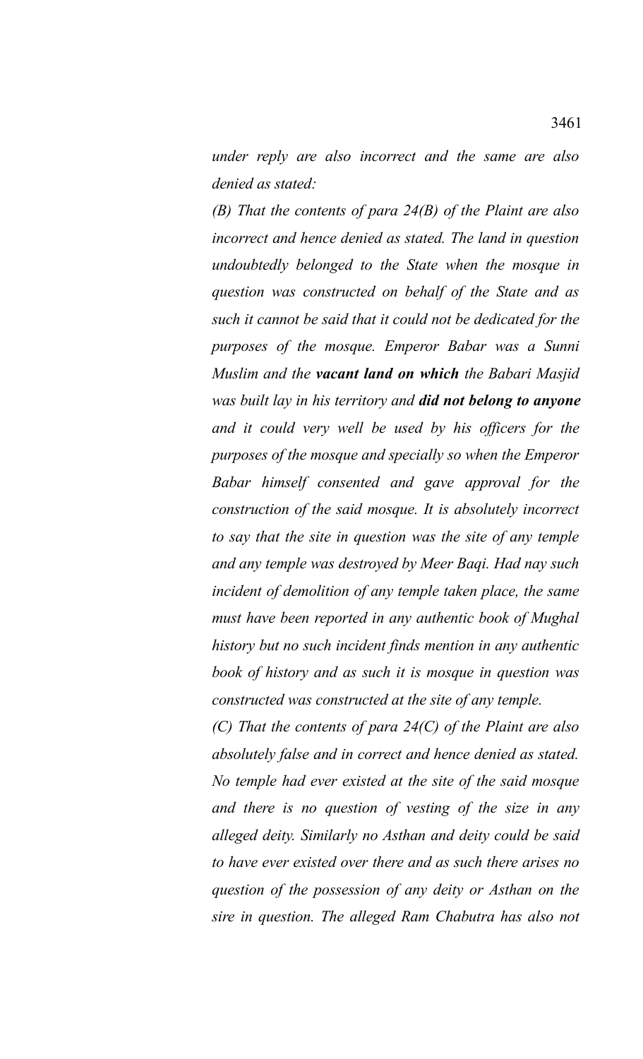*under reply are also incorrect and the same are also denied as stated:*

*(B) That the contents of para 24(B) of the Plaint are also incorrect and hence denied as stated. The land in question undoubtedly belonged to the State when the mosque in question was constructed on behalf of the State and as such it cannot be said that it could not be dedicated for the purposes of the mosque. Emperor Babar was a Sunni Muslim and the* ***vacant land on which*** *the Babari Masjid was built lay in his territory and* ***did not belong to anyone*** *and it could very well be used by his officers for the purposes of the mosque and specially so when the Emperor Babar himself consented and gave approval for the construction of the said mosque. It is absolutely incorrect to say that the site in question was the site of any temple and any temple was destroyed by Meer Baqi. Had nay such incident of demolition of any temple taken place, the same must have been reported in any authentic book of Mughal history but no such incident finds mention in any authentic book of history and as such it is mosque in question was constructed was constructed at the site of any temple.*

*(C) That the contents of para 24(C) of the Plaint are also absolutely false and in correct and hence denied as stated. No temple had ever existed at the site of the said mosque and there is no question of vesting of the size in any alleged deity. Similarly no Asthan and deity could be said to have ever existed over there and as such there arises no question of the possession of any deity or Asthan on the sire in question. The alleged Ram Chabutra has also not*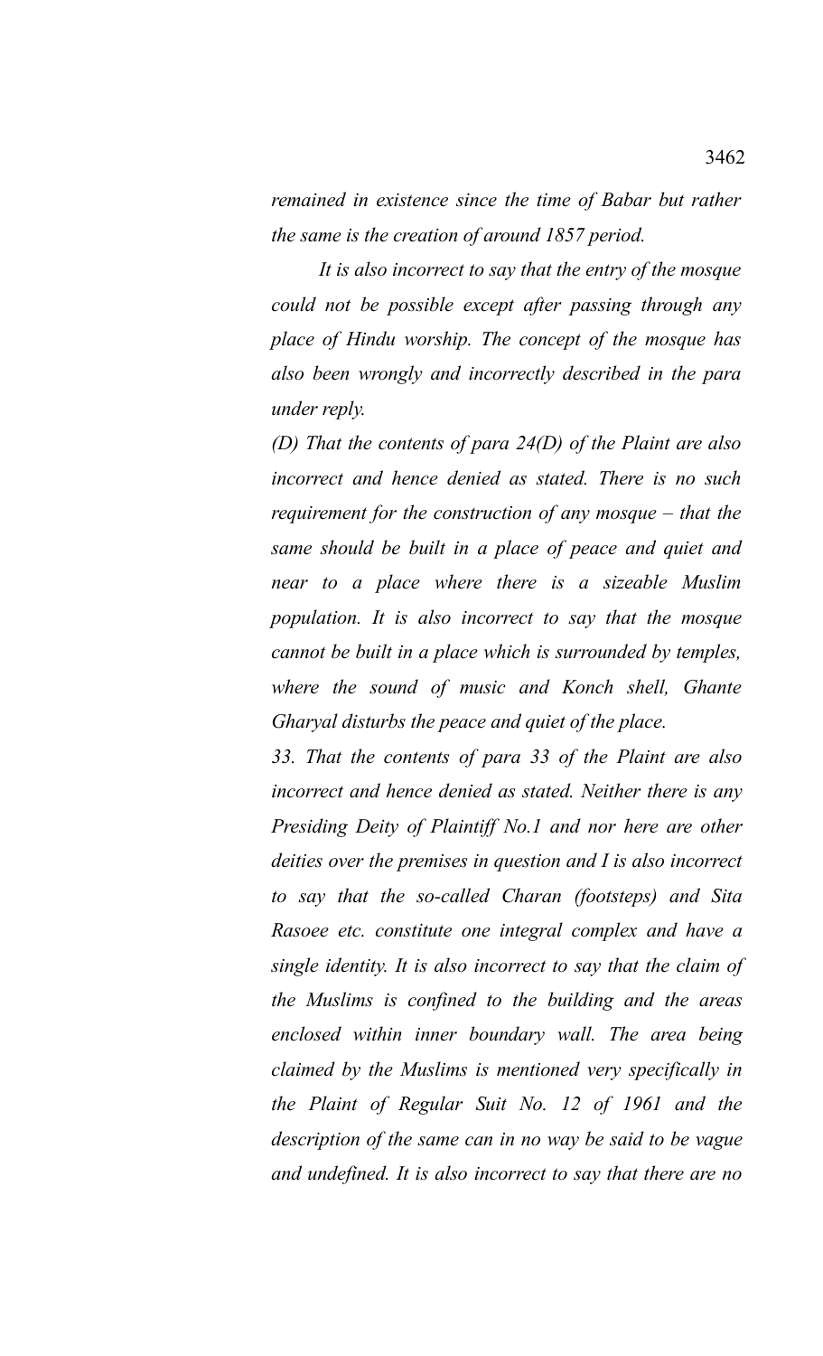*remained in existence since the time of Babar but rather the same is the creation of around 1857 period.*

*It is also incorrect to say that the entry of the mosque could not be possible except after passing through any place of Hindu worship. The concept of the mosque has also been wrongly and incorrectly described in the para under reply.*

*(D) That the contents of para 24(D) of the Plaint are also incorrect and hence denied as stated. There is no such requirement for the construction of any mosque – that the same should be built in a place of peace and quiet and near to a place where there is a sizeable Muslim population. It is also incorrect to say that the mosque cannot be built in a place which is surrounded by temples, where the sound of music and Konch shell, Ghante Gharyal disturbs the peace and quiet of the place.*

*33. That the contents of para 33 of the Plaint are also incorrect and hence denied as stated. Neither there is any Presiding Deity of Plaintiff No.1 and nor here are other deities over the premises in question and I is also incorrect to say that the so-called Charan (footsteps) and Sita Rasoee etc. constitute one integral complex and have a single identity. It is also incorrect to say that the claim of the Muslims is confined to the building and the areas enclosed within inner boundary wall. The area being claimed by the Muslims is mentioned very specifically in the Plaint of Regular Suit No. 12 of 1961 and the description of the same can in no way be said to be vague and undefined. It is also incorrect to say that there are no*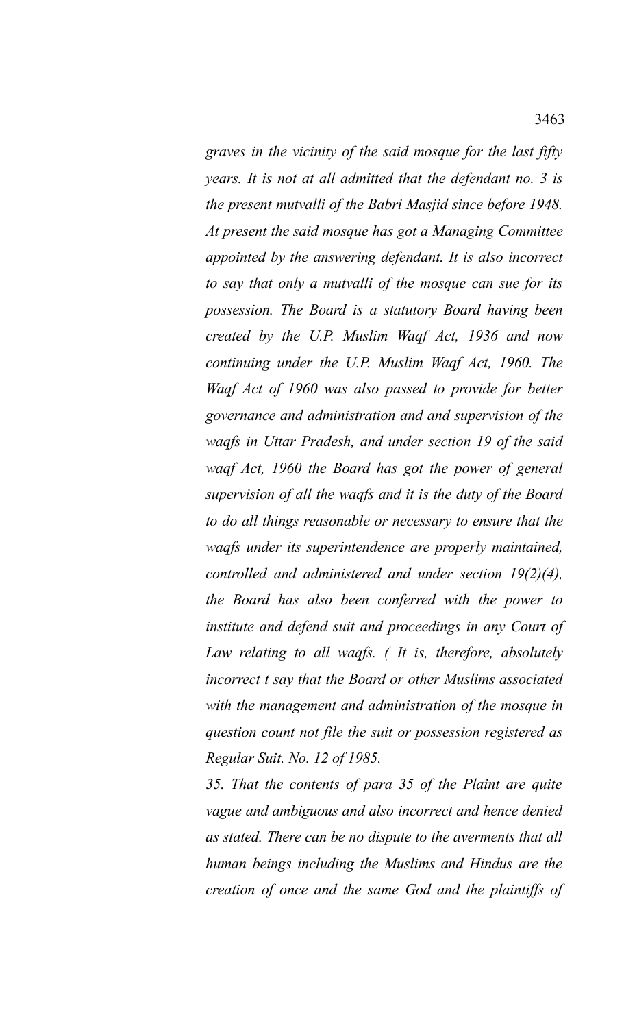*graves in the vicinity of the said mosque for the last fifty years. It is not at all admitted that the defendant no. 3 is the present mutvalli of the Babri Masjid since before 1948. At present the said mosque has got a Managing Committee appointed by the answering defendant. It is also incorrect to say that only a mutvalli of the mosque can sue for its possession. The Board is a statutory Board having been created by the U.P. Muslim Waqf Act, 1936 and now continuing under the U.P. Muslim Waqf Act, 1960. The Waqf Act of 1960 was also passed to provide for better governance and administration and and supervision of the waqfs in Uttar Pradesh, and under section 19 of the said waqf Act, 1960 the Board has got the power of general supervision of all the waqfs and it is the duty of the Board to do all things reasonable or necessary to ensure that the waqfs under its superintendence are properly maintained, controlled and administered and under section 19(2)(4), the Board has also been conferred with the power to institute and defend suit and proceedings in any Court of Law relating to all waqfs. ( It is, therefore, absolutely incorrect t say that the Board or other Muslims associated with the management and administration of the mosque in question count not file the suit or possession registered as Regular Suit. No. 12 of 1985.*

*35. That the contents of para 35 of the Plaint are quite vague and ambiguous and also incorrect and hence denied as stated. There can be no dispute to the averments that all human beings including the Muslims and Hindus are the creation of once and the same God and the plaintiffs of*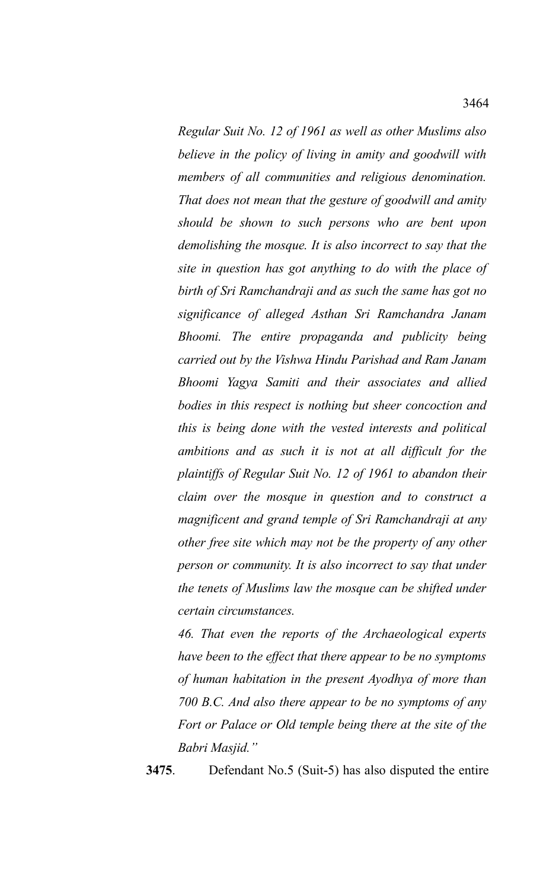*Regular Suit No. 12 of 1961 as well as other Muslims also believe in the policy of living in amity and goodwill with members of all communities and religious denomination. That does not mean that the gesture of goodwill and amity should be shown to such persons who are bent upon demolishing the mosque. It is also incorrect to say that the site in question has got anything to do with the place of birth of Sri Ramchandraji and as such the same has got no significance of alleged Asthan Sri Ramchandra Janam Bhoomi. The entire propaganda and publicity being carried out by the Vishwa Hindu Parishad and Ram Janam Bhoomi Yagya Samiti and their associates and allied bodies in this respect is nothing but sheer concoction and this is being done with the vested interests and political ambitions and as such it is not at all difficult for the plaintiffs of Regular Suit No. 12 of 1961 to abandon their claim over the mosque in question and to construct a magnificent and grand temple of Sri Ramchandraji at any other free site which may not be the property of any other person or community. It is also incorrect to say that under the tenets of Muslims law the mosque can be shifted under certain circumstances.*

*46. That even the reports of the Archaeological experts have been to the effect that there appear to be no symptoms of human habitation in the present Ayodhya of more than 700 B.C. And also there appear to be no symptoms of any Fort or Palace or Old temple being there at the site of the Babri Masjid."*

**3475**. Defendant No.5 (Suit-5) has also disputed the entire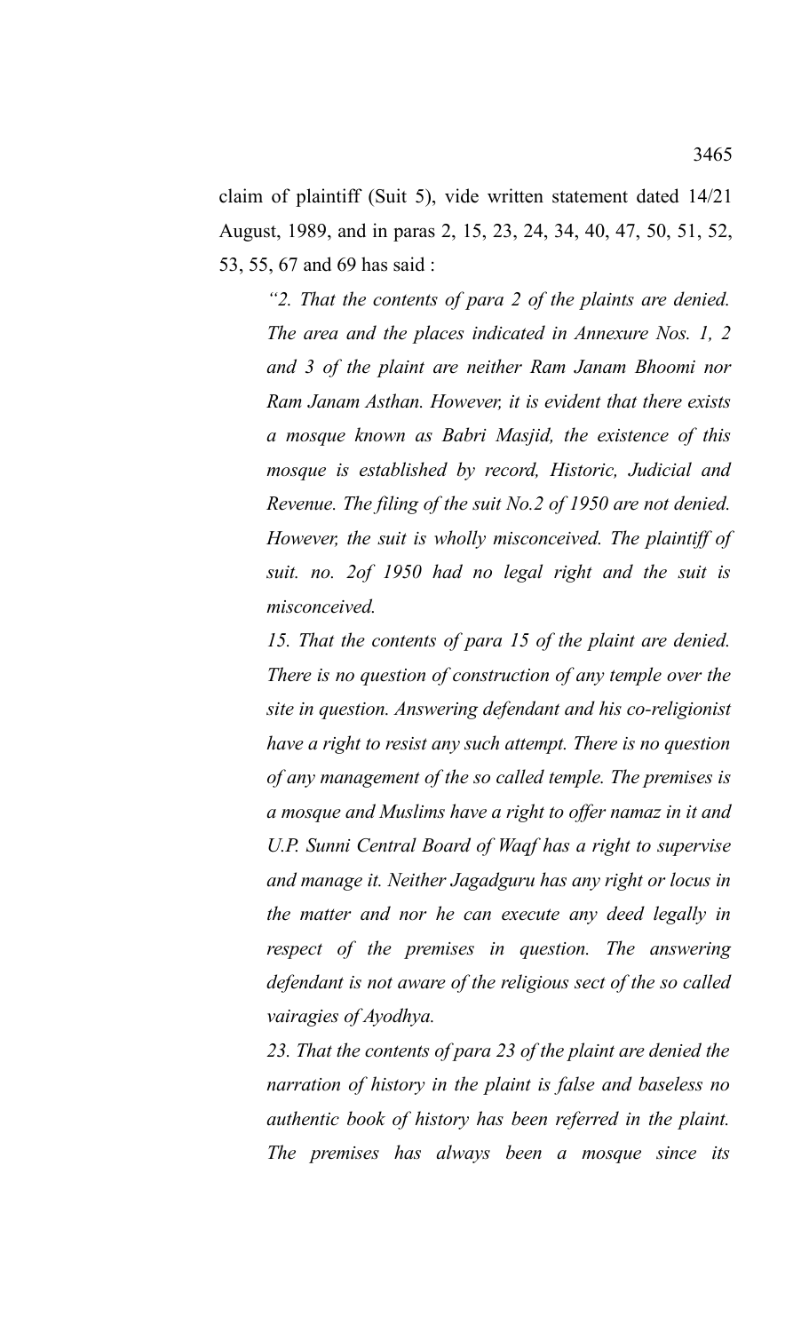claim of plaintiff (Suit 5), vide written statement dated 14/21 August, 1989, and in paras 2, 15, 23, 24, 34, 40, 47, 50, 51, 52, 53, 55, 67 and 69 has said :

> *"2. That the contents of para 2 of the plaints are denied. The area and the places indicated in Annexure Nos. 1, 2 and 3 of the plaint are neither Ram Janam Bhoomi nor Ram Janam Asthan. However, it is evident that there exists a mosque known as Babri Masjid, the existence of this mosque is established by record, Historic, Judicial and Revenue. The filing of the suit No.2 of 1950 are not denied. However, the suit is wholly misconceived. The plaintiff of suit. no. 2of 1950 had no legal right and the suit is misconceived.*
>
> *15. That the contents of para 15 of the plaint are denied. There is no question of construction of any temple over the site in question. Answering defendant and his co-religionist have a right to resist any such attempt. There is no question of any management of the so called temple. The premises is a mosque and Muslims have a right to offer namaz in it and U.P. Sunni Central Board of Waqf has a right to supervise and manage it. Neither Jagadguru has any right or locus in the matter and nor he can execute any deed legally in respect of the premises in question. The answering defendant is not aware of the religious sect of the so called vairagies of Ayodhya.*
>
> *23. That the contents of para 23 of the plaint are denied the narration of history in the plaint is false and baseless no authentic book of history has been referred in the plaint. The premises has always been a mosque since its*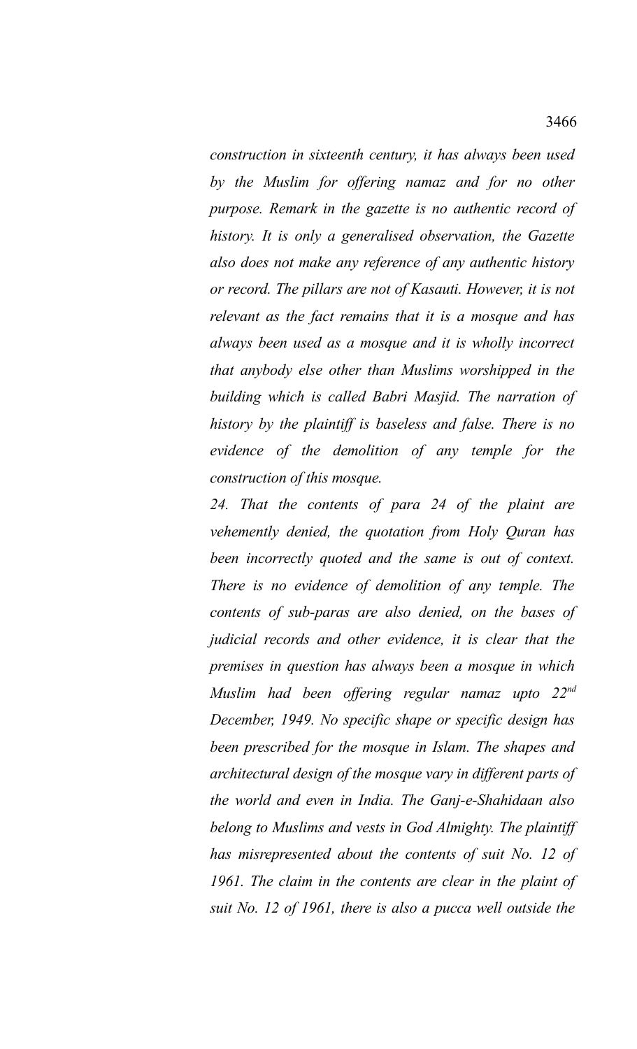*construction in sixteenth century, it has always been used by the Muslim for offering namaz and for no other purpose. Remark in the gazette is no authentic record of history. It is only a generalised observation, the Gazette also does not make any reference of any authentic history or record. The pillars are not of Kasauti. However, it is not relevant as the fact remains that it is a mosque and has always been used as a mosque and it is wholly incorrect that anybody else other than Muslims worshipped in the building which is called Babri Masjid. The narration of history by the plaintiff is baseless and false. There is no evidence of the demolition of any temple for the construction of this mosque.*

*24. That the contents of para 24 of the plaint are vehemently denied, the quotation from Holy Quran has been incorrectly quoted and the same is out of context. There is no evidence of demolition of any temple. The contents of sub-paras are also denied, on the bases of judicial records and other evidence, it is clear that the premises in question has always been a mosque in which Muslim had been offering regular namaz upto 22nd December, 1949. No specific shape or specific design has been prescribed for the mosque in Islam. The shapes and architectural design of the mosque vary in different parts of the world and even in India. The Ganj-e-Shahidaan also belong to Muslims and vests in God Almighty. The plaintiff has misrepresented about the contents of suit No. 12 of 1961. The claim in the contents are clear in the plaint of suit No. 12 of 1961, there is also a pucca well outside the*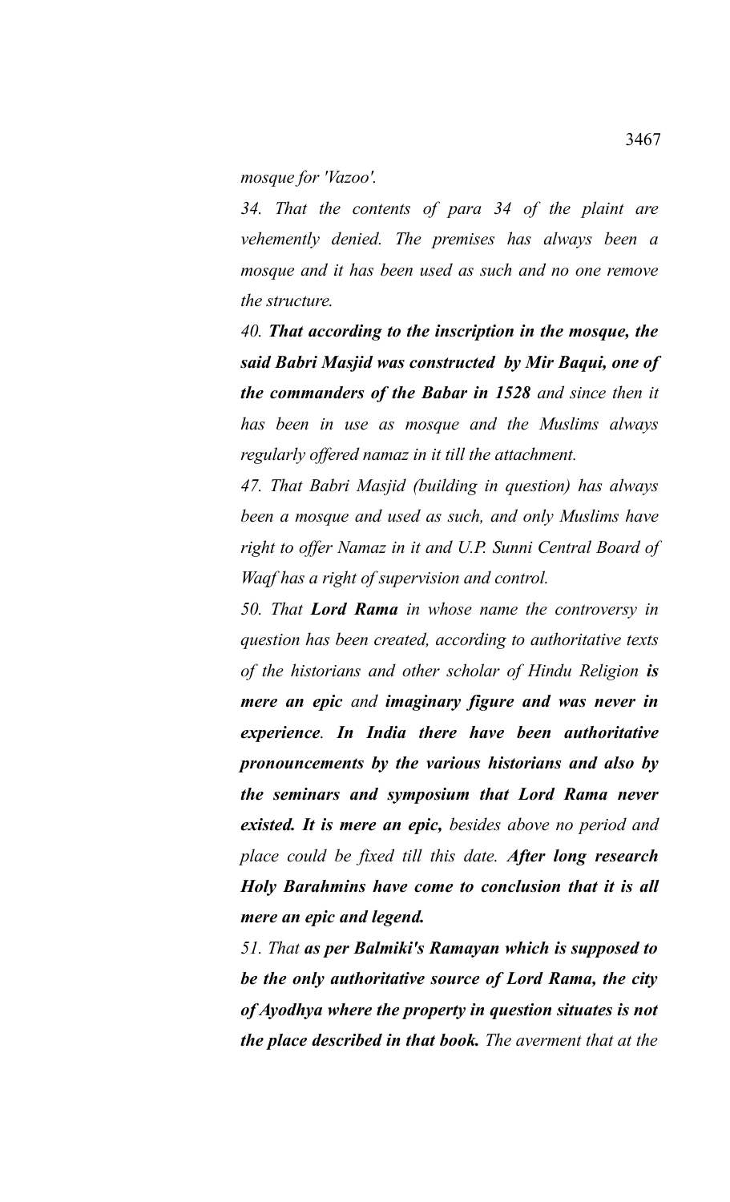*mosque for 'Vazoo'.*

*34. That the contents of para 34 of the plaint are vehemently denied. The premises has always been a mosque and it has been used as such and no one remove the structure.*

*40. **That according to the inscription in the mosque, the said Babri Masjid was constructed by Mir Baqui, one of the commanders of the Babar in 1528** and since then it has been in use as mosque and the Muslims always regularly offered namaz in it till the attachment.*

*47. That Babri Masjid (building in question) has always been a mosque and used as such, and only Muslims have right to offer Namaz in it and U.P. Sunni Central Board of Waqf has a right of supervision and control.*

*50. That **Lord Rama** in whose name the controversy in question has been created, according to authoritative texts of the historians and other scholar of Hindu Religion **is mere an epic** and **imaginary figure and was never in experience**. **In India there have been authoritative pronouncements by the various historians and also by the seminars and symposium that Lord Rama never existed. It is mere an epic,** besides above no period and place could be fixed till this date. **After long research Holy Barahmins have come to conclusion that it is all mere an epic and legend.***

*51. That **as per Balmiki's Ramayan which is supposed to be the only authoritative source of Lord Rama, the city of Ayodhya where the property in question situates is not the place described in that book.** The averment that at the*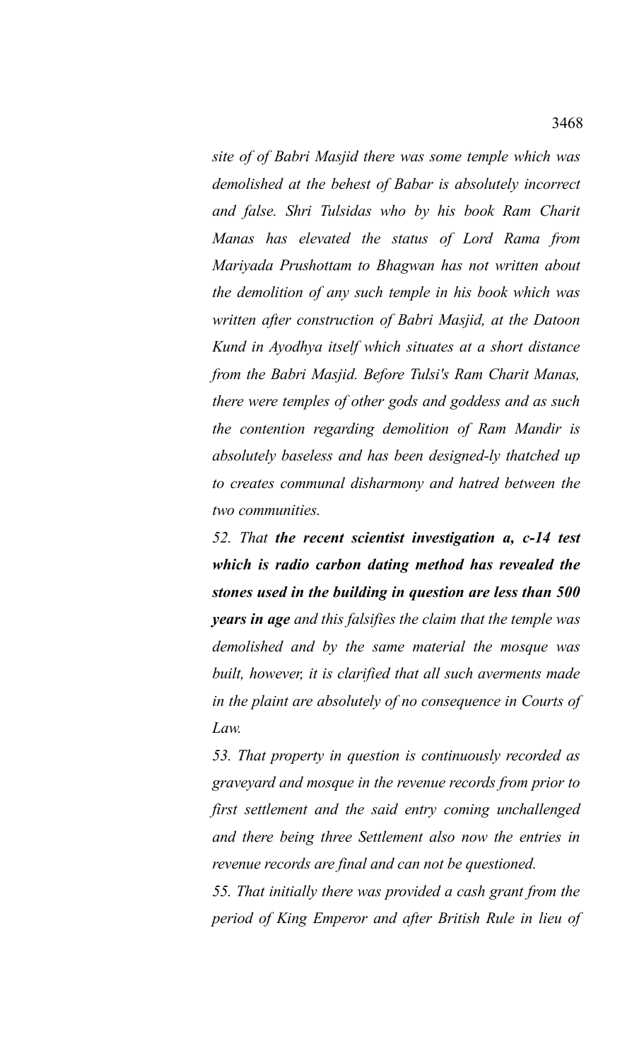*site of of Babri Masjid there was some temple which was demolished at the behest of Babar is absolutely incorrect and false. Shri Tulsidas who by his book Ram Charit Manas has elevated the status of Lord Rama from Mariyada Prushottam to Bhagwan has not written about the demolition of any such temple in his book which was written after construction of Babri Masjid, at the Datoon Kund in Ayodhya itself which situates at a short distance from the Babri Masjid. Before Tulsi's Ram Charit Manas, there were temples of other gods and goddess and as such the contention regarding demolition of Ram Mandir is absolutely baseless and has been designed-ly thatched up to creates communal disharmony and hatred between the two communities.*

*52. That* ***the recent scientist investigation a, c-14 test which is radio carbon dating method has revealed the stones used in the building in question are less than 500 years in age*** *and this falsifies the claim that the temple was demolished and by the same material the mosque was built, however, it is clarified that all such averments made in the plaint are absolutely of no consequence in Courts of Law.*

*53. That property in question is continuously recorded as graveyard and mosque in the revenue records from prior to first settlement and the said entry coming unchallenged and there being three Settlement also now the entries in revenue records are final and can not be questioned.*

*55. That initially there was provided a cash grant from the period of King Emperor and after British Rule in lieu of*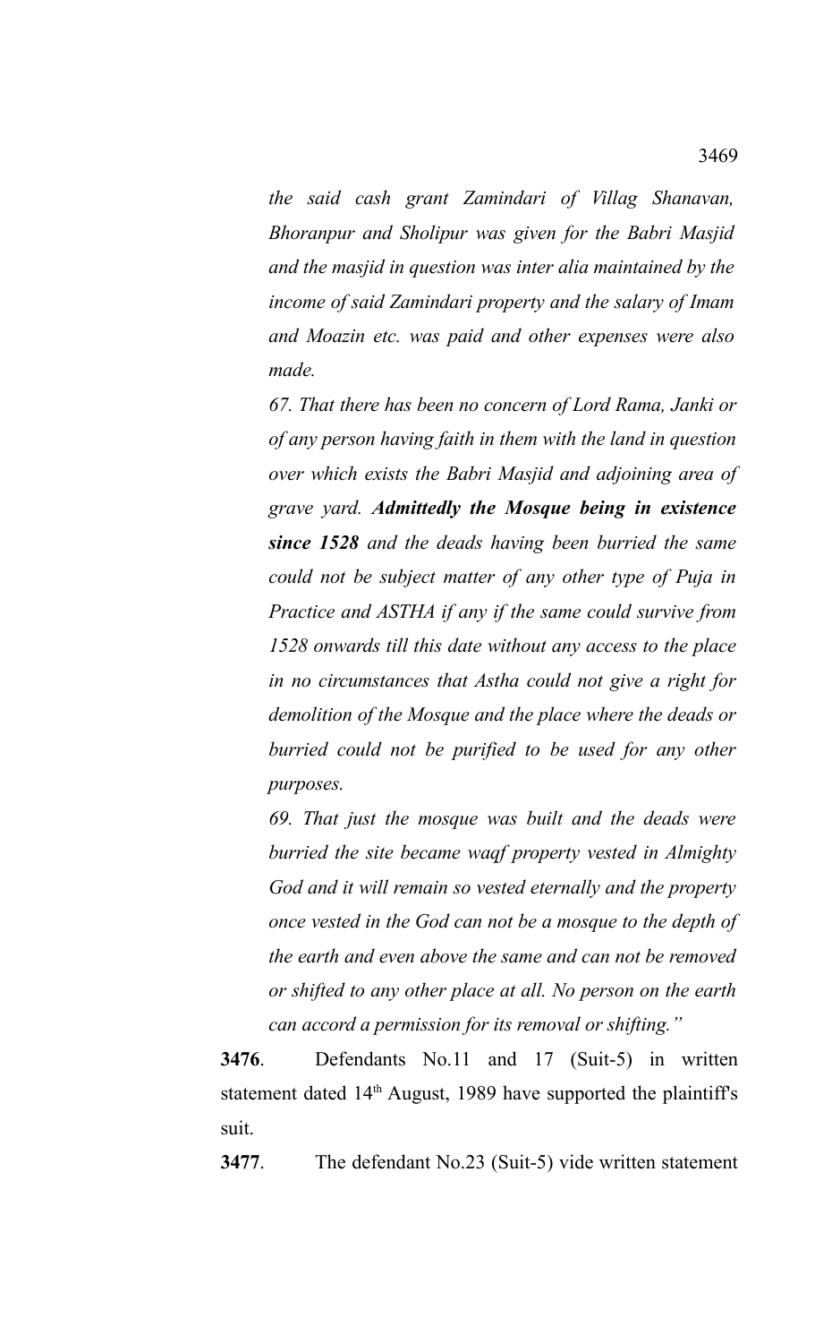*the said cash grant Zamindari of Villag Shanavan, Bhoranpur and Sholipur was given for the Babri Masjid and the masjid in question was inter alia maintained by the income of said Zamindari property and the salary of Imam and Moazin etc. was paid and other expenses were also made.*

*67. That there has been no concern of Lord Rama, Janki or of any person having faith in them with the land in question over which exists the Babri Masjid and adjoining area of grave yard.* ***Admittedly the Mosque being in existence since 1528*** *and the deads having been burried the same could not be subject matter of any other type of Puja in Practice and ASTHA if any if the same could survive from 1528 onwards till this date without any access to the place in no circumstances that Astha could not give a right for demolition of the Mosque and the place where the deads or burried could not be purified to be used for any other purposes.*

*69. That just the mosque was built and the deads were burried the site became waqf property vested in Almighty God and it will remain so vested eternally and the property once vested in the God can not be a mosque to the depth of the earth and even above the same and can not be removed or shifted to any other place at all. No person on the earth can accord a permission for its removal or shifting."*

**3476**. Defendants No.11 and 17 (Suit-5) in written statement dated 14th August, 1989 have supported the plaintiff's suit.

**3477**. The defendant No.23 (Suit-5) vide written statement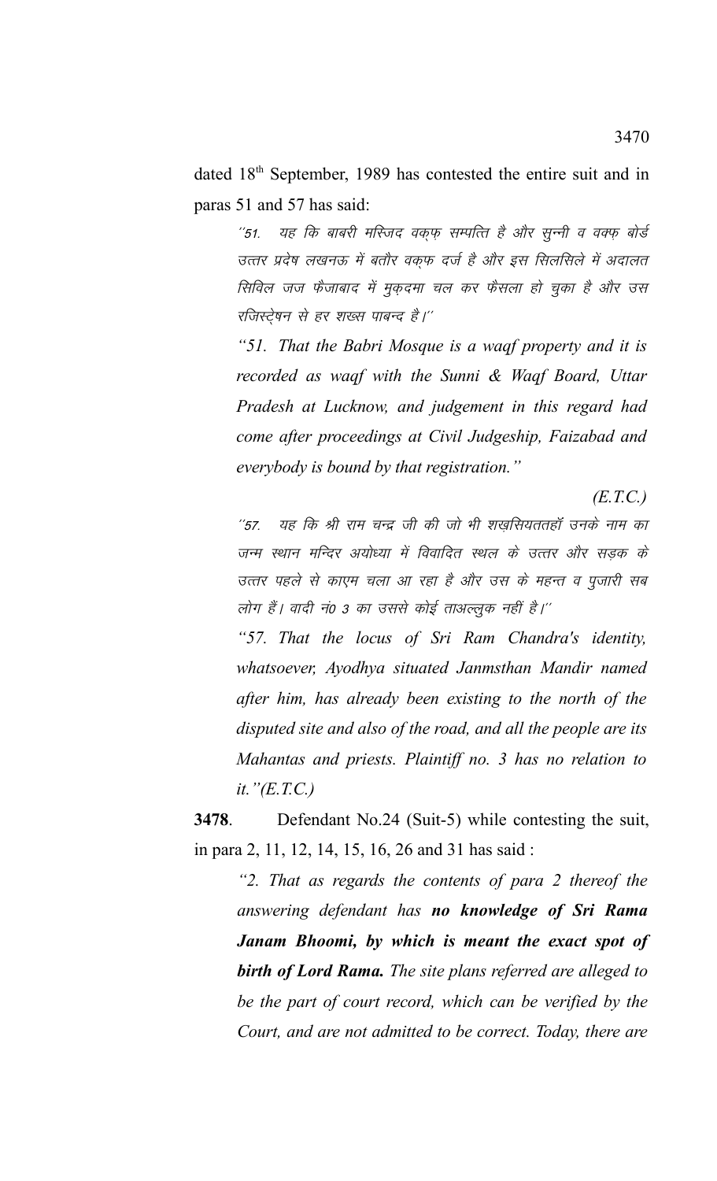dated 18th September, 1989 has contested the entire suit and in paras 51 and 57 has said:

> ''51. यह कि बाबरी मस्जिद वक्फ़ सम्पत्ति है और सुन्नी व वक्फ़ बोर्ड उत्तर प्रदेष लखनऊ में बतौर वक्फ दर्ज है और इस सिलसिले में अदालत सिविल जज फैजाबाद में मुक़दमा चल कर फैसला हो चुका है और उस रजिस्ट्रेषन से हर शख्स पाबन्द है।''
>
> *"51. That the Babri Mosque is a waqf property and it is recorded as waqf with the Sunni & Waqf Board, Uttar Pradesh at Lucknow, and judgement in this regard had come after proceedings at Civil Judgeship, Faizabad and everybody is bound by that registration."*
>
> *(E.T.C.)*
>
> ''57. यह कि श्री राम चन्द्र जी की जो भी शख़्सियततहॉ उनके नाम का जन्म स्थान मन्दिर अयोध्या में विवादित स्थल के उत्तर और सड़क के उत्तर पहले से काएम चला आ रहा है और उस के महन्त व पुजारी सब लोग हैं। वादी नं0 3 का उससे कोई ताअल्लुक नहीं है।''
>
> *"57. That the locus of Sri Ram Chandra's identity, whatsoever, Ayodhya situated Janmsthan Mandir named after him, has already been existing to the north of the disputed site and also of the road, and all the people are its Mahantas and priests. Plaintiff no. 3 has no relation to it."(E.T.C.)*

**3478**. Defendant No.24 (Suit-5) while contesting the suit, in para 2, 11, 12, 14, 15, 16, 26 and 31 has said :

> *"2. That as regards the contents of para 2 thereof the answering defendant has **no knowledge of Sri Rama Janam Bhoomi, by which is meant the exact spot of birth of Lord Rama.** The site plans referred are alleged to be the part of court record, which can be verified by the Court, and are not admitted to be correct. Today, there are*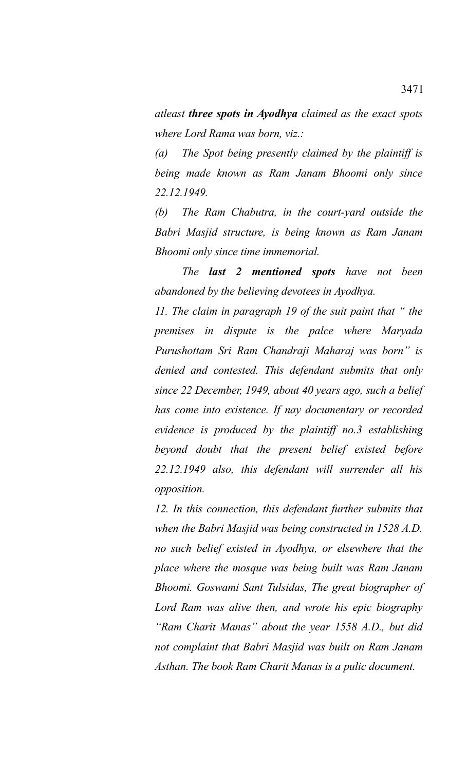*atleast **three spots in Ayodhya** claimed as the exact spots where Lord Rama was born, viz.:*

*(a) The Spot being presently claimed by the plaintiff is being made known as Ram Janam Bhoomi only since 22.12.1949.*

*(b) The Ram Chabutra, in the court-yard outside the Babri Masjid structure, is being known as Ram Janam Bhoomi only since time immemorial.*

*The **last 2 mentioned spots** have not been abandoned by the believing devotees in Ayodhya.*

*11. The claim in paragraph 19 of the suit paint that " the premises in dispute is the palce where Maryada Purushottam Sri Ram Chandraji Maharaj was born" is denied and contested. This defendant submits that only since 22 December, 1949, about 40 years ago, such a belief has come into existence. If nay documentary or recorded evidence is produced by the plaintiff no.3 establishing beyond doubt that the present belief existed before 22.12.1949 also, this defendant will surrender all his opposition.*

*12. In this connection, this defendant further submits that when the Babri Masjid was being constructed in 1528 A.D. no such belief existed in Ayodhya, or elsewhere that the place where the mosque was being built was Ram Janam Bhoomi. Goswami Sant Tulsidas, The great biographer of Lord Ram was alive then, and wrote his epic biography "Ram Charit Manas" about the year 1558 A.D., but did not complaint that Babri Masjid was built on Ram Janam Asthan. The book Ram Charit Manas is a pulic document.*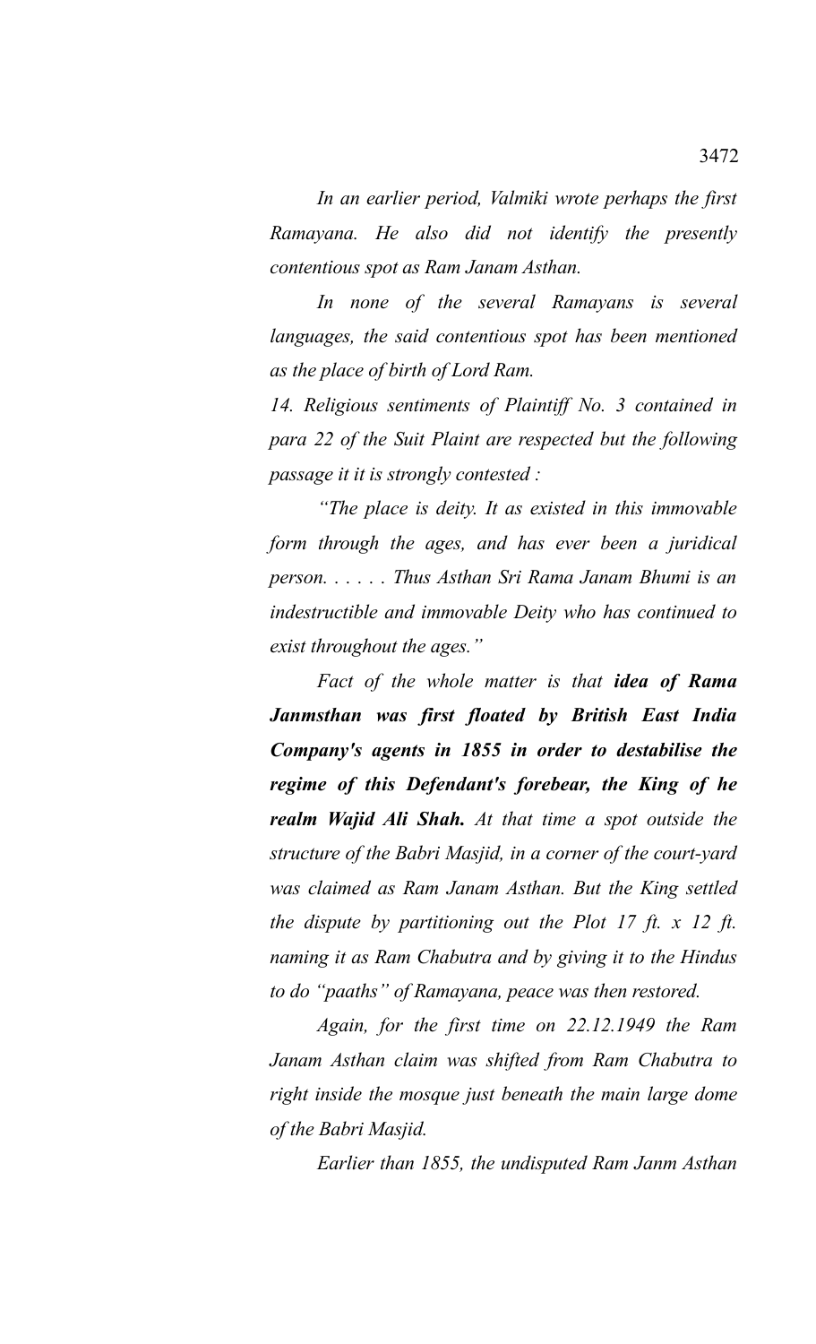*In an earlier period, Valmiki wrote perhaps the first Ramayana. He also did not identify the presently contentious spot as Ram Janam Asthan.*

*In none of the several Ramayans is several languages, the said contentious spot has been mentioned as the place of birth of Lord Ram.*

*14. Religious sentiments of Plaintiff No. 3 contained in para 22 of the Suit Plaint are respected but the following passage it it is strongly contested :*

*"The place is deity. It as existed in this immovable form through the ages, and has ever been a juridical person. . . . . . Thus Asthan Sri Rama Janam Bhumi is an indestructible and immovable Deity who has continued to exist throughout the ages."*

*Fact of the whole matter is that* ***idea of Rama Janmsthan was first floated by British East India Company's agents in 1855 in order to destabilise the regime of this Defendant's forebear, the King of he realm Wajid Ali Shah.*** *At that time a spot outside the structure of the Babri Masjid, in a corner of the court-yard was claimed as Ram Janam Asthan. But the King settled the dispute by partitioning out the Plot 17 ft. x 12 ft. naming it as Ram Chabutra and by giving it to the Hindus to do "paaths" of Ramayana, peace was then restored.*

*Again, for the first time on 22.12.1949 the Ram Janam Asthan claim was shifted from Ram Chabutra to right inside the mosque just beneath the main large dome of the Babri Masjid.*

*Earlier than 1855, the undisputed Ram Janm Asthan*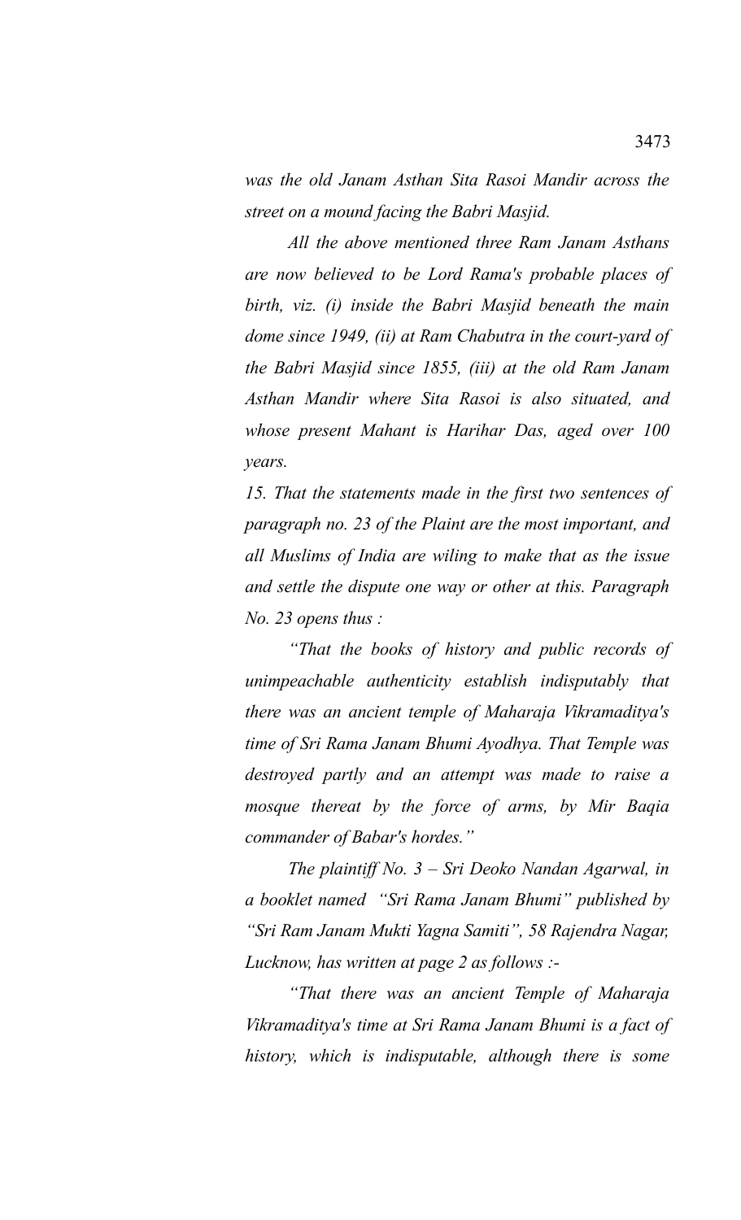*was the old Janam Asthan Sita Rasoi Mandir across the street on a mound facing the Babri Masjid.*

*All the above mentioned three Ram Janam Asthans are now believed to be Lord Rama's probable places of birth, viz. (i) inside the Babri Masjid beneath the main dome since 1949, (ii) at Ram Chabutra in the court-yard of the Babri Masjid since 1855, (iii) at the old Ram Janam Asthan Mandir where Sita Rasoi is also situated, and whose present Mahant is Harihar Das, aged over 100 years.*

*15. That the statements made in the first two sentences of paragraph no. 23 of the Plaint are the most important, and all Muslims of India are wiling to make that as the issue and settle the dispute one way or other at this. Paragraph No. 23 opens thus :*

*"That the books of history and public records of unimpeachable authenticity establish indisputably that there was an ancient temple of Maharaja Vikramaditya's time of Sri Rama Janam Bhumi Ayodhya. That Temple was destroyed partly and an attempt was made to raise a mosque thereat by the force of arms, by Mir Baqia commander of Babar's hordes."*

*The plaintiff No. 3 – Sri Deoko Nandan Agarwal, in a booklet named "Sri Rama Janam Bhumi" published by "Sri Ram Janam Mukti Yagna Samiti", 58 Rajendra Nagar, Lucknow, has written at page 2 as follows :-*

*"That there was an ancient Temple of Maharaja Vikramaditya's time at Sri Rama Janam Bhumi is a fact of history, which is indisputable, although there is some*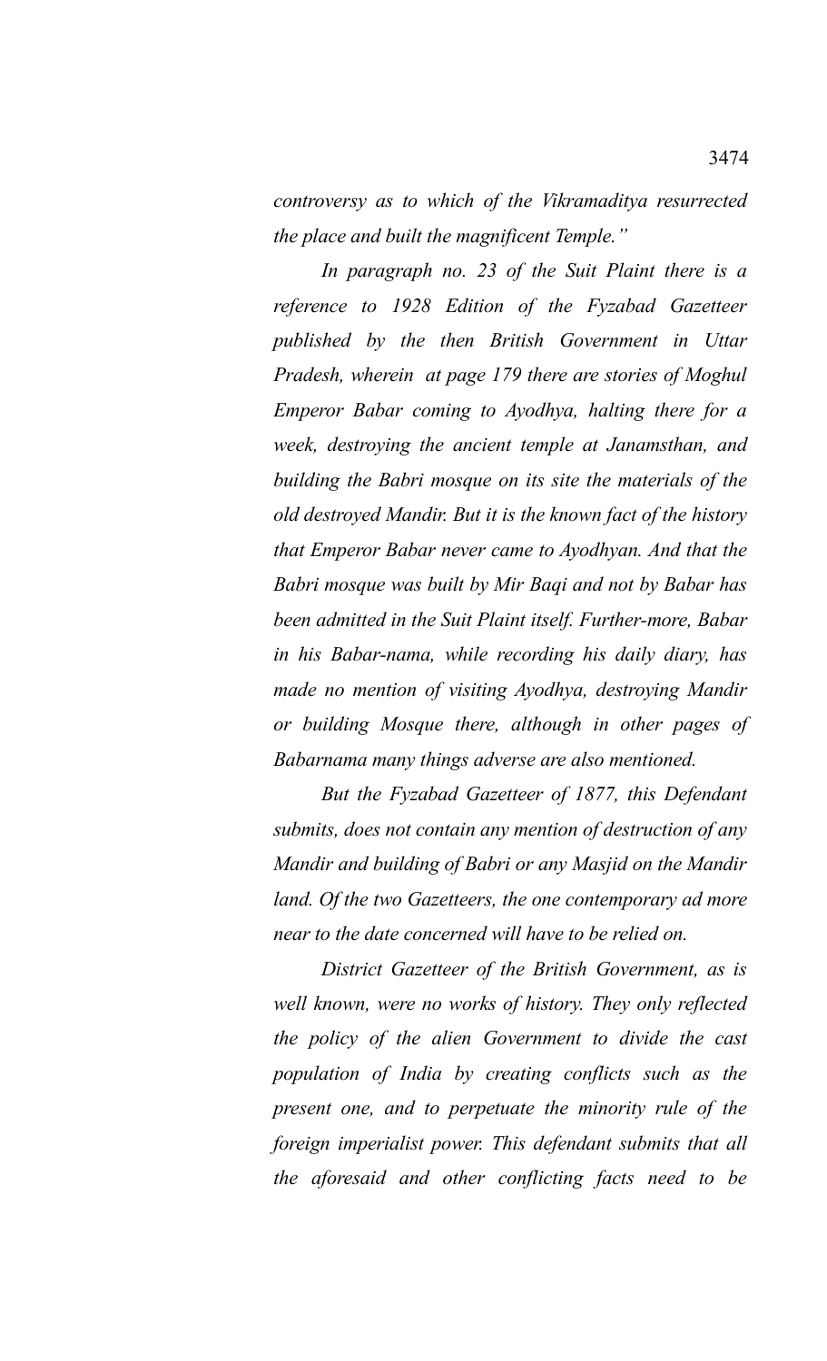*controversy as to which of the Vikramaditya resurrected the place and built the magnificent Temple."*

*In paragraph no. 23 of the Suit Plaint there is a reference to 1928 Edition of the Fyzabad Gazetteer published by the then British Government in Uttar Pradesh, wherein at page 179 there are stories of Moghul Emperor Babar coming to Ayodhya, halting there for a week, destroying the ancient temple at Janamsthan, and building the Babri mosque on its site the materials of the old destroyed Mandir. But it is the known fact of the history that Emperor Babar never came to Ayodhyan. And that the Babri mosque was built by Mir Baqi and not by Babar has been admitted in the Suit Plaint itself. Further-more, Babar in his Babar-nama, while recording his daily diary, has made no mention of visiting Ayodhya, destroying Mandir or building Mosque there, although in other pages of Babarnama many things adverse are also mentioned.*

*But the Fyzabad Gazetteer of 1877, this Defendant submits, does not contain any mention of destruction of any Mandir and building of Babri or any Masjid on the Mandir land. Of the two Gazetteers, the one contemporary ad more near to the date concerned will have to be relied on.*

*District Gazetteer of the British Government, as is well known, were no works of history. They only reflected the policy of the alien Government to divide the cast population of India by creating conflicts such as the present one, and to perpetuate the minority rule of the foreign imperialist power. This defendant submits that all the aforesaid and other conflicting facts need to be*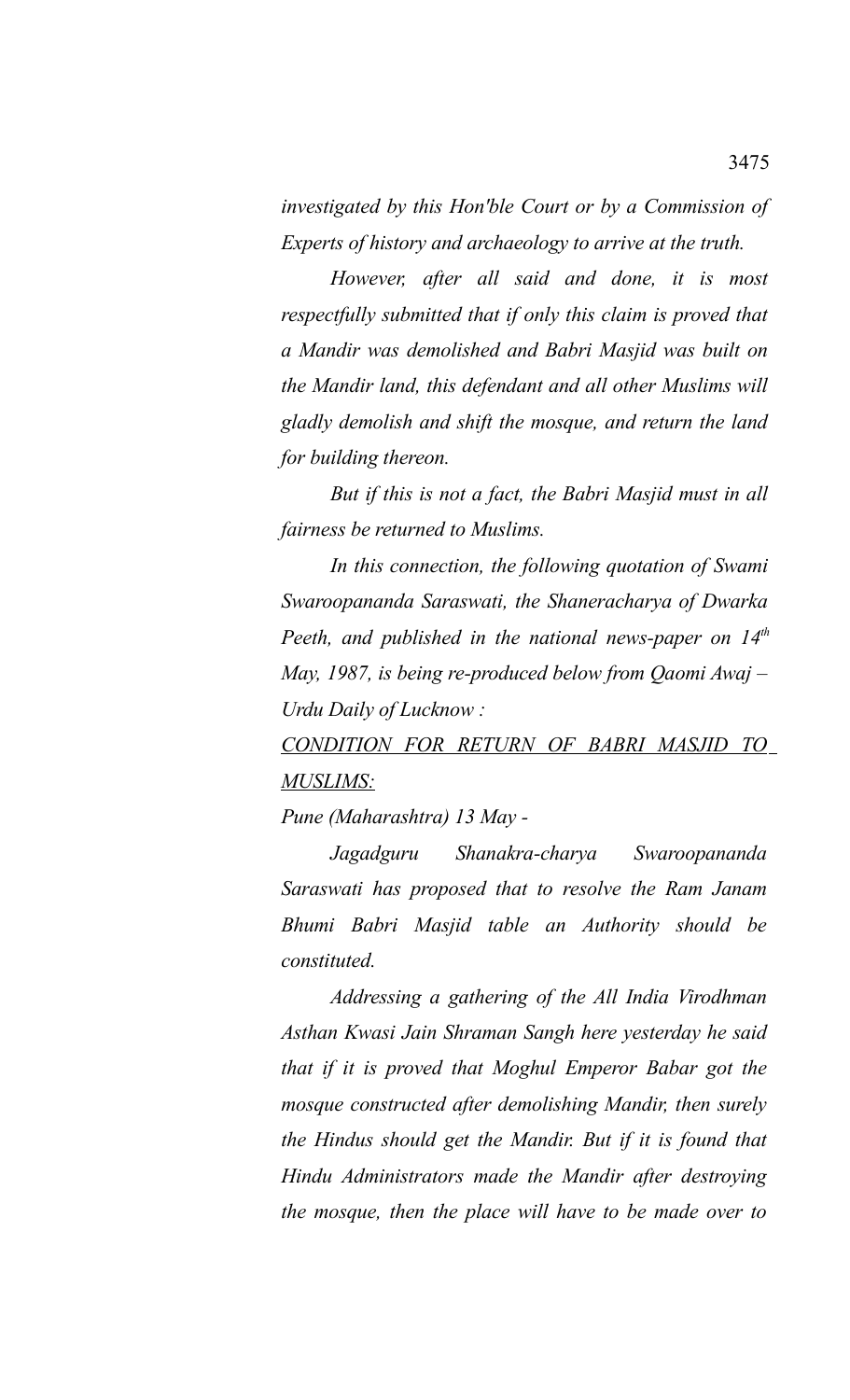*investigated by this Hon'ble Court or by a Commission of Experts of history and archaeology to arrive at the truth.*

*However, after all said and done, it is most respectfully submitted that if only this claim is proved that a Mandir was demolished and Babri Masjid was built on the Mandir land, this defendant and all other Muslims will gladly demolish and shift the mosque, and return the land for building thereon.*

*But if this is not a fact, the Babri Masjid must in all fairness be returned to Muslims.*

*In this connection, the following quotation of Swami Swaroopananda Saraswati, the Shaneracharya of Dwarka Peeth, and published in the national news-paper on 14th May, 1987, is being re-produced below from Qaomi Awaj – Urdu Daily of Lucknow :*

*<u>CONDITION FOR RETURN OF BABRI MASJID TO MUSLIMS:</u>*

*Pune (Maharashtra) 13 May -*

*Jagadguru Shanakra-charya Swaroopananda Saraswati has proposed that to resolve the Ram Janam Bhumi Babri Masjid table an Authority should be constituted.*

*Addressing a gathering of the All India Virodhman Asthan Kwasi Jain Shraman Sangh here yesterday he said that if it is proved that Moghul Emperor Babar got the mosque constructed after demolishing Mandir, then surely the Hindus should get the Mandir. But if it is found that Hindu Administrators made the Mandir after destroying the mosque, then the place will have to be made over to*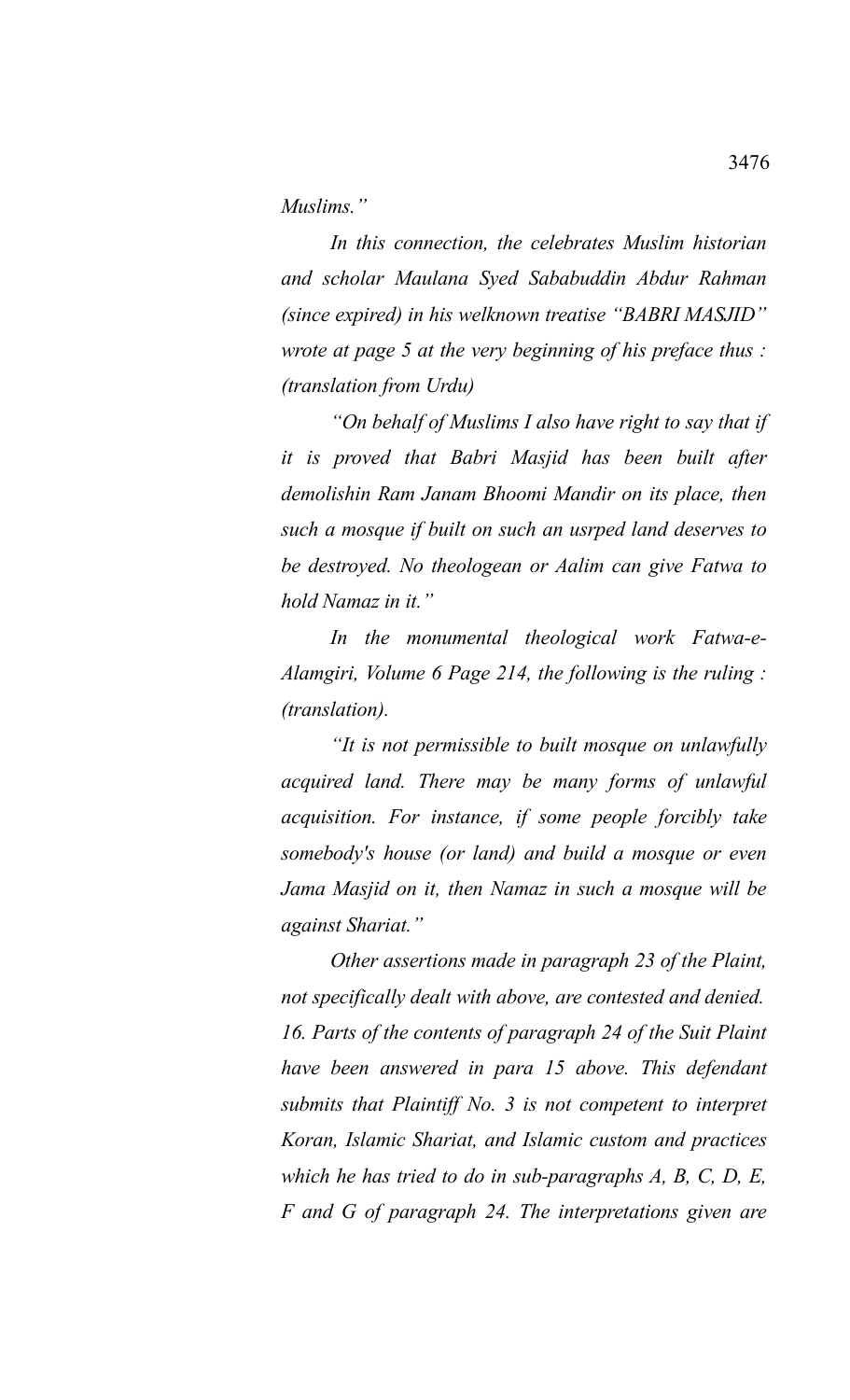*Muslims."*

*In this connection, the celebrates Muslim historian and scholar Maulana Syed Sababuddin Abdur Rahman (since expired) in his welknown treatise "BABRI MASJID" wrote at page 5 at the very beginning of his preface thus : (translation from Urdu)*

*"On behalf of Muslims I also have right to say that if it is proved that Babri Masjid has been built after demolishin Ram Janam Bhoomi Mandir on its place, then such a mosque if built on such an usrped land deserves to be destroyed. No theologean or Aalim can give Fatwa to hold Namaz in it."*

*In the monumental theological work Fatwa-e-Alamgiri, Volume 6 Page 214, the following is the ruling : (translation).*

*"It is not permissible to built mosque on unlawfully acquired land. There may be many forms of unlawful acquisition. For instance, if some people forcibly take somebody's house (or land) and build a mosque or even Jama Masjid on it, then Namaz in such a mosque will be against Shariat."*

*Other assertions made in paragraph 23 of the Plaint, not specifically dealt with above, are contested and denied.*

*16. Parts of the contents of paragraph 24 of the Suit Plaint have been answered in para 15 above. This defendant submits that Plaintiff No. 3 is not competent to interpret Koran, Islamic Shariat, and Islamic custom and practices which he has tried to do in sub-paragraphs A, B, C, D, E, F and G of paragraph 24. The interpretations given are*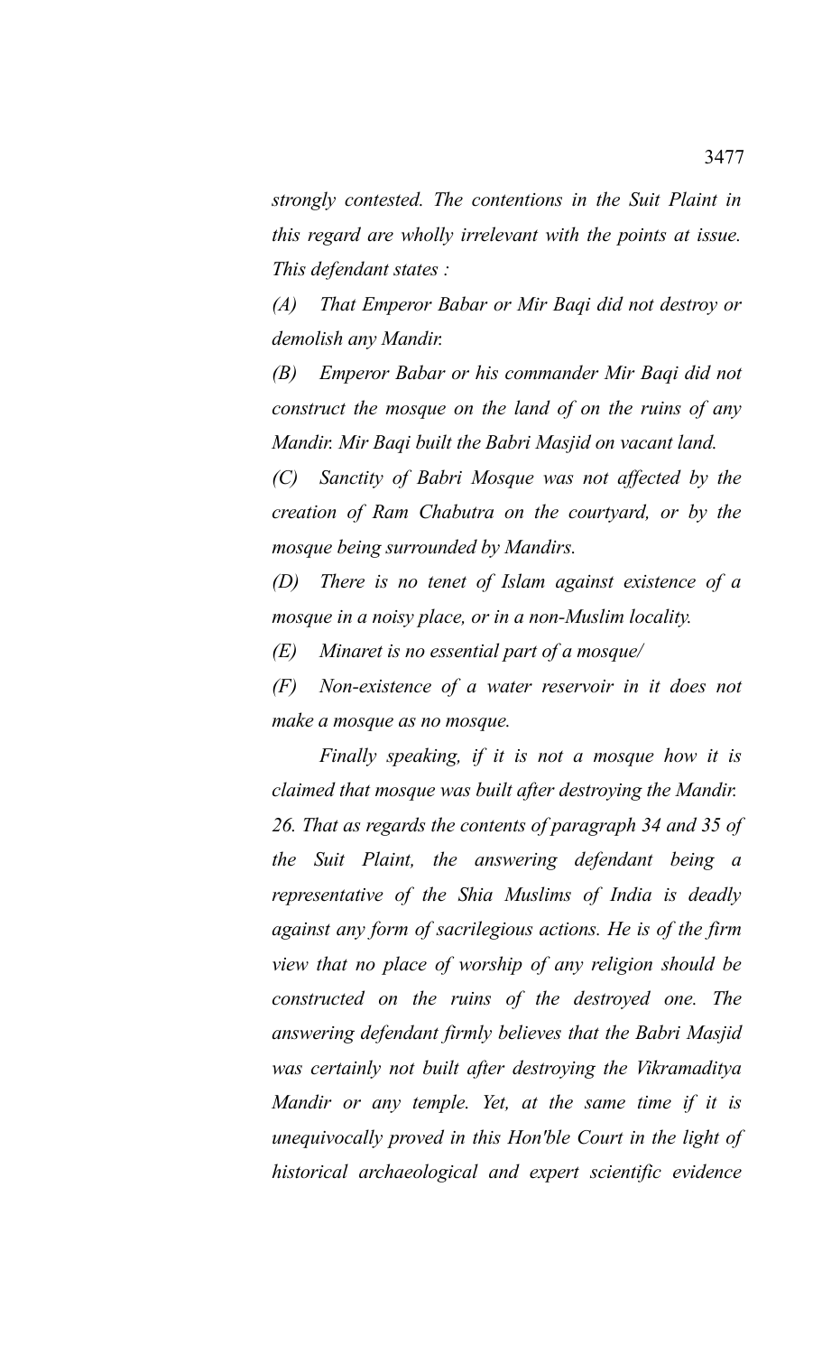*strongly contested. The contentions in the Suit Plaint in this regard are wholly irrelevant with the points at issue. This defendant states :*

*(A) That Emperor Babar or Mir Baqi did not destroy or demolish any Mandir.*

*(B) Emperor Babar or his commander Mir Baqi did not construct the mosque on the land of on the ruins of any Mandir. Mir Baqi built the Babri Masjid on vacant land.*

*(C) Sanctity of Babri Mosque was not affected by the creation of Ram Chabutra on the courtyard, or by the mosque being surrounded by Mandirs.*

*(D) There is no tenet of Islam against existence of a mosque in a noisy place, or in a non-Muslim locality.*

*(E) Minaret is no essential part of a mosque/*

*(F) Non-existence of a water reservoir in it does not make a mosque as no mosque.*

*Finally speaking, if it is not a mosque how it is claimed that mosque was built after destroying the Mandir.*

*26. That as regards the contents of paragraph 34 and 35 of the Suit Plaint, the answering defendant being a representative of the Shia Muslims of India is deadly against any form of sacrilegious actions. He is of the firm view that no place of worship of any religion should be constructed on the ruins of the destroyed one. The answering defendant firmly believes that the Babri Masjid was certainly not built after destroying the Vikramaditya Mandir or any temple. Yet, at the same time if it is unequivocally proved in this Hon'ble Court in the light of historical archaeological and expert scientific evidence*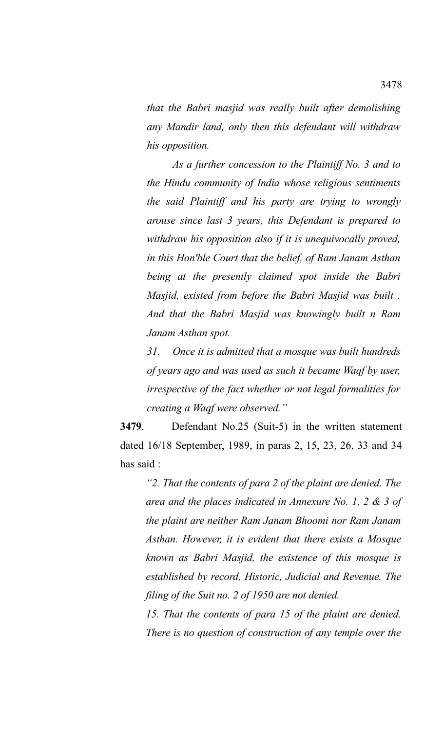*that the Babri masjid was really built after demolishing any Mandir land, only then this defendant will withdraw his opposition.*

*As a further concession to the Plaintiff No. 3 and to the Hindu community of India whose religious sentiments the said Plaintiff and his party are trying to wrongly arouse since last 3 years, this Defendant is prepared to withdraw his opposition also if it is unequivocally proved, in this Hon'ble Court that the belief, of Ram Janam Asthan being at the presently claimed spot inside the Babri Masjid, existed from before the Babri Masjid was built . And that the Babri Masjid was knowingly built n Ram Janam Asthan spot.*

*31. Once it is admitted that a mosque was built hundreds of years ago and was used as such it became Waqf by user, irrespective of the fact whether or not legal formalities for creating a Waqf were observed."*

**3479**. Defendant No.25 (Suit-5) in the written statement dated 16/18 September, 1989, in paras 2, 15, 23, 26, 33 and 34 has said :

*"2. That the contents of para 2 of the plaint are denied. The area and the places indicated in Annexure No. 1, 2 & 3 of the plaint are neither Ram Janam Bhoomi nor Ram Janam Asthan. However, it is evident that there exists a Mosque known as Babri Masjid, the existence of this mosque is established by record, Historic, Judicial and Revenue. The filing of the Suit no. 2 of 1950 are not denied.*

*15. That the contents of para 15 of the plaint are denied. There is no question of construction of any temple over the*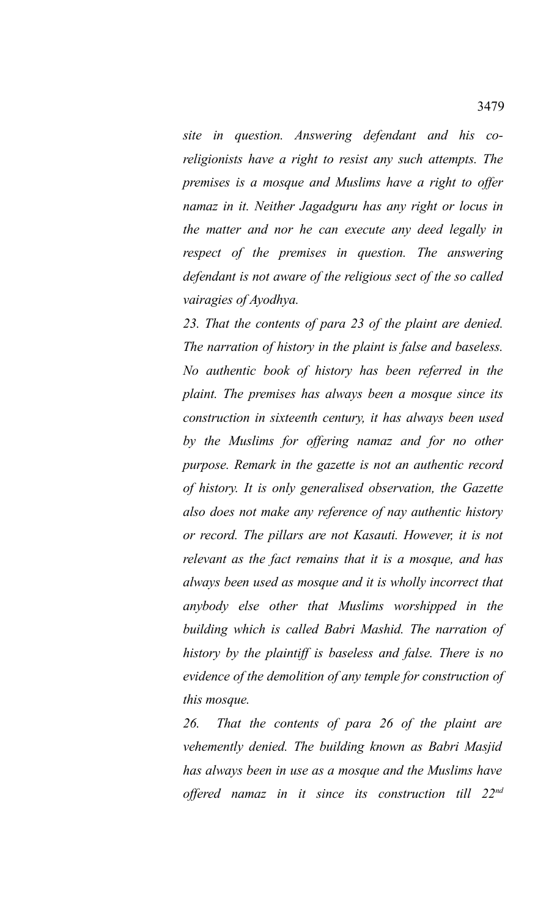*site in question. Answering defendant and his co-religionists have a right to resist any such attempts. The premises is a mosque and Muslims have a right to offer namaz in it. Neither Jagadguru has any right or locus in the matter and nor he can execute any deed legally in respect of the premises in question. The answering defendant is not aware of the religious sect of the so called vairagies of Ayodhya.*

*23. That the contents of para 23 of the plaint are denied. The narration of history in the plaint is false and baseless. No authentic book of history has been referred in the plaint. The premises has always been a mosque since its construction in sixteenth century, it has always been used by the Muslims for offering namaz and for no other purpose. Remark in the gazette is not an authentic record of history. It is only generalised observation, the Gazette also does not make any reference of nay authentic history or record. The pillars are not Kasauti. However, it is not relevant as the fact remains that it is a mosque, and has always been used as mosque and it is wholly incorrect that anybody else other that Muslims worshipped in the building which is called Babri Mashid. The narration of history by the plaintiff is baseless and false. There is no evidence of the demolition of any temple for construction of this mosque.*

*26. That the contents of para 26 of the plaint are vehemently denied. The building known as Babri Masjid has always been in use as a mosque and the Muslims have offered namaz in it since its construction till 22nd*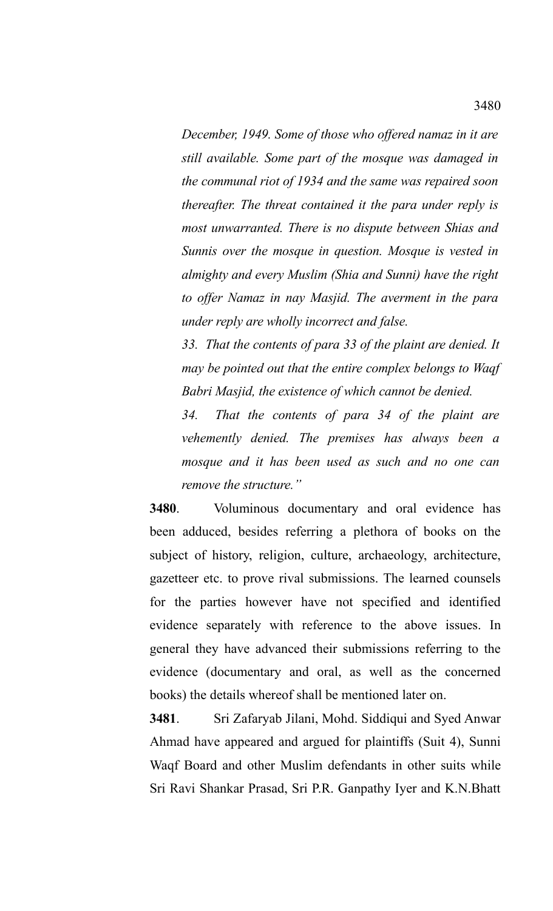*December, 1949. Some of those who offered namaz in it are still available. Some part of the mosque was damaged in the communal riot of 1934 and the same was repaired soon thereafter. The threat contained it the para under reply is most unwarranted. There is no dispute between Shias and Sunnis over the mosque in question. Mosque is vested in almighty and every Muslim (Shia and Sunni) have the right to offer Namaz in nay Masjid. The averment in the para under reply are wholly incorrect and false.*

*33. That the contents of para 33 of the plaint are denied. It may be pointed out that the entire complex belongs to Waqf Babri Masjid, the existence of which cannot be denied.*

*34. That the contents of para 34 of the plaint are vehemently denied. The premises has always been a mosque and it has been used as such and no one can remove the structure."*

**3480**. Voluminous documentary and oral evidence has been adduced, besides referring a plethora of books on the subject of history, religion, culture, archaeology, architecture, gazetteer etc. to prove rival submissions. The learned counsels for the parties however have not specified and identified evidence separately with reference to the above issues. In general they have advanced their submissions referring to the evidence (documentary and oral, as well as the concerned books) the details whereof shall be mentioned later on.

**3481**. Sri Zafaryab Jilani, Mohd. Siddiqui and Syed Anwar Ahmad have appeared and argued for plaintiffs (Suit 4), Sunni Waqf Board and other Muslim defendants in other suits while Sri Ravi Shankar Prasad, Sri P.R. Ganpathy Iyer and K.N.Bhatt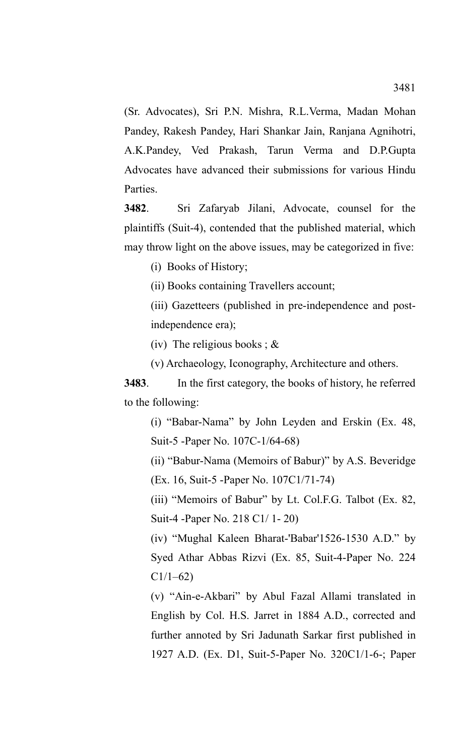(Sr. Advocates), Sri P.N. Mishra, R.L.Verma, Madan Mohan Pandey, Rakesh Pandey, Hari Shankar Jain, Ranjana Agnihotri, A.K.Pandey, Ved Prakash, Tarun Verma and D.P.Gupta Advocates have advanced their submissions for various Hindu Parties.

**3482**. Sri Zafaryab Jilani, Advocate, counsel for the plaintiffs (Suit-4), contended that the published material, which may throw light on the above issues, may be categorized in five:

(i) Books of History;

(ii) Books containing Travellers account;

(iii) Gazetteers (published in pre-independence and post-independence era);

(iv) The religious books ; &

(v) Archaeology, Iconography, Architecture and others.

**3483**. In the first category, the books of history, he referred to the following:

(i) "Babar-Nama" by John Leyden and Erskin (Ex. 48, Suit-5 -Paper No. 107C-1/64-68)

(ii) "Babur-Nama (Memoirs of Babur)" by A.S. Beveridge (Ex. 16, Suit-5 -Paper No. 107C1/71-74)

(iii) "Memoirs of Babur" by Lt. Col.F.G. Talbot (Ex. 82, Suit-4 -Paper No. 218 C1/ 1- 20)

(iv) "Mughal Kaleen Bharat-'Babar'1526-1530 A.D." by Syed Athar Abbas Rizvi (Ex. 85, Suit-4-Paper No. 224 C1/1–62)

(v) "Ain-e-Akbari" by Abul Fazal Allami translated in English by Col. H.S. Jarret in 1884 A.D., corrected and further annoted by Sri Jadunath Sarkar first published in 1927 A.D. (Ex. D1, Suit-5-Paper No. 320C1/1-6-; Paper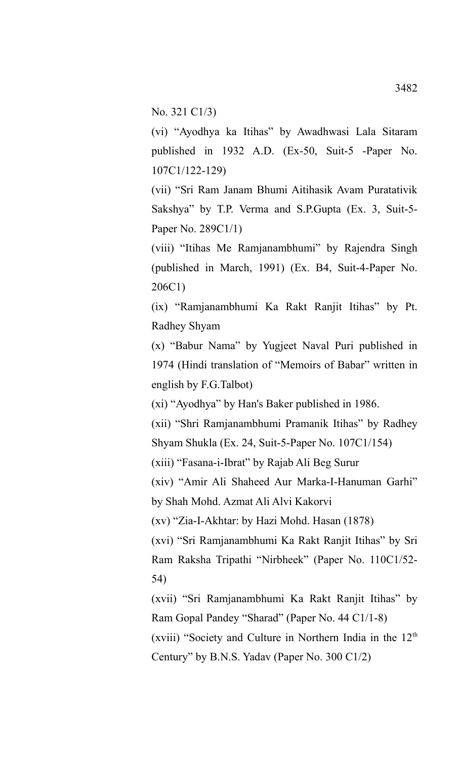No. 321 C1/3)

(vi) “Ayodhya ka Itihas” by Awadhwasi Lala Sitaram published in 1932 A.D. (Ex-50, Suit-5 -Paper No. 107C1/122-129)

(vii) “Sri Ram Janam Bhumi Aitihasik Avam Puratativik Sakshya” by T.P. Verma and S.P.Gupta (Ex. 3, Suit-5-Paper No. 289C1/1)

(viii) “Itihas Me Ramjanambhumi” by Rajendra Singh (published in March, 1991) (Ex. B4, Suit-4-Paper No. 206C1)

(ix) “Ramjanambhumi Ka Rakt Ranjit Itihas” by Pt. Radhey Shyam

(x) “Babur Nama” by Yugjeet Naval Puri published in 1974 (Hindi translation of “Memoirs of Babar” written in english by F.G.Talbot)

(xi) “Ayodhya” by Han's Baker published in 1986.

(xii) “Shri Ramjanambhumi Pramanik Itihas” by Radhey Shyam Shukla (Ex. 24, Suit-5-Paper No. 107C1/154)

(xiii) “Fasana-i-Ibrat” by Rajab Ali Beg Surur

(xiv) “Amir Ali Shaheed Aur Marka-I-Hanuman Garhi” by Shah Mohd. Azmat Ali Alvi Kakorvi

(xv) “Zia-I-Akhtar: by Hazi Mohd. Hasan (1878)

(xvi) “Sri Ramjanambhumi Ka Rakt Ranjit Itihas” by Sri Ram Raksha Tripathi “Nirbheek” (Paper No. 110C1/52-54)

(xvii) “Sri Ramjanambhumi Ka Rakt Ranjit Itihas” by Ram Gopal Pandey “Sharad” (Paper No. 44 C1/1-8)

(xviii) “Society and Culture in Northern India in the 12th Century” by B.N.S. Yadav (Paper No. 300 C1/2)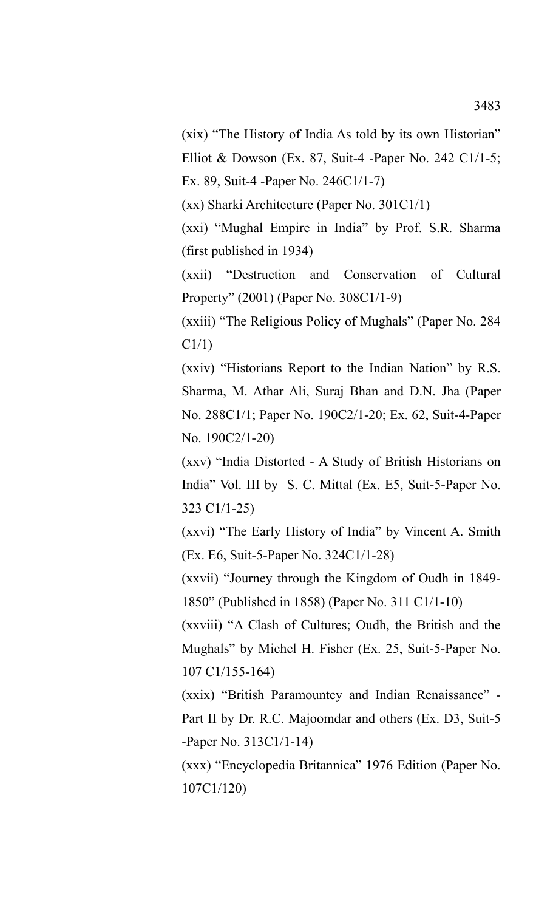(xix) "The History of India As told by its own Historian" Elliot & Dowson (Ex. 87, Suit-4 -Paper No. 242 C1/1-5; Ex. 89, Suit-4 -Paper No. 246C1/1-7)

(xx) Sharki Architecture (Paper No. 301C1/1)

(xxi) "Mughal Empire in India" by Prof. S.R. Sharma (first published in 1934)

(xxii) "Destruction and Conservation of Cultural Property" (2001) (Paper No. 308C1/1-9)

(xxiii) "The Religious Policy of Mughals" (Paper No. 284 C1/1)

(xxiv) "Historians Report to the Indian Nation" by R.S. Sharma, M. Athar Ali, Suraj Bhan and D.N. Jha (Paper No. 288C1/1; Paper No. 190C2/1-20; Ex. 62, Suit-4-Paper No. 190C2/1-20)

(xxv) "India Distorted - A Study of British Historians on India" Vol. III by S. C. Mittal (Ex. E5, Suit-5-Paper No. 323 C1/1-25)

(xxvi) "The Early History of India" by Vincent A. Smith (Ex. E6, Suit-5-Paper No. 324C1/1-28)

(xxvii) "Journey through the Kingdom of Oudh in 1849-1850" (Published in 1858) (Paper No. 311 C1/1-10)

(xxviii) "A Clash of Cultures; Oudh, the British and the Mughals" by Michel H. Fisher (Ex. 25, Suit-5-Paper No. 107 C1/155-164)

(xxix) "British Paramountcy and Indian Renaissance" - Part II by Dr. R.C. Majoomdar and others (Ex. D3, Suit-5 -Paper No. 313C1/1-14)

(xxx) "Encyclopedia Britannica" 1976 Edition (Paper No. 107C1/120)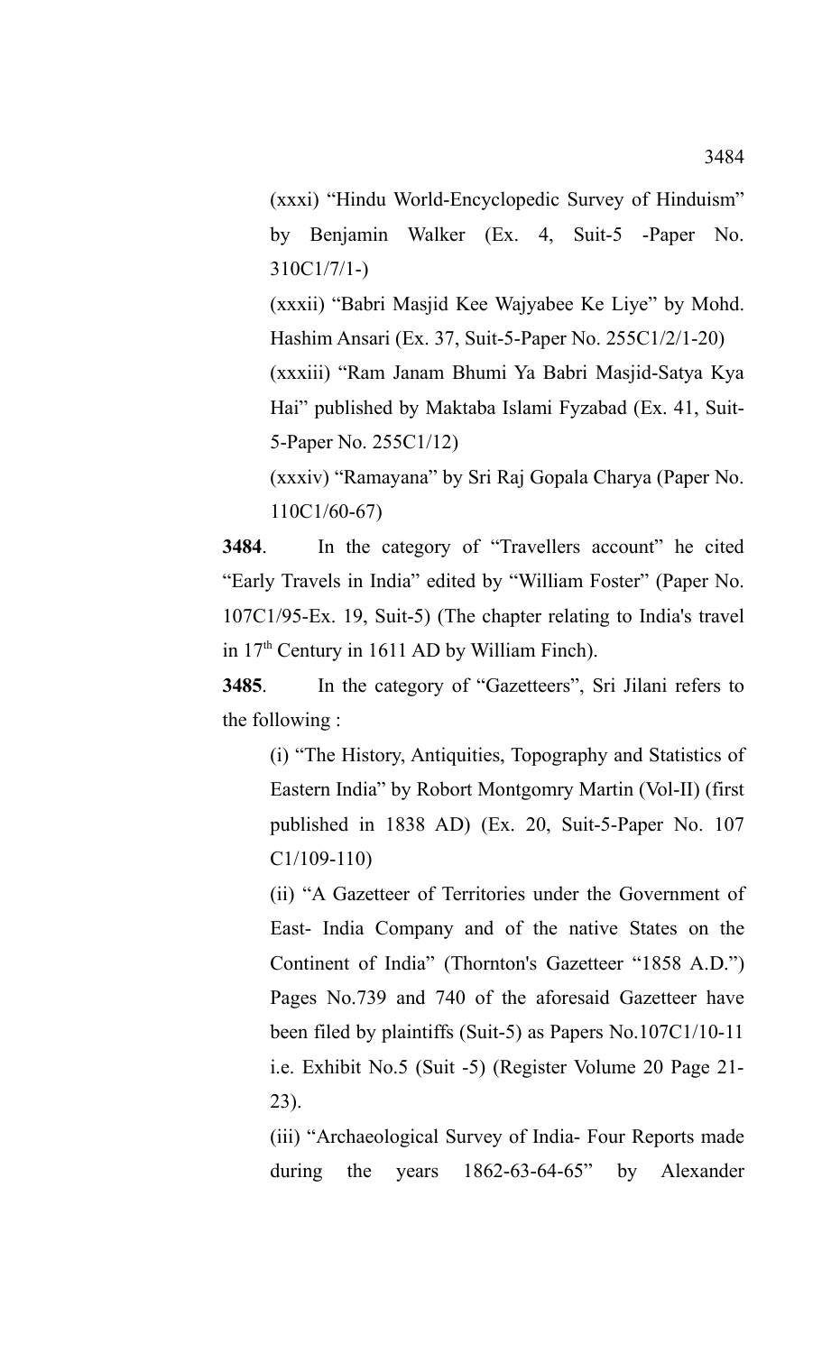(xxxi) "Hindu World-Encyclopedic Survey of Hinduism" by Benjamin Walker (Ex. 4, Suit-5 -Paper No. 310C1/7/1-)

(xxxii) "Babri Masjid Kee Wajyabee Ke Liye" by Mohd. Hashim Ansari (Ex. 37, Suit-5-Paper No. 255C1/2/1-20)

(xxxiii) "Ram Janam Bhumi Ya Babri Masjid-Satya Kya Hai" published by Maktaba Islami Fyzabad (Ex. 41, Suit-5-Paper No. 255C1/12)

(xxxiv) "Ramayana" by Sri Raj Gopala Charya (Paper No. 110C1/60-67)

**3484**. In the category of "Travellers account" he cited "Early Travels in India" edited by "William Foster" (Paper No. 107C1/95-Ex. 19, Suit-5) (The chapter relating to India's travel in 17th Century in 1611 AD by William Finch).

**3485**. In the category of "Gazetteers", Sri Jilani refers to the following :

(i) "The History, Antiquities, Topography and Statistics of Eastern India" by Robort Montgomry Martin (Vol-II) (first published in 1838 AD) (Ex. 20, Suit-5-Paper No. 107 C1/109-110)

(ii) "A Gazetteer of Territories under the Government of East- India Company and of the native States on the Continent of India" (Thornton's Gazetteer "1858 A.D.") Pages No.739 and 740 of the aforesaid Gazetteer have been filed by plaintiffs (Suit-5) as Papers No.107C1/10-11 i.e. Exhibit No.5 (Suit -5) (Register Volume 20 Page 21-23).

(iii) "Archaeological Survey of India- Four Reports made during the years 1862-63-64-65" by Alexander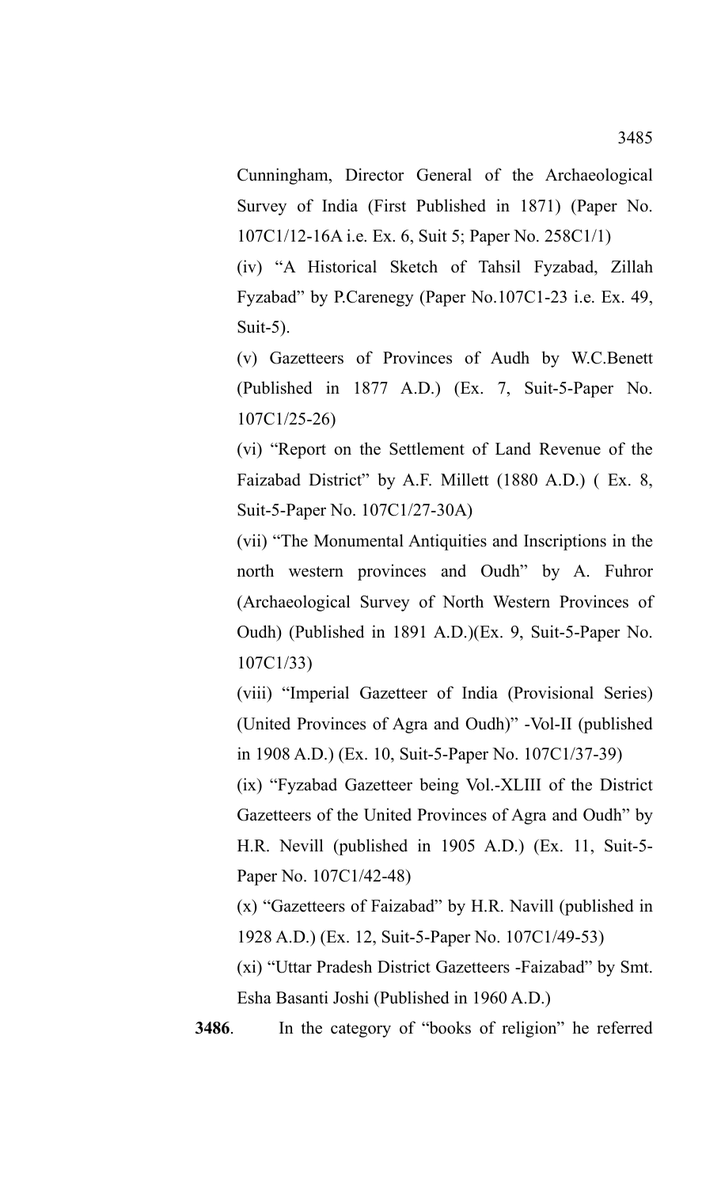Cunningham, Director General of the Archaeological Survey of India (First Published in 1871) (Paper No. 107C1/12-16A i.e. Ex. 6, Suit 5; Paper No. 258C1/1)

(iv) "A Historical Sketch of Tahsil Fyzabad, Zillah Fyzabad" by P.Carenegy (Paper No.107C1-23 i.e. Ex. 49, Suit-5).

(v) Gazetteers of Provinces of Audh by W.C.Benett (Published in 1877 A.D.) (Ex. 7, Suit-5-Paper No. 107C1/25-26)

(vi) "Report on the Settlement of Land Revenue of the Faizabad District" by A.F. Millett (1880 A.D.) ( Ex. 8, Suit-5-Paper No. 107C1/27-30A)

(vii) "The Monumental Antiquities and Inscriptions in the north western provinces and Oudh" by A. Fuhror (Archaeological Survey of North Western Provinces of Oudh) (Published in 1891 A.D.)(Ex. 9, Suit-5-Paper No. 107C1/33)

(viii) "Imperial Gazetteer of India (Provisional Series) (United Provinces of Agra and Oudh)" -Vol-II (published in 1908 A.D.) (Ex. 10, Suit-5-Paper No. 107C1/37-39)

(ix) "Fyzabad Gazetteer being Vol.-XLIII of the District Gazetteers of the United Provinces of Agra and Oudh" by H.R. Nevill (published in 1905 A.D.) (Ex. 11, Suit-5-Paper No. 107C1/42-48)

(x) "Gazetteers of Faizabad" by H.R. Navill (published in 1928 A.D.) (Ex. 12, Suit-5-Paper No. 107C1/49-53)

(xi) "Uttar Pradesh District Gazetteers -Faizabad" by Smt. Esha Basanti Joshi (Published in 1960 A.D.)

**3486**. In the category of "books of religion" he referred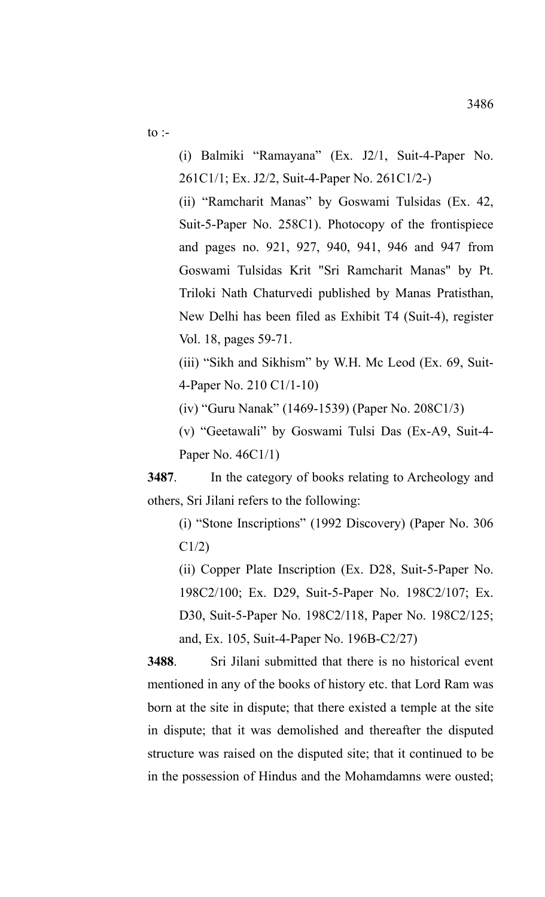to :-

(i) Balmiki "Ramayana" (Ex. J2/1, Suit-4-Paper No. 261C1/1; Ex. J2/2, Suit-4-Paper No. 261C1/2-)

(ii) "Ramcharit Manas" by Goswami Tulsidas (Ex. 42, Suit-5-Paper No. 258C1). Photocopy of the frontispiece and pages no. 921, 927, 940, 941, 946 and 947 from Goswami Tulsidas Krit "Sri Ramcharit Manas" by Pt. Triloki Nath Chaturvedi published by Manas Pratisthan, New Delhi has been filed as Exhibit T4 (Suit-4), register Vol. 18, pages 59-71.

(iii) "Sikh and Sikhism" by W.H. Mc Leod (Ex. 69, Suit-4-Paper No. 210 C1/1-10)

(iv) "Guru Nanak" (1469-1539) (Paper No. 208C1/3)

(v) "Geetawali" by Goswami Tulsi Das (Ex-A9, Suit-4-Paper No. 46C1/1)

**3487**. In the category of books relating to Archeology and others, Sri Jilani refers to the following:

(i) "Stone Inscriptions" (1992 Discovery) (Paper No. 306 C1/2)

(ii) Copper Plate Inscription (Ex. D28, Suit-5-Paper No. 198C2/100; Ex. D29, Suit-5-Paper No. 198C2/107; Ex. D30, Suit-5-Paper No. 198C2/118, Paper No. 198C2/125; and, Ex. 105, Suit-4-Paper No. 196B-C2/27)

**3488**. Sri Jilani submitted that there is no historical event mentioned in any of the books of history etc. that Lord Ram was born at the site in dispute; that there existed a temple at the site in dispute; that it was demolished and thereafter the disputed structure was raised on the disputed site; that it continued to be in the possession of Hindus and the Mohamdamns were ousted;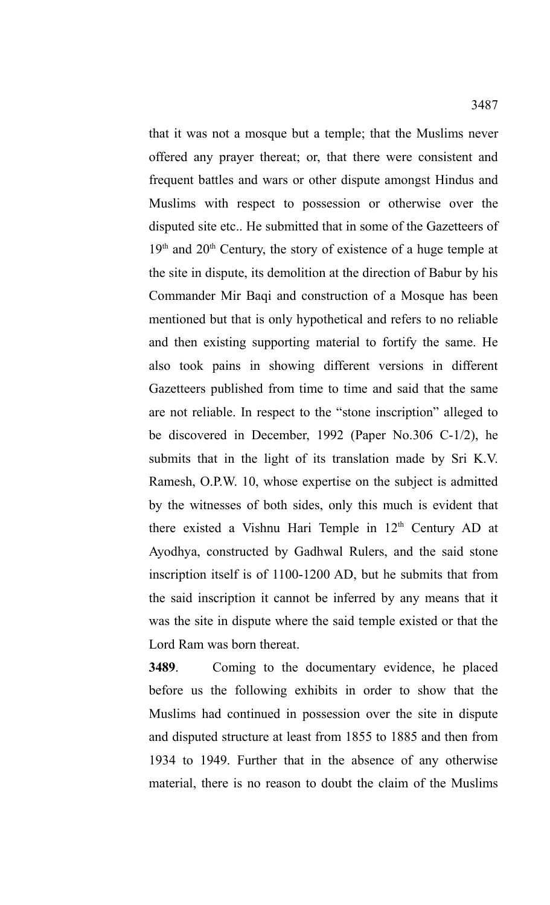that it was not a mosque but a temple; that the Muslims never offered any prayer thereat; or, that there were consistent and frequent battles and wars or other dispute amongst Hindus and Muslims with respect to possession or otherwise over the disputed site etc.. He submitted that in some of the Gazetteers of $19^{th}$ and $20^{th}$ Century, the story of existence of a huge temple at the site in dispute, its demolition at the direction of Babur by his Commander Mir Baqi and construction of a Mosque has been mentioned but that is only hypothetical and refers to no reliable and then existing supporting material to fortify the same. He also took pains in showing different versions in different Gazetteers published from time to time and said that the same are not reliable. In respect to the "stone inscription" alleged to be discovered in December, 1992 (Paper No.306 C-1/2), he submits that in the light of its translation made by Sri K.V. Ramesh, O.P.W. 10, whose expertise on the subject is admitted by the witnesses of both sides, only this much is evident that there existed a Vishnu Hari Temple in $12^{th}$ Century AD at Ayodhya, constructed by Gadhwal Rulers, and the said stone inscription itself is of 1100-1200 AD, but he submits that from the said inscription it cannot be inferred by any means that it was the site in dispute where the said temple existed or that the Lord Ram was born thereat.

**3489**. Coming to the documentary evidence, he placed before us the following exhibits in order to show that the Muslims had continued in possession over the site in dispute and disputed structure at least from 1855 to 1885 and then from 1934 to 1949. Further that in the absence of any otherwise material, there is no reason to doubt the claim of the Muslims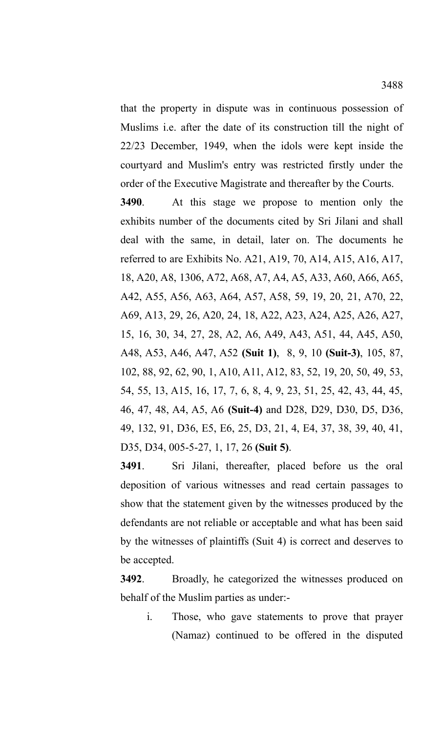that the property in dispute was in continuous possession of Muslims i.e. after the date of its construction till the night of 22/23 December, 1949, when the idols were kept inside the courtyard and Muslim's entry was restricted firstly under the order of the Executive Magistrate and thereafter by the Courts.

**3490**. At this stage we propose to mention only the exhibits number of the documents cited by Sri Jilani and shall deal with the same, in detail, later on. The documents he referred to are Exhibits No. A21, A19, 70, A14, A15, A16, A17, 18, A20, A8, 1306, A72, A68, A7, A4, A5, A33, A60, A66, A65, A42, A55, A56, A63, A64, A57, A58, 59, 19, 20, 21, A70, 22, A69, A13, 29, 26, A20, 24, 18, A22, A23, A24, A25, A26, A27, 15, 16, 30, 34, 27, 28, A2, A6, A49, A43, A51, 44, A45, A50, A48, A53, A46, A47, A52 **(Suit 1)**, 8, 9, 10 **(Suit-3)**, 105, 87, 102, 88, 92, 62, 90, 1, A10, A11, A12, 83, 52, 19, 20, 50, 49, 53, 54, 55, 13, A15, 16, 17, 7, 6, 8, 4, 9, 23, 51, 25, 42, 43, 44, 45, 46, 47, 48, A4, A5, A6 **(Suit-4)** and D28, D29, D30, D5, D36, 49, 132, 91, D36, E5, E6, 25, D3, 21, 4, E4, 37, 38, 39, 40, 41, D35, D34, 005-5-27, 1, 17, 26 **(Suit 5)**.

**3491**. Sri Jilani, thereafter, placed before us the oral deposition of various witnesses and read certain passages to show that the statement given by the witnesses produced by the defendants are not reliable or acceptable and what has been said by the witnesses of plaintiffs (Suit 4) is correct and deserves to be accepted.

**3492**. Broadly, he categorized the witnesses produced on behalf of the Muslim parties as under:-

i. Those, who gave statements to prove that prayer (Namaz) continued to be offered in the disputed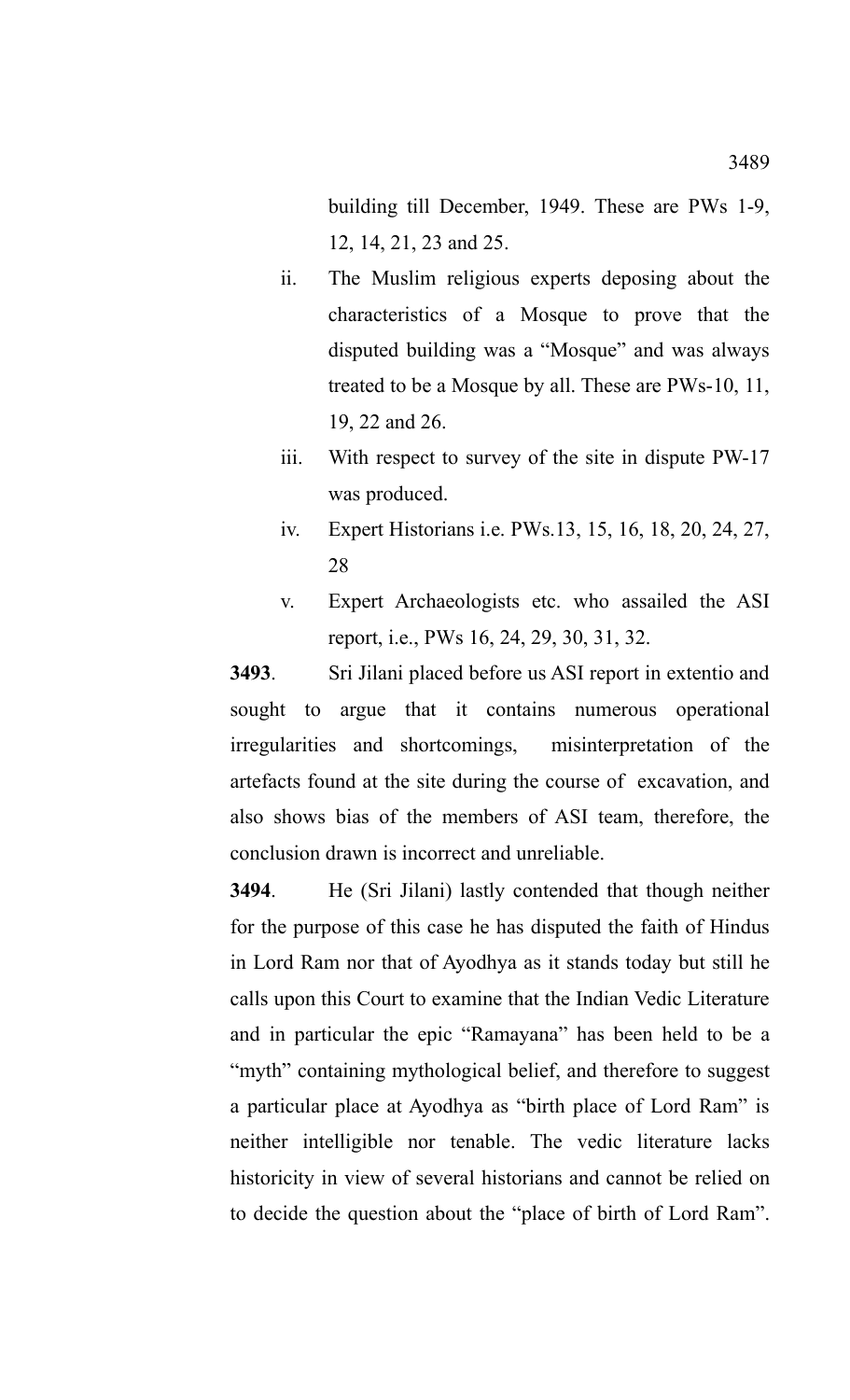building till December, 1949. These are PWs 1-9, 12, 14, 21, 23 and 25.

ii. The Muslim religious experts deposing about the characteristics of a Mosque to prove that the disputed building was a "Mosque" and was always treated to be a Mosque by all. These are PWs-10, 11, 19, 22 and 26.

iii. With respect to survey of the site in dispute PW-17 was produced.

iv. Expert Historians i.e. PWs.13, 15, 16, 18, 20, 24, 27, 28

v. Expert Archaeologists etc. who assailed the ASI report, i.e., PWs 16, 24, 29, 30, 31, 32.

**3493**. Sri Jilani placed before us ASI report in extentio and sought to argue that it contains numerous operational irregularities and shortcomings, misinterpretation of the artefacts found at the site during the course of excavation, and also shows bias of the members of ASI team, therefore, the conclusion drawn is incorrect and unreliable.

**3494**. He (Sri Jilani) lastly contended that though neither for the purpose of this case he has disputed the faith of Hindus in Lord Ram nor that of Ayodhya as it stands today but still he calls upon this Court to examine that the Indian Vedic Literature and in particular the epic "Ramayana" has been held to be a "myth" containing mythological belief, and therefore to suggest a particular place at Ayodhya as "birth place of Lord Ram" is neither intelligible nor tenable. The vedic literature lacks historicity in view of several historians and cannot be relied on to decide the question about the "place of birth of Lord Ram".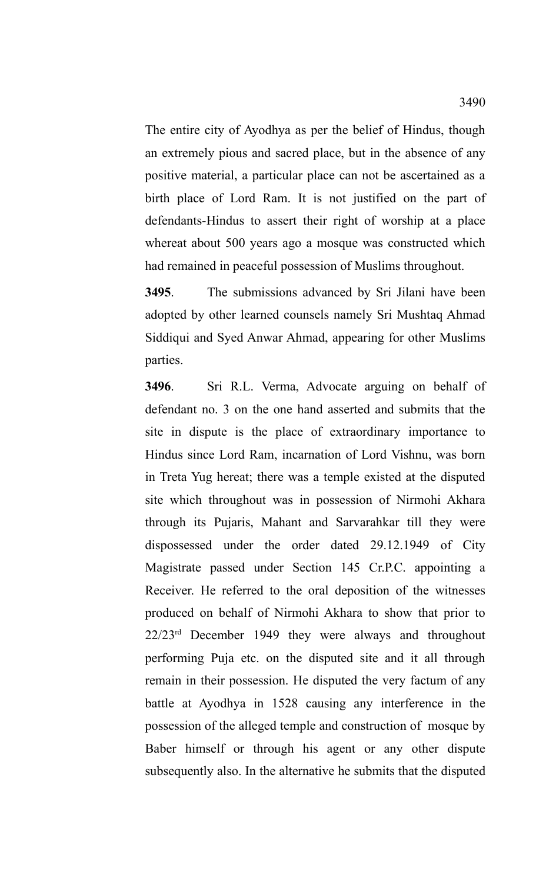The entire city of Ayodhya as per the belief of Hindus, though an extremely pious and sacred place, but in the absence of any positive material, a particular place can not be ascertained as a birth place of Lord Ram. It is not justified on the part of defendants-Hindus to assert their right of worship at a place whereat about 500 years ago a mosque was constructed which had remained in peaceful possession of Muslims throughout.

**3495**. The submissions advanced by Sri Jilani have been adopted by other learned counsels namely Sri Mushtaq Ahmad Siddiqui and Syed Anwar Ahmad, appearing for other Muslims parties.

**3496**. Sri R.L. Verma, Advocate arguing on behalf of defendant no. 3 on the one hand asserted and submits that the site in dispute is the place of extraordinary importance to Hindus since Lord Ram, incarnation of Lord Vishnu, was born in Treta Yug hereat; there was a temple existed at the disputed site which throughout was in possession of Nirmohi Akhara through its Pujaris, Mahant and Sarvarahkar till they were dispossessed under the order dated 29.12.1949 of City Magistrate passed under Section 145 Cr.P.C. appointing a Receiver. He referred to the oral deposition of the witnesses produced on behalf of Nirmohi Akhara to show that prior to 22/23rd December 1949 they were always and throughout performing Puja etc. on the disputed site and it all through remain in their possession. He disputed the very factum of any battle at Ayodhya in 1528 causing any interference in the possession of the alleged temple and construction of mosque by Baber himself or through his agent or any other dispute subsequently also. In the alternative he submits that the disputed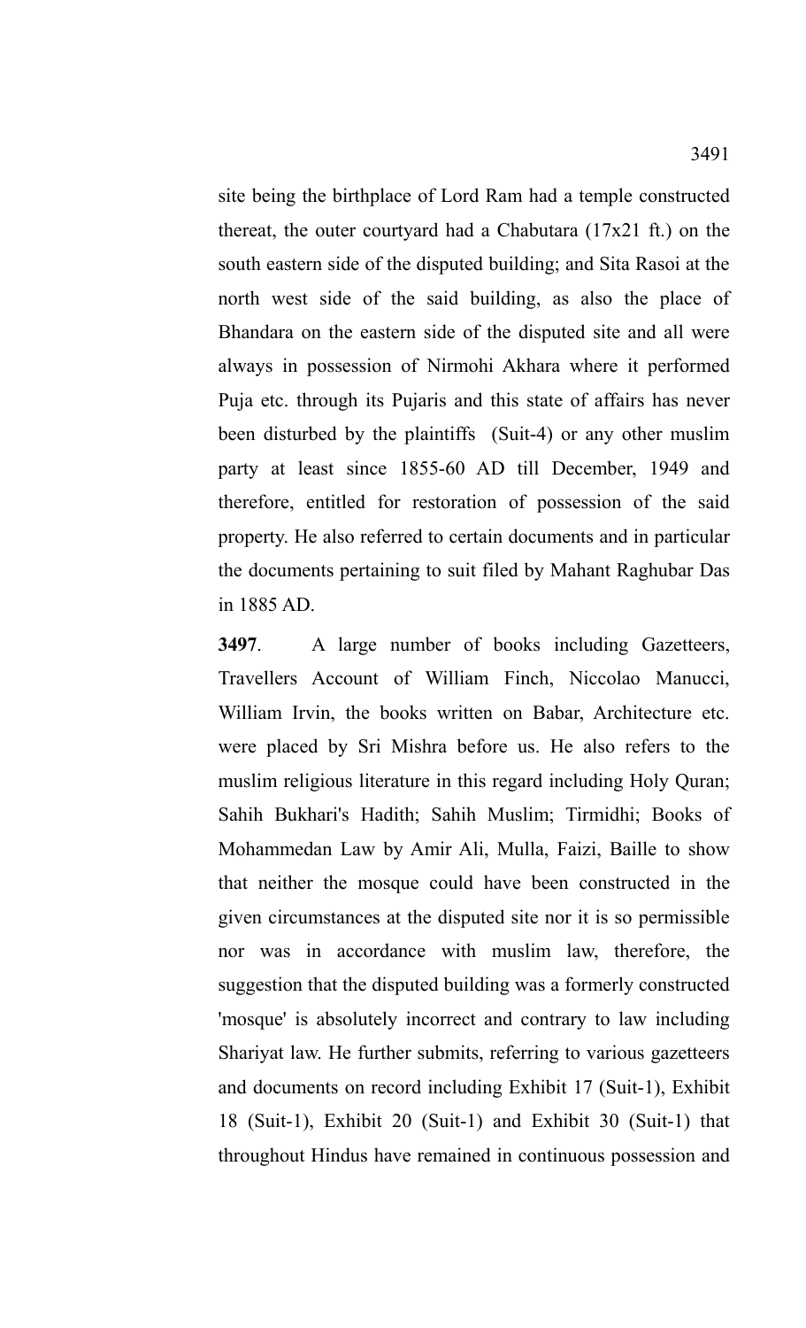site being the birthplace of Lord Ram had a temple constructed thereat, the outer courtyard had a Chabutara (17x21 ft.) on the south eastern side of the disputed building; and Sita Rasoi at the north west side of the said building, as also the place of Bhandara on the eastern side of the disputed site and all were always in possession of Nirmohi Akhara where it performed Puja etc. through its Pujaris and this state of affairs has never been disturbed by the plaintiffs (Suit-4) or any other muslim party at least since 1855-60 AD till December, 1949 and therefore, entitled for restoration of possession of the said property. He also referred to certain documents and in particular the documents pertaining to suit filed by Mahant Raghubar Das in 1885 AD.

**3497**. A large number of books including Gazetteers, Travellers Account of William Finch, Niccolao Manucci, William Irvin, the books written on Babar, Architecture etc. were placed by Sri Mishra before us. He also refers to the muslim religious literature in this regard including Holy Quran; Sahih Bukhari's Hadith; Sahih Muslim; Tirmidhi; Books of Mohammedan Law by Amir Ali, Mulla, Faizi, Baille to show that neither the mosque could have been constructed in the given circumstances at the disputed site nor it is so permissible nor was in accordance with muslim law, therefore, the suggestion that the disputed building was a formerly constructed 'mosque' is absolutely incorrect and contrary to law including Shariyat law. He further submits, referring to various gazetteers and documents on record including Exhibit 17 (Suit-1), Exhibit 18 (Suit-1), Exhibit 20 (Suit-1) and Exhibit 30 (Suit-1) that throughout Hindus have remained in continuous possession and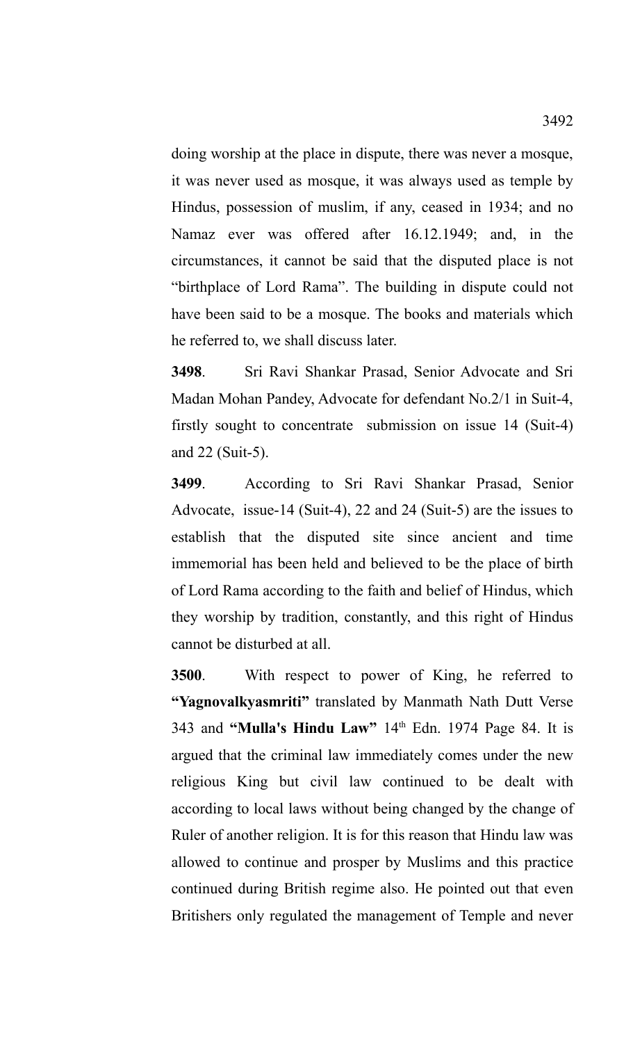doing worship at the place in dispute, there was never a mosque, it was never used as mosque, it was always used as temple by Hindus, possession of muslim, if any, ceased in 1934; and no Namaz ever was offered after 16.12.1949; and, in the circumstances, it cannot be said that the disputed place is not "birthplace of Lord Rama". The building in dispute could not have been said to be a mosque. The books and materials which he referred to, we shall discuss later.

**3498**. Sri Ravi Shankar Prasad, Senior Advocate and Sri Madan Mohan Pandey, Advocate for defendant No.2/1 in Suit-4, firstly sought to concentrate submission on issue 14 (Suit-4) and 22 (Suit-5).

**3499**. According to Sri Ravi Shankar Prasad, Senior Advocate, issue-14 (Suit-4), 22 and 24 (Suit-5) are the issues to establish that the disputed site since ancient and time immemorial has been held and believed to be the place of birth of Lord Rama according to the faith and belief of Hindus, which they worship by tradition, constantly, and this right of Hindus cannot be disturbed at all.

**3500**. With respect to power of King, he referred to **"Yagnovalkyasmriti"** translated by Manmath Nath Dutt Verse 343 and **"Mulla's Hindu Law"** 14th Edn. 1974 Page 84. It is argued that the criminal law immediately comes under the new religious King but civil law continued to be dealt with according to local laws without being changed by the change of Ruler of another religion. It is for this reason that Hindu law was allowed to continue and prosper by Muslims and this practice continued during British regime also. He pointed out that even Britishers only regulated the management of Temple and never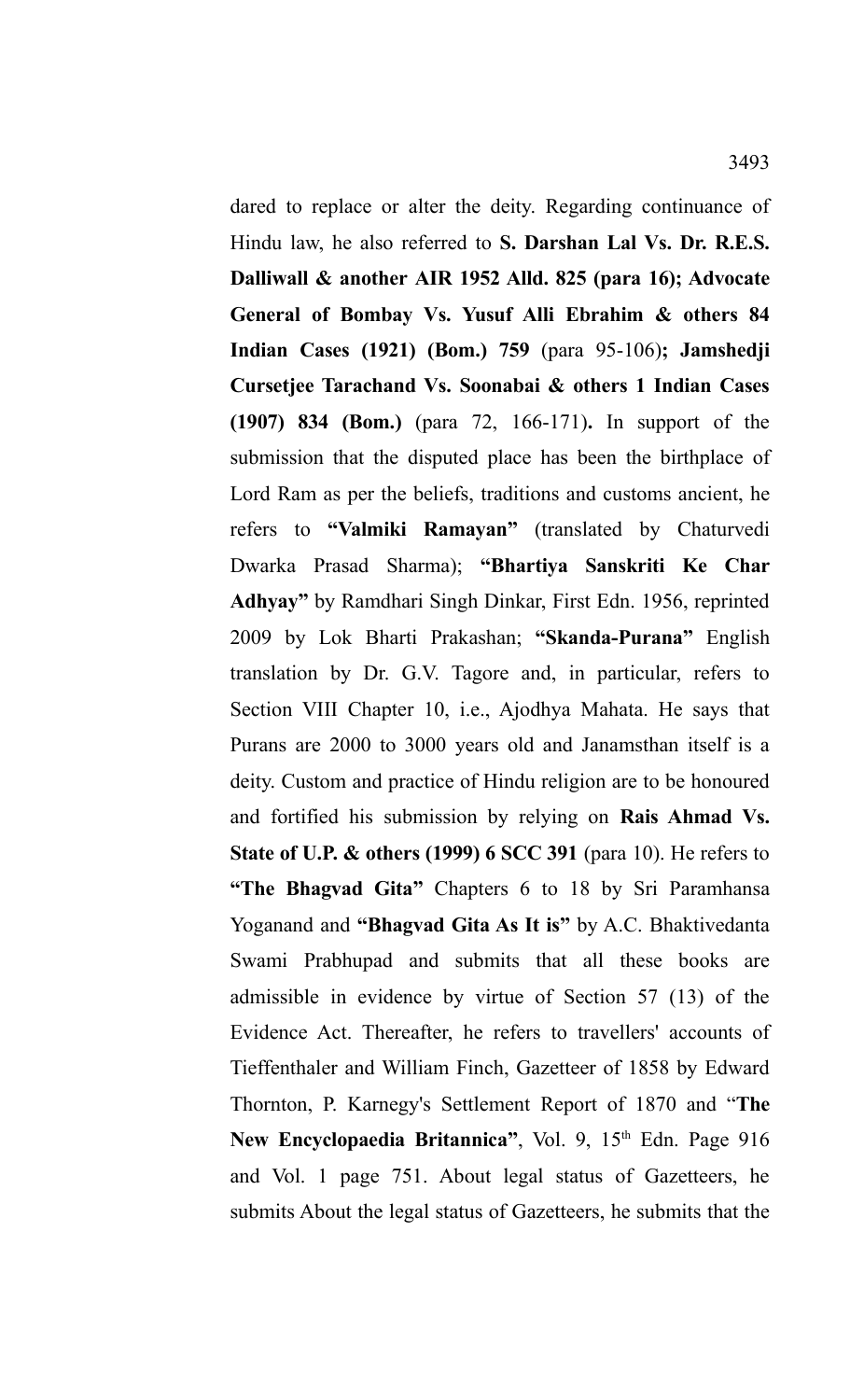dared to replace or alter the deity. Regarding continuance of Hindu law, he also referred to **S. Darshan Lal Vs. Dr. R.E.S. Dalliwall & another AIR 1952 Alld. 825 (para 16); Advocate General of Bombay Vs. Yusuf Alli Ebrahim & others 84 Indian Cases (1921) (Bom.) 759** (para 95-106)**; Jamshedji Cursetjee Tarachand Vs. Soonabai & others 1 Indian Cases (1907) 834 (Bom.)** (para 72, 166-171)**.** In support of the submission that the disputed place has been the birthplace of Lord Ram as per the beliefs, traditions and customs ancient, he refers to **"Valmiki Ramayan"** (translated by Chaturvedi Dwarka Prasad Sharma); **"Bhartiya Sanskriti Ke Char Adhyay"** by Ramdhari Singh Dinkar, First Edn. 1956, reprinted 2009 by Lok Bharti Prakashan; **"Skanda-Purana"** English translation by Dr. G.V. Tagore and, in particular, refers to Section VIII Chapter 10, i.e., Ajodhya Mahata. He says that Purans are 2000 to 3000 years old and Janamsthan itself is a deity. Custom and practice of Hindu religion are to be honoured and fortified his submission by relying on **Rais Ahmad Vs. State of U.P. & others (1999) 6 SCC 391** (para 10). He refers to **"The Bhagvad Gita"** Chapters 6 to 18 by Sri Paramhansa Yoganand and **"Bhagvad Gita As It is"** by A.C. Bhaktivedanta Swami Prabhupad and submits that all these books are admissible in evidence by virtue of Section 57 (13) of the Evidence Act. Thereafter, he refers to travellers' accounts of Tieffenthaler and William Finch, Gazetteer of 1858 by Edward Thornton, P. Karnegy's Settlement Report of 1870 and "**The New Encyclopaedia Britannica"**, Vol. 9, 15th Edn. Page 916 and Vol. 1 page 751. About legal status of Gazetteers, he submits About the legal status of Gazetteers, he submits that the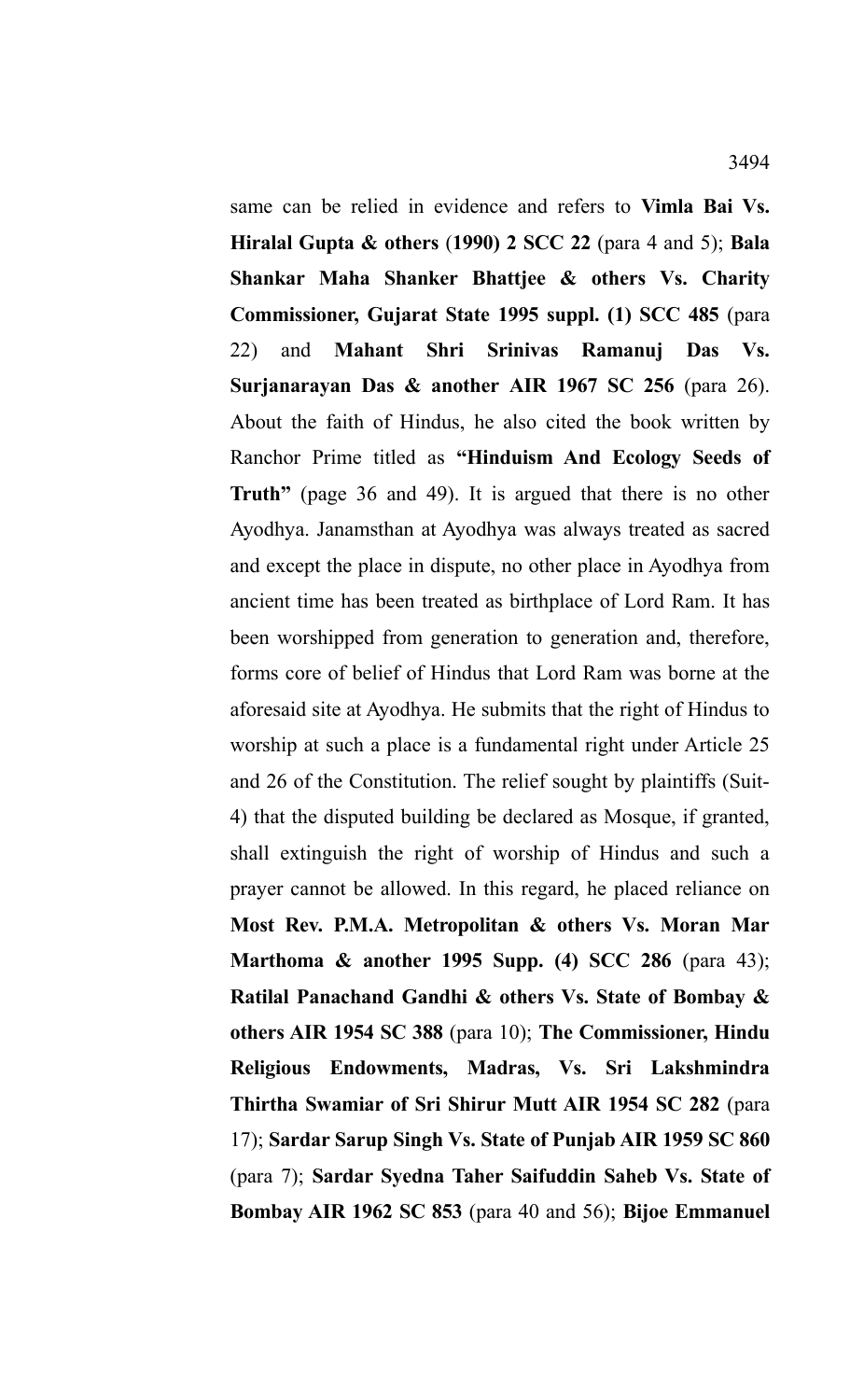same can be relied in evidence and refers to **Vimla Bai Vs. Hiralal Gupta & others (1990) 2 SCC 22** (para 4 and 5); **Bala Shankar Maha Shanker Bhattjee & others Vs. Charity Commissioner, Gujarat State 1995 suppl. (1) SCC 485** (para 22) and **Mahant Shri Srinivas Ramanuj Das Vs. Surjanarayan Das & another AIR 1967 SC 256** (para 26). About the faith of Hindus, he also cited the book written by Ranchor Prime titled as **"Hinduism And Ecology Seeds of Truth"** (page 36 and 49). It is argued that there is no other Ayodhya. Janamsthan at Ayodhya was always treated as sacred and except the place in dispute, no other place in Ayodhya from ancient time has been treated as birthplace of Lord Ram. It has been worshipped from generation to generation and, therefore, forms core of belief of Hindus that Lord Ram was borne at the aforesaid site at Ayodhya. He submits that the right of Hindus to worship at such a place is a fundamental right under Article 25 and 26 of the Constitution. The relief sought by plaintiffs (Suit-4) that the disputed building be declared as Mosque, if granted, shall extinguish the right of worship of Hindus and such a prayer cannot be allowed. In this regard, he placed reliance on **Most Rev. P.M.A. Metropolitan & others Vs. Moran Mar Marthoma & another 1995 Supp. (4) SCC 286** (para 43); **Ratilal Panachand Gandhi & others Vs. State of Bombay & others AIR 1954 SC 388** (para 10); **The Commissioner, Hindu Religious Endowments, Madras, Vs. Sri Lakshmindra Thirtha Swamiar of Sri Shirur Mutt AIR 1954 SC 282** (para 17); **Sardar Sarup Singh Vs. State of Punjab AIR 1959 SC 860** (para 7); **Sardar Syedna Taher Saifuddin Saheb Vs. State of Bombay AIR 1962 SC 853** (para 40 and 56); **Bijoe Emmanuel**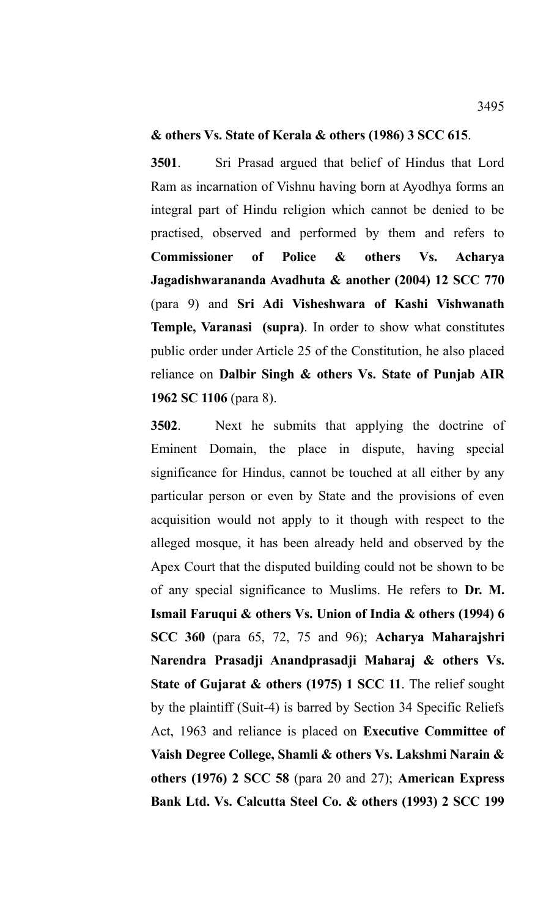**& others Vs. State of Kerala & others (1986) 3 SCC 615**.

**3501**. Sri Prasad argued that belief of Hindus that Lord Ram as incarnation of Vishnu having born at Ayodhya forms an integral part of Hindu religion which cannot be denied to be practised, observed and performed by them and refers to **Commissioner of Police & others Vs. Acharya Jagadishwarananda Avadhuta & another (2004) 12 SCC 770** (para 9) and **Sri Adi Visheshwara of Kashi Vishwanath Temple, Varanasi (supra)**. In order to show what constitutes public order under Article 25 of the Constitution, he also placed reliance on **Dalbir Singh & others Vs. State of Punjab AIR 1962 SC 1106** (para 8).

**3502**. Next he submits that applying the doctrine of Eminent Domain, the place in dispute, having special significance for Hindus, cannot be touched at all either by any particular person or even by State and the provisions of even acquisition would not apply to it though with respect to the alleged mosque, it has been already held and observed by the Apex Court that the disputed building could not be shown to be of any special significance to Muslims. He refers to **Dr. M. Ismail Faruqui & others Vs. Union of India & others (1994) 6 SCC 360** (para 65, 72, 75 and 96); **Acharya Maharajshri Narendra Prasadji Anandprasadji Maharaj & others Vs. State of Gujarat & others (1975) 1 SCC 11**. The relief sought by the plaintiff (Suit-4) is barred by Section 34 Specific Reliefs Act, 1963 and reliance is placed on **Executive Committee of Vaish Degree College, Shamli & others Vs. Lakshmi Narain & others (1976) 2 SCC 58** (para 20 and 27); **American Express Bank Ltd. Vs. Calcutta Steel Co. & others (1993) 2 SCC 199**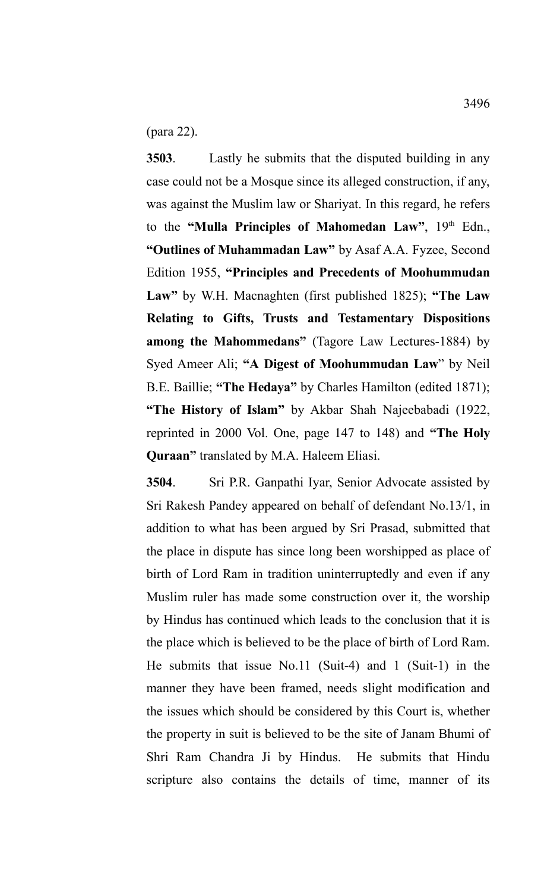(para 22).

**3503**. Lastly he submits that the disputed building in any case could not be a Mosque since its alleged construction, if any, was against the Muslim law or Shariyat. In this regard, he refers to the **"Mulla Principles of Mahomedan Law"**, 19th Edn., **"Outlines of Muhammadan Law"** by Asaf A.A. Fyzee, Second Edition 1955, **"Principles and Precedents of Moohummudan Law"** by W.H. Macnaghten (first published 1825); **"The Law Relating to Gifts, Trusts and Testamentary Dispositions among the Mahommedans"** (Tagore Law Lectures-1884) by Syed Ameer Ali; **"A Digest of Moohummudan Law"** by Neil B.E. Baillie; **"The Hedaya"** by Charles Hamilton (edited 1871); **"The History of Islam"** by Akbar Shah Najeebabadi (1922, reprinted in 2000 Vol. One, page 147 to 148) and **"The Holy Quraan"** translated by M.A. Haleem Eliasi.

**3504**. Sri P.R. Ganpathi Iyar, Senior Advocate assisted by Sri Rakesh Pandey appeared on behalf of defendant No.13/1, in addition to what has been argued by Sri Prasad, submitted that the place in dispute has since long been worshipped as place of birth of Lord Ram in tradition uninterruptedly and even if any Muslim ruler has made some construction over it, the worship by Hindus has continued which leads to the conclusion that it is the place which is believed to be the place of birth of Lord Ram. He submits that issue No.11 (Suit-4) and 1 (Suit-1) in the manner they have been framed, needs slight modification and the issues which should be considered by this Court is, whether the property in suit is believed to be the site of Janam Bhumi of Shri Ram Chandra Ji by Hindus. He submits that Hindu scripture also contains the details of time, manner of its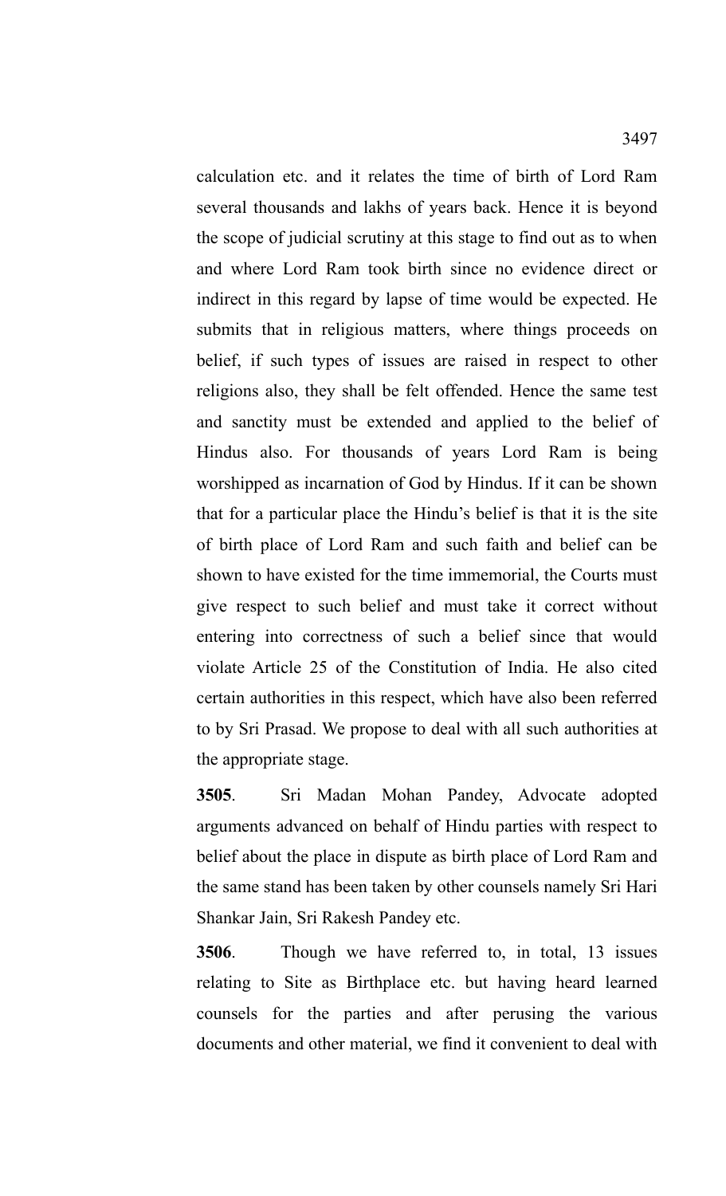calculation etc. and it relates the time of birth of Lord Ram several thousands and lakhs of years back. Hence it is beyond the scope of judicial scrutiny at this stage to find out as to when and where Lord Ram took birth since no evidence direct or indirect in this regard by lapse of time would be expected. He submits that in religious matters, where things proceeds on belief, if such types of issues are raised in respect to other religions also, they shall be felt offended. Hence the same test and sanctity must be extended and applied to the belief of Hindus also. For thousands of years Lord Ram is being worshipped as incarnation of God by Hindus. If it can be shown that for a particular place the Hindu's belief is that it is the site of birth place of Lord Ram and such faith and belief can be shown to have existed for the time immemorial, the Courts must give respect to such belief and must take it correct without entering into correctness of such a belief since that would violate Article 25 of the Constitution of India. He also cited certain authorities in this respect, which have also been referred to by Sri Prasad. We propose to deal with all such authorities at the appropriate stage.

**3505**. Sri Madan Mohan Pandey, Advocate adopted arguments advanced on behalf of Hindu parties with respect to belief about the place in dispute as birth place of Lord Ram and the same stand has been taken by other counsels namely Sri Hari Shankar Jain, Sri Rakesh Pandey etc.

**3506**. Though we have referred to, in total, 13 issues relating to Site as Birthplace etc. but having heard learned counsels for the parties and after perusing the various documents and other material, we find it convenient to deal with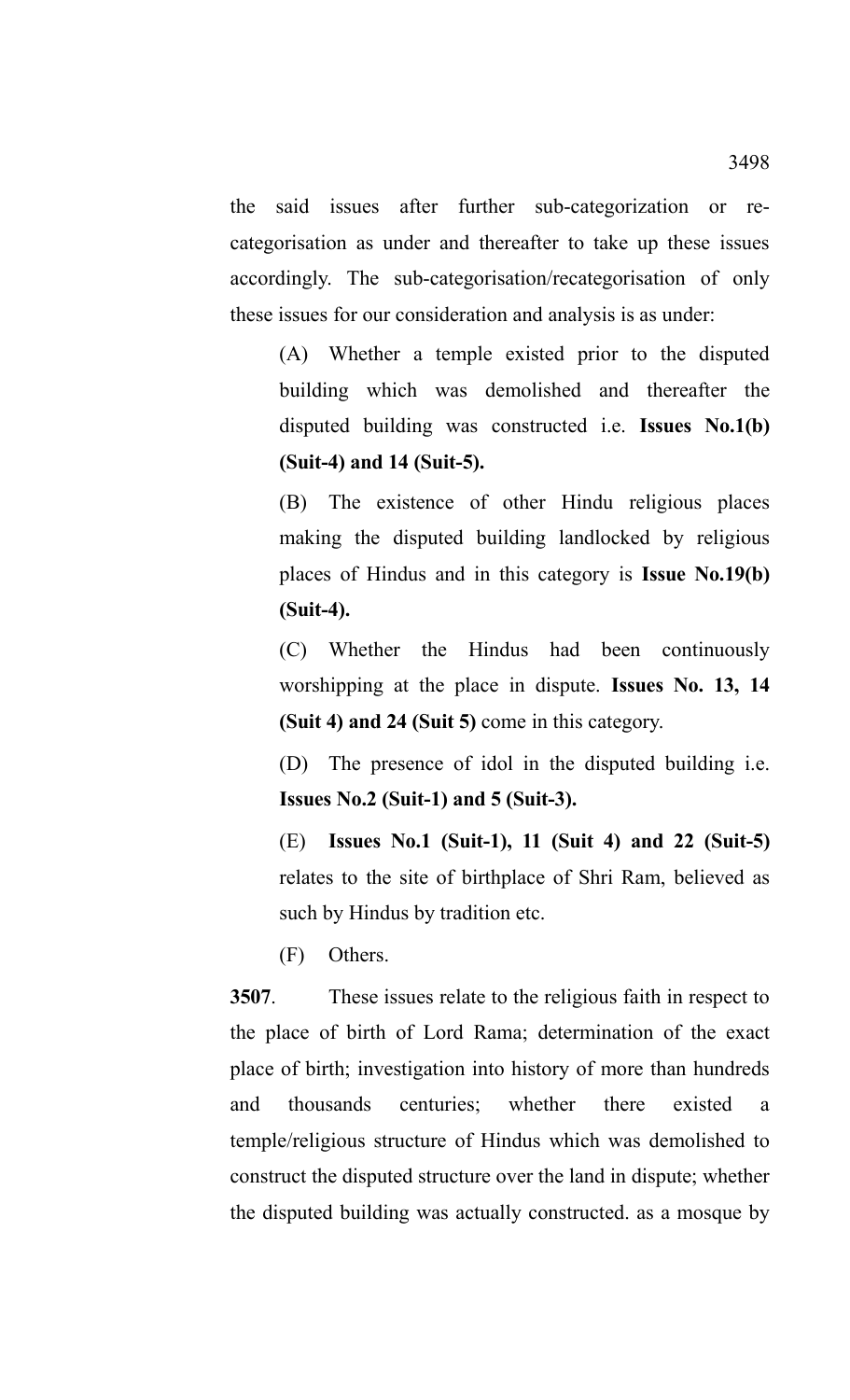the said issues after further sub-categorization or re-categorisation as under and thereafter to take up these issues accordingly. The sub-categorisation/recategorisation of only these issues for our consideration and analysis is as under:

(A) Whether a temple existed prior to the disputed building which was demolished and thereafter the disputed building was constructed i.e. **Issues No.1(b) (Suit-4) and 14 (Suit-5).**

(B) The existence of other Hindu religious places making the disputed building landlocked by religious places of Hindus and in this category is **Issue No.19(b) (Suit-4).**

(C) Whether the Hindus had been continuously worshipping at the place in dispute. **Issues No. 13, 14 (Suit 4) and 24 (Suit 5)** come in this category.

(D) The presence of idol in the disputed building i.e. **Issues No.2 (Suit-1) and 5 (Suit-3).**

(E) **Issues No.1 (Suit-1), 11 (Suit 4) and 22 (Suit-5)** relates to the site of birthplace of Shri Ram, believed as such by Hindus by tradition etc.

(F) Others.

**3507**. These issues relate to the religious faith in respect to the place of birth of Lord Rama; determination of the exact place of birth; investigation into history of more than hundreds and thousands centuries; whether there existed a temple/religious structure of Hindus which was demolished to construct the disputed structure over the land in dispute; whether the disputed building was actually constructed. as a mosque by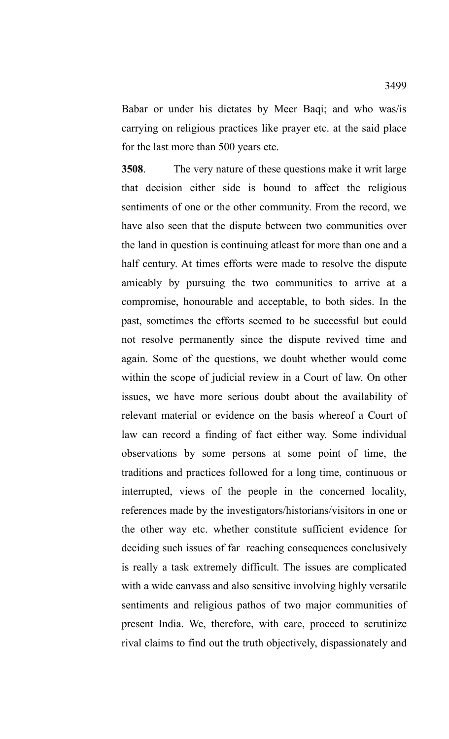Babar or under his dictates by Meer Baqi; and who was/is carrying on religious practices like prayer etc. at the said place for the last more than 500 years etc.

**3508**. The very nature of these questions make it writ large that decision either side is bound to affect the religious sentiments of one or the other community. From the record, we have also seen that the dispute between two communities over the land in question is continuing atleast for more than one and a half century. At times efforts were made to resolve the dispute amicably by pursuing the two communities to arrive at a compromise, honourable and acceptable, to both sides. In the past, sometimes the efforts seemed to be successful but could not resolve permanently since the dispute revived time and again. Some of the questions, we doubt whether would come within the scope of judicial review in a Court of law. On other issues, we have more serious doubt about the availability of relevant material or evidence on the basis whereof a Court of law can record a finding of fact either way. Some individual observations by some persons at some point of time, the traditions and practices followed for a long time, continuous or interrupted, views of the people in the concerned locality, references made by the investigators/historians/visitors in one or the other way etc. whether constitute sufficient evidence for deciding such issues of far reaching consequences conclusively is really a task extremely difficult. The issues are complicated with a wide canvass and also sensitive involving highly versatile sentiments and religious pathos of two major communities of present India. We, therefore, with care, proceed to scrutinize rival claims to find out the truth objectively, dispassionately and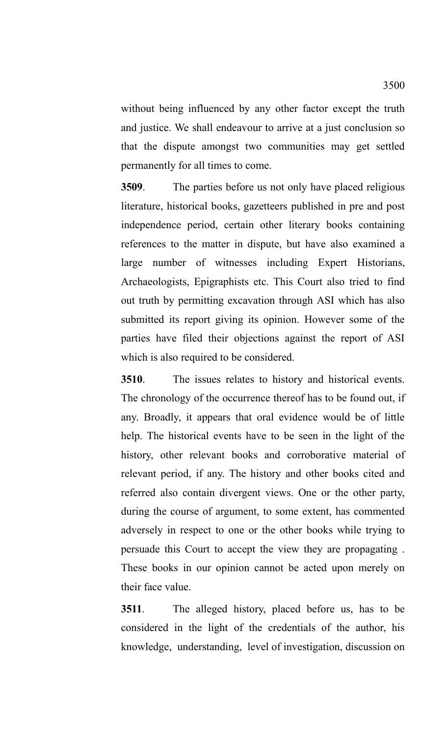without being influenced by any other factor except the truth and justice. We shall endeavour to arrive at a just conclusion so that the dispute amongst two communities may get settled permanently for all times to come.

**3509**. The parties before us not only have placed religious literature, historical books, gazetteers published in pre and post independence period, certain other literary books containing references to the matter in dispute, but have also examined a large number of witnesses including Expert Historians, Archaeologists, Epigraphists etc. This Court also tried to find out truth by permitting excavation through ASI which has also submitted its report giving its opinion. However some of the parties have filed their objections against the report of ASI which is also required to be considered.

**3510**. The issues relates to history and historical events. The chronology of the occurrence thereof has to be found out, if any. Broadly, it appears that oral evidence would be of little help. The historical events have to be seen in the light of the history, other relevant books and corroborative material of relevant period, if any. The history and other books cited and referred also contain divergent views. One or the other party, during the course of argument, to some extent, has commented adversely in respect to one or the other books while trying to persuade this Court to accept the view they are propagating . These books in our opinion cannot be acted upon merely on their face value.

**3511**. The alleged history, placed before us, has to be considered in the light of the credentials of the author, his knowledge, understanding, level of investigation, discussion on